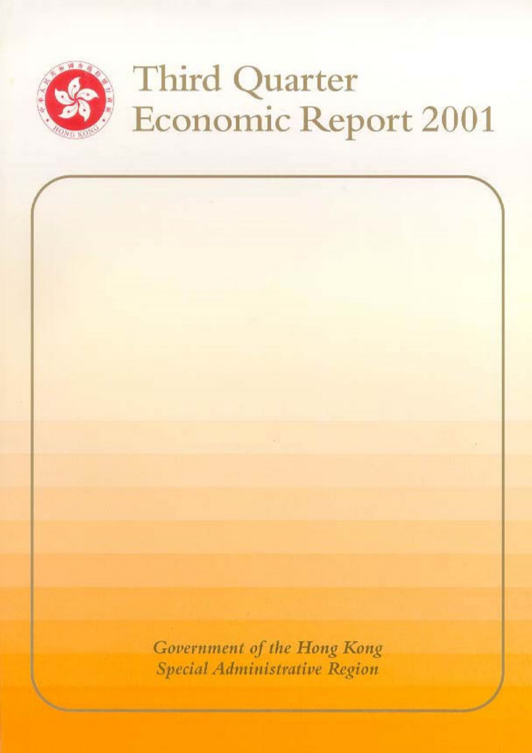# Third Quarter Economic Report 2001

*Government of the Hong Kong Special Administrative Region*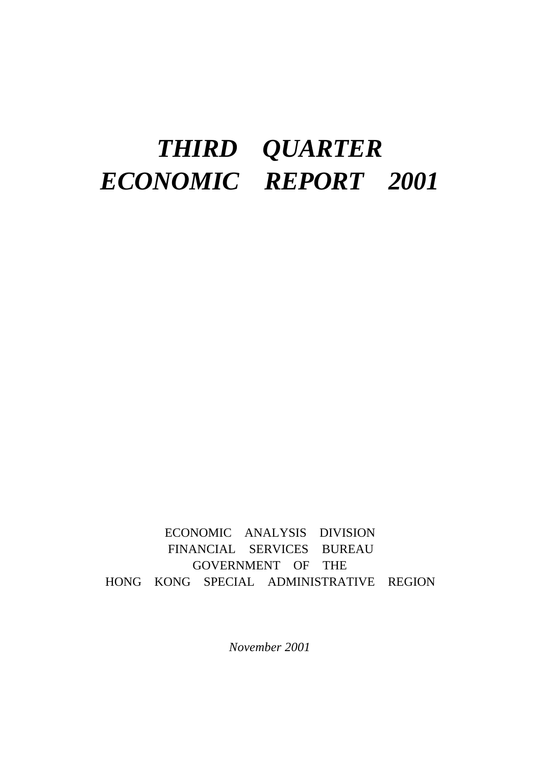# *THIRD QUARTER ECONOMIC REPORT 2001*

ECONOMIC ANALYSIS DIVISION
FINANCIAL SERVICES BUREAU
GOVERNMENT OF THE
HONG KONG SPECIAL ADMINISTRATIVE REGION

*November 2001*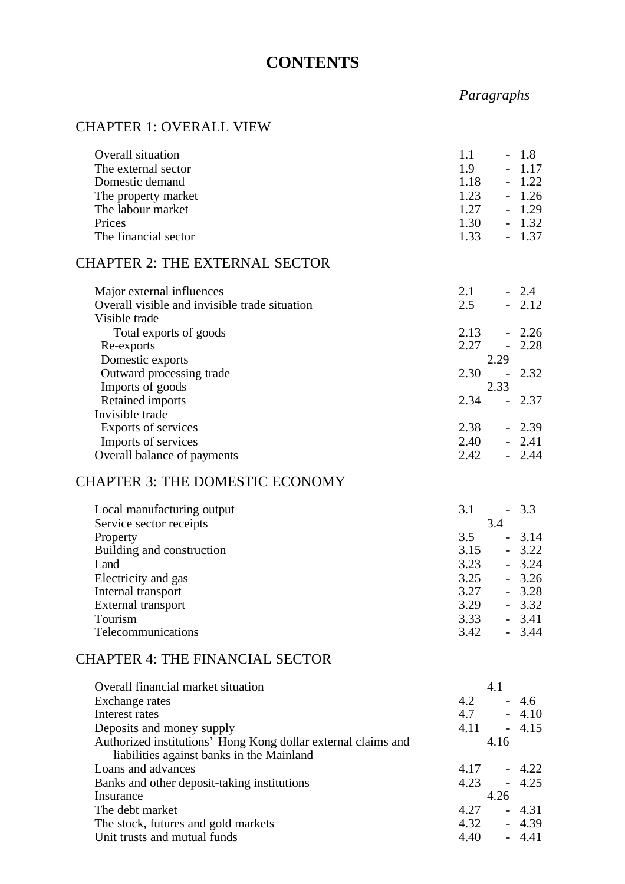# CONTENTS

| | *Paragraphs* |
|---|---|
| **CHAPTER 1: OVERALL VIEW** | |
| Overall situation | 1.1 - 1.8 |
| The external sector | 1.9 - 1.17 |
| Domestic demand | 1.18 - 1.22 |
| The property market | 1.23 - 1.26 |
| The labour market | 1.27 - 1.29 |
| Prices | 1.30 - 1.32 |
| The financial sector | 1.33 - 1.37 |
| **CHAPTER 2: THE EXTERNAL SECTOR** | |
| Major external influences | 2.1 - 2.4 |
| Overall visible and invisible trade situation | 2.5 - 2.12 |
| Visible trade | |
| Total exports of goods | 2.13 - 2.26 |
| Re-exports | 2.27 - 2.28 |
| Domestic exports | 2.29 |
| Outward processing trade | 2.30 - 2.32 |
| Imports of goods | 2.33 |
| Retained imports | 2.34 - 2.37 |
| Invisible trade | |
| Exports of services | 2.38 - 2.39 |
| Imports of services | 2.40 - 2.41 |
| Overall balance of payments | 2.42 - 2.44 |
| **CHAPTER 3: THE DOMESTIC ECONOMY** | |
| Local manufacturing output | 3.1 - 3.3 |
| Service sector receipts | 3.4 |
| Property | 3.5 - 3.14 |
| Building and construction | 3.15 - 3.22 |
| Land | 3.23 - 3.24 |
| Electricity and gas | 3.25 - 3.26 |
| Internal transport | 3.27 - 3.28 |
| External transport | 3.29 - 3.32 |
| Tourism | 3.33 - 3.41 |
| Telecommunications | 3.42 - 3.44 |
| **CHAPTER 4: THE FINANCIAL SECTOR** | |
| Overall financial market situation | 4.1 |
| Exchange rates | 4.2 - 4.6 |
| Interest rates | 4.7 - 4.10 |
| Deposits and money supply | 4.11 - 4.15 |
| Authorized institutions' Hong Kong dollar external claims and liabilities against banks in the Mainland | 4.16 |
| Loans and advances | 4.17 - 4.22 |
| Banks and other deposit-taking institutions | 4.23 - 4.25 |
| Insurance | 4.26 |
| The debt market | 4.27 - 4.31 |
| The stock, futures and gold markets | 4.32 - 4.39 |
| Unit trusts and mutual funds | 4.40 - 4.41 |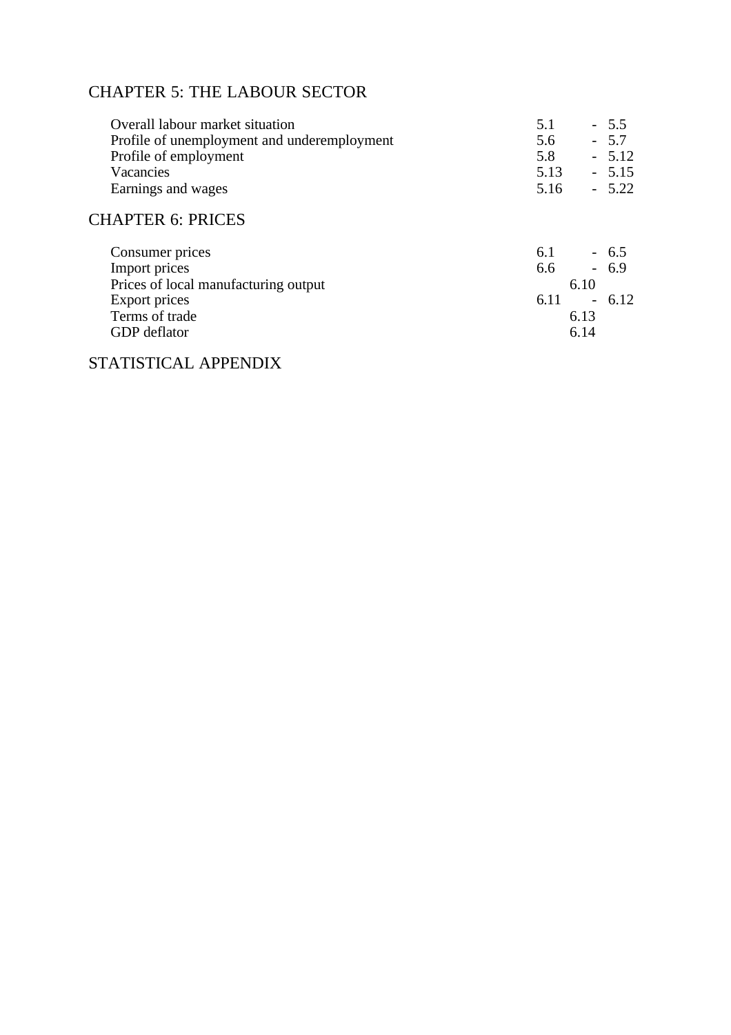## CHAPTER 5: THE LABOUR SECTOR

| | |
|---|---|
| Overall labour market situation | 5.1 - 5.5 |
| Profile of unemployment and underemployment | 5.6 - 5.7 |
| Profile of employment | 5.8 - 5.12 |
| Vacancies | 5.13 - 5.15 |
| Earnings and wages | 5.16 - 5.22 |

## CHAPTER 6: PRICES

| | |
|---|---|
| Consumer prices | 6.1 - 6.5 |
| Import prices | 6.6 - 6.9 |
| Prices of local manufacturing output | 6.10 |
| Export prices | 6.11 - 6.12 |
| Terms of trade | 6.13 |
| GDP deflator | 6.14 |

## STATISTICAL APPENDIX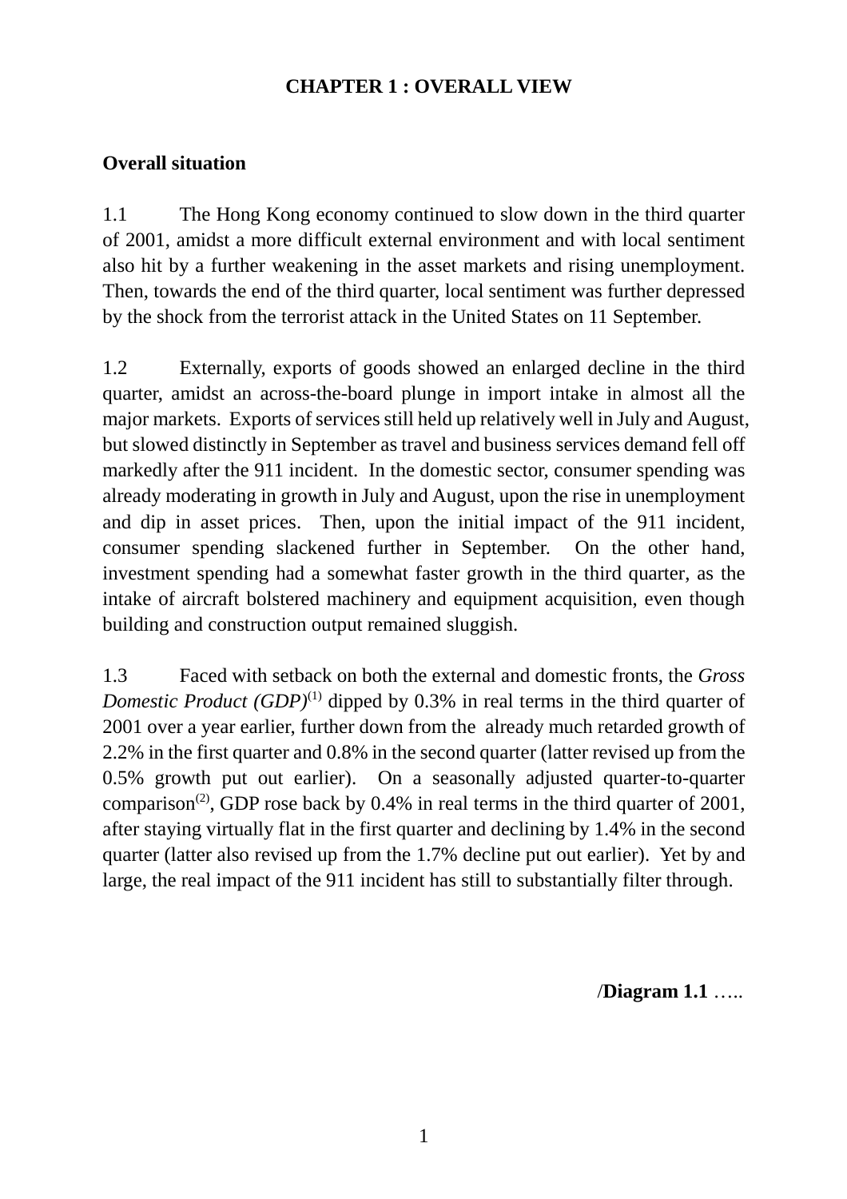# CHAPTER 1 : OVERALL VIEW

## Overall situation

1.1 The Hong Kong economy continued to slow down in the third quarter of 2001, amidst a more difficult external environment and with local sentiment also hit by a further weakening in the asset markets and rising unemployment. Then, towards the end of the third quarter, local sentiment was further depressed by the shock from the terrorist attack in the United States on 11 September.

1.2 Externally, exports of goods showed an enlarged decline in the third quarter, amidst an across-the-board plunge in import intake in almost all the major markets. Exports of services still held up relatively well in July and August, but slowed distinctly in September as travel and business services demand fell off markedly after the 911 incident. In the domestic sector, consumer spending was already moderating in growth in July and August, upon the rise in unemployment and dip in asset prices. Then, upon the initial impact of the 911 incident, consumer spending slackened further in September. On the other hand, investment spending had a somewhat faster growth in the third quarter, as the intake of aircraft bolstered machinery and equipment acquisition, even though building and construction output remained sluggish.

1.3 Faced with setback on both the external and domestic fronts, the *Gross Domestic Product (GDP)*(1) dipped by 0.3% in real terms in the third quarter of 2001 over a year earlier, further down from the already much retarded growth of 2.2% in the first quarter and 0.8% in the second quarter (latter revised up from the 0.5% growth put out earlier). On a seasonally adjusted quarter-to-quarter comparison(2), GDP rose back by 0.4% in real terms in the third quarter of 2001, after staying virtually flat in the first quarter and declining by 1.4% in the second quarter (latter also revised up from the 1.7% decline put out earlier). Yet by and large, the real impact of the 911 incident has still to substantially filter through.

/**Diagram 1.1** …..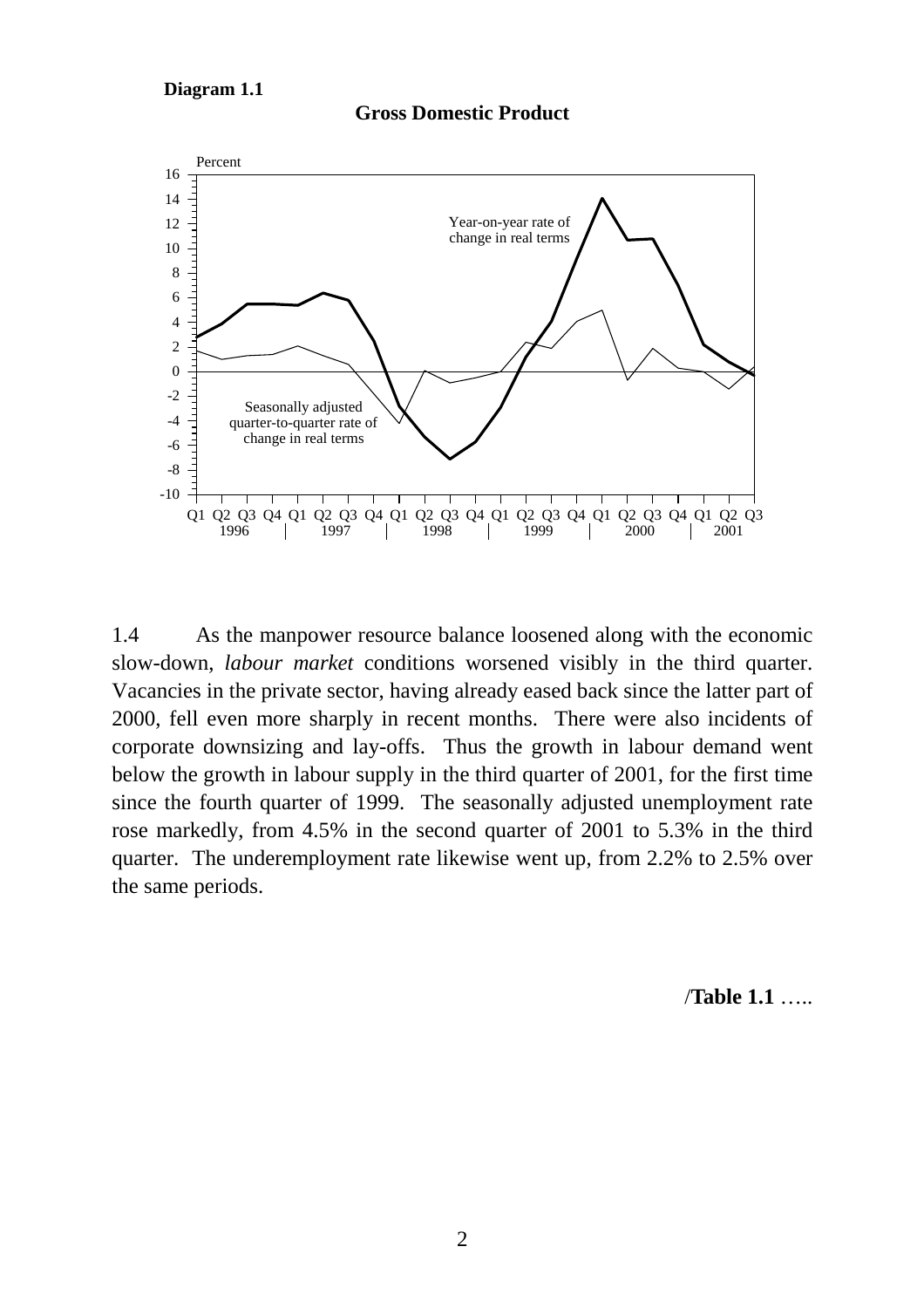**Diagram 1.1**

**Gross Domestic Product**

1.4 As the manpower resource balance loosened along with the economic slow-down, *labour market* conditions worsened visibly in the third quarter. Vacancies in the private sector, having already eased back since the latter part of 2000, fell even more sharply in recent months. There were also incidents of corporate downsizing and lay-offs. Thus the growth in labour demand went below the growth in labour supply in the third quarter of 2001, for the first time since the fourth quarter of 1999. The seasonally adjusted unemployment rate rose markedly, from 4.5% in the second quarter of 2001 to 5.3% in the third quarter. The underemployment rate likewise went up, from 2.2% to 2.5% over the same periods.

/**Table 1.1** …..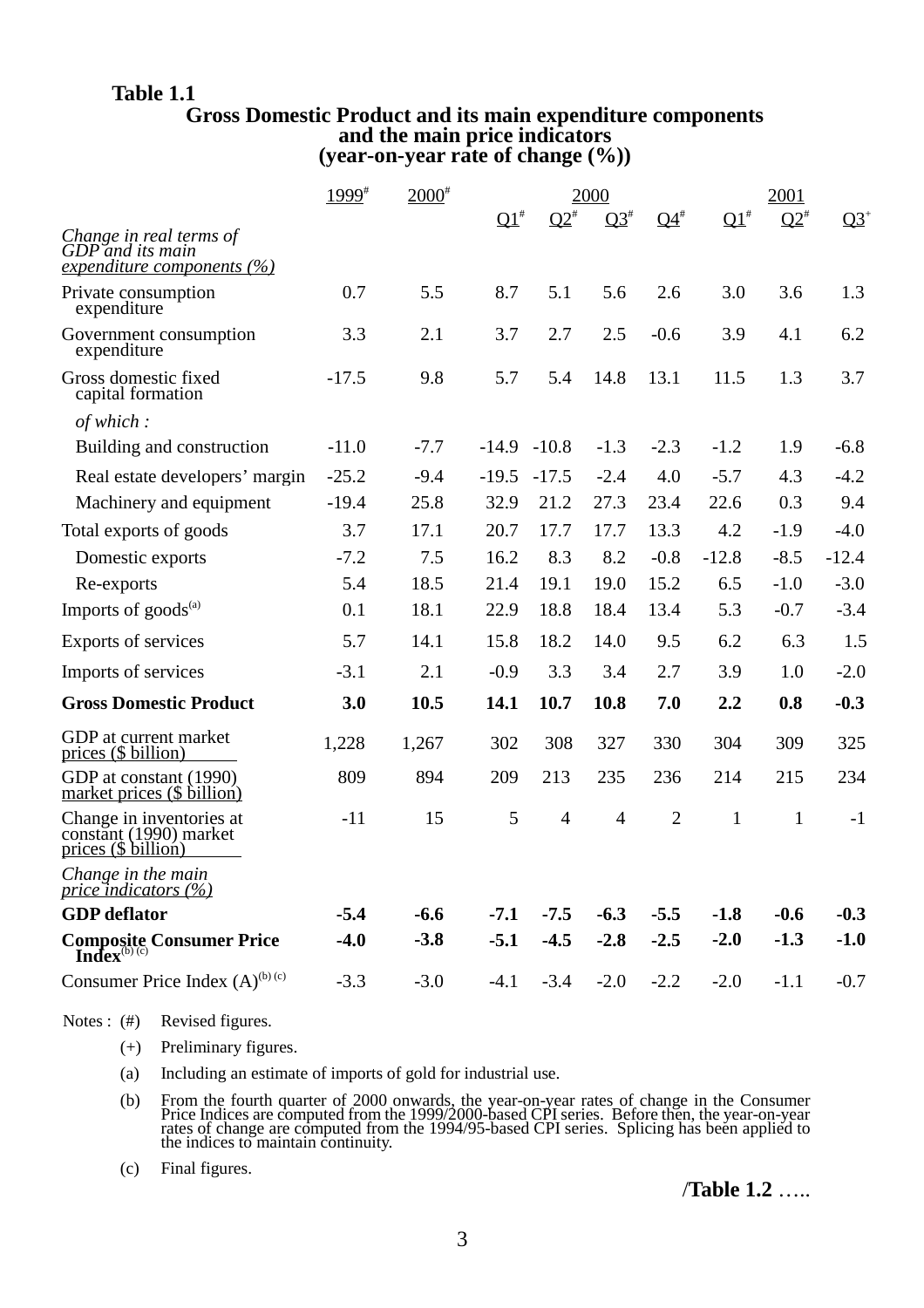**Table 1.1**

**Gross Domestic Product and its main expenditure components and the main price indicators (year-on-year rate of change (%))**

| | 1999# | 2000# | 2000 | | | | 2001 | | |
|---|---|---|---|---|---|---|---|---|---|
| | | | Q1# | Q2# | Q3# | Q4# | Q1# | Q2# | Q3+ |
| *Change in real terms of GDP and its main expenditure components (%)* | | | | | | | | | |
| Private consumption expenditure | 0.7 | 5.5 | 8.7 | 5.1 | 5.6 | 2.6 | 3.0 | 3.6 | 1.3 |
| Government consumption expenditure | 3.3 | 2.1 | 3.7 | 2.7 | 2.5 | -0.6 | 3.9 | 4.1 | 6.2 |
| Gross domestic fixed capital formation | -17.5 | 9.8 | 5.7 | 5.4 | 14.8 | 13.1 | 11.5 | 1.3 | 3.7 |
| *of which :* | | | | | | | | | |
| Building and construction | -11.0 | -7.7 | -14.9 | -10.8 | -1.3 | -2.3 | -1.2 | 1.9 | -6.8 |
| Real estate developers' margin | -25.2 | -9.4 | -19.5 | -17.5 | -2.4 | 4.0 | -5.7 | 4.3 | -4.2 |
| Machinery and equipment | -19.4 | 25.8 | 32.9 | 21.2 | 27.3 | 23.4 | 22.6 | 0.3 | 9.4 |
| Total exports of goods | 3.7 | 17.1 | 20.7 | 17.7 | 17.7 | 13.3 | 4.2 | -1.9 | -4.0 |
| Domestic exports | -7.2 | 7.5 | 16.2 | 8.3 | 8.2 | -0.8 | -12.8 | -8.5 | -12.4 |
| Re-exports | 5.4 | 18.5 | 21.4 | 19.1 | 19.0 | 15.2 | 6.5 | -1.0 | -3.0 |
| Imports of goods(a) | 0.1 | 18.1 | 22.9 | 18.8 | 18.4 | 13.4 | 5.3 | -0.7 | -3.4 |
| Exports of services | 5.7 | 14.1 | 15.8 | 18.2 | 14.0 | 9.5 | 6.2 | 6.3 | 1.5 |
| Imports of services | -3.1 | 2.1 | -0.9 | 3.3 | 3.4 | 2.7 | 3.9 | 1.0 | -2.0 |
| **Gross Domestic Product** | **3.0** | **10.5** | **14.1** | **10.7** | **10.8** | **7.0** | **2.2** | **0.8** | **-0.3** |
| GDP at current market prices ($ billion) | 1,228 | 1,267 | 302 | 308 | 327 | 330 | 304 | 309 | 325 |
| GDP at constant (1990) market prices ($ billion) | 809 | 894 | 209 | 213 | 235 | 236 | 214 | 215 | 234 |
| Change in inventories at constant (1990) market prices ($ billion) | -11 | 15 | 5 | 4 | 4 | 2 | 1 | 1 | -1 |
| *Change in the main price indicators (%)* | | | | | | | | | |
| **GDP deflator** | **-5.4** | **-6.6** | **-7.1** | **-7.5** | **-6.3** | **-5.5** | **-1.8** | **-0.6** | **-0.3** |
| **Composite Consumer Price Index**(b) (c) | **-4.0** | **-3.8** | **-5.1** | **-4.5** | **-2.8** | **-2.5** | **-2.0** | **-1.3** | **-1.0** |
| Consumer Price Index (A)(b) (c) | -3.3 | -3.0 | -4.1 | -3.4 | -2.0 | -2.2 | -2.0 | -1.1 | -0.7 |

Notes :
- (#) Revised figures.
- (+) Preliminary figures.
- (a) Including an estimate of imports of gold for industrial use.
- (b) From the fourth quarter of 2000 onwards, the year-on-year rates of change in the Consumer Price Indices are computed from the 1999/2000-based CPI series. Before then, the year-on-year rates of change are computed from the 1994/95-based CPI series. Splicing has been applied to the indices to maintain continuity.
- (c) Final figures.

/**Table 1.2** …..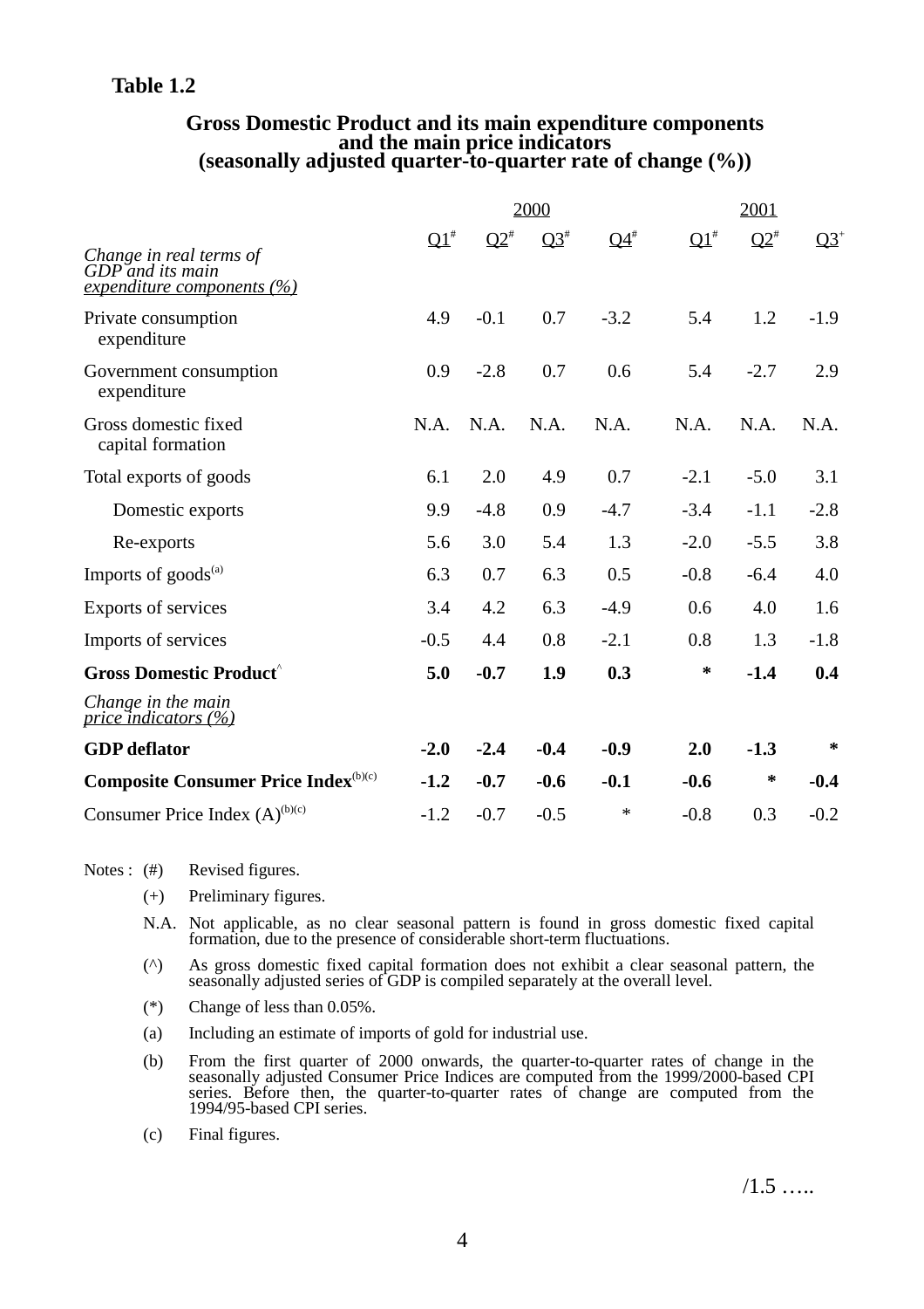**Table 1.2**

## Gross Domestic Product and its main expenditure components and the main price indicators (seasonally adjusted quarter-to-quarter rate of change (%))

| | 2000 | | | | 2001 | | |
|---|---|---|---|---|---|---|---|
| | Q1# | Q2# | Q3# | Q4# | Q1# | Q2# | Q3+ |
| *Change in real terms of GDP and its main expenditure components (%)* | | | | | | | |
| Private consumption expenditure | 4.9 | -0.1 | 0.7 | -3.2 | 5.4 | 1.2 | -1.9 |
| Government consumption expenditure | 0.9 | -2.8 | 0.7 | 0.6 | 5.4 | -2.7 | 2.9 |
| Gross domestic fixed capital formation | N.A. | N.A. | N.A. | N.A. | N.A. | N.A. | N.A. |
| Total exports of goods | 6.1 | 2.0 | 4.9 | 0.7 | -2.1 | -5.0 | 3.1 |
| Domestic exports | 9.9 | -4.8 | 0.9 | -4.7 | -3.4 | -1.1 | -2.8 |
| Re-exports | 5.6 | 3.0 | 5.4 | 1.3 | -2.0 | -5.5 | 3.8 |
| Imports of goods(a) | 6.3 | 0.7 | 6.3 | 0.5 | -0.8 | -6.4 | 4.0 |
| Exports of services | 3.4 | 4.2 | 6.3 | -4.9 | 0.6 | 4.0 | 1.6 |
| Imports of services | -0.5 | 4.4 | 0.8 | -2.1 | 0.8 | 1.3 | -1.8 |
| **Gross Domestic Product^** | **5.0** | **-0.7** | **1.9** | **0.3** | **\*** | **-1.4** | **0.4** |
| *Change in the main price indicators (%)* | | | | | | | |
| **GDP deflator** | **-2.0** | **-2.4** | **-0.4** | **-0.9** | **2.0** | **-1.3** | **\*** |
| **Composite Consumer Price Index(b)(c)** | **-1.2** | **-0.7** | **-0.6** | **-0.1** | **-0.6** | **\*** | **-0.4** |
| Consumer Price Index (A)(b)(c) | -1.2 | -0.7 | -0.5 | * | -0.8 | 0.3 | -0.2 |

Notes :
- (#) Revised figures.
- (+) Preliminary figures.
- N.A. Not applicable, as no clear seasonal pattern is found in gross domestic fixed capital formation, due to the presence of considerable short-term fluctuations.
- (^) As gross domestic fixed capital formation does not exhibit a clear seasonal pattern, the seasonally adjusted series of GDP is compiled separately at the overall level.
- (*) Change of less than 0.05%.
- (a) Including an estimate of imports of gold for industrial use.
- (b) From the first quarter of 2000 onwards, the quarter-to-quarter rates of change in the seasonally adjusted Consumer Price Indices are computed from the 1999/2000-based CPI series. Before then, the quarter-to-quarter rates of change are computed from the 1994/95-based CPI series.
- (c) Final figures.

/1.5 …..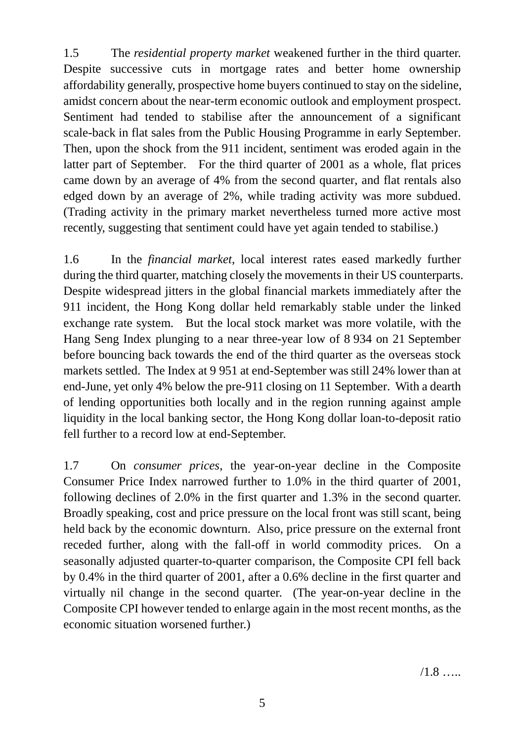1.5 The *residential property market* weakened further in the third quarter. Despite successive cuts in mortgage rates and better home ownership affordability generally, prospective home buyers continued to stay on the sideline, amidst concern about the near-term economic outlook and employment prospect. Sentiment had tended to stabilise after the announcement of a significant scale-back in flat sales from the Public Housing Programme in early September. Then, upon the shock from the 911 incident, sentiment was eroded again in the latter part of September. For the third quarter of 2001 as a whole, flat prices came down by an average of 4% from the second quarter, and flat rentals also edged down by an average of 2%, while trading activity was more subdued. (Trading activity in the primary market nevertheless turned more active most recently, suggesting that sentiment could have yet again tended to stabilise.)

1.6 In the *financial market*, local interest rates eased markedly further during the third quarter, matching closely the movements in their US counterparts. Despite widespread jitters in the global financial markets immediately after the 911 incident, the Hong Kong dollar held remarkably stable under the linked exchange rate system. But the local stock market was more volatile, with the Hang Seng Index plunging to a near three-year low of 8 934 on 21 September before bouncing back towards the end of the third quarter as the overseas stock markets settled. The Index at 9 951 at end-September was still 24% lower than at end-June, yet only 4% below the pre-911 closing on 11 September. With a dearth of lending opportunities both locally and in the region running against ample liquidity in the local banking sector, the Hong Kong dollar loan-to-deposit ratio fell further to a record low at end-September.

1.7 On *consumer prices*, the year-on-year decline in the Composite Consumer Price Index narrowed further to 1.0% in the third quarter of 2001, following declines of 2.0% in the first quarter and 1.3% in the second quarter. Broadly speaking, cost and price pressure on the local front was still scant, being held back by the economic downturn. Also, price pressure on the external front receded further, along with the fall-off in world commodity prices. On a seasonally adjusted quarter-to-quarter comparison, the Composite CPI fell back by 0.4% in the third quarter of 2001, after a 0.6% decline in the first quarter and virtually nil change in the second quarter. (The year-on-year decline in the Composite CPI however tended to enlarge again in the most recent months, as the economic situation worsened further.)

/1.8 …..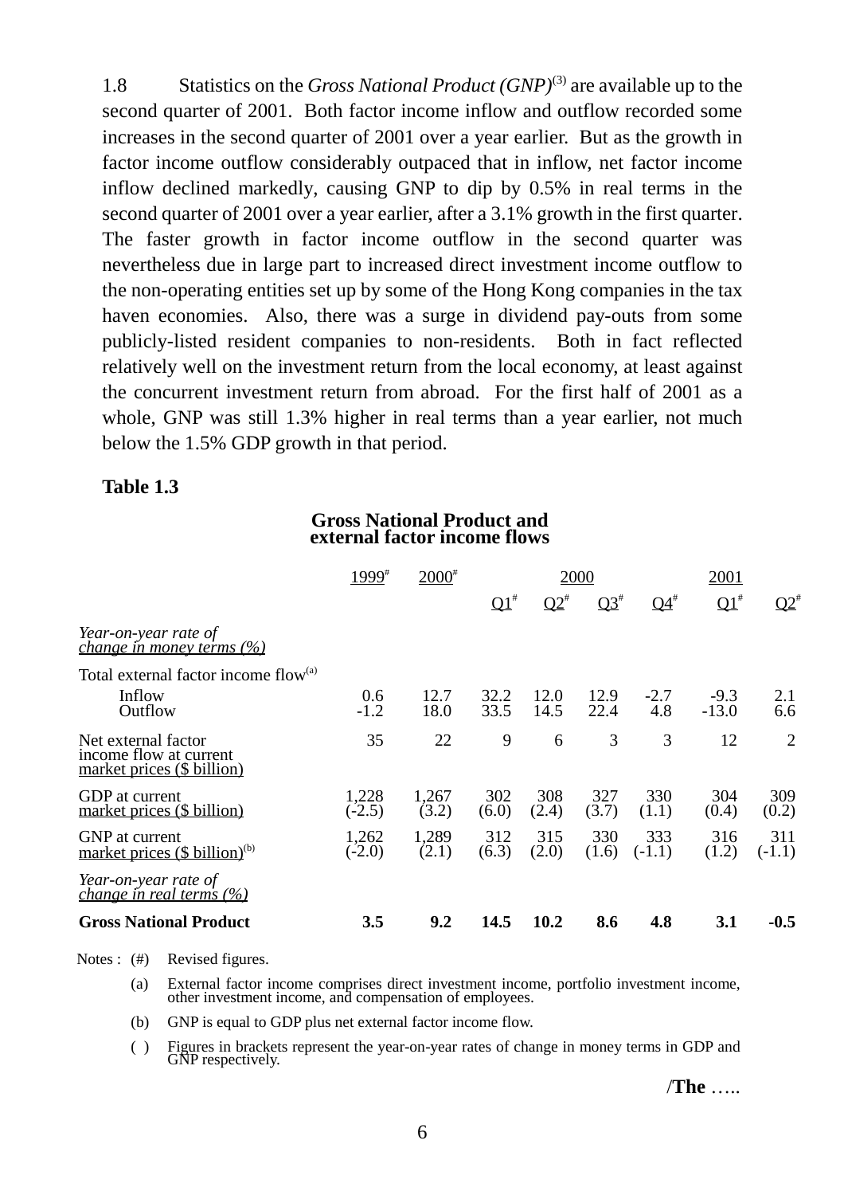1.8 Statistics on the *Gross National Product (GNP)*[(3)] are available up to the second quarter of 2001. Both factor income inflow and outflow recorded some increases in the second quarter of 2001 over a year earlier. But as the growth in factor income outflow considerably outpaced that in inflow, net factor income inflow declined markedly, causing GNP to dip by 0.5% in real terms in the second quarter of 2001 over a year earlier, after a 3.1% growth in the first quarter. The faster growth in factor income outflow in the second quarter was nevertheless due in large part to increased direct investment income outflow to the non-operating entities set up by some of the Hong Kong companies in the tax haven economies. Also, there was a surge in dividend pay-outs from some publicly-listed resident companies to non-residents. Both in fact reflected relatively well on the investment return from the local economy, at least against the concurrent investment return from abroad. For the first half of 2001 as a whole, GNP was still 1.3% higher in real terms than a year earlier, not much below the 1.5% GDP growth in that period.

**Table 1.3**

**Gross National Product and external factor income flows**

| | 1999# | 2000# | 2000 | | | | 2001 | |
|---|---|---|---|---|---|---|---|---|
| | | | Q1# | Q2# | Q3# | Q4# | Q1# | Q2# |
| *Year-on-year rate of change in money terms (%)* | | | | | | | | |
| Total external factor income flow(a) | | | | | | | | |
| Inflow | 0.6 | 12.7 | 32.2 | 12.0 | 12.9 | -2.7 | -9.3 | 2.1 |
| Outflow | -1.2 | 18.0 | 33.5 | 14.5 | 22.4 | 4.8 | -13.0 | 6.6 |
| Net external factor income flow at current market prices ($ billion) | 35 | 22 | 9 | 6 | 3 | 3 | 12 | 2 |
| GDP at current market prices ($ billion) | 1,228 (-2.5) | 1,267 (3.2) | 302 (6.0) | 308 (2.4) | 327 (3.7) | 330 (1.1) | 304 (0.4) | 309 (0.2) |
| GNP at current market prices ($ billion)(b) | 1,262 (-2.0) | 1,289 (2.1) | 312 (6.3) | 315 (2.0) | 330 (1.6) | 333 (-1.1) | 316 (1.2) | 311 (-1.1) |
| *Year-on-year rate of change in real terms (%)* | | | | | | | | |
| **Gross National Product** | **3.5** | **9.2** | **14.5** | **10.2** | **8.6** | **4.8** | **3.1** | **-0.5** |

Notes : (#) Revised figures.

(a) External factor income comprises direct investment income, portfolio investment income, other investment income, and compensation of employees.

(b) GNP is equal to GDP plus net external factor income flow.

( ) Figures in brackets represent the year-on-year rates of change in money terms in GDP and GNP respectively.

/**The** …..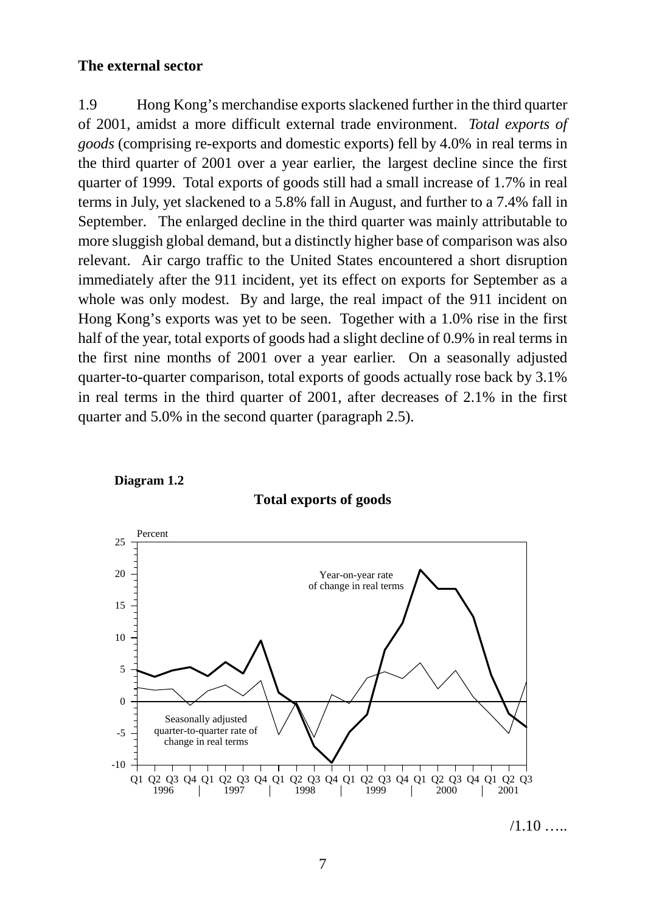**The external sector**

1.9 Hong Kong's merchandise exports slackened further in the third quarter of 2001, amidst a more difficult external trade environment. *Total exports of goods* (comprising re-exports and domestic exports) fell by 4.0% in real terms in the third quarter of 2001 over a year earlier, the largest decline since the first quarter of 1999. Total exports of goods still had a small increase of 1.7% in real terms in July, yet slackened to a 5.8% fall in August, and further to a 7.4% fall in September. The enlarged decline in the third quarter was mainly attributable to more sluggish global demand, but a distinctly higher base of comparison was also relevant. Air cargo traffic to the United States encountered a short disruption immediately after the 911 incident, yet its effect on exports for September as a whole was only modest. By and large, the real impact of the 911 incident on Hong Kong's exports was yet to be seen. Together with a 1.0% rise in the first half of the year, total exports of goods had a slight decline of 0.9% in real terms in the first nine months of 2001 over a year earlier. On a seasonally adjusted quarter-to-quarter comparison, total exports of goods actually rose back by 3.1% in real terms in the third quarter of 2001, after decreases of 2.1% in the first quarter and 5.0% in the second quarter (paragraph 2.5).

**Diagram 1.2**

**Total exports of goods**

Percent

Year-on-year rate of change in real terms

Seasonally adjusted quarter-to-quarter rate of change in real terms

Q1 Q2 Q3 Q4 Q1 Q2 Q3 Q4 Q1 Q2 Q3 Q4 Q1 Q2 Q3 Q4 Q1 Q2 Q3 Q4 Q1 Q2 Q3
1996 | 1997 | 1998 | 1999 | 2000 | 2001

/1.10 …..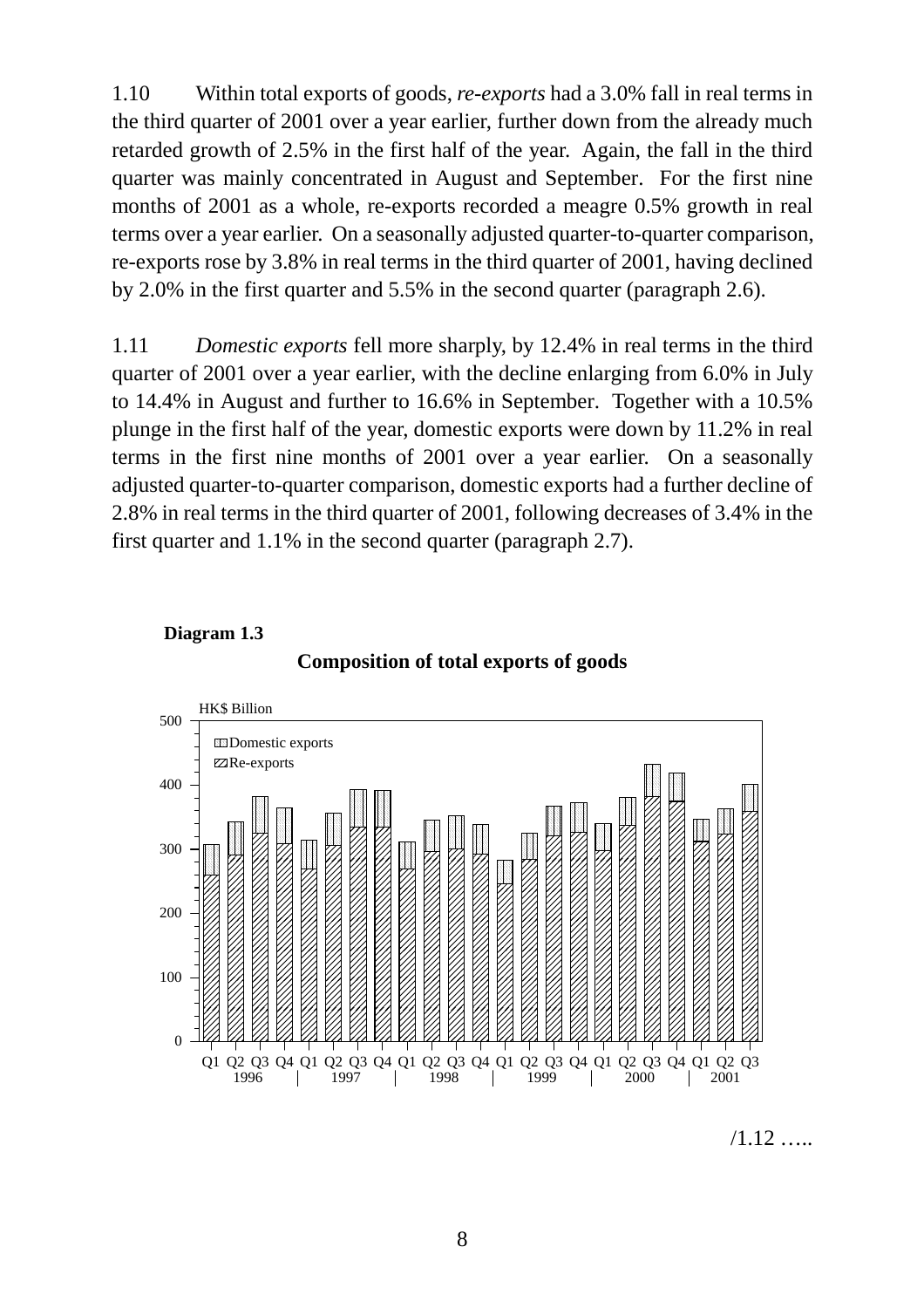1.10 Within total exports of goods, *re-exports* had a 3.0% fall in real terms in the third quarter of 2001 over a year earlier, further down from the already much retarded growth of 2.5% in the first half of the year. Again, the fall in the third quarter was mainly concentrated in August and September. For the first nine months of 2001 as a whole, re-exports recorded a meagre 0.5% growth in real terms over a year earlier. On a seasonally adjusted quarter-to-quarter comparison, re-exports rose by 3.8% in real terms in the third quarter of 2001, having declined by 2.0% in the first quarter and 5.5% in the second quarter (paragraph 2.6).

1.11 *Domestic exports* fell more sharply, by 12.4% in real terms in the third quarter of 2001 over a year earlier, with the decline enlarging from 6.0% in July to 14.4% in August and further to 16.6% in September. Together with a 10.5% plunge in the first half of the year, domestic exports were down by 11.2% in real terms in the first nine months of 2001 over a year earlier. On a seasonally adjusted quarter-to-quarter comparison, domestic exports had a further decline of 2.8% in real terms in the third quarter of 2001, following decreases of 3.4% in the first quarter and 1.1% in the second quarter (paragraph 2.7).

**Diagram 1.3**

**Composition of total exports of goods**

HK$ Billion

Domestic exports
Re-exports

Q1 Q2 Q3 Q4 Q1 Q2 Q3 Q4 Q1 Q2 Q3 Q4 Q1 Q2 Q3 Q4 Q1 Q2 Q3 Q4 Q1 Q2 Q3
1996 | 1997 | 1998 | 1999 | 2000 | 2001

/1.12 …..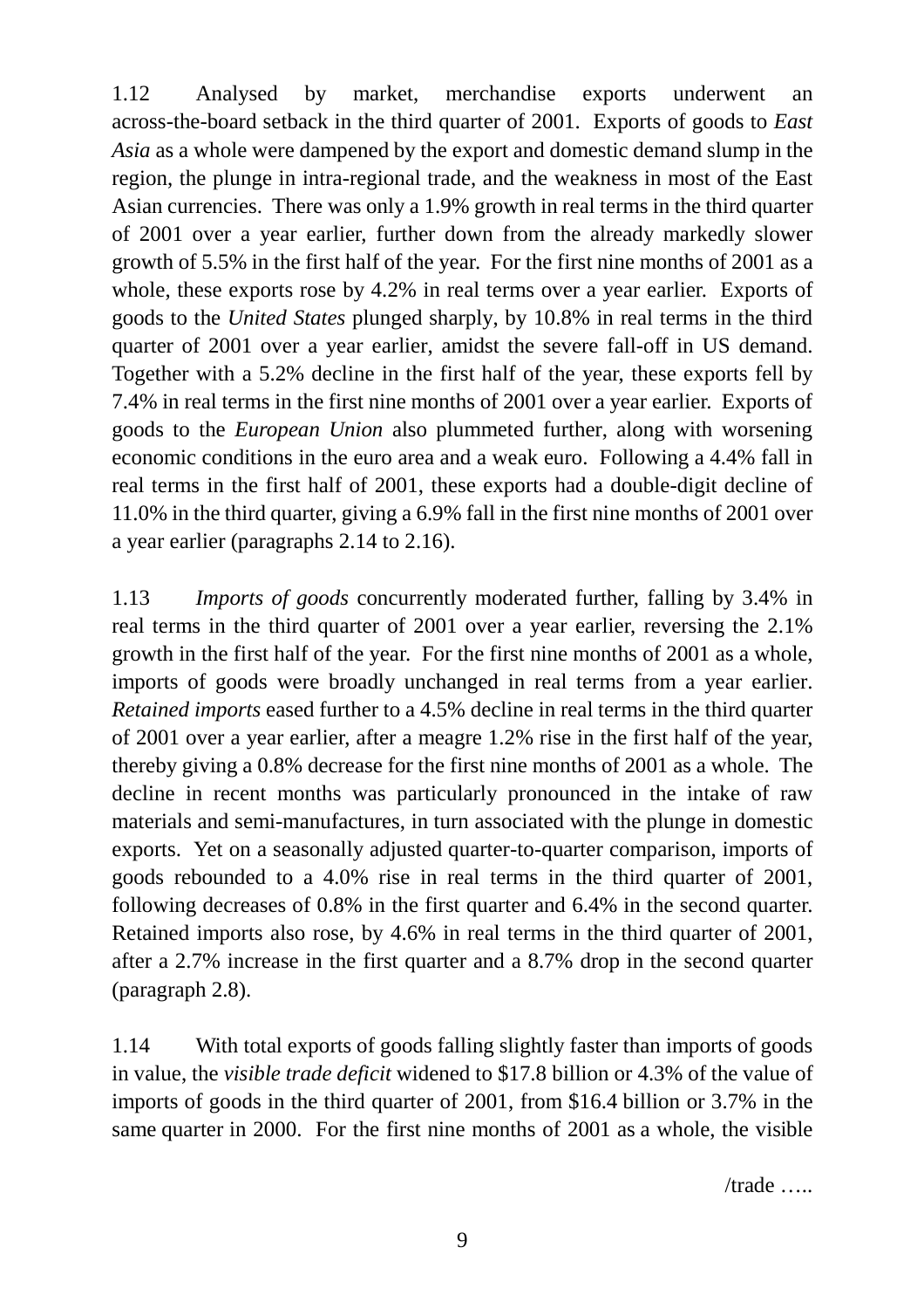1.12 Analysed by market, merchandise exports underwent an across-the-board setback in the third quarter of 2001. Exports of goods to *East Asia* as a whole were dampened by the export and domestic demand slump in the region, the plunge in intra-regional trade, and the weakness in most of the East Asian currencies. There was only a 1.9% growth in real terms in the third quarter of 2001 over a year earlier, further down from the already markedly slower growth of 5.5% in the first half of the year. For the first nine months of 2001 as a whole, these exports rose by 4.2% in real terms over a year earlier. Exports of goods to the *United States* plunged sharply, by 10.8% in real terms in the third quarter of 2001 over a year earlier, amidst the severe fall-off in US demand. Together with a 5.2% decline in the first half of the year, these exports fell by 7.4% in real terms in the first nine months of 2001 over a year earlier. Exports of goods to the *European Union* also plummeted further, along with worsening economic conditions in the euro area and a weak euro. Following a 4.4% fall in real terms in the first half of 2001, these exports had a double-digit decline of 11.0% in the third quarter, giving a 6.9% fall in the first nine months of 2001 over a year earlier (paragraphs 2.14 to 2.16).

1.13 *Imports of goods* concurrently moderated further, falling by 3.4% in real terms in the third quarter of 2001 over a year earlier, reversing the 2.1% growth in the first half of the year. For the first nine months of 2001 as a whole, imports of goods were broadly unchanged in real terms from a year earlier. *Retained imports* eased further to a 4.5% decline in real terms in the third quarter of 2001 over a year earlier, after a meagre 1.2% rise in the first half of the year, thereby giving a 0.8% decrease for the first nine months of 2001 as a whole. The decline in recent months was particularly pronounced in the intake of raw materials and semi-manufactures, in turn associated with the plunge in domestic exports. Yet on a seasonally adjusted quarter-to-quarter comparison, imports of goods rebounded to a 4.0% rise in real terms in the third quarter of 2001, following decreases of 0.8% in the first quarter and 6.4% in the second quarter. Retained imports also rose, by 4.6% in real terms in the third quarter of 2001, after a 2.7% increase in the first quarter and a 8.7% drop in the second quarter (paragraph 2.8).

1.14 With total exports of goods falling slightly faster than imports of goods in value, the *visible trade deficit* widened to $17.8 billion or 4.3% of the value of imports of goods in the third quarter of 2001, from $16.4 billion or 3.7% in the same quarter in 2000. For the first nine months of 2001 as a whole, the visible

/trade …..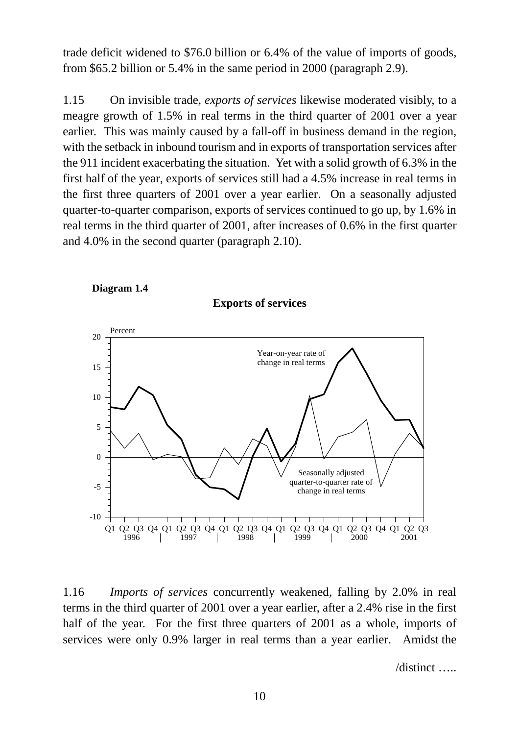trade deficit widened to $76.0 billion or 6.4% of the value of imports of goods, from $65.2 billion or 5.4% in the same period in 2000 (paragraph 2.9).

1.15 On invisible trade, *exports of services* likewise moderated visibly, to a meagre growth of 1.5% in real terms in the third quarter of 2001 over a year earlier. This was mainly caused by a fall-off in business demand in the region, with the setback in inbound tourism and in exports of transportation services after the 911 incident exacerbating the situation. Yet with a solid growth of 6.3% in the first half of the year, exports of services still had a 4.5% increase in real terms in the first three quarters of 2001 over a year earlier. On a seasonally adjusted quarter-to-quarter comparison, exports of services continued to go up, by 1.6% in real terms in the third quarter of 2001, after increases of 0.6% in the first quarter and 4.0% in the second quarter (paragraph 2.10).

**Diagram 1.4**

**Exports of services**

Percent

Year-on-year rate of change in real terms

Seasonally adjusted quarter-to-quarter rate of change in real terms

Q1 Q2 Q3 Q4 Q1 Q2 Q3 Q4 Q1 Q2 Q3 Q4 Q1 Q2 Q3 Q4 Q1 Q2 Q3 Q4 Q1 Q2 Q3
1996 | 1997 | 1998 | 1999 | 2000 | 2001

1.16 *Imports of services* concurrently weakened, falling by 2.0% in real terms in the third quarter of 2001 over a year earlier, after a 2.4% rise in the first half of the year. For the first three quarters of 2001 as a whole, imports of services were only 0.9% larger in real terms than a year earlier. Amidst the

/distinct …..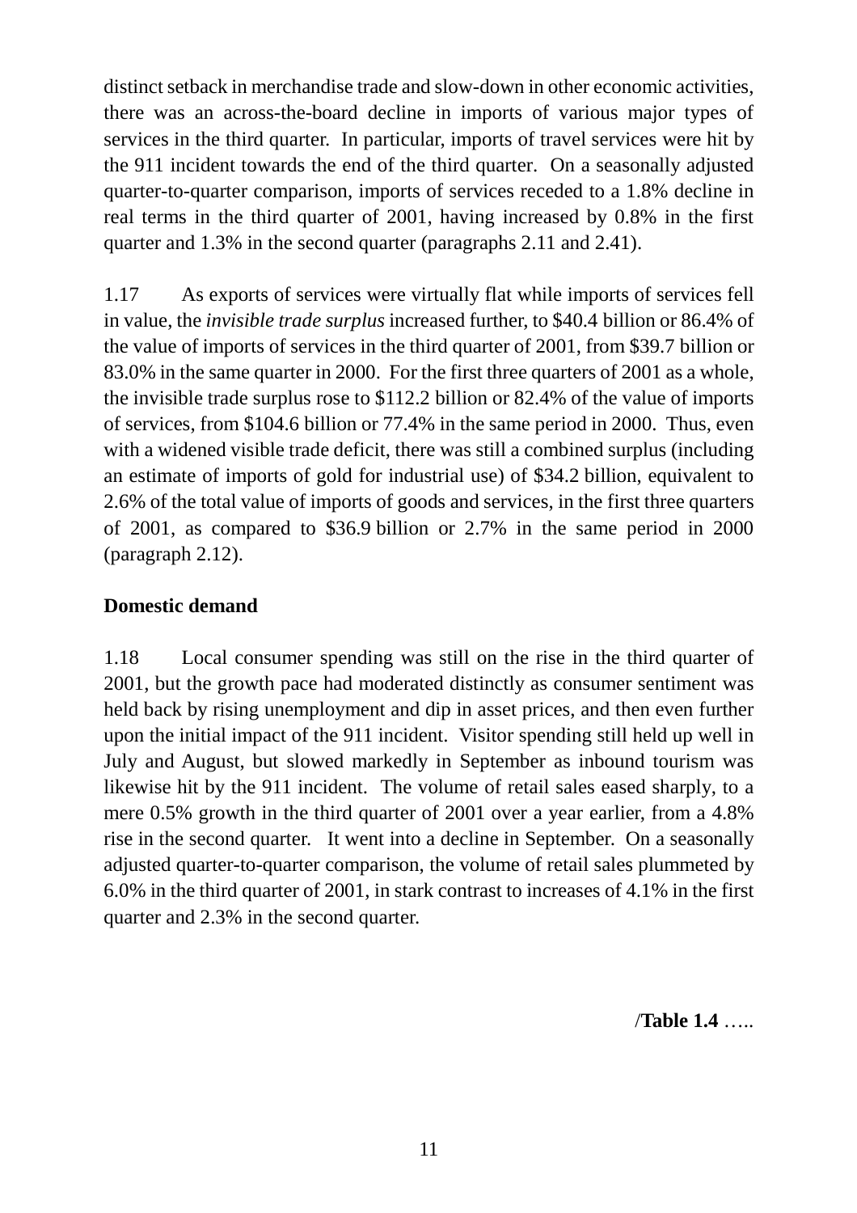distinct setback in merchandise trade and slow-down in other economic activities, there was an across-the-board decline in imports of various major types of services in the third quarter. In particular, imports of travel services were hit by the 911 incident towards the end of the third quarter. On a seasonally adjusted quarter-to-quarter comparison, imports of services receded to a 1.8% decline in real terms in the third quarter of 2001, having increased by 0.8% in the first quarter and 1.3% in the second quarter (paragraphs 2.11 and 2.41).

1.17 As exports of services were virtually flat while imports of services fell in value, the *invisible trade surplus* increased further, to $40.4 billion or 86.4% of the value of imports of services in the third quarter of 2001, from $39.7 billion or 83.0% in the same quarter in 2000. For the first three quarters of 2001 as a whole, the invisible trade surplus rose to $112.2 billion or 82.4% of the value of imports of services, from $104.6 billion or 77.4% in the same period in 2000. Thus, even with a widened visible trade deficit, there was still a combined surplus (including an estimate of imports of gold for industrial use) of $34.2 billion, equivalent to 2.6% of the total value of imports of goods and services, in the first three quarters of 2001, as compared to $36.9 billion or 2.7% in the same period in 2000 (paragraph 2.12).

**Domestic demand**

1.18 Local consumer spending was still on the rise in the third quarter of 2001, but the growth pace had moderated distinctly as consumer sentiment was held back by rising unemployment and dip in asset prices, and then even further upon the initial impact of the 911 incident. Visitor spending still held up well in July and August, but slowed markedly in September as inbound tourism was likewise hit by the 911 incident. The volume of retail sales eased sharply, to a mere 0.5% growth in the third quarter of 2001 over a year earlier, from a 4.8% rise in the second quarter. It went into a decline in September. On a seasonally adjusted quarter-to-quarter comparison, the volume of retail sales plummeted by 6.0% in the third quarter of 2001, in stark contrast to increases of 4.1% in the first quarter and 2.3% in the second quarter.

/**Table 1.4** …..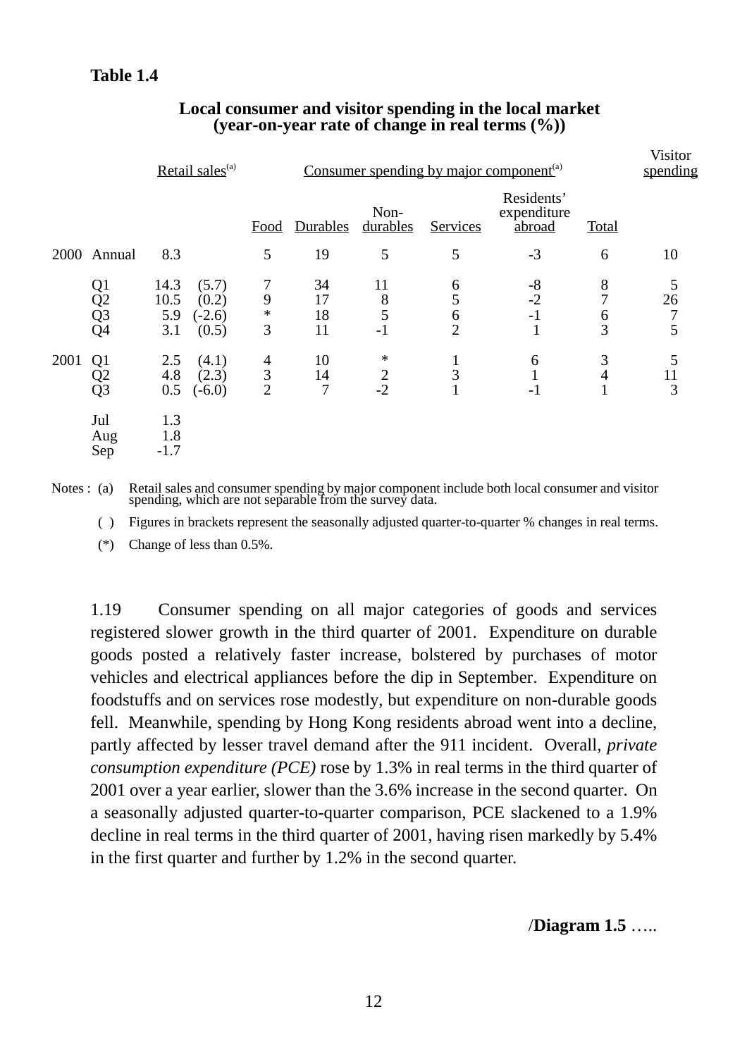**Table 1.4**

**Local consumer and visitor spending in the local market (year-on-year rate of change in real terms (%))**

| | | Retail sales(a) | | Consumer spending by major component(a) | | | | | | Visitor spending |
|---|---|---|---|---|---|---|---|---|---|---|
| | | | | Food | Durables | Non-durables | Services | Residents' expenditure abroad | Total | |
| 2000 | Annual | 8.3 | | 5 | 19 | 5 | 5 | -3 | 6 | 10 |
| | Q1 | 14.3 | (5.7) | 7 | 34 | 11 | 6 | -8 | 8 | 5 |
| | Q2 | 10.5 | (0.2) | 9 | 17 | 8 | 5 | -2 | 7 | 26 |
| | Q3 | 5.9 | (-2.6) | * | 18 | 5 | 6 | -1 | 6 | 7 |
| | Q4 | 3.1 | (0.5) | 3 | 11 | -1 | 2 | 1 | 3 | 5 |
| 2001 | Q1 | 2.5 | (4.1) | 4 | 10 | * | 1 | 6 | 3 | 5 |
| | Q2 | 4.8 | (2.3) | 3 | 14 | 2 | 3 | 1 | 4 | 11 |
| | Q3 | 0.5 | (-6.0) | 2 | 7 | -2 | 1 | -1 | 1 | 3 |
| | Jul | 1.3 | | | | | | | | |
| | Aug | 1.8 | | | | | | | | |
| | Sep | -1.7 | | | | | | | | |

Notes : (a) Retail sales and consumer spending by major component include both local consumer and visitor spending, which are not separable from the survey data.

( ) Figures in brackets represent the seasonally adjusted quarter-to-quarter % changes in real terms.

(*) Change of less than 0.5%.

1.19 Consumer spending on all major categories of goods and services registered slower growth in the third quarter of 2001. Expenditure on durable goods posted a relatively faster increase, bolstered by purchases of motor vehicles and electrical appliances before the dip in September. Expenditure on foodstuffs and on services rose modestly, but expenditure on non-durable goods fell. Meanwhile, spending by Hong Kong residents abroad went into a decline, partly affected by lesser travel demand after the 911 incident. Overall, *private consumption expenditure (PCE)* rose by 1.3% in real terms in the third quarter of 2001 over a year earlier, slower than the 3.6% increase in the second quarter. On a seasonally adjusted quarter-to-quarter comparison, PCE slackened to a 1.9% decline in real terms in the third quarter of 2001, having risen markedly by 5.4% in the first quarter and further by 1.2% in the second quarter.

/**Diagram 1.5** …..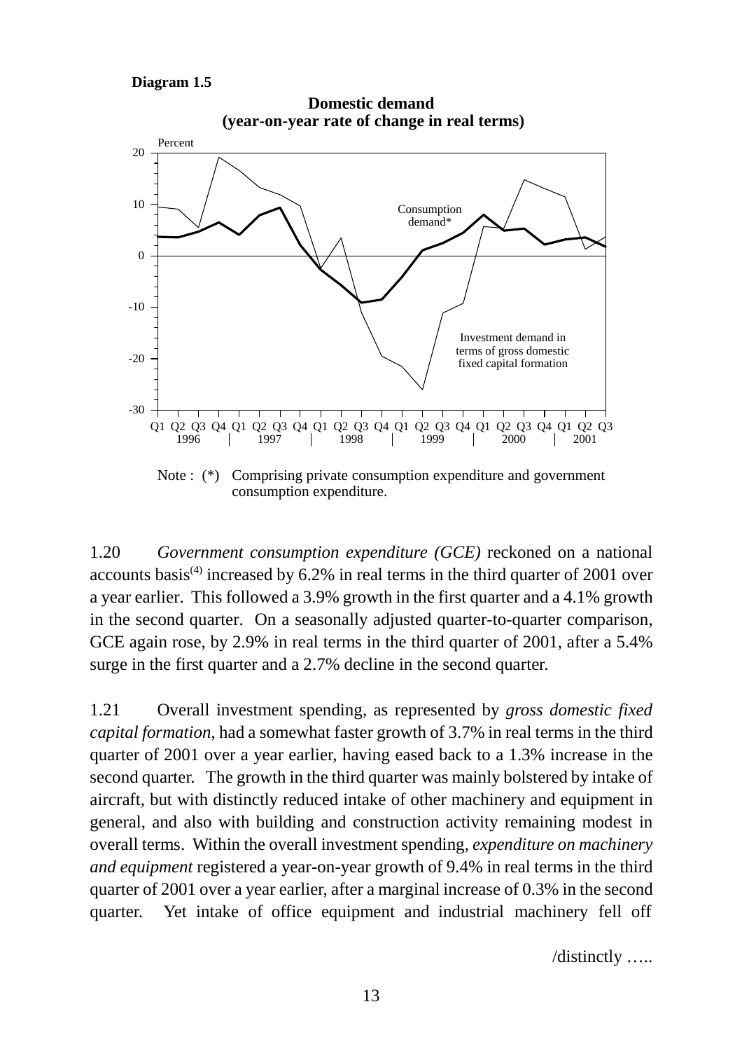**Diagram 1.5**

**Domestic demand**
**(year-on-year rate of change in real terms)**

Note : (*) Comprising private consumption expenditure and government consumption expenditure.

1.20 *Government consumption expenditure (GCE)* reckoned on a national accounts basis[(4)] increased by 6.2% in real terms in the third quarter of 2001 over a year earlier. This followed a 3.9% growth in the first quarter and a 4.1% growth in the second quarter. On a seasonally adjusted quarter-to-quarter comparison, GCE again rose, by 2.9% in real terms in the third quarter of 2001, after a 5.4% surge in the first quarter and a 2.7% decline in the second quarter.

1.21 Overall investment spending, as represented by *gross domestic fixed capital formation*, had a somewhat faster growth of 3.7% in real terms in the third quarter of 2001 over a year earlier, having eased back to a 1.3% increase in the second quarter. The growth in the third quarter was mainly bolstered by intake of aircraft, but with distinctly reduced intake of other machinery and equipment in general, and also with building and construction activity remaining modest in overall terms. Within the overall investment spending, *expenditure on machinery and equipment* registered a year-on-year growth of 9.4% in real terms in the third quarter of 2001 over a year earlier, after a marginal increase of 0.3% in the second quarter. Yet intake of office equipment and industrial machinery fell off

/distinctly …..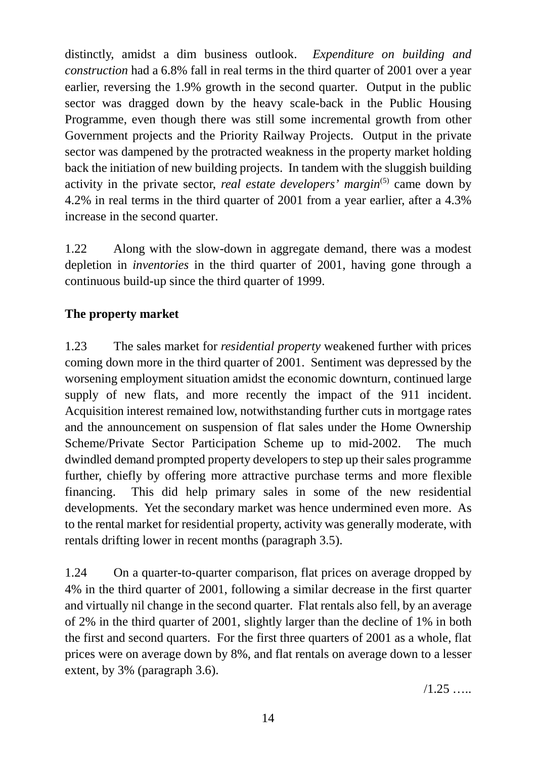distinctly, amidst a dim business outlook. *Expenditure on building and construction* had a 6.8% fall in real terms in the third quarter of 2001 over a year earlier, reversing the 1.9% growth in the second quarter. Output in the public sector was dragged down by the heavy scale-back in the Public Housing Programme, even though there was still some incremental growth from other Government projects and the Priority Railway Projects. Output in the private sector was dampened by the protracted weakness in the property market holding back the initiation of new building projects. In tandem with the sluggish building activity in the private sector, *real estate developers' margin*(5) came down by 4.2% in real terms in the third quarter of 2001 from a year earlier, after a 4.3% increase in the second quarter.

1.22 Along with the slow-down in aggregate demand, there was a modest depletion in *inventories* in the third quarter of 2001, having gone through a continuous build-up since the third quarter of 1999.

**The property market**

1.23 The sales market for *residential property* weakened further with prices coming down more in the third quarter of 2001. Sentiment was depressed by the worsening employment situation amidst the economic downturn, continued large supply of new flats, and more recently the impact of the 911 incident. Acquisition interest remained low, notwithstanding further cuts in mortgage rates and the announcement on suspension of flat sales under the Home Ownership Scheme/Private Sector Participation Scheme up to mid-2002. The much dwindled demand prompted property developers to step up their sales programme further, chiefly by offering more attractive purchase terms and more flexible financing. This did help primary sales in some of the new residential developments. Yet the secondary market was hence undermined even more. As to the rental market for residential property, activity was generally moderate, with rentals drifting lower in recent months (paragraph 3.5).

1.24 On a quarter-to-quarter comparison, flat prices on average dropped by 4% in the third quarter of 2001, following a similar decrease in the first quarter and virtually nil change in the second quarter. Flat rentals also fell, by an average of 2% in the third quarter of 2001, slightly larger than the decline of 1% in both the first and second quarters. For the first three quarters of 2001 as a whole, flat prices were on average down by 8%, and flat rentals on average down to a lesser extent, by 3% (paragraph 3.6).

/1.25 …..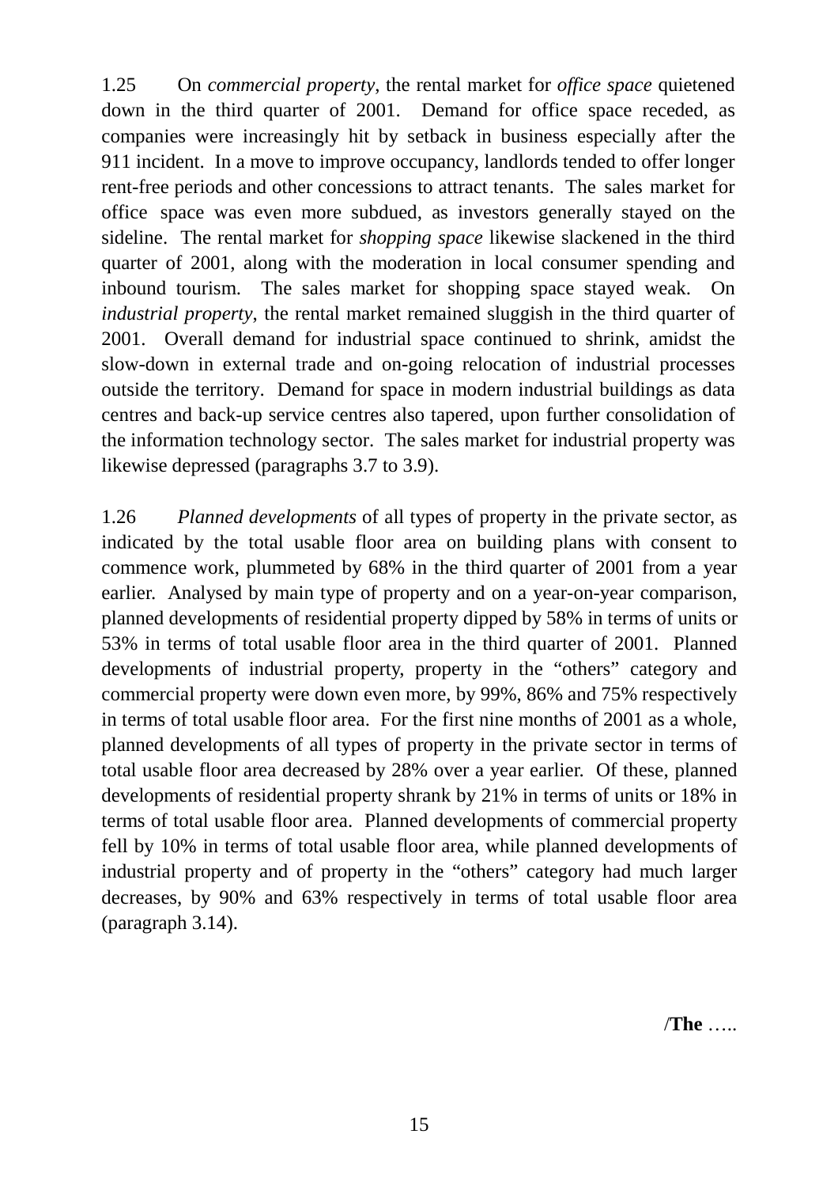1.25 On *commercial property*, the rental market for *office space* quietened down in the third quarter of 2001. Demand for office space receded, as companies were increasingly hit by setback in business especially after the 911 incident. In a move to improve occupancy, landlords tended to offer longer rent-free periods and other concessions to attract tenants. The sales market for office space was even more subdued, as investors generally stayed on the sideline. The rental market for *shopping space* likewise slackened in the third quarter of 2001, along with the moderation in local consumer spending and inbound tourism. The sales market for shopping space stayed weak. On *industrial property*, the rental market remained sluggish in the third quarter of 2001. Overall demand for industrial space continued to shrink, amidst the slow-down in external trade and on-going relocation of industrial processes outside the territory. Demand for space in modern industrial buildings as data centres and back-up service centres also tapered, upon further consolidation of the information technology sector. The sales market for industrial property was likewise depressed (paragraphs 3.7 to 3.9).

1.26 *Planned developments* of all types of property in the private sector, as indicated by the total usable floor area on building plans with consent to commence work, plummeted by 68% in the third quarter of 2001 from a year earlier. Analysed by main type of property and on a year-on-year comparison, planned developments of residential property dipped by 58% in terms of units or 53% in terms of total usable floor area in the third quarter of 2001. Planned developments of industrial property, property in the "others" category and commercial property were down even more, by 99%, 86% and 75% respectively in terms of total usable floor area. For the first nine months of 2001 as a whole, planned developments of all types of property in the private sector in terms of total usable floor area decreased by 28% over a year earlier. Of these, planned developments of residential property shrank by 21% in terms of units or 18% in terms of total usable floor area. Planned developments of commercial property fell by 10% in terms of total usable floor area, while planned developments of industrial property and of property in the "others" category had much larger decreases, by 90% and 63% respectively in terms of total usable floor area (paragraph 3.14).

/**The** …..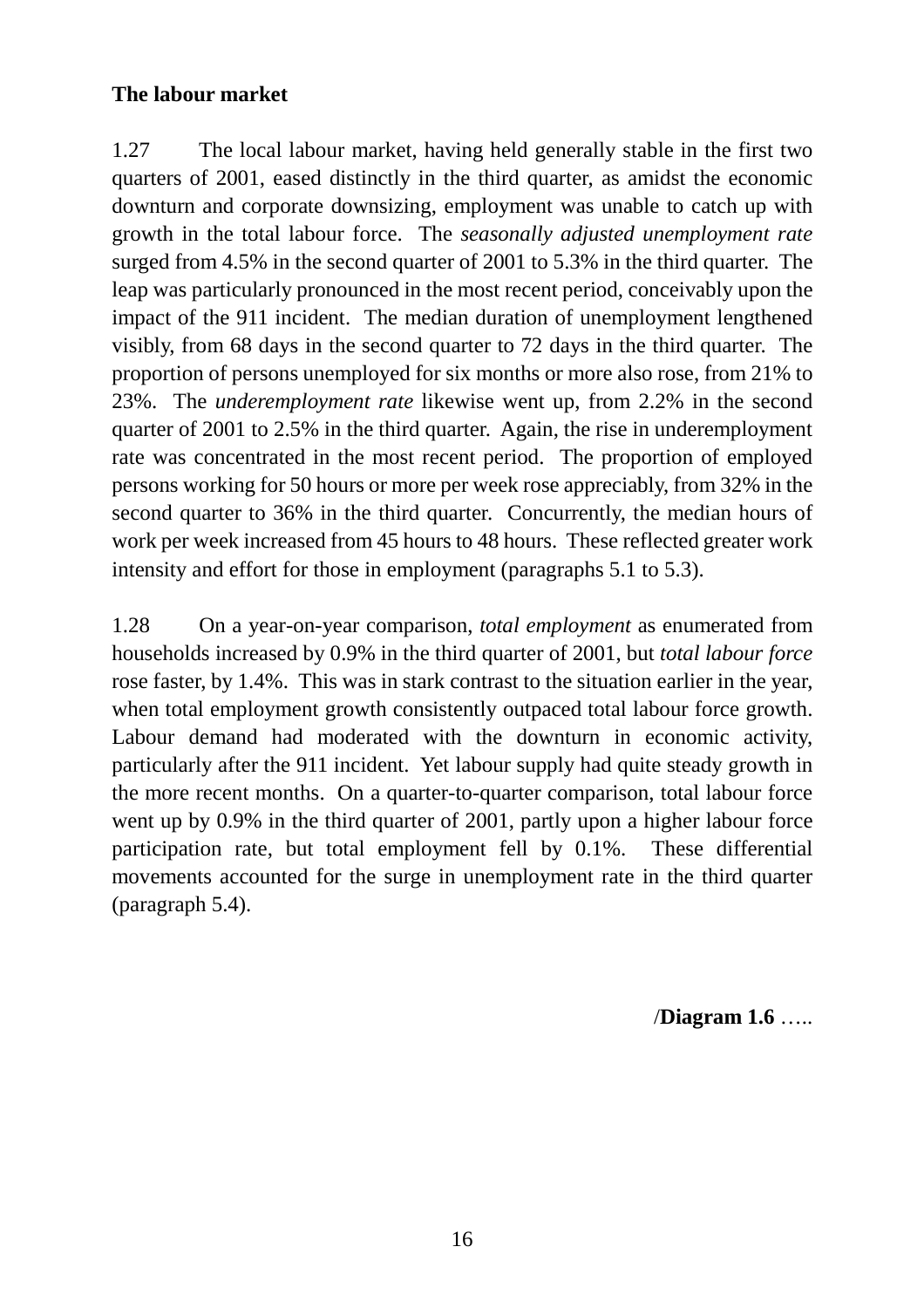**The labour market**

1.27 The local labour market, having held generally stable in the first two quarters of 2001, eased distinctly in the third quarter, as amidst the economic downturn and corporate downsizing, employment was unable to catch up with growth in the total labour force. The *seasonally adjusted unemployment rate* surged from 4.5% in the second quarter of 2001 to 5.3% in the third quarter. The leap was particularly pronounced in the most recent period, conceivably upon the impact of the 911 incident. The median duration of unemployment lengthened visibly, from 68 days in the second quarter to 72 days in the third quarter. The proportion of persons unemployed for six months or more also rose, from 21% to 23%. The *underemployment rate* likewise went up, from 2.2% in the second quarter of 2001 to 2.5% in the third quarter. Again, the rise in underemployment rate was concentrated in the most recent period. The proportion of employed persons working for 50 hours or more per week rose appreciably, from 32% in the second quarter to 36% in the third quarter. Concurrently, the median hours of work per week increased from 45 hours to 48 hours. These reflected greater work intensity and effort for those in employment (paragraphs 5.1 to 5.3).

1.28 On a year-on-year comparison, *total employment* as enumerated from households increased by 0.9% in the third quarter of 2001, but *total labour force* rose faster, by 1.4%. This was in stark contrast to the situation earlier in the year, when total employment growth consistently outpaced total labour force growth. Labour demand had moderated with the downturn in economic activity, particularly after the 911 incident. Yet labour supply had quite steady growth in the more recent months. On a quarter-to-quarter comparison, total labour force went up by 0.9% in the third quarter of 2001, partly upon a higher labour force participation rate, but total employment fell by 0.1%. These differential movements accounted for the surge in unemployment rate in the third quarter (paragraph 5.4).

/**Diagram 1.6** …..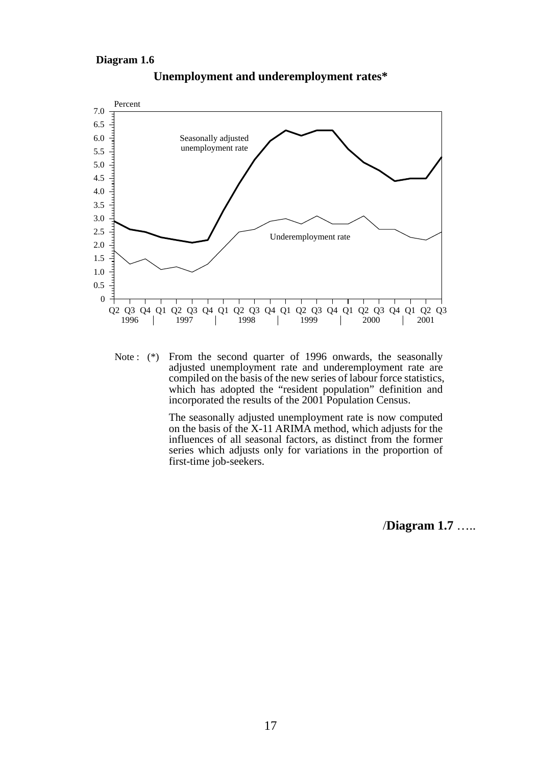**Diagram 1.6**

**Unemployment and underemployment rates***

Note : (*) From the second quarter of 1996 onwards, the seasonally adjusted unemployment rate and underemployment rate are compiled on the basis of the new series of labour force statistics, which has adopted the "resident population" definition and incorporated the results of the 2001 Population Census.

The seasonally adjusted unemployment rate is now computed on the basis of the X-11 ARIMA method, which adjusts for the influences of all seasonal factors, as distinct from the former series which adjusts only for variations in the proportion of first-time job-seekers.

/**Diagram 1.7** …..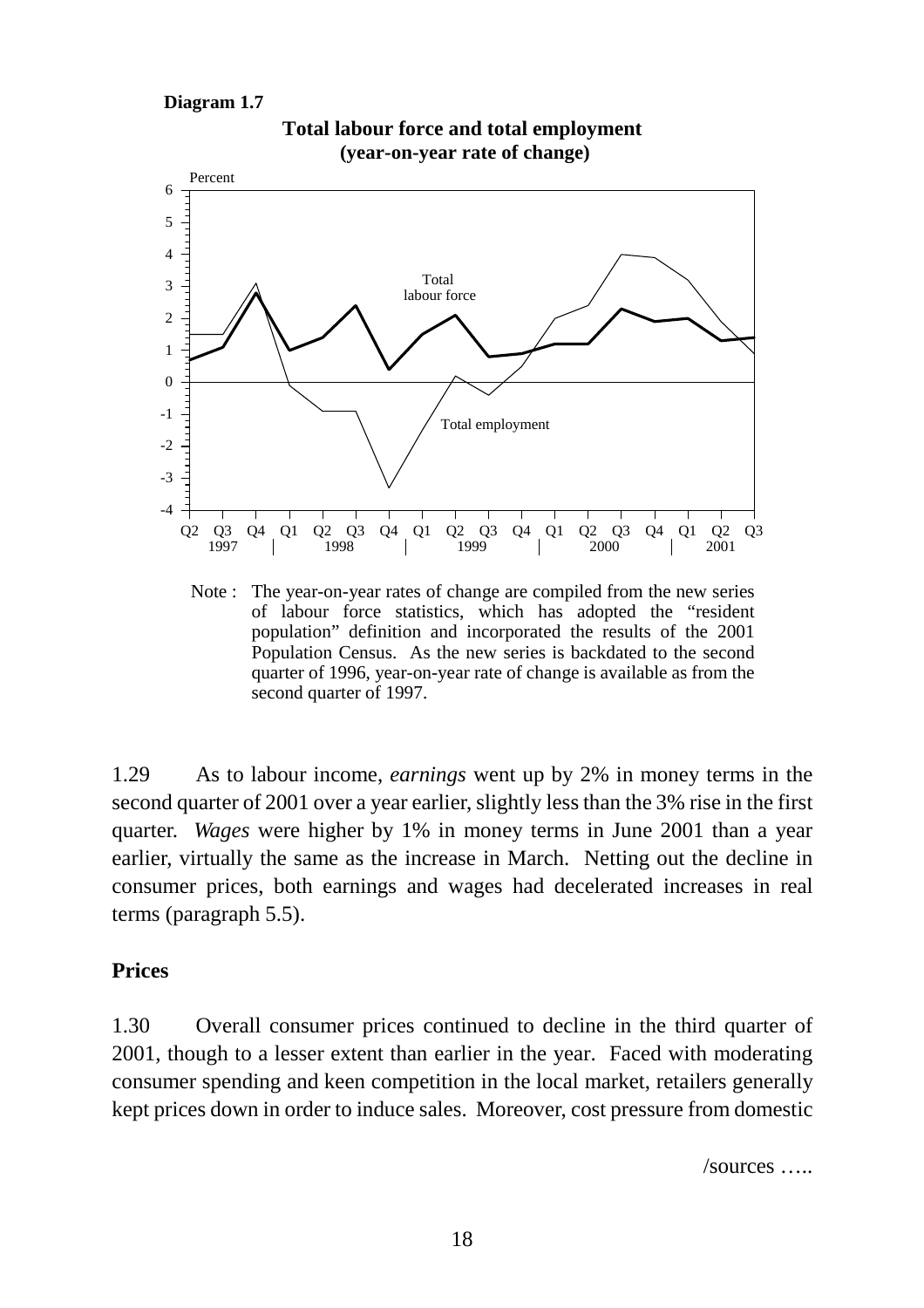**Diagram 1.7**

**Total labour force and total employment (year-on-year rate of change)**

Note : The year-on-year rates of change are compiled from the new series of labour force statistics, which has adopted the "resident population" definition and incorporated the results of the 2001 Population Census. As the new series is backdated to the second quarter of 1996, year-on-year rate of change is available as from the second quarter of 1997.

1.29 As to labour income, *earnings* went up by 2% in money terms in the second quarter of 2001 over a year earlier, slightly less than the 3% rise in the first quarter. *Wages* were higher by 1% in money terms in June 2001 than a year earlier, virtually the same as the increase in March. Netting out the decline in consumer prices, both earnings and wages had decelerated increases in real terms (paragraph 5.5).

**Prices**

1.30 Overall consumer prices continued to decline in the third quarter of 2001, though to a lesser extent than earlier in the year. Faced with moderating consumer spending and keen competition in the local market, retailers generally kept prices down in order to induce sales. Moreover, cost pressure from domestic

/sources …..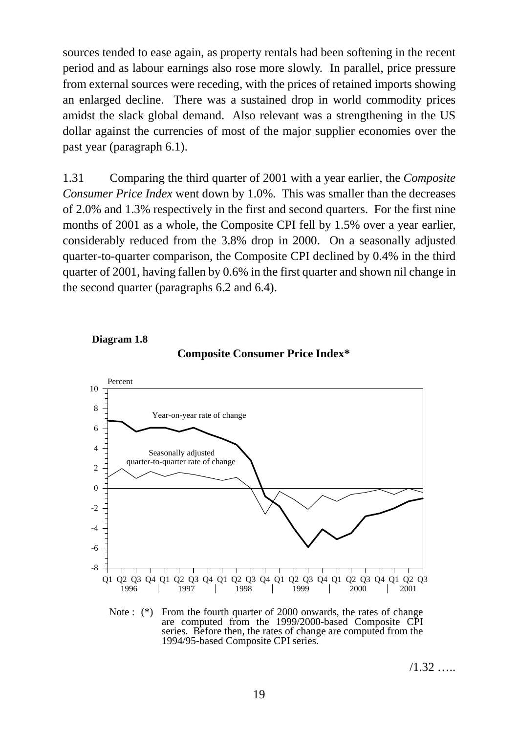sources tended to ease again, as property rentals had been softening in the recent period and as labour earnings also rose more slowly. In parallel, price pressure from external sources were receding, with the prices of retained imports showing an enlarged decline. There was a sustained drop in world commodity prices amidst the slack global demand. Also relevant was a strengthening in the US dollar against the currencies of most of the major supplier economies over the past year (paragraph 6.1).

1.31 Comparing the third quarter of 2001 with a year earlier, the *Composite Consumer Price Index* went down by 1.0%. This was smaller than the decreases of 2.0% and 1.3% respectively in the first and second quarters. For the first nine months of 2001 as a whole, the Composite CPI fell by 1.5% over a year earlier, considerably reduced from the 3.8% drop in 2000. On a seasonally adjusted quarter-to-quarter comparison, the Composite CPI declined by 0.4% in the third quarter of 2001, having fallen by 0.6% in the first quarter and shown nil change in the second quarter (paragraphs 6.2 and 6.4).

**Diagram 1.8**

**Composite Consumer Price Index***

Note : (*) From the fourth quarter of 2000 onwards, the rates of change are computed from the 1999/2000-based Composite CPI series. Before then, the rates of change are computed from the 1994/95-based Composite CPI series.

/1.32 …..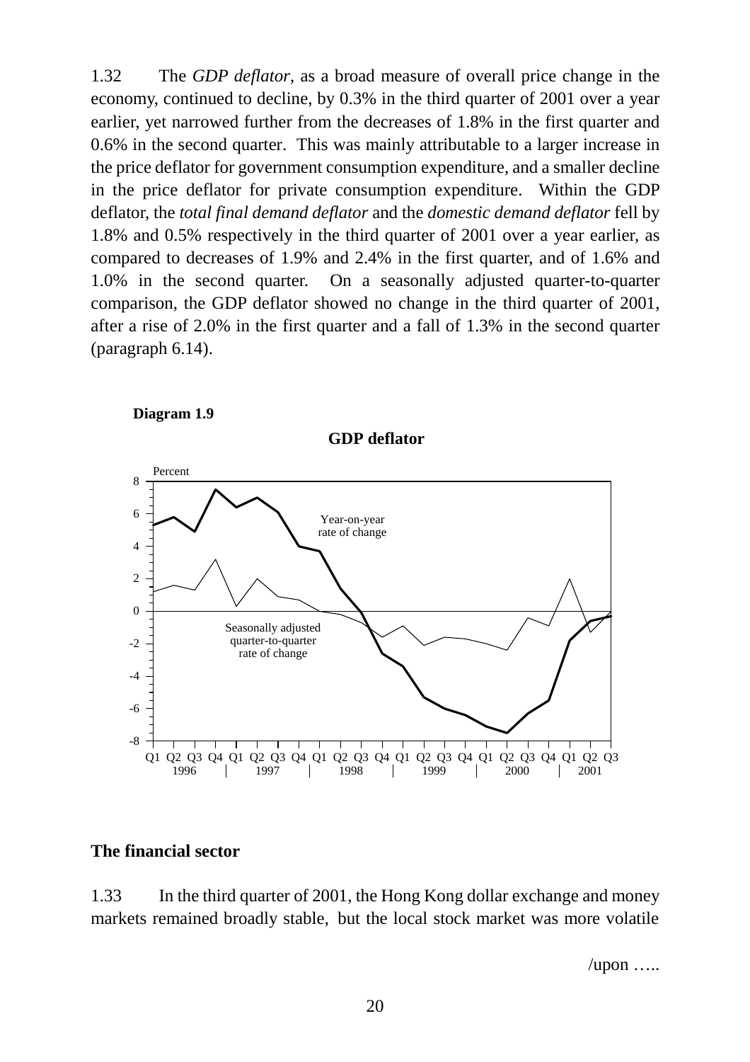1.32 The *GDP deflator*, as a broad measure of overall price change in the economy, continued to decline, by 0.3% in the third quarter of 2001 over a year earlier, yet narrowed further from the decreases of 1.8% in the first quarter and 0.6% in the second quarter. This was mainly attributable to a larger increase in the price deflator for government consumption expenditure, and a smaller decline in the price deflator for private consumption expenditure. Within the GDP deflator, the *total final demand deflator* and the *domestic demand deflator* fell by 1.8% and 0.5% respectively in the third quarter of 2001 over a year earlier, as compared to decreases of 1.9% and 2.4% in the first quarter, and of 1.6% and 1.0% in the second quarter. On a seasonally adjusted quarter-to-quarter comparison, the GDP deflator showed no change in the third quarter of 2001, after a rise of 2.0% in the first quarter and a fall of 1.3% in the second quarter (paragraph 6.14).

**Diagram 1.9**

**GDP deflator**

## The financial sector

1.33 In the third quarter of 2001, the Hong Kong dollar exchange and money markets remained broadly stable, but the local stock market was more volatile

/upon …..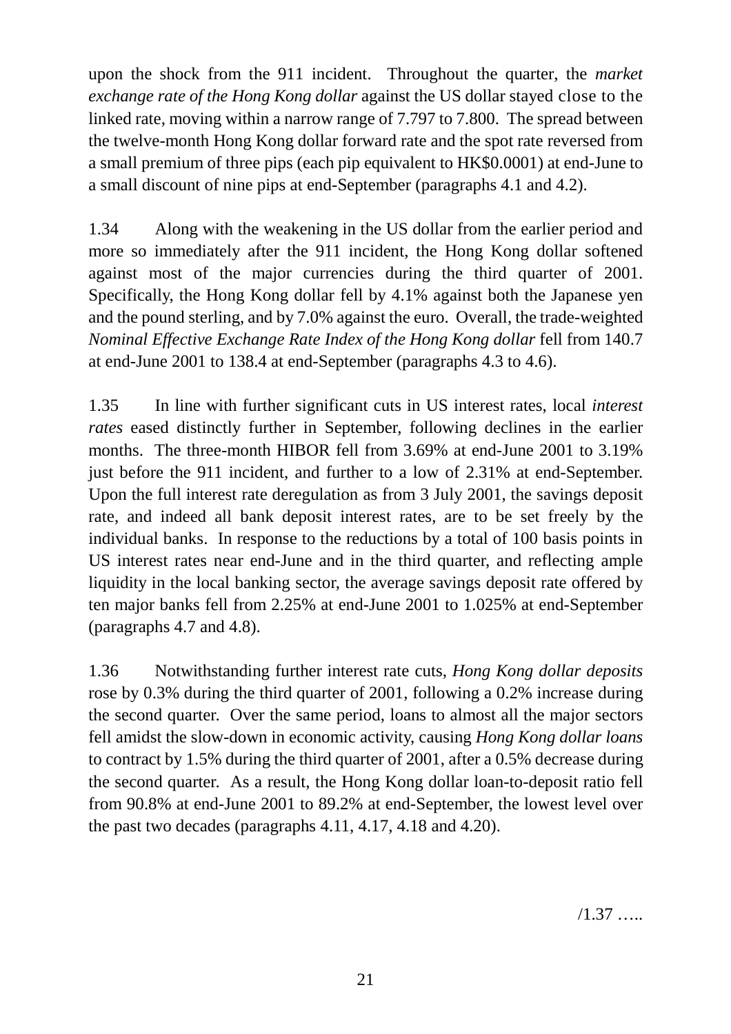upon the shock from the 911 incident. Throughout the quarter, the *market exchange rate of the Hong Kong dollar* against the US dollar stayed close to the linked rate, moving within a narrow range of 7.797 to 7.800. The spread between the twelve-month Hong Kong dollar forward rate and the spot rate reversed from a small premium of three pips (each pip equivalent to HK$0.0001) at end-June to a small discount of nine pips at end-September (paragraphs 4.1 and 4.2).

1.34 Along with the weakening in the US dollar from the earlier period and more so immediately after the 911 incident, the Hong Kong dollar softened against most of the major currencies during the third quarter of 2001. Specifically, the Hong Kong dollar fell by 4.1% against both the Japanese yen and the pound sterling, and by 7.0% against the euro. Overall, the trade-weighted *Nominal Effective Exchange Rate Index of the Hong Kong dollar* fell from 140.7 at end-June 2001 to 138.4 at end-September (paragraphs 4.3 to 4.6).

1.35 In line with further significant cuts in US interest rates, local *interest rates* eased distinctly further in September, following declines in the earlier months. The three-month HIBOR fell from 3.69% at end-June 2001 to 3.19% just before the 911 incident, and further to a low of 2.31% at end-September. Upon the full interest rate deregulation as from 3 July 2001, the savings deposit rate, and indeed all bank deposit interest rates, are to be set freely by the individual banks. In response to the reductions by a total of 100 basis points in US interest rates near end-June and in the third quarter, and reflecting ample liquidity in the local banking sector, the average savings deposit rate offered by ten major banks fell from 2.25% at end-June 2001 to 1.025% at end-September (paragraphs 4.7 and 4.8).

1.36 Notwithstanding further interest rate cuts, *Hong Kong dollar deposits* rose by 0.3% during the third quarter of 2001, following a 0.2% increase during the second quarter. Over the same period, loans to almost all the major sectors fell amidst the slow-down in economic activity, causing *Hong Kong dollar loans* to contract by 1.5% during the third quarter of 2001, after a 0.5% decrease during the second quarter. As a result, the Hong Kong dollar loan-to-deposit ratio fell from 90.8% at end-June 2001 to 89.2% at end-September, the lowest level over the past two decades (paragraphs 4.11, 4.17, 4.18 and 4.20).

/1.37 …..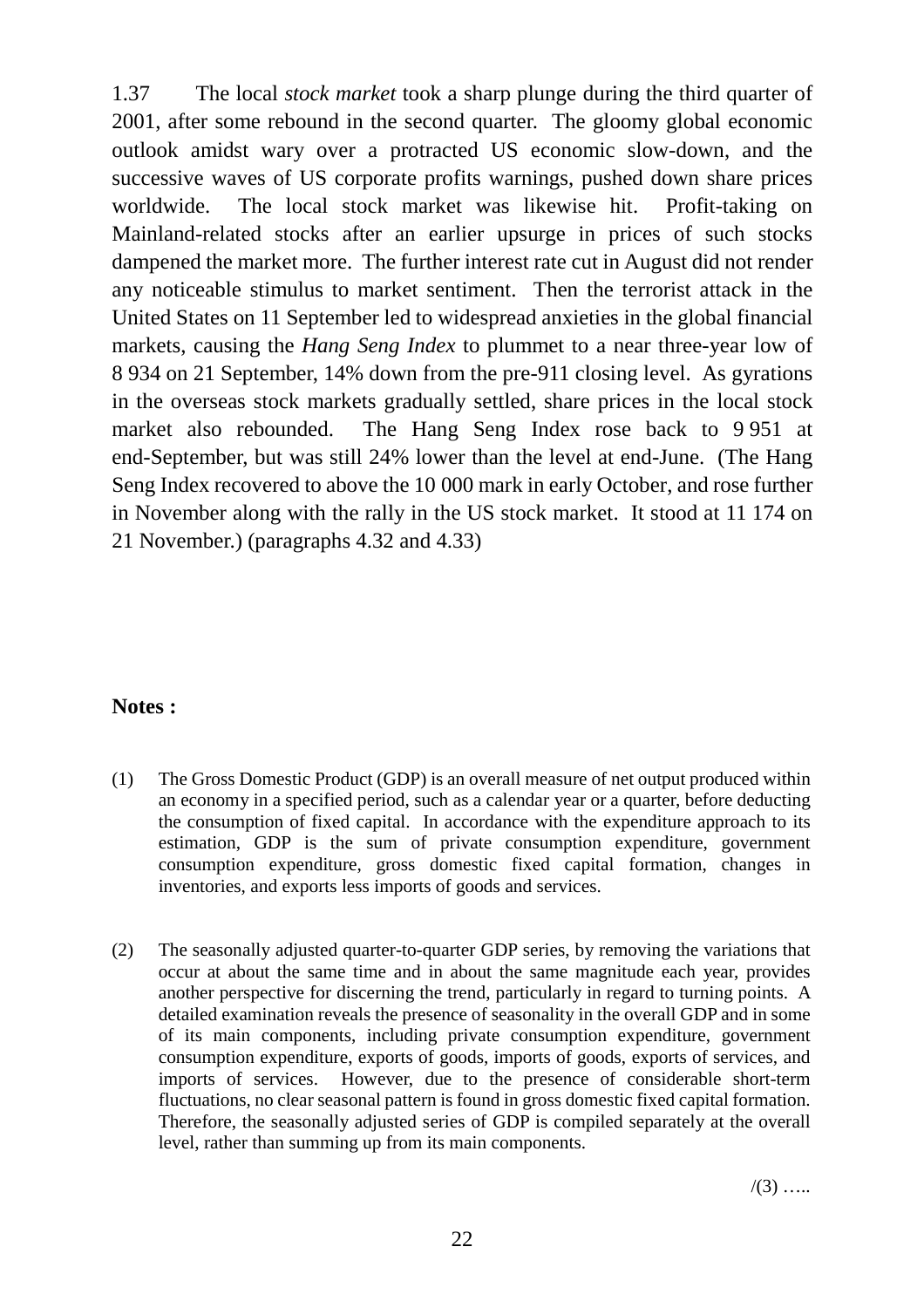1.37 The local *stock market* took a sharp plunge during the third quarter of 2001, after some rebound in the second quarter. The gloomy global economic outlook amidst wary over a protracted US economic slow-down, and the successive waves of US corporate profits warnings, pushed down share prices worldwide. The local stock market was likewise hit. Profit-taking on Mainland-related stocks after an earlier upsurge in prices of such stocks dampened the market more. The further interest rate cut in August did not render any noticeable stimulus to market sentiment. Then the terrorist attack in the United States on 11 September led to widespread anxieties in the global financial markets, causing the *Hang Seng Index* to plummet to a near three-year low of 8 934 on 21 September, 14% down from the pre-911 closing level. As gyrations in the overseas stock markets gradually settled, share prices in the local stock market also rebounded. The Hang Seng Index rose back to 9 951 at end-September, but was still 24% lower than the level at end-June. (The Hang Seng Index recovered to above the 10 000 mark in early October, and rose further in November along with the rally in the US stock market. It stood at 11 174 on 21 November.) (paragraphs 4.32 and 4.33)

**Notes :**

(1) The Gross Domestic Product (GDP) is an overall measure of net output produced within an economy in a specified period, such as a calendar year or a quarter, before deducting the consumption of fixed capital. In accordance with the expenditure approach to its estimation, GDP is the sum of private consumption expenditure, government consumption expenditure, gross domestic fixed capital formation, changes in inventories, and exports less imports of goods and services.

(2) The seasonally adjusted quarter-to-quarter GDP series, by removing the variations that occur at about the same time and in about the same magnitude each year, provides another perspective for discerning the trend, particularly in regard to turning points. A detailed examination reveals the presence of seasonality in the overall GDP and in some of its main components, including private consumption expenditure, government consumption expenditure, exports of goods, imports of goods, exports of services, and imports of services. However, due to the presence of considerable short-term fluctuations, no clear seasonal pattern is found in gross domestic fixed capital formation. Therefore, the seasonally adjusted series of GDP is compiled separately at the overall level, rather than summing up from its main components.

/(3) …..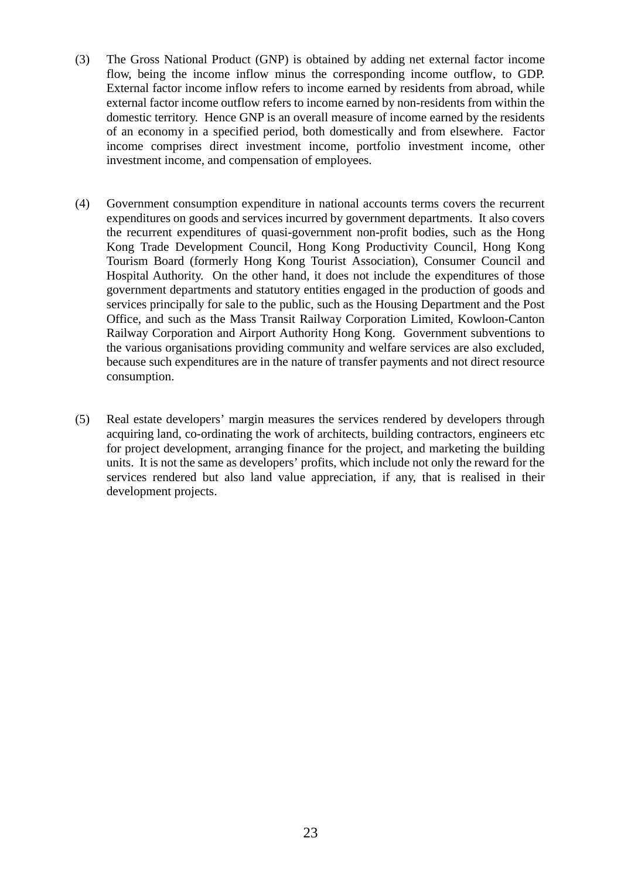(3) The Gross National Product (GNP) is obtained by adding net external factor income flow, being the income inflow minus the corresponding income outflow, to GDP. External factor income inflow refers to income earned by residents from abroad, while external factor income outflow refers to income earned by non-residents from within the domestic territory. Hence GNP is an overall measure of income earned by the residents of an economy in a specified period, both domestically and from elsewhere. Factor income comprises direct investment income, portfolio investment income, other investment income, and compensation of employees.

(4) Government consumption expenditure in national accounts terms covers the recurrent expenditures on goods and services incurred by government departments. It also covers the recurrent expenditures of quasi-government non-profit bodies, such as the Hong Kong Trade Development Council, Hong Kong Productivity Council, Hong Kong Tourism Board (formerly Hong Kong Tourist Association), Consumer Council and Hospital Authority. On the other hand, it does not include the expenditures of those government departments and statutory entities engaged in the production of goods and services principally for sale to the public, such as the Housing Department and the Post Office, and such as the Mass Transit Railway Corporation Limited, Kowloon-Canton Railway Corporation and Airport Authority Hong Kong. Government subventions to the various organisations providing community and welfare services are also excluded, because such expenditures are in the nature of transfer payments and not direct resource consumption.

(5) Real estate developers' margin measures the services rendered by developers through acquiring land, co-ordinating the work of architects, building contractors, engineers etc for project development, arranging finance for the project, and marketing the building units. It is not the same as developers' profits, which include not only the reward for the services rendered but also land value appreciation, if any, that is realised in their development projects.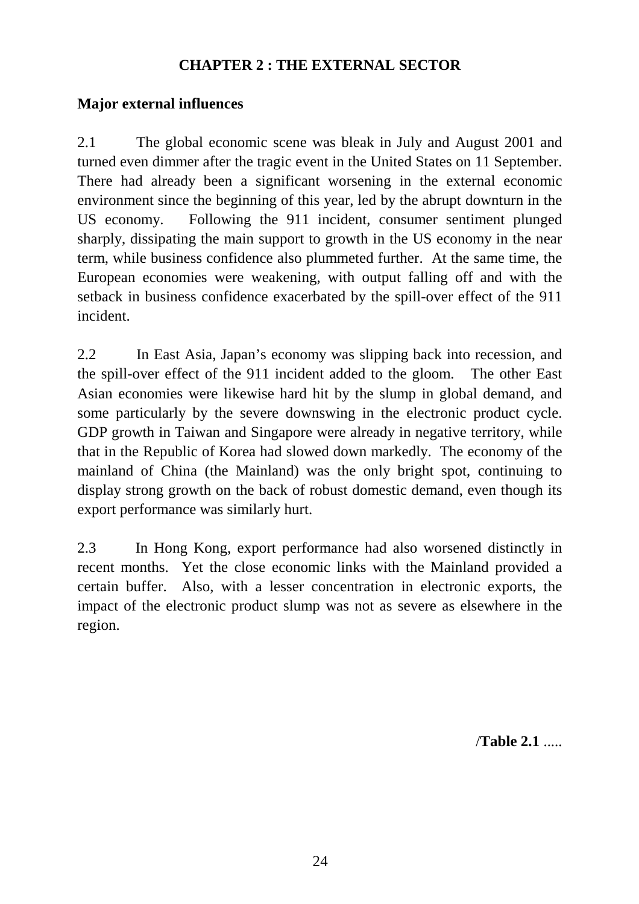# CHAPTER 2 : THE EXTERNAL SECTOR

## Major external influences

2.1 The global economic scene was bleak in July and August 2001 and turned even dimmer after the tragic event in the United States on 11 September. There had already been a significant worsening in the external economic environment since the beginning of this year, led by the abrupt downturn in the US economy. Following the 911 incident, consumer sentiment plunged sharply, dissipating the main support to growth in the US economy in the near term, while business confidence also plummeted further. At the same time, the European economies were weakening, with output falling off and with the setback in business confidence exacerbated by the spill-over effect of the 911 incident.

2.2 In East Asia, Japan's economy was slipping back into recession, and the spill-over effect of the 911 incident added to the gloom. The other East Asian economies were likewise hard hit by the slump in global demand, and some particularly by the severe downswing in the electronic product cycle. GDP growth in Taiwan and Singapore were already in negative territory, while that in the Republic of Korea had slowed down markedly. The economy of the mainland of China (the Mainland) was the only bright spot, continuing to display strong growth on the back of robust domestic demand, even though its export performance was similarly hurt.

2.3 In Hong Kong, export performance had also worsened distinctly in recent months. Yet the close economic links with the Mainland provided a certain buffer. Also, with a lesser concentration in electronic exports, the impact of the electronic product slump was not as severe as elsewhere in the region.

/**Table 2.1** .....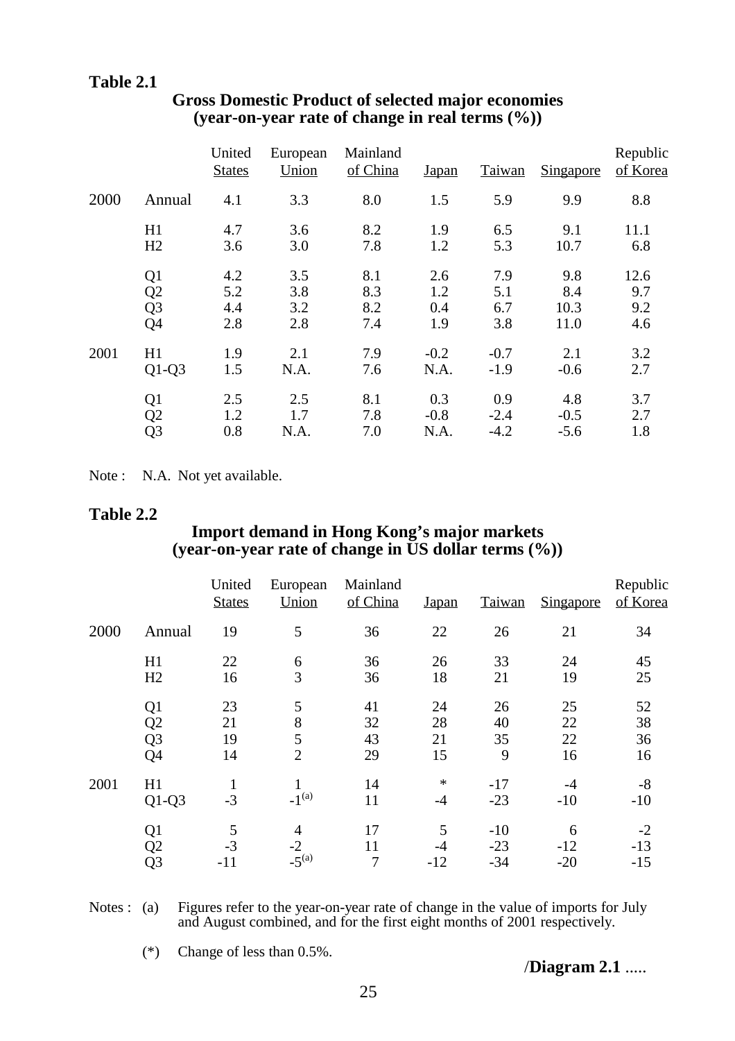**Table 2.1**

**Gross Domestic Product of selected major economies (year-on-year rate of change in real terms (%))**

| | | United States | European Union | Mainland of China | Japan | Taiwan | Singapore | Republic of Korea |
|---|---|---|---|---|---|---|---|---|
| 2000 | Annual | 4.1 | 3.3 | 8.0 | 1.5 | 5.9 | 9.9 | 8.8 |
| | H1 | 4.7 | 3.6 | 8.2 | 1.9 | 6.5 | 9.1 | 11.1 |
| | H2 | 3.6 | 3.0 | 7.8 | 1.2 | 5.3 | 10.7 | 6.8 |
| | Q1 | 4.2 | 3.5 | 8.1 | 2.6 | 7.9 | 9.8 | 12.6 |
| | Q2 | 5.2 | 3.8 | 8.3 | 1.2 | 5.1 | 8.4 | 9.7 |
| | Q3 | 4.4 | 3.2 | 8.2 | 0.4 | 6.7 | 10.3 | 9.2 |
| | Q4 | 2.8 | 2.8 | 7.4 | 1.9 | 3.8 | 11.0 | 4.6 |
| 2001 | H1 | 1.9 | 2.1 | 7.9 | -0.2 | -0.7 | 2.1 | 3.2 |
| | Q1-Q3 | 1.5 | N.A. | 7.6 | N.A. | -1.9 | -0.6 | 2.7 |
| | Q1 | 2.5 | 2.5 | 8.1 | 0.3 | 0.9 | 4.8 | 3.7 |
| | Q2 | 1.2 | 1.7 | 7.8 | -0.8 | -2.4 | -0.5 | 2.7 |
| | Q3 | 0.8 | N.A. | 7.0 | N.A. | -4.2 | -5.6 | 1.8 |

Note : N.A. Not yet available.

**Table 2.2**

**Import demand in Hong Kong's major markets (year-on-year rate of change in US dollar terms (%))**

| | | United States | European Union | Mainland of China | Japan | Taiwan | Singapore | Republic of Korea |
|---|---|---|---|---|---|---|---|---|
| 2000 | Annual | 19 | 5 | 36 | 22 | 26 | 21 | 34 |
| | H1 | 22 | 6 | 36 | 26 | 33 | 24 | 45 |
| | H2 | 16 | 3 | 36 | 18 | 21 | 19 | 25 |
| | Q1 | 23 | 5 | 41 | 24 | 26 | 25 | 52 |
| | Q2 | 21 | 8 | 32 | 28 | 40 | 22 | 38 |
| | Q3 | 19 | 5 | 43 | 21 | 35 | 22 | 36 |
| | Q4 | 14 | 2 | 29 | 15 | 9 | 16 | 16 |
| 2001 | H1 | 1 | 1 | 14 | * | -17 | -4 | -8 |
| | Q1-Q3 | -3 | -1[(a)] | 11 | -4 | -23 | -10 | -10 |
| | Q1 | 5 | 4 | 17 | 5 | -10 | 6 | -2 |
| | Q2 | -3 | -2 | 11 | -4 | -23 | -12 | -13 |
| | Q3 | -11 | -5[(a)] | 7 | -12 | -34 | -20 | -15 |

Notes : (a) Figures refer to the year-on-year rate of change in the value of imports for July and August combined, and for the first eight months of 2001 respectively.

(*) Change of less than 0.5%.

/**Diagram 2.1** .....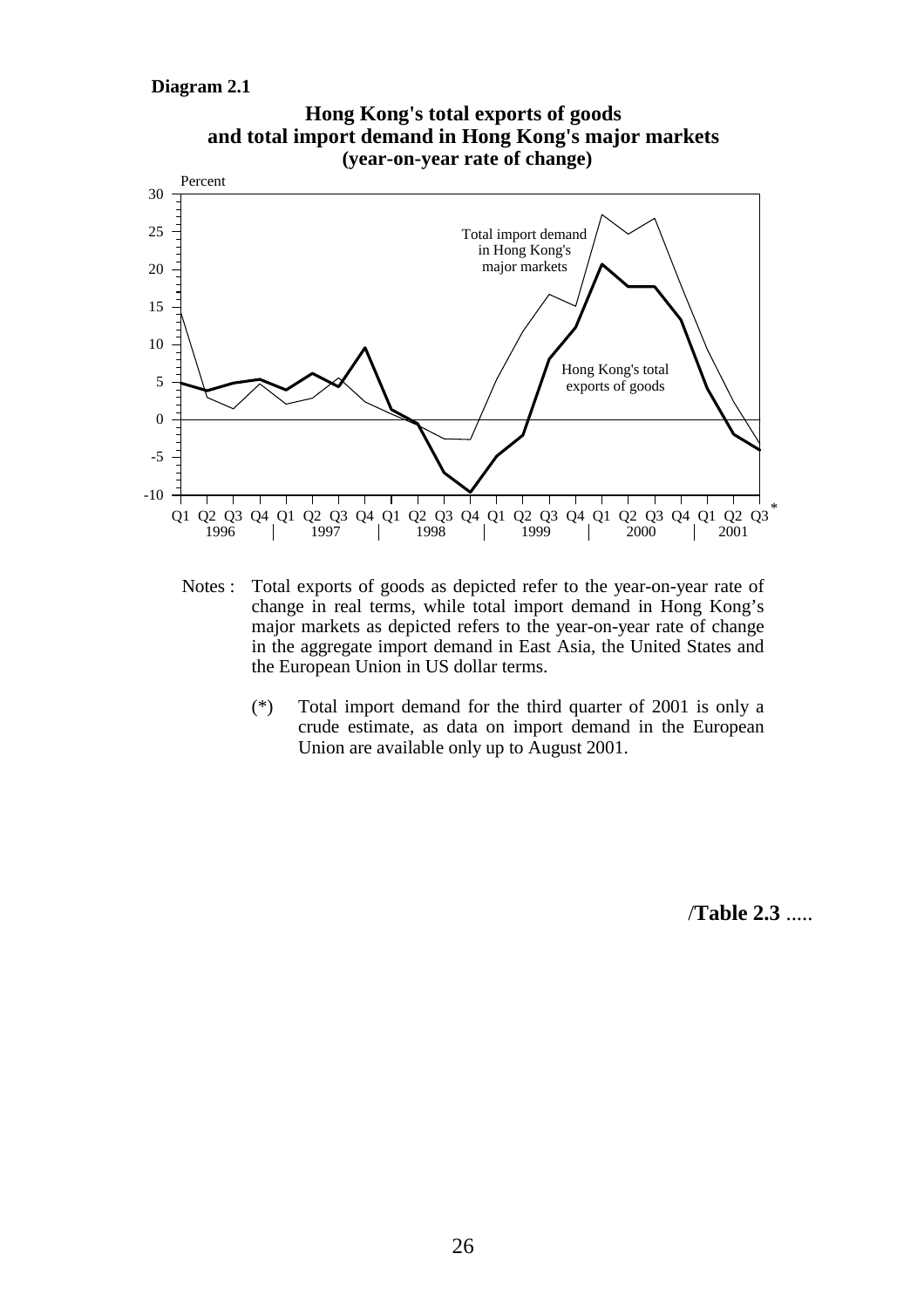**Diagram 2.1**

**Hong Kong's total exports of goods and total import demand in Hong Kong's major markets (year-on-year rate of change)**

Notes : Total exports of goods as depicted refer to the year-on-year rate of change in real terms, while total import demand in Hong Kong's major markets as depicted refers to the year-on-year rate of change in the aggregate import demand in East Asia, the United States and the European Union in US dollar terms.

(*) Total import demand for the third quarter of 2001 is only a crude estimate, as data on import demand in the European Union are available only up to August 2001.

/**Table 2.3** .....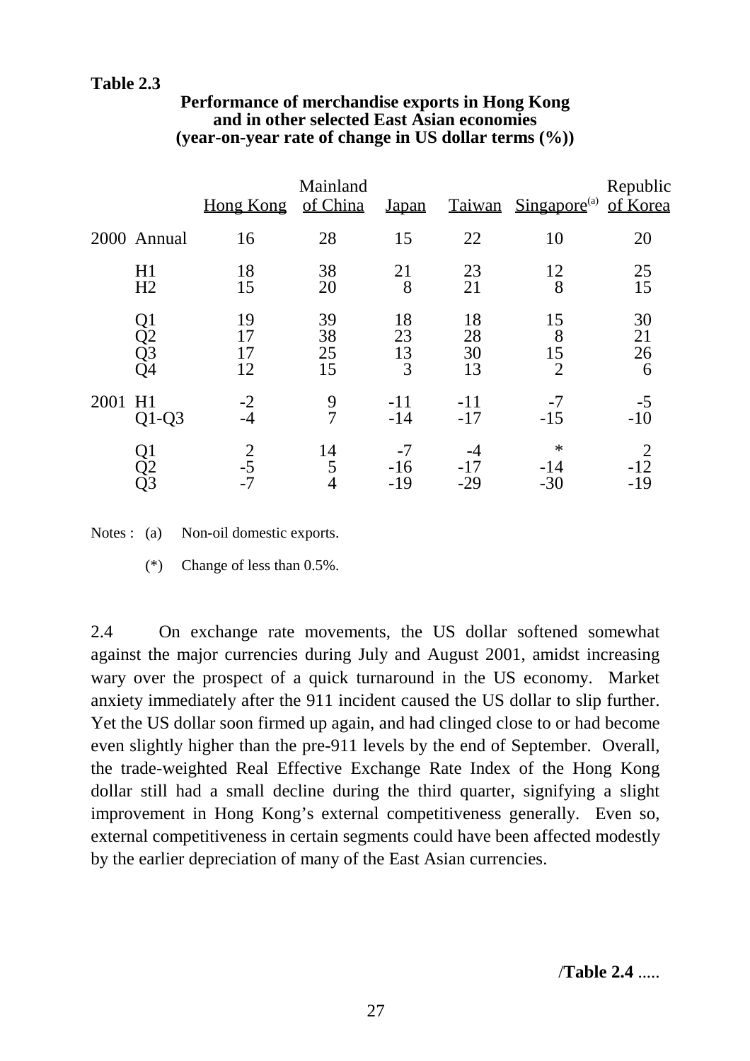**Table 2.3**

**Performance of merchandise exports in Hong Kong and in other selected East Asian economies (year-on-year rate of change in US dollar terms (%))**

| | | Hong Kong | Mainland of China | Japan | Taiwan | Singapore[(a)] | Republic of Korea |
|---|---|---|---|---|---|---|---|
| 2000 | Annual | 16 | 28 | 15 | 22 | 10 | 20 |
| | H1 | 18 | 38 | 21 | 23 | 12 | 25 |
| | H2 | 15 | 20 | 8 | 21 | 8 | 15 |
| | Q1 | 19 | 39 | 18 | 18 | 15 | 30 |
| | Q2 | 17 | 38 | 23 | 28 | 8 | 21 |
| | Q3 | 17 | 25 | 13 | 30 | 15 | 26 |
| | Q4 | 12 | 15 | 3 | 13 | 2 | 6 |
| 2001 | H1 | -2 | 9 | -11 | -11 | -7 | -5 |
| | Q1-Q3 | -4 | 7 | -14 | -17 | -15 | -10 |
| | Q1 | 2 | 14 | -7 | -4 | * | 2 |
| | Q2 | -5 | 5 | -16 | -17 | -14 | -12 |
| | Q3 | -7 | 4 | -19 | -29 | -30 | -19 |

Notes : (a) Non-oil domestic exports.

(*) Change of less than 0.5%.

2.4 On exchange rate movements, the US dollar softened somewhat against the major currencies during July and August 2001, amidst increasing wary over the prospect of a quick turnaround in the US economy. Market anxiety immediately after the 911 incident caused the US dollar to slip further. Yet the US dollar soon firmed up again, and had clinged close to or had become even slightly higher than the pre-911 levels by the end of September. Overall, the trade-weighted Real Effective Exchange Rate Index of the Hong Kong dollar still had a small decline during the third quarter, signifying a slight improvement in Hong Kong's external competitiveness generally. Even so, external competitiveness in certain segments could have been affected modestly by the earlier depreciation of many of the East Asian currencies.

/**Table 2.4** .....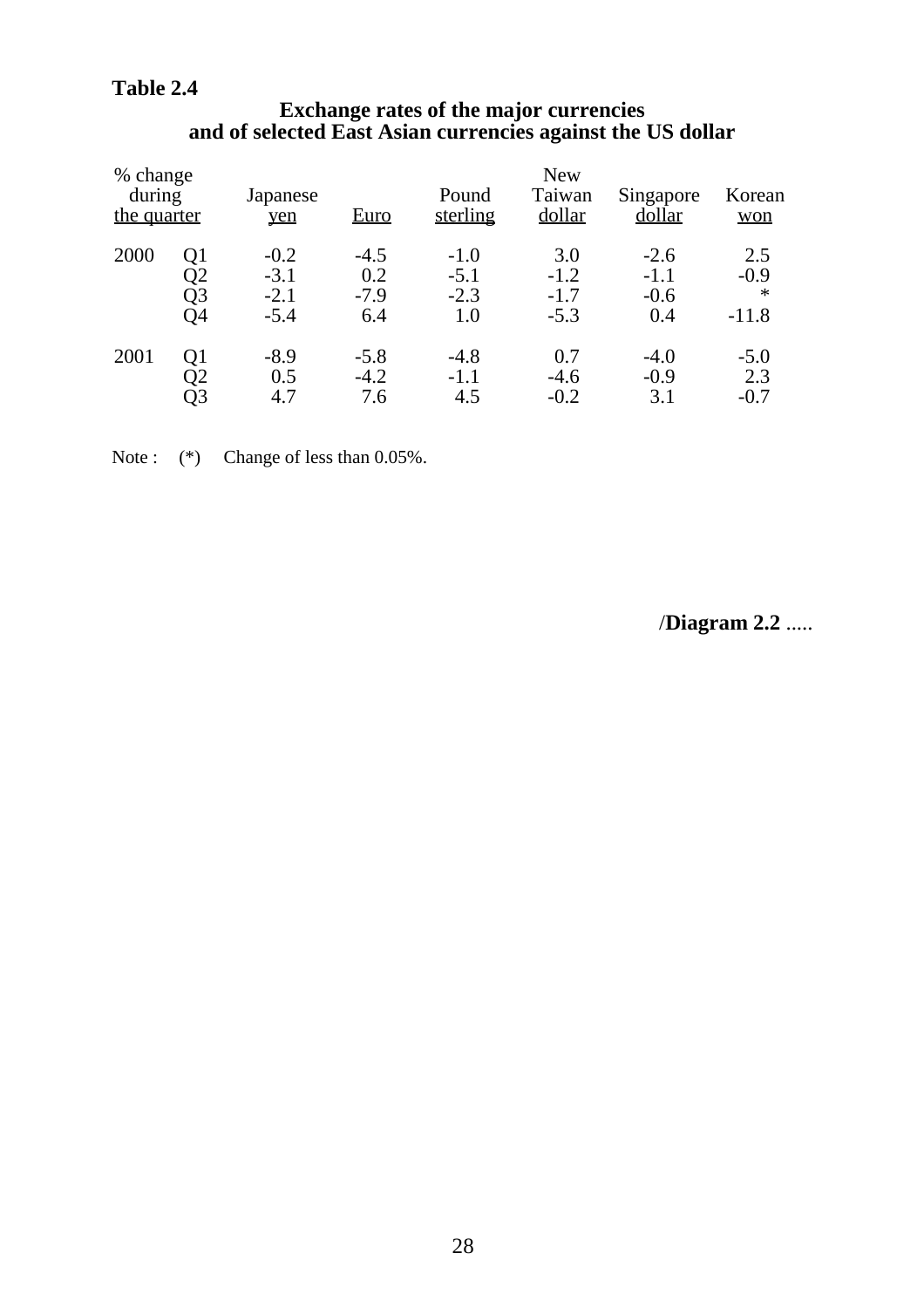**Table 2.4**

**Exchange rates of the major currencies and of selected East Asian currencies against the US dollar**

| % change during the quarter | | Japanese yen | Euro | Pound sterling | New Taiwan dollar | Singapore dollar | Korean won |
|---|---|---|---|---|---|---|---|
| 2000 | Q1 | -0.2 | -4.5 | -1.0 | 3.0 | -2.6 | 2.5 |
| | Q2 | -3.1 | 0.2 | -5.1 | -1.2 | -1.1 | -0.9 |
| | Q3 | -2.1 | -7.9 | -2.3 | -1.7 | -0.6 | * |
| | Q4 | -5.4 | 6.4 | 1.0 | -5.3 | 0.4 | -11.8 |
| 2001 | Q1 | -8.9 | -5.8 | -4.8 | 0.7 | -4.0 | -5.0 |
| | Q2 | 0.5 | -4.2 | -1.1 | -4.6 | -0.9 | 2.3 |
| | Q3 | 4.7 | 7.6 | 4.5 | -0.2 | 3.1 | -0.7 |

Note : (*) Change of less than 0.05%.

/**Diagram 2.2** .....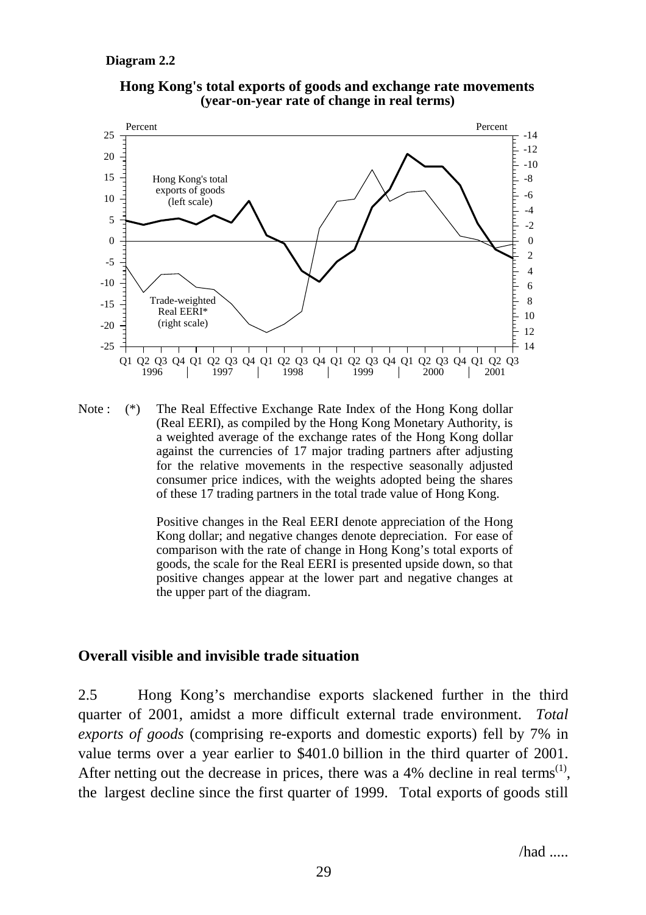**Diagram 2.2**

**Hong Kong's total exports of goods and exchange rate movements (year-on-year rate of change in real terms)**

Note : (*) The Real Effective Exchange Rate Index of the Hong Kong dollar (Real EERI), as compiled by the Hong Kong Monetary Authority, is a weighted average of the exchange rates of the Hong Kong dollar against the currencies of 17 major trading partners after adjusting for the relative movements in the respective seasonally adjusted consumer price indices, with the weights adopted being the shares of these 17 trading partners in the total trade value of Hong Kong.

Positive changes in the Real EERI denote appreciation of the Hong Kong dollar; and negative changes denote depreciation. For ease of comparison with the rate of change in Hong Kong's total exports of goods, the scale for the Real EERI is presented upside down, so that positive changes appear at the lower part and negative changes at the upper part of the diagram.

## Overall visible and invisible trade situation

2.5 Hong Kong's merchandise exports slackened further in the third quarter of 2001, amidst a more difficult external trade environment. *Total exports of goods* (comprising re-exports and domestic exports) fell by 7% in value terms over a year earlier to \$401.0 billion in the third quarter of 2001. After netting out the decrease in prices, there was a 4% decline in real terms(1), the largest decline since the first quarter of 1999. Total exports of goods still

/had .....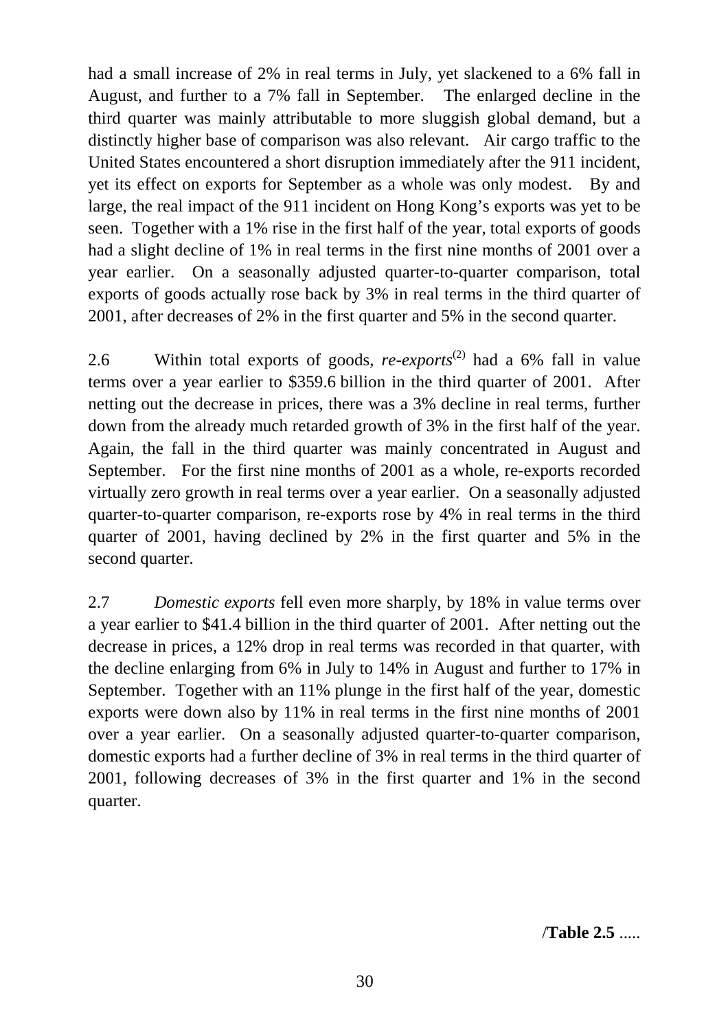had a small increase of 2% in real terms in July, yet slackened to a 6% fall in August, and further to a 7% fall in September. The enlarged decline in the third quarter was mainly attributable to more sluggish global demand, but a distinctly higher base of comparison was also relevant. Air cargo traffic to the United States encountered a short disruption immediately after the 911 incident, yet its effect on exports for September as a whole was only modest. By and large, the real impact of the 911 incident on Hong Kong's exports was yet to be seen. Together with a 1% rise in the first half of the year, total exports of goods had a slight decline of 1% in real terms in the first nine months of 2001 over a year earlier. On a seasonally adjusted quarter-to-quarter comparison, total exports of goods actually rose back by 3% in real terms in the third quarter of 2001, after decreases of 2% in the first quarter and 5% in the second quarter.

2.6 Within total exports of goods, *re-exports*(2) had a 6% fall in value terms over a year earlier to $359.6 billion in the third quarter of 2001. After netting out the decrease in prices, there was a 3% decline in real terms, further down from the already much retarded growth of 3% in the first half of the year. Again, the fall in the third quarter was mainly concentrated in August and September. For the first nine months of 2001 as a whole, re-exports recorded virtually zero growth in real terms over a year earlier. On a seasonally adjusted quarter-to-quarter comparison, re-exports rose by 4% in real terms in the third quarter of 2001, having declined by 2% in the first quarter and 5% in the second quarter.

2.7 *Domestic exports* fell even more sharply, by 18% in value terms over a year earlier to $41.4 billion in the third quarter of 2001. After netting out the decrease in prices, a 12% drop in real terms was recorded in that quarter, with the decline enlarging from 6% in July to 14% in August and further to 17% in September. Together with an 11% plunge in the first half of the year, domestic exports were down also by 11% in real terms in the first nine months of 2001 over a year earlier. On a seasonally adjusted quarter-to-quarter comparison, domestic exports had a further decline of 3% in real terms in the third quarter of 2001, following decreases of 3% in the first quarter and 1% in the second quarter.

/**Table 2.5** .....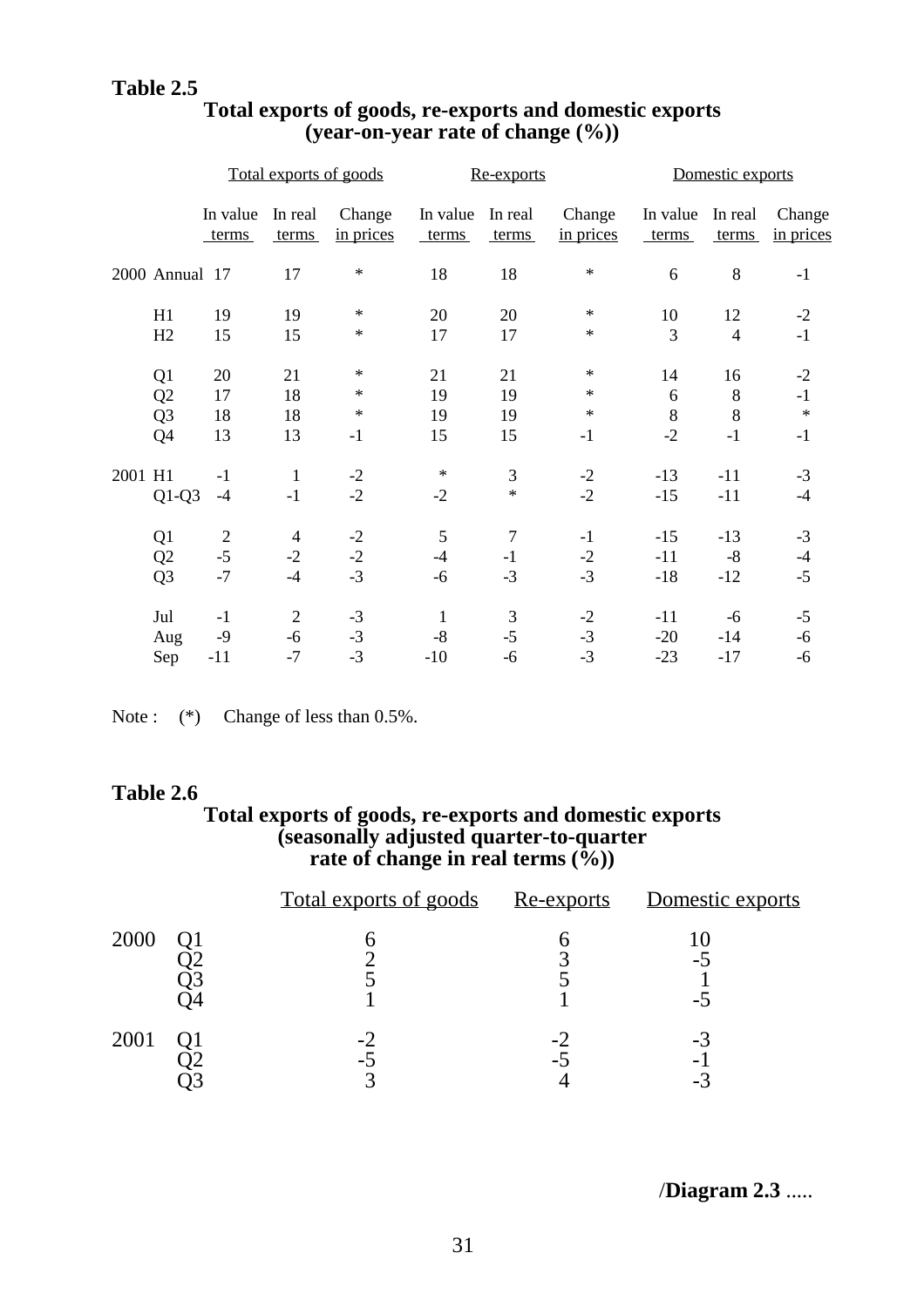**Table 2.5**

**Total exports of goods, re-exports and domestic exports (year-on-year rate of change (%))**

| | | Total exports of goods | | | Re-exports | | | Domestic exports | | |
|---|---|---|---|---|---|---|---|---|---|---|
| | | In value terms | In real terms | Change in prices | In value terms | In real terms | Change in prices | In value terms | In real terms | Change in prices |
| 2000 | Annual | 17 | 17 | * | 18 | 18 | * | 6 | 8 | -1 |
| | H1 | 19 | 19 | * | 20 | 20 | * | 10 | 12 | -2 |
| | H2 | 15 | 15 | * | 17 | 17 | * | 3 | 4 | -1 |
| | Q1 | 20 | 21 | * | 21 | 21 | * | 14 | 16 | -2 |
| | Q2 | 17 | 18 | * | 19 | 19 | * | 6 | 8 | -1 |
| | Q3 | 18 | 18 | * | 19 | 19 | * | 8 | 8 | * |
| | Q4 | 13 | 13 | -1 | 15 | 15 | -1 | -2 | -1 | -1 |
| 2001 | H1 | -1 | 1 | -2 | * | 3 | -2 | -13 | -11 | -3 |
| | Q1-Q3 | -4 | -1 | -2 | -2 | * | -2 | -15 | -11 | -4 |
| | Q1 | 2 | 4 | -2 | 5 | 7 | -1 | -15 | -13 | -3 |
| | Q2 | -5 | -2 | -2 | -4 | -1 | -2 | -11 | -8 | -4 |
| | Q3 | -7 | -4 | -3 | -6 | -3 | -3 | -18 | -12 | -5 |
| | Jul | -1 | 2 | -3 | 1 | 3 | -2 | -11 | -6 | -5 |
| | Aug | -9 | -6 | -3 | -8 | -5 | -3 | -20 | -14 | -6 |
| | Sep | -11 | -7 | -3 | -10 | -6 | -3 | -23 | -17 | -6 |

Note : (*) Change of less than 0.5%.

**Table 2.6**

**Total exports of goods, re-exports and domestic exports (seasonally adjusted quarter-to-quarter rate of change in real terms (%))**

| | | Total exports of goods | Re-exports | Domestic exports |
|---|---|---|---|---|
| 2000 | Q1 | 6 | 6 | 10 |
| | Q2 | 2 | 3 | -5 |
| | Q3 | 5 | 5 | 1 |
| | Q4 | 1 | 1 | -5 |
| 2001 | Q1 | -2 | -2 | -3 |
| | Q2 | -5 | -5 | -1 |
| | Q3 | 3 | 4 | -3 |

/**Diagram 2.3** .....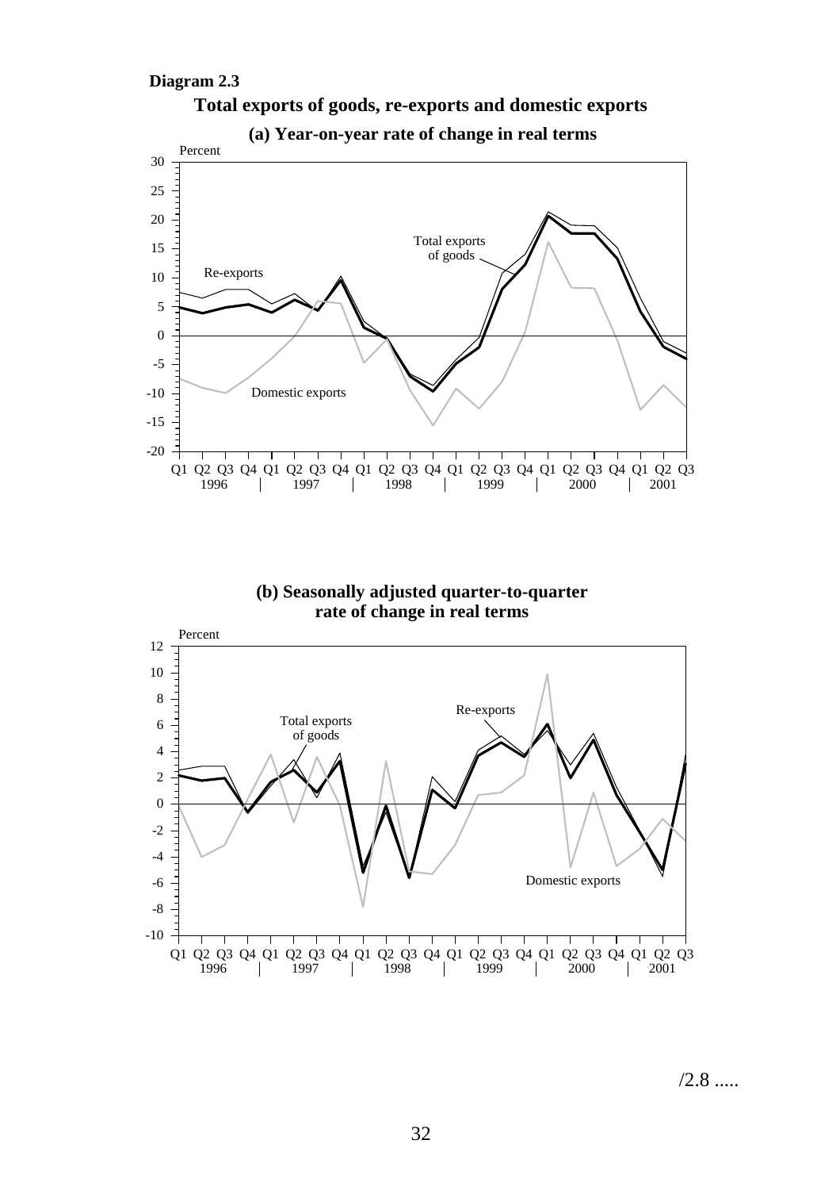**Diagram 2.3**

**Total exports of goods, re-exports and domestic exports**

**(a) Year-on-year rate of change in real terms**

**(b) Seasonally adjusted quarter-to-quarter rate of change in real terms**

/2.8 .....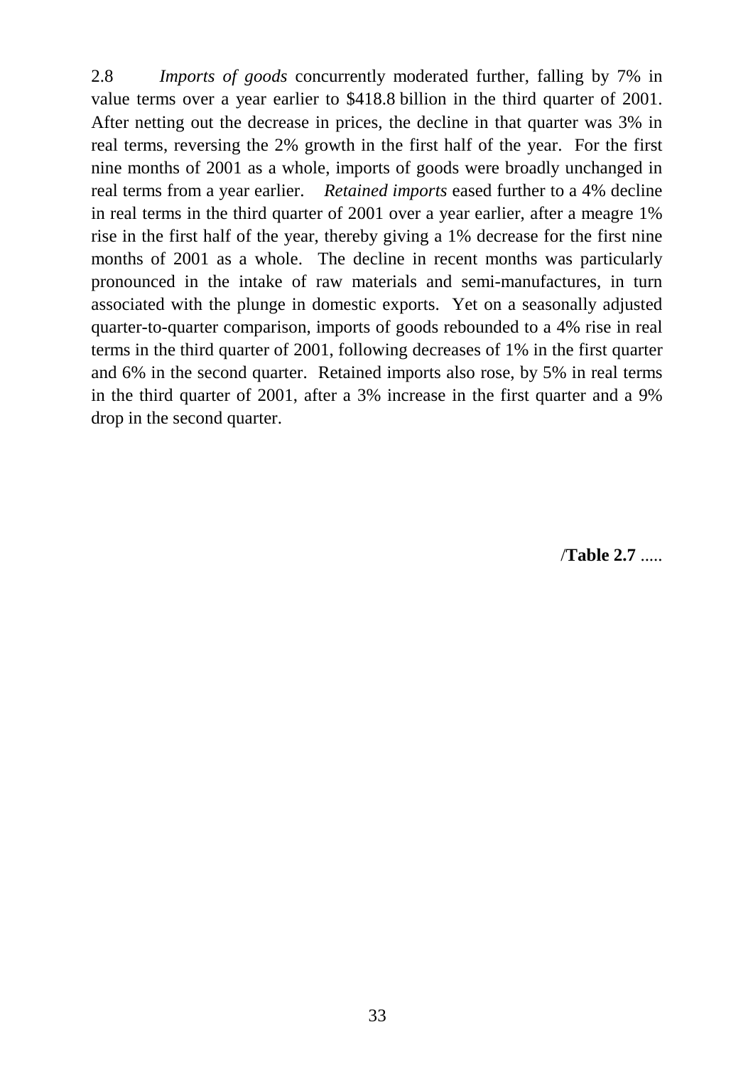2.8 *Imports of goods* concurrently moderated further, falling by 7% in value terms over a year earlier to $418.8 billion in the third quarter of 2001. After netting out the decrease in prices, the decline in that quarter was 3% in real terms, reversing the 2% growth in the first half of the year. For the first nine months of 2001 as a whole, imports of goods were broadly unchanged in real terms from a year earlier. *Retained imports* eased further to a 4% decline in real terms in the third quarter of 2001 over a year earlier, after a meagre 1% rise in the first half of the year, thereby giving a 1% decrease for the first nine months of 2001 as a whole. The decline in recent months was particularly pronounced in the intake of raw materials and semi-manufactures, in turn associated with the plunge in domestic exports. Yet on a seasonally adjusted quarter-to-quarter comparison, imports of goods rebounded to a 4% rise in real terms in the third quarter of 2001, following decreases of 1% in the first quarter and 6% in the second quarter. Retained imports also rose, by 5% in real terms in the third quarter of 2001, after a 3% increase in the first quarter and a 9% drop in the second quarter.

/**Table 2.7** .....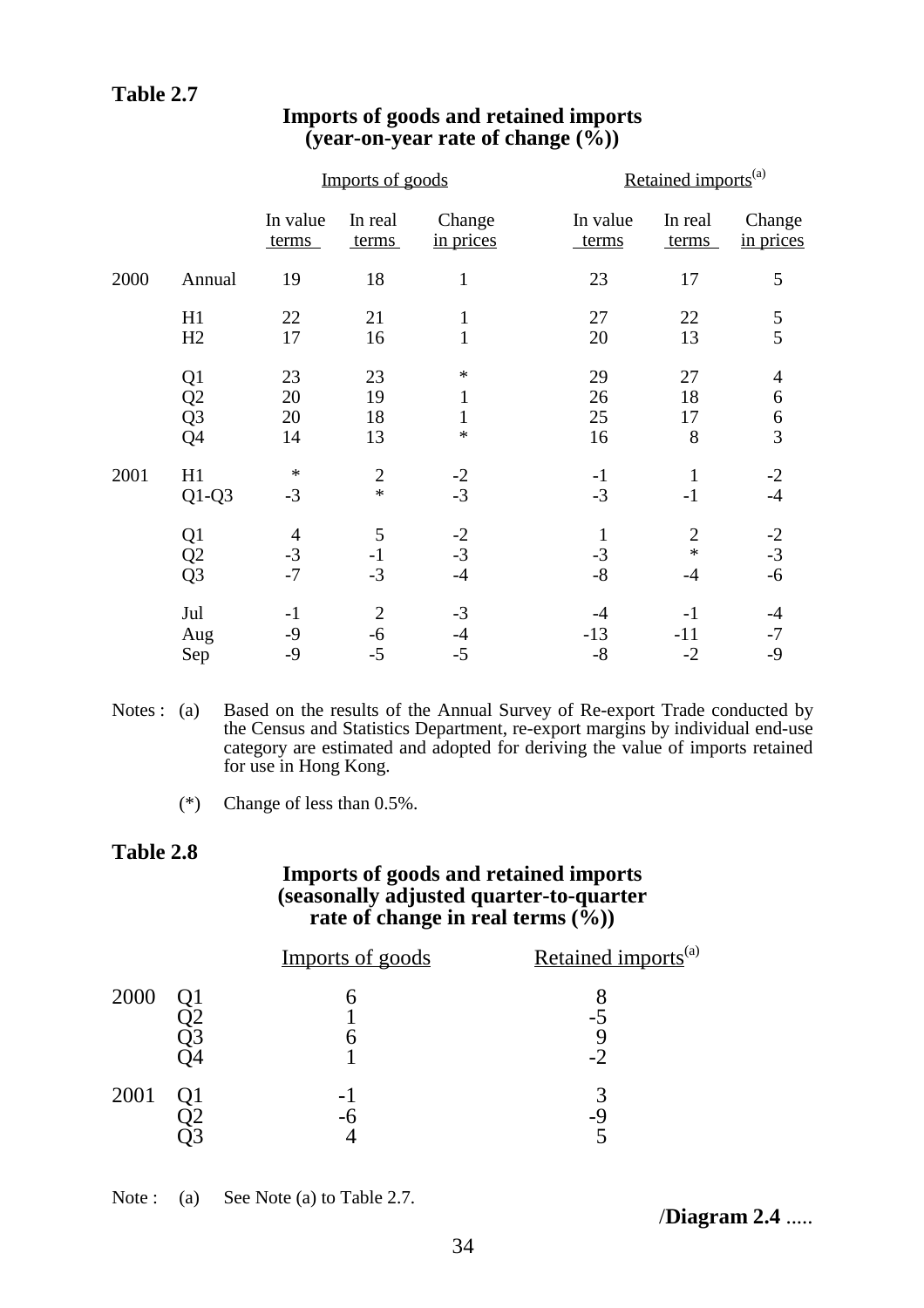**Table 2.7**

**Imports of goods and retained imports (year-on-year rate of change (%))**

| | | Imports of goods | | | Retained imports[(a)] | | |
|---|---|---|---|---|---|---|---|
| | | In value terms | In real terms | Change in prices | In value terms | In real terms | Change in prices |
| 2000 | Annual | 19 | 18 | 1 | 23 | 17 | 5 |
| | H1 | 22 | 21 | 1 | 27 | 22 | 5 |
| | H2 | 17 | 16 | 1 | 20 | 13 | 5 |
| | Q1 | 23 | 23 | * | 29 | 27 | 4 |
| | Q2 | 20 | 19 | 1 | 26 | 18 | 6 |
| | Q3 | 20 | 18 | 1 | 25 | 17 | 6 |
| | Q4 | 14 | 13 | * | 16 | 8 | 3 |
| 2001 | H1 | * | 2 | -2 | -1 | 1 | -2 |
| | Q1-Q3 | -3 | * | -3 | -3 | -1 | -4 |
| | Q1 | 4 | 5 | -2 | 1 | 2 | -2 |
| | Q2 | -3 | -1 | -3 | -3 | * | -3 |
| | Q3 | -7 | -3 | -4 | -8 | -4 | -6 |
| | Jul | -1 | 2 | -3 | -4 | -1 | -4 |
| | Aug | -9 | -6 | -4 | -13 | -11 | -7 |
| | Sep | -9 | -5 | -5 | -8 | -2 | -9 |

Notes : (a) Based on the results of the Annual Survey of Re-export Trade conducted by the Census and Statistics Department, re-export margins by individual end-use category are estimated and adopted for deriving the value of imports retained for use in Hong Kong.

(*) Change of less than 0.5%.

**Table 2.8**

**Imports of goods and retained imports (seasonally adjusted quarter-to-quarter rate of change in real terms (%))**

| | | Imports of goods | Retained imports[(a)] |
|---|---|---|---|
| 2000 | Q1 | 6 | 8 |
| | Q2 | 1 | -5 |
| | Q3 | 6 | 9 |
| | Q4 | 1 | -2 |
| 2001 | Q1 | -1 | 3 |
| | Q2 | -6 | -9 |
| | Q3 | 4 | 5 |

Note : (a) See Note (a) to Table 2.7.

/**Diagram 2.4** .....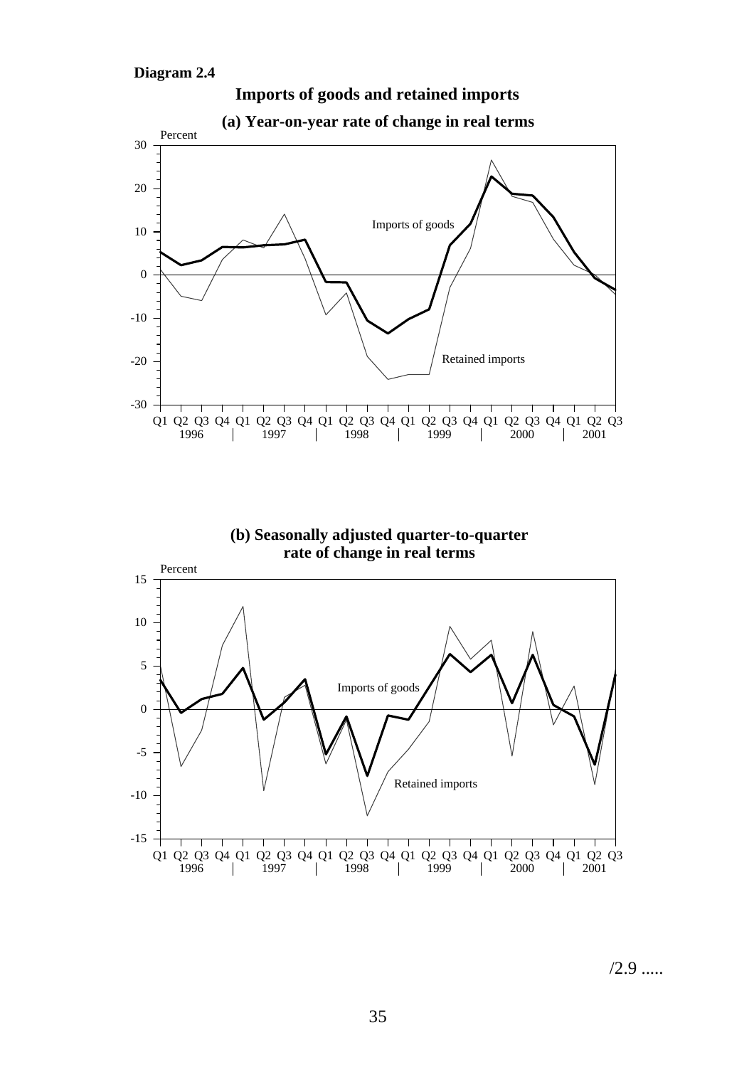**Diagram 2.4**

**Imports of goods and retained imports**

**(a) Year-on-year rate of change in real terms**

**(b) Seasonally adjusted quarter-to-quarter rate of change in real terms**

/2.9 .....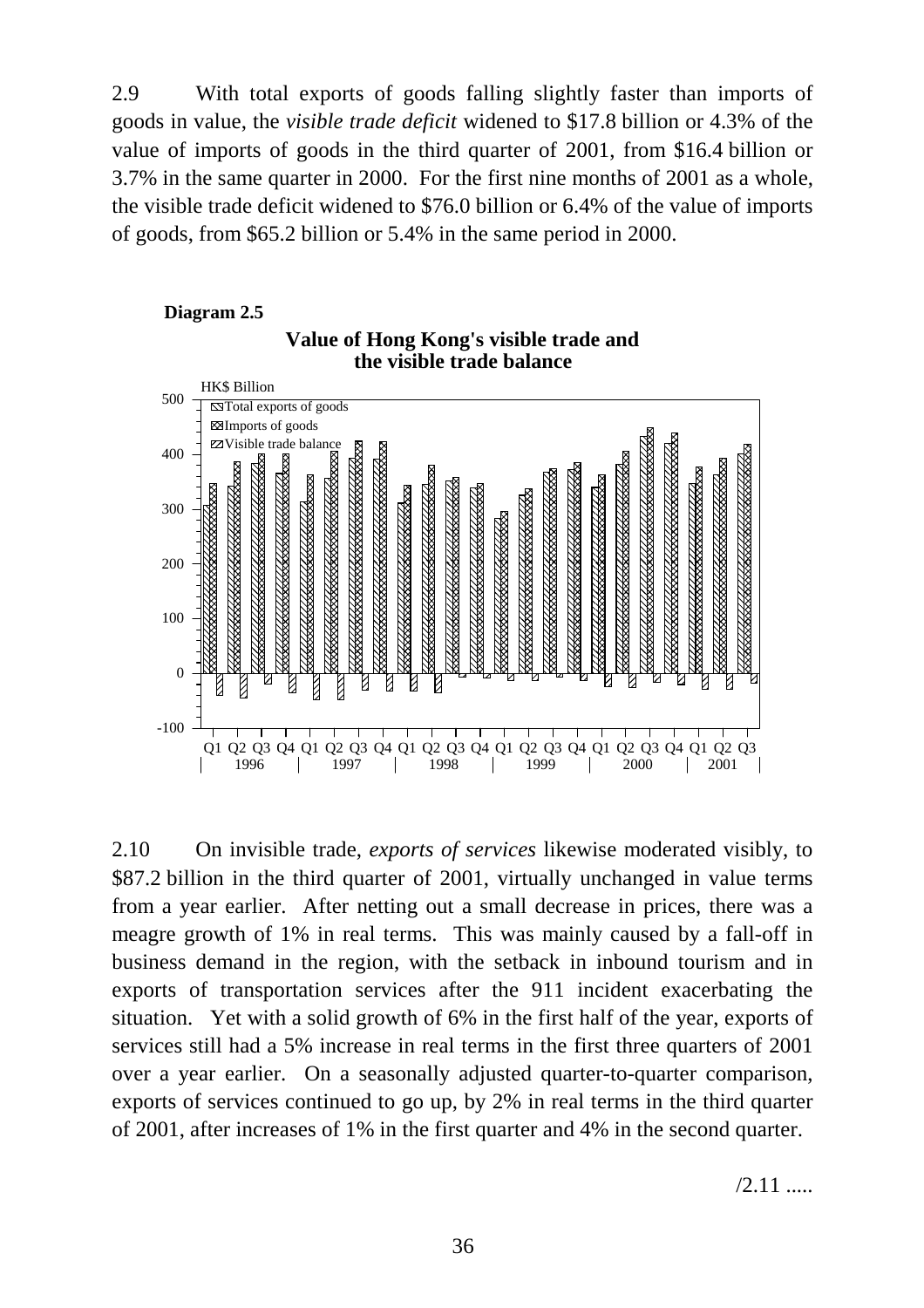2.9 With total exports of goods falling slightly faster than imports of goods in value, the *visible trade deficit* widened to \$17.8 billion or 4.3% of the value of imports of goods in the third quarter of 2001, from \$16.4 billion or 3.7% in the same quarter in 2000. For the first nine months of 2001 as a whole, the visible trade deficit widened to \$76.0 billion or 6.4% of the value of imports of goods, from \$65.2 billion or 5.4% in the same period in 2000.

**Diagram 2.5**

**Value of Hong Kong's visible trade and the visible trade balance**

HK\$ Billion

Legend: Total exports of goods; Imports of goods; Visible trade balance

Y-axis: -100, 0, 100, 200, 300, 400, 500

X-axis: Q1 Q2 Q3 Q4 (1996), Q1 Q2 Q3 Q4 (1997), Q1 Q2 Q3 Q4 (1998), Q1 Q2 Q3 Q4 (1999), Q1 Q2 Q3 Q4 (2000), Q1 Q2 Q3 (2001)

2.10 On invisible trade, *exports of services* likewise moderated visibly, to \$87.2 billion in the third quarter of 2001, virtually unchanged in value terms from a year earlier. After netting out a small decrease in prices, there was a meagre growth of 1% in real terms. This was mainly caused by a fall-off in business demand in the region, with the setback in inbound tourism and in exports of transportation services after the 911 incident exacerbating the situation. Yet with a solid growth of 6% in the first half of the year, exports of services still had a 5% increase in real terms in the first three quarters of 2001 over a year earlier. On a seasonally adjusted quarter-to-quarter comparison, exports of services continued to go up, by 2% in real terms in the third quarter of 2001, after increases of 1% in the first quarter and 4% in the second quarter.

/2.11 .....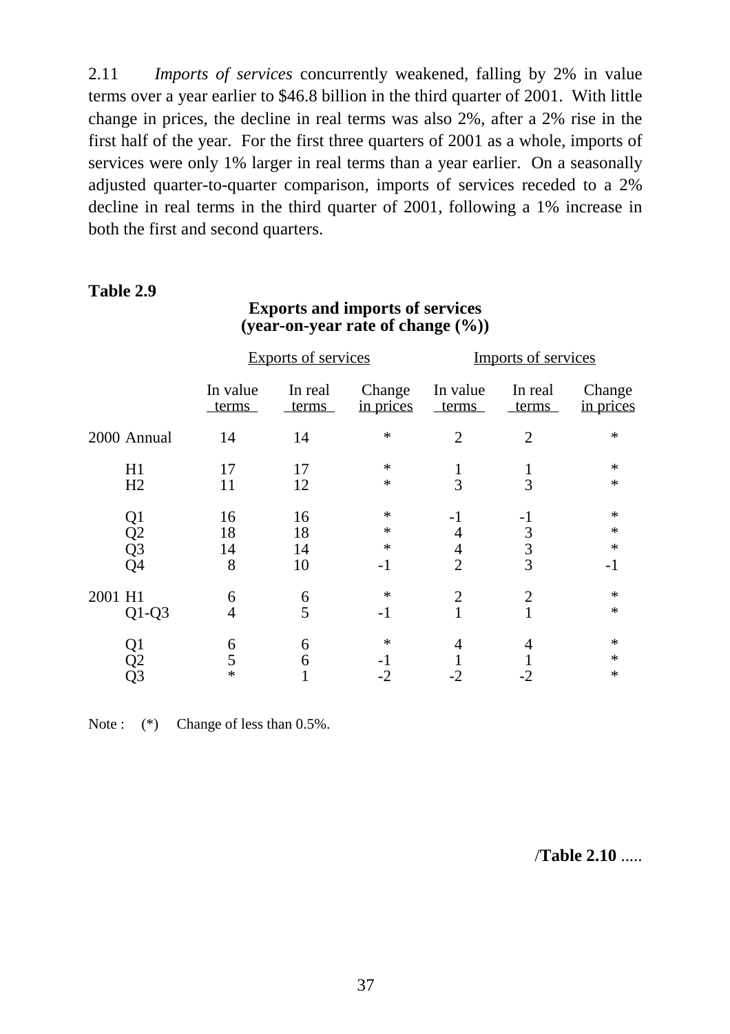2.11 *Imports of services* concurrently weakened, falling by 2% in value terms over a year earlier to $46.8 billion in the third quarter of 2001. With little change in prices, the decline in real terms was also 2%, after a 2% rise in the first half of the year. For the first three quarters of 2001 as a whole, imports of services were only 1% larger in real terms than a year earlier. On a seasonally adjusted quarter-to-quarter comparison, imports of services receded to a 2% decline in real terms in the third quarter of 2001, following a 1% increase in both the first and second quarters.

**Table 2.9**

**Exports and imports of services (year-on-year rate of change (%))**

| | Exports of services | | | Imports of services | | |
|---|---|---|---|---|---|---|
| | In value terms | In real terms | Change in prices | In value terms | In real terms | Change in prices |
| 2000 Annual | 14 | 14 | * | 2 | 2 | * |
| H1 | 17 | 17 | * | 1 | 1 | * |
| H2 | 11 | 12 | * | 3 | 3 | * |
| Q1 | 16 | 16 | * | -1 | -1 | * |
| Q2 | 18 | 18 | * | 4 | 3 | * |
| Q3 | 14 | 14 | * | 4 | 3 | * |
| Q4 | 8 | 10 | -1 | 2 | 3 | -1 |
| 2001 H1 | 6 | 6 | * | 2 | 2 | * |
| Q1-Q3 | 4 | 5 | -1 | 1 | 1 | * |
| Q1 | 6 | 6 | * | 4 | 4 | * |
| Q2 | 5 | 6 | -1 | 1 | 1 | * |
| Q3 | * | 1 | -2 | -2 | -2 | * |

Note : (*) Change of less than 0.5%.

/**Table 2.10** .....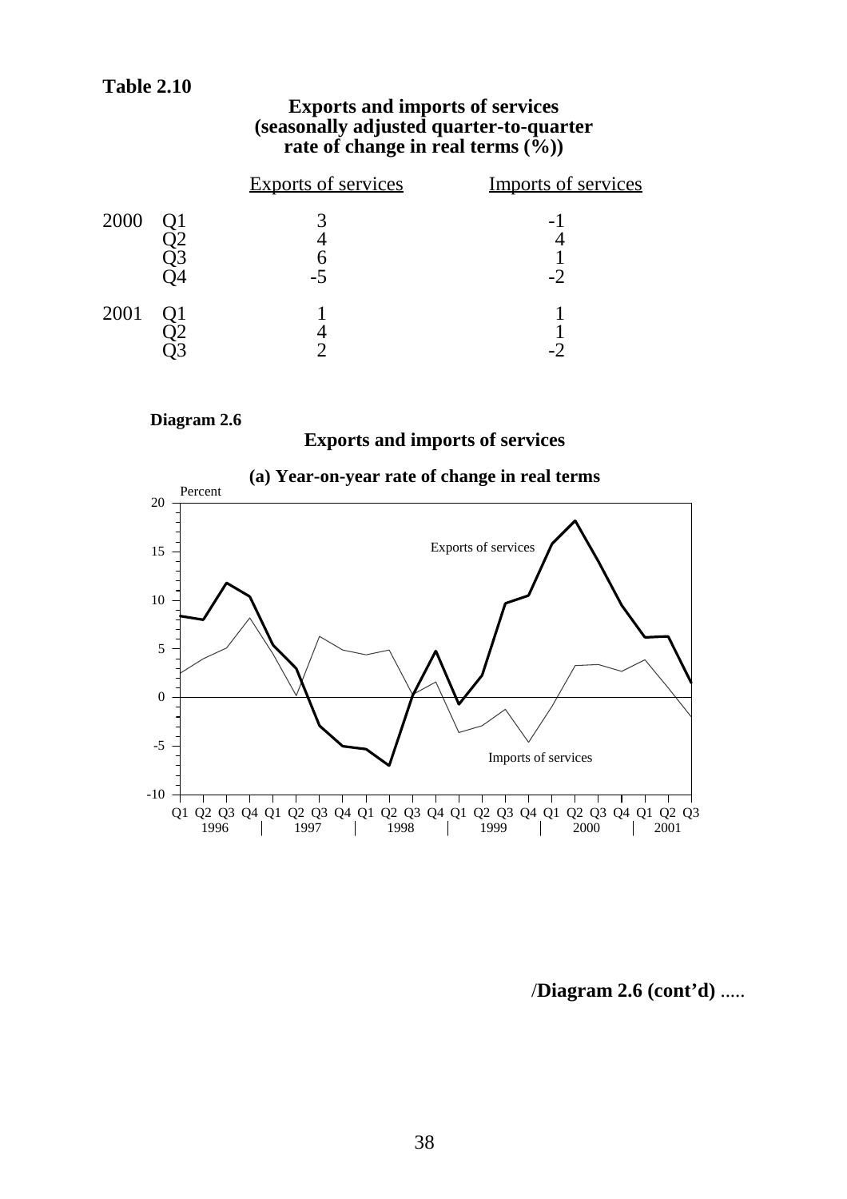**Table 2.10**

**Exports and imports of services (seasonally adjusted quarter-to-quarter rate of change in real terms (%))**

| | | Exports of services | Imports of services |
|---|---|---|---|
| 2000 | Q1 | 3 | -1 |
| | Q2 | 4 | 4 |
| | Q3 | 6 | 1 |
| | Q4 | -5 | -2 |
| 2001 | Q1 | 1 | 1 |
| | Q2 | 4 | 1 |
| | Q3 | 2 | -2 |

**Diagram 2.6**

**Exports and imports of services**

**(a) Year-on-year rate of change in real terms**

/**Diagram 2.6 (cont'd)** .....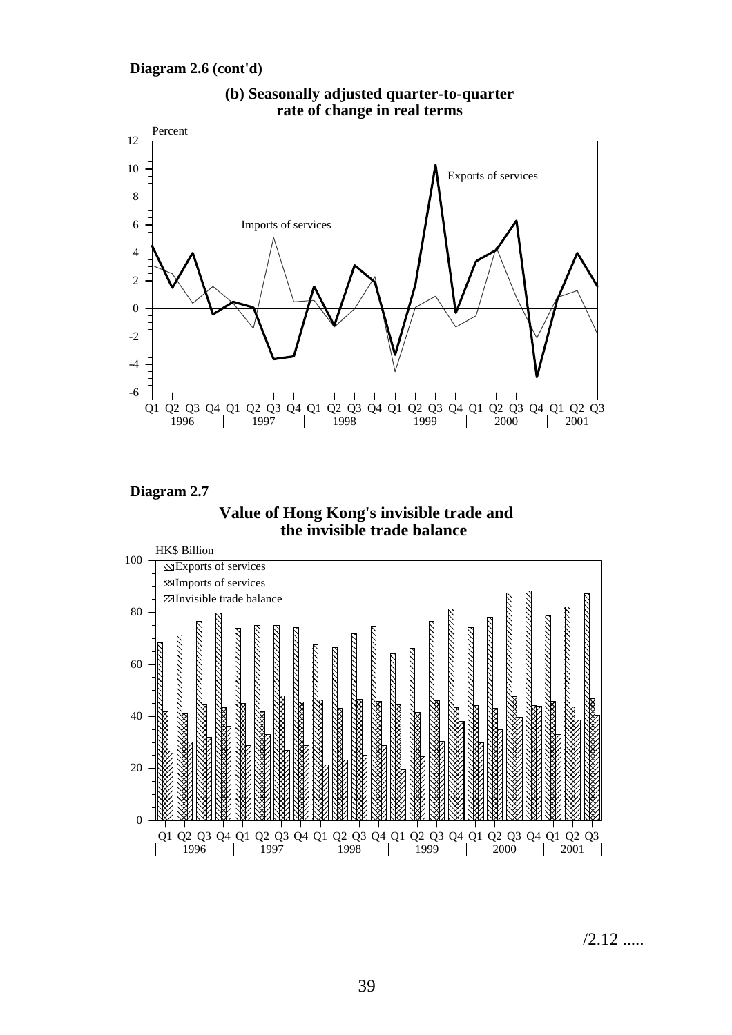**Diagram 2.6 (cont'd)**

**(b) Seasonally adjusted quarter-to-quarter rate of change in real terms**

**Diagram 2.7**

**Value of Hong Kong's invisible trade and the invisible trade balance**

/2.12 .....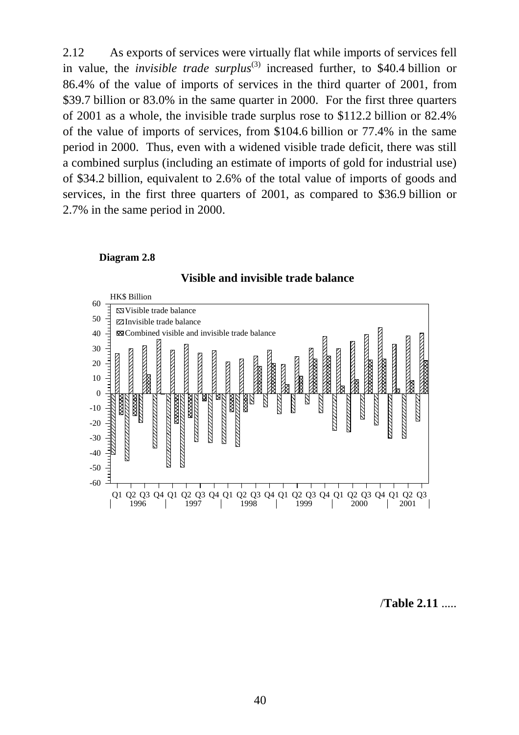2.12 As exports of services were virtually flat while imports of services fell in value, the *invisible trade surplus*[3] increased further, to $40.4 billion or 86.4% of the value of imports of services in the third quarter of 2001, from $39.7 billion or 83.0% in the same quarter in 2000. For the first three quarters of 2001 as a whole, the invisible trade surplus rose to $112.2 billion or 82.4% of the value of imports of services, from $104.6 billion or 77.4% in the same period in 2000. Thus, even with a widened visible trade deficit, there was still a combined surplus (including an estimate of imports of gold for industrial use) of $34.2 billion, equivalent to 2.6% of the total value of imports of goods and services, in the first three quarters of 2001, as compared to $36.9 billion or 2.7% in the same period in 2000.

**Diagram 2.8**

**Visible and invisible trade balance**

HK$ Billion

Legend: Visible trade balance; Invisible trade balance; Combined visible and invisible trade balance

Q1 Q2 Q3 Q4 Q1 Q2 Q3 Q4 Q1 Q2 Q3 Q4 Q1 Q2 Q3 Q4 Q1 Q2 Q3 Q4 Q1 Q2 Q3
1996 1997 1998 1999 2000 2001

/**Table 2.11** .....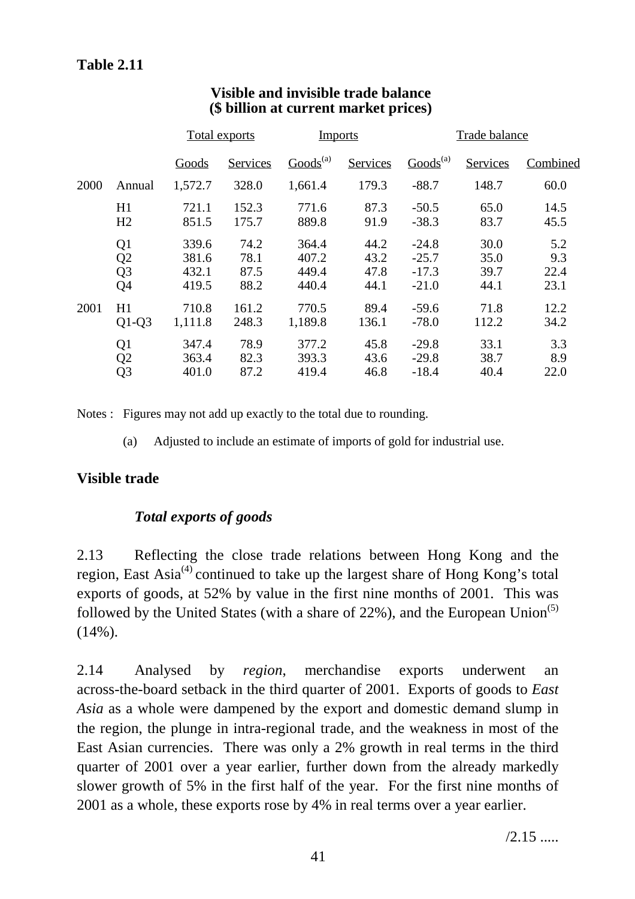**Table 2.11**

**Visible and invisible trade balance**
**($ billion at current market prices)**

| | | Total exports | | Imports | | Trade balance | | |
|---|---|---|---|---|---|---|---|---|
| | | Goods | Services | Goods[(a)] | Services | Goods[(a)] | Services | Combined |
| 2000 | Annual | 1,572.7 | 328.0 | 1,661.4 | 179.3 | -88.7 | 148.7 | 60.0 |
| | H1 | 721.1 | 152.3 | 771.6 | 87.3 | -50.5 | 65.0 | 14.5 |
| | H2 | 851.5 | 175.7 | 889.8 | 91.9 | -38.3 | 83.7 | 45.5 |
| | Q1 | 339.6 | 74.2 | 364.4 | 44.2 | -24.8 | 30.0 | 5.2 |
| | Q2 | 381.6 | 78.1 | 407.2 | 43.2 | -25.7 | 35.0 | 9.3 |
| | Q3 | 432.1 | 87.5 | 449.4 | 47.8 | -17.3 | 39.7 | 22.4 |
| | Q4 | 419.5 | 88.2 | 440.4 | 44.1 | -21.0 | 44.1 | 23.1 |
| 2001 | H1 | 710.8 | 161.2 | 770.5 | 89.4 | -59.6 | 71.8 | 12.2 |
| | Q1-Q3 | 1,111.8 | 248.3 | 1,189.8 | 136.1 | -78.0 | 112.2 | 34.2 |
| | Q1 | 347.4 | 78.9 | 377.2 | 45.8 | -29.8 | 33.1 | 3.3 |
| | Q2 | 363.4 | 82.3 | 393.3 | 43.6 | -29.8 | 38.7 | 8.9 |
| | Q3 | 401.0 | 87.2 | 419.4 | 46.8 | -18.4 | 40.4 | 22.0 |

Notes : Figures may not add up exactly to the total due to rounding.

(a) Adjusted to include an estimate of imports of gold for industrial use.

## Visible trade

### *Total exports of goods*

2.13 Reflecting the close trade relations between Hong Kong and the region, East Asia[(4)] continued to take up the largest share of Hong Kong's total exports of goods, at 52% by value in the first nine months of 2001. This was followed by the United States (with a share of 22%), and the European Union[(5)] (14%).

2.14 Analysed by *region*, merchandise exports underwent an across-the-board setback in the third quarter of 2001. Exports of goods to *East Asia* as a whole were dampened by the export and domestic demand slump in the region, the plunge in intra-regional trade, and the weakness in most of the East Asian currencies. There was only a 2% growth in real terms in the third quarter of 2001 over a year earlier, further down from the already markedly slower growth of 5% in the first half of the year. For the first nine months of 2001 as a whole, these exports rose by 4% in real terms over a year earlier.

/2.15 .....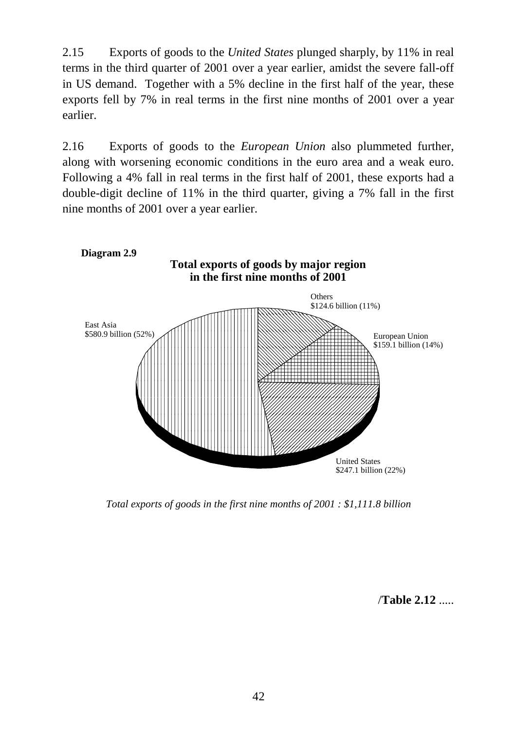2.15 Exports of goods to the *United States* plunged sharply, by 11% in real terms in the third quarter of 2001 over a year earlier, amidst the severe fall-off in US demand. Together with a 5% decline in the first half of the year, these exports fell by 7% in real terms in the first nine months of 2001 over a year earlier.

2.16 Exports of goods to the *European Union* also plummeted further, along with worsening economic conditions in the euro area and a weak euro. Following a 4% fall in real terms in the first half of 2001, these exports had a double-digit decline of 11% in the third quarter, giving a 7% fall in the first nine months of 2001 over a year earlier.

**Diagram 2.9**

**Total exports of goods by major region in the first nine months of 2001**

East Asia
$580.9 billion (52%)

Others
$124.6 billion (11%)

European Union
$159.1 billion (14%)

United States
$247.1 billion (22%)

*Total exports of goods in the first nine months of 2001 : $1,111.8 billion*

/**Table 2.12** .....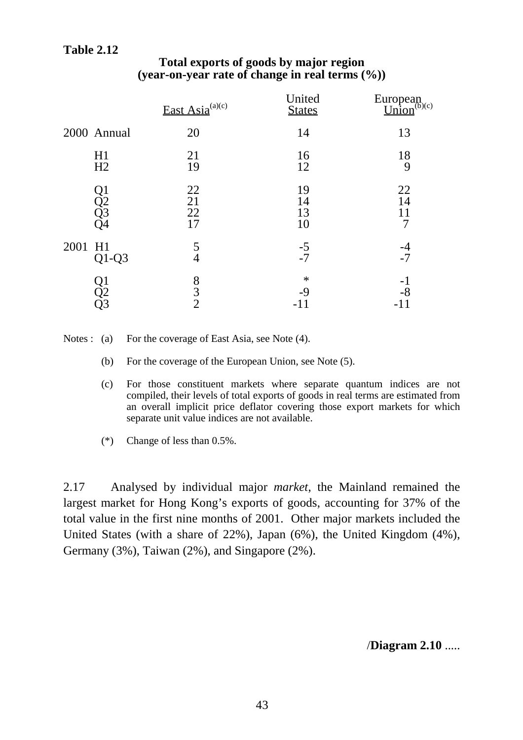**Table 2.12**

**Total exports of goods by major region**
**(year-on-year rate of change in real terms (%))**

| | | East Asia[(a)(c)] | United States | European Union[(b)(c)] |
|---|---|---|---|---|
| 2000 | Annual | 20 | 14 | 13 |
| | H1 | 21 | 16 | 18 |
| | H2 | 19 | 12 | 9 |
| | Q1 | 22 | 19 | 22 |
| | Q2 | 21 | 14 | 14 |
| | Q3 | 22 | 13 | 11 |
| | Q4 | 17 | 10 | 7 |
| 2001 | H1 | 5 | -5 | -4 |
| | Q1-Q3 | 4 | -7 | -7 |
| | Q1 | 8 | * | -1 |
| | Q2 | 3 | -9 | -8 |
| | Q3 | 2 | -11 | -11 |

Notes :
(a) For the coverage of East Asia, see Note (4).

(b) For the coverage of the European Union, see Note (5).

(c) For those constituent markets where separate quantum indices are not compiled, their levels of total exports of goods in real terms are estimated from an overall implicit price deflator covering those export markets for which separate unit value indices are not available.

(*) Change of less than 0.5%.

2.17 Analysed by individual major *market*, the Mainland remained the largest market for Hong Kong's exports of goods, accounting for 37% of the total value in the first nine months of 2001. Other major markets included the United States (with a share of 22%), Japan (6%), the United Kingdom (4%), Germany (3%), Taiwan (2%), and Singapore (2%).

/**Diagram 2.10** .....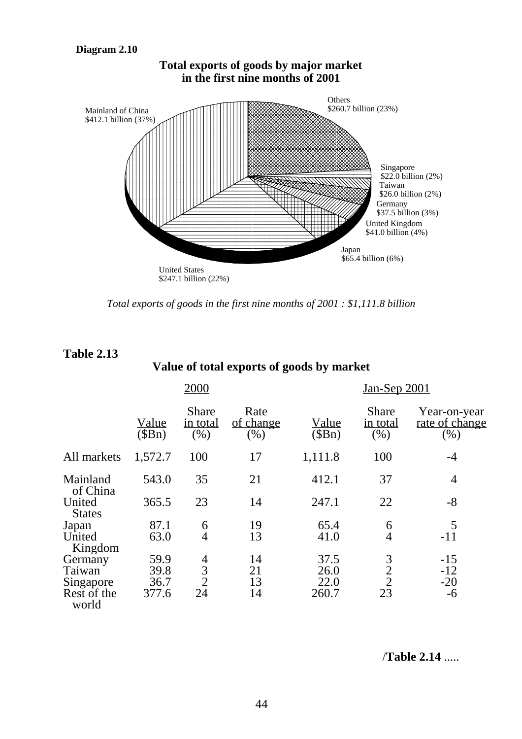**Diagram 2.10**

**Total exports of goods by major market in the first nine months of 2001**

Mainland of China $412.1 billion (37%)

Others $260.7 billion (23%)

Singapore $22.0 billion (2%)

Taiwan $26.0 billion (2%)

Germany $37.5 billion (3%)

United Kingdom $41.0 billion (4%)

Japan $65.4 billion (6%)

United States $247.1 billion (22%)

*Total exports of goods in the first nine months of 2001 : $1,111.8 billion*

## Table 2.13

**Value of total exports of goods by market**

| | 2000 | | | Jan-Sep 2001 | | |
|---|---|---|---|---|---|---|
| | Value ($Bn) | Share in total (%) | Rate of change (%) | Value ($Bn) | Share in total (%) | Year-on-year rate of change (%) |
| All markets | 1,572.7 | 100 | 17 | 1,111.8 | 100 | -4 |
| Mainland of China | 543.0 | 35 | 21 | 412.1 | 37 | 4 |
| United States | 365.5 | 23 | 14 | 247.1 | 22 | -8 |
| Japan | 87.1 | 6 | 19 | 65.4 | 6 | 5 |
| United Kingdom | 63.0 | 4 | 13 | 41.0 | 4 | -11 |
| Germany | 59.9 | 4 | 14 | 37.5 | 3 | -15 |
| Taiwan | 39.8 | 3 | 21 | 26.0 | 2 | -12 |
| Singapore | 36.7 | 2 | 13 | 22.0 | 2 | -20 |
| Rest of the world | 377.6 | 24 | 14 | 260.7 | 23 | -6 |

/**Table 2.14** .....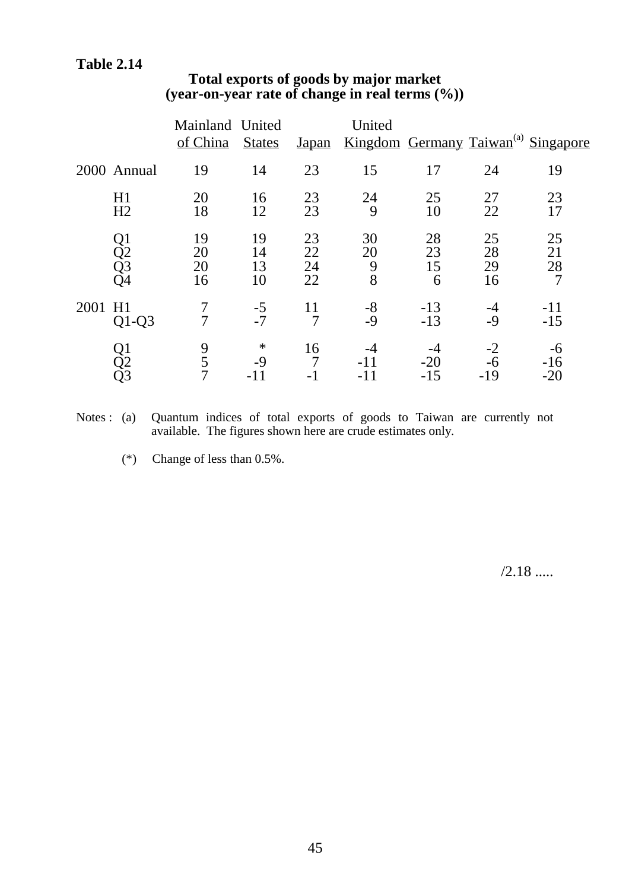**Table 2.14**

**Total exports of goods by major market**
**(year-on-year rate of change in real terms (%))**

| | | Mainland of China | United States | Japan | United Kingdom | Germany | Taiwan[(a)] | Singapore |
|---|---|---|---|---|---|---|---|---|
| 2000 | Annual | 19 | 14 | 23 | 15 | 17 | 24 | 19 |
| | H1 | 20 | 16 | 23 | 24 | 25 | 27 | 23 |
| | H2 | 18 | 12 | 23 | 9 | 10 | 22 | 17 |
| | Q1 | 19 | 19 | 23 | 30 | 28 | 25 | 25 |
| | Q2 | 20 | 14 | 22 | 20 | 23 | 28 | 21 |
| | Q3 | 20 | 13 | 24 | 9 | 15 | 29 | 28 |
| | Q4 | 16 | 10 | 22 | 8 | 6 | 16 | 7 |
| 2001 | H1 | 7 | -5 | 11 | -8 | -13 | -4 | -11 |
| | Q1-Q3 | 7 | -7 | 7 | -9 | -13 | -9 | -15 |
| | Q1 | 9 | * | 16 | -4 | -4 | -2 | -6 |
| | Q2 | 5 | -9 | 7 | -11 | -20 | -6 | -16 |
| | Q3 | 7 | -11 | -1 | -11 | -15 | -19 | -20 |

Notes : (a) Quantum indices of total exports of goods to Taiwan are currently not available. The figures shown here are crude estimates only.

(*) Change of less than 0.5%.

/2.18 .....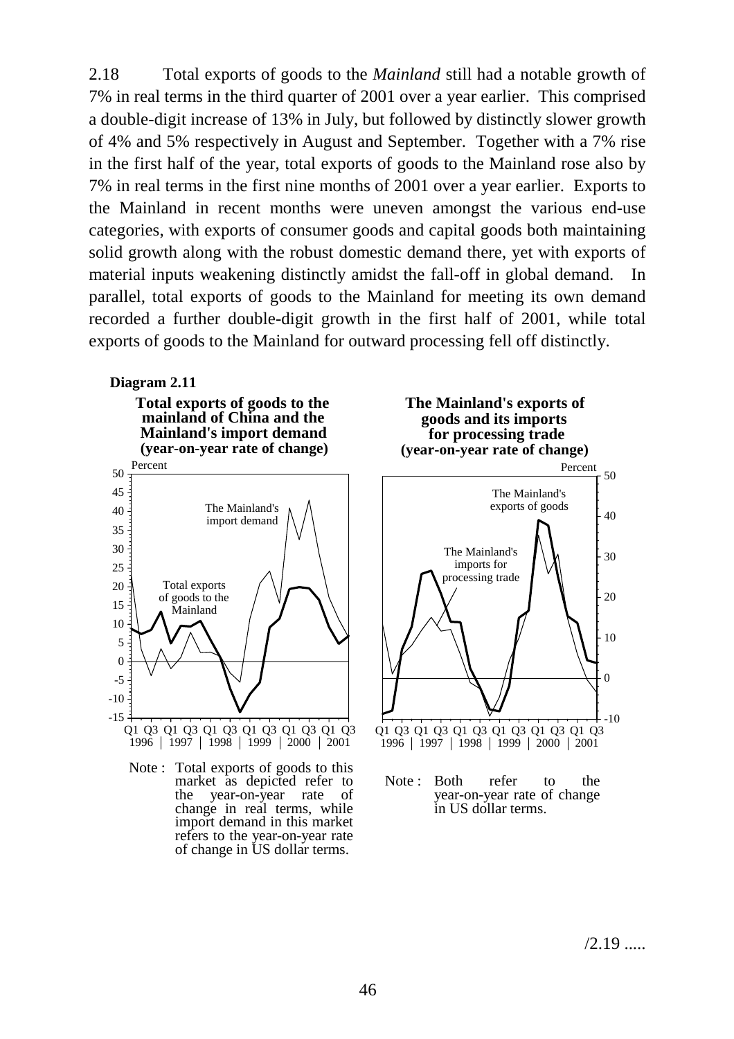2.18 Total exports of goods to the *Mainland* still had a notable growth of 7% in real terms in the third quarter of 2001 over a year earlier. This comprised a double-digit increase of 13% in July, but followed by distinctly slower growth of 4% and 5% respectively in August and September. Together with a 7% rise in the first half of the year, total exports of goods to the Mainland rose also by 7% in real terms in the first nine months of 2001 over a year earlier. Exports to the Mainland in recent months were uneven amongst the various end-use categories, with exports of consumer goods and capital goods both maintaining solid growth along with the robust domestic demand there, yet with exports of material inputs weakening distinctly amidst the fall-off in global demand. In parallel, total exports of goods to the Mainland for meeting its own demand recorded a further double-digit growth in the first half of 2001, while total exports of goods to the Mainland for outward processing fell off distinctly.

**Diagram 2.11**

**Total exports of goods to the mainland of China and the Mainland's import demand (year-on-year rate of change)**

Note : Total exports of goods to this market as depicted refer to the year-on-year rate of change in real terms, while import demand in this market refers to the year-on-year rate of change in US dollar terms.

**The Mainland's exports of goods and its imports for processing trade (year-on-year rate of change)**

Note : Both refer to the year-on-year rate of change in US dollar terms.

/2.19 .....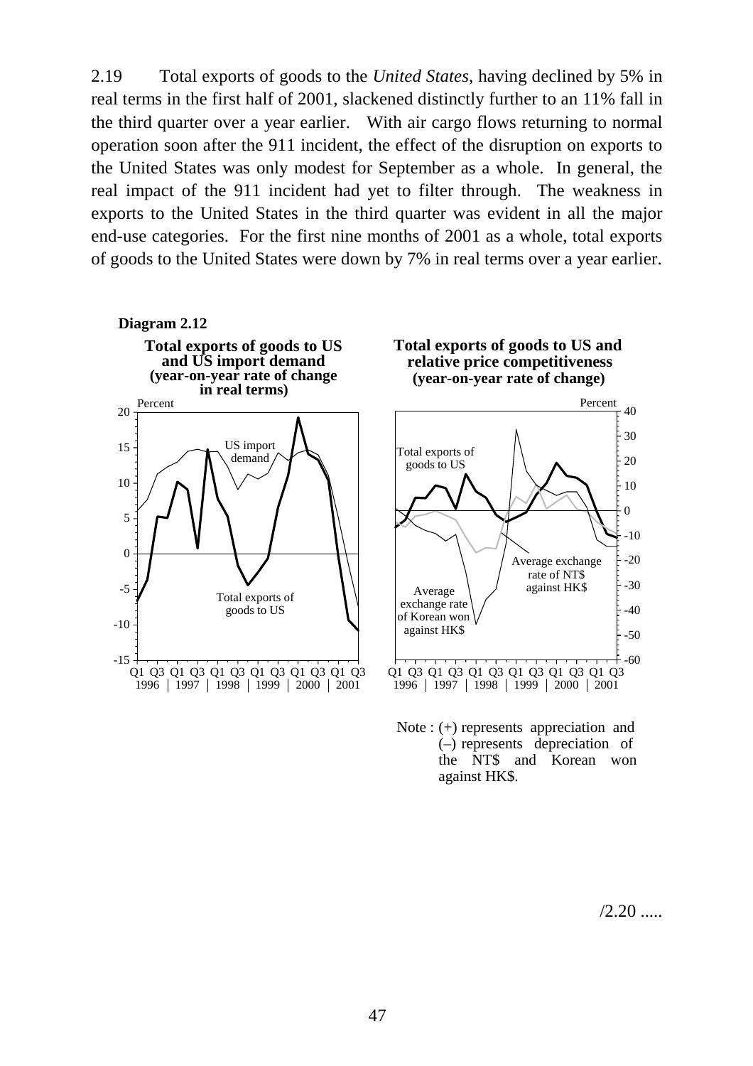2.19 Total exports of goods to the *United States*, having declined by 5% in real terms in the first half of 2001, slackened distinctly further to an 11% fall in the third quarter over a year earlier. With air cargo flows returning to normal operation soon after the 911 incident, the effect of the disruption on exports to the United States was only modest for September as a whole. In general, the real impact of the 911 incident had yet to filter through. The weakness in exports to the United States in the third quarter was evident in all the major end-use categories. For the first nine months of 2001 as a whole, total exports of goods to the United States were down by 7% in real terms over a year earlier.

**Diagram 2.12**

**Total exports of goods to US and US import demand (year-on-year rate of change in real terms)**

**Total exports of goods to US and relative price competitiveness (year-on-year rate of change)**

Note : (+) represents appreciation and (–) represents depreciation of the NT$ and Korean won against HK$.

/2.20 .....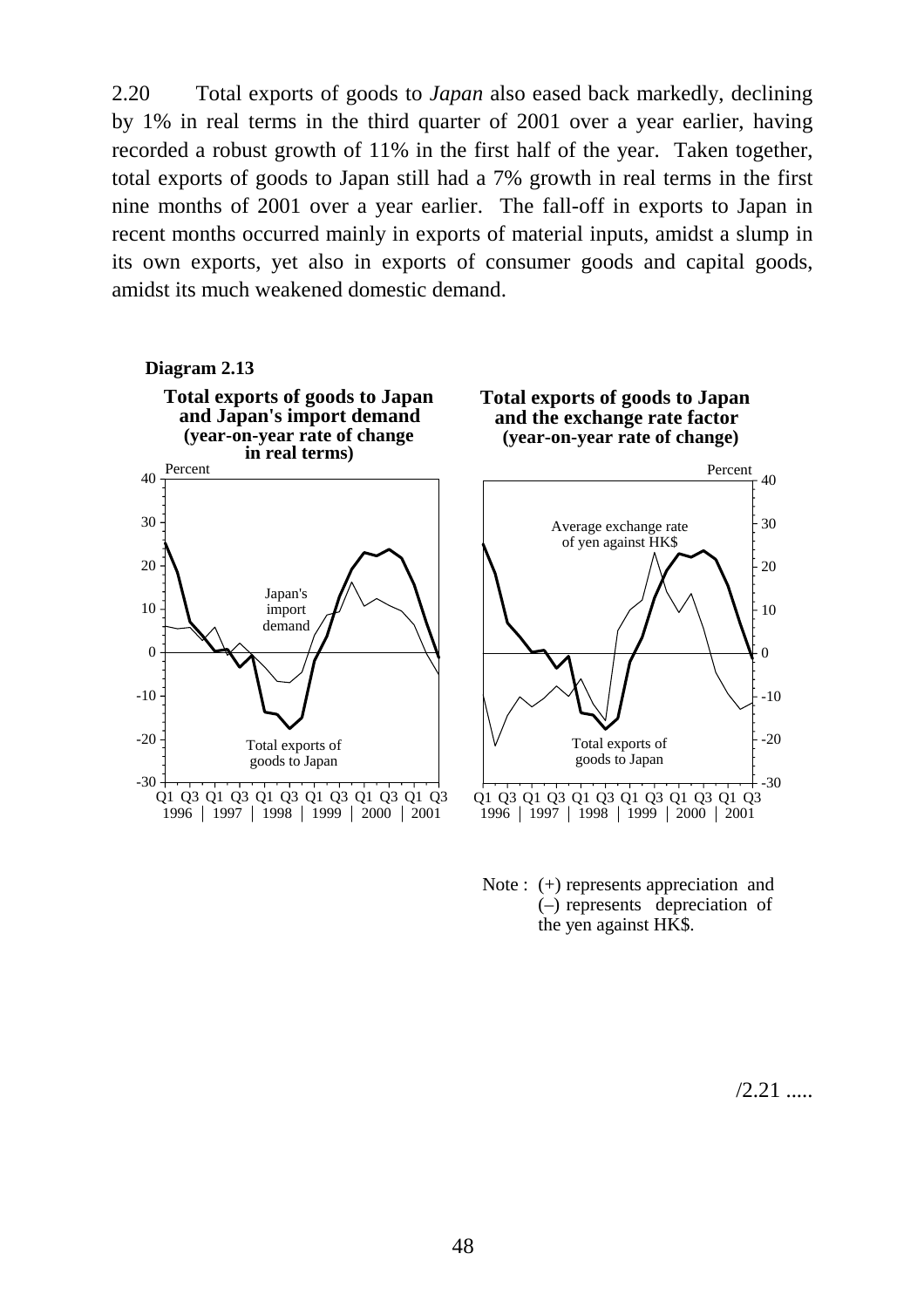2.20 Total exports of goods to *Japan* also eased back markedly, declining by 1% in real terms in the third quarter of 2001 over a year earlier, having recorded a robust growth of 11% in the first half of the year. Taken together, total exports of goods to Japan still had a 7% growth in real terms in the first nine months of 2001 over a year earlier. The fall-off in exports to Japan in recent months occurred mainly in exports of material inputs, amidst a slump in its own exports, yet also in exports of consumer goods and capital goods, amidst its much weakened domestic demand.

**Diagram 2.13**

**Total exports of goods to Japan and Japan's import demand (year-on-year rate of change in real terms)**

**Total exports of goods to Japan and the exchange rate factor (year-on-year rate of change)**

Note : (+) represents appreciation and (–) represents depreciation of the yen against HK$.

/2.21 .....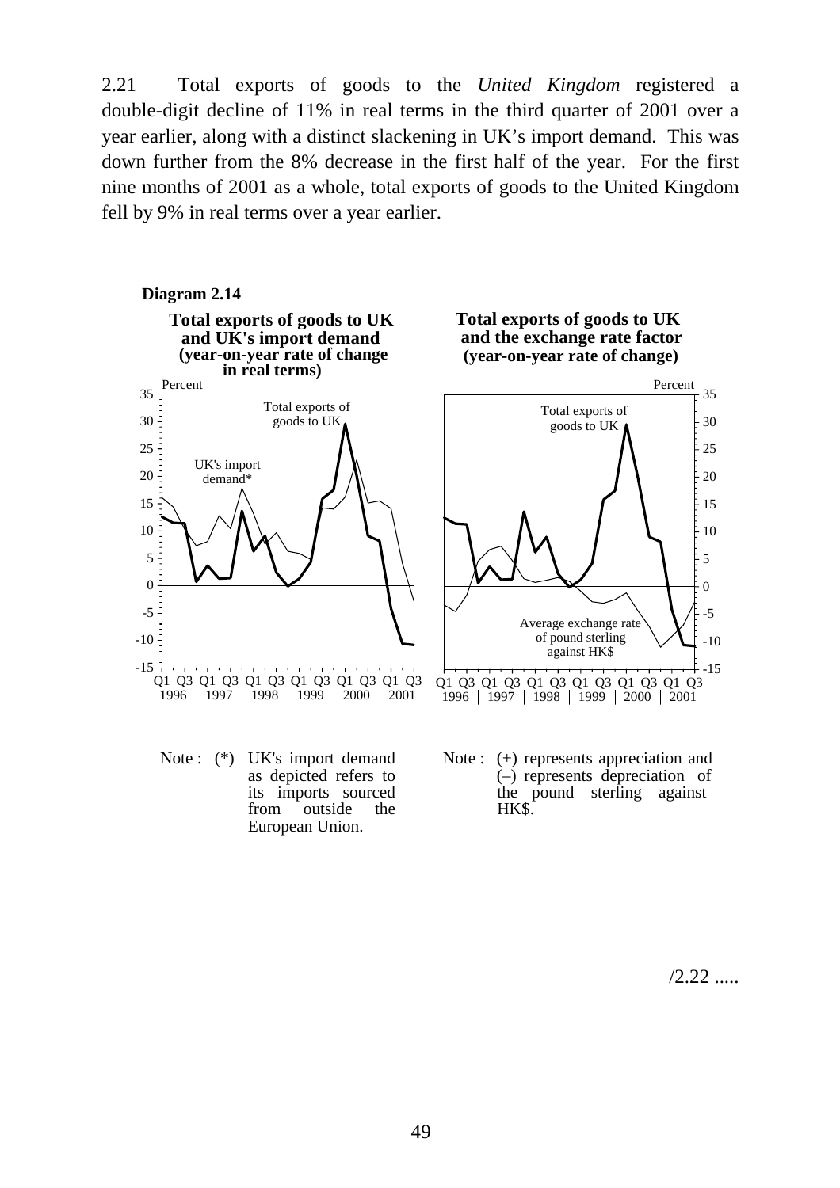2.21 Total exports of goods to the *United Kingdom* registered a double-digit decline of 11% in real terms in the third quarter of 2001 over a year earlier, along with a distinct slackening in UK's import demand. This was down further from the 8% decrease in the first half of the year. For the first nine months of 2001 as a whole, total exports of goods to the United Kingdom fell by 9% in real terms over a year earlier.

**Diagram 2.14**

**Total exports of goods to UK and UK's import demand (year-on-year rate of change in real terms)**

**Total exports of goods to UK and the exchange rate factor (year-on-year rate of change)**

Note : (*) UK's import demand as depicted refers to its imports sourced from outside the European Union.

Note : (+) represents appreciation and (–) represents depreciation of the pound sterling against HK$.

/2.22 .....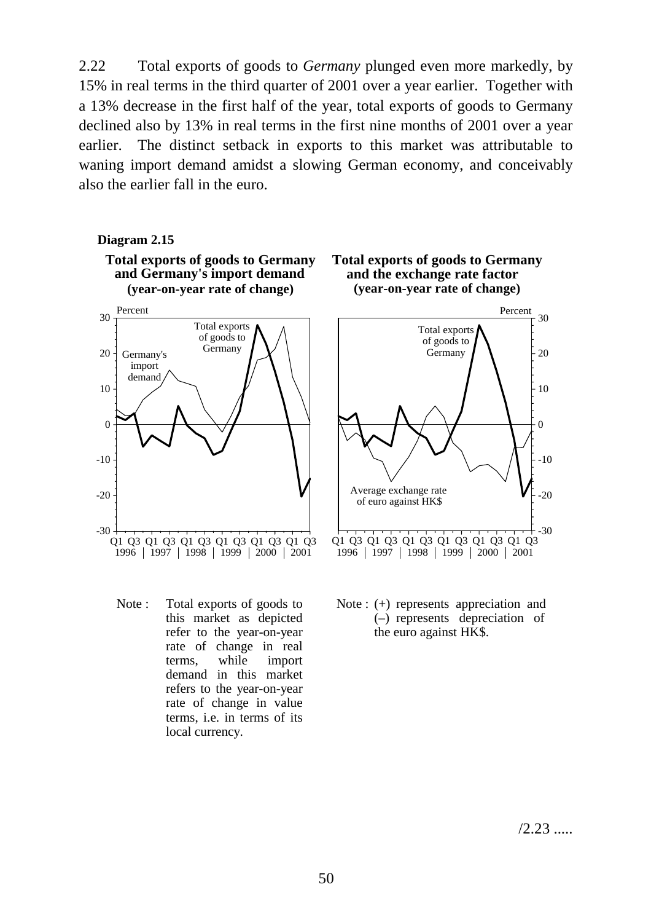2.22 Total exports of goods to *Germany* plunged even more markedly, by 15% in real terms in the third quarter of 2001 over a year earlier. Together with a 13% decrease in the first half of the year, total exports of goods to Germany declined also by 13% in real terms in the first nine months of 2001 over a year earlier. The distinct setback in exports to this market was attributable to waning import demand amidst a slowing German economy, and conceivably also the earlier fall in the euro.

**Diagram 2.15**

**Total exports of goods to Germany and Germany's import demand (year-on-year rate of change)**

**Total exports of goods to Germany and the exchange rate factor (year-on-year rate of change)**

Note : Total exports of goods to this market as depicted refer to the year-on-year rate of change in real terms, while import demand in this market refers to the year-on-year rate of change in value terms, i.e. in terms of its local currency.

Note : (+) represents appreciation and (–) represents depreciation of the euro against HK$.

/2.23 .....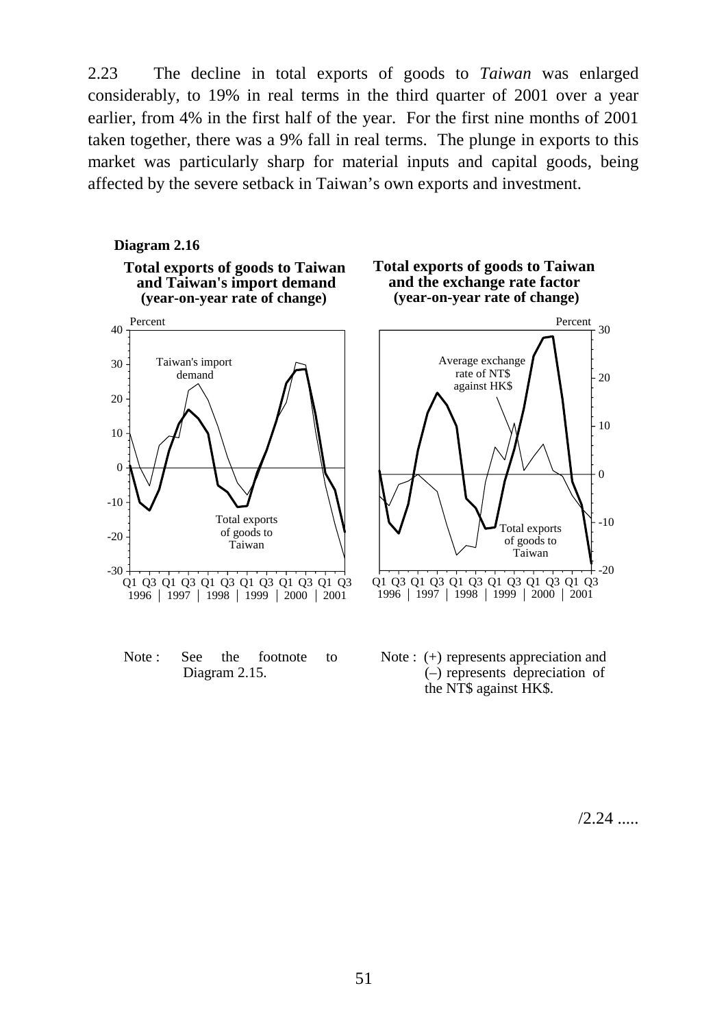2.23 The decline in total exports of goods to *Taiwan* was enlarged considerably, to 19% in real terms in the third quarter of 2001 over a year earlier, from 4% in the first half of the year. For the first nine months of 2001 taken together, there was a 9% fall in real terms. The plunge in exports to this market was particularly sharp for material inputs and capital goods, being affected by the severe setback in Taiwan's own exports and investment.

**Diagram 2.16**

**Total exports of goods to Taiwan and Taiwan's import demand (year-on-year rate of change)**

**Total exports of goods to Taiwan and the exchange rate factor (year-on-year rate of change)**

Note : See the footnote to Diagram 2.15.

Note : (+) represents appreciation and (–) represents depreciation of the NT$ against HK$.

/2.24 .....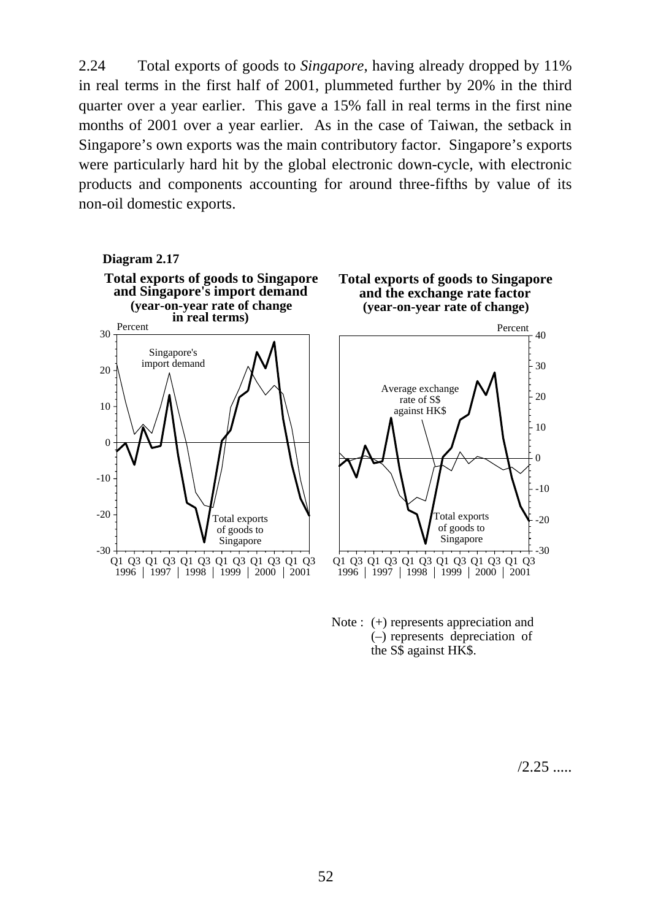2.24 Total exports of goods to *Singapore*, having already dropped by 11% in real terms in the first half of 2001, plummeted further by 20% in the third quarter over a year earlier. This gave a 15% fall in real terms in the first nine months of 2001 over a year earlier. As in the case of Taiwan, the setback in Singapore's own exports was the main contributory factor. Singapore's exports were particularly hard hit by the global electronic down-cycle, with electronic products and components accounting for around three-fifths by value of its non-oil domestic exports.

**Diagram 2.17**

**Total exports of goods to Singapore and Singapore's import demand (year-on-year rate of change in real terms)**

**Total exports of goods to Singapore and the exchange rate factor (year-on-year rate of change)**

Note : (+) represents appreciation and (–) represents depreciation of the S$ against HK$.

/2.25 .....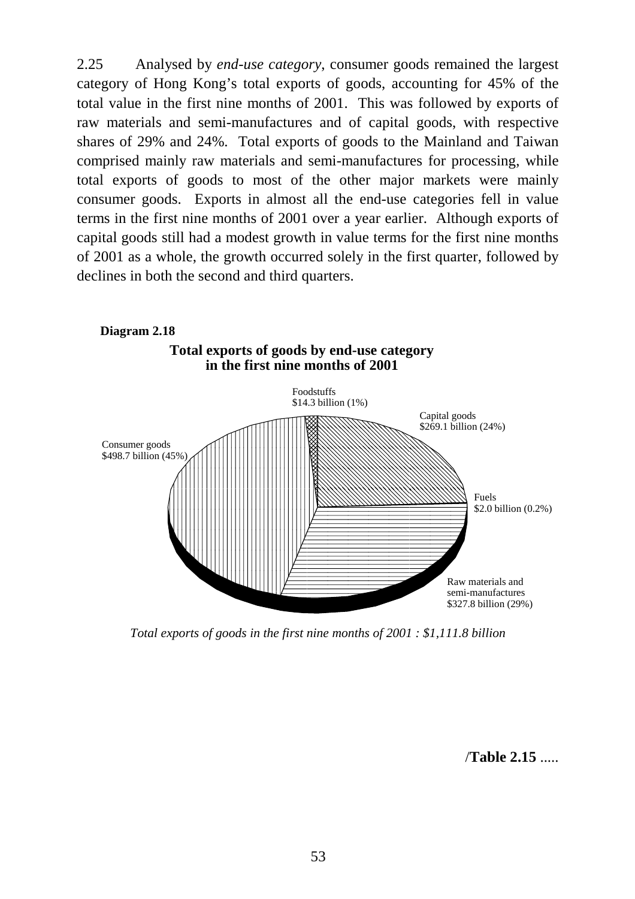2.25 Analysed by *end-use category*, consumer goods remained the largest category of Hong Kong's total exports of goods, accounting for 45% of the total value in the first nine months of 2001. This was followed by exports of raw materials and semi-manufactures and of capital goods, with respective shares of 29% and 24%. Total exports of goods to the Mainland and Taiwan comprised mainly raw materials and semi-manufactures for processing, while total exports of goods to most of the other major markets were mainly consumer goods. Exports in almost all the end-use categories fell in value terms in the first nine months of 2001 over a year earlier. Although exports of capital goods still had a modest growth in value terms for the first nine months of 2001 as a whole, the growth occurred solely in the first quarter, followed by declines in both the second and third quarters.

**Diagram 2.18**

**Total exports of goods by end-use category in the first nine months of 2001**

Foodstuffs
$14.3 billion (1%)

Capital goods
$269.1 billion (24%)

Consumer goods
$498.7 billion (45%)

Fuels
$2.0 billion (0.2%)

Raw materials and semi-manufactures
$327.8 billion (29%)

*Total exports of goods in the first nine months of 2001 : $1,111.8 billion*

/**Table 2.15** .....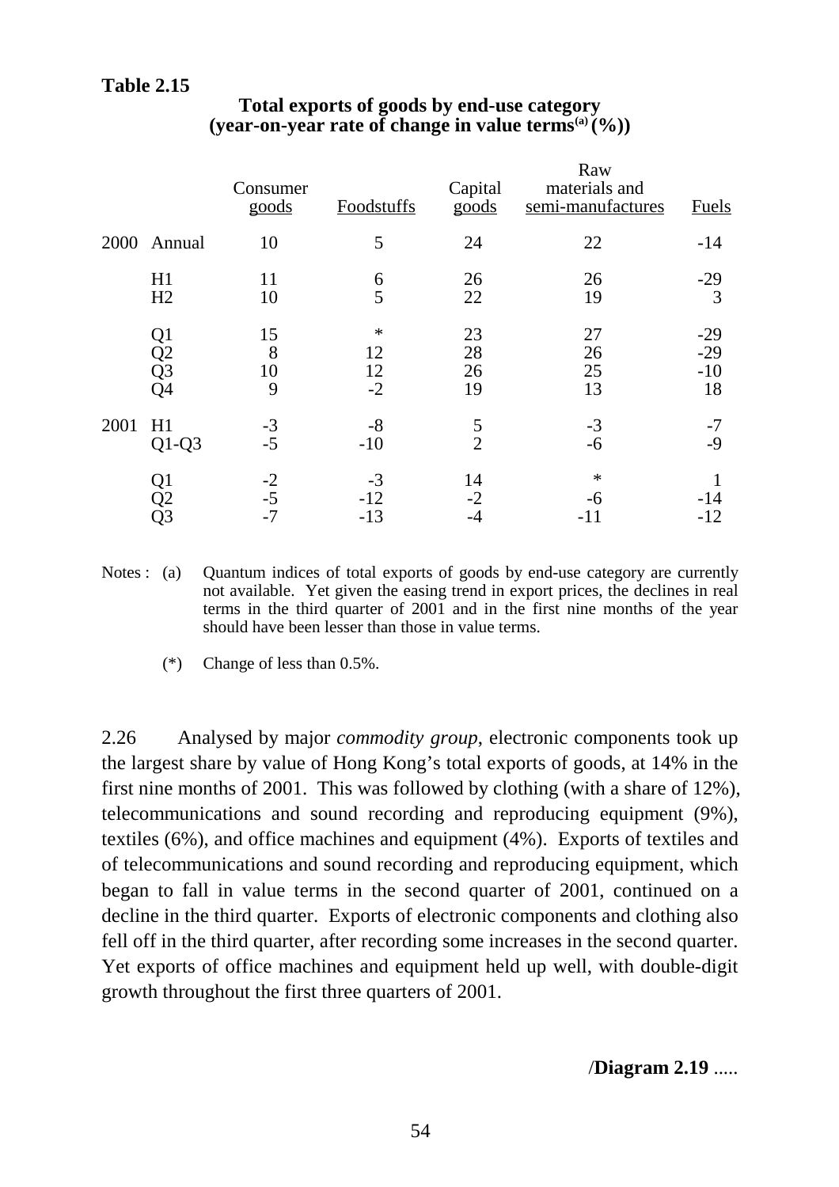**Table 2.15**

**Total exports of goods by end-use category (year-on-year rate of change in value terms[(a)] (%))**

| | | Consumer goods | Foodstuffs | Capital goods | Raw materials and semi-manufactures | Fuels |
|---|---|---|---|---|---|---|
| 2000 | Annual | 10 | 5 | 24 | 22 | -14 |
| | H1 | 11 | 6 | 26 | 26 | -29 |
| | H2 | 10 | 5 | 22 | 19 | 3 |
| | Q1 | 15 | * | 23 | 27 | -29 |
| | Q2 | 8 | 12 | 28 | 26 | -29 |
| | Q3 | 10 | 12 | 26 | 25 | -10 |
| | Q4 | 9 | -2 | 19 | 13 | 18 |
| 2001 | H1 | -3 | -8 | 5 | -3 | -7 |
| | Q1-Q3 | -5 | -10 | 2 | -6 | -9 |
| | Q1 | -2 | -3 | 14 | * | 1 |
| | Q2 | -5 | -12 | -2 | -6 | -14 |
| | Q3 | -7 | -13 | -4 | -11 | -12 |

Notes : (a) Quantum indices of total exports of goods by end-use category are currently not available. Yet given the easing trend in export prices, the declines in real terms in the third quarter of 2001 and in the first nine months of the year should have been lesser than those in value terms.

(*) Change of less than 0.5%.

2.26 Analysed by major *commodity group*, electronic components took up the largest share by value of Hong Kong's total exports of goods, at 14% in the first nine months of 2001. This was followed by clothing (with a share of 12%), telecommunications and sound recording and reproducing equipment (9%), textiles (6%), and office machines and equipment (4%). Exports of textiles and of telecommunications and sound recording and reproducing equipment, which began to fall in value terms in the second quarter of 2001, continued on a decline in the third quarter. Exports of electronic components and clothing also fell off in the third quarter, after recording some increases in the second quarter. Yet exports of office machines and equipment held up well, with double-digit growth throughout the first three quarters of 2001.

/**Diagram 2.19** .....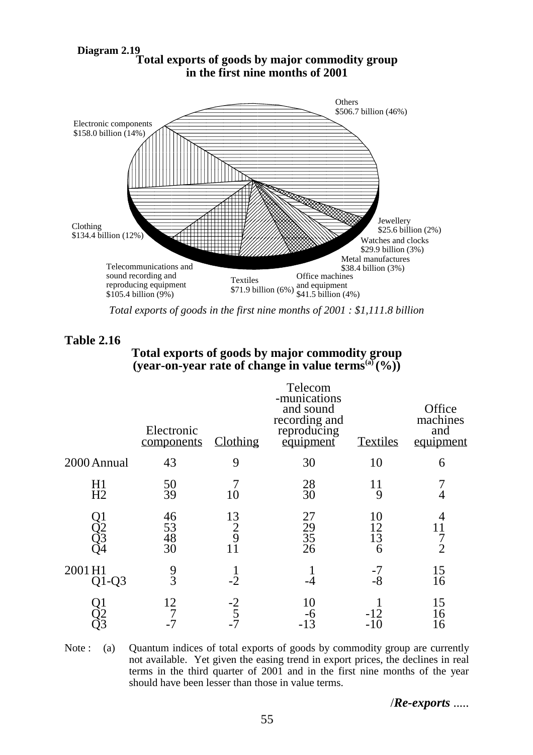**Diagram 2.19**

**Total exports of goods by major commodity group in the first nine months of 2001**

Others
$506.7 billion (46%)

Electronic components
$158.0 billion (14%)

Clothing
$134.4 billion (12%)

Telecommunications and sound recording and reproducing equipment
$105.4 billion (9%)

Textiles
$71.9 billion (6%)

Office machines and equipment
$41.5 billion (4%)

Metal manufactures
$38.4 billion (3%)

Watches and clocks
$29.9 billion (3%)

Jewellery
$25.6 billion (2%)

*Total exports of goods in the first nine months of 2001 : $1,111.8 billion*

## Table 2.16

**Total exports of goods by major commodity group (year-on-year rate of change in value terms[(a)] (%))**

| | Electronic components | Clothing | Telecom -munications and sound recording and reproducing equipment | Textiles | Office machines and equipment |
|---|---|---|---|---|---|
| 2000 Annual | 43 | 9 | 30 | 10 | 6 |
| H1 | 50 | 7 | 28 | 11 | 7 |
| H2 | 39 | 10 | 30 | 9 | 4 |
| Q1 | 46 | 13 | 27 | 10 | 4 |
| Q2 | 53 | 2 | 29 | 12 | 11 |
| Q3 | 48 | 9 | 35 | 13 | 7 |
| Q4 | 30 | 11 | 26 | 6 | 2 |
| 2001 H1 | 9 | 1 | 1 | -7 | 15 |
| Q1-Q3 | 3 | -2 | -4 | -8 | 16 |
| Q1 | 12 | -2 | 10 | 1 | 15 |
| Q2 | 7 | 5 | -6 | -12 | 16 |
| Q3 | -7 | -7 | -13 | -10 | 16 |

Note : (a) Quantum indices of total exports of goods by commodity group are currently not available. Yet given the easing trend in export prices, the declines in real terms in the third quarter of 2001 and in the first nine months of the year should have been lesser than those in value terms.

/*Re-exports* .....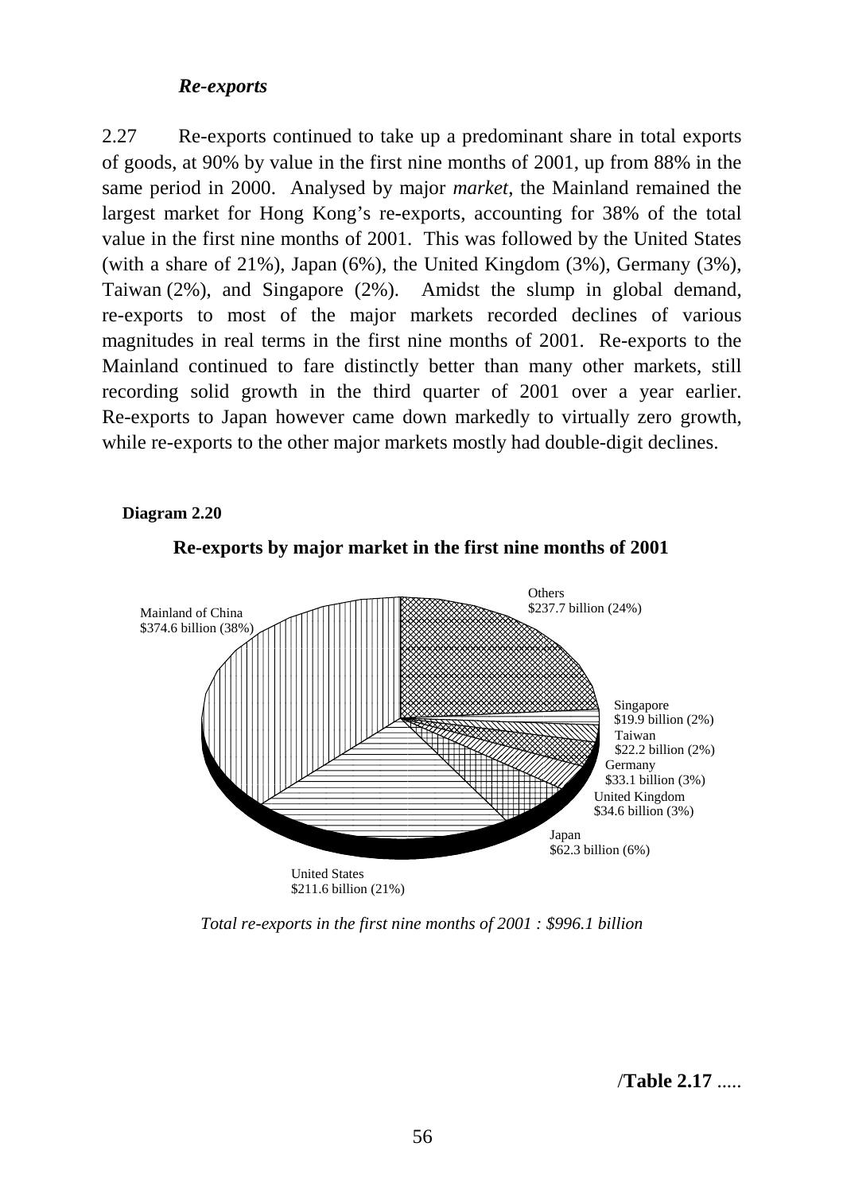### *Re-exports*

2.27 Re-exports continued to take up a predominant share in total exports of goods, at 90% by value in the first nine months of 2001, up from 88% in the same period in 2000. Analysed by major *market*, the Mainland remained the largest market for Hong Kong's re-exports, accounting for 38% of the total value in the first nine months of 2001. This was followed by the United States (with a share of 21%), Japan (6%), the United Kingdom (3%), Germany (3%), Taiwan (2%), and Singapore (2%). Amidst the slump in global demand, re-exports to most of the major markets recorded declines of various magnitudes in real terms in the first nine months of 2001. Re-exports to the Mainland continued to fare distinctly better than many other markets, still recording solid growth in the third quarter of 2001 over a year earlier. Re-exports to Japan however came down markedly to virtually zero growth, while re-exports to the other major markets mostly had double-digit declines.

**Diagram 2.20**

**Re-exports by major market in the first nine months of 2001**

Mainland of China
$374.6 billion (38%)

Others
$237.7 billion (24%)

Singapore
$19.9 billion (2%)

Taiwan
$22.2 billion (2%)

Germany
$33.1 billion (3%)

United Kingdom
$34.6 billion (3%)

Japan
$62.3 billion (6%)

United States
$211.6 billion (21%)

*Total re-exports in the first nine months of 2001 : $996.1 billion*

/**Table 2.17** .....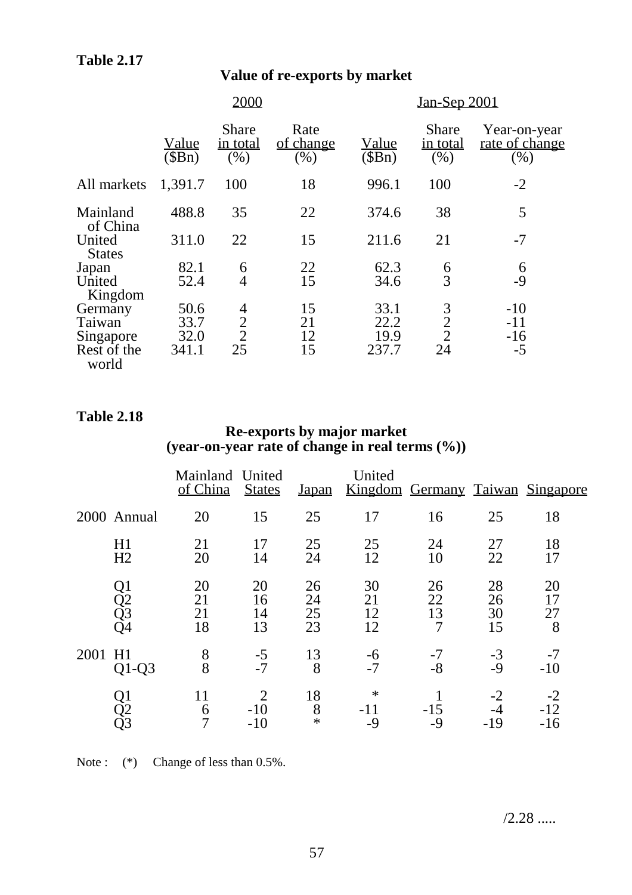**Table 2.17**

**Value of re-exports by market**

| | 2000 | | | Jan-Sep 2001 | | |
|---|---|---|---|---|---|---|
| | Value ($Bn) | Share in total (%) | Rate of change (%) | Value ($Bn) | Share in total (%) | Year-on-year rate of change (%) |
| All markets | 1,391.7 | 100 | 18 | 996.1 | 100 | -2 |
| Mainland of China | 488.8 | 35 | 22 | 374.6 | 38 | 5 |
| United States | 311.0 | 22 | 15 | 211.6 | 21 | -7 |
| Japan | 82.1 | 6 | 22 | 62.3 | 6 | 6 |
| United Kingdom | 52.4 | 4 | 15 | 34.6 | 3 | -9 |
| Germany | 50.6 | 4 | 15 | 33.1 | 3 | -10 |
| Taiwan | 33.7 | 2 | 21 | 22.2 | 2 | -11 |
| Singapore | 32.0 | 2 | 12 | 19.9 | 2 | -16 |
| Rest of the world | 341.1 | 25 | 15 | 237.7 | 24 | -5 |

**Table 2.18**

**Re-exports by major market**
**(year-on-year rate of change in real terms (%))**

| | | Mainland of China | United States | Japan | United Kingdom | Germany | Taiwan | Singapore |
|---|---|---|---|---|---|---|---|---|
| 2000 | Annual | 20 | 15 | 25 | 17 | 16 | 25 | 18 |
| | H1 | 21 | 17 | 25 | 25 | 24 | 27 | 18 |
| | H2 | 20 | 14 | 24 | 12 | 10 | 22 | 17 |
| | Q1 | 20 | 20 | 26 | 30 | 26 | 28 | 20 |
| | Q2 | 21 | 16 | 24 | 21 | 22 | 26 | 17 |
| | Q3 | 21 | 14 | 25 | 12 | 13 | 30 | 27 |
| | Q4 | 18 | 13 | 23 | 12 | 7 | 15 | 8 |
| 2001 | H1 | 8 | -5 | 13 | -6 | -7 | -3 | -7 |
| | Q1-Q3 | 8 | -7 | 8 | -7 | -8 | -9 | -10 |
| | Q1 | 11 | 2 | 18 | * | 1 | -2 | -2 |
| | Q2 | 6 | -10 | 8 | -11 | -15 | -4 | -12 |
| | Q3 | 7 | -10 | * | -9 | -9 | -19 | -16 |

Note : (*) Change of less than 0.5%.

/2.28 .....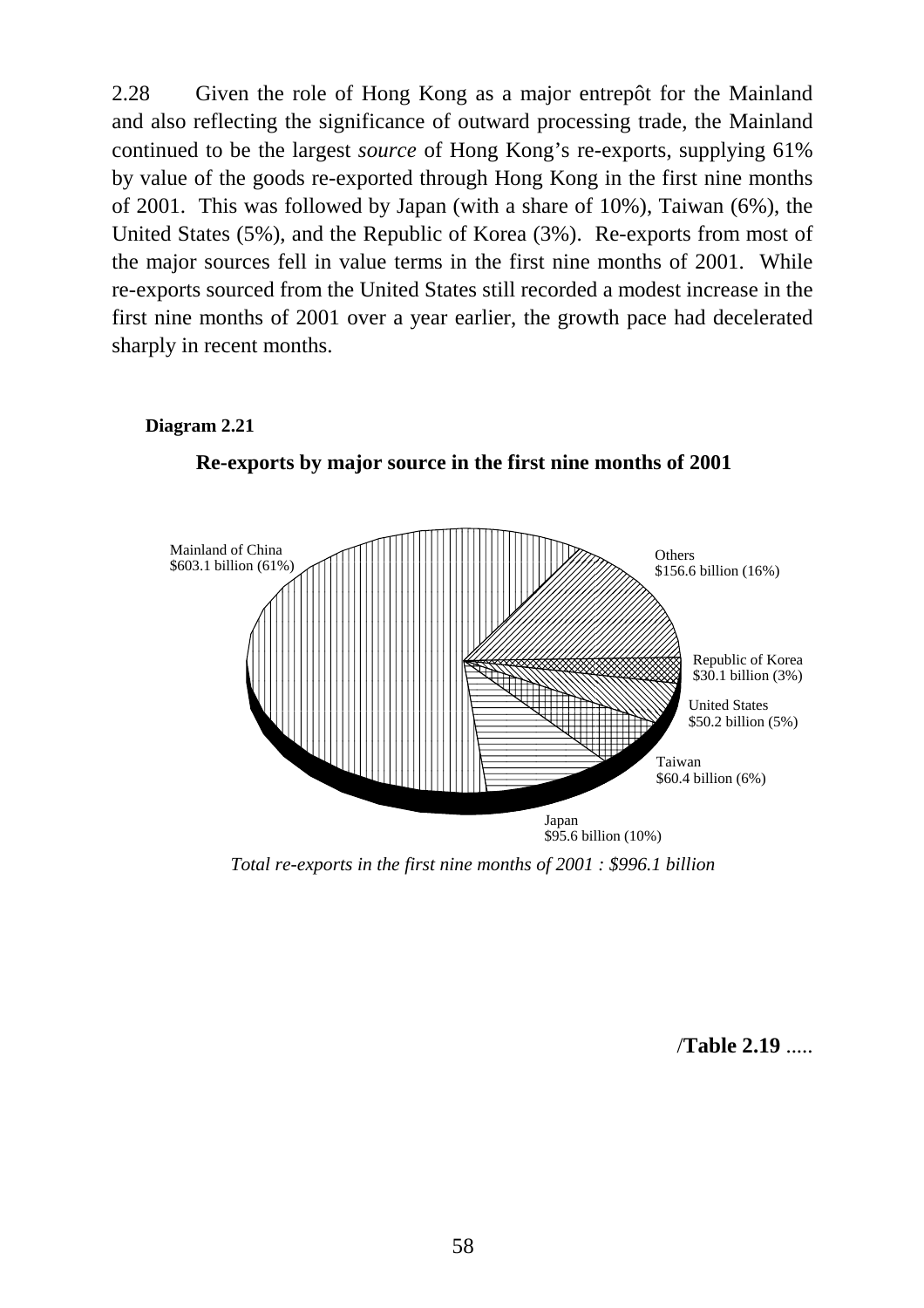2.28 Given the role of Hong Kong as a major entrepôt for the Mainland and also reflecting the significance of outward processing trade, the Mainland continued to be the largest *source* of Hong Kong's re-exports, supplying 61% by value of the goods re-exported through Hong Kong in the first nine months of 2001. This was followed by Japan (with a share of 10%), Taiwan (6%), the United States (5%), and the Republic of Korea (3%). Re-exports from most of the major sources fell in value terms in the first nine months of 2001. While re-exports sourced from the United States still recorded a modest increase in the first nine months of 2001 over a year earlier, the growth pace had decelerated sharply in recent months.

**Diagram 2.21**

**Re-exports by major source in the first nine months of 2001**

Mainland of China
$603.1 billion (61%)

Others
$156.6 billion (16%)

Republic of Korea
$30.1 billion (3%)

United States
$50.2 billion (5%)

Taiwan
$60.4 billion (6%)

Japan
$95.6 billion (10%)

*Total re-exports in the first nine months of 2001 : $996.1 billion*

/**Table 2.19** .....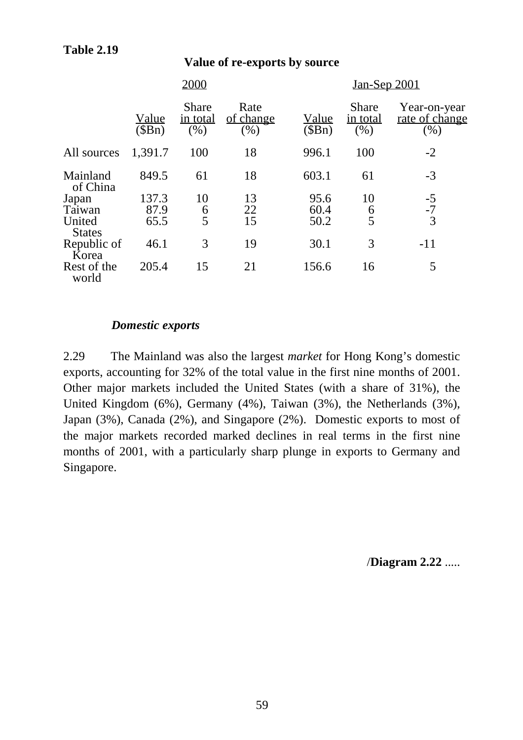**Table 2.19**

**Value of re-exports by source**

| | 2000 | | | Jan-Sep 2001 | | |
|---|---|---|---|---|---|---|
| | Value ($Bn) | Share in total (%) | Rate of change (%) | Value ($Bn) | Share in total (%) | Year-on-year rate of change (%) |
| All sources | 1,391.7 | 100 | 18 | 996.1 | 100 | -2 |
| Mainland of China | 849.5 | 61 | 18 | 603.1 | 61 | -3 |
| Japan | 137.3 | 10 | 13 | 95.6 | 10 | -5 |
| Taiwan | 87.9 | 6 | 22 | 60.4 | 6 | -7 |
| United States | 65.5 | 5 | 15 | 50.2 | 5 | 3 |
| Republic of Korea | 46.1 | 3 | 19 | 30.1 | 3 | -11 |
| Rest of the world | 205.4 | 15 | 21 | 156.6 | 16 | 5 |

***Domestic exports***

2.29 The Mainland was also the largest *market* for Hong Kong's domestic exports, accounting for 32% of the total value in the first nine months of 2001. Other major markets included the United States (with a share of 31%), the United Kingdom (6%), Germany (4%), Taiwan (3%), the Netherlands (3%), Japan (3%), Canada (2%), and Singapore (2%). Domestic exports to most of the major markets recorded marked declines in real terms in the first nine months of 2001, with a particularly sharp plunge in exports to Germany and Singapore.

/**Diagram 2.22** .....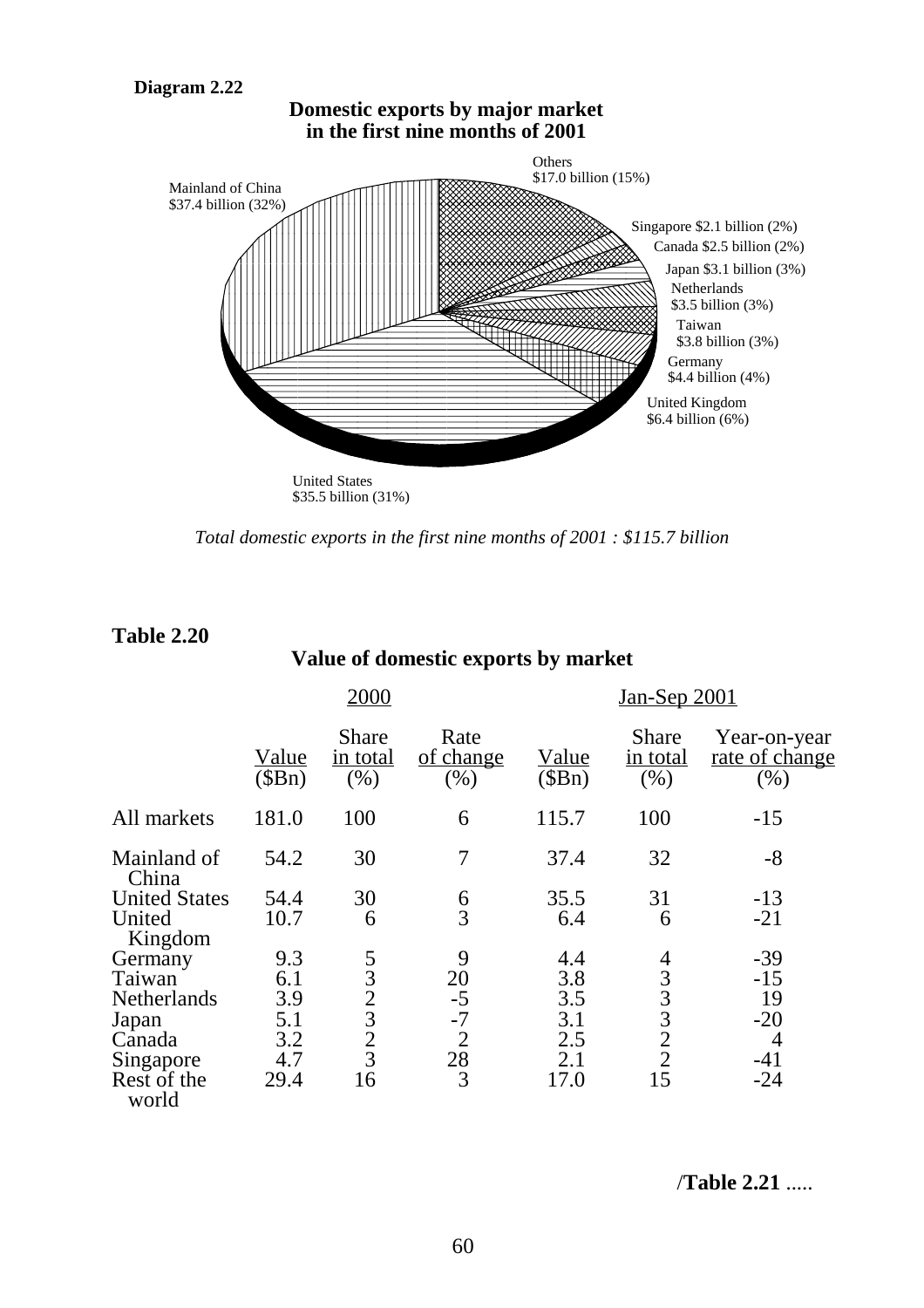**Diagram 2.22**

**Domestic exports by major market in the first nine months of 2001**

Mainland of China $37.4 billion (32%)

Others $17.0 billion (15%)

Singapore $2.1 billion (2%)

Canada $2.5 billion (2%)

Japan $3.1 billion (3%)

Netherlands $3.5 billion (3%)

Taiwan $3.8 billion (3%)

Germany $4.4 billion (4%)

United Kingdom $6.4 billion (6%)

United States $35.5 billion (31%)

*Total domestic exports in the first nine months of 2001 : $115.7 billion*

**Table 2.20**

**Value of domestic exports by market**

| | 2000 | | | Jan-Sep 2001 | | |
|---|---|---|---|---|---|---|
| | Value ($Bn) | Share in total (%) | Rate of change (%) | Value ($Bn) | Share in total (%) | Year-on-year rate of change (%) |
| All markets | 181.0 | 100 | 6 | 115.7 | 100 | -15 |
| Mainland of China | 54.2 | 30 | 7 | 37.4 | 32 | -8 |
| United States | 54.4 | 30 | 6 | 35.5 | 31 | -13 |
| United Kingdom | 10.7 | 6 | 3 | 6.4 | 6 | -21 |
| Germany | 9.3 | 5 | 9 | 4.4 | 4 | -39 |
| Taiwan | 6.1 | 3 | 20 | 3.8 | 3 | -15 |
| Netherlands | 3.9 | 2 | -5 | 3.5 | 3 | 19 |
| Japan | 5.1 | 3 | -7 | 3.1 | 3 | -20 |
| Canada | 3.2 | 2 | 2 | 2.5 | 2 | 4 |
| Singapore | 4.7 | 3 | 28 | 2.1 | 2 | -41 |
| Rest of the world | 29.4 | 16 | 3 | 17.0 | 15 | -24 |

/**Table 2.21** .....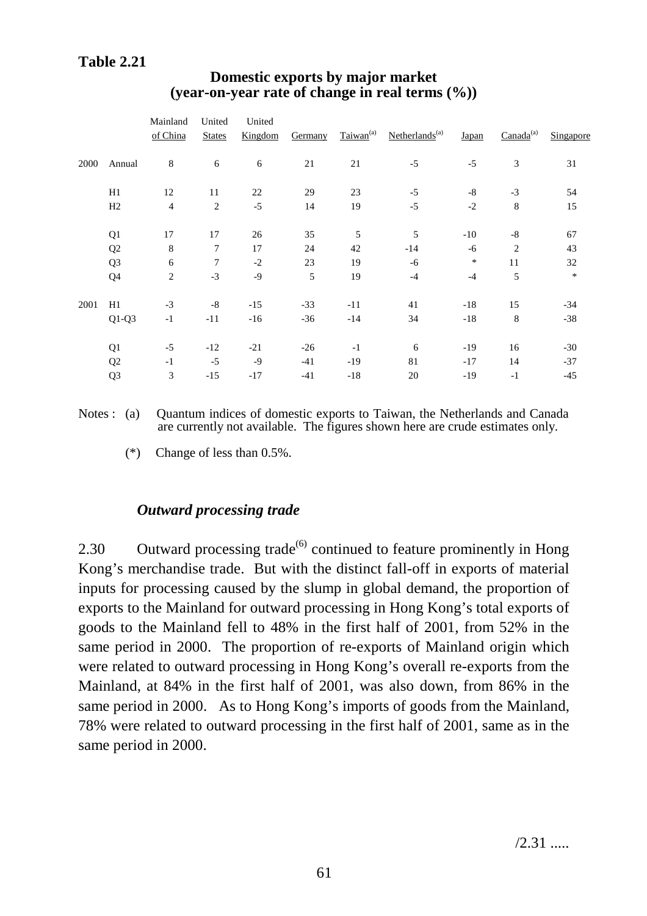**Table 2.21**

**Domestic exports by major market (year-on-year rate of change in real terms (%))**

| | | Mainland of China | United States | United Kingdom | Germany | Taiwan[(a)] | Netherlands[(a)] | Japan | Canada[(a)] | Singapore |
|---|---|---|---|---|---|---|---|---|---|---|
| 2000 | Annual | 8 | 6 | 6 | 21 | 21 | -5 | -5 | 3 | 31 |
| | H1 | 12 | 11 | 22 | 29 | 23 | -5 | -8 | -3 | 54 |
| | H2 | 4 | 2 | -5 | 14 | 19 | -5 | -2 | 8 | 15 |
| | Q1 | 17 | 17 | 26 | 35 | 5 | 5 | -10 | -8 | 67 |
| | Q2 | 8 | 7 | 17 | 24 | 42 | -14 | -6 | 2 | 43 |
| | Q3 | 6 | 7 | -2 | 23 | 19 | -6 | * | 11 | 32 |
| | Q4 | 2 | -3 | -9 | 5 | 19 | -4 | -4 | 5 | * |
| 2001 | H1 | -3 | -8 | -15 | -33 | -11 | 41 | -18 | 15 | -34 |
| | Q1-Q3 | -1 | -11 | -16 | -36 | -14 | 34 | -18 | 8 | -38 |
| | Q1 | -5 | -12 | -21 | -26 | -1 | 6 | -19 | 16 | -30 |
| | Q2 | -1 | -5 | -9 | -41 | -19 | 81 | -17 | 14 | -37 |
| | Q3 | 3 | -15 | -17 | -41 | -18 | 20 | -19 | -1 | -45 |

Notes : (a) Quantum indices of domestic exports to Taiwan, the Netherlands and Canada are currently not available. The figures shown here are crude estimates only.

(*) Change of less than 0.5%.

### *Outward processing trade*

2.30 Outward processing trade[(6)] continued to feature prominently in Hong Kong's merchandise trade. But with the distinct fall-off in exports of material inputs for processing caused by the slump in global demand, the proportion of exports to the Mainland for outward processing in Hong Kong's total exports of goods to the Mainland fell to 48% in the first half of 2001, from 52% in the same period in 2000. The proportion of re-exports of Mainland origin which were related to outward processing in Hong Kong's overall re-exports from the Mainland, at 84% in the first half of 2001, was also down, from 86% in the same period in 2000. As to Hong Kong's imports of goods from the Mainland, 78% were related to outward processing in the first half of 2001, same as in the same period in 2000.

/2.31 .....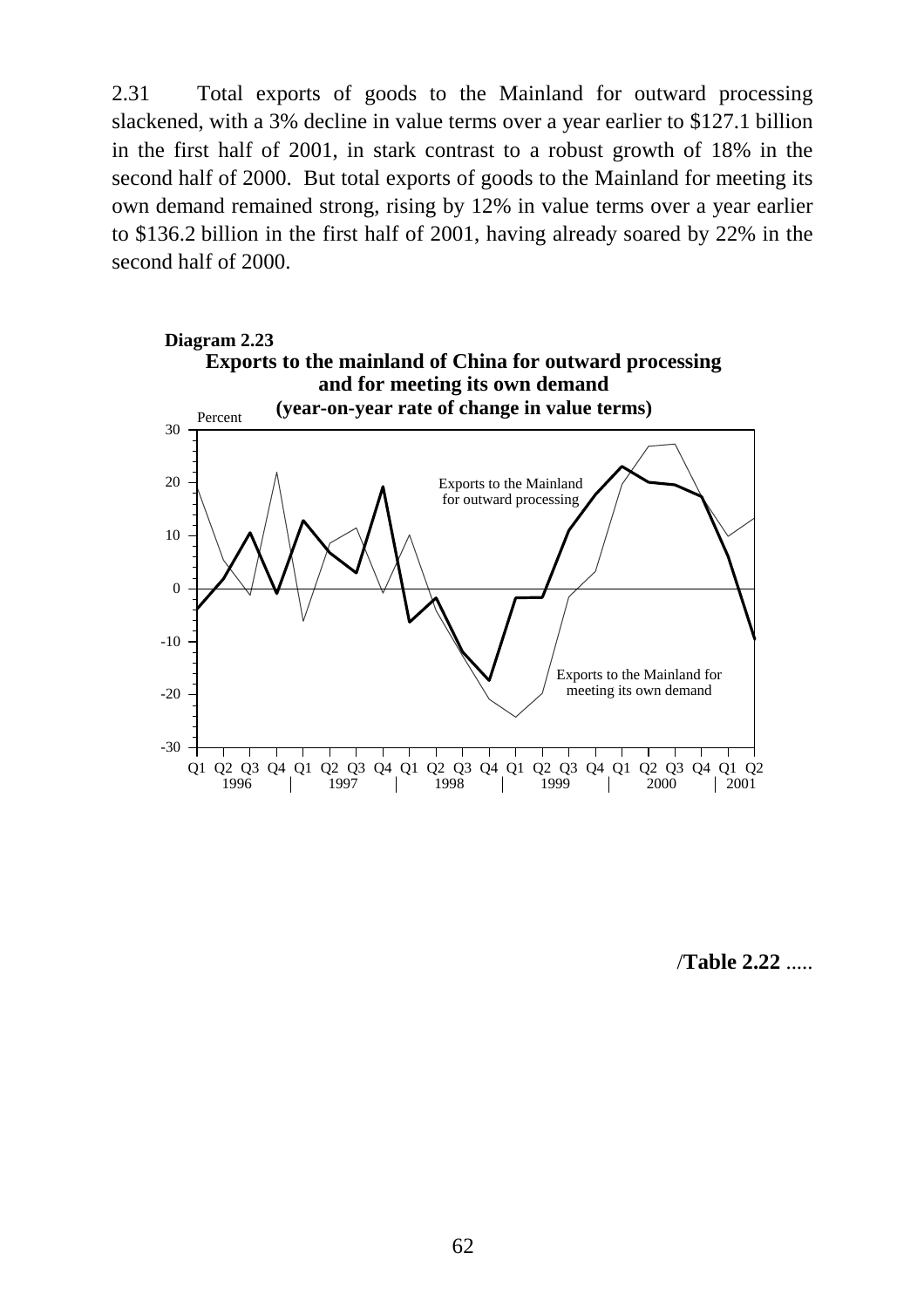2.31 Total exports of goods to the Mainland for outward processing slackened, with a 3% decline in value terms over a year earlier to $127.1 billion in the first half of 2001, in stark contrast to a robust growth of 18% in the second half of 2000. But total exports of goods to the Mainland for meeting its own demand remained strong, rising by 12% in value terms over a year earlier to $136.2 billion in the first half of 2001, having already soared by 22% in the second half of 2000.

**Diagram 2.23**

**Exports to the mainland of China for outward processing and for meeting its own demand (year-on-year rate of change in value terms)**

/**Table 2.22** .....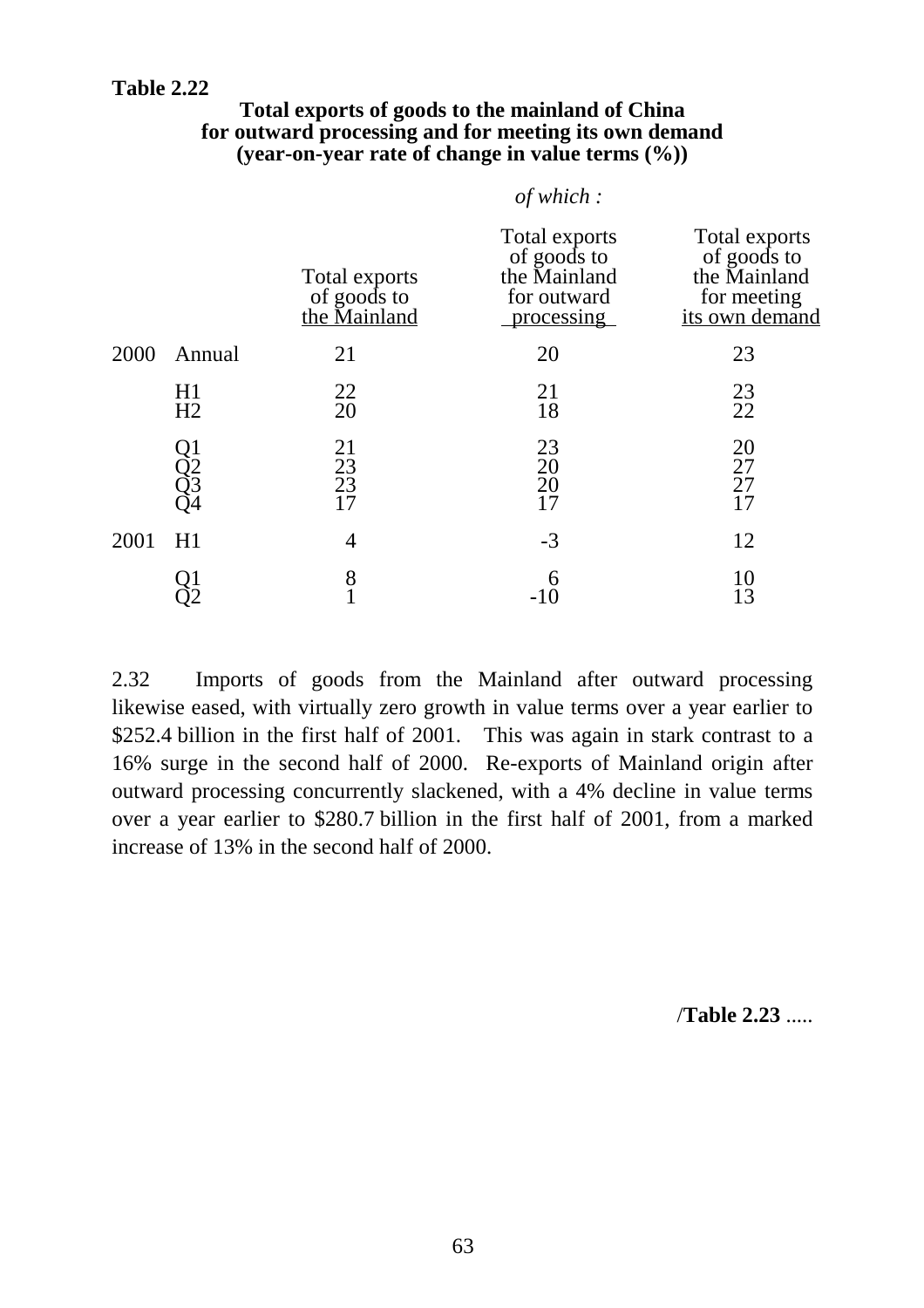**Table 2.22**

**Total exports of goods to the mainland of China for outward processing and for meeting its own demand (year-on-year rate of change in value terms (%))**

| | | Total exports of goods to the Mainland | *of which :* Total exports of goods to the Mainland for outward processing | Total exports of goods to the Mainland for meeting its own demand |
|---|---|---|---|---|
| 2000 | Annual | 21 | 20 | 23 |
| | H1 | 22 | 21 | 23 |
| | H2 | 20 | 18 | 22 |
| | Q1 | 21 | 23 | 20 |
| | Q2 | 23 | 20 | 27 |
| | Q3 | 23 | 20 | 27 |
| | Q4 | 17 | 17 | 17 |
| 2001 | H1 | 4 | -3 | 12 |
| | Q1 | 8 | 6 | 10 |
| | Q2 | 1 | -10 | 13 |

2.32 Imports of goods from the Mainland after outward processing likewise eased, with virtually zero growth in value terms over a year earlier to $252.4 billion in the first half of 2001. This was again in stark contrast to a 16% surge in the second half of 2000. Re-exports of Mainland origin after outward processing concurrently slackened, with a 4% decline in value terms over a year earlier to $280.7 billion in the first half of 2001, from a marked increase of 13% in the second half of 2000.

/**Table 2.23** .....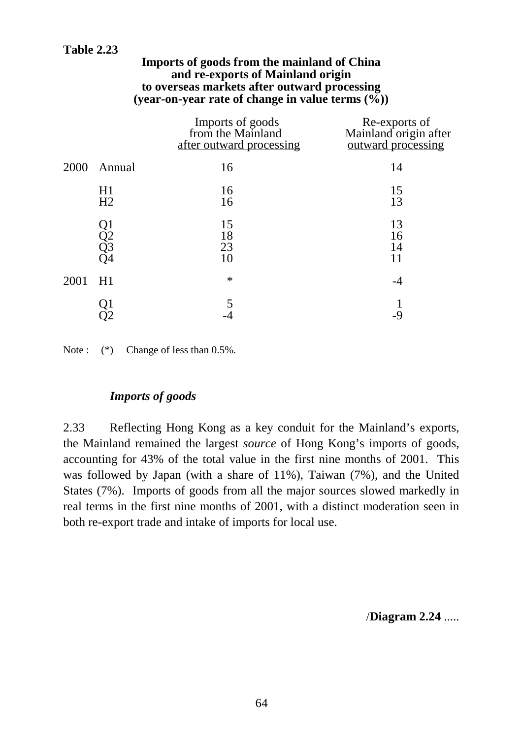**Table 2.23**

**Imports of goods from the mainland of China and re-exports of Mainland origin to overseas markets after outward processing (year-on-year rate of change in value terms (%))**

| | | Imports of goods from the Mainland after outward processing | Re-exports of Mainland origin after outward processing |
|---|---|---|---|
| 2000 | Annual | 16 | 14 |
| | H1 | 16 | 15 |
| | H2 | 16 | 13 |
| | Q1 | 15 | 13 |
| | Q2 | 18 | 16 |
| | Q3 | 23 | 14 |
| | Q4 | 10 | 11 |
| 2001 | H1 | * | -4 |
| | Q1 | 5 | 1 |
| | Q2 | -4 | -9 |

Note : (*) Change of less than 0.5%.

***Imports of goods***

2.33 Reflecting Hong Kong as a key conduit for the Mainland's exports, the Mainland remained the largest *source* of Hong Kong's imports of goods, accounting for 43% of the total value in the first nine months of 2001. This was followed by Japan (with a share of 11%), Taiwan (7%), and the United States (7%). Imports of goods from all the major sources slowed markedly in real terms in the first nine months of 2001, with a distinct moderation seen in both re-export trade and intake of imports for local use.

/**Diagram 2.24** .....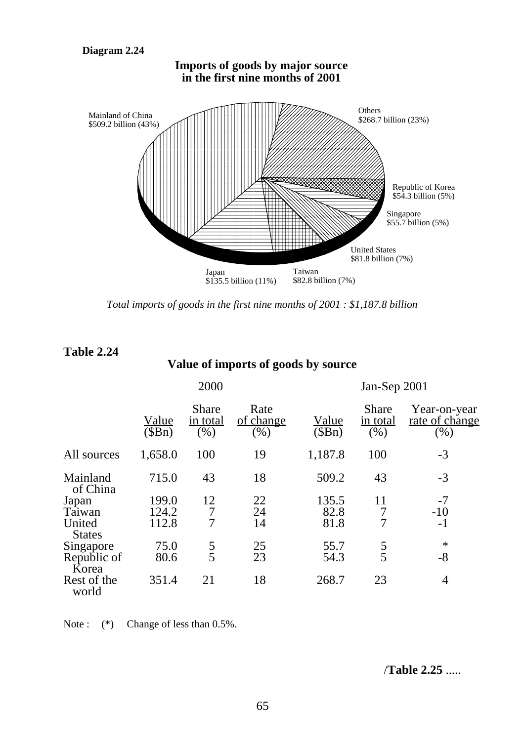**Diagram 2.24**

**Imports of goods by major source in the first nine months of 2001**

Mainland of China $509.2 billion (43%)

Others $268.7 billion (23%)

Republic of Korea $54.3 billion (5%)

Singapore $55.7 billion (5%)

United States $81.8 billion (7%)

Taiwan $82.8 billion (7%)

Japan $135.5 billion (11%)

*Total imports of goods in the first nine months of 2001 : $1,187.8 billion*

## Table 2.24

### Value of imports of goods by source

| | 2000 | | | Jan-Sep 2001 | | |
|---|---|---|---|---|---|---|
| | Value ($Bn) | Share in total (%) | Rate of change (%) | Value ($Bn) | Share in total (%) | Year-on-year rate of change (%) |
| All sources | 1,658.0 | 100 | 19 | 1,187.8 | 100 | -3 |
| Mainland of China | 715.0 | 43 | 18 | 509.2 | 43 | -3 |
| Japan | 199.0 | 12 | 22 | 135.5 | 11 | -7 |
| Taiwan | 124.2 | 7 | 24 | 82.8 | 7 | -10 |
| United States | 112.8 | 7 | 14 | 81.8 | 7 | -1 |
| Singapore | 75.0 | 5 | 25 | 55.7 | 5 | * |
| Republic of Korea | 80.6 | 5 | 23 | 54.3 | 5 | -8 |
| Rest of the world | 351.4 | 21 | 18 | 268.7 | 23 | 4 |

Note : (*) Change of less than 0.5%.

/**Table 2.25** .....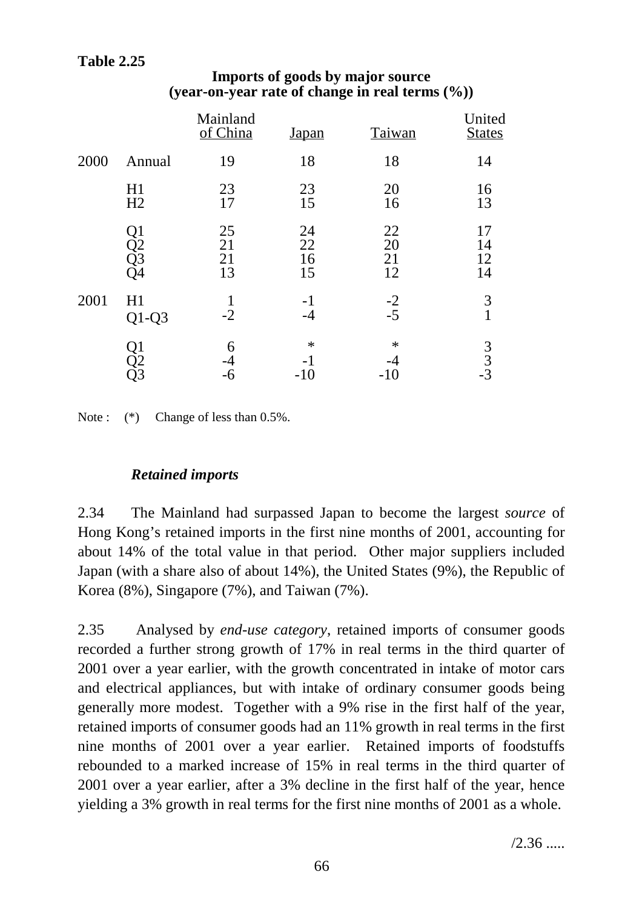**Table 2.25**

**Imports of goods by major source (year-on-year rate of change in real terms (%))**

| | | Mainland of China | Japan | Taiwan | United States |
|---|---|---|---|---|---|
| 2000 | Annual | 19 | 18 | 18 | 14 |
| | H1 | 23 | 23 | 20 | 16 |
| | H2 | 17 | 15 | 16 | 13 |
| | Q1 | 25 | 24 | 22 | 17 |
| | Q2 | 21 | 22 | 20 | 14 |
| | Q3 | 21 | 16 | 21 | 12 |
| | Q4 | 13 | 15 | 12 | 14 |
| 2001 | H1 | 1 | -1 | -2 | 3 |
| | Q1-Q3 | -2 | -4 | -5 | 1 |
| | Q1 | 6 | * | * | 3 |
| | Q2 | -4 | -1 | -4 | 3 |
| | Q3 | -6 | -10 | -10 | -3 |

Note : (*) Change of less than 0.5%.

### *Retained imports*

2.34 The Mainland had surpassed Japan to become the largest *source* of Hong Kong's retained imports in the first nine months of 2001, accounting for about 14% of the total value in that period. Other major suppliers included Japan (with a share also of about 14%), the United States (9%), the Republic of Korea (8%), Singapore (7%), and Taiwan (7%).

2.35 Analysed by *end-use category*, retained imports of consumer goods recorded a further strong growth of 17% in real terms in the third quarter of 2001 over a year earlier, with the growth concentrated in intake of motor cars and electrical appliances, but with intake of ordinary consumer goods being generally more modest. Together with a 9% rise in the first half of the year, retained imports of consumer goods had an 11% growth in real terms in the first nine months of 2001 over a year earlier. Retained imports of foodstuffs rebounded to a marked increase of 15% in real terms in the third quarter of 2001 over a year earlier, after a 3% decline in the first half of the year, hence yielding a 3% growth in real terms for the first nine months of 2001 as a whole.

/2.36 .....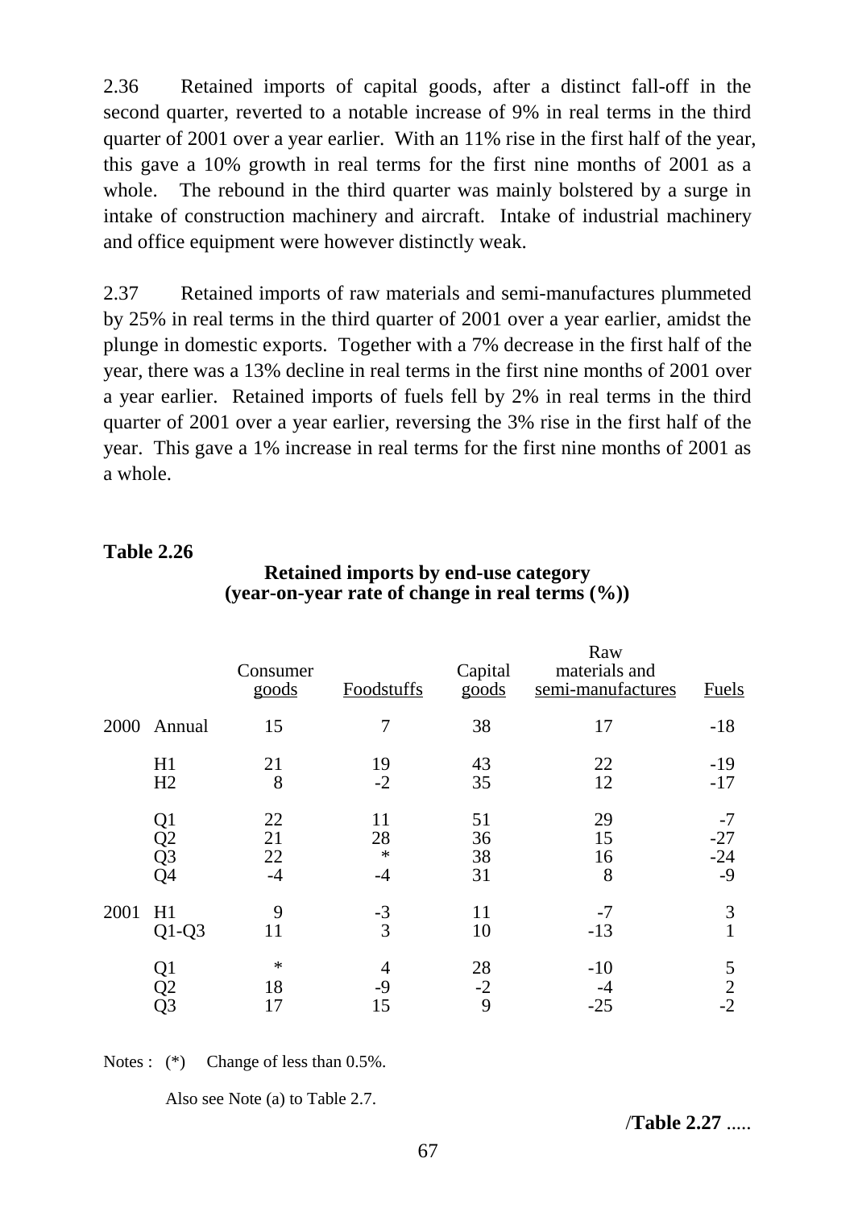2.36 Retained imports of capital goods, after a distinct fall-off in the second quarter, reverted to a notable increase of 9% in real terms in the third quarter of 2001 over a year earlier. With an 11% rise in the first half of the year, this gave a 10% growth in real terms for the first nine months of 2001 as a whole. The rebound in the third quarter was mainly bolstered by a surge in intake of construction machinery and aircraft. Intake of industrial machinery and office equipment were however distinctly weak.

2.37 Retained imports of raw materials and semi-manufactures plummeted by 25% in real terms in the third quarter of 2001 over a year earlier, amidst the plunge in domestic exports. Together with a 7% decrease in the first half of the year, there was a 13% decline in real terms in the first nine months of 2001 over a year earlier. Retained imports of fuels fell by 2% in real terms in the third quarter of 2001 over a year earlier, reversing the 3% rise in the first half of the year. This gave a 1% increase in real terms for the first nine months of 2001 as a whole.

**Table 2.26**

**Retained imports by end-use category (year-on-year rate of change in real terms (%))**

| | | Consumer goods | Foodstuffs | Capital goods | Raw materials and semi-manufactures | Fuels |
|---|---|---|---|---|---|---|
| 2000 | Annual | 15 | 7 | 38 | 17 | -18 |
| | H1 | 21 | 19 | 43 | 22 | -19 |
| | H2 | 8 | -2 | 35 | 12 | -17 |
| | Q1 | 22 | 11 | 51 | 29 | -7 |
| | Q2 | 21 | 28 | 36 | 15 | -27 |
| | Q3 | 22 | * | 38 | 16 | -24 |
| | Q4 | -4 | -4 | 31 | 8 | -9 |
| 2001 | H1 | 9 | -3 | 11 | -7 | 3 |
| | Q1-Q3 | 11 | 3 | 10 | -13 | 1 |
| | Q1 | * | 4 | 28 | -10 | 5 |
| | Q2 | 18 | -9 | -2 | -4 | 2 |
| | Q3 | 17 | 15 | 9 | -25 | -2 |

Notes : (*) Change of less than 0.5%.

Also see Note (a) to Table 2.7.

/**Table 2.27** .....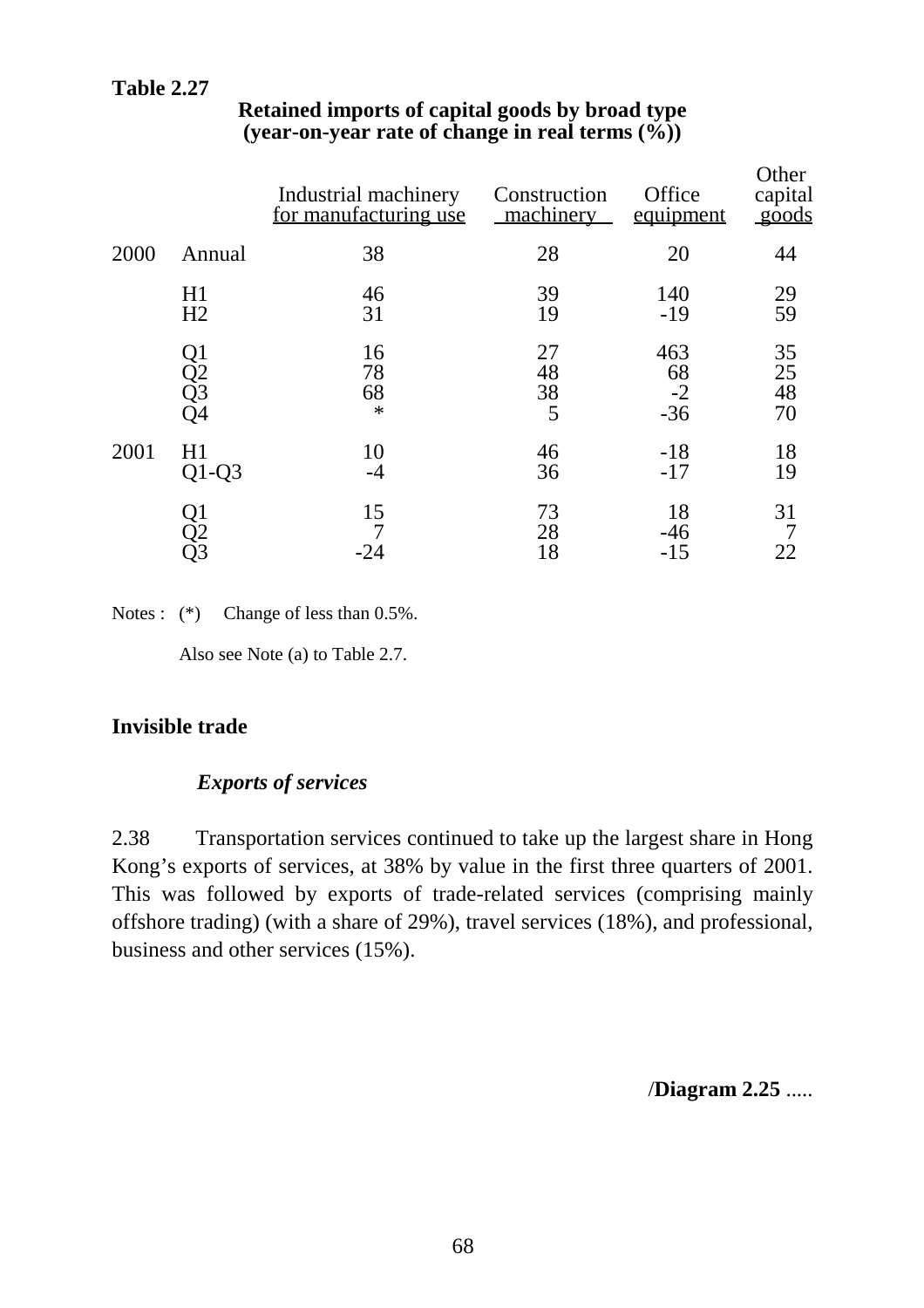**Table 2.27**

**Retained imports of capital goods by broad type**
**(year-on-year rate of change in real terms (%))**

| | | Industrial machinery for manufacturing use | Construction machinery | Office equipment | Other capital goods |
|---|---|---|---|---|---|
| 2000 | Annual | 38 | 28 | 20 | 44 |
| | H1 | 46 | 39 | 140 | 29 |
| | H2 | 31 | 19 | -19 | 59 |
| | Q1 | 16 | 27 | 463 | 35 |
| | Q2 | 78 | 48 | 68 | 25 |
| | Q3 | 68 | 38 | -2 | 48 |
| | Q4 | * | 5 | -36 | 70 |
| 2001 | H1 | 10 | 46 | -18 | 18 |
| | Q1-Q3 | -4 | 36 | -17 | 19 |
| | Q1 | 15 | 73 | 18 | 31 |
| | Q2 | 7 | 28 | -46 | 7 |
| | Q3 | -24 | 18 | -15 | 22 |

Notes : (*) Change of less than 0.5%.

Also see Note (a) to Table 2.7.

**Invisible trade**

***Exports of services***

2.38 Transportation services continued to take up the largest share in Hong Kong's exports of services, at 38% by value in the first three quarters of 2001. This was followed by exports of trade-related services (comprising mainly offshore trading) (with a share of 29%), travel services (18%), and professional, business and other services (15%).

/**Diagram 2.25** .....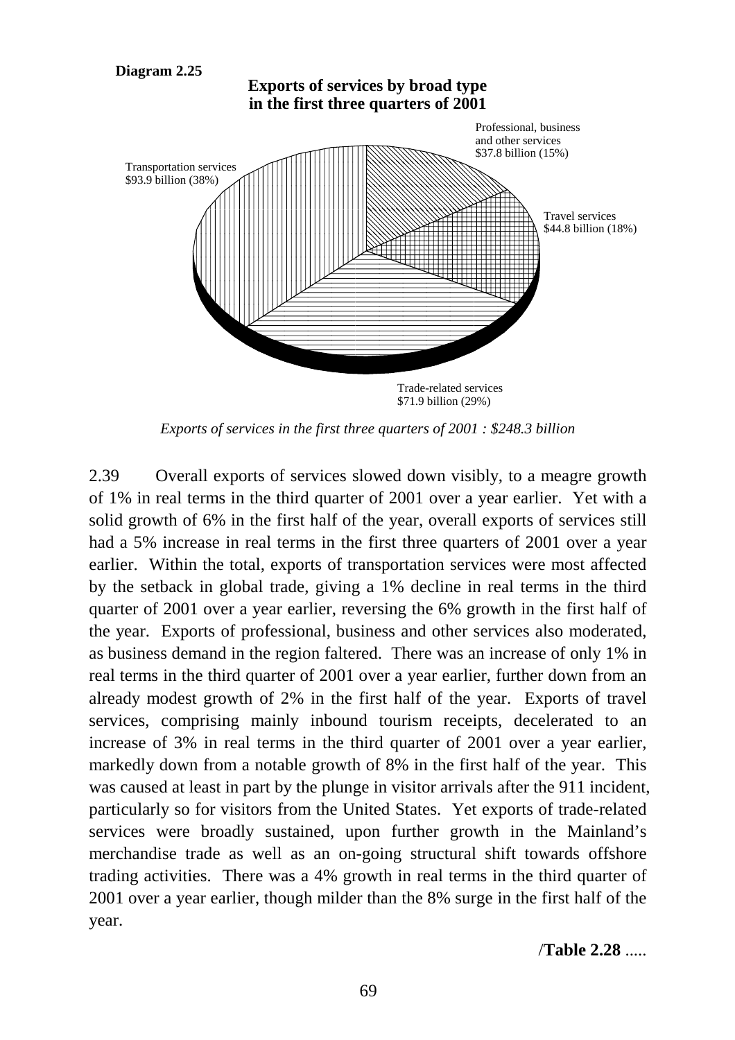**Diagram 2.25**

**Exports of services by broad type in the first three quarters of 2001**

Professional, business and other services $37.8 billion (15%)

Travel services $44.8 billion (18%)

Trade-related services $71.9 billion (29%)

Transportation services $93.9 billion (38%)

*Exports of services in the first three quarters of 2001 : $248.3 billion*

2.39 Overall exports of services slowed down visibly, to a meagre growth of 1% in real terms in the third quarter of 2001 over a year earlier. Yet with a solid growth of 6% in the first half of the year, overall exports of services still had a 5% increase in real terms in the first three quarters of 2001 over a year earlier. Within the total, exports of transportation services were most affected by the setback in global trade, giving a 1% decline in real terms in the third quarter of 2001 over a year earlier, reversing the 6% growth in the first half of the year. Exports of professional, business and other services also moderated, as business demand in the region faltered. There was an increase of only 1% in real terms in the third quarter of 2001 over a year earlier, further down from an already modest growth of 2% in the first half of the year. Exports of travel services, comprising mainly inbound tourism receipts, decelerated to an increase of 3% in real terms in the third quarter of 2001 over a year earlier, markedly down from a notable growth of 8% in the first half of the year. This was caused at least in part by the plunge in visitor arrivals after the 911 incident, particularly so for visitors from the United States. Yet exports of trade-related services were broadly sustained, upon further growth in the Mainland's merchandise trade as well as an on-going structural shift towards offshore trading activities. There was a 4% growth in real terms in the third quarter of 2001 over a year earlier, though milder than the 8% surge in the first half of the year.

/**Table 2.28** .....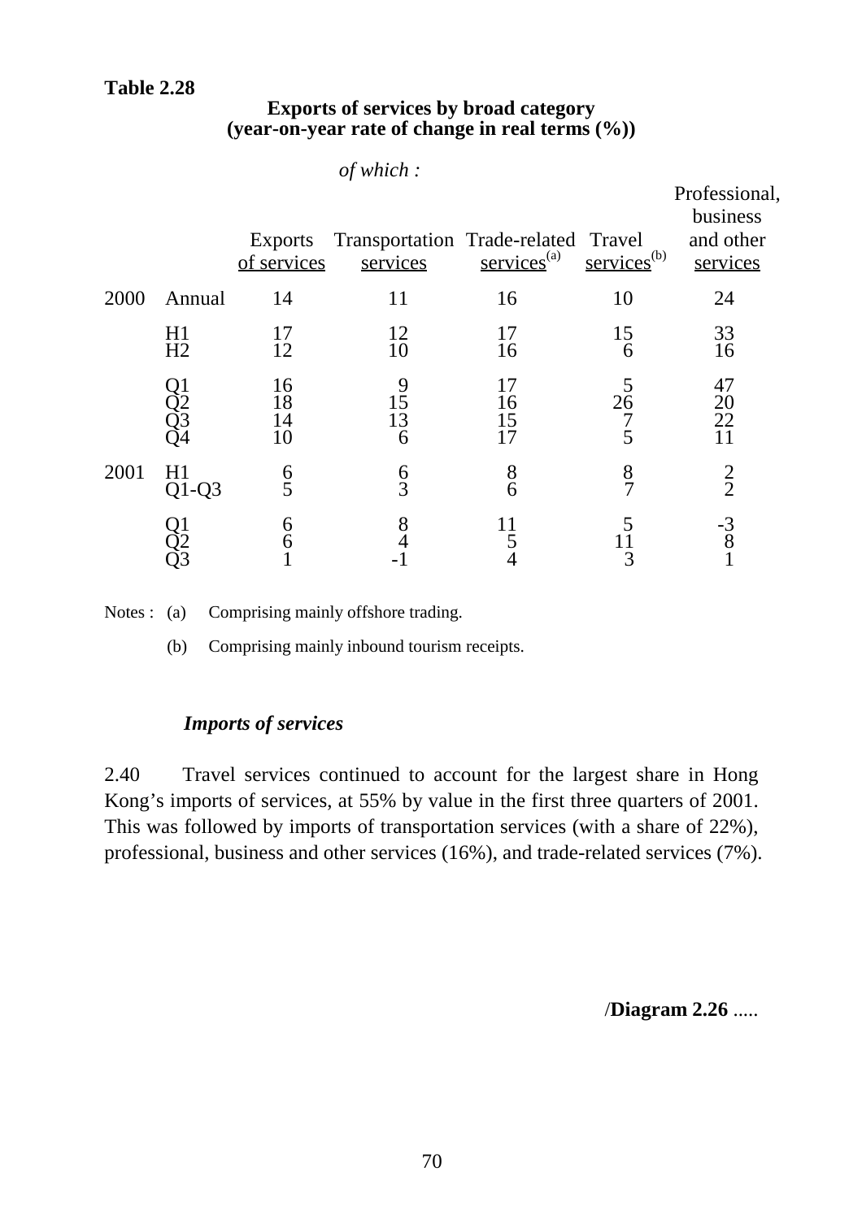**Table 2.28**

**Exports of services by broad category**
**(year-on-year rate of change in real terms (%))**

| | | Exports of services | *of which :* Transportation services | Trade-related services[(a)] | Travel services[(b)] | Professional, business and other services |
|---|---|---|---|---|---|---|
| 2000 | Annual | 14 | 11 | 16 | 10 | 24 |
| | H1 | 17 | 12 | 17 | 15 | 33 |
| | H2 | 12 | 10 | 16 | 6 | 16 |
| | Q1 | 16 | 9 | 17 | 5 | 47 |
| | Q2 | 18 | 15 | 16 | 26 | 20 |
| | Q3 | 14 | 13 | 15 | 7 | 22 |
| | Q4 | 10 | 6 | 17 | 5 | 11 |
| 2001 | H1 | 6 | 6 | 8 | 8 | 2 |
| | Q1-Q3 | 5 | 3 | 6 | 7 | 2 |
| | Q1 | 6 | 8 | 11 | 5 | -3 |
| | Q2 | 6 | 4 | 5 | 11 | 8 |
| | Q3 | 1 | -1 | 4 | 3 | 1 |

Notes : (a) Comprising mainly offshore trading.

(b) Comprising mainly inbound tourism receipts.

### *Imports of services*

2.40 Travel services continued to account for the largest share in Hong Kong's imports of services, at 55% by value in the first three quarters of 2001. This was followed by imports of transportation services (with a share of 22%), professional, business and other services (16%), and trade-related services (7%).

/**Diagram 2.26** .....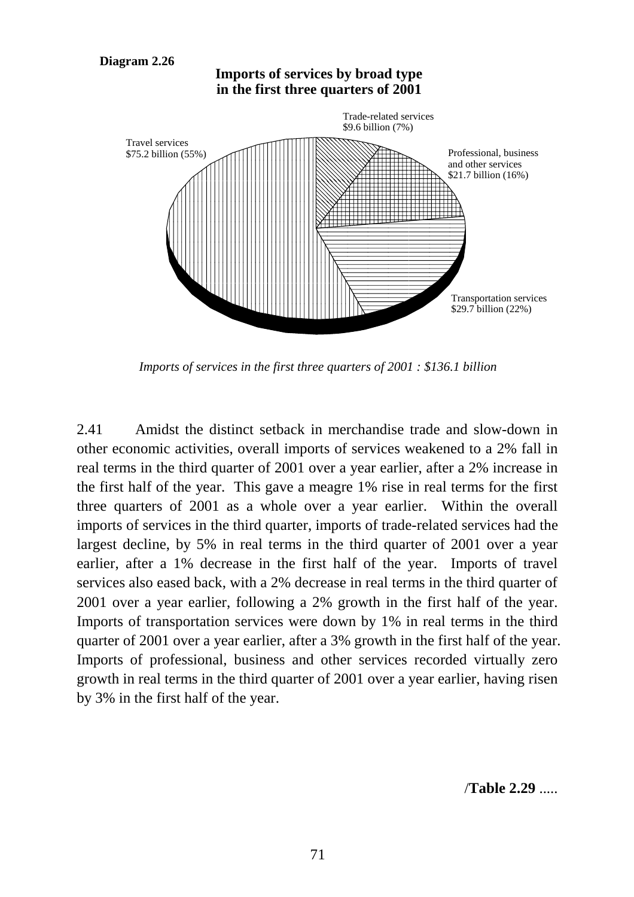**Diagram 2.26**

**Imports of services by broad type in the first three quarters of 2001**

Trade-related services
$9.6 billion (7%)

Professional, business and other services
$21.7 billion (16%)

Transportation services
$29.7 billion (22%)

Travel services
$75.2 billion (55%)

*Imports of services in the first three quarters of 2001 : $136.1 billion*

2.41 Amidst the distinct setback in merchandise trade and slow-down in other economic activities, overall imports of services weakened to a 2% fall in real terms in the third quarter of 2001 over a year earlier, after a 2% increase in the first half of the year. This gave a meagre 1% rise in real terms for the first three quarters of 2001 as a whole over a year earlier. Within the overall imports of services in the third quarter, imports of trade-related services had the largest decline, by 5% in real terms in the third quarter of 2001 over a year earlier, after a 1% decrease in the first half of the year. Imports of travel services also eased back, with a 2% decrease in real terms in the third quarter of 2001 over a year earlier, following a 2% growth in the first half of the year. Imports of transportation services were down by 1% in real terms in the third quarter of 2001 over a year earlier, after a 3% growth in the first half of the year. Imports of professional, business and other services recorded virtually zero growth in real terms in the third quarter of 2001 over a year earlier, having risen by 3% in the first half of the year.

/**Table 2.29** .....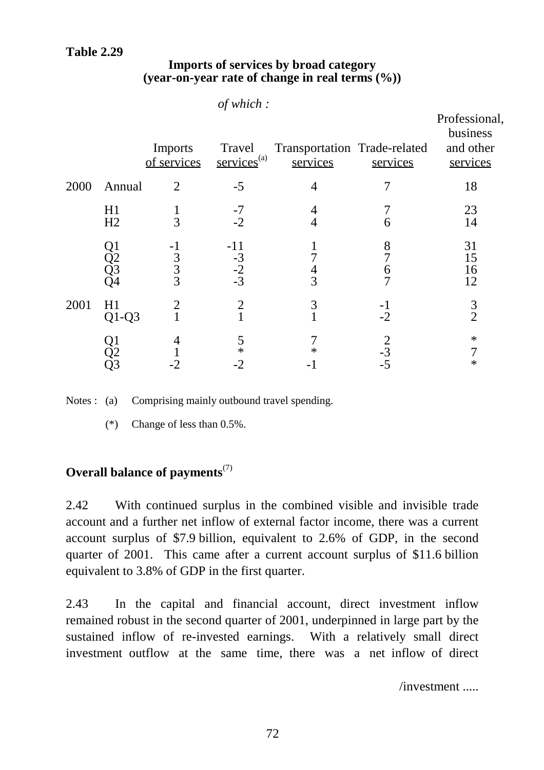**Table 2.29**

**Imports of services by broad category**
**(year-on-year rate of change in real terms (%))**

| | | Imports of services | *of which :* Travel services[(a)] | Transportation services | Trade-related services | Professional, business and other services |
|---|---|---|---|---|---|---|
| 2000 | Annual | 2 | -5 | 4 | 7 | 18 |
| | H1 | 1 | -7 | 4 | 7 | 23 |
| | H2 | 3 | -2 | 4 | 6 | 14 |
| | Q1 | -1 | -11 | 1 | 8 | 31 |
| | Q2 | 3 | -3 | 7 | 7 | 15 |
| | Q3 | 3 | -2 | 4 | 6 | 16 |
| | Q4 | 3 | -3 | 3 | 7 | 12 |
| 2001 | H1 | 2 | 2 | 3 | -1 | 3 |
| | Q1-Q3 | 1 | 1 | 1 | -2 | 2 |
| | Q1 | 4 | 5 | 7 | 2 | * |
| | Q2 | 1 | * | * | -3 | 7 |
| | Q3 | -2 | -2 | -1 | -5 | * |

Notes : (a) Comprising mainly outbound travel spending.

(*) Change of less than 0.5%.

## Overall balance of payments[(7)]

2.42 With continued surplus in the combined visible and invisible trade account and a further net inflow of external factor income, there was a current account surplus of $7.9 billion, equivalent to 2.6% of GDP, in the second quarter of 2001. This came after a current account surplus of $11.6 billion equivalent to 3.8% of GDP in the first quarter.

2.43 In the capital and financial account, direct investment inflow remained robust in the second quarter of 2001, underpinned in large part by the sustained inflow of re-invested earnings. With a relatively small direct investment outflow at the same time, there was a net inflow of direct

/investment .....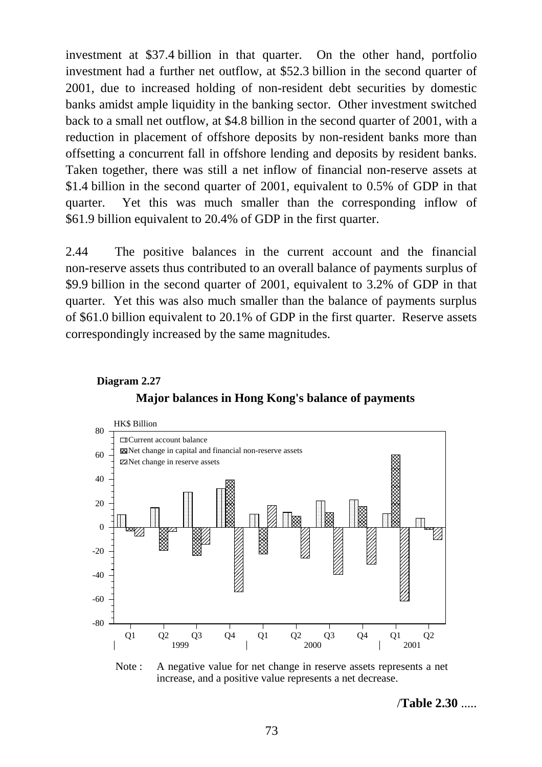investment at \$37.4 billion in that quarter. On the other hand, portfolio investment had a further net outflow, at \$52.3 billion in the second quarter of 2001, due to increased holding of non-resident debt securities by domestic banks amidst ample liquidity in the banking sector. Other investment switched back to a small net outflow, at \$4.8 billion in the second quarter of 2001, with a reduction in placement of offshore deposits by non-resident banks more than offsetting a concurrent fall in offshore lending and deposits by resident banks. Taken together, there was still a net inflow of financial non-reserve assets at \$1.4 billion in the second quarter of 2001, equivalent to 0.5% of GDP in that quarter. Yet this was much smaller than the corresponding inflow of \$61.9 billion equivalent to 20.4% of GDP in the first quarter.

2.44 The positive balances in the current account and the financial non-reserve assets thus contributed to an overall balance of payments surplus of \$9.9 billion in the second quarter of 2001, equivalent to 3.2% of GDP in that quarter. Yet this was also much smaller than the balance of payments surplus of \$61.0 billion equivalent to 20.1% of GDP in the first quarter. Reserve assets correspondingly increased by the same magnitudes.

**Diagram 2.27**

**Major balances in Hong Kong's balance of payments**

HK$ Billion

Legend: Current account balance; Net change in capital and financial non-reserve assets; Net change in reserve assets

Q1 Q2 Q3 Q4 (1999) Q1 Q2 Q3 Q4 (2000) Q1 Q2 (2001)

Note : A negative value for net change in reserve assets represents a net increase, and a positive value represents a net decrease.

/**Table 2.30** .....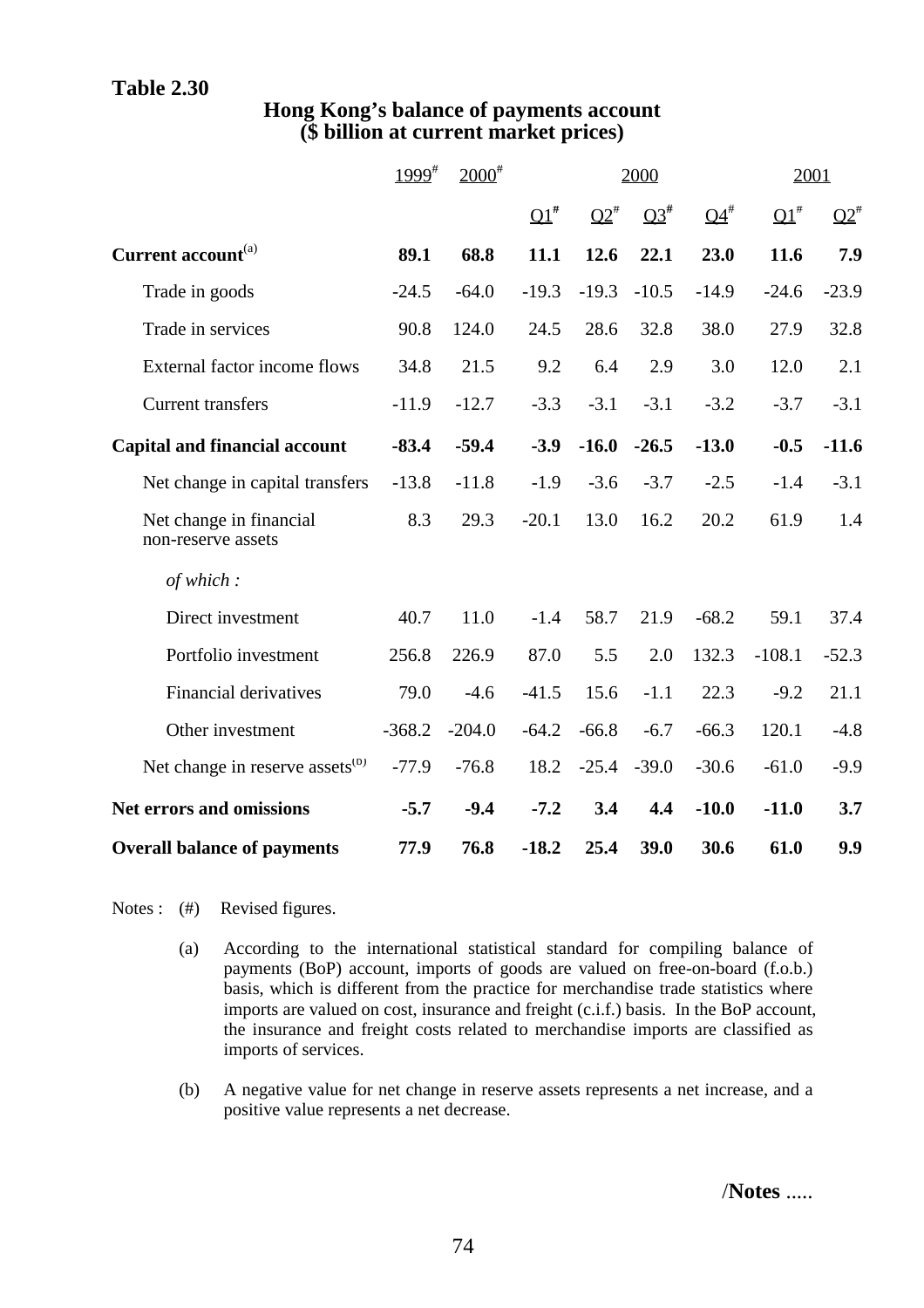**Table 2.30**

**Hong Kong's balance of payments account**
**($ billion at current market prices)**

| | 1999[#] | 2000[#] | 2000 | | | | 2001 | |
|---|---|---|---|---|---|---|---|---|
| | | | Q1[#] | Q2[#] | Q3[#] | Q4[#] | Q1[#] | Q2[#] |
| **Current account**[(a)] | **89.1** | **68.8** | **11.1** | **12.6** | **22.1** | **23.0** | **11.6** | **7.9** |
| Trade in goods | -24.5 | -64.0 | -19.3 | -19.3 | -10.5 | -14.9 | -24.6 | -23.9 |
| Trade in services | 90.8 | 124.0 | 24.5 | 28.6 | 32.8 | 38.0 | 27.9 | 32.8 |
| External factor income flows | 34.8 | 21.5 | 9.2 | 6.4 | 2.9 | 3.0 | 12.0 | 2.1 |
| Current transfers | -11.9 | -12.7 | -3.3 | -3.1 | -3.1 | -3.2 | -3.7 | -3.1 |
| **Capital and financial account** | **-83.4** | **-59.4** | **-3.9** | **-16.0** | **-26.5** | **-13.0** | **-0.5** | **-11.6** |
| Net change in capital transfers | -13.8 | -11.8 | -1.9 | -3.6 | -3.7 | -2.5 | -1.4 | -3.1 |
| Net change in financial non-reserve assets | 8.3 | 29.3 | -20.1 | 13.0 | 16.2 | 20.2 | 61.9 | 1.4 |
| *of which :* | | | | | | | | |
| Direct investment | 40.7 | 11.0 | -1.4 | 58.7 | 21.9 | -68.2 | 59.1 | 37.4 |
| Portfolio investment | 256.8 | 226.9 | 87.0 | 5.5 | 2.0 | 132.3 | -108.1 | -52.3 |
| Financial derivatives | 79.0 | -4.6 | -41.5 | 15.6 | -1.1 | 22.3 | -9.2 | 21.1 |
| Other investment | -368.2 | -204.0 | -64.2 | -66.8 | -6.7 | -66.3 | 120.1 | -4.8 |
| Net change in reserve assets[(b)] | -77.9 | -76.8 | 18.2 | -25.4 | -39.0 | -30.6 | -61.0 | -9.9 |
| **Net errors and omissions** | **-5.7** | **-9.4** | **-7.2** | **3.4** | **4.4** | **-10.0** | **-11.0** | **3.7** |
| **Overall balance of payments** | **77.9** | **76.8** | **-18.2** | **25.4** | **39.0** | **30.6** | **61.0** | **9.9** |

Notes : (#) Revised figures.

(a) According to the international statistical standard for compiling balance of payments (BoP) account, imports of goods are valued on free-on-board (f.o.b.) basis, which is different from the practice for merchandise trade statistics where imports are valued on cost, insurance and freight (c.i.f.) basis. In the BoP account, the insurance and freight costs related to merchandise imports are classified as imports of services.

(b) A negative value for net change in reserve assets represents a net increase, and a positive value represents a net decrease.

/**Notes** .....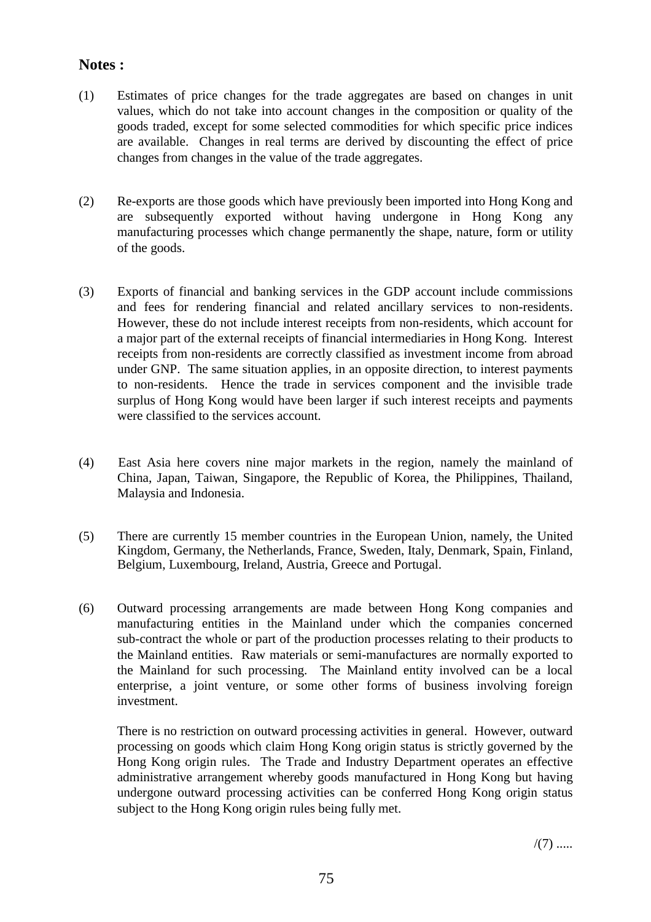**Notes :**

(1) Estimates of price changes for the trade aggregates are based on changes in unit values, which do not take into account changes in the composition or quality of the goods traded, except for some selected commodities for which specific price indices are available. Changes in real terms are derived by discounting the effect of price changes from changes in the value of the trade aggregates.

(2) Re-exports are those goods which have previously been imported into Hong Kong and are subsequently exported without having undergone in Hong Kong any manufacturing processes which change permanently the shape, nature, form or utility of the goods.

(3) Exports of financial and banking services in the GDP account include commissions and fees for rendering financial and related ancillary services to non-residents. However, these do not include interest receipts from non-residents, which account for a major part of the external receipts of financial intermediaries in Hong Kong. Interest receipts from non-residents are correctly classified as investment income from abroad under GNP. The same situation applies, in an opposite direction, to interest payments to non-residents. Hence the trade in services component and the invisible trade surplus of Hong Kong would have been larger if such interest receipts and payments were classified to the services account.

(4) East Asia here covers nine major markets in the region, namely the mainland of China, Japan, Taiwan, Singapore, the Republic of Korea, the Philippines, Thailand, Malaysia and Indonesia.

(5) There are currently 15 member countries in the European Union, namely, the United Kingdom, Germany, the Netherlands, France, Sweden, Italy, Denmark, Spain, Finland, Belgium, Luxembourg, Ireland, Austria, Greece and Portugal.

(6) Outward processing arrangements are made between Hong Kong companies and manufacturing entities in the Mainland under which the companies concerned sub-contract the whole or part of the production processes relating to their products to the Mainland entities. Raw materials or semi-manufactures are normally exported to the Mainland for such processing. The Mainland entity involved can be a local enterprise, a joint venture, or some other forms of business involving foreign investment.

There is no restriction on outward processing activities in general. However, outward processing on goods which claim Hong Kong origin status is strictly governed by the Hong Kong origin rules. The Trade and Industry Department operates an effective administrative arrangement whereby goods manufactured in Hong Kong but having undergone outward processing activities can be conferred Hong Kong origin status subject to the Hong Kong origin rules being fully met.

/(7) .....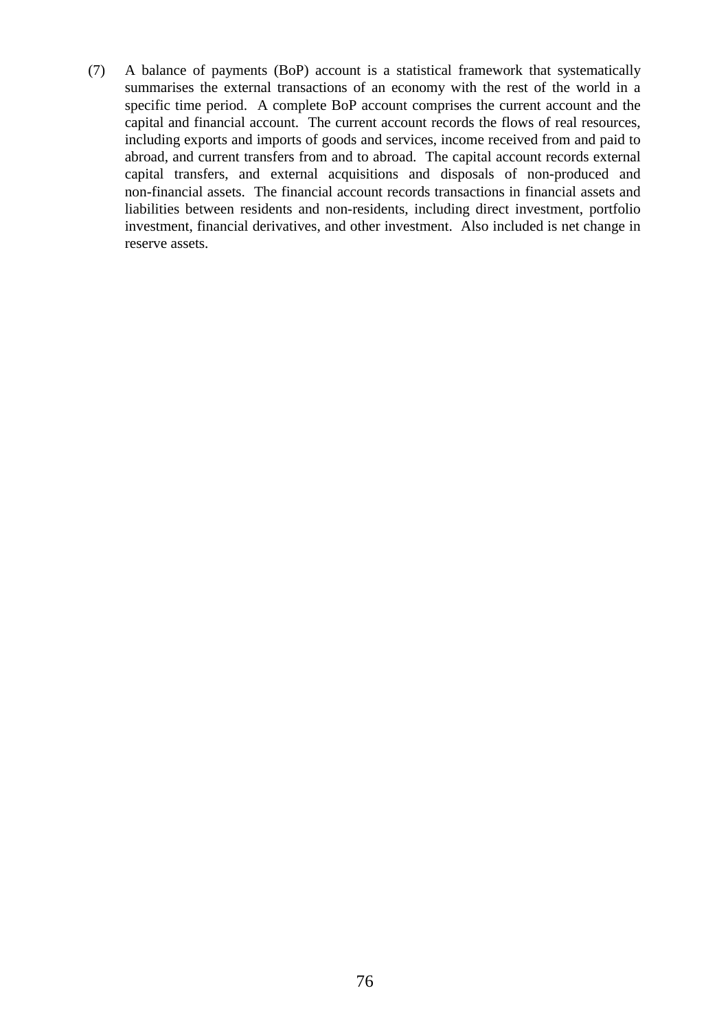(7) A balance of payments (BoP) account is a statistical framework that systematically summarises the external transactions of an economy with the rest of the world in a specific time period. A complete BoP account comprises the current account and the capital and financial account. The current account records the flows of real resources, including exports and imports of goods and services, income received from and paid to abroad, and current transfers from and to abroad. The capital account records external capital transfers, and external acquisitions and disposals of non-produced and non-financial assets. The financial account records transactions in financial assets and liabilities between residents and non-residents, including direct investment, portfolio investment, financial derivatives, and other investment. Also included is net change in reserve assets.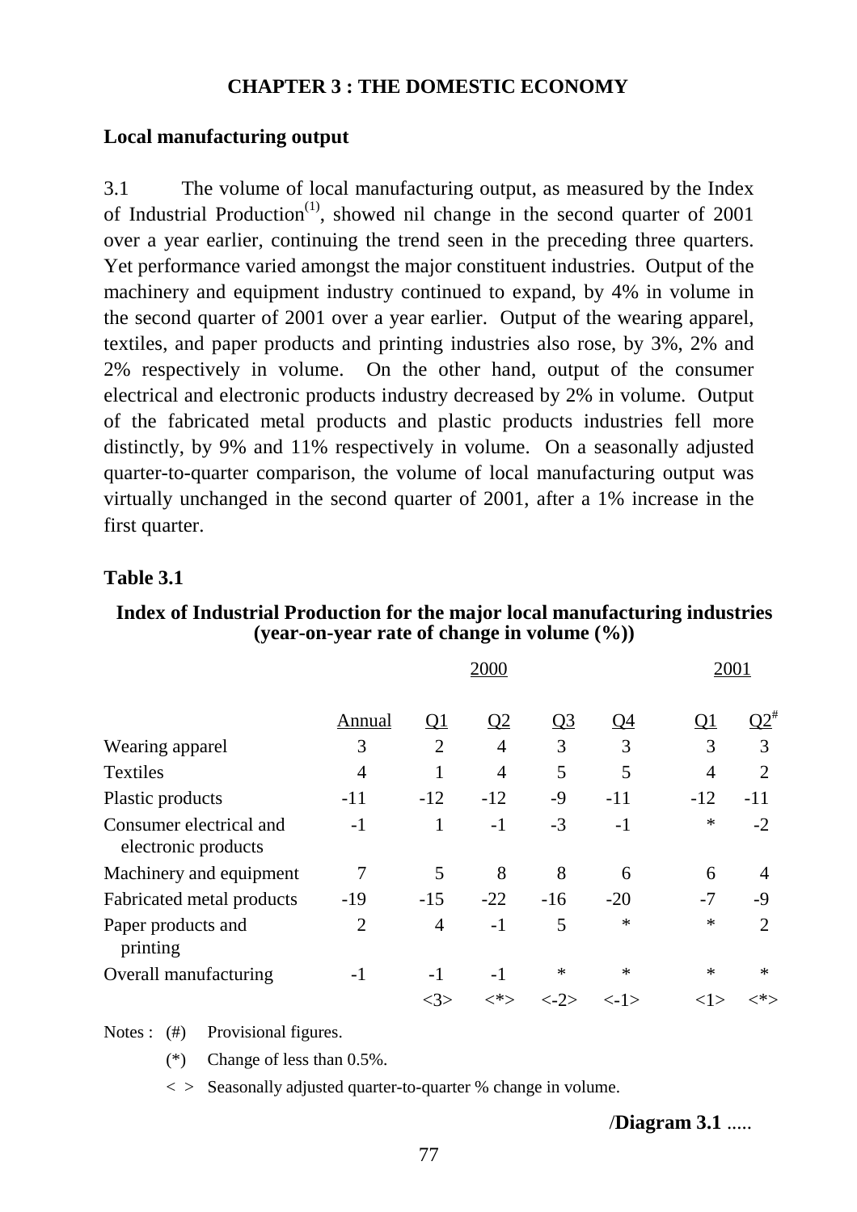# CHAPTER 3 : THE DOMESTIC ECONOMY

## Local manufacturing output

3.1 The volume of local manufacturing output, as measured by the Index of Industrial Production[(1)], showed nil change in the second quarter of 2001 over a year earlier, continuing the trend seen in the preceding three quarters. Yet performance varied amongst the major constituent industries. Output of the machinery and equipment industry continued to expand, by 4% in volume in the second quarter of 2001 over a year earlier. Output of the wearing apparel, textiles, and paper products and printing industries also rose, by 3%, 2% and 2% respectively in volume. On the other hand, output of the consumer electrical and electronic products industry decreased by 2% in volume. Output of the fabricated metal products and plastic products industries fell more distinctly, by 9% and 11% respectively in volume. On a seasonally adjusted quarter-to-quarter comparison, the volume of local manufacturing output was virtually unchanged in the second quarter of 2001, after a 1% increase in the first quarter.

**Table 3.1**

**Index of Industrial Production for the major local manufacturing industries (year-on-year rate of change in volume (%))**

| | 2000 | | | | | 2001 | |
|---|---|---|---|---|---|---|---|
| | Annual | Q1 | Q2 | Q3 | Q4 | Q1 | Q2# |
| Wearing apparel | 3 | 2 | 4 | 3 | 3 | 3 | 3 |
| Textiles | 4 | 1 | 4 | 5 | 5 | 4 | 2 |
| Plastic products | -11 | -12 | -12 | -9 | -11 | -12 | -11 |
| Consumer electrical and electronic products | -1 | 1 | -1 | -3 | -1 | * | -2 |
| Machinery and equipment | 7 | 5 | 8 | 8 | 6 | 6 | 4 |
| Fabricated metal products | -19 | -15 | -22 | -16 | -20 | -7 | -9 |
| Paper products and printing | 2 | 4 | -1 | 5 | * | * | 2 |
| Overall manufacturing | -1 | -1 | -1 | * | * | * | * |
| | | <3> | <*> | <-2> | <-1> | <1> | <*> |

Notes : (#) Provisional figures.

(*) Change of less than 0.5%.

< > Seasonally adjusted quarter-to-quarter % change in volume.

/**Diagram 3.1** .....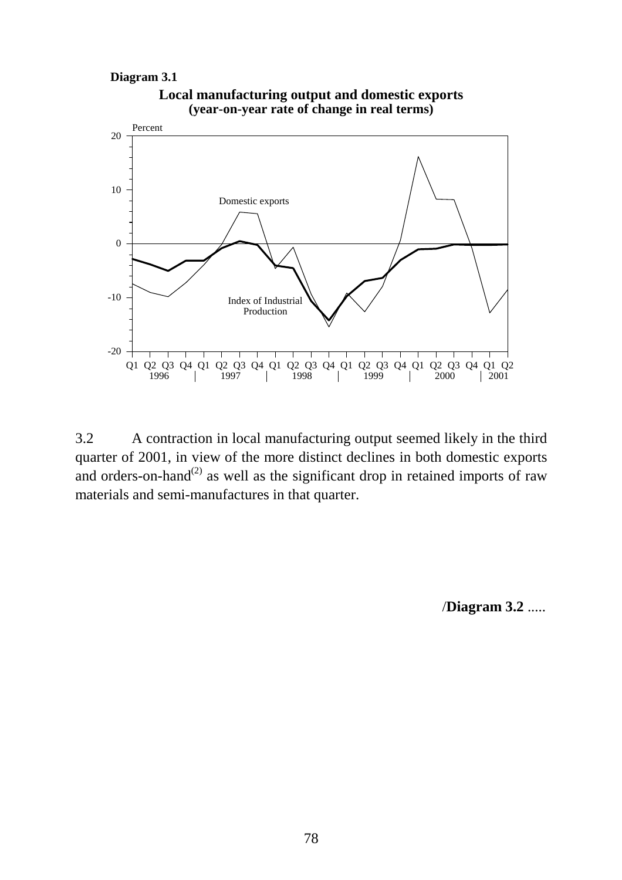**Diagram 3.1**

**Local manufacturing output and domestic exports (year-on-year rate of change in real terms)**

3.2 A contraction in local manufacturing output seemed likely in the third quarter of 2001, in view of the more distinct declines in both domestic exports and orders-on-hand[(2)] as well as the significant drop in retained imports of raw materials and semi-manufactures in that quarter.

/**Diagram 3.2** .....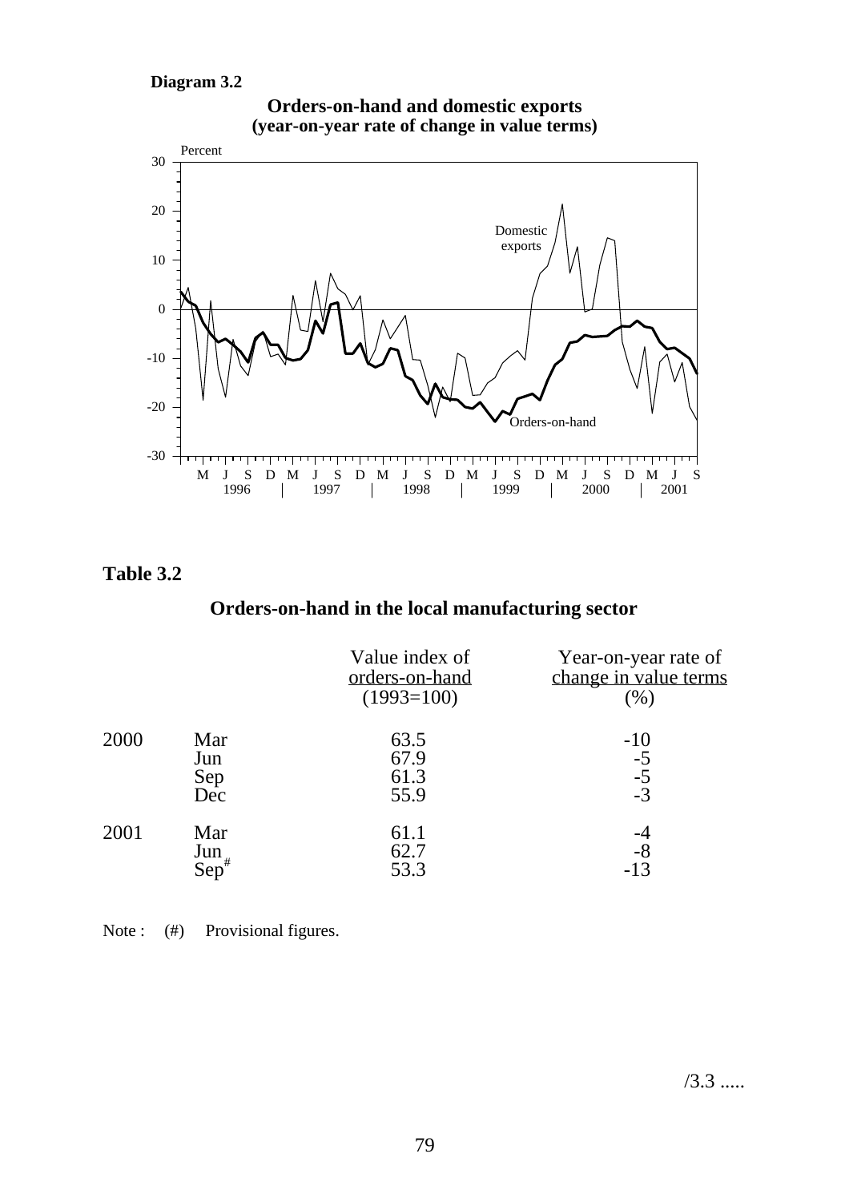**Diagram 3.2**

**Orders-on-hand and domestic exports (year-on-year rate of change in value terms)**

## Table 3.2

### Orders-on-hand in the local manufacturing sector

| | | Value index of orders-on-hand (1993=100) | Year-on-year rate of change in value terms (%) |
|---|---|---|---|
| 2000 | Mar | 63.5 | -10 |
| | Jun | 67.9 | -5 |
| | Sep | 61.3 | -5 |
| | Dec | 55.9 | -3 |
| 2001 | Mar | 61.1 | -4 |
| | Jun | 62.7 | -8 |
| | Sep# | 53.3 | -13 |

Note : (#) Provisional figures.

/3.3 .....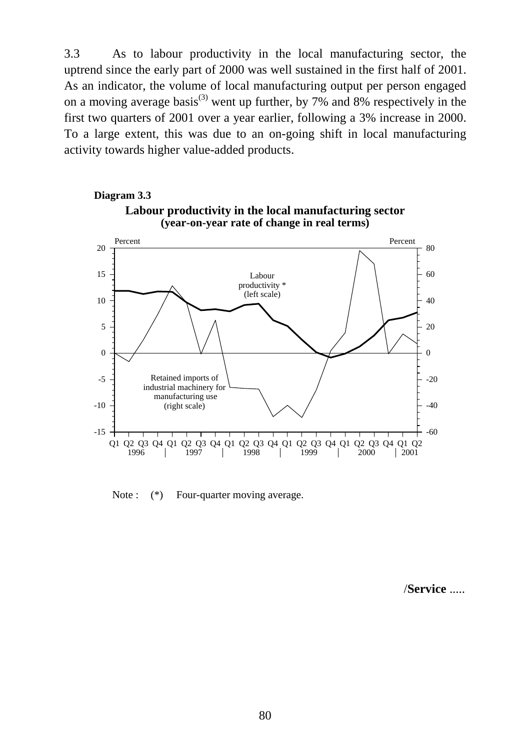3.3 As to labour productivity in the local manufacturing sector, the uptrend since the early part of 2000 was well sustained in the first half of 2001. As an indicator, the volume of local manufacturing output per person engaged on a moving average basis(3) went up further, by 7% and 8% respectively in the first two quarters of 2001 over a year earlier, following a 3% increase in 2000. To a large extent, this was due to an on-going shift in local manufacturing activity towards higher value-added products.

**Diagram 3.3**

**Labour productivity in the local manufacturing sector (year-on-year rate of change in real terms)**

Note : (*) Four-quarter moving average.

/**Service** .....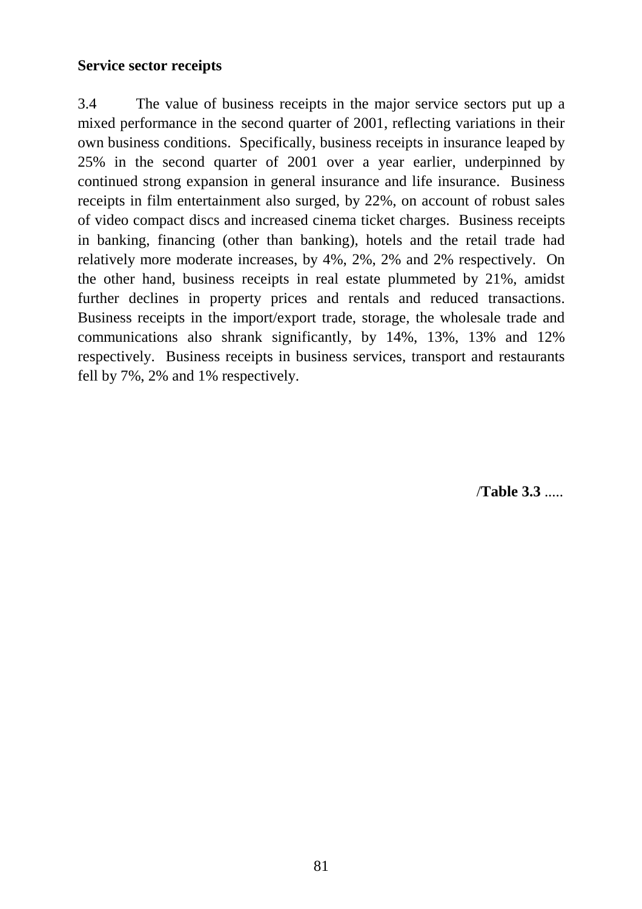**Service sector receipts**

3.4 The value of business receipts in the major service sectors put up a mixed performance in the second quarter of 2001, reflecting variations in their own business conditions. Specifically, business receipts in insurance leaped by 25% in the second quarter of 2001 over a year earlier, underpinned by continued strong expansion in general insurance and life insurance. Business receipts in film entertainment also surged, by 22%, on account of robust sales of video compact discs and increased cinema ticket charges. Business receipts in banking, financing (other than banking), hotels and the retail trade had relatively more moderate increases, by 4%, 2%, 2% and 2% respectively. On the other hand, business receipts in real estate plummeted by 21%, amidst further declines in property prices and rentals and reduced transactions. Business receipts in the import/export trade, storage, the wholesale trade and communications also shrank significantly, by 14%, 13%, 13% and 12% respectively. Business receipts in business services, transport and restaurants fell by 7%, 2% and 1% respectively.

/**Table 3.3** .....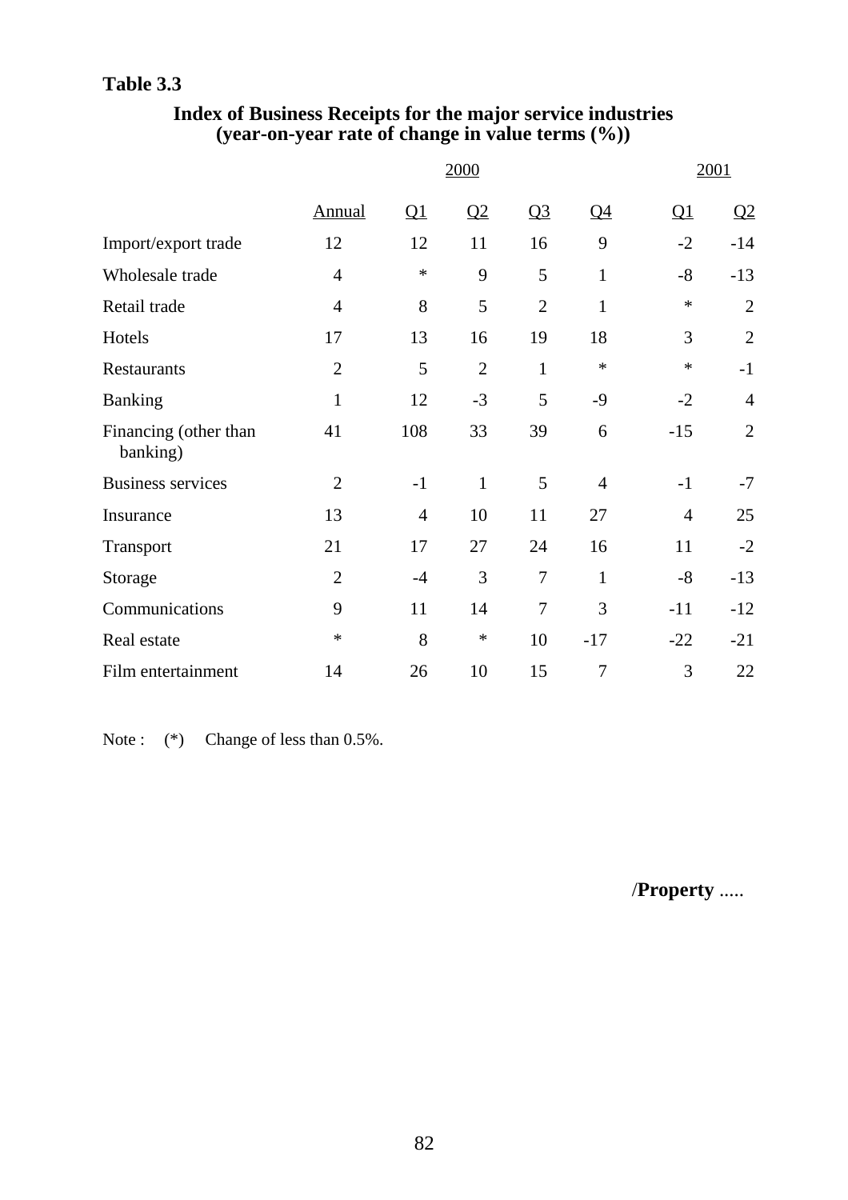**Table 3.3**

## Index of Business Receipts for the major service industries (year-on-year rate of change in value terms (%))

| | 2000 | | | | | 2001 | |
|---|---|---|---|---|---|---|---|
| | Annual | Q1 | Q2 | Q3 | Q4 | Q1 | Q2 |
| Import/export trade | 12 | 12 | 11 | 16 | 9 | -2 | -14 |
| Wholesale trade | 4 | * | 9 | 5 | 1 | -8 | -13 |
| Retail trade | 4 | 8 | 5 | 2 | 1 | * | 2 |
| Hotels | 17 | 13 | 16 | 19 | 18 | 3 | 2 |
| Restaurants | 2 | 5 | 2 | 1 | * | * | -1 |
| Banking | 1 | 12 | -3 | 5 | -9 | -2 | 4 |
| Financing (other than banking) | 41 | 108 | 33 | 39 | 6 | -15 | 2 |
| Business services | 2 | -1 | 1 | 5 | 4 | -1 | -7 |
| Insurance | 13 | 4 | 10 | 11 | 27 | 4 | 25 |
| Transport | 21 | 17 | 27 | 24 | 16 | 11 | -2 |
| Storage | 2 | -4 | 3 | 7 | 1 | -8 | -13 |
| Communications | 9 | 11 | 14 | 7 | 3 | -11 | -12 |
| Real estate | * | 8 | * | 10 | -17 | -22 | -21 |
| Film entertainment | 14 | 26 | 10 | 15 | 7 | 3 | 22 |

Note : (*) Change of less than 0.5%.

/**Property** .....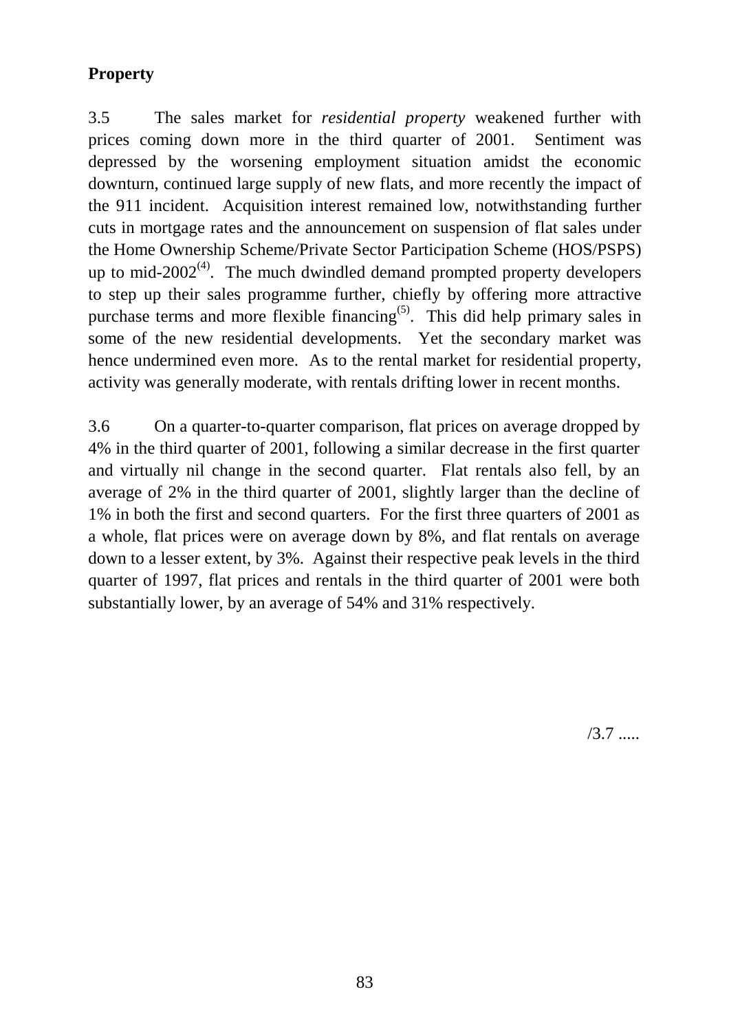**Property**

3.5 The sales market for *residential property* weakened further with prices coming down more in the third quarter of 2001. Sentiment was depressed by the worsening employment situation amidst the economic downturn, continued large supply of new flats, and more recently the impact of the 911 incident. Acquisition interest remained low, notwithstanding further cuts in mortgage rates and the announcement on suspension of flat sales under the Home Ownership Scheme/Private Sector Participation Scheme (HOS/PSPS) up to mid-2002[(4)]. The much dwindled demand prompted property developers to step up their sales programme further, chiefly by offering more attractive purchase terms and more flexible financing[(5)]. This did help primary sales in some of the new residential developments. Yet the secondary market was hence undermined even more. As to the rental market for residential property, activity was generally moderate, with rentals drifting lower in recent months.

3.6 On a quarter-to-quarter comparison, flat prices on average dropped by 4% in the third quarter of 2001, following a similar decrease in the first quarter and virtually nil change in the second quarter. Flat rentals also fell, by an average of 2% in the third quarter of 2001, slightly larger than the decline of 1% in both the first and second quarters. For the first three quarters of 2001 as a whole, flat prices were on average down by 8%, and flat rentals on average down to a lesser extent, by 3%. Against their respective peak levels in the third quarter of 1997, flat prices and rentals in the third quarter of 2001 were both substantially lower, by an average of 54% and 31% respectively.

/3.7 .....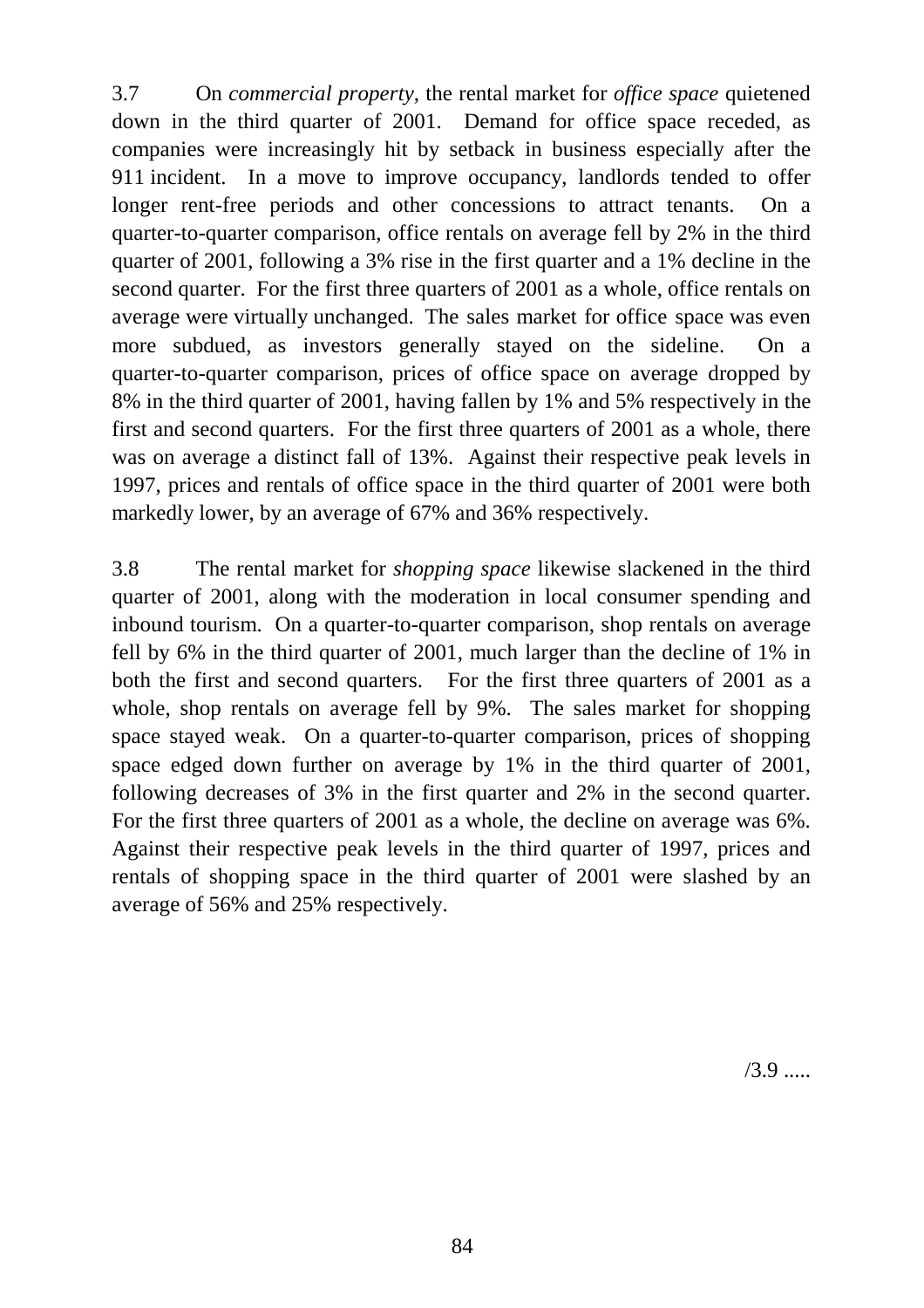3.7 On *commercial property*, the rental market for *office space* quietened down in the third quarter of 2001. Demand for office space receded, as companies were increasingly hit by setback in business especially after the 911 incident. In a move to improve occupancy, landlords tended to offer longer rent-free periods and other concessions to attract tenants. On a quarter-to-quarter comparison, office rentals on average fell by 2% in the third quarter of 2001, following a 3% rise in the first quarter and a 1% decline in the second quarter. For the first three quarters of 2001 as a whole, office rentals on average were virtually unchanged. The sales market for office space was even more subdued, as investors generally stayed on the sideline. On a quarter-to-quarter comparison, prices of office space on average dropped by 8% in the third quarter of 2001, having fallen by 1% and 5% respectively in the first and second quarters. For the first three quarters of 2001 as a whole, there was on average a distinct fall of 13%. Against their respective peak levels in 1997, prices and rentals of office space in the third quarter of 2001 were both markedly lower, by an average of 67% and 36% respectively.

3.8 The rental market for *shopping space* likewise slackened in the third quarter of 2001, along with the moderation in local consumer spending and inbound tourism. On a quarter-to-quarter comparison, shop rentals on average fell by 6% in the third quarter of 2001, much larger than the decline of 1% in both the first and second quarters. For the first three quarters of 2001 as a whole, shop rentals on average fell by 9%. The sales market for shopping space stayed weak. On a quarter-to-quarter comparison, prices of shopping space edged down further on average by 1% in the third quarter of 2001, following decreases of 3% in the first quarter and 2% in the second quarter. For the first three quarters of 2001 as a whole, the decline on average was 6%. Against their respective peak levels in the third quarter of 1997, prices and rentals of shopping space in the third quarter of 2001 were slashed by an average of 56% and 25% respectively.

/3.9 .....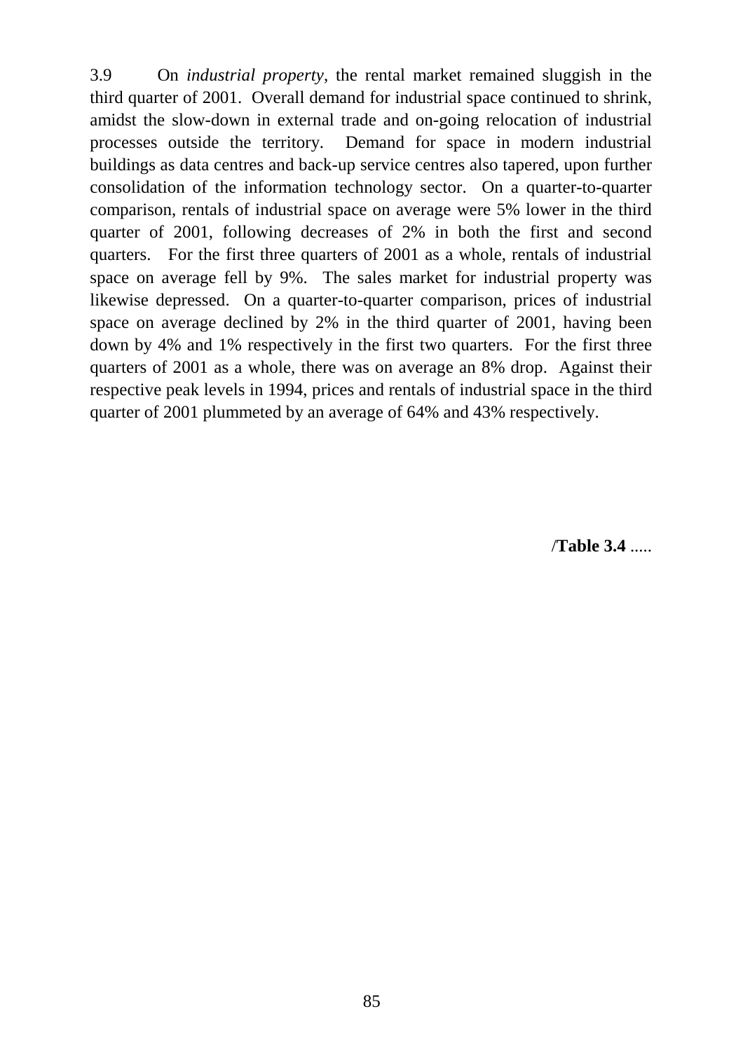3.9 On *industrial property*, the rental market remained sluggish in the third quarter of 2001. Overall demand for industrial space continued to shrink, amidst the slow-down in external trade and on-going relocation of industrial processes outside the territory. Demand for space in modern industrial buildings as data centres and back-up service centres also tapered, upon further consolidation of the information technology sector. On a quarter-to-quarter comparison, rentals of industrial space on average were 5% lower in the third quarter of 2001, following decreases of 2% in both the first and second quarters. For the first three quarters of 2001 as a whole, rentals of industrial space on average fell by 9%. The sales market for industrial property was likewise depressed. On a quarter-to-quarter comparison, prices of industrial space on average declined by 2% in the third quarter of 2001, having been down by 4% and 1% respectively in the first two quarters. For the first three quarters of 2001 as a whole, there was on average an 8% drop. Against their respective peak levels in 1994, prices and rentals of industrial space in the third quarter of 2001 plummeted by an average of 64% and 43% respectively.

/**Table 3.4** .....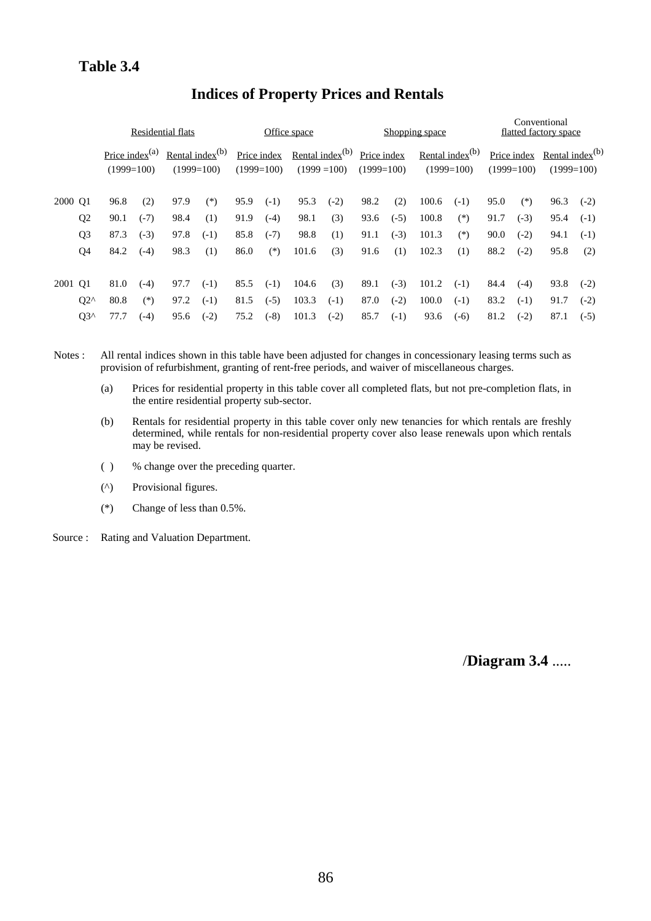**Table 3.4**

## Indices of Property Prices and Rentals

| | | Residential flats | | | | Office space | | | | Shopping space | | | | Conventional flatted factory space | | | |
|---|---|---|---|---|---|---|---|---|---|---|---|---|---|---|---|---|---|
| | | Price index[(a)] (1999=100) | | Rental index[(b)] (1999=100) | | Price index (1999=100) | | Rental index[(b)] (1999 =100) | | Price index (1999=100) | | Rental index[(b)] (1999=100) | | Price index (1999=100) | | Rental index[(b)] (1999=100) | |
| 2000 | Q1 | 96.8 | (2) | 97.9 | (*) | 95.9 | (-1) | 95.3 | (-2) | 98.2 | (2) | 100.6 | (-1) | 95.0 | (*) | 96.3 | (-2) |
| | Q2 | 90.1 | (-7) | 98.4 | (1) | 91.9 | (-4) | 98.1 | (3) | 93.6 | (-5) | 100.8 | (*) | 91.7 | (-3) | 95.4 | (-1) |
| | Q3 | 87.3 | (-3) | 97.8 | (-1) | 85.8 | (-7) | 98.8 | (1) | 91.1 | (-3) | 101.3 | (*) | 90.0 | (-2) | 94.1 | (-1) |
| | Q4 | 84.2 | (-4) | 98.3 | (1) | 86.0 | (*) | 101.6 | (3) | 91.6 | (1) | 102.3 | (1) | 88.2 | (-2) | 95.8 | (2) |
| 2001 | Q1 | 81.0 | (-4) | 97.7 | (-1) | 85.5 | (-1) | 104.6 | (3) | 89.1 | (-3) | 101.2 | (-1) | 84.4 | (-4) | 93.8 | (-2) |
| | Q2^ | 80.8 | (*) | 97.2 | (-1) | 81.5 | (-5) | 103.3 | (-1) | 87.0 | (-2) | 100.0 | (-1) | 83.2 | (-1) | 91.7 | (-2) |
| | Q3^ | 77.7 | (-4) | 95.6 | (-2) | 75.2 | (-8) | 101.3 | (-2) | 85.7 | (-1) | 93.6 | (-6) | 81.2 | (-2) | 87.1 | (-5) |

Notes : All rental indices shown in this table have been adjusted for changes in concessionary leasing terms such as provision of refurbishment, granting of rent-free periods, and waiver of miscellaneous charges.

(a) Prices for residential property in this table cover all completed flats, but not pre-completion flats, in the entire residential property sub-sector.

(b) Rentals for residential property in this table cover only new tenancies for which rentals are freshly determined, while rentals for non-residential property cover also lease renewals upon which rentals may be revised.

( ) % change over the preceding quarter.

(^) Provisional figures.

(*) Change of less than 0.5%.

Source : Rating and Valuation Department.

/**Diagram 3.4** .....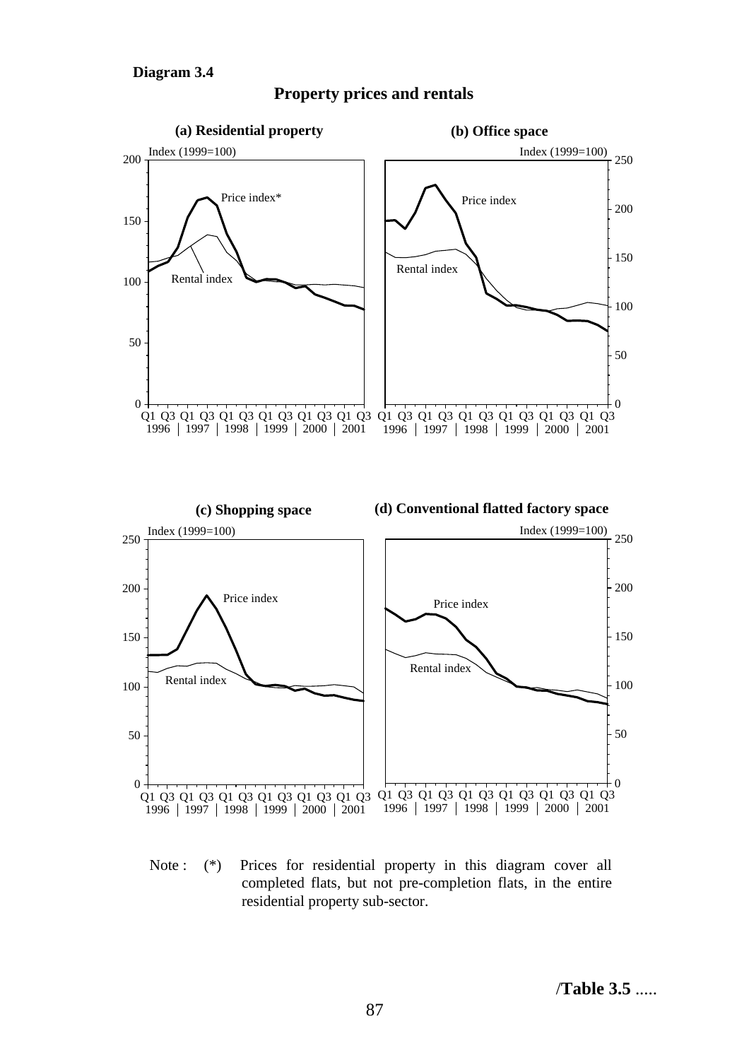**Diagram 3.4**

## Property prices and rentals

**(a) Residential property**

**(b) Office space**

**(c) Shopping space**

**(d) Conventional flatted factory space**

Note : (*) Prices for residential property in this diagram cover all completed flats, but not pre-completion flats, in the entire residential property sub-sector.

/**Table 3.5** .....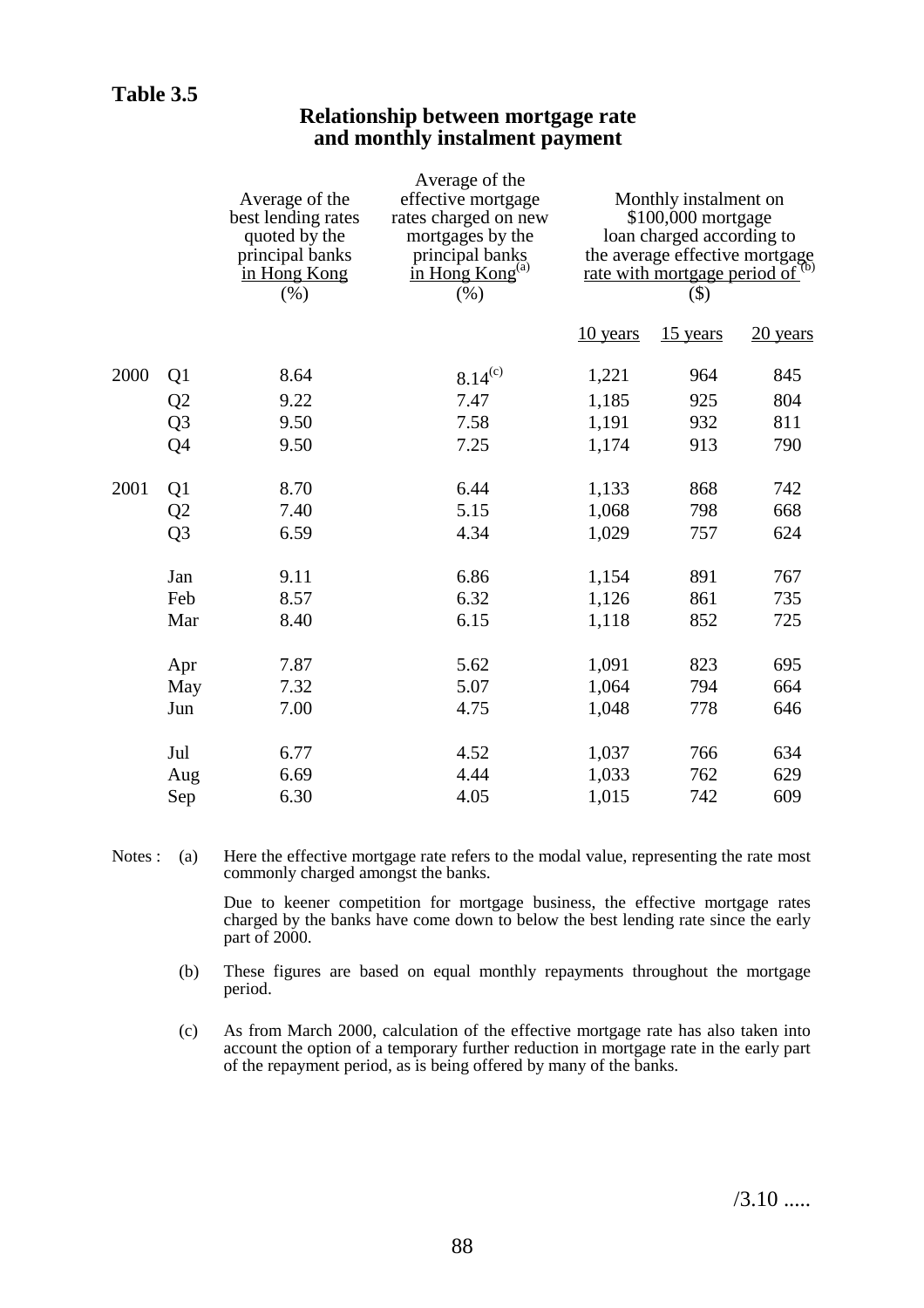**Table 3.5**

## Relationship between mortgage rate and monthly instalment payment

| | | Average of the best lending rates quoted by the principal banks in Hong Kong (%) | Average of the effective mortgage rates charged on new mortgages by the principal banks in Hong Kong[(a)] (%) | Monthly instalment on \$100,000 mortgage loan charged according to the average effective mortgage rate with mortgage period of [(b)] (\$) | | |
|---|---|---|---|---|---|---|
| | | | | 10 years | 15 years | 20 years |
| 2000 | Q1 | 8.64 | 8.14[(c)] | 1,221 | 964 | 845 |
| | Q2 | 9.22 | 7.47 | 1,185 | 925 | 804 |
| | Q3 | 9.50 | 7.58 | 1,191 | 932 | 811 |
| | Q4 | 9.50 | 7.25 | 1,174 | 913 | 790 |
| 2001 | Q1 | 8.70 | 6.44 | 1,133 | 868 | 742 |
| | Q2 | 7.40 | 5.15 | 1,068 | 798 | 668 |
| | Q3 | 6.59 | 4.34 | 1,029 | 757 | 624 |
| | Jan | 9.11 | 6.86 | 1,154 | 891 | 767 |
| | Feb | 8.57 | 6.32 | 1,126 | 861 | 735 |
| | Mar | 8.40 | 6.15 | 1,118 | 852 | 725 |
| | Apr | 7.87 | 5.62 | 1,091 | 823 | 695 |
| | May | 7.32 | 5.07 | 1,064 | 794 | 664 |
| | Jun | 7.00 | 4.75 | 1,048 | 778 | 646 |
| | Jul | 6.77 | 4.52 | 1,037 | 766 | 634 |
| | Aug | 6.69 | 4.44 | 1,033 | 762 | 629 |
| | Sep | 6.30 | 4.05 | 1,015 | 742 | 609 |

Notes :

(a) Here the effective mortgage rate refers to the modal value, representing the rate most commonly charged amongst the banks.

Due to keener competition for mortgage business, the effective mortgage rates charged by the banks have come down to below the best lending rate since the early part of 2000.

(b) These figures are based on equal monthly repayments throughout the mortgage period.

(c) As from March 2000, calculation of the effective mortgage rate has also taken into account the option of a temporary further reduction in mortgage rate in the early part of the repayment period, as is being offered by many of the banks.

/3.10 .....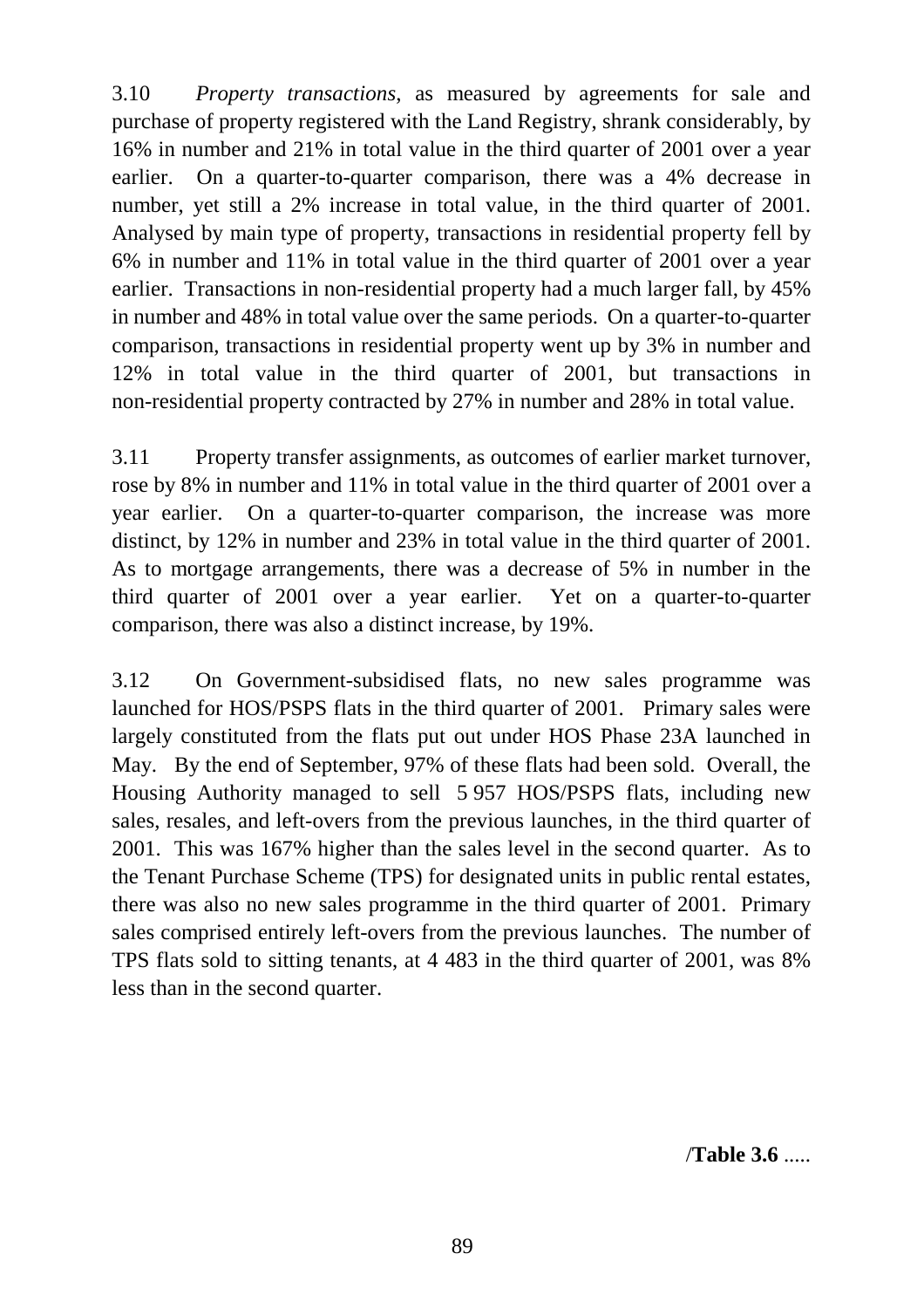3.10 *Property transactions*, as measured by agreements for sale and purchase of property registered with the Land Registry, shrank considerably, by 16% in number and 21% in total value in the third quarter of 2001 over a year earlier. On a quarter-to-quarter comparison, there was a 4% decrease in number, yet still a 2% increase in total value, in the third quarter of 2001. Analysed by main type of property, transactions in residential property fell by 6% in number and 11% in total value in the third quarter of 2001 over a year earlier. Transactions in non-residential property had a much larger fall, by 45% in number and 48% in total value over the same periods. On a quarter-to-quarter comparison, transactions in residential property went up by 3% in number and 12% in total value in the third quarter of 2001, but transactions in non-residential property contracted by 27% in number and 28% in total value.

3.11 Property transfer assignments, as outcomes of earlier market turnover, rose by 8% in number and 11% in total value in the third quarter of 2001 over a year earlier. On a quarter-to-quarter comparison, the increase was more distinct, by 12% in number and 23% in total value in the third quarter of 2001. As to mortgage arrangements, there was a decrease of 5% in number in the third quarter of 2001 over a year earlier. Yet on a quarter-to-quarter comparison, there was also a distinct increase, by 19%.

3.12 On Government-subsidised flats, no new sales programme was launched for HOS/PSPS flats in the third quarter of 2001. Primary sales were largely constituted from the flats put out under HOS Phase 23A launched in May. By the end of September, 97% of these flats had been sold. Overall, the Housing Authority managed to sell 5 957 HOS/PSPS flats, including new sales, resales, and left-overs from the previous launches, in the third quarter of 2001. This was 167% higher than the sales level in the second quarter. As to the Tenant Purchase Scheme (TPS) for designated units in public rental estates, there was also no new sales programme in the third quarter of 2001. Primary sales comprised entirely left-overs from the previous launches. The number of TPS flats sold to sitting tenants, at 4 483 in the third quarter of 2001, was 8% less than in the second quarter.

/**Table 3.6** .....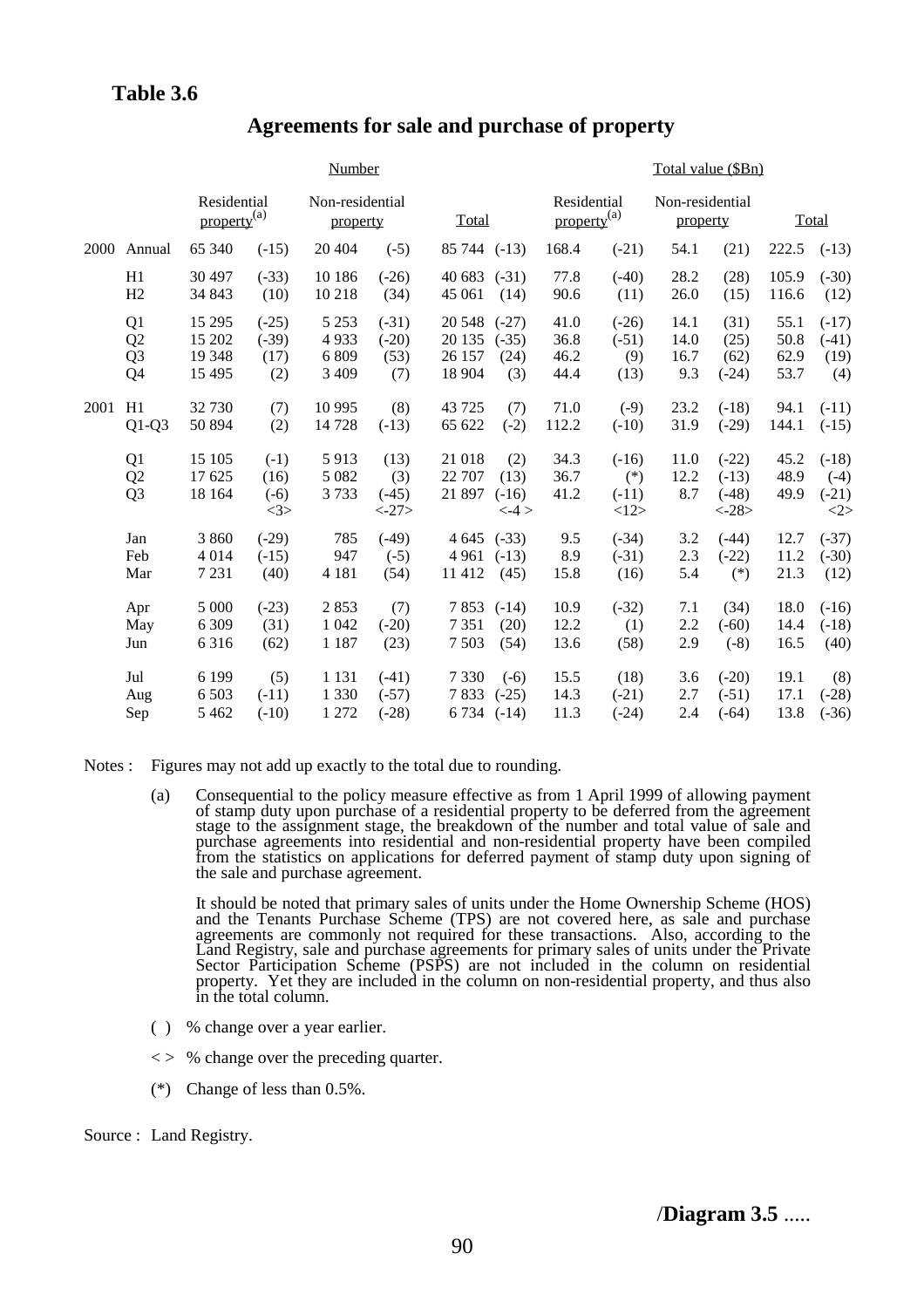**Table 3.6**

## Agreements for sale and purchase of property

| | | Number | | | | | | Total value ($Bn) | | | | | |
|---|---|---|---|---|---|---|---|---|---|---|---|---|---|
| | | Residential property[(a)] | | Non-residential property | | Total | | Residential property[(a)] | | Non-residential property | | Total | |
| 2000 | Annual | 65 340 | (-15) | 20 404 | (-5) | 85 744 | (-13) | 168.4 | (-21) | 54.1 | (21) | 222.5 | (-13) |
| | H1 | 30 497 | (-33) | 10 186 | (-26) | 40 683 | (-31) | 77.8 | (-40) | 28.2 | (28) | 105.9 | (-30) |
| | H2 | 34 843 | (10) | 10 218 | (34) | 45 061 | (14) | 90.6 | (11) | 26.0 | (15) | 116.6 | (12) |
| | Q1 | 15 295 | (-25) | 5 253 | (-31) | 20 548 | (-27) | 41.0 | (-26) | 14.1 | (31) | 55.1 | (-17) |
| | Q2 | 15 202 | (-39) | 4 933 | (-20) | 20 135 | (-35) | 36.8 | (-51) | 14.0 | (25) | 50.8 | (-41) |
| | Q3 | 19 348 | (17) | 6 809 | (53) | 26 157 | (24) | 46.2 | (9) | 16.7 | (62) | 62.9 | (19) |
| | Q4 | 15 495 | (2) | 3 409 | (7) | 18 904 | (3) | 44.4 | (13) | 9.3 | (-24) | 53.7 | (4) |
| 2001 | H1 | 32 730 | (7) | 10 995 | (8) | 43 725 | (7) | 71.0 | (-9) | 23.2 | (-18) | 94.1 | (-11) |
| | Q1-Q3 | 50 894 | (2) | 14 728 | (-13) | 65 622 | (-2) | 112.2 | (-10) | 31.9 | (-29) | 144.1 | (-15) |
| | Q1 | 15 105 | (-1) | 5 913 | (13) | 21 018 | (2) | 34.3 | (-16) | 11.0 | (-22) | 45.2 | (-18) |
| | Q2 | 17 625 | (16) | 5 082 | (3) | 22 707 | (13) | 36.7 | (*) | 12.2 | (-13) | 48.9 | (-4) |
| | Q3 | 18 164 | (-6) | 3 733 | (-45) | 21 897 | (-16) | 41.2 | (-11) | 8.7 | (-48) | 49.9 | (-21) |
| | | | <3> | | <-27> | | <-4 > | | <12> | | <-28> | | <2> |
| | Jan | 3 860 | (-29) | 785 | (-49) | 4 645 | (-33) | 9.5 | (-34) | 3.2 | (-44) | 12.7 | (-37) |
| | Feb | 4 014 | (-15) | 947 | (-5) | 4 961 | (-13) | 8.9 | (-31) | 2.3 | (-22) | 11.2 | (-30) |
| | Mar | 7 231 | (40) | 4 181 | (54) | 11 412 | (45) | 15.8 | (16) | 5.4 | (*) | 21.3 | (12) |
| | Apr | 5 000 | (-23) | 2 853 | (7) | 7 853 | (-14) | 10.9 | (-32) | 7.1 | (34) | 18.0 | (-16) |
| | May | 6 309 | (31) | 1 042 | (-20) | 7 351 | (20) | 12.2 | (1) | 2.2 | (-60) | 14.4 | (-18) |
| | Jun | 6 316 | (62) | 1 187 | (23) | 7 503 | (54) | 13.6 | (58) | 2.9 | (-8) | 16.5 | (40) |
| | Jul | 6 199 | (5) | 1 131 | (-41) | 7 330 | (-6) | 15.5 | (18) | 3.6 | (-20) | 19.1 | (8) |
| | Aug | 6 503 | (-11) | 1 330 | (-57) | 7 833 | (-25) | 14.3 | (-21) | 2.7 | (-51) | 17.1 | (-28) |
| | Sep | 5 462 | (-10) | 1 272 | (-28) | 6 734 | (-14) | 11.3 | (-24) | 2.4 | (-64) | 13.8 | (-36) |

Notes : Figures may not add up exactly to the total due to rounding.

(a) Consequential to the policy measure effective as from 1 April 1999 of allowing payment of stamp duty upon purchase of a residential property to be deferred from the agreement stage to the assignment stage, the breakdown of the number and total value of sale and purchase agreements into residential and non-residential property have been compiled from the statistics on applications for deferred payment of stamp duty upon signing of the sale and purchase agreement.

It should be noted that primary sales of units under the Home Ownership Scheme (HOS) and the Tenants Purchase Scheme (TPS) are not covered here, as sale and purchase agreements are commonly not required for these transactions. Also, according to the Land Registry, sale and purchase agreements for primary sales of units under the Private Sector Participation Scheme (PSPS) are not included in the column on residential property. Yet they are included in the column on non-residential property, and thus also in the total column.

( ) % change over a year earlier.

< > % change over the preceding quarter.

(*) Change of less than 0.5%.

Source : Land Registry.

/**Diagram 3.5** .....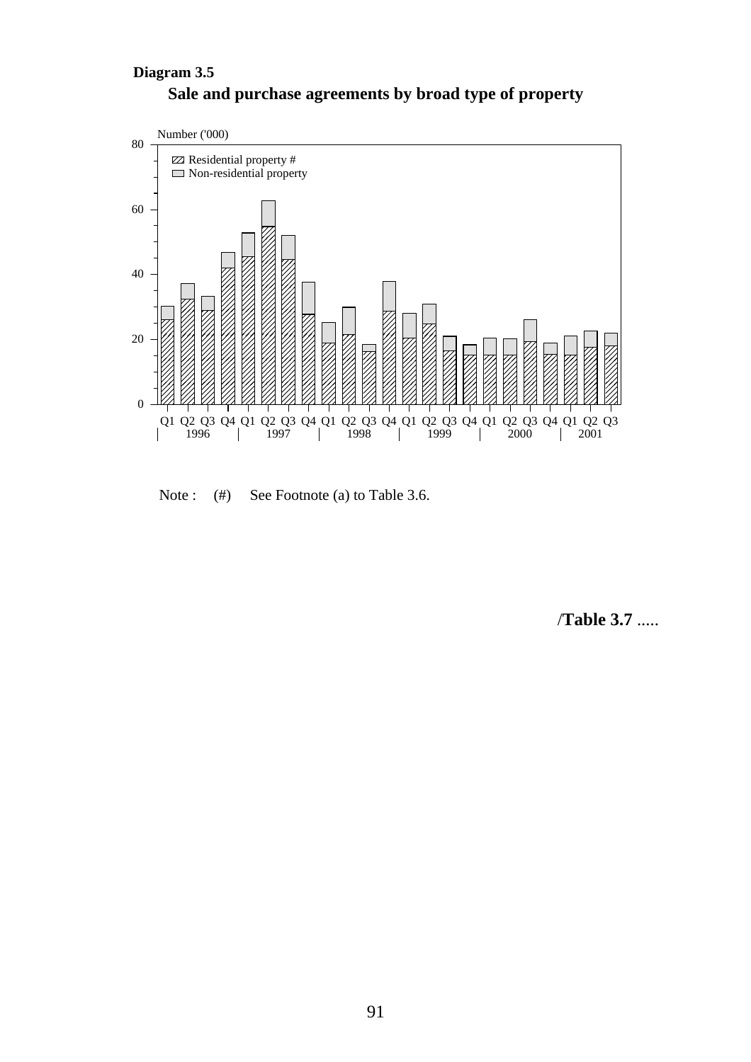**Diagram 3.5**

**Sale and purchase agreements by broad type of property**

Number ('000)

- Residential property #
- Non-residential property

Q1 Q2 Q3 Q4 Q1 Q2 Q3 Q4 Q1 Q2 Q3 Q4 Q1 Q2 Q3 Q4 Q1 Q2 Q3 Q4 Q1 Q2 Q3

1996 | 1997 | 1998 | 1999 | 2000 | 2001

Note : (#) See Footnote (a) to Table 3.6.

/**Table 3.7** .....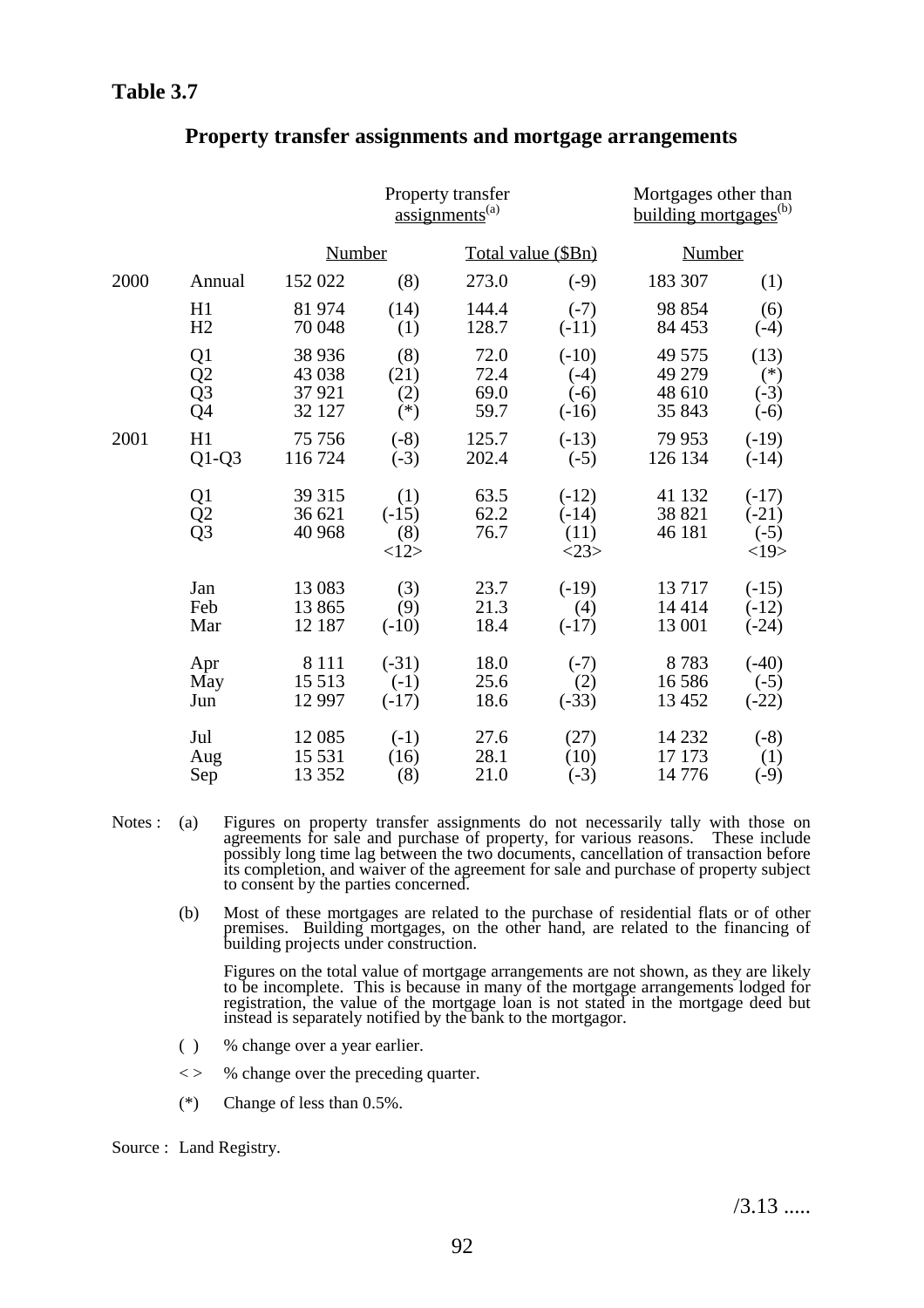**Table 3.7**

## Property transfer assignments and mortgage arrangements

| | | Property transfer assignments[a] | | | | Mortgages other than building mortgages[b] | |
|---|---|---|---|---|---|---|---|
| | | Number | | Total value ($Bn) | | Number | |
| 2000 | Annual | 152 022 | (8) | 273.0 | (-9) | 183 307 | (1) |
| | H1 | 81 974 | (14) | 144.4 | (-7) | 98 854 | (6) |
| | H2 | 70 048 | (1) | 128.7 | (-11) | 84 453 | (-4) |
| | Q1 | 38 936 | (8) | 72.0 | (-10) | 49 575 | (13) |
| | Q2 | 43 038 | (21) | 72.4 | (-4) | 49 279 | (*) |
| | Q3 | 37 921 | (2) | 69.0 | (-6) | 48 610 | (-3) |
| | Q4 | 32 127 | (*) | 59.7 | (-16) | 35 843 | (-6) |
| 2001 | H1 | 75 756 | (-8) | 125.7 | (-13) | 79 953 | (-19) |
| | Q1-Q3 | 116 724 | (-3) | 202.4 | (-5) | 126 134 | (-14) |
| | Q1 | 39 315 | (1) | 63.5 | (-12) | 41 132 | (-17) |
| | Q2 | 36 621 | (-15) | 62.2 | (-14) | 38 821 | (-21) |
| | Q3 | 40 968 | (8) <12> | 76.7 | (11) <23> | 46 181 | (-5) <19> |
| | Jan | 13 083 | (3) | 23.7 | (-19) | 13 717 | (-15) |
| | Feb | 13 865 | (9) | 21.3 | (4) | 14 414 | (-12) |
| | Mar | 12 187 | (-10) | 18.4 | (-17) | 13 001 | (-24) |
| | Apr | 8 111 | (-31) | 18.0 | (-7) | 8 783 | (-40) |
| | May | 15 513 | (-1) | 25.6 | (2) | 16 586 | (-5) |
| | Jun | 12 997 | (-17) | 18.6 | (-33) | 13 452 | (-22) |
| | Jul | 12 085 | (-1) | 27.6 | (27) | 14 232 | (-8) |
| | Aug | 15 531 | (16) | 28.1 | (10) | 17 173 | (1) |
| | Sep | 13 352 | (8) | 21.0 | (-3) | 14 776 | (-9) |

Notes :

(a) Figures on property transfer assignments do not necessarily tally with those on agreements for sale and purchase of property, for various reasons. These include possibly long time lag between the two documents, cancellation of transaction before its completion, and waiver of the agreement for sale and purchase of property subject to consent by the parties concerned.

(b) Most of these mortgages are related to the purchase of residential flats or of other premises. Building mortgages, on the other hand, are related to the financing of building projects under construction.

Figures on the total value of mortgage arrangements are not shown, as they are likely to be incomplete. This is because in many of the mortgage arrangements lodged for registration, the value of the mortgage loan is not stated in the mortgage deed but instead is separately notified by the bank to the mortgagor.

( ) % change over a year earlier.

< > % change over the preceding quarter.

(*) Change of less than 0.5%.

Source : Land Registry.

/3.13 .....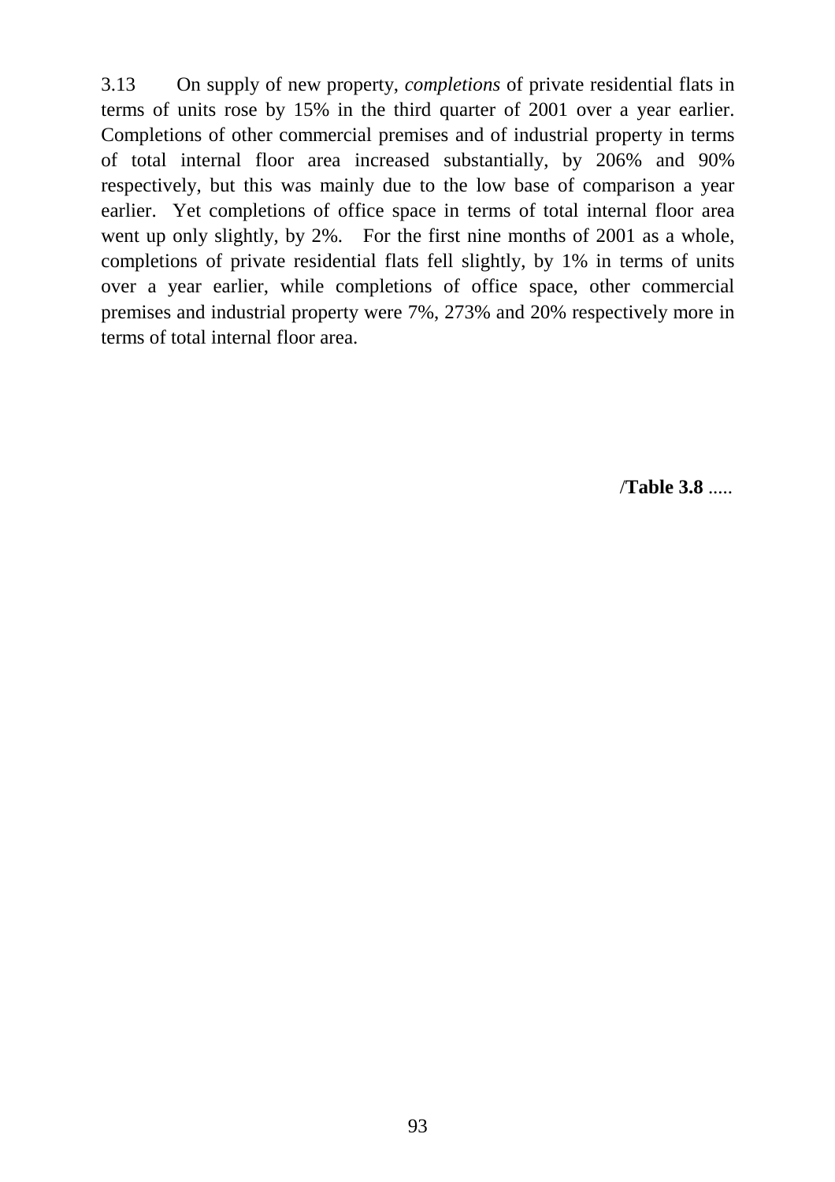3.13 On supply of new property, *completions* of private residential flats in terms of units rose by 15% in the third quarter of 2001 over a year earlier. Completions of other commercial premises and of industrial property in terms of total internal floor area increased substantially, by 206% and 90% respectively, but this was mainly due to the low base of comparison a year earlier. Yet completions of office space in terms of total internal floor area went up only slightly, by 2%. For the first nine months of 2001 as a whole, completions of private residential flats fell slightly, by 1% in terms of units over a year earlier, while completions of office space, other commercial premises and industrial property were 7%, 273% and 20% respectively more in terms of total internal floor area.

/**Table 3.8** .....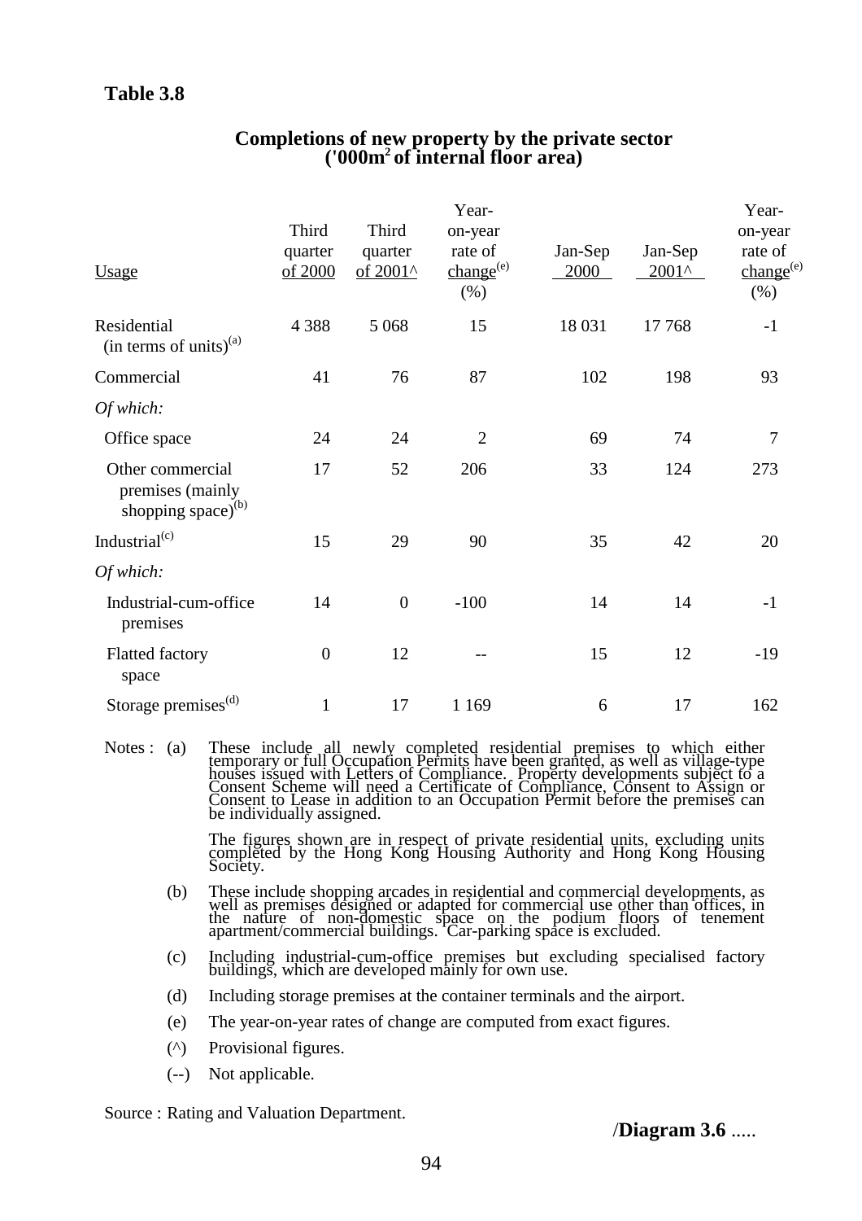**Table 3.8**

**Completions of new property by the private sector**
**('000m² of internal floor area)**

| Usage | Third quarter of 2000 | Third quarter of 2001^ | Year-on-year rate of change[(e)] (%) | Jan-Sep 2000 | Jan-Sep 2001^ | Year-on-year rate of change[(e)] (%) |
|---|---|---|---|---|---|---|
| Residential (in terms of units)[(a)] | 4 388 | 5 068 | 15 | 18 031 | 17 768 | -1 |
| Commercial | 41 | 76 | 87 | 102 | 198 | 93 |
| *Of which:* | | | | | | |
| Office space | 24 | 24 | 2 | 69 | 74 | 7 |
| Other commercial premises (mainly shopping space)[(b)] | 17 | 52 | 206 | 33 | 124 | 273 |
| Industrial[(c)] | 15 | 29 | 90 | 35 | 42 | 20 |
| *Of which:* | | | | | | |
| Industrial-cum-office premises | 14 | 0 | -100 | 14 | 14 | -1 |
| Flatted factory space | 0 | 12 | -- | 15 | 12 | -19 |
| Storage premises[(d)] | 1 | 17 | 1 169 | 6 | 17 | 162 |

Notes :

(a) These include all newly completed residential premises to which either temporary or full Occupation Permits have been granted, as well as village-type houses issued with Letters of Compliance. Property developments subject to a Consent Scheme will need a Certificate of Compliance, Consent to Assign or Consent to Lease in addition to an Occupation Permit before the premises can be individually assigned.

The figures shown are in respect of private residential units, excluding units completed by the Hong Kong Housing Authority and Hong Kong Housing Society.

(b) These include shopping arcades in residential and commercial developments, as well as premises designed or adapted for commercial use other than offices, in the nature of non-domestic space on the podium floors of tenement apartment/commercial buildings. Car-parking space is excluded.

(c) Including industrial-cum-office premises but excluding specialised factory buildings, which are developed mainly for own use.

(d) Including storage premises at the container terminals and the airport.

(e) The year-on-year rates of change are computed from exact figures.

(^) Provisional figures.

(--) Not applicable.

Source : Rating and Valuation Department.

/**Diagram 3.6** .....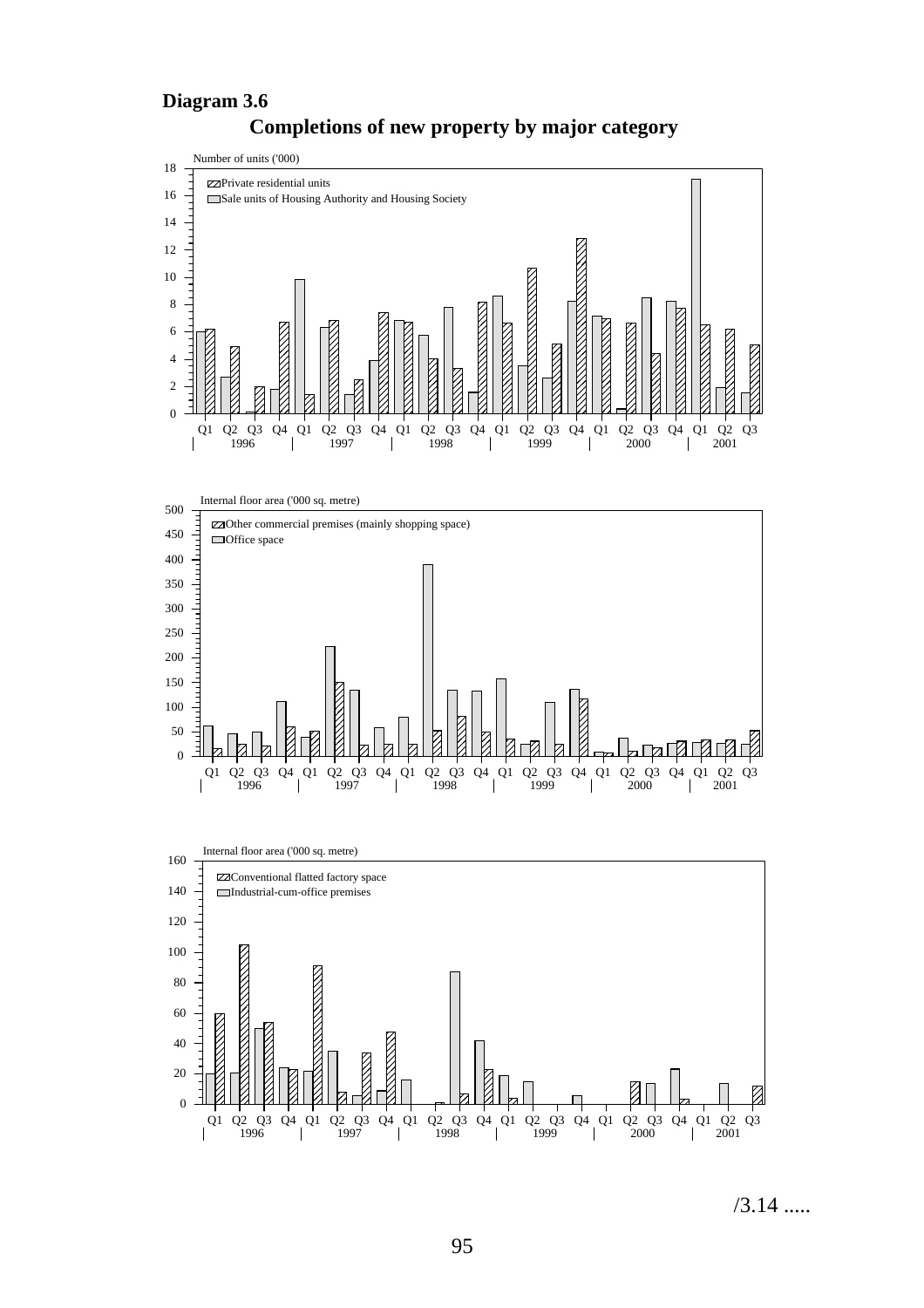**Diagram 3.6**

**Completions of new property by major category**

Number of units ('000)

- Private residential units
- Sale units of Housing Authority and Housing Society

Internal floor area ('000 sq. metre)

- Other commercial premises (mainly shopping space)
- Office space

Internal floor area ('000 sq. metre)

- Conventional flatted factory space
- Industrial-cum-office premises

Q1 Q2 Q3 Q4 1996 / 1997 / 1998 / 1999 / 2000 / Q1 Q2 Q3 2001

/3.14 .....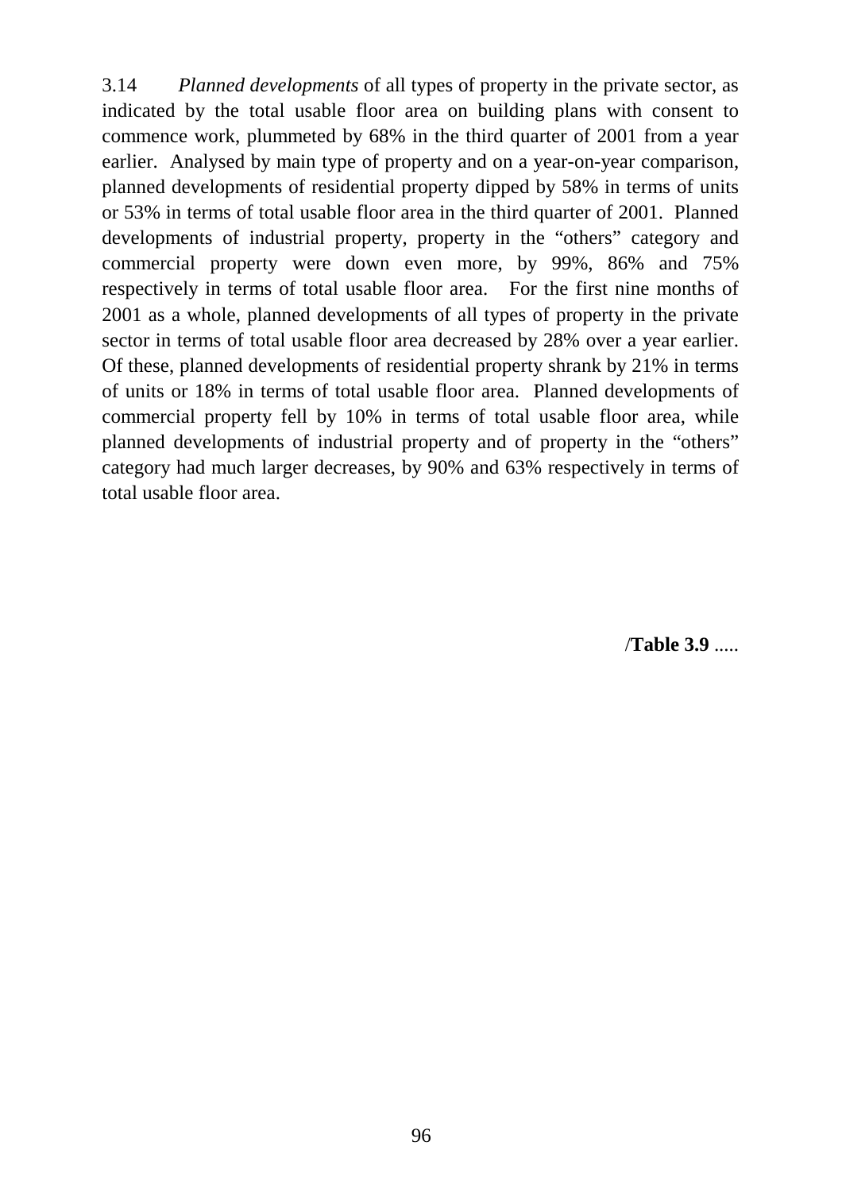3.14 *Planned developments* of all types of property in the private sector, as indicated by the total usable floor area on building plans with consent to commence work, plummeted by 68% in the third quarter of 2001 from a year earlier. Analysed by main type of property and on a year-on-year comparison, planned developments of residential property dipped by 58% in terms of units or 53% in terms of total usable floor area in the third quarter of 2001. Planned developments of industrial property, property in the "others" category and commercial property were down even more, by 99%, 86% and 75% respectively in terms of total usable floor area. For the first nine months of 2001 as a whole, planned developments of all types of property in the private sector in terms of total usable floor area decreased by 28% over a year earlier. Of these, planned developments of residential property shrank by 21% in terms of units or 18% in terms of total usable floor area. Planned developments of commercial property fell by 10% in terms of total usable floor area, while planned developments of industrial property and of property in the "others" category had much larger decreases, by 90% and 63% respectively in terms of total usable floor area.

/**Table 3.9** .....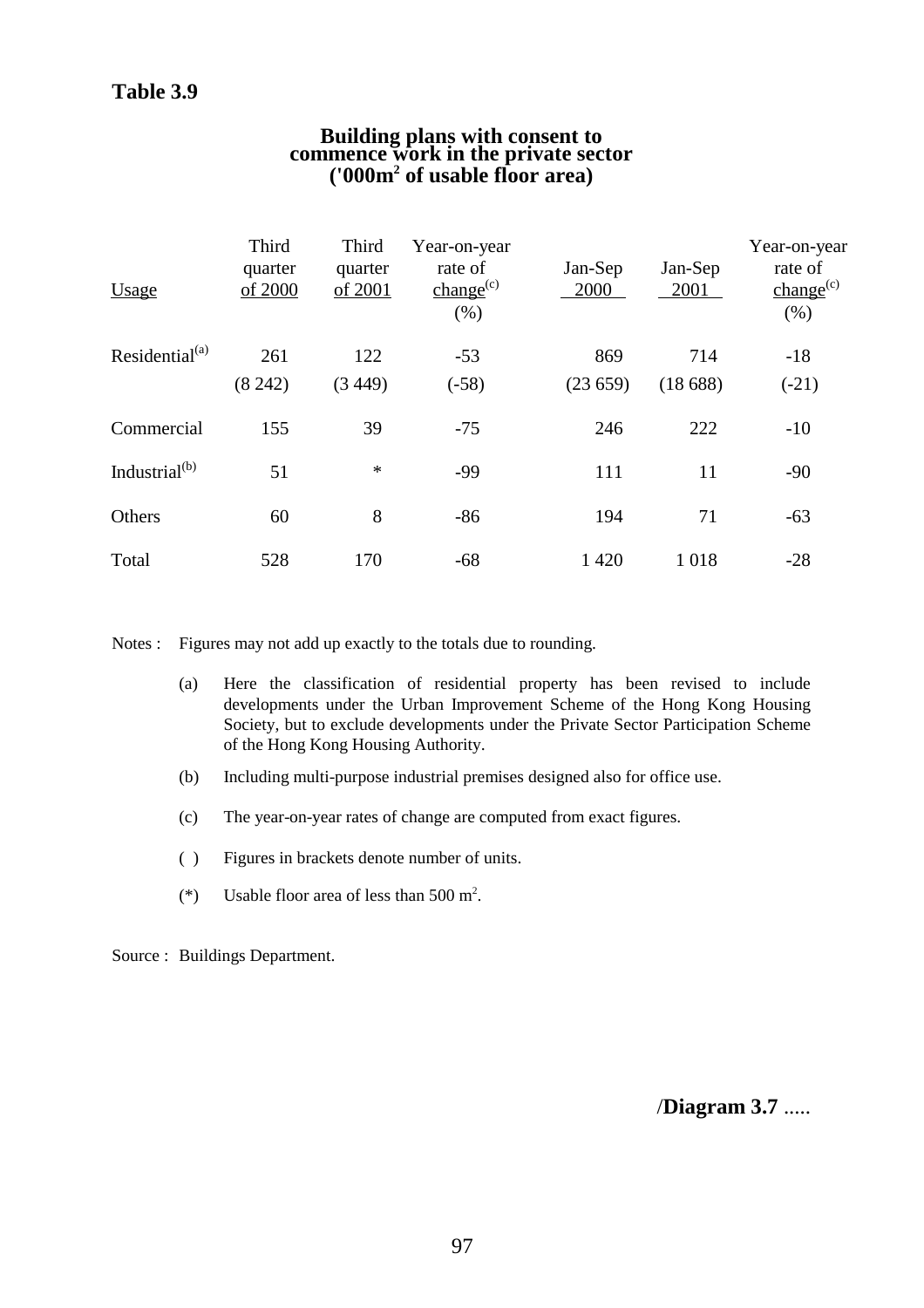**Table 3.9**

**Building plans with consent to commence work in the private sector ('000m$^2$ of usable floor area)**

| Usage | Third quarter of 2000 | Third quarter of 2001 | Year-on-year rate of change[(c)] (%) | Jan-Sep 2000 | Jan-Sep 2001 | Year-on-year rate of change[(c)] (%) |
|---|---|---|---|---|---|---|
| Residential[(a)] | 261 | 122 | -53 | 869 | 714 | -18 |
| | (8 242) | (3 449) | (-58) | (23 659) | (18 688) | (-21) |
| Commercial | 155 | 39 | -75 | 246 | 222 | -10 |
| Industrial[(b)] | 51 | * | -99 | 111 | 11 | -90 |
| Others | 60 | 8 | -86 | 194 | 71 | -63 |
| Total | 528 | 170 | -68 | 1 420 | 1 018 | -28 |

Notes : Figures may not add up exactly to the totals due to rounding.

(a) Here the classification of residential property has been revised to include developments under the Urban Improvement Scheme of the Hong Kong Housing Society, but to exclude developments under the Private Sector Participation Scheme of the Hong Kong Housing Authority.

(b) Including multi-purpose industrial premises designed also for office use.

(c) The year-on-year rates of change are computed from exact figures.

( ) Figures in brackets denote number of units.

(*) Usable floor area of less than 500 m$^2$.

Source : Buildings Department.

/**Diagram 3.7** .....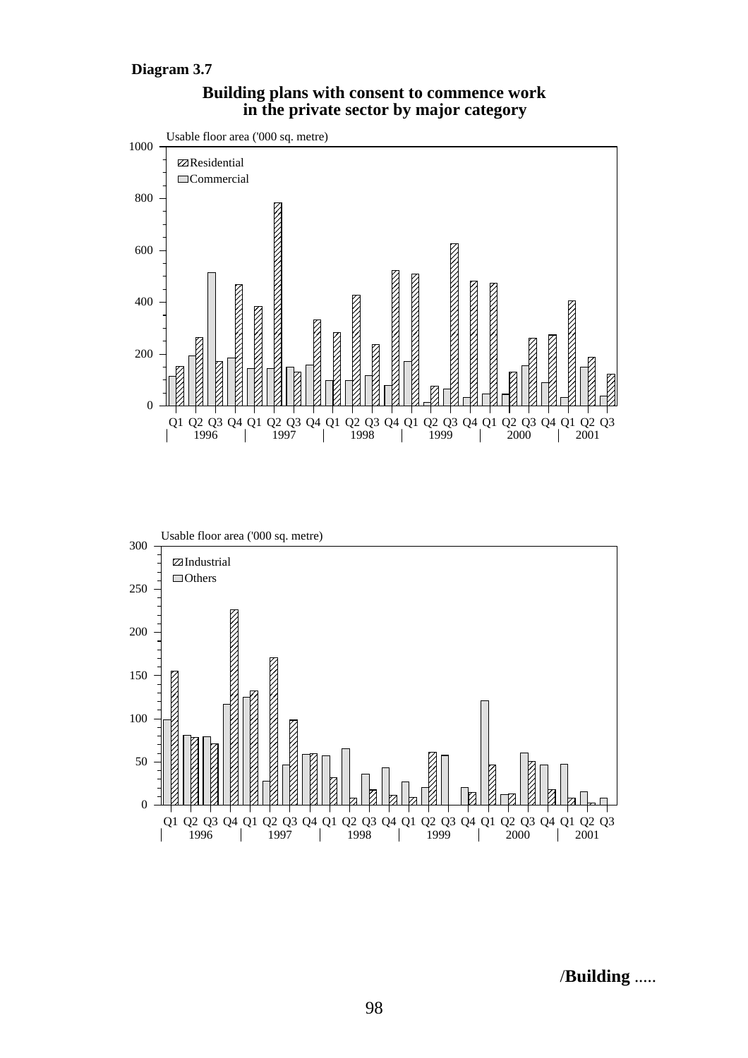**Diagram 3.7**

**Building plans with consent to commence work in the private sector by major category**

Usable floor area ('000 sq. metre)

Residential
Commercial

Q1 Q2 Q3 Q4 Q1 Q2 Q3 Q4 Q1 Q2 Q3 Q4 Q1 Q2 Q3 Q4 Q1 Q2 Q3 Q4 Q1 Q2 Q3
1996 1997 1998 1999 2000 2001

Usable floor area ('000 sq. metre)

Industrial
Others

Q1 Q2 Q3 Q4 Q1 Q2 Q3 Q4 Q1 Q2 Q3 Q4 Q1 Q2 Q3 Q4 Q1 Q2 Q3 Q4 Q1 Q2 Q3
1996 1997 1998 1999 2000 2001

/**Building** .....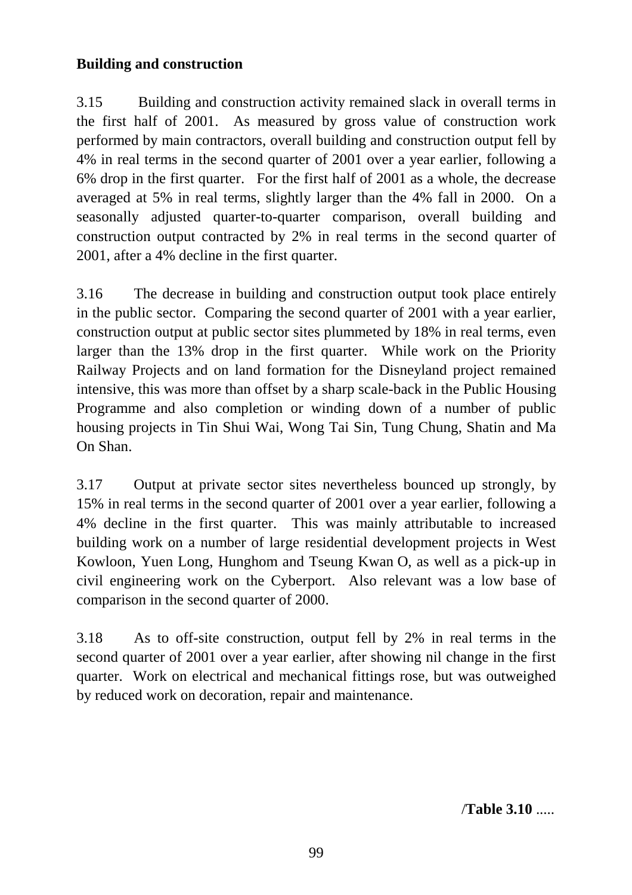**Building and construction**

3.15 Building and construction activity remained slack in overall terms in the first half of 2001. As measured by gross value of construction work performed by main contractors, overall building and construction output fell by 4% in real terms in the second quarter of 2001 over a year earlier, following a 6% drop in the first quarter. For the first half of 2001 as a whole, the decrease averaged at 5% in real terms, slightly larger than the 4% fall in 2000. On a seasonally adjusted quarter-to-quarter comparison, overall building and construction output contracted by 2% in real terms in the second quarter of 2001, after a 4% decline in the first quarter.

3.16 The decrease in building and construction output took place entirely in the public sector. Comparing the second quarter of 2001 with a year earlier, construction output at public sector sites plummeted by 18% in real terms, even larger than the 13% drop in the first quarter. While work on the Priority Railway Projects and on land formation for the Disneyland project remained intensive, this was more than offset by a sharp scale-back in the Public Housing Programme and also completion or winding down of a number of public housing projects in Tin Shui Wai, Wong Tai Sin, Tung Chung, Shatin and Ma On Shan.

3.17 Output at private sector sites nevertheless bounced up strongly, by 15% in real terms in the second quarter of 2001 over a year earlier, following a 4% decline in the first quarter. This was mainly attributable to increased building work on a number of large residential development projects in West Kowloon, Yuen Long, Hunghom and Tseung Kwan O, as well as a pick-up in civil engineering work on the Cyberport. Also relevant was a low base of comparison in the second quarter of 2000.

3.18 As to off-site construction, output fell by 2% in real terms in the second quarter of 2001 over a year earlier, after showing nil change in the first quarter. Work on electrical and mechanical fittings rose, but was outweighed by reduced work on decoration, repair and maintenance.

/**Table 3.10** .....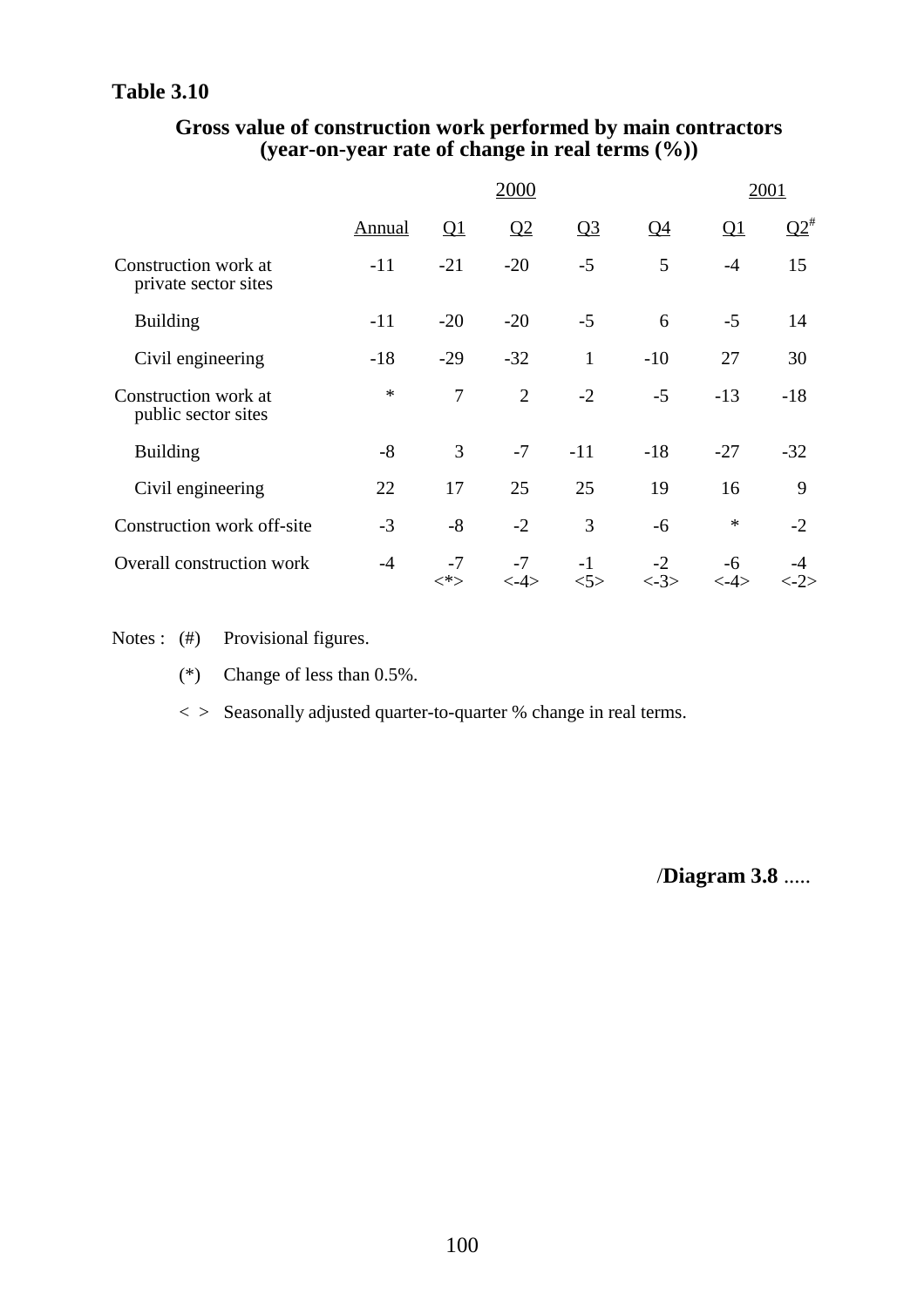**Table 3.10**

**Gross value of construction work performed by main contractors (year-on-year rate of change in real terms (%))**

| | 2000 | | | | | 2001 | |
|---|---|---|---|---|---|---|---|
| | Annual | Q1 | Q2 | Q3 | Q4 | Q1 | Q2# |
| Construction work at private sector sites | -11 | -21 | -20 | -5 | 5 | -4 | 15 |
| Building | -11 | -20 | -20 | -5 | 6 | -5 | 14 |
| Civil engineering | -18 | -29 | -32 | 1 | -10 | 27 | 30 |
| Construction work at public sector sites | * | 7 | 2 | -2 | -5 | -13 | -18 |
| Building | -8 | 3 | -7 | -11 | -18 | -27 | -32 |
| Civil engineering | 22 | 17 | 25 | 25 | 19 | 16 | 9 |
| Construction work off-site | -3 | -8 | -2 | 3 | -6 | * | -2 |
| Overall construction work | -4 | -7 <*> | -7 <-4> | -1 <5> | -2 <-3> | -6 <-4> | -4 <-2> |

Notes : (#) Provisional figures.

(*) Change of less than 0.5%.

< > Seasonally adjusted quarter-to-quarter % change in real terms.

/**Diagram 3.8** .....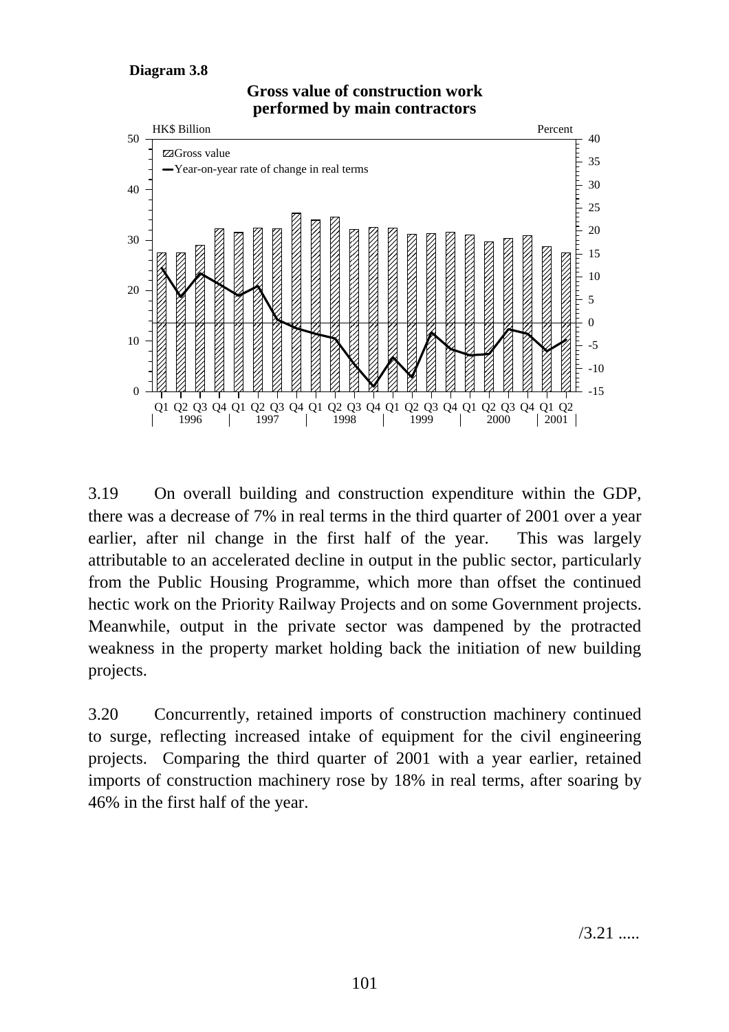**Diagram 3.8**

**Gross value of construction work performed by main contractors**

3.19 On overall building and construction expenditure within the GDP, there was a decrease of 7% in real terms in the third quarter of 2001 over a year earlier, after nil change in the first half of the year. This was largely attributable to an accelerated decline in output in the public sector, particularly from the Public Housing Programme, which more than offset the continued hectic work on the Priority Railway Projects and on some Government projects. Meanwhile, output in the private sector was dampened by the protracted weakness in the property market holding back the initiation of new building projects.

3.20 Concurrently, retained imports of construction machinery continued to surge, reflecting increased intake of equipment for the civil engineering projects. Comparing the third quarter of 2001 with a year earlier, retained imports of construction machinery rose by 18% in real terms, after soaring by 46% in the first half of the year.

/3.21 .....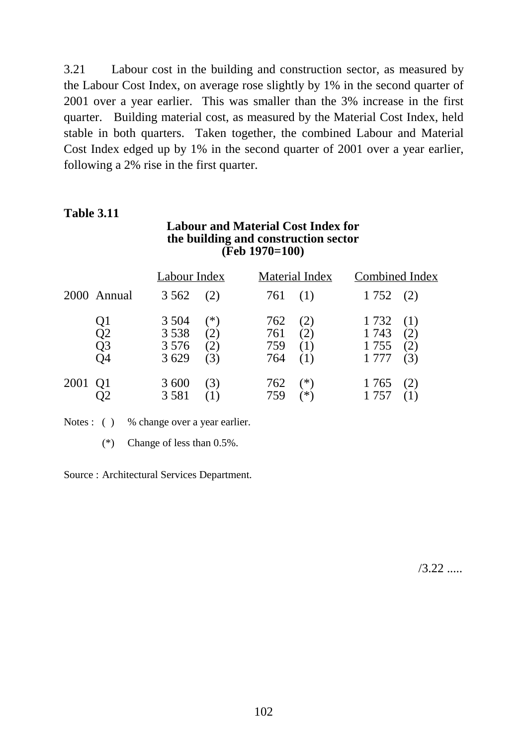3.21 Labour cost in the building and construction sector, as measured by the Labour Cost Index, on average rose slightly by 1% in the second quarter of 2001 over a year earlier. This was smaller than the 3% increase in the first quarter. Building material cost, as measured by the Material Cost Index, held stable in both quarters. Taken together, the combined Labour and Material Cost Index edged up by 1% in the second quarter of 2001 over a year earlier, following a 2% rise in the first quarter.

**Table 3.11**

**Labour and Material Cost Index for the building and construction sector (Feb 1970=100)**

| | | Labour Index | | Material Index | | Combined Index | |
|---|---|---|---|---|---|---|---|
| 2000 | Annual | 3 562 | (2) | 761 | (1) | 1 752 | (2) |
| | Q1 | 3 504 | (*) | 762 | (2) | 1 732 | (1) |
| | Q2 | 3 538 | (2) | 761 | (2) | 1 743 | (2) |
| | Q3 | 3 576 | (2) | 759 | (1) | 1 755 | (2) |
| | Q4 | 3 629 | (3) | 764 | (1) | 1 777 | (3) |
| 2001 | Q1 | 3 600 | (3) | 762 | (*) | 1 765 | (2) |
| | Q2 | 3 581 | (1) | 759 | (*) | 1 757 | (1) |

Notes : ( ) % change over a year earlier.

(*) Change of less than 0.5%.

Source : Architectural Services Department.

/3.22 .....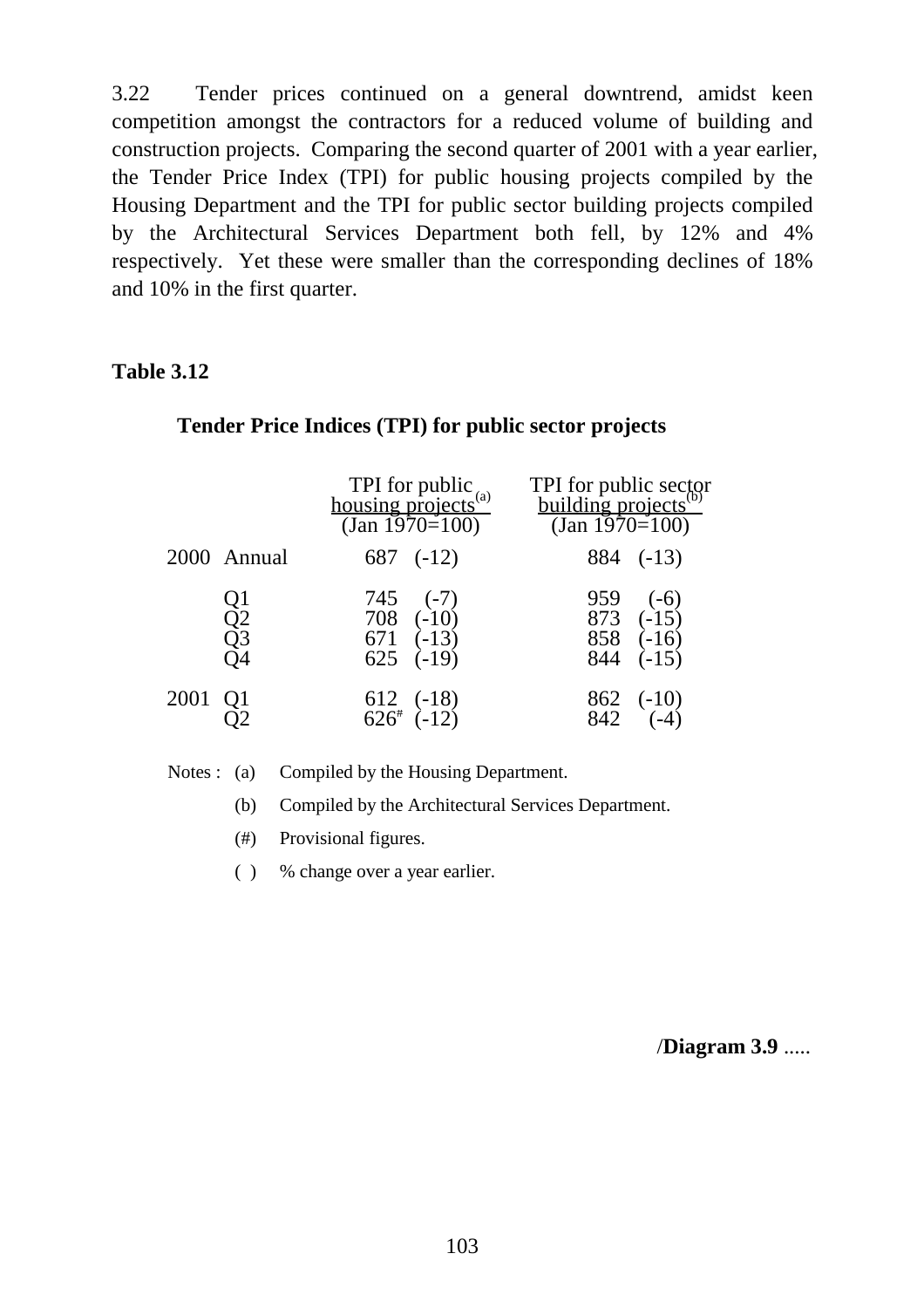3.22 Tender prices continued on a general downtrend, amidst keen competition amongst the contractors for a reduced volume of building and construction projects. Comparing the second quarter of 2001 with a year earlier, the Tender Price Index (TPI) for public housing projects compiled by the Housing Department and the TPI for public sector building projects compiled by the Architectural Services Department both fell, by 12% and 4% respectively. Yet these were smaller than the corresponding declines of 18% and 10% in the first quarter.

**Table 3.12**

**Tender Price Indices (TPI) for public sector projects**

| | | TPI for public housing projects[(a)] (Jan 1970=100) | TPI for public sector building projects[(b)] (Jan 1970=100) |
|---|---|---|---|
| 2000 | Annual | 687 (-12) | 884 (-13) |
| | Q1 | 745 (-7) | 959 (-6) |
| | Q2 | 708 (-10) | 873 (-15) |
| | Q3 | 671 (-13) | 858 (-16) |
| | Q4 | 625 (-19) | 844 (-15) |
| 2001 | Q1 | 612 (-18) | 862 (-10) |
| | Q2 | 626[#] (-12) | 842 (-4) |

Notes : (a) Compiled by the Housing Department.

(b) Compiled by the Architectural Services Department.

(#) Provisional figures.

( ) % change over a year earlier.

/**Diagram 3.9** .....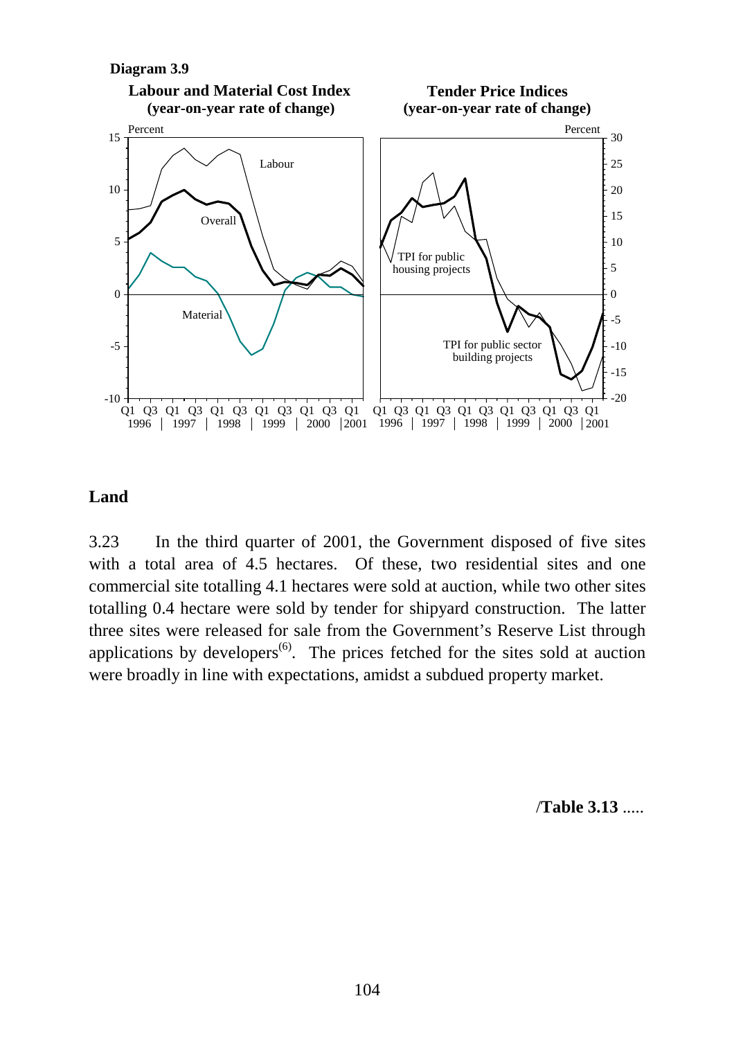**Diagram 3.9**

**Labour and Material Cost Index (year-on-year rate of change)**

**Tender Price Indices (year-on-year rate of change)**

## Land

3.23 In the third quarter of 2001, the Government disposed of five sites with a total area of 4.5 hectares. Of these, two residential sites and one commercial site totalling 4.1 hectares were sold at auction, while two other sites totalling 0.4 hectare were sold by tender for shipyard construction. The latter three sites were released for sale from the Government's Reserve List through applications by developers(6). The prices fetched for the sites sold at auction were broadly in line with expectations, amidst a subdued property market.

/**Table 3.13** .....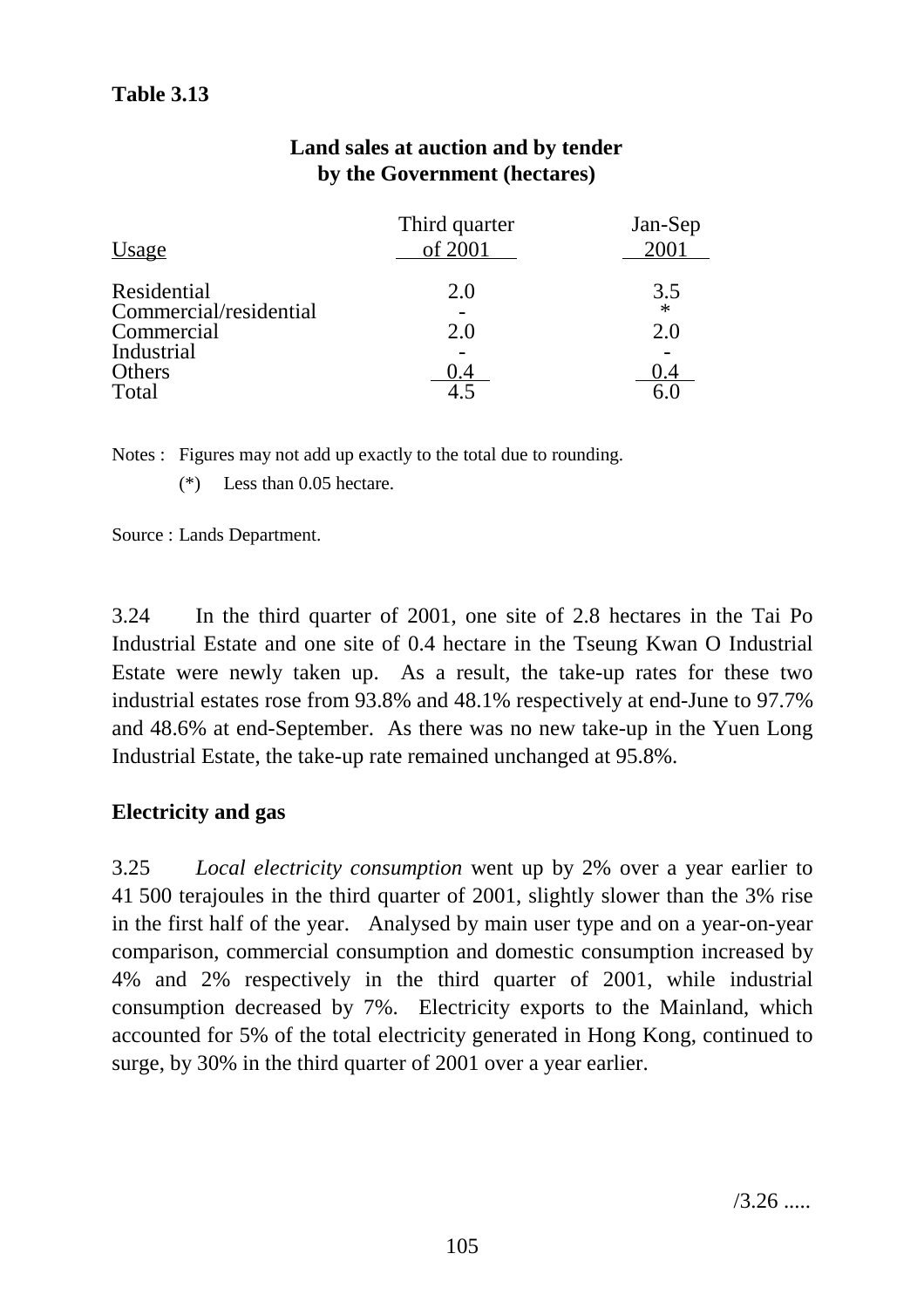**Table 3.13**

**Land sales at auction and by tender by the Government (hectares)**

| Usage | Third quarter of 2001 | Jan-Sep 2001 |
|---|---|---|
| Residential | 2.0 | 3.5 |
| Commercial/residential | - | * |
| Commercial | 2.0 | 2.0 |
| Industrial | - | - |
| Others | 0.4 | 0.4 |
| Total | 4.5 | 6.0 |

Notes : Figures may not add up exactly to the total due to rounding.

(*) Less than 0.05 hectare.

Source : Lands Department.

3.24 In the third quarter of 2001, one site of 2.8 hectares in the Tai Po Industrial Estate and one site of 0.4 hectare in the Tseung Kwan O Industrial Estate were newly taken up. As a result, the take-up rates for these two industrial estates rose from 93.8% and 48.1% respectively at end-June to 97.7% and 48.6% at end-September. As there was no new take-up in the Yuen Long Industrial Estate, the take-up rate remained unchanged at 95.8%.

**Electricity and gas**

3.25 *Local electricity consumption* went up by 2% over a year earlier to 41 500 terajoules in the third quarter of 2001, slightly slower than the 3% rise in the first half of the year. Analysed by main user type and on a year-on-year comparison, commercial consumption and domestic consumption increased by 4% and 2% respectively in the third quarter of 2001, while industrial consumption decreased by 7%. Electricity exports to the Mainland, which accounted for 5% of the total electricity generated in Hong Kong, continued to surge, by 30% in the third quarter of 2001 over a year earlier.

/3.26 .....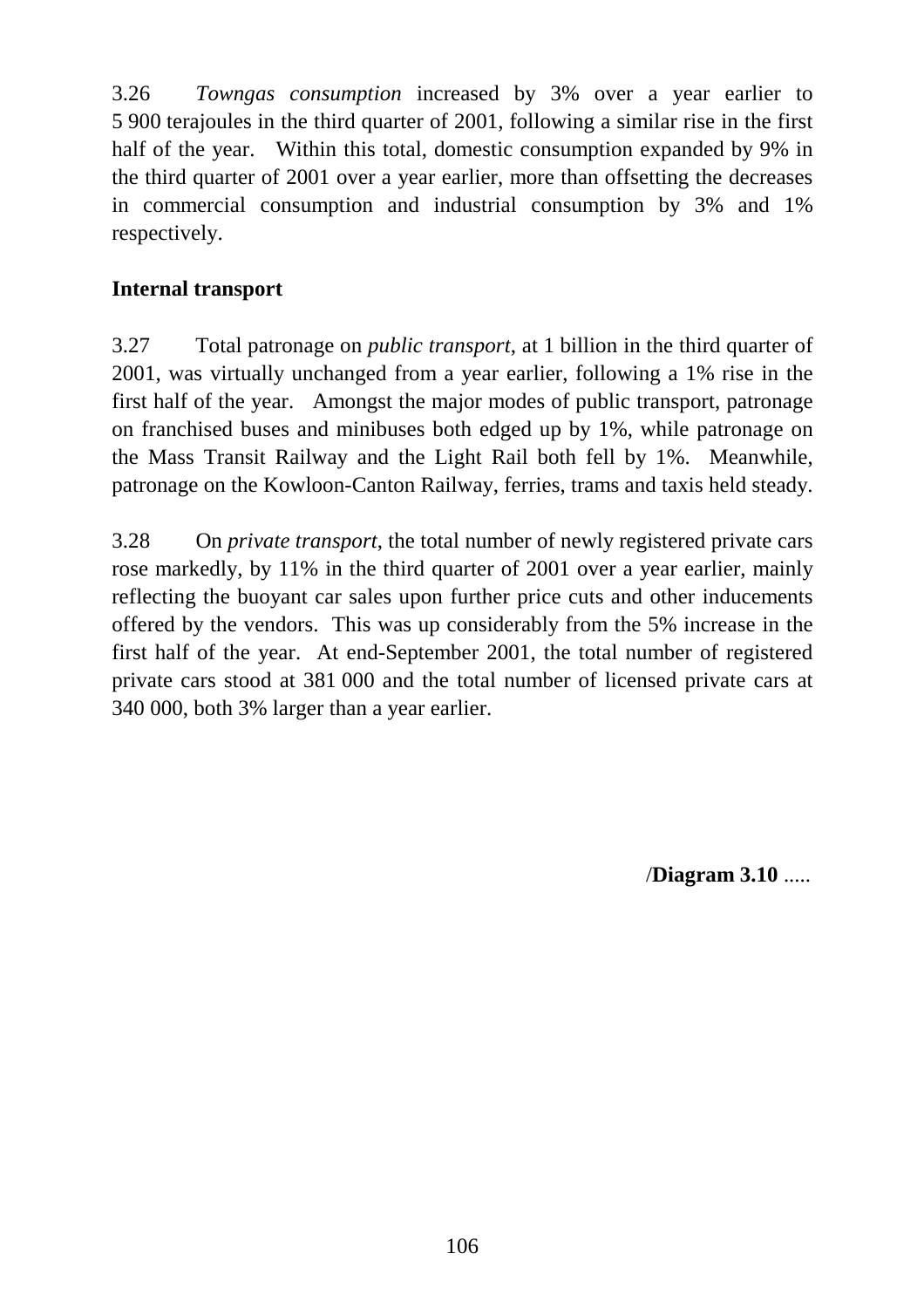3.26 *Towngas consumption* increased by 3% over a year earlier to 5 900 terajoules in the third quarter of 2001, following a similar rise in the first half of the year. Within this total, domestic consumption expanded by 9% in the third quarter of 2001 over a year earlier, more than offsetting the decreases in commercial consumption and industrial consumption by 3% and 1% respectively.

**Internal transport**

3.27 Total patronage on *public transport*, at 1 billion in the third quarter of 2001, was virtually unchanged from a year earlier, following a 1% rise in the first half of the year. Amongst the major modes of public transport, patronage on franchised buses and minibuses both edged up by 1%, while patronage on the Mass Transit Railway and the Light Rail both fell by 1%. Meanwhile, patronage on the Kowloon-Canton Railway, ferries, trams and taxis held steady.

3.28 On *private transport*, the total number of newly registered private cars rose markedly, by 11% in the third quarter of 2001 over a year earlier, mainly reflecting the buoyant car sales upon further price cuts and other inducements offered by the vendors. This was up considerably from the 5% increase in the first half of the year. At end-September 2001, the total number of registered private cars stood at 381 000 and the total number of licensed private cars at 340 000, both 3% larger than a year earlier.

/**Diagram 3.10** .....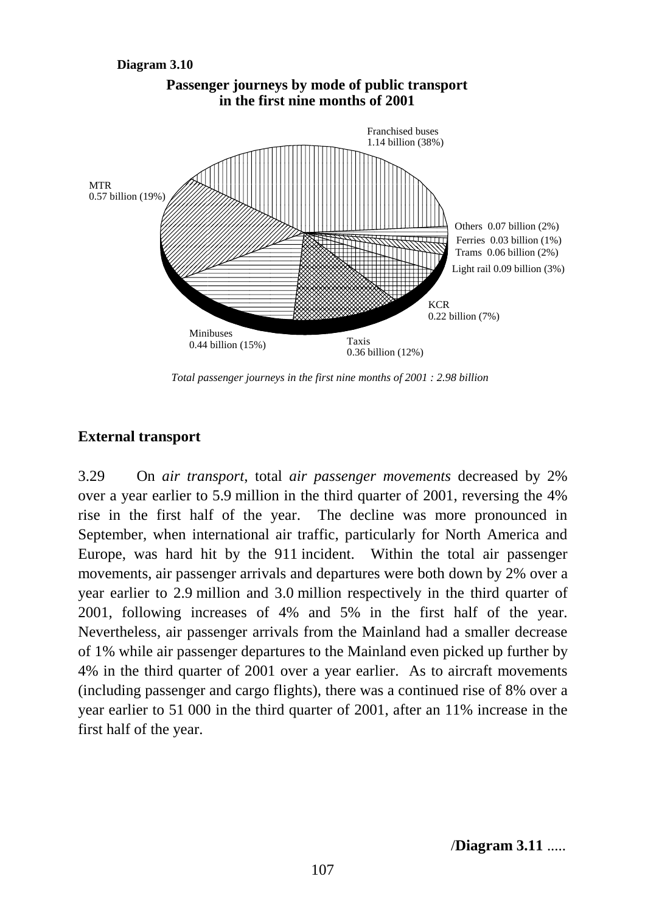**Diagram 3.10**

**Passenger journeys by mode of public transport in the first nine months of 2001**

Franchised buses 1.14 billion (38%)

MTR 0.57 billion (19%)

Others 0.07 billion (2%)

Ferries 0.03 billion (1%)

Trams 0.06 billion (2%)

Light rail 0.09 billion (3%)

KCR 0.22 billion (7%)

Taxis 0.36 billion (12%)

Minibuses 0.44 billion (15%)

*Total passenger journeys in the first nine months of 2001 : 2.98 billion*

## External transport

3.29 On *air transport*, total *air passenger movements* decreased by 2% over a year earlier to 5.9 million in the third quarter of 2001, reversing the 4% rise in the first half of the year. The decline was more pronounced in September, when international air traffic, particularly for North America and Europe, was hard hit by the 911 incident. Within the total air passenger movements, air passenger arrivals and departures were both down by 2% over a year earlier to 2.9 million and 3.0 million respectively in the third quarter of 2001, following increases of 4% and 5% in the first half of the year. Nevertheless, air passenger arrivals from the Mainland had a smaller decrease of 1% while air passenger departures to the Mainland even picked up further by 4% in the third quarter of 2001 over a year earlier. As to aircraft movements (including passenger and cargo flights), there was a continued rise of 8% over a year earlier to 51 000 in the third quarter of 2001, after an 11% increase in the first half of the year.

/**Diagram 3.11** .....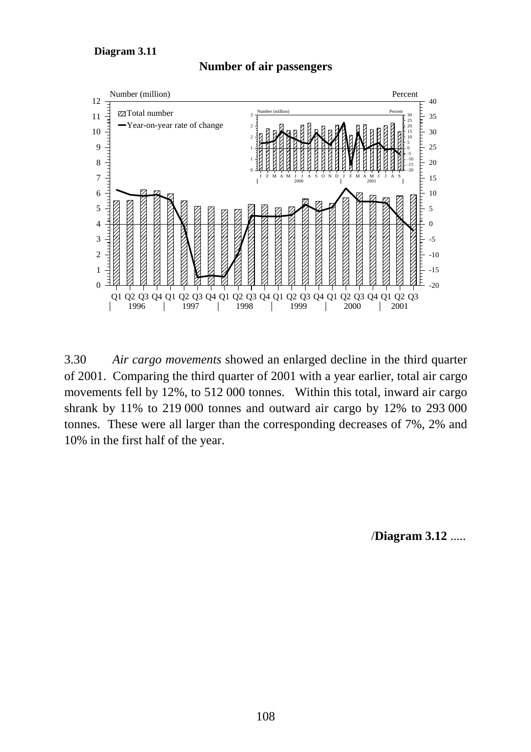**Diagram 3.11**

**Number of air passengers**

3.30 *Air cargo movements* showed an enlarged decline in the third quarter of 2001. Comparing the third quarter of 2001 with a year earlier, total air cargo movements fell by 12%, to 512 000 tonnes. Within this total, inward air cargo shrank by 11% to 219 000 tonnes and outward air cargo by 12% to 293 000 tonnes. These were all larger than the corresponding decreases of 7%, 2% and 10% in the first half of the year.

/**Diagram 3.12** .....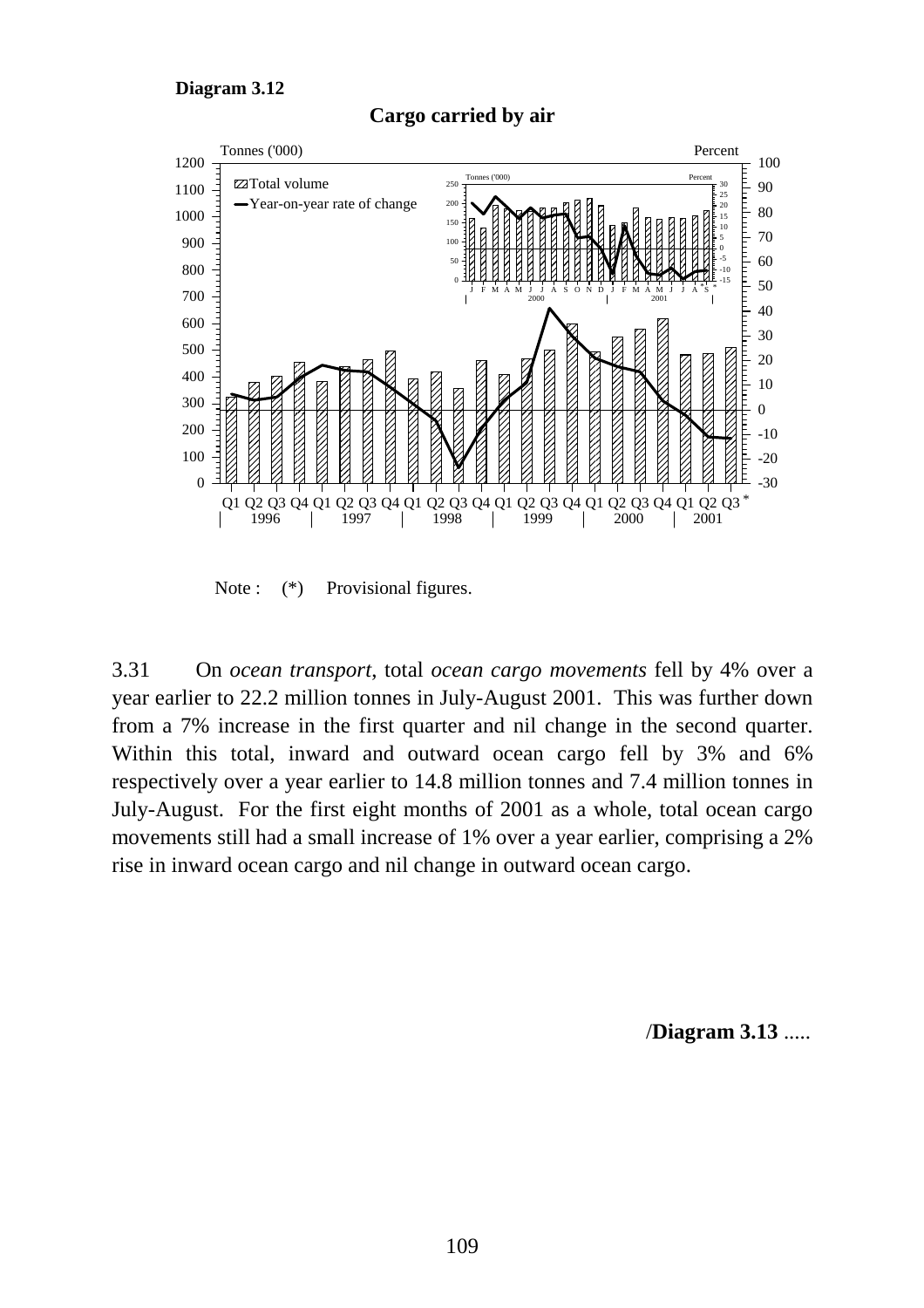**Diagram 3.12**

**Cargo carried by air**

Note : (*) Provisional figures.

3.31 On *ocean transport*, total *ocean cargo movements* fell by 4% over a year earlier to 22.2 million tonnes in July-August 2001. This was further down from a 7% increase in the first quarter and nil change in the second quarter. Within this total, inward and outward ocean cargo fell by 3% and 6% respectively over a year earlier to 14.8 million tonnes and 7.4 million tonnes in July-August. For the first eight months of 2001 as a whole, total ocean cargo movements still had a small increase of 1% over a year earlier, comprising a 2% rise in inward ocean cargo and nil change in outward ocean cargo.

/**Diagram 3.13** .....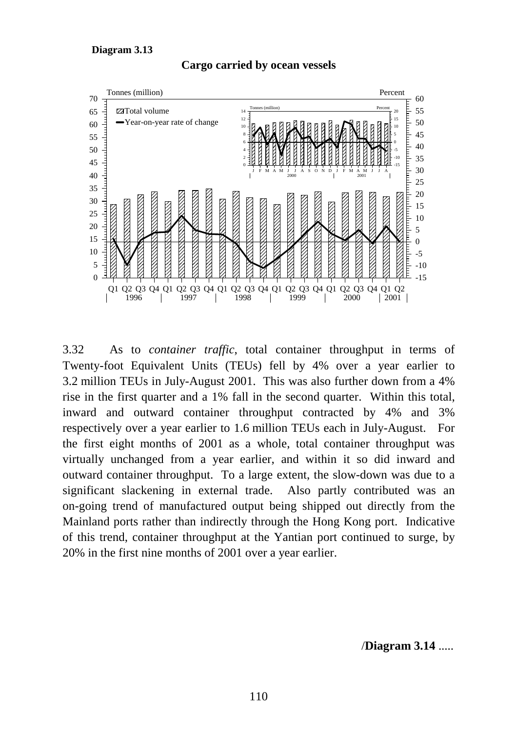**Diagram 3.13**

**Cargo carried by ocean vessels**

3.32 As to *container traffic*, total container throughput in terms of Twenty-foot Equivalent Units (TEUs) fell by 4% over a year earlier to 3.2 million TEUs in July-August 2001. This was also further down from a 4% rise in the first quarter and a 1% fall in the second quarter. Within this total, inward and outward container throughput contracted by 4% and 3% respectively over a year earlier to 1.6 million TEUs each in July-August. For the first eight months of 2001 as a whole, total container throughput was virtually unchanged from a year earlier, and within it so did inward and outward container throughput. To a large extent, the slow-down was due to a significant slackening in external trade. Also partly contributed was an on-going trend of manufactured output being shipped out directly from the Mainland ports rather than indirectly through the Hong Kong port. Indicative of this trend, container throughput at the Yantian port continued to surge, by 20% in the first nine months of 2001 over a year earlier.

/**Diagram 3.14** .....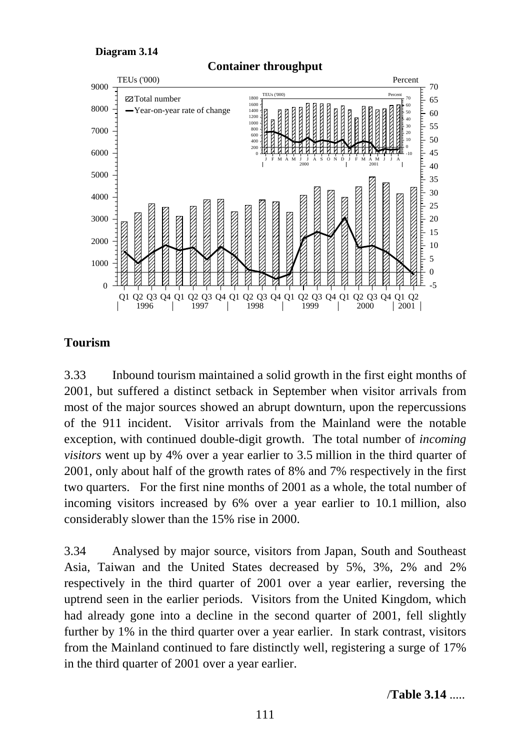**Diagram 3.14**

**Container throughput**

**Tourism**

3.33 Inbound tourism maintained a solid growth in the first eight months of 2001, but suffered a distinct setback in September when visitor arrivals from most of the major sources showed an abrupt downturn, upon the repercussions of the 911 incident. Visitor arrivals from the Mainland were the notable exception, with continued double-digit growth. The total number of *incoming visitors* went up by 4% over a year earlier to 3.5 million in the third quarter of 2001, only about half of the growth rates of 8% and 7% respectively in the first two quarters. For the first nine months of 2001 as a whole, the total number of incoming visitors increased by 6% over a year earlier to 10.1 million, also considerably slower than the 15% rise in 2000.

3.34 Analysed by major source, visitors from Japan, South and Southeast Asia, Taiwan and the United States decreased by 5%, 3%, 2% and 2% respectively in the third quarter of 2001 over a year earlier, reversing the uptrend seen in the earlier periods. Visitors from the United Kingdom, which had already gone into a decline in the second quarter of 2001, fell slightly further by 1% in the third quarter over a year earlier. In stark contrast, visitors from the Mainland continued to fare distinctly well, registering a surge of 17% in the third quarter of 2001 over a year earlier.

/**Table 3.14** .....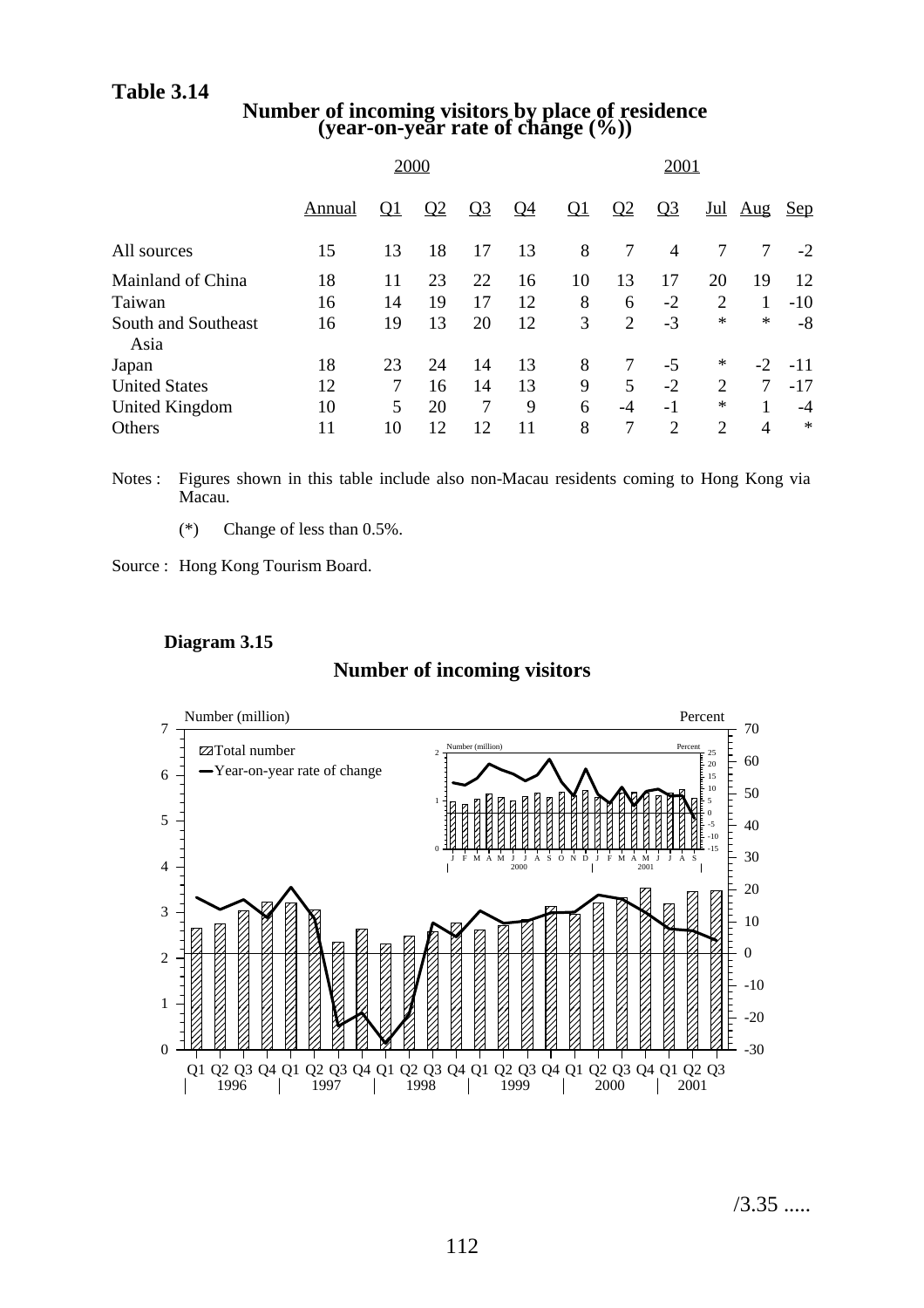**Table 3.14**

**Number of incoming visitors by place of residence (year-on-year rate of change (%))**

| | 2000 | | | | | 2001 | | | | | |
|---|---|---|---|---|---|---|---|---|---|---|---|
| | Annual | Q1 | Q2 | Q3 | Q4 | Q1 | Q2 | Q3 | Jul | Aug | Sep |
| All sources | 15 | 13 | 18 | 17 | 13 | 8 | 7 | 4 | 7 | 7 | -2 |
| Mainland of China | 18 | 11 | 23 | 22 | 16 | 10 | 13 | 17 | 20 | 19 | 12 |
| Taiwan | 16 | 14 | 19 | 17 | 12 | 8 | 6 | -2 | 2 | 1 | -10 |
| South and Southeast Asia | 16 | 19 | 13 | 20 | 12 | 3 | 2 | -3 | * | * | -8 |
| Japan | 18 | 23 | 24 | 14 | 13 | 8 | 7 | -5 | * | -2 | -11 |
| United States | 12 | 7 | 16 | 14 | 13 | 9 | 5 | -2 | 2 | 7 | -17 |
| United Kingdom | 10 | 5 | 20 | 7 | 9 | 6 | -4 | -1 | * | 1 | -4 |
| Others | 11 | 10 | 12 | 12 | 11 | 8 | 7 | 2 | 2 | 4 | * |

Notes : Figures shown in this table include also non-Macau residents coming to Hong Kong via Macau.

(*) Change of less than 0.5%.

Source : Hong Kong Tourism Board.

**Diagram 3.15**

**Number of incoming visitors**

/3.35 .....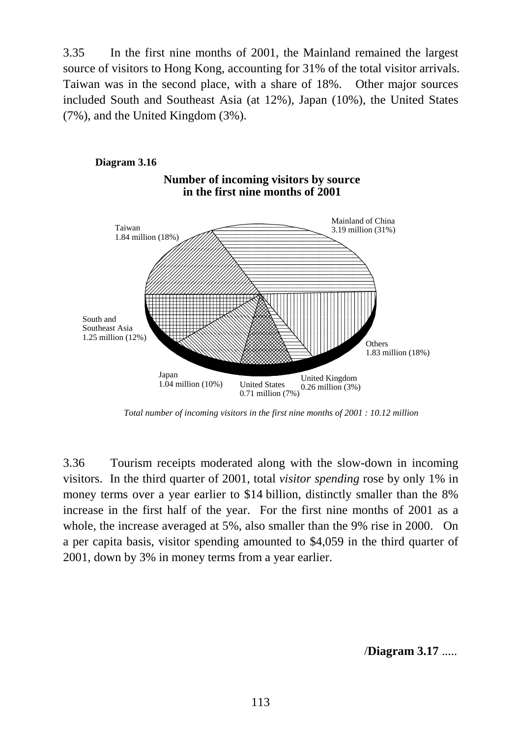3.35 In the first nine months of 2001, the Mainland remained the largest source of visitors to Hong Kong, accounting for 31% of the total visitor arrivals. Taiwan was in the second place, with a share of 18%. Other major sources included South and Southeast Asia (at 12%), Japan (10%), the United States (7%), and the United Kingdom (3%).

**Diagram 3.16**

**Number of incoming visitors by source in the first nine months of 2001**

Mainland of China 3.19 million (31%)

Taiwan 1.84 million (18%)

South and Southeast Asia 1.25 million (12%)

Japan 1.04 million (10%)

United States 0.71 million (7%)

United Kingdom 0.26 million (3%)

Others 1.83 million (18%)

*Total number of incoming visitors in the first nine months of 2001 : 10.12 million*

3.36 Tourism receipts moderated along with the slow-down in incoming visitors. In the third quarter of 2001, total *visitor spending* rose by only 1% in money terms over a year earlier to $14 billion, distinctly smaller than the 8% increase in the first half of the year. For the first nine months of 2001 as a whole, the increase averaged at 5%, also smaller than the 9% rise in 2000. On a per capita basis, visitor spending amounted to $4,059 in the third quarter of 2001, down by 3% in money terms from a year earlier.

/**Diagram 3.17** .....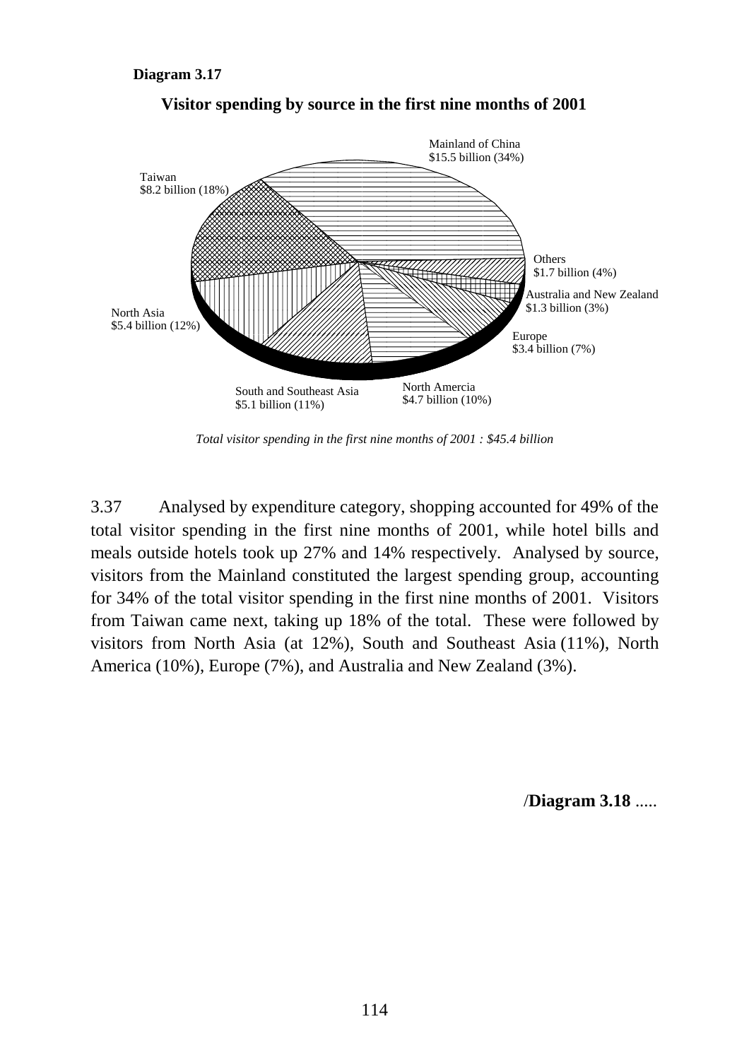**Diagram 3.17**

**Visitor spending by source in the first nine months of 2001**

Mainland of China
$15.5 billion (34%)

Taiwan
$8.2 billion (18%)

Others
$1.7 billion (4%)

Australia and New Zealand
$1.3 billion (3%)

North Asia
$5.4 billion (12%)

Europe
$3.4 billion (7%)

South and Southeast Asia
$5.1 billion (11%)

North Amercia
$4.7 billion (10%)

*Total visitor spending in the first nine months of 2001 : $45.4 billion*

3.37 Analysed by expenditure category, shopping accounted for 49% of the total visitor spending in the first nine months of 2001, while hotel bills and meals outside hotels took up 27% and 14% respectively. Analysed by source, visitors from the Mainland constituted the largest spending group, accounting for 34% of the total visitor spending in the first nine months of 2001. Visitors from Taiwan came next, taking up 18% of the total. These were followed by visitors from North Asia (at 12%), South and Southeast Asia (11%), North America (10%), Europe (7%), and Australia and New Zealand (3%).

/**Diagram 3.18** .....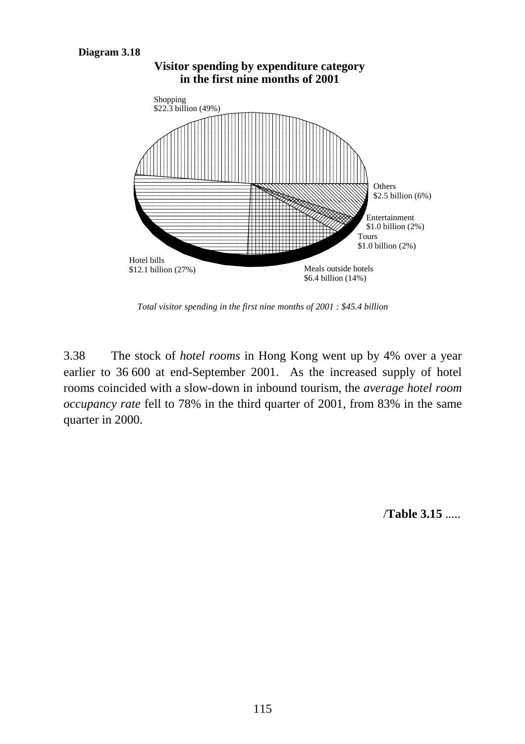**Diagram 3.18**

**Visitor spending by expenditure category in the first nine months of 2001**

Shopping
$22.3 billion (49%)

Others
$2.5 billion (6%)

Entertainment
$1.0 billion (2%)

Tours
$1.0 billion (2%)

Meals outside hotels
$6.4 billion (14%)

Hotel bills
$12.1 billion (27%)

*Total visitor spending in the first nine months of 2001 : $45.4 billion*

3.38 The stock of *hotel rooms* in Hong Kong went up by 4% over a year earlier to 36 600 at end-September 2001. As the increased supply of hotel rooms coincided with a slow-down in inbound tourism, the *average hotel room occupancy rate* fell to 78% in the third quarter of 2001, from 83% in the same quarter in 2000.

/**Table 3.15** .....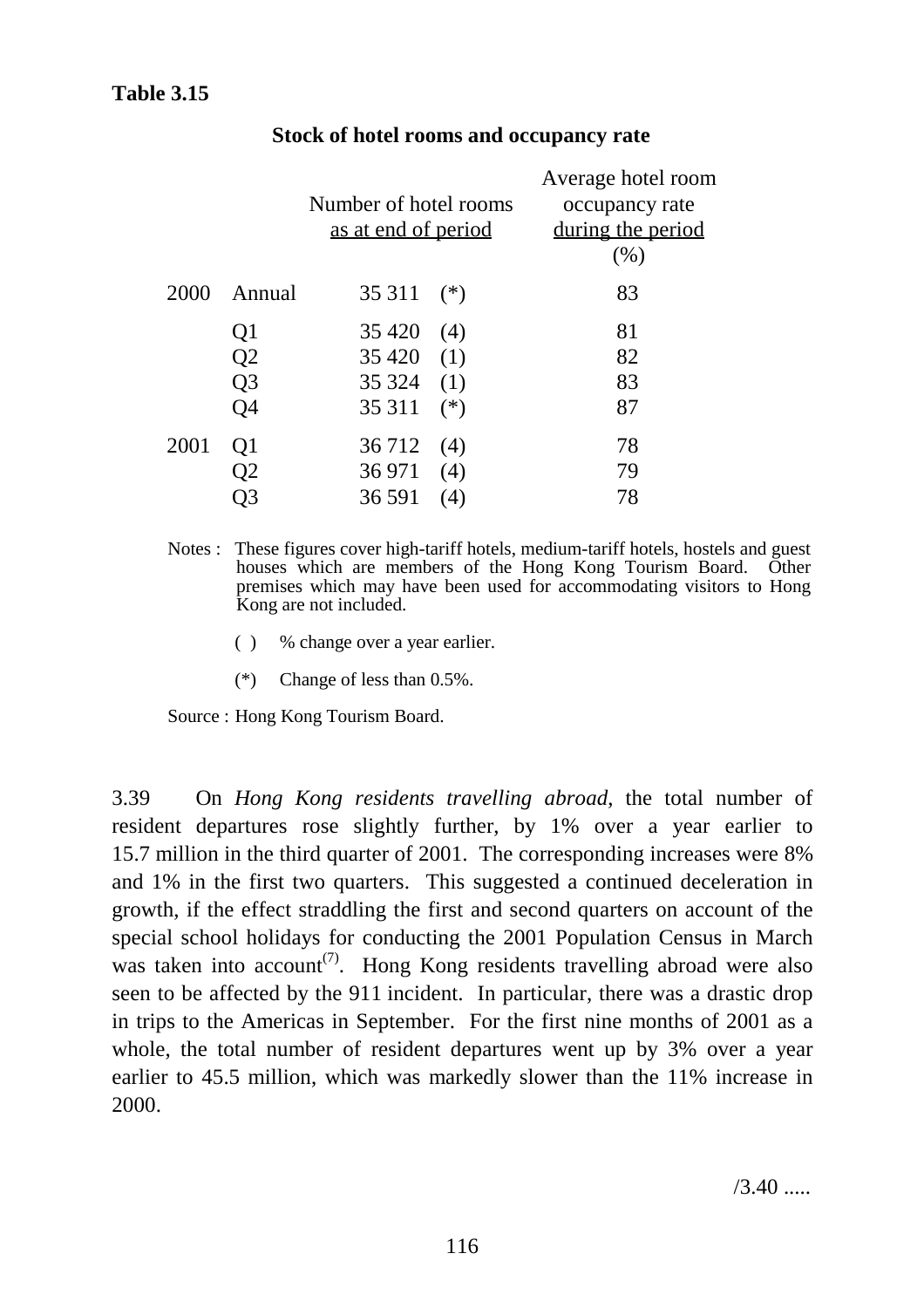**Table 3.15**

**Stock of hotel rooms and occupancy rate**

| | | Number of hotel rooms as at end of period | Average hotel room occupancy rate during the period (%) |
|---|---|---|---|
| 2000 | Annual | 35 311 (*) | 83 |
| | Q1 | 35 420 (4) | 81 |
| | Q2 | 35 420 (1) | 82 |
| | Q3 | 35 324 (1) | 83 |
| | Q4 | 35 311 (*) | 87 |
| 2001 | Q1 | 36 712 (4) | 78 |
| | Q2 | 36 971 (4) | 79 |
| | Q3 | 36 591 (4) | 78 |

Notes : These figures cover high-tariff hotels, medium-tariff hotels, hostels and guest houses which are members of the Hong Kong Tourism Board. Other premises which may have been used for accommodating visitors to Hong Kong are not included.

( ) % change over a year earlier.

(*) Change of less than 0.5%.

Source : Hong Kong Tourism Board.

3.39 On *Hong Kong residents travelling abroad*, the total number of resident departures rose slightly further, by 1% over a year earlier to 15.7 million in the third quarter of 2001. The corresponding increases were 8% and 1% in the first two quarters. This suggested a continued deceleration in growth, if the effect straddling the first and second quarters on account of the special school holidays for conducting the 2001 Population Census in March was taken into account[7]. Hong Kong residents travelling abroad were also seen to be affected by the 911 incident. In particular, there was a drastic drop in trips to the Americas in September. For the first nine months of 2001 as a whole, the total number of resident departures went up by 3% over a year earlier to 45.5 million, which was markedly slower than the 11% increase in 2000.

/3.40 .....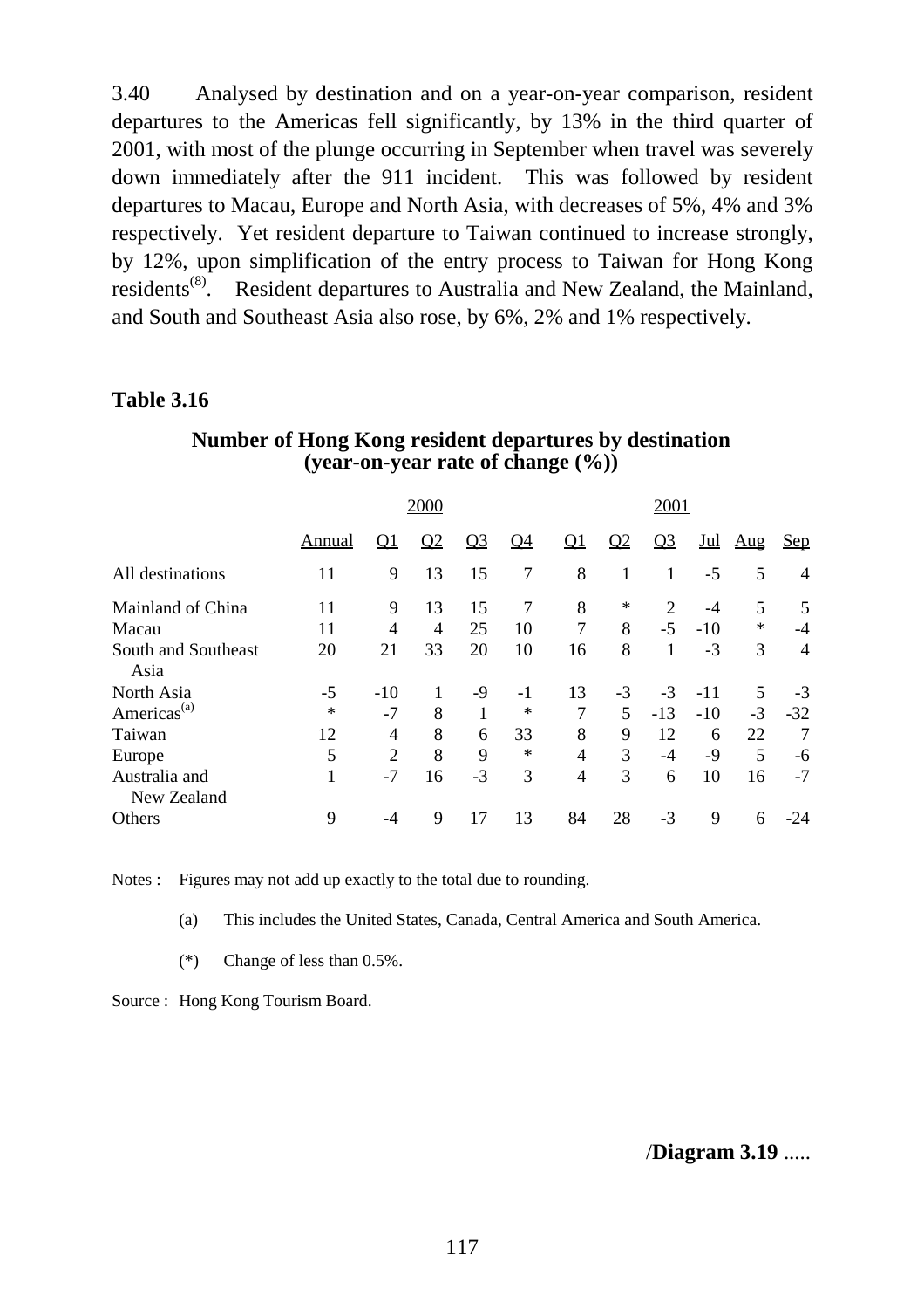3.40 Analysed by destination and on a year-on-year comparison, resident departures to the Americas fell significantly, by 13% in the third quarter of 2001, with most of the plunge occurring in September when travel was severely down immediately after the 911 incident. This was followed by resident departures to Macau, Europe and North Asia, with decreases of 5%, 4% and 3% respectively. Yet resident departure to Taiwan continued to increase strongly, by 12%, upon simplification of the entry process to Taiwan for Hong Kong residents[8]. Resident departures to Australia and New Zealand, the Mainland, and South and Southeast Asia also rose, by 6%, 2% and 1% respectively.

**Table 3.16**

**Number of Hong Kong resident departures by destination (year-on-year rate of change (%))**

| | 2000 | | | | | 2001 | | | | | |
|---|---|---|---|---|---|---|---|---|---|---|---|
| | Annual | Q1 | Q2 | Q3 | Q4 | Q1 | Q2 | Q3 | Jul | Aug | Sep |
| All destinations | 11 | 9 | 13 | 15 | 7 | 8 | 1 | 1 | -5 | 5 | 4 |
| Mainland of China | 11 | 9 | 13 | 15 | 7 | 8 | * | 2 | -4 | 5 | 5 |
| Macau | 11 | 4 | 4 | 25 | 10 | 7 | 8 | -5 | -10 | * | -4 |
| South and Southeast Asia | 20 | 21 | 33 | 20 | 10 | 16 | 8 | 1 | -3 | 3 | 4 |
| North Asia | -5 | -10 | 1 | -9 | -1 | 13 | -3 | -3 | -11 | 5 | -3 |
| Americas[(a)] | * | -7 | 8 | 1 | * | 7 | 5 | -13 | -10 | -3 | -32 |
| Taiwan | 12 | 4 | 8 | 6 | 33 | 8 | 9 | 12 | 6 | 22 | 7 |
| Europe | 5 | 2 | 8 | 9 | * | 4 | 3 | -4 | -9 | 5 | -6 |
| Australia and New Zealand | 1 | -7 | 16 | -3 | 3 | 4 | 3 | 6 | 10 | 16 | -7 |
| Others | 9 | -4 | 9 | 17 | 13 | 84 | 28 | -3 | 9 | 6 | -24 |

Notes : Figures may not add up exactly to the total due to rounding.

(a) This includes the United States, Canada, Central America and South America.

(*) Change of less than 0.5%.

Source : Hong Kong Tourism Board.

/**Diagram 3.19** .....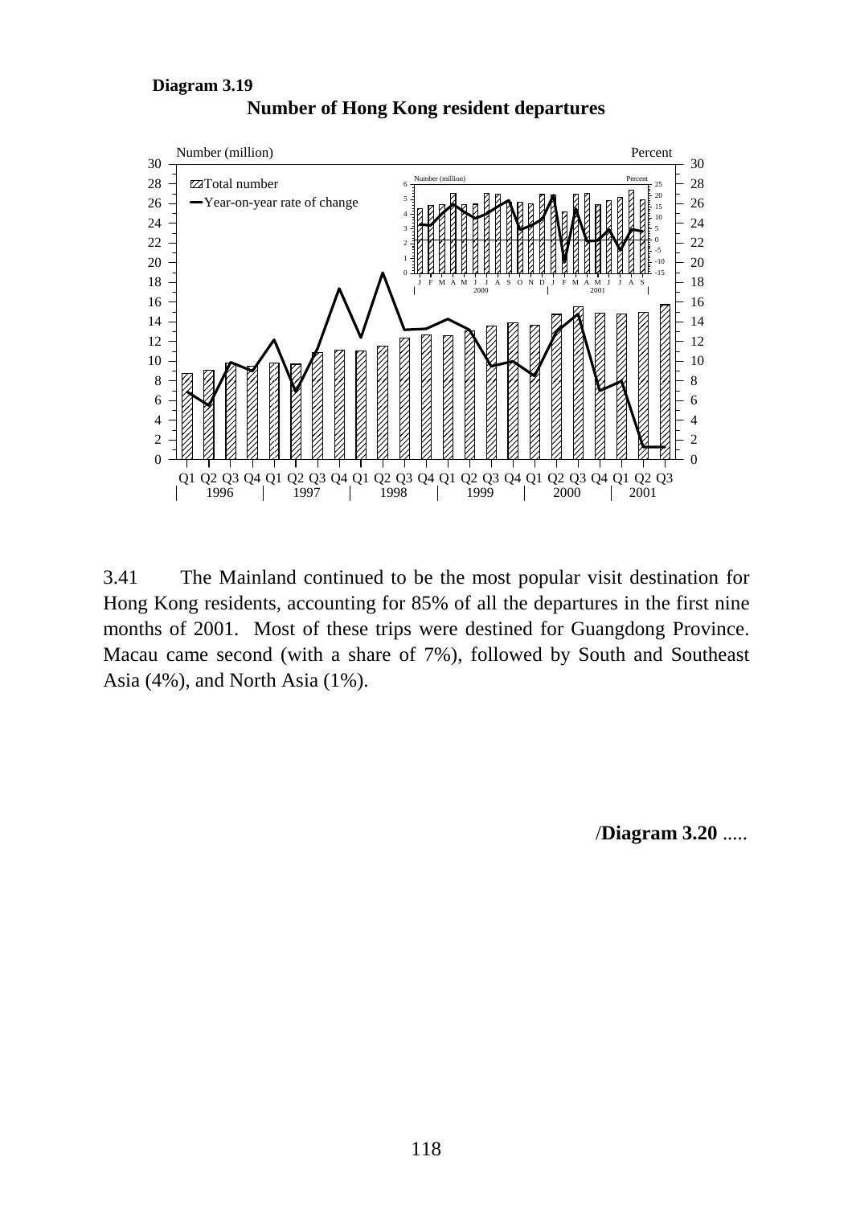**Diagram 3.19**

**Number of Hong Kong resident departures**

3.41 The Mainland continued to be the most popular visit destination for Hong Kong residents, accounting for 85% of all the departures in the first nine months of 2001. Most of these trips were destined for Guangdong Province. Macau came second (with a share of 7%), followed by South and Southeast Asia (4%), and North Asia (1%).

/**Diagram 3.20** .....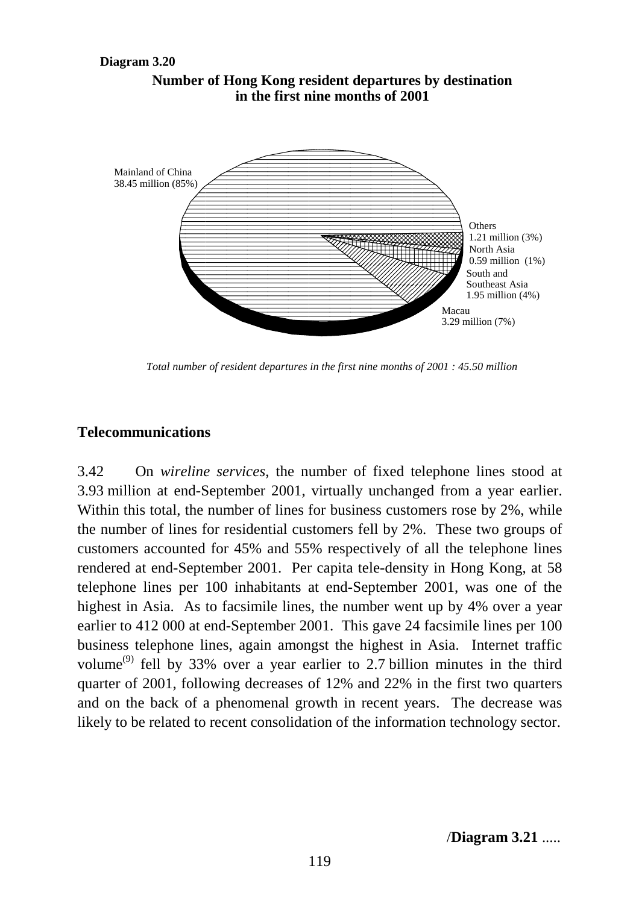**Diagram 3.20**

**Number of Hong Kong resident departures by destination in the first nine months of 2001**

Mainland of China 38.45 million (85%)

Others 1.21 million (3%)

North Asia 0.59 million (1%)

South and Southeast Asia 1.95 million (4%)

Macau 3.29 million (7%)

*Total number of resident departures in the first nine months of 2001 : 45.50 million*

## Telecommunications

3.42 On *wireline services*, the number of fixed telephone lines stood at 3.93 million at end-September 2001, virtually unchanged from a year earlier. Within this total, the number of lines for business customers rose by 2%, while the number of lines for residential customers fell by 2%. These two groups of customers accounted for 45% and 55% respectively of all the telephone lines rendered at end-September 2001. Per capita tele-density in Hong Kong, at 58 telephone lines per 100 inhabitants at end-September 2001, was one of the highest in Asia. As to facsimile lines, the number went up by 4% over a year earlier to 412 000 at end-September 2001. This gave 24 facsimile lines per 100 business telephone lines, again amongst the highest in Asia. Internet traffic volume(9) fell by 33% over a year earlier to 2.7 billion minutes in the third quarter of 2001, following decreases of 12% and 22% in the first two quarters and on the back of a phenomenal growth in recent years. The decrease was likely to be related to recent consolidation of the information technology sector.

/**Diagram 3.21** .....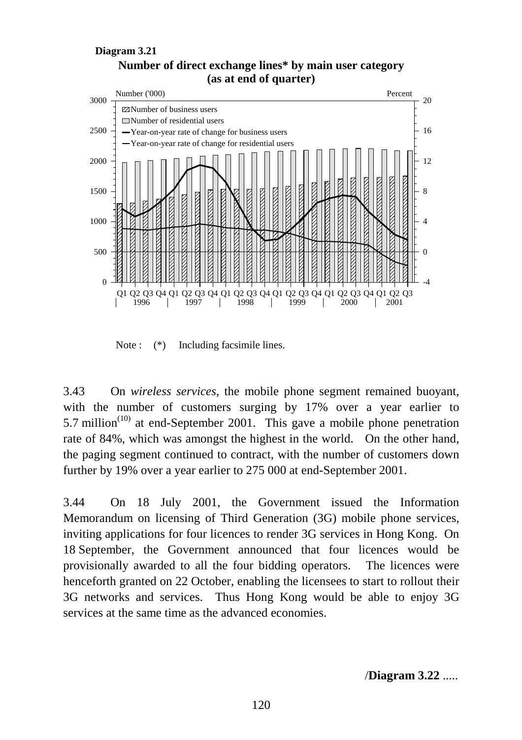**Diagram 3.21**

**Number of direct exchange lines* by main user category (as at end of quarter)**

Note : (*) Including facsimile lines.

3.43 On *wireless services*, the mobile phone segment remained buoyant, with the number of customers surging by 17% over a year earlier to 5.7 million(10) at end-September 2001. This gave a mobile phone penetration rate of 84%, which was amongst the highest in the world. On the other hand, the paging segment continued to contract, with the number of customers down further by 19% over a year earlier to 275 000 at end-September 2001.

3.44 On 18 July 2001, the Government issued the Information Memorandum on licensing of Third Generation (3G) mobile phone services, inviting applications for four licences to render 3G services in Hong Kong. On 18 September, the Government announced that four licences would be provisionally awarded to all the four bidding operators. The licences were henceforth granted on 22 October, enabling the licensees to start to rollout their 3G networks and services. Thus Hong Kong would be able to enjoy 3G services at the same time as the advanced economies.

/**Diagram 3.22** .....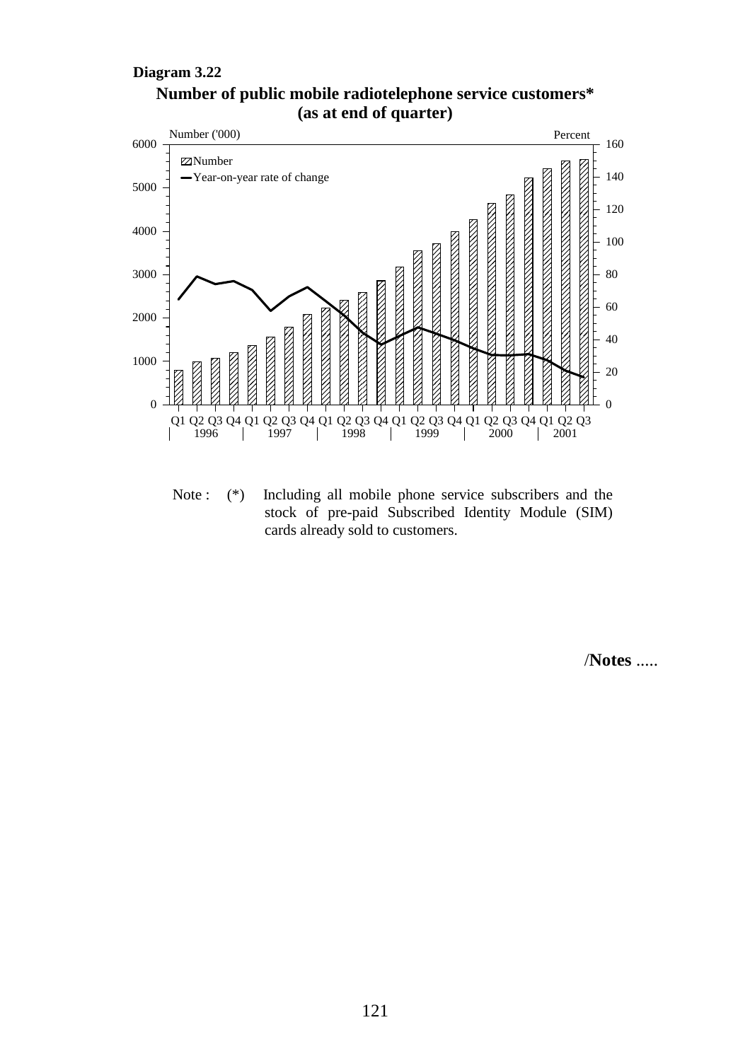**Diagram 3.22**

**Number of public mobile radiotelephone service customers***
**(as at end of quarter)**

Note : (*) Including all mobile phone service subscribers and the stock of pre-paid Subscribed Identity Module (SIM) cards already sold to customers.

/**Notes** .....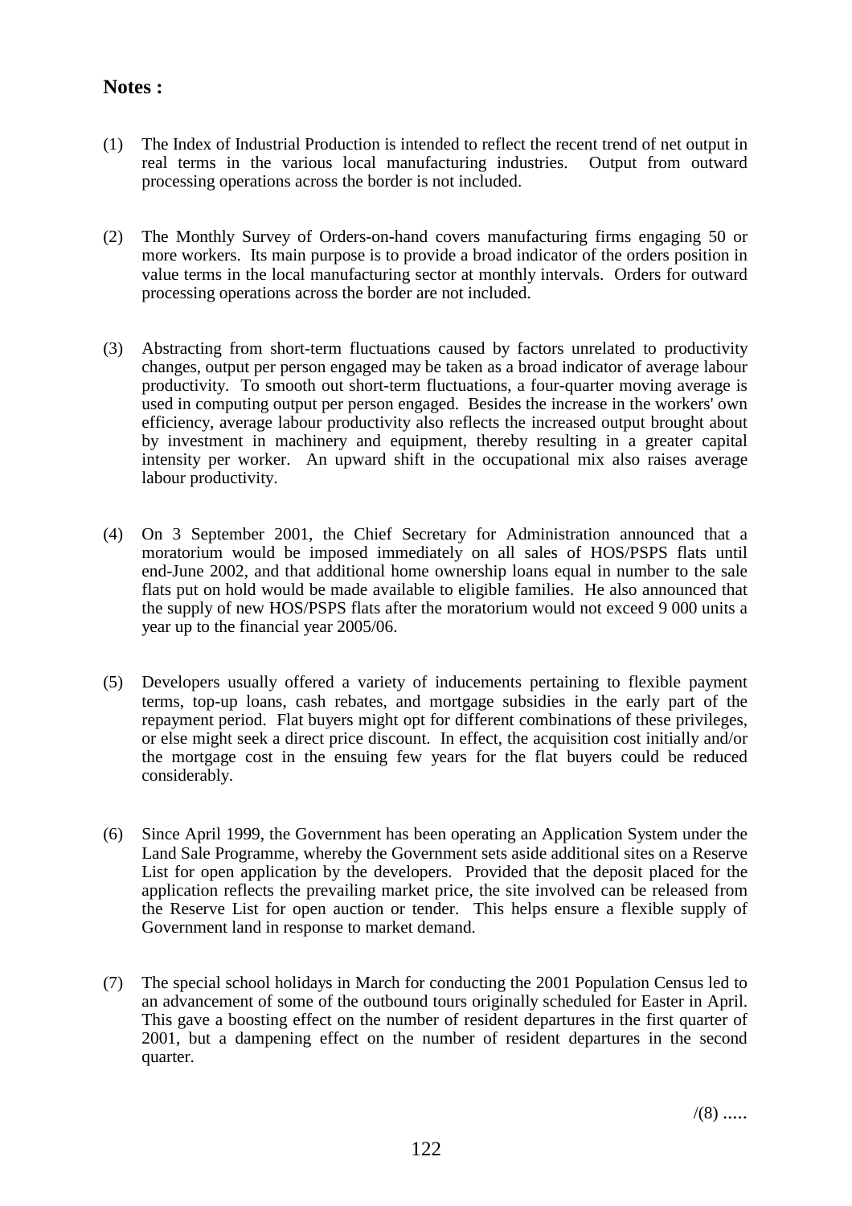**Notes :**

(1) The Index of Industrial Production is intended to reflect the recent trend of net output in real terms in the various local manufacturing industries. Output from outward processing operations across the border is not included.

(2) The Monthly Survey of Orders-on-hand covers manufacturing firms engaging 50 or more workers. Its main purpose is to provide a broad indicator of the orders position in value terms in the local manufacturing sector at monthly intervals. Orders for outward processing operations across the border are not included.

(3) Abstracting from short-term fluctuations caused by factors unrelated to productivity changes, output per person engaged may be taken as a broad indicator of average labour productivity. To smooth out short-term fluctuations, a four-quarter moving average is used in computing output per person engaged. Besides the increase in the workers' own efficiency, average labour productivity also reflects the increased output brought about by investment in machinery and equipment, thereby resulting in a greater capital intensity per worker. An upward shift in the occupational mix also raises average labour productivity.

(4) On 3 September 2001, the Chief Secretary for Administration announced that a moratorium would be imposed immediately on all sales of HOS/PSPS flats until end-June 2002, and that additional home ownership loans equal in number to the sale flats put on hold would be made available to eligible families. He also announced that the supply of new HOS/PSPS flats after the moratorium would not exceed 9 000 units a year up to the financial year 2005/06.

(5) Developers usually offered a variety of inducements pertaining to flexible payment terms, top-up loans, cash rebates, and mortgage subsidies in the early part of the repayment period. Flat buyers might opt for different combinations of these privileges, or else might seek a direct price discount. In effect, the acquisition cost initially and/or the mortgage cost in the ensuing few years for the flat buyers could be reduced considerably.

(6) Since April 1999, the Government has been operating an Application System under the Land Sale Programme, whereby the Government sets aside additional sites on a Reserve List for open application by the developers. Provided that the deposit placed for the application reflects the prevailing market price, the site involved can be released from the Reserve List for open auction or tender. This helps ensure a flexible supply of Government land in response to market demand.

(7) The special school holidays in March for conducting the 2001 Population Census led to an advancement of some of the outbound tours originally scheduled for Easter in April. This gave a boosting effect on the number of resident departures in the first quarter of 2001, but a dampening effect on the number of resident departures in the second quarter.

/(8) .....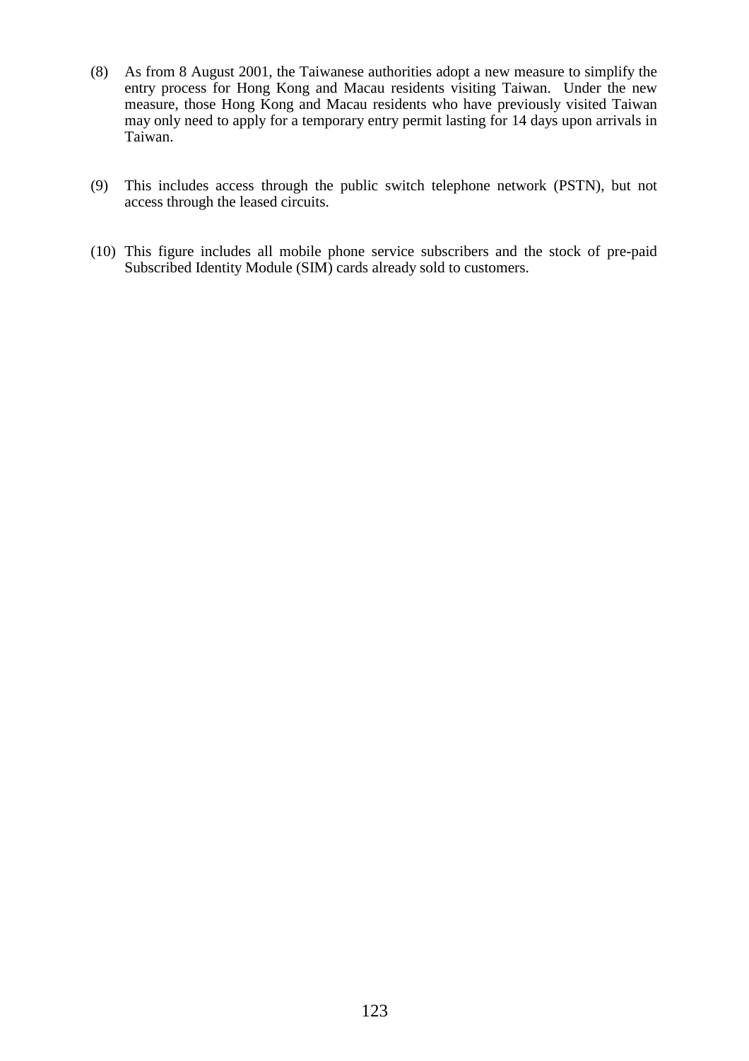(8) As from 8 August 2001, the Taiwanese authorities adopt a new measure to simplify the entry process for Hong Kong and Macau residents visiting Taiwan. Under the new measure, those Hong Kong and Macau residents who have previously visited Taiwan may only need to apply for a temporary entry permit lasting for 14 days upon arrivals in Taiwan.

(9) This includes access through the public switch telephone network (PSTN), but not access through the leased circuits.

(10) This figure includes all mobile phone service subscribers and the stock of pre-paid Subscribed Identity Module (SIM) cards already sold to customers.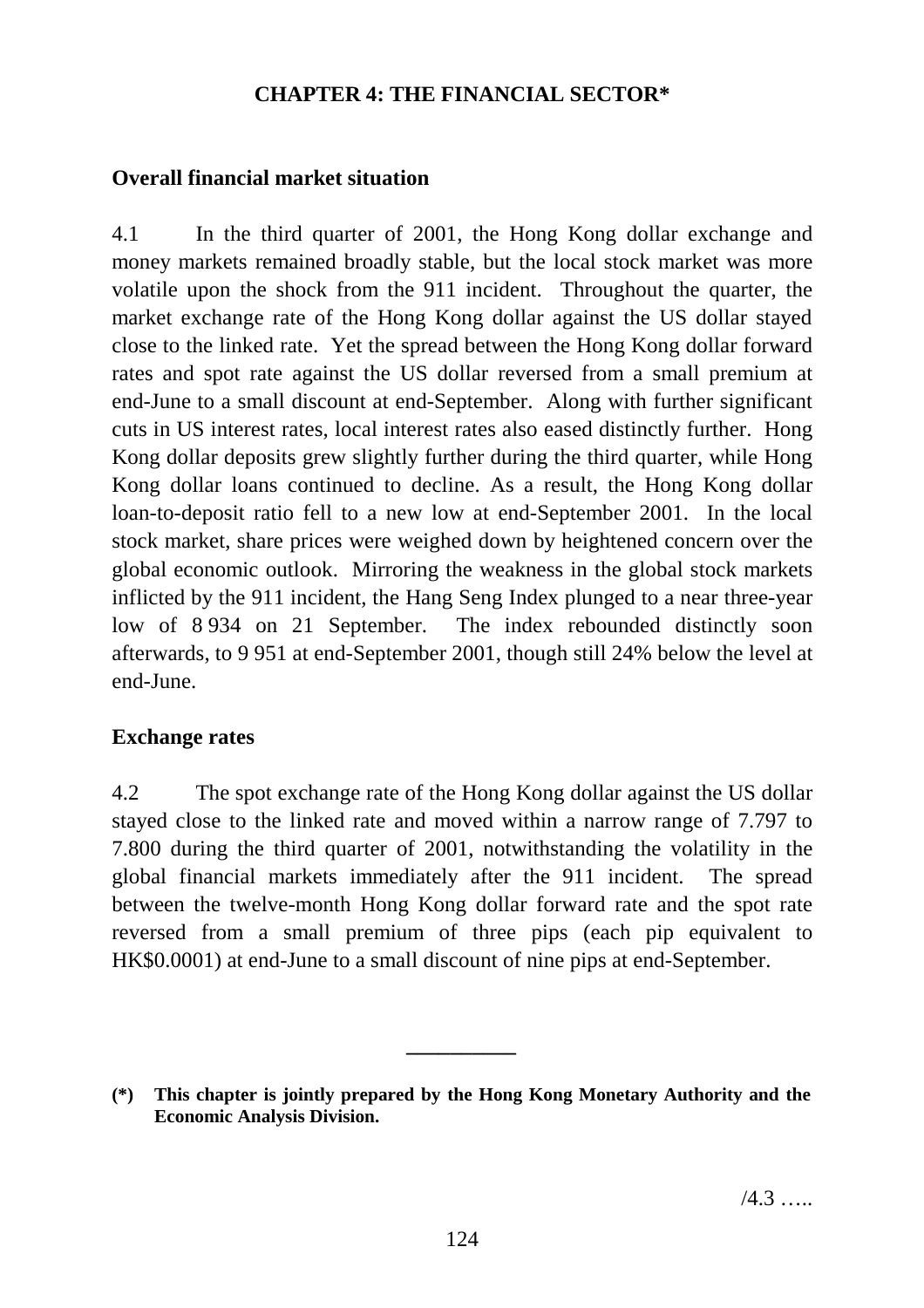# CHAPTER 4: THE FINANCIAL SECTOR*

## Overall financial market situation

4.1 In the third quarter of 2001, the Hong Kong dollar exchange and money markets remained broadly stable, but the local stock market was more volatile upon the shock from the 911 incident. Throughout the quarter, the market exchange rate of the Hong Kong dollar against the US dollar stayed close to the linked rate. Yet the spread between the Hong Kong dollar forward rates and spot rate against the US dollar reversed from a small premium at end-June to a small discount at end-September. Along with further significant cuts in US interest rates, local interest rates also eased distinctly further. Hong Kong dollar deposits grew slightly further during the third quarter, while Hong Kong dollar loans continued to decline. As a result, the Hong Kong dollar loan-to-deposit ratio fell to a new low at end-September 2001. In the local stock market, share prices were weighed down by heightened concern over the global economic outlook. Mirroring the weakness in the global stock markets inflicted by the 911 incident, the Hang Seng Index plunged to a near three-year low of 8 934 on 21 September. The index rebounded distinctly soon afterwards, to 9 951 at end-September 2001, though still 24% below the level at end-June.

## Exchange rates

4.2 The spot exchange rate of the Hong Kong dollar against the US dollar stayed close to the linked rate and moved within a narrow range of 7.797 to 7.800 during the third quarter of 2001, notwithstanding the volatility in the global financial markets immediately after the 911 incident. The spread between the twelve-month Hong Kong dollar forward rate and the spot rate reversed from a small premium of three pips (each pip equivalent to HK$0.0001) at end-June to a small discount of nine pips at end-September.

---

**(*) This chapter is jointly prepared by the Hong Kong Monetary Authority and the Economic Analysis Division.**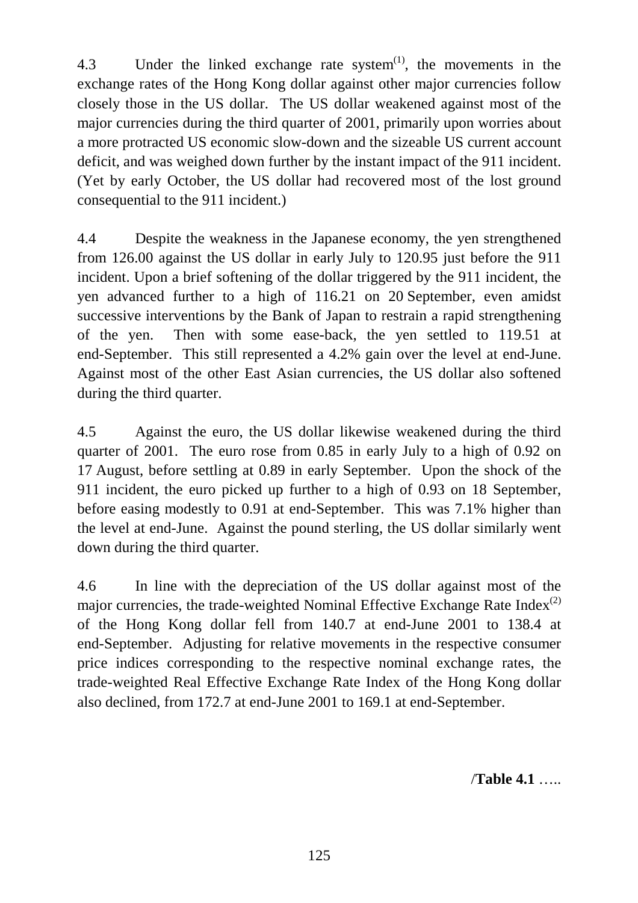4.3 Under the linked exchange rate system[1], the movements in the exchange rates of the Hong Kong dollar against other major currencies follow closely those in the US dollar. The US dollar weakened against most of the major currencies during the third quarter of 2001, primarily upon worries about a more protracted US economic slow-down and the sizeable US current account deficit, and was weighed down further by the instant impact of the 911 incident. (Yet by early October, the US dollar had recovered most of the lost ground consequential to the 911 incident.)

4.4 Despite the weakness in the Japanese economy, the yen strengthened from 126.00 against the US dollar in early July to 120.95 just before the 911 incident. Upon a brief softening of the dollar triggered by the 911 incident, the yen advanced further to a high of 116.21 on 20 September, even amidst successive interventions by the Bank of Japan to restrain a rapid strengthening of the yen. Then with some ease-back, the yen settled to 119.51 at end-September. This still represented a 4.2% gain over the level at end-June. Against most of the other East Asian currencies, the US dollar also softened during the third quarter.

4.5 Against the euro, the US dollar likewise weakened during the third quarter of 2001. The euro rose from 0.85 in early July to a high of 0.92 on 17 August, before settling at 0.89 in early September. Upon the shock of the 911 incident, the euro picked up further to a high of 0.93 on 18 September, before easing modestly to 0.91 at end-September. This was 7.1% higher than the level at end-June. Against the pound sterling, the US dollar similarly went down during the third quarter.

4.6 In line with the depreciation of the US dollar against most of the major currencies, the trade-weighted Nominal Effective Exchange Rate Index[2] of the Hong Kong dollar fell from 140.7 at end-June 2001 to 138.4 at end-September. Adjusting for relative movements in the respective consumer price indices corresponding to the respective nominal exchange rates, the trade-weighted Real Effective Exchange Rate Index of the Hong Kong dollar also declined, from 172.7 at end-June 2001 to 169.1 at end-September.

/**Table 4.1** …..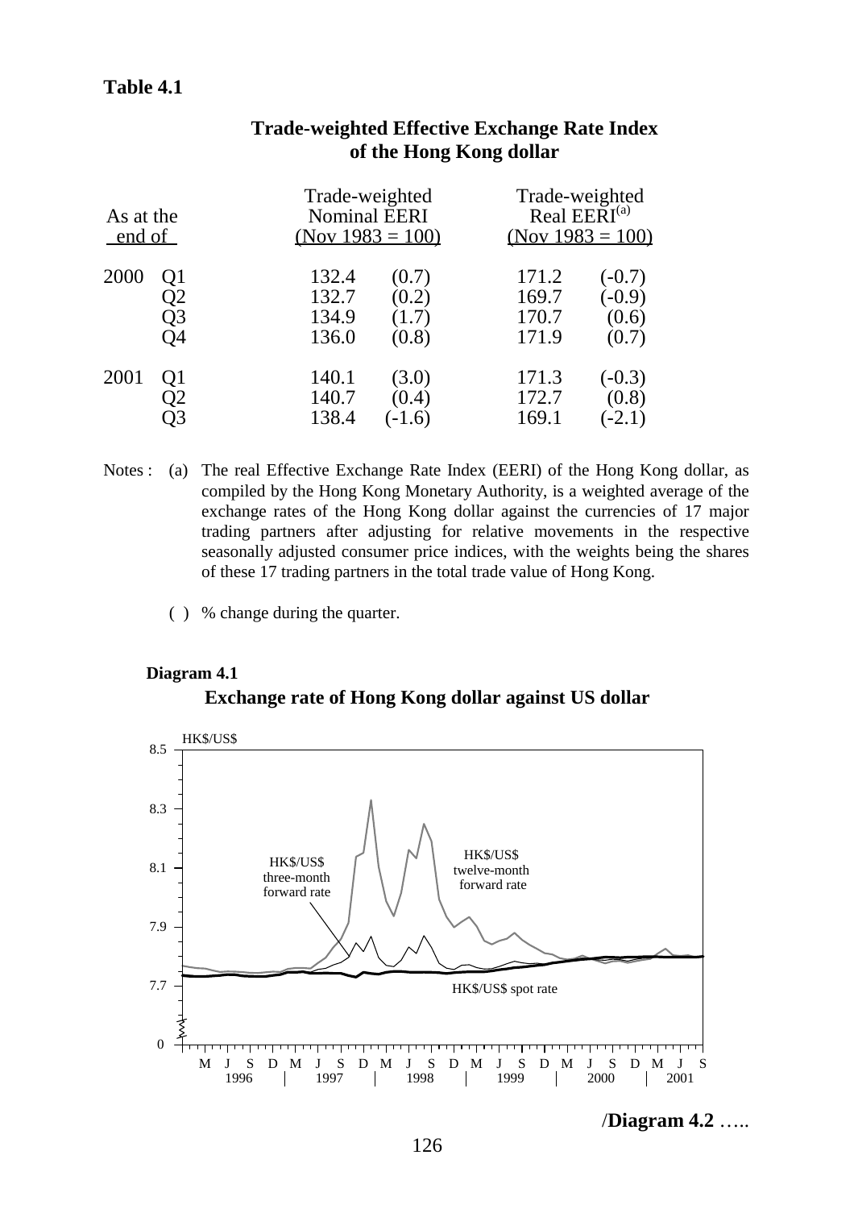**Table 4.1**

## Trade-weighted Effective Exchange Rate Index of the Hong Kong dollar

| As at the end of | | Trade-weighted Nominal EERI (Nov 1983 = 100) | | Trade-weighted Real EERI[(a)] (Nov 1983 = 100) | |
|---|---|---|---|---|---|
| 2000 | Q1 | 132.4 | (0.7) | 171.2 | (-0.7) |
| | Q2 | 132.7 | (0.2) | 169.7 | (-0.9) |
| | Q3 | 134.9 | (1.7) | 170.7 | (0.6) |
| | Q4 | 136.0 | (0.8) | 171.9 | (0.7) |
| 2001 | Q1 | 140.1 | (3.0) | 171.3 | (-0.3) |
| | Q2 | 140.7 | (0.4) | 172.7 | (0.8) |
| | Q3 | 138.4 | (-1.6) | 169.1 | (-2.1) |

Notes : (a) The real Effective Exchange Rate Index (EERI) of the Hong Kong dollar, as compiled by the Hong Kong Monetary Authority, is a weighted average of the exchange rates of the Hong Kong dollar against the currencies of 17 major trading partners after adjusting for relative movements in the respective seasonally adjusted consumer price indices, with the weights being the shares of these 17 trading partners in the total trade value of Hong Kong.

( ) % change during the quarter.

**Diagram 4.1**

**Exchange rate of Hong Kong dollar against US dollar**

/**Diagram 4.2** …..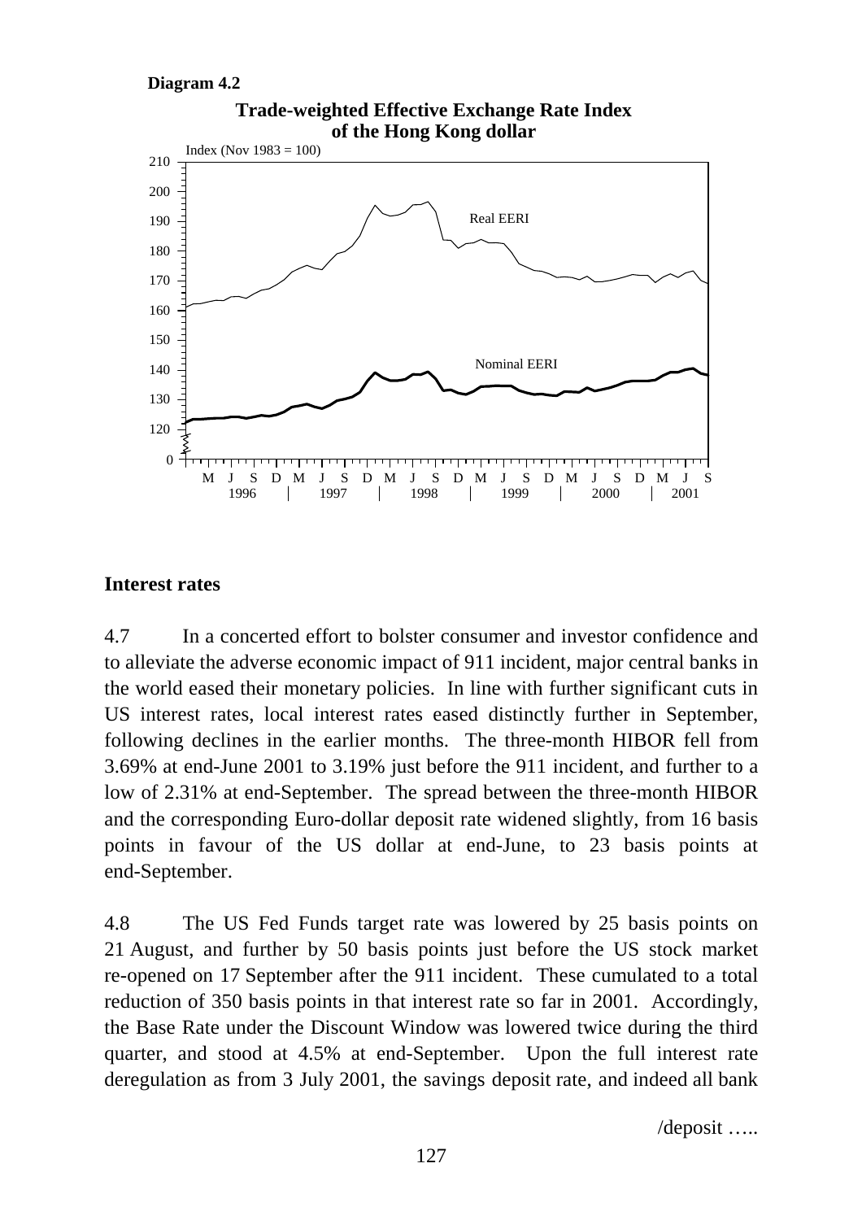**Diagram 4.2**

**Trade-weighted Effective Exchange Rate Index of the Hong Kong dollar**

## Interest rates

4.7 In a concerted effort to bolster consumer and investor confidence and to alleviate the adverse economic impact of 911 incident, major central banks in the world eased their monetary policies. In line with further significant cuts in US interest rates, local interest rates eased distinctly further in September, following declines in the earlier months. The three-month HIBOR fell from 3.69% at end-June 2001 to 3.19% just before the 911 incident, and further to a low of 2.31% at end-September. The spread between the three-month HIBOR and the corresponding Euro-dollar deposit rate widened slightly, from 16 basis points in favour of the US dollar at end-June, to 23 basis points at end-September.

4.8 The US Fed Funds target rate was lowered by 25 basis points on 21 August, and further by 50 basis points just before the US stock market re-opened on 17 September after the 911 incident. These cumulated to a total reduction of 350 basis points in that interest rate so far in 2001. Accordingly, the Base Rate under the Discount Window was lowered twice during the third quarter, and stood at 4.5% at end-September. Upon the full interest rate deregulation as from 3 July 2001, the savings deposit rate, and indeed all bank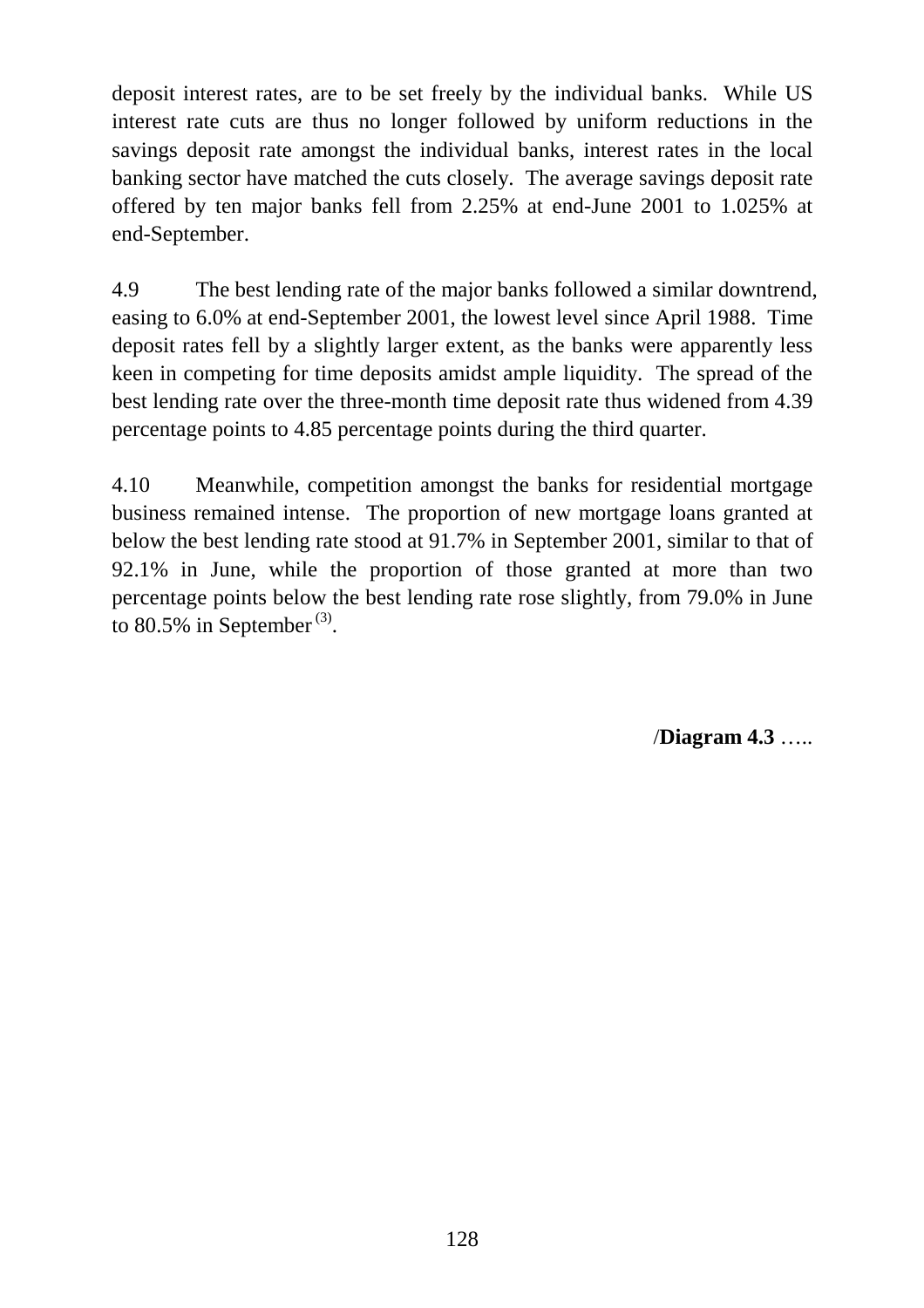deposit interest rates, are to be set freely by the individual banks. While US interest rate cuts are thus no longer followed by uniform reductions in the savings deposit rate amongst the individual banks, interest rates in the local banking sector have matched the cuts closely. The average savings deposit rate offered by ten major banks fell from 2.25% at end-June 2001 to 1.025% at end-September.

4.9 The best lending rate of the major banks followed a similar downtrend, easing to 6.0% at end-September 2001, the lowest level since April 1988. Time deposit rates fell by a slightly larger extent, as the banks were apparently less keen in competing for time deposits amidst ample liquidity. The spread of the best lending rate over the three-month time deposit rate thus widened from 4.39 percentage points to 4.85 percentage points during the third quarter.

4.10 Meanwhile, competition amongst the banks for residential mortgage business remained intense. The proportion of new mortgage loans granted at below the best lending rate stood at 91.7% in September 2001, similar to that of 92.1% in June, while the proportion of those granted at more than two percentage points below the best lending rate rose slightly, from 79.0% in June to 80.5% in September [(3)].

/**Diagram 4.3** …..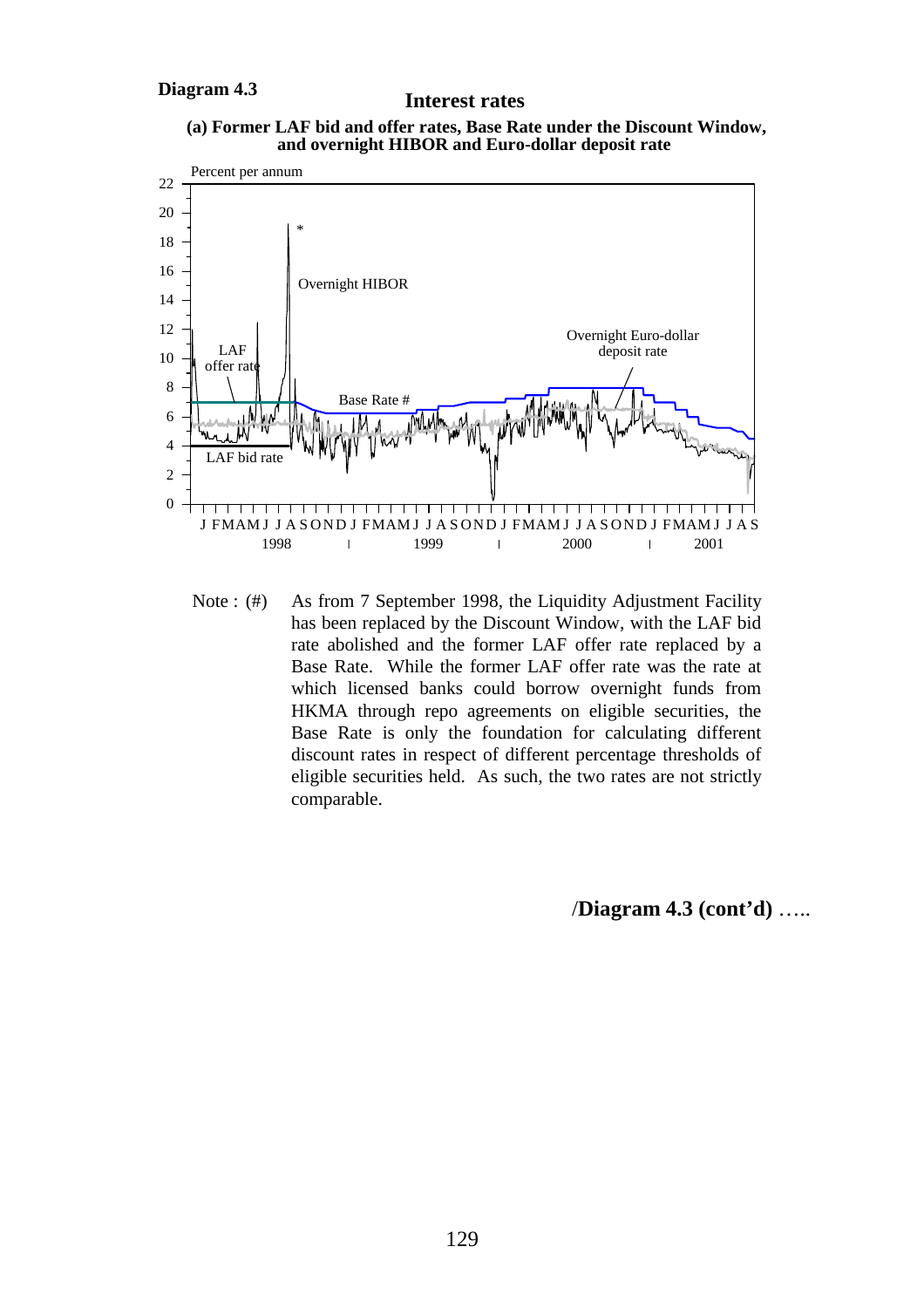**Diagram 4.3**

## Interest rates

**(a) Former LAF bid and offer rates, Base Rate under the Discount Window, and overnight HIBOR and Euro-dollar deposit rate**

Note : (#) As from 7 September 1998, the Liquidity Adjustment Facility has been replaced by the Discount Window, with the LAF bid rate abolished and the former LAF offer rate replaced by a Base Rate. While the former LAF offer rate was the rate at which licensed banks could borrow overnight funds from HKMA through repo agreements on eligible securities, the Base Rate is only the foundation for calculating different discount rates in respect of different percentage thresholds of eligible securities held. As such, the two rates are not strictly comparable.

/**Diagram 4.3 (cont'd)** .....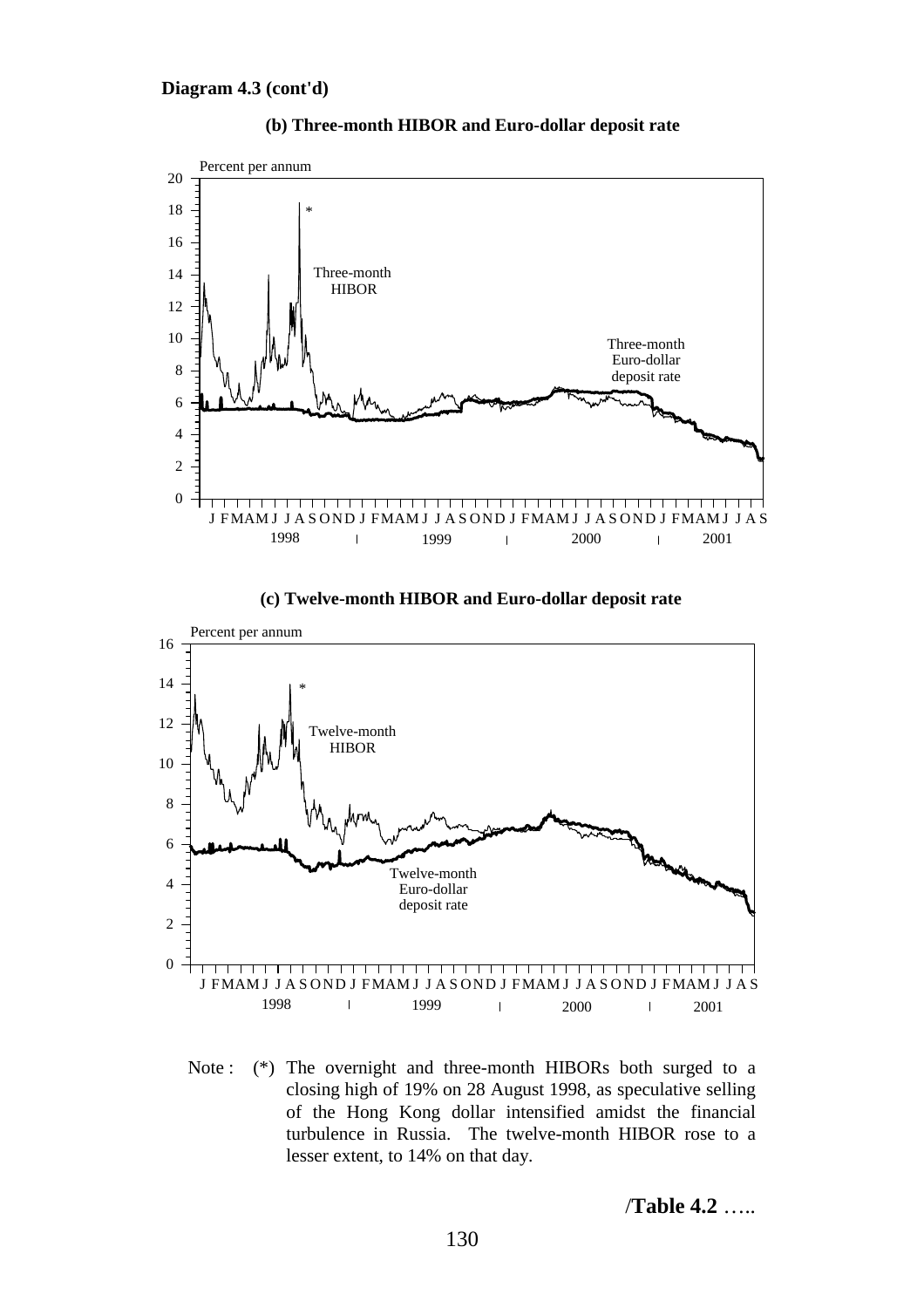**Diagram 4.3 (cont'd)**

**(b) Three-month HIBOR and Euro-dollar deposit rate**

**(c) Twelve-month HIBOR and Euro-dollar deposit rate**

Note : (*) The overnight and three-month HIBORs both surged to a closing high of 19% on 28 August 1998, as speculative selling of the Hong Kong dollar intensified amidst the financial turbulence in Russia. The twelve-month HIBOR rose to a lesser extent, to 14% on that day.

/**Table 4.2** …..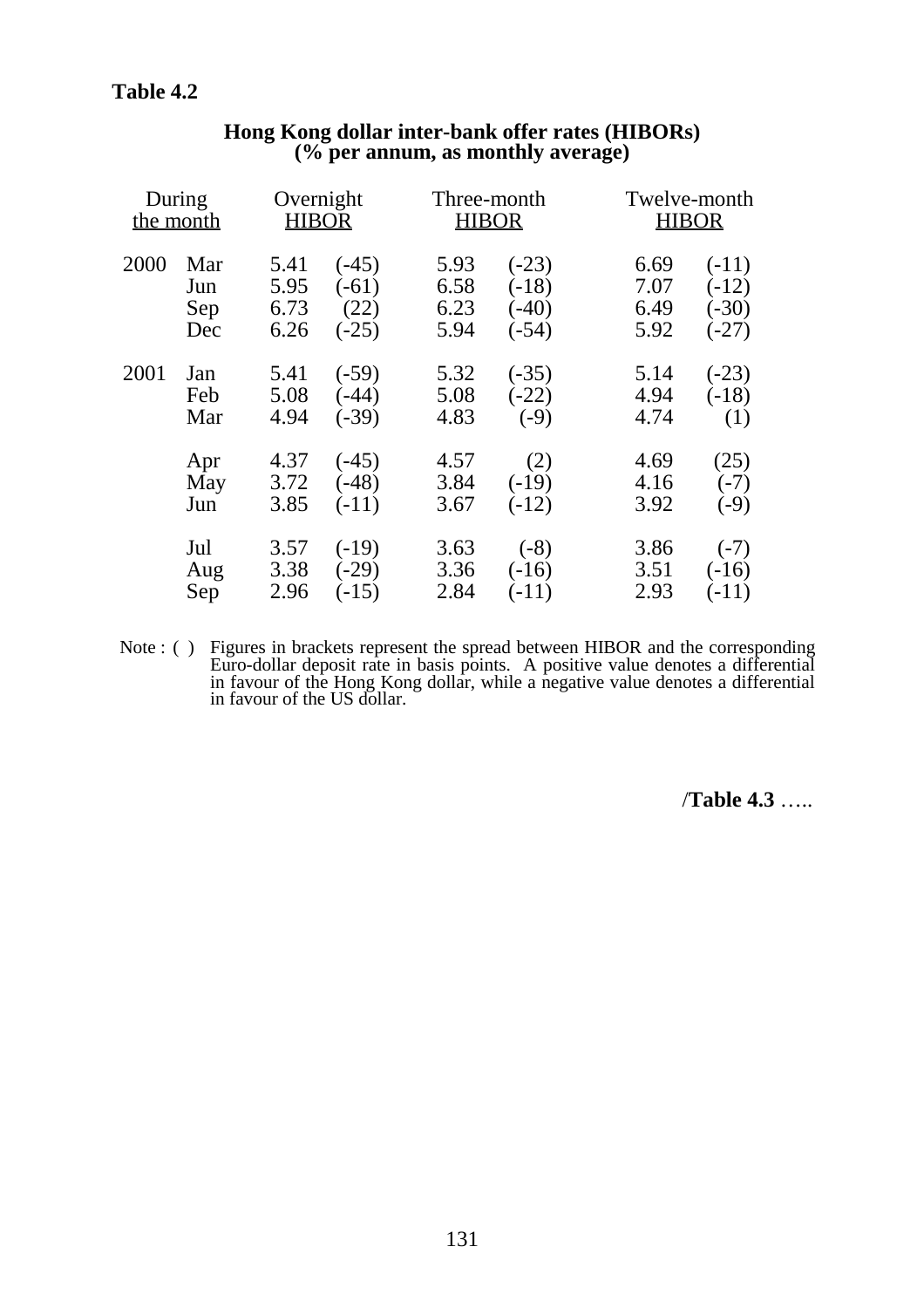**Table 4.2**

**Hong Kong dollar inter-bank offer rates (HIBORs)**
**(% per annum, as monthly average)**

| During the month | | Overnight HIBOR | | Three-month HIBOR | | Twelve-month HIBOR | |
|---|---|---|---|---|---|---|---|
| 2000 | Mar | 5.41 | (-45) | 5.93 | (-23) | 6.69 | (-11) |
| | Jun | 5.95 | (-61) | 6.58 | (-18) | 7.07 | (-12) |
| | Sep | 6.73 | (22) | 6.23 | (-40) | 6.49 | (-30) |
| | Dec | 6.26 | (-25) | 5.94 | (-54) | 5.92 | (-27) |
| 2001 | Jan | 5.41 | (-59) | 5.32 | (-35) | 5.14 | (-23) |
| | Feb | 5.08 | (-44) | 5.08 | (-22) | 4.94 | (-18) |
| | Mar | 4.94 | (-39) | 4.83 | (-9) | 4.74 | (1) |
| | Apr | 4.37 | (-45) | 4.57 | (2) | 4.69 | (25) |
| | May | 3.72 | (-48) | 3.84 | (-19) | 4.16 | (-7) |
| | Jun | 3.85 | (-11) | 3.67 | (-12) | 3.92 | (-9) |
| | Jul | 3.57 | (-19) | 3.63 | (-8) | 3.86 | (-7) |
| | Aug | 3.38 | (-29) | 3.36 | (-16) | 3.51 | (-16) |
| | Sep | 2.96 | (-15) | 2.84 | (-11) | 2.93 | (-11) |

Note : ( ) Figures in brackets represent the spread between HIBOR and the corresponding Euro-dollar deposit rate in basis points. A positive value denotes a differential in favour of the Hong Kong dollar, while a negative value denotes a differential in favour of the US dollar.

/**Table 4.3** …..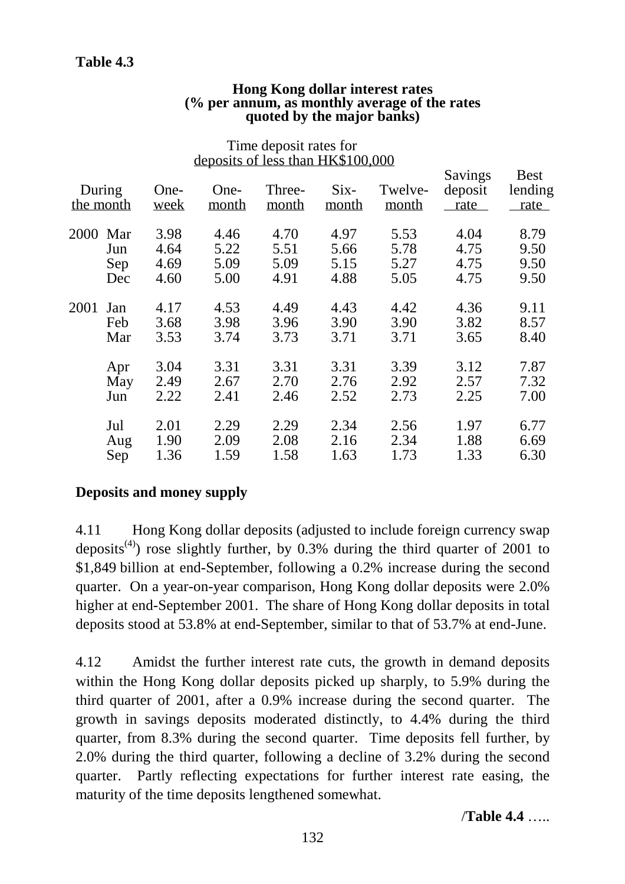**Table 4.3**

**Hong Kong dollar interest rates (% per annum, as monthly average of the rates quoted by the major banks)**

| During the month | | Time deposit rates for deposits of less than HK$100,000: One-week | One-month | Three-month | Six-month | Twelve-month | Savings deposit rate | Best lending rate |
|---|---|---|---|---|---|---|---|---|
| 2000 | Mar | 3.98 | 4.46 | 4.70 | 4.97 | 5.53 | 4.04 | 8.79 |
| | Jun | 4.64 | 5.22 | 5.51 | 5.66 | 5.78 | 4.75 | 9.50 |
| | Sep | 4.69 | 5.09 | 5.09 | 5.15 | 5.27 | 4.75 | 9.50 |
| | Dec | 4.60 | 5.00 | 4.91 | 4.88 | 5.05 | 4.75 | 9.50 |
| 2001 | Jan | 4.17 | 4.53 | 4.49 | 4.43 | 4.42 | 4.36 | 9.11 |
| | Feb | 3.68 | 3.98 | 3.96 | 3.90 | 3.90 | 3.82 | 8.57 |
| | Mar | 3.53 | 3.74 | 3.73 | 3.71 | 3.71 | 3.65 | 8.40 |
| | Apr | 3.04 | 3.31 | 3.31 | 3.31 | 3.39 | 3.12 | 7.87 |
| | May | 2.49 | 2.67 | 2.70 | 2.76 | 2.92 | 2.57 | 7.32 |
| | Jun | 2.22 | 2.41 | 2.46 | 2.52 | 2.73 | 2.25 | 7.00 |
| | Jul | 2.01 | 2.29 | 2.29 | 2.34 | 2.56 | 1.97 | 6.77 |
| | Aug | 1.90 | 2.09 | 2.08 | 2.16 | 2.34 | 1.88 | 6.69 |
| | Sep | 1.36 | 1.59 | 1.58 | 1.63 | 1.73 | 1.33 | 6.30 |

**Deposits and money supply**

4.11 Hong Kong dollar deposits (adjusted to include foreign currency swap deposits[(4)]) rose slightly further, by 0.3% during the third quarter of 2001 to $1,849 billion at end-September, following a 0.2% increase during the second quarter. On a year-on-year comparison, Hong Kong dollar deposits were 2.0% higher at end-September 2001. The share of Hong Kong dollar deposits in total deposits stood at 53.8% at end-September, similar to that of 53.7% at end-June.

4.12 Amidst the further interest rate cuts, the growth in demand deposits within the Hong Kong dollar deposits picked up sharply, to 5.9% during the third quarter of 2001, after a 0.9% increase during the second quarter. The growth in savings deposits moderated distinctly, to 4.4% during the third quarter, from 8.3% during the second quarter. Time deposits fell further, by 2.0% during the third quarter, following a decline of 3.2% during the second quarter. Partly reflecting expectations for further interest rate easing, the maturity of the time deposits lengthened somewhat.

/**Table 4.4** …..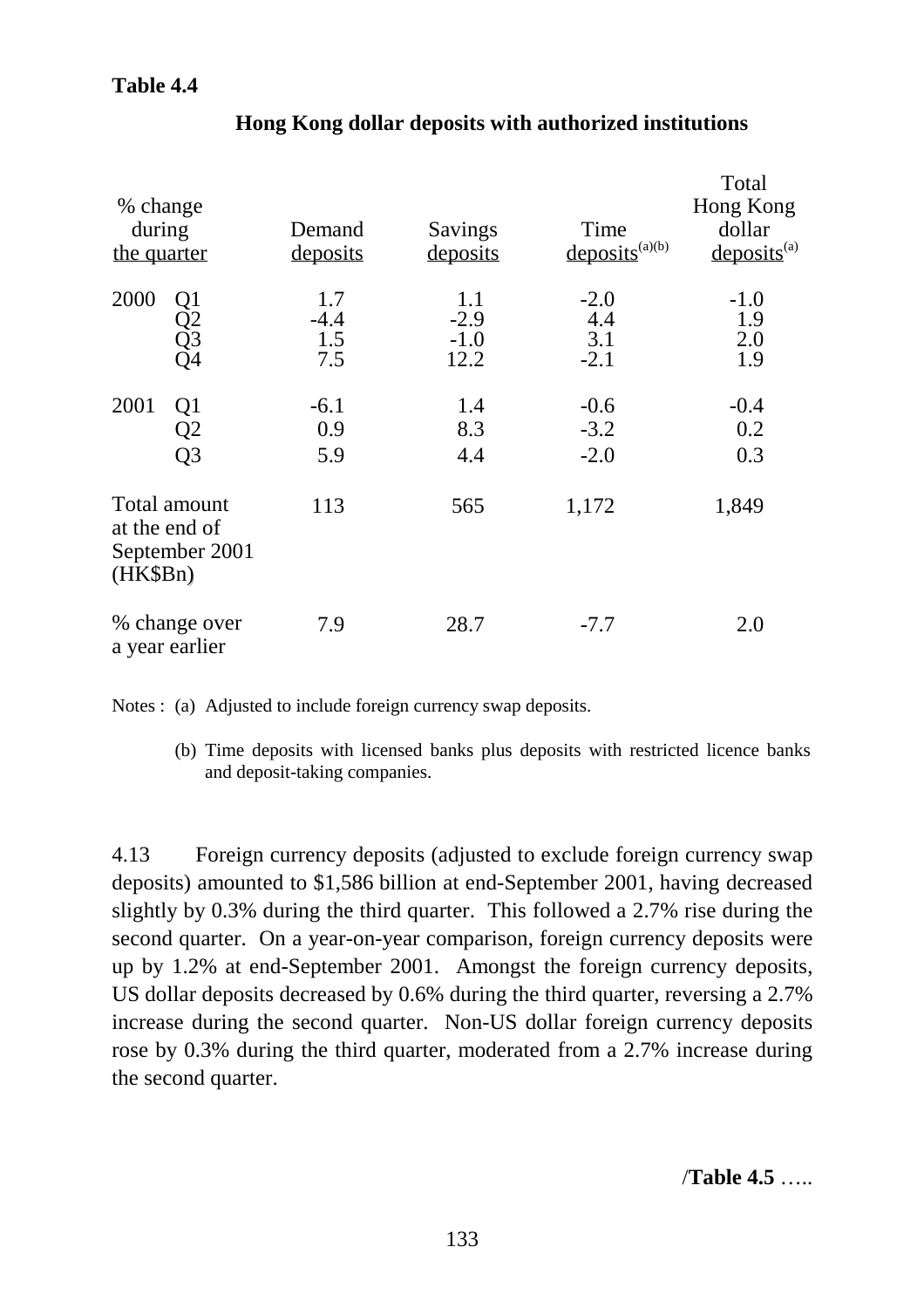**Table 4.4**

**Hong Kong dollar deposits with authorized institutions**

| % change during the quarter | | Demand deposits | Savings deposits | Time deposits[(a)(b)] | Total Hong Kong dollar deposits[(a)] |
|---|---|---|---|---|---|
| 2000 | Q1 | 1.7 | 1.1 | -2.0 | -1.0 |
| | Q2 | -4.4 | -2.9 | 4.4 | 1.9 |
| | Q3 | 1.5 | -1.0 | 3.1 | 2.0 |
| | Q4 | 7.5 | 12.2 | -2.1 | 1.9 |
| 2001 | Q1 | -6.1 | 1.4 | -0.6 | -0.4 |
| | Q2 | 0.9 | 8.3 | -3.2 | 0.2 |
| | Q3 | 5.9 | 4.4 | -2.0 | 0.3 |
| Total amount at the end of September 2001 (HK$Bn) | | 113 | 565 | 1,172 | 1,849 |
| % change over a year earlier | | 7.9 | 28.7 | -7.7 | 2.0 |

Notes : (a) Adjusted to include foreign currency swap deposits.

(b) Time deposits with licensed banks plus deposits with restricted licence banks and deposit-taking companies.

4.13 Foreign currency deposits (adjusted to exclude foreign currency swap deposits) amounted to $1,586 billion at end-September 2001, having decreased slightly by 0.3% during the third quarter. This followed a 2.7% rise during the second quarter. On a year-on-year comparison, foreign currency deposits were up by 1.2% at end-September 2001. Amongst the foreign currency deposits, US dollar deposits decreased by 0.6% during the third quarter, reversing a 2.7% increase during the second quarter. Non-US dollar foreign currency deposits rose by 0.3% during the third quarter, moderated from a 2.7% increase during the second quarter.

/**Table 4.5** …..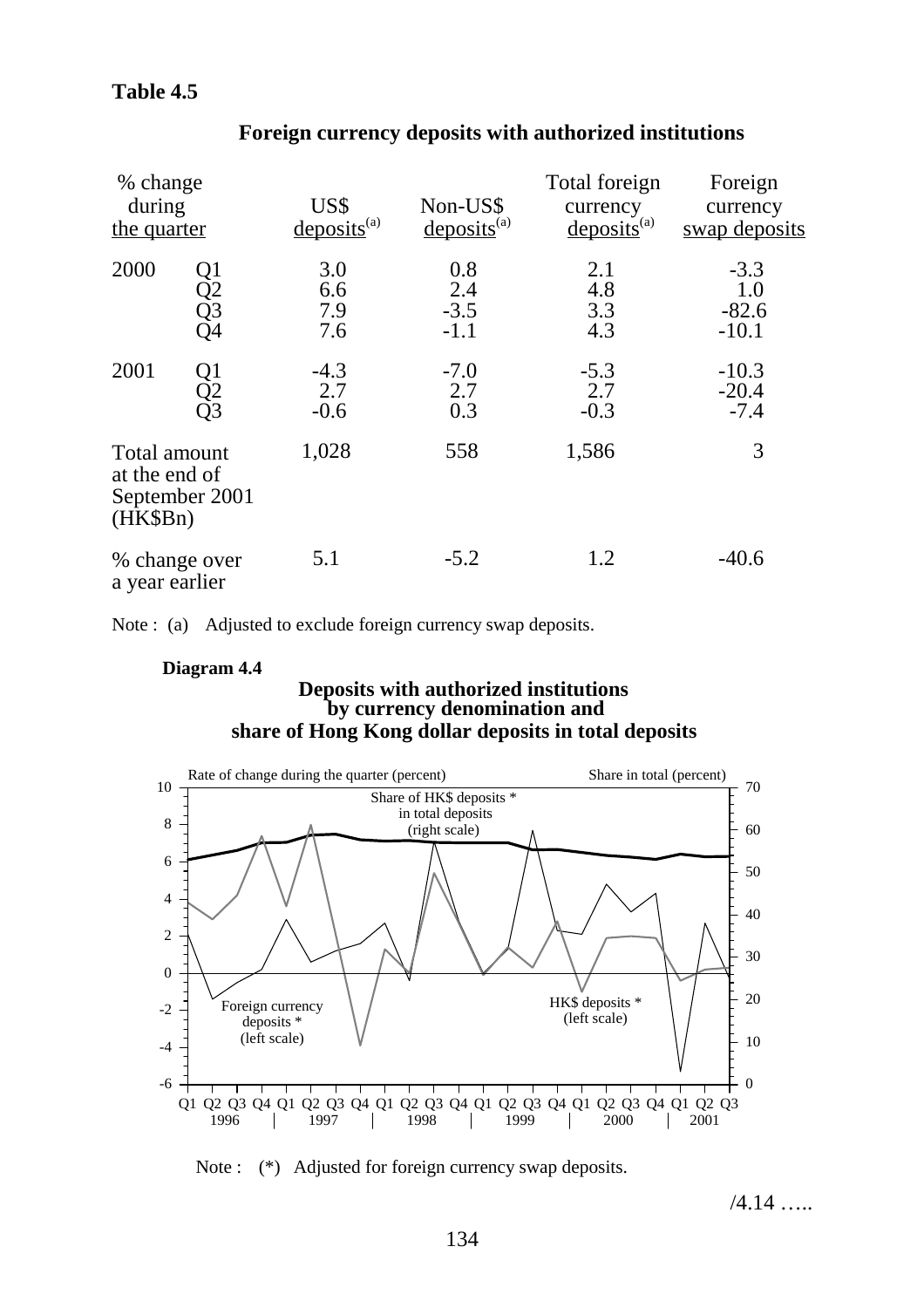**Table 4.5**

**Foreign currency deposits with authorized institutions**

| % change during the quarter | | US$ deposits[(a)] | Non-US$ deposits[(a)] | Total foreign currency deposits[(a)] | Foreign currency swap deposits |
|---|---|---|---|---|---|
| 2000 | Q1 | 3.0 | 0.8 | 2.1 | -3.3 |
| | Q2 | 6.6 | 2.4 | 4.8 | 1.0 |
| | Q3 | 7.9 | -3.5 | 3.3 | -82.6 |
| | Q4 | 7.6 | -1.1 | 4.3 | -10.1 |
| 2001 | Q1 | -4.3 | -7.0 | -5.3 | -10.3 |
| | Q2 | 2.7 | 2.7 | 2.7 | -20.4 |
| | Q3 | -0.6 | 0.3 | -0.3 | -7.4 |
| Total amount at the end of September 2001 (HK$Bn) | | 1,028 | 558 | 1,586 | 3 |
| % change over a year earlier | | 5.1 | -5.2 | 1.2 | -40.6 |

Note : (a) Adjusted to exclude foreign currency swap deposits.

**Diagram 4.4**

**Deposits with authorized institutions by currency denomination and share of Hong Kong dollar deposits in total deposits**

Note : (*) Adjusted for foreign currency swap deposits.

/4.14 …..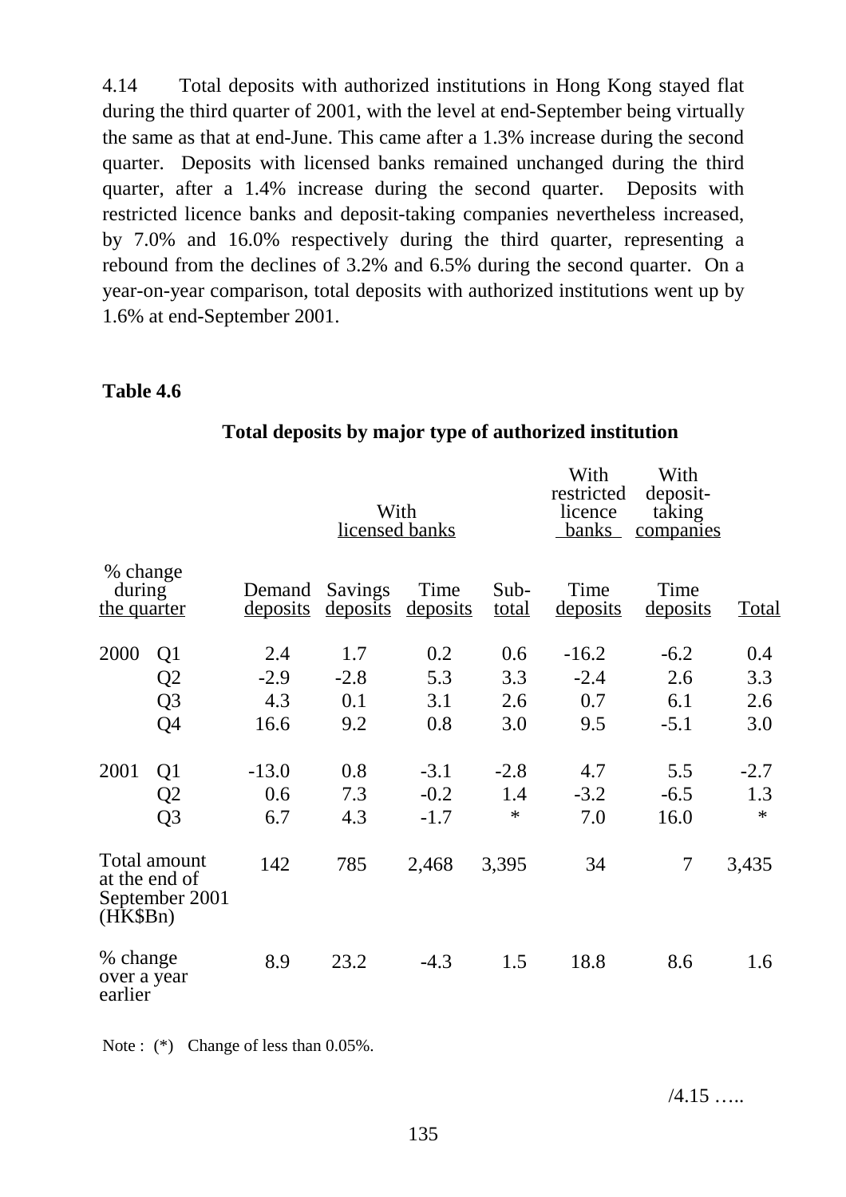4.14 Total deposits with authorized institutions in Hong Kong stayed flat during the third quarter of 2001, with the level at end-September being virtually the same as that at end-June. This came after a 1.3% increase during the second quarter. Deposits with licensed banks remained unchanged during the third quarter, after a 1.4% increase during the second quarter. Deposits with restricted licence banks and deposit-taking companies nevertheless increased, by 7.0% and 16.0% respectively during the third quarter, representing a rebound from the declines of 3.2% and 6.5% during the second quarter. On a year-on-year comparison, total deposits with authorized institutions went up by 1.6% at end-September 2001.

**Table 4.6**

**Total deposits by major type of authorized institution**

| | | With licensed banks | | | | With restricted licence banks | With deposit-taking companies | |
|---|---|---|---|---|---|---|---|---|
| % change during the quarter | | Demand deposits | Savings deposits | Time deposits | Sub-total | Time deposits | Time deposits | Total |
| 2000 | Q1 | 2.4 | 1.7 | 0.2 | 0.6 | -16.2 | -6.2 | 0.4 |
| | Q2 | -2.9 | -2.8 | 5.3 | 3.3 | -2.4 | 2.6 | 3.3 |
| | Q3 | 4.3 | 0.1 | 3.1 | 2.6 | 0.7 | 6.1 | 2.6 |
| | Q4 | 16.6 | 9.2 | 0.8 | 3.0 | 9.5 | -5.1 | 3.0 |
| 2001 | Q1 | -13.0 | 0.8 | -3.1 | -2.8 | 4.7 | 5.5 | -2.7 |
| | Q2 | 0.6 | 7.3 | -0.2 | 1.4 | -3.2 | -6.5 | 1.3 |
| | Q3 | 6.7 | 4.3 | -1.7 | * | 7.0 | 16.0 | * |
| Total amount at the end of September 2001 (HK$Bn) | | 142 | 785 | 2,468 | 3,395 | 34 | 7 | 3,435 |
| % change over a year earlier | | 8.9 | 23.2 | -4.3 | 1.5 | 18.8 | 8.6 | 1.6 |

Note : (*) Change of less than 0.05%.

/4.15 …..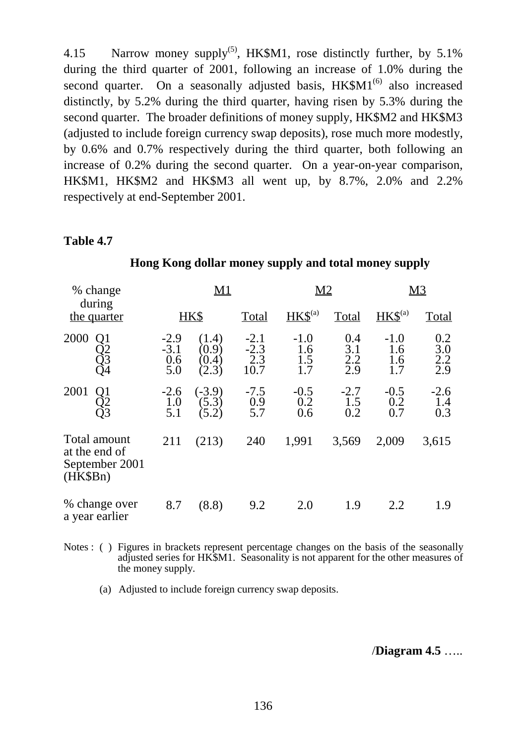4.15 Narrow money supply[5], HK$M1, rose distinctly further, by 5.1% during the third quarter of 2001, following an increase of 1.0% during the second quarter. On a seasonally adjusted basis, HK$M1[6] also increased distinctly, by 5.2% during the third quarter, having risen by 5.3% during the second quarter. The broader definitions of money supply, HK$M2 and HK$M3 (adjusted to include foreign currency swap deposits), rose much more modestly, by 0.6% and 0.7% respectively during the third quarter, both following an increase of 0.2% during the second quarter. On a year-on-year comparison, HK$M1, HK$M2 and HK$M3 all went up, by 8.7%, 2.0% and 2.2% respectively at end-September 2001.

**Table 4.7**

**Hong Kong dollar money supply and total money supply**

| % change during the quarter | M1 | | | M2 | | M3 | |
|---|---|---|---|---|---|---|---|
| | HK$ | | Total | HK$[(a)] | Total | HK$[(a)] | Total |
| 2000 Q1 | -2.9 | (1.4) | -2.1 | -1.0 | 0.4 | -1.0 | 0.2 |
| Q2 | -3.1 | (0.9) | -2.3 | 1.6 | 3.1 | 1.6 | 3.0 |
| Q3 | 0.6 | (0.4) | 2.3 | 1.5 | 2.2 | 1.6 | 2.2 |
| Q4 | 5.0 | (2.3) | 10.7 | 1.7 | 2.9 | 1.7 | 2.9 |
| 2001 Q1 | -2.6 | (-3.9) | -7.5 | -0.5 | -2.7 | -0.5 | -2.6 |
| Q2 | 1.0 | (5.3) | 0.9 | 0.2 | 1.5 | 0.2 | 1.4 |
| Q3 | 5.1 | (5.2) | 5.7 | 0.6 | 0.2 | 0.7 | 0.3 |
| Total amount at the end of September 2001 (HK$Bn) | 211 | (213) | 240 | 1,991 | 3,569 | 2,009 | 3,615 |
| % change over a year earlier | 8.7 | (8.8) | 9.2 | 2.0 | 1.9 | 2.2 | 1.9 |

Notes : ( ) Figures in brackets represent percentage changes on the basis of the seasonally adjusted series for HK$M1. Seasonality is not apparent for the other measures of the money supply.

(a) Adjusted to include foreign currency swap deposits.

/**Diagram 4.5** …..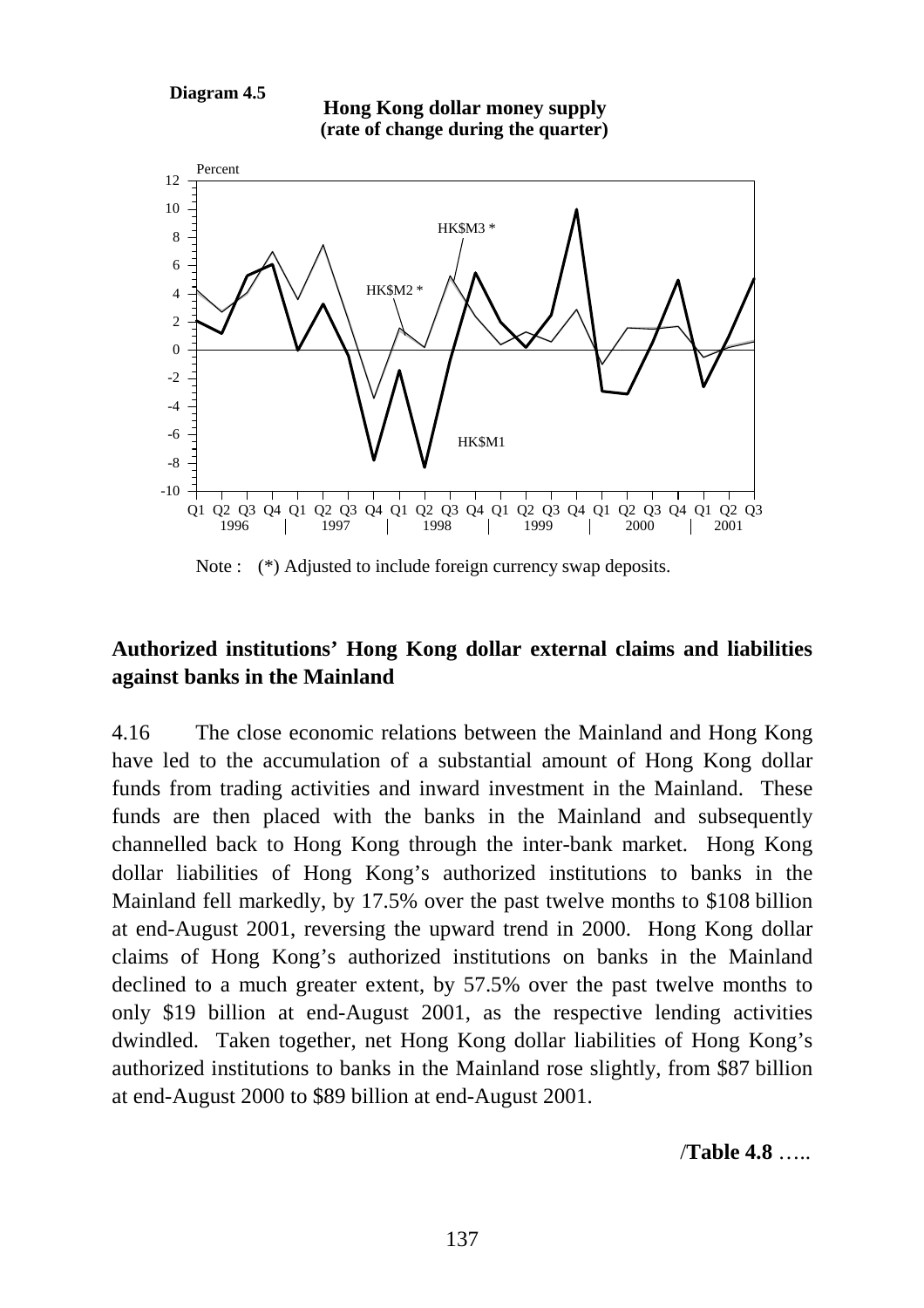**Diagram 4.5**

**Hong Kong dollar money supply**
**(rate of change during the quarter)**

Note : (*) Adjusted to include foreign currency swap deposits.

## Authorized institutions' Hong Kong dollar external claims and liabilities against banks in the Mainland

4.16 The close economic relations between the Mainland and Hong Kong have led to the accumulation of a substantial amount of Hong Kong dollar funds from trading activities and inward investment in the Mainland. These funds are then placed with the banks in the Mainland and subsequently channelled back to Hong Kong through the inter-bank market. Hong Kong dollar liabilities of Hong Kong's authorized institutions to banks in the Mainland fell markedly, by 17.5% over the past twelve months to $108 billion at end-August 2001, reversing the upward trend in 2000. Hong Kong dollar claims of Hong Kong's authorized institutions on banks in the Mainland declined to a much greater extent, by 57.5% over the past twelve months to only $19 billion at end-August 2001, as the respective lending activities dwindled. Taken together, net Hong Kong dollar liabilities of Hong Kong's authorized institutions to banks in the Mainland rose slightly, from $87 billion at end-August 2000 to $89 billion at end-August 2001.

/**Table 4.8** …..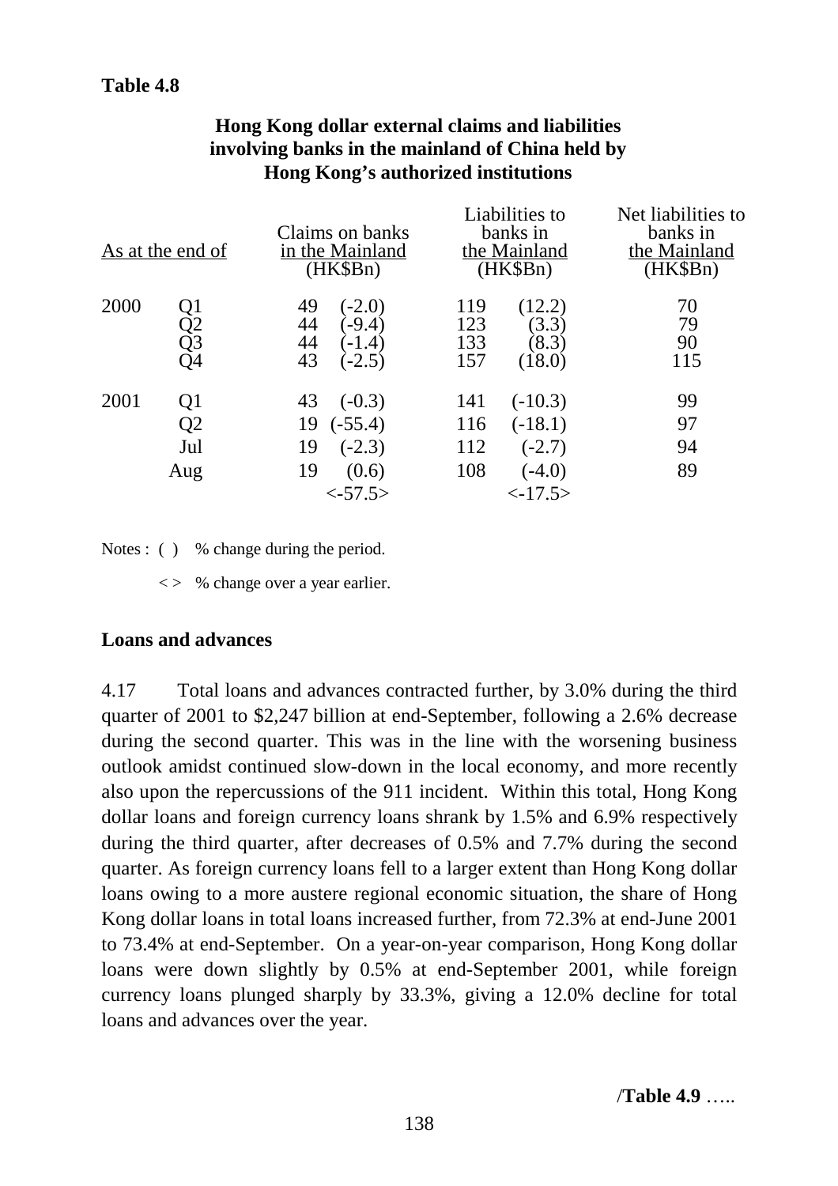**Table 4.8**

**Hong Kong dollar external claims and liabilities involving banks in the mainland of China held by Hong Kong's authorized institutions**

| As at the end of | | Claims on banks in the Mainland (HK$Bn) | | Liabilities to banks in the Mainland (HK$Bn) | | Net liabilities to banks in the Mainland (HK$Bn) |
|---|---|---|---|---|---|---|
| 2000 | Q1 | 49 | (-2.0) | 119 | (12.2) | 70 |
| | Q2 | 44 | (-9.4) | 123 | (3.3) | 79 |
| | Q3 | 44 | (-1.4) | 133 | (8.3) | 90 |
| | Q4 | 43 | (-2.5) | 157 | (18.0) | 115 |
| 2001 | Q1 | 43 | (-0.3) | 141 | (-10.3) | 99 |
| | Q2 | 19 | (-55.4) | 116 | (-18.1) | 97 |
| | Jul | 19 | (-2.3) | 112 | (-2.7) | 94 |
| | Aug | 19 | (0.6) | 108 | (-4.0) | 89 |
| | | | <-57.5> | | <-17.5> | |

Notes : ( ) % change during the period.

< > % change over a year earlier.

**Loans and advances**

4.17 Total loans and advances contracted further, by 3.0% during the third quarter of 2001 to $2,247 billion at end-September, following a 2.6% decrease during the second quarter. This was in the line with the worsening business outlook amidst continued slow-down in the local economy, and more recently also upon the repercussions of the 911 incident. Within this total, Hong Kong dollar loans and foreign currency loans shrank by 1.5% and 6.9% respectively during the third quarter, after decreases of 0.5% and 7.7% during the second quarter. As foreign currency loans fell to a larger extent than Hong Kong dollar loans owing to a more austere regional economic situation, the share of Hong Kong dollar loans in total loans increased further, from 72.3% at end-June 2001 to 73.4% at end-September. On a year-on-year comparison, Hong Kong dollar loans were down slightly by 0.5% at end-September 2001, while foreign currency loans plunged sharply by 33.3%, giving a 12.0% decline for total loans and advances over the year.

/**Table 4.9** …..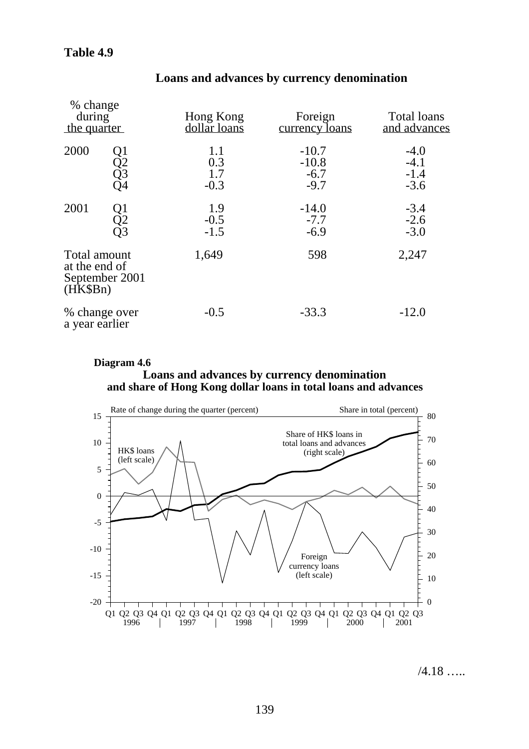**Table 4.9**

**Loans and advances by currency denomination**

| % change during the quarter | | Hong Kong dollar loans | Foreign currency loans | Total loans and advances |
|---|---|---|---|---|
| 2000 | Q1 | 1.1 | -10.7 | -4.0 |
| | Q2 | 0.3 | -10.8 | -4.1 |
| | Q3 | 1.7 | -6.7 | -1.4 |
| | Q4 | -0.3 | -9.7 | -3.6 |
| 2001 | Q1 | 1.9 | -14.0 | -3.4 |
| | Q2 | -0.5 | -7.7 | -2.6 |
| | Q3 | -1.5 | -6.9 | -3.0 |
| Total amount at the end of September 2001 (HK$Bn) | | 1,649 | 598 | 2,247 |
| % change over a year earlier | | -0.5 | -33.3 | -12.0 |

**Diagram 4.6**

**Loans and advances by currency denomination and share of Hong Kong dollar loans in total loans and advances**

/4.18 …..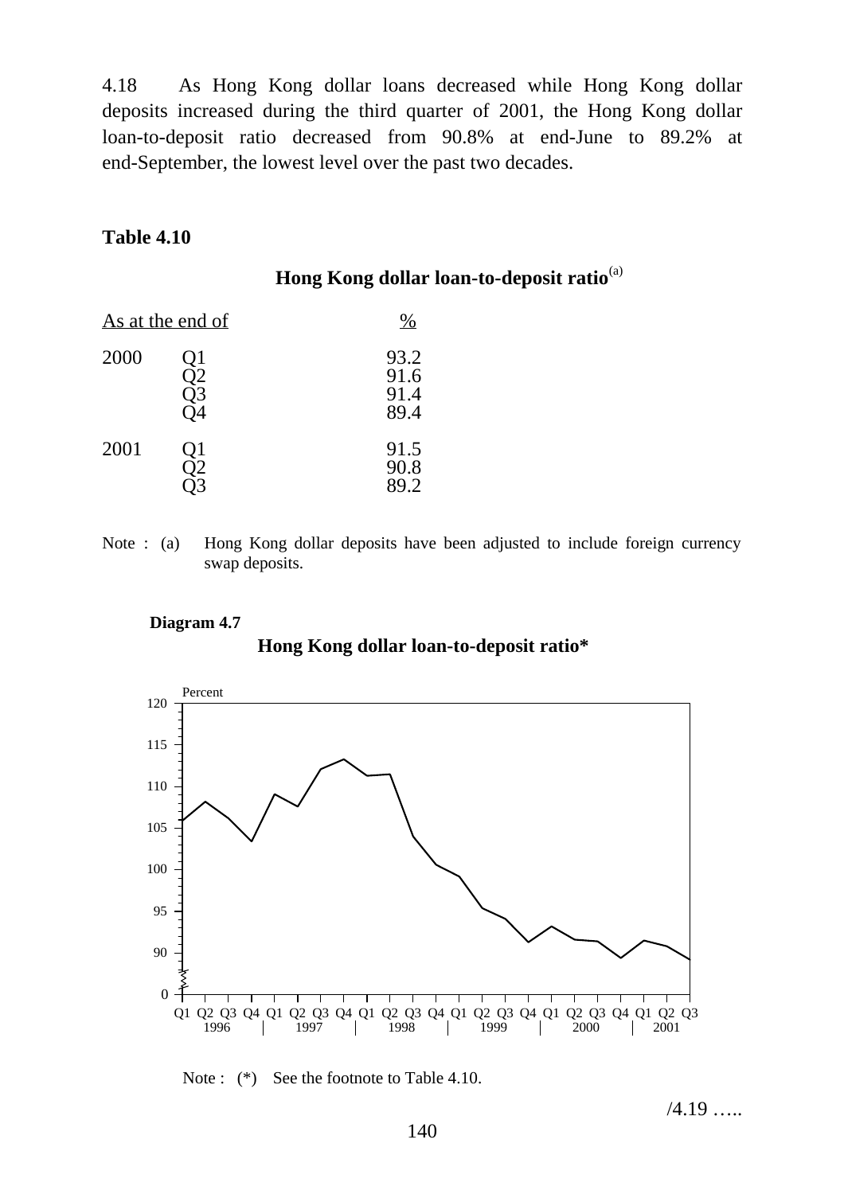4.18 As Hong Kong dollar loans decreased while Hong Kong dollar deposits increased during the third quarter of 2001, the Hong Kong dollar loan-to-deposit ratio decreased from 90.8% at end-June to 89.2% at end-September, the lowest level over the past two decades.

**Table 4.10**

**Hong Kong dollar loan-to-deposit ratio**[(a)]

| As at the end of | | % |
|---|---|---|
| 2000 | Q1 | 93.2 |
| | Q2 | 91.6 |
| | Q3 | 91.4 |
| | Q4 | 89.4 |
| 2001 | Q1 | 91.5 |
| | Q2 | 90.8 |
| | Q3 | 89.2 |

Note : (a) Hong Kong dollar deposits have been adjusted to include foreign currency swap deposits.

**Diagram 4.7**

**Hong Kong dollar loan-to-deposit ratio***

Note : (*) See the footnote to Table 4.10.

/4.19 …..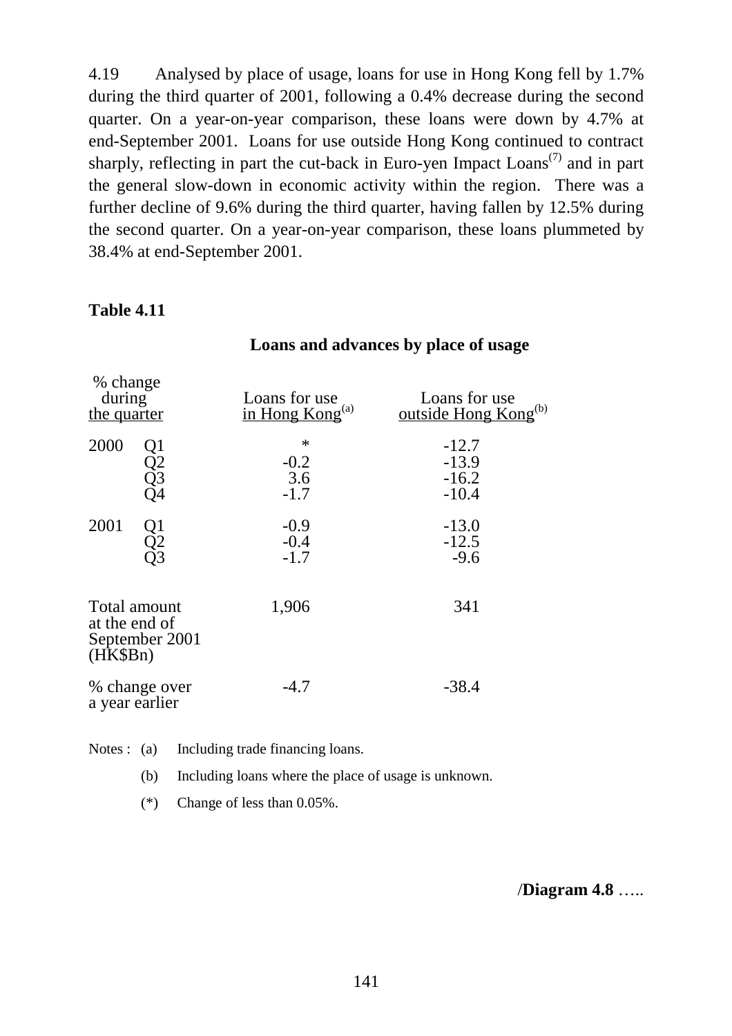4.19 Analysed by place of usage, loans for use in Hong Kong fell by 1.7% during the third quarter of 2001, following a 0.4% decrease during the second quarter. On a year-on-year comparison, these loans were down by 4.7% at end-September 2001. Loans for use outside Hong Kong continued to contract sharply, reflecting in part the cut-back in Euro-yen Impact Loans[7] and in part the general slow-down in economic activity within the region. There was a further decline of 9.6% during the third quarter, having fallen by 12.5% during the second quarter. On a year-on-year comparison, these loans plummeted by 38.4% at end-September 2001.

**Table 4.11**

**Loans and advances by place of usage**

| % change during the quarter | | Loans for use in Hong Kong[(a)] | Loans for use outside Hong Kong[(b)] |
|---|---|---|---|
| 2000 | Q1 | * | -12.7 |
| | Q2 | -0.2 | -13.9 |
| | Q3 | 3.6 | -16.2 |
| | Q4 | -1.7 | -10.4 |
| 2001 | Q1 | -0.9 | -13.0 |
| | Q2 | -0.4 | -12.5 |
| | Q3 | -1.7 | -9.6 |
| Total amount at the end of September 2001 (HK$Bn) | | 1,906 | 341 |
| % change over a year earlier | | -4.7 | -38.4 |

Notes : (a) Including trade financing loans.

(b) Including loans where the place of usage is unknown.

(*) Change of less than 0.05%.

/**Diagram 4.8** …..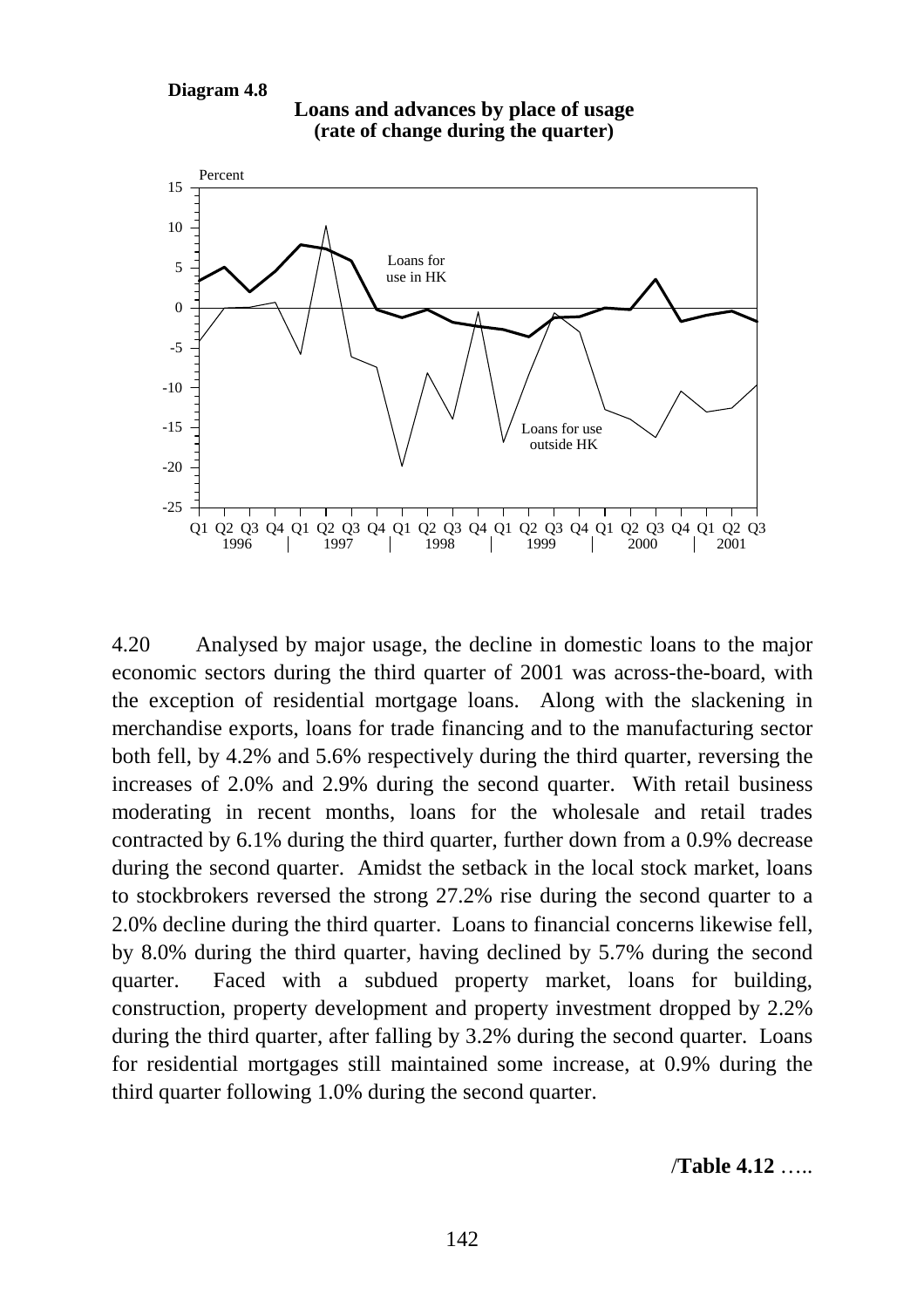**Diagram 4.8**

**Loans and advances by place of usage**
**(rate of change during the quarter)**

4.20 Analysed by major usage, the decline in domestic loans to the major economic sectors during the third quarter of 2001 was across-the-board, with the exception of residential mortgage loans. Along with the slackening in merchandise exports, loans for trade financing and to the manufacturing sector both fell, by 4.2% and 5.6% respectively during the third quarter, reversing the increases of 2.0% and 2.9% during the second quarter. With retail business moderating in recent months, loans for the wholesale and retail trades contracted by 6.1% during the third quarter, further down from a 0.9% decrease during the second quarter. Amidst the setback in the local stock market, loans to stockbrokers reversed the strong 27.2% rise during the second quarter to a 2.0% decline during the third quarter. Loans to financial concerns likewise fell, by 8.0% during the third quarter, having declined by 5.7% during the second quarter. Faced with a subdued property market, loans for building, construction, property development and property investment dropped by 2.2% during the third quarter, after falling by 3.2% during the second quarter. Loans for residential mortgages still maintained some increase, at 0.9% during the third quarter following 1.0% during the second quarter.

/**Table 4.12** .....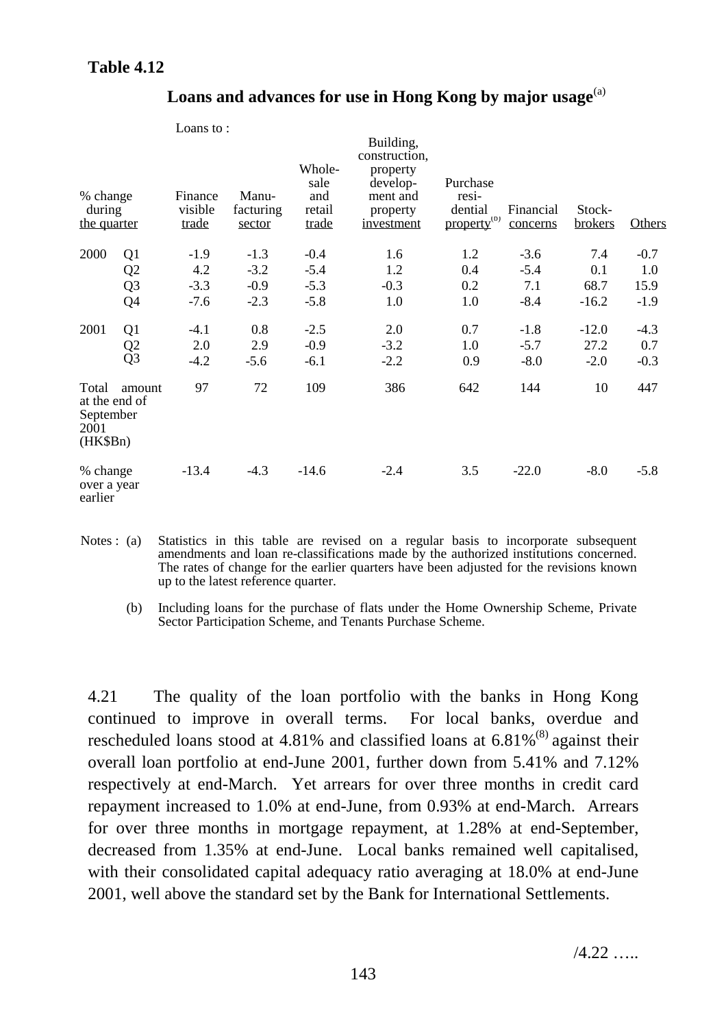**Table 4.12**

**Loans and advances for use in Hong Kong by major usage**(a)

| % change during the quarter | | Loans to : Finance visible trade | Manu-facturing sector | Whole-sale and retail trade | Building, construction, property develop-ment and property investment | Purchase resi-dential property(b) | Financial concerns | Stock-brokers | Others |
|---|---|---|---|---|---|---|---|---|---|
| 2000 | Q1 | -1.9 | -1.3 | -0.4 | 1.6 | 1.2 | -3.6 | 7.4 | -0.7 |
| | Q2 | 4.2 | -3.2 | -5.4 | 1.2 | 0.4 | -5.4 | 0.1 | 1.0 |
| | Q3 | -3.3 | -0.9 | -5.3 | -0.3 | 0.2 | 7.1 | 68.7 | 15.9 |
| | Q4 | -7.6 | -2.3 | -5.8 | 1.0 | 1.0 | -8.4 | -16.2 | -1.9 |
| 2001 | Q1 | -4.1 | 0.8 | -2.5 | 2.0 | 0.7 | -1.8 | -12.0 | -4.3 |
| | Q2 | 2.0 | 2.9 | -0.9 | -3.2 | 1.0 | -5.7 | 27.2 | 0.7 |
| | Q3 | -4.2 | -5.6 | -6.1 | -2.2 | 0.9 | -8.0 | -2.0 | -0.3 |
| Total amount at the end of September 2001 (HK$Bn) | | 97 | 72 | 109 | 386 | 642 | 144 | 10 | 447 |
| % change over a year earlier | | -13.4 | -4.3 | -14.6 | -2.4 | 3.5 | -22.0 | -8.0 | -5.8 |

Notes : (a) Statistics in this table are revised on a regular basis to incorporate subsequent amendments and loan re-classifications made by the authorized institutions concerned. The rates of change for the earlier quarters have been adjusted for the revisions known up to the latest reference quarter.

(b) Including loans for the purchase of flats under the Home Ownership Scheme, Private Sector Participation Scheme, and Tenants Purchase Scheme.

4.21 The quality of the loan portfolio with the banks in Hong Kong continued to improve in overall terms. For local banks, overdue and rescheduled loans stood at 4.81% and classified loans at 6.81%(8) against their overall loan portfolio at end-June 2001, further down from 5.41% and 7.12% respectively at end-March. Yet arrears for over three months in credit card repayment increased to 1.0% at end-June, from 0.93% at end-March. Arrears for over three months in mortgage repayment, at 1.28% at end-September, decreased from 1.35% at end-June. Local banks remained well capitalised, with their consolidated capital adequacy ratio averaging at 18.0% at end-June 2001, well above the standard set by the Bank for International Settlements.

/4.22 …..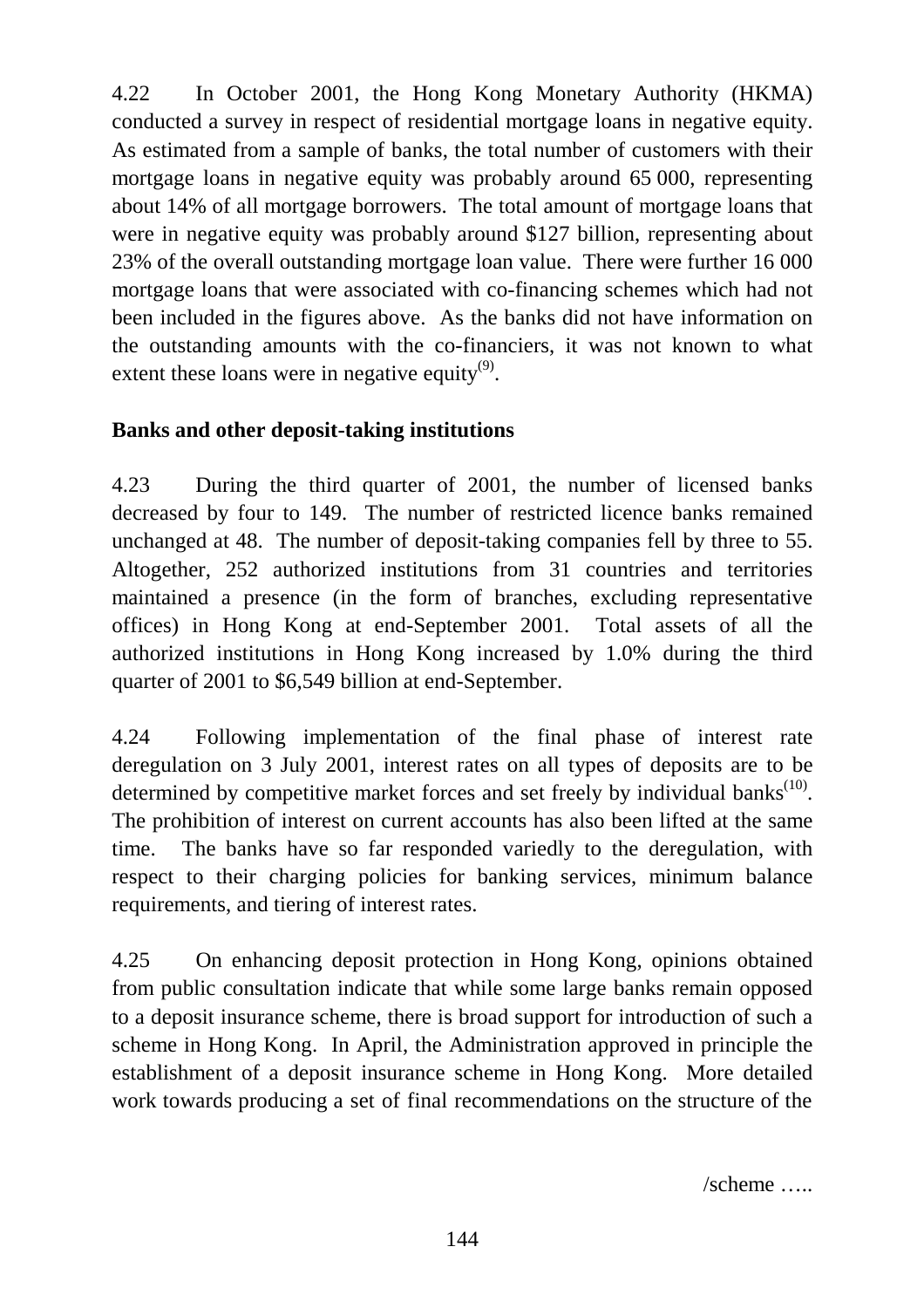4.22 In October 2001, the Hong Kong Monetary Authority (HKMA) conducted a survey in respect of residential mortgage loans in negative equity. As estimated from a sample of banks, the total number of customers with their mortgage loans in negative equity was probably around 65 000, representing about 14% of all mortgage borrowers. The total amount of mortgage loans that were in negative equity was probably around $127 billion, representing about 23% of the overall outstanding mortgage loan value. There were further 16 000 mortgage loans that were associated with co-financing schemes which had not been included in the figures above. As the banks did not have information on the outstanding amounts with the co-financiers, it was not known to what extent these loans were in negative equity[(9)].

**Banks and other deposit-taking institutions**

4.23 During the third quarter of 2001, the number of licensed banks decreased by four to 149. The number of restricted licence banks remained unchanged at 48. The number of deposit-taking companies fell by three to 55. Altogether, 252 authorized institutions from 31 countries and territories maintained a presence (in the form of branches, excluding representative offices) in Hong Kong at end-September 2001. Total assets of all the authorized institutions in Hong Kong increased by 1.0% during the third quarter of 2001 to $6,549 billion at end-September.

4.24 Following implementation of the final phase of interest rate deregulation on 3 July 2001, interest rates on all types of deposits are to be determined by competitive market forces and set freely by individual banks[(10)]. The prohibition of interest on current accounts has also been lifted at the same time. The banks have so far responded variedly to the deregulation, with respect to their charging policies for banking services, minimum balance requirements, and tiering of interest rates.

4.25 On enhancing deposit protection in Hong Kong, opinions obtained from public consultation indicate that while some large banks remain opposed to a deposit insurance scheme, there is broad support for introduction of such a scheme in Hong Kong. In April, the Administration approved in principle the establishment of a deposit insurance scheme in Hong Kong. More detailed work towards producing a set of final recommendations on the structure of the

/scheme …..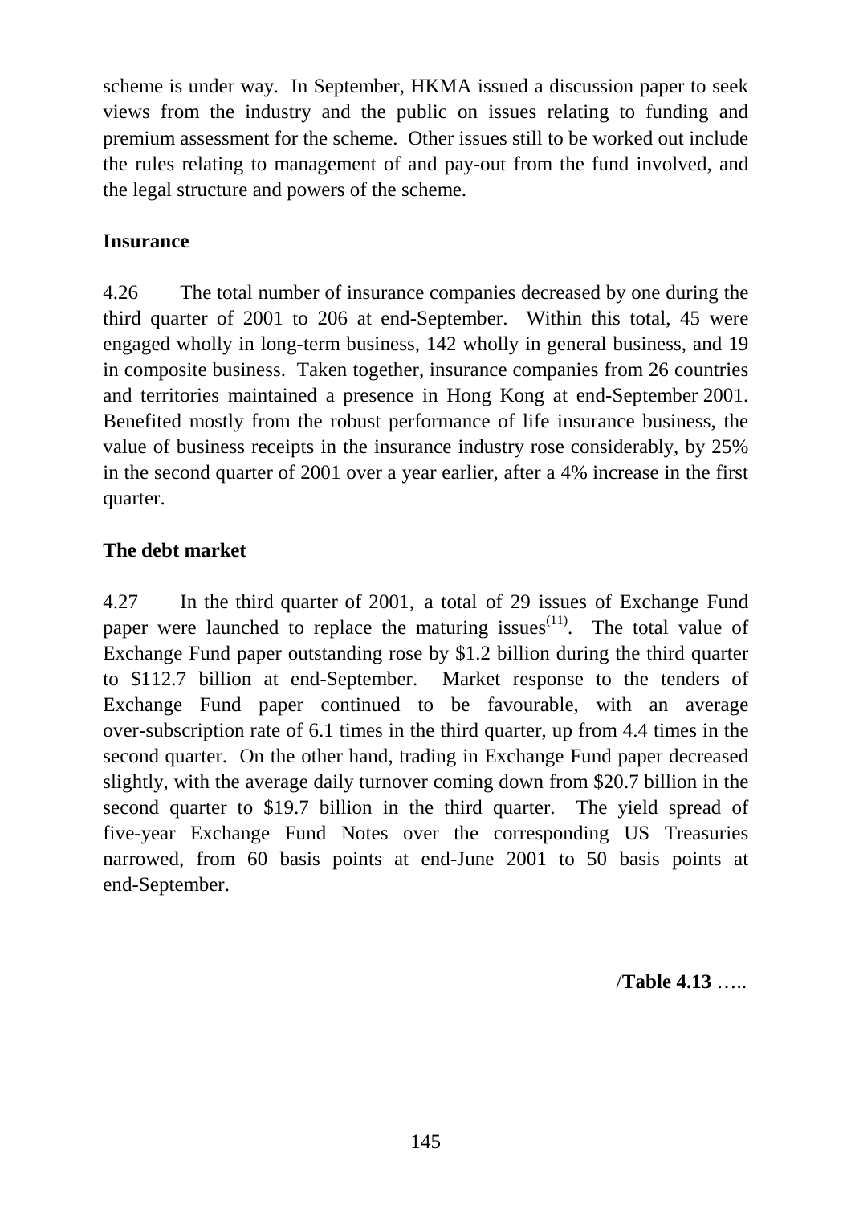scheme is under way. In September, HKMA issued a discussion paper to seek views from the industry and the public on issues relating to funding and premium assessment for the scheme. Other issues still to be worked out include the rules relating to management of and pay-out from the fund involved, and the legal structure and powers of the scheme.

**Insurance**

4.26 The total number of insurance companies decreased by one during the third quarter of 2001 to 206 at end-September. Within this total, 45 were engaged wholly in long-term business, 142 wholly in general business, and 19 in composite business. Taken together, insurance companies from 26 countries and territories maintained a presence in Hong Kong at end-September 2001. Benefited mostly from the robust performance of life insurance business, the value of business receipts in the insurance industry rose considerably, by 25% in the second quarter of 2001 over a year earlier, after a 4% increase in the first quarter.

**The debt market**

4.27 In the third quarter of 2001, a total of 29 issues of Exchange Fund paper were launched to replace the maturing issues[(11)]. The total value of Exchange Fund paper outstanding rose by $1.2 billion during the third quarter to $112.7 billion at end-September. Market response to the tenders of Exchange Fund paper continued to be favourable, with an average over-subscription rate of 6.1 times in the third quarter, up from 4.4 times in the second quarter. On the other hand, trading in Exchange Fund paper decreased slightly, with the average daily turnover coming down from $20.7 billion in the second quarter to $19.7 billion in the third quarter. The yield spread of five-year Exchange Fund Notes over the corresponding US Treasuries narrowed, from 60 basis points at end-June 2001 to 50 basis points at end-September.

/**Table 4.13** …..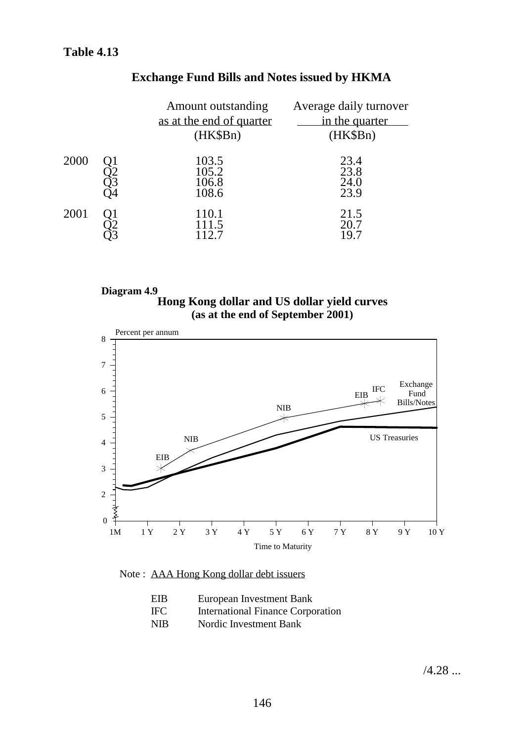**Table 4.13**

## Exchange Fund Bills and Notes issued by HKMA

| | | Amount outstanding as at the end of quarter (HK$Bn) | Average daily turnover in the quarter (HK$Bn) |
|---|---|---|---|
| 2000 | Q1 | 103.5 | 23.4 |
| | Q2 | 105.2 | 23.8 |
| | Q3 | 106.8 | 24.0 |
| | Q4 | 108.6 | 23.9 |
| 2001 | Q1 | 110.1 | 21.5 |
| | Q2 | 111.5 | 20.7 |
| | Q3 | 112.7 | 19.7 |

**Diagram 4.9**

**Hong Kong dollar and US dollar yield curves (as at the end of September 2001)**

Note : AAA Hong Kong dollar debt issuers

| | |
|---|---|
| EIB | European Investment Bank |
| IFC | International Finance Corporation |
| NIB | Nordic Investment Bank |

/4.28 ...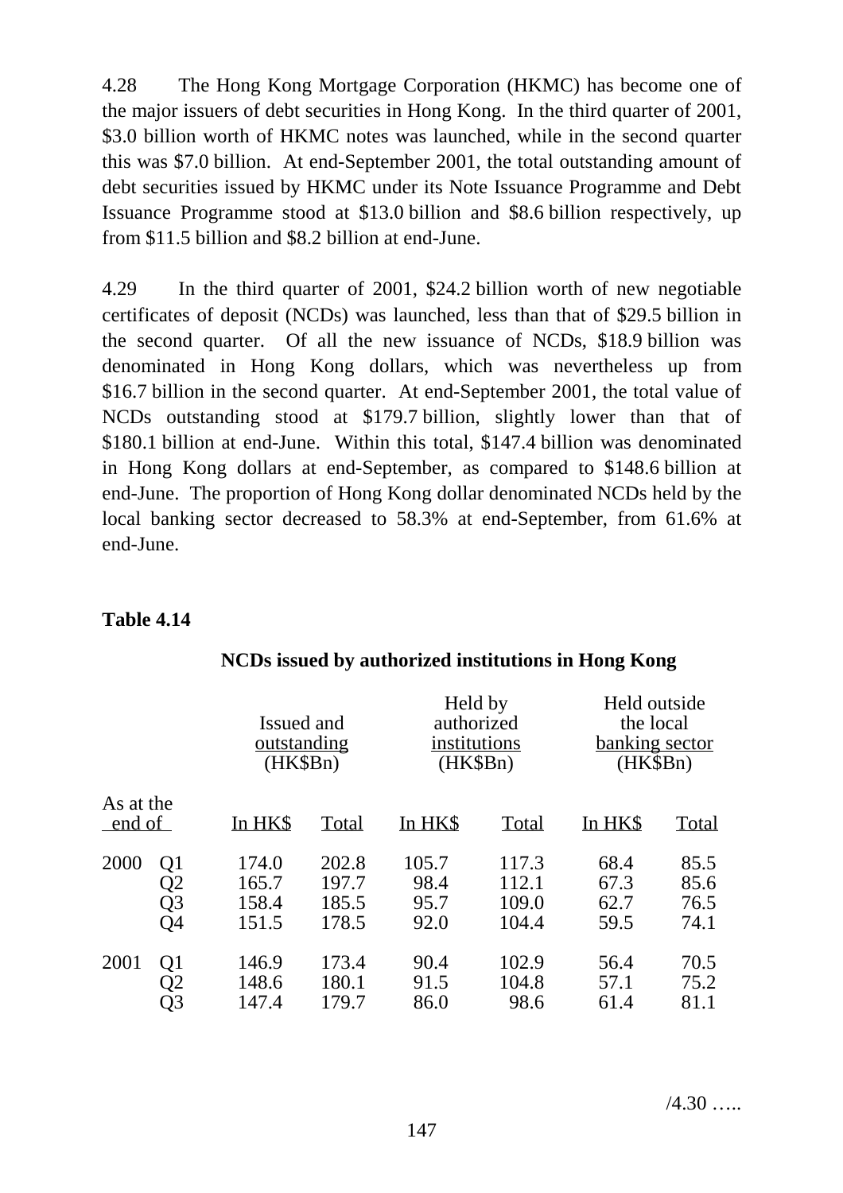4.28 The Hong Kong Mortgage Corporation (HKMC) has become one of the major issuers of debt securities in Hong Kong. In the third quarter of 2001, $3.0 billion worth of HKMC notes was launched, while in the second quarter this was $7.0 billion. At end-September 2001, the total outstanding amount of debt securities issued by HKMC under its Note Issuance Programme and Debt Issuance Programme stood at $13.0 billion and $8.6 billion respectively, up from $11.5 billion and $8.2 billion at end-June.

4.29 In the third quarter of 2001, $24.2 billion worth of new negotiable certificates of deposit (NCDs) was launched, less than that of $29.5 billion in the second quarter. Of all the new issuance of NCDs, $18.9 billion was denominated in Hong Kong dollars, which was nevertheless up from $16.7 billion in the second quarter. At end-September 2001, the total value of NCDs outstanding stood at $179.7 billion, slightly lower than that of $180.1 billion at end-June. Within this total, $147.4 billion was denominated in Hong Kong dollars at end-September, as compared to $148.6 billion at end-June. The proportion of Hong Kong dollar denominated NCDs held by the local banking sector decreased to 58.3% at end-September, from 61.6% at end-June.

**Table 4.14**

**NCDs issued by authorized institutions in Hong Kong**

| As at the end of | | Issued and outstanding (HK$Bn) | | Held by authorized institutions (HK$Bn) | | Held outside the local banking sector (HK$Bn) | |
|---|---|---|---|---|---|---|---|
| | | In HK$ | Total | In HK$ | Total | In HK$ | Total |
| 2000 | Q1 | 174.0 | 202.8 | 105.7 | 117.3 | 68.4 | 85.5 |
| | Q2 | 165.7 | 197.7 | 98.4 | 112.1 | 67.3 | 85.6 |
| | Q3 | 158.4 | 185.5 | 95.7 | 109.0 | 62.7 | 76.5 |
| | Q4 | 151.5 | 178.5 | 92.0 | 104.4 | 59.5 | 74.1 |
| 2001 | Q1 | 146.9 | 173.4 | 90.4 | 102.9 | 56.4 | 70.5 |
| | Q2 | 148.6 | 180.1 | 91.5 | 104.8 | 57.1 | 75.2 |
| | Q3 | 147.4 | 179.7 | 86.0 | 98.6 | 61.4 | 81.1 |

/4.30 …..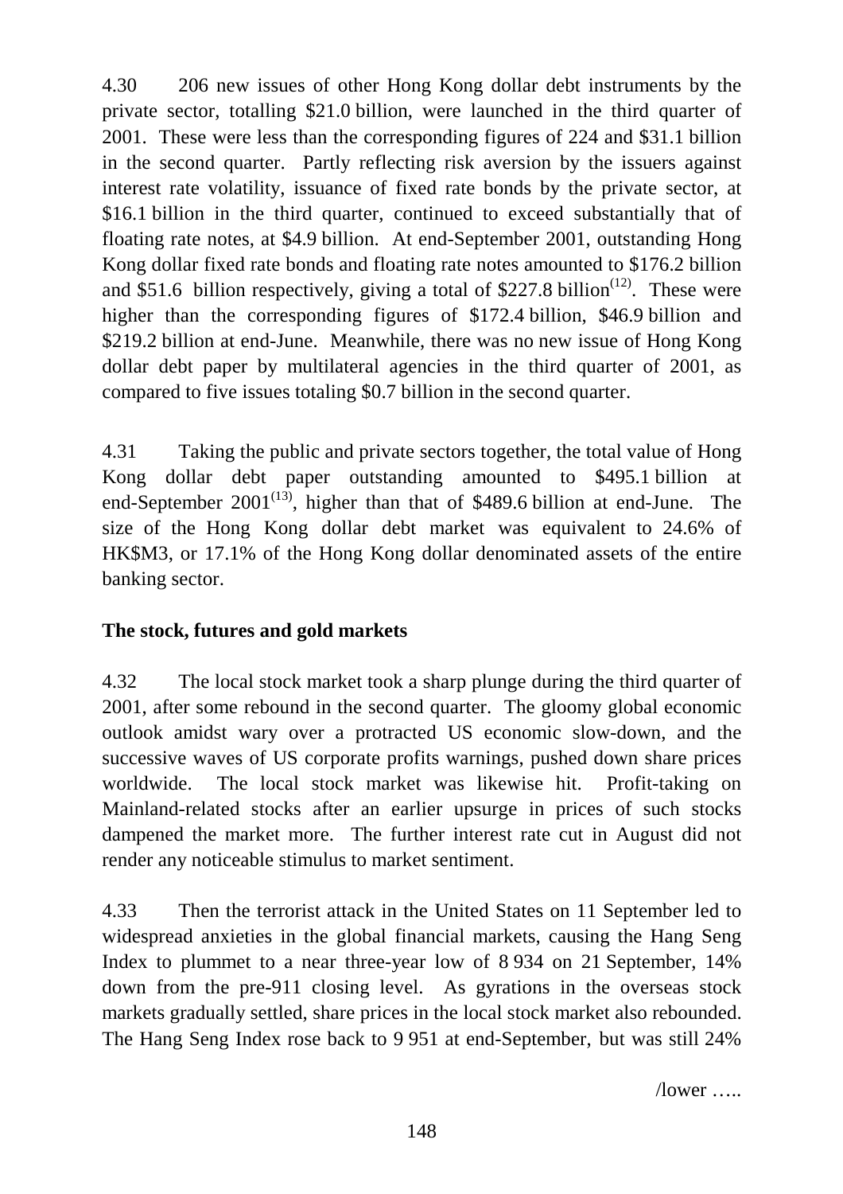4.30 206 new issues of other Hong Kong dollar debt instruments by the private sector, totalling $21.0 billion, were launched in the third quarter of 2001. These were less than the corresponding figures of 224 and $31.1 billion in the second quarter. Partly reflecting risk aversion by the issuers against interest rate volatility, issuance of fixed rate bonds by the private sector, at $16.1 billion in the third quarter, continued to exceed substantially that of floating rate notes, at $4.9 billion. At end-September 2001, outstanding Hong Kong dollar fixed rate bonds and floating rate notes amounted to $176.2 billion and $51.6 billion respectively, giving a total of $227.8 billion(12). These were higher than the corresponding figures of $172.4 billion, $46.9 billion and $219.2 billion at end-June. Meanwhile, there was no new issue of Hong Kong dollar debt paper by multilateral agencies in the third quarter of 2001, as compared to five issues totaling $0.7 billion in the second quarter.

4.31 Taking the public and private sectors together, the total value of Hong Kong dollar debt paper outstanding amounted to $495.1 billion at end-September 2001(13), higher than that of $489.6 billion at end-June. The size of the Hong Kong dollar debt market was equivalent to 24.6% of HK$M3, or 17.1% of the Hong Kong dollar denominated assets of the entire banking sector.

**The stock, futures and gold markets**

4.32 The local stock market took a sharp plunge during the third quarter of 2001, after some rebound in the second quarter. The gloomy global economic outlook amidst wary over a protracted US economic slow-down, and the successive waves of US corporate profits warnings, pushed down share prices worldwide. The local stock market was likewise hit. Profit-taking on Mainland-related stocks after an earlier upsurge in prices of such stocks dampened the market more. The further interest rate cut in August did not render any noticeable stimulus to market sentiment.

4.33 Then the terrorist attack in the United States on 11 September led to widespread anxieties in the global financial markets, causing the Hang Seng Index to plummet to a near three-year low of 8 934 on 21 September, 14% down from the pre-911 closing level. As gyrations in the overseas stock markets gradually settled, share prices in the local stock market also rebounded. The Hang Seng Index rose back to 9 951 at end-September, but was still 24%

/lower …..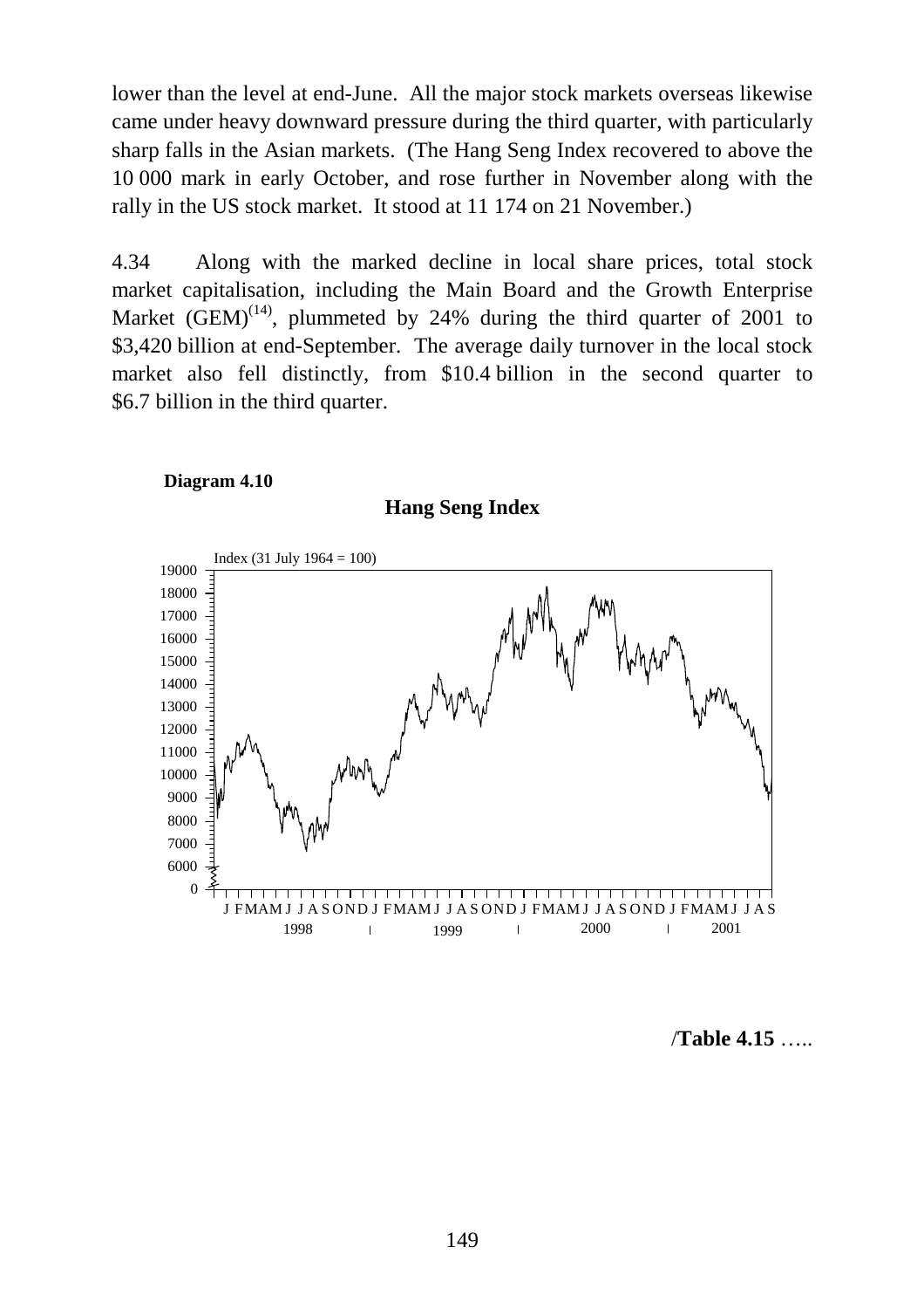lower than the level at end-June. All the major stock markets overseas likewise came under heavy downward pressure during the third quarter, with particularly sharp falls in the Asian markets. (The Hang Seng Index recovered to above the 10 000 mark in early October, and rose further in November along with the rally in the US stock market. It stood at 11 174 on 21 November.)

4.34 Along with the marked decline in local share prices, total stock market capitalisation, including the Main Board and the Growth Enterprise Market (GEM)[14], plummeted by 24% during the third quarter of 2001 to $3,420 billion at end-September. The average daily turnover in the local stock market also fell distinctly, from $10.4 billion in the second quarter to $6.7 billion in the third quarter.

**Diagram 4.10**

**Hang Seng Index**

Index (31 July 1964 = 100)

/**Table 4.15** …..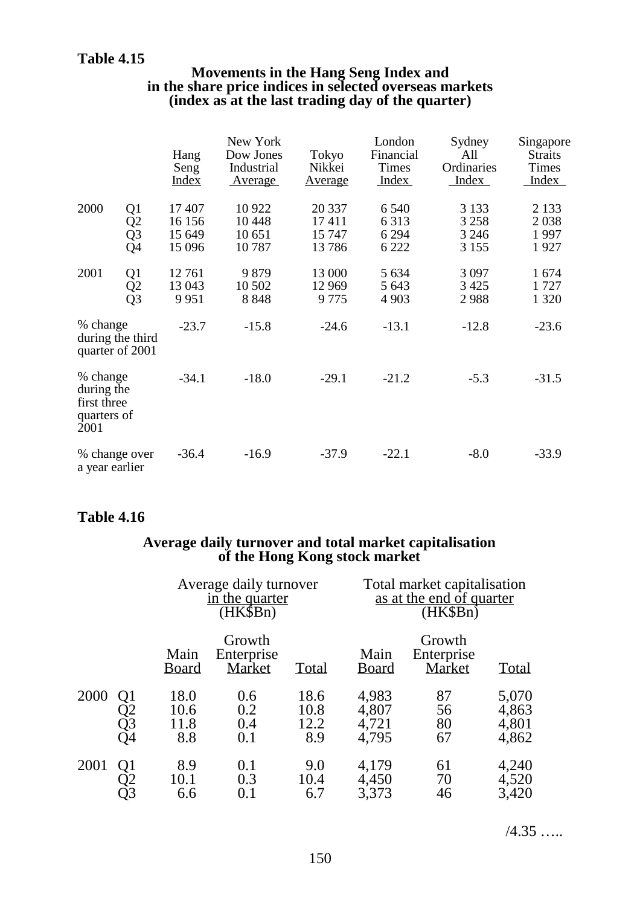**Table 4.15**

**Movements in the Hang Seng Index and in the share price indices in selected overseas markets (index as at the last trading day of the quarter)**

| | | Hang Seng Index | New York Dow Jones Industrial Average | Tokyo Nikkei Average | London Financial Times Index | Sydney All Ordinaries Index | Singapore Straits Times Index |
|---|---|---|---|---|---|---|---|
| 2000 | Q1 | 17 407 | 10 922 | 20 337 | 6 540 | 3 133 | 2 133 |
| | Q2 | 16 156 | 10 448 | 17 411 | 6 313 | 3 258 | 2 038 |
| | Q3 | 15 649 | 10 651 | 15 747 | 6 294 | 3 246 | 1 997 |
| | Q4 | 15 096 | 10 787 | 13 786 | 6 222 | 3 155 | 1 927 |
| 2001 | Q1 | 12 761 | 9 879 | 13 000 | 5 634 | 3 097 | 1 674 |
| | Q2 | 13 043 | 10 502 | 12 969 | 5 643 | 3 425 | 1 727 |
| | Q3 | 9 951 | 8 848 | 9 775 | 4 903 | 2 988 | 1 320 |
| % change during the third quarter of 2001 | | -23.7 | -15.8 | -24.6 | -13.1 | -12.8 | -23.6 |
| % change during the first three quarters of 2001 | | -34.1 | -18.0 | -29.1 | -21.2 | -5.3 | -31.5 |
| % change over a year earlier | | -36.4 | -16.9 | -37.9 | -22.1 | -8.0 | -33.9 |

**Table 4.16**

**Average daily turnover and total market capitalisation of the Hong Kong stock market**

| | | Average daily turnover in the quarter (HK$Bn) | | | Total market capitalisation as at the end of quarter (HK$Bn) | | |
|---|---|---|---|---|---|---|---|
| | | Main Board | Growth Enterprise Market | Total | Main Board | Growth Enterprise Market | Total |
| 2000 | Q1 | 18.0 | 0.6 | 18.6 | 4,983 | 87 | 5,070 |
| | Q2 | 10.6 | 0.2 | 10.8 | 4,807 | 56 | 4,863 |
| | Q3 | 11.8 | 0.4 | 12.2 | 4,721 | 80 | 4,801 |
| | Q4 | 8.8 | 0.1 | 8.9 | 4,795 | 67 | 4,862 |
| 2001 | Q1 | 8.9 | 0.1 | 9.0 | 4,179 | 61 | 4,240 |
| | Q2 | 10.1 | 0.3 | 10.4 | 4,450 | 70 | 4,520 |
| | Q3 | 6.6 | 0.1 | 6.7 | 3,373 | 46 | 3,420 |

/4.35 …..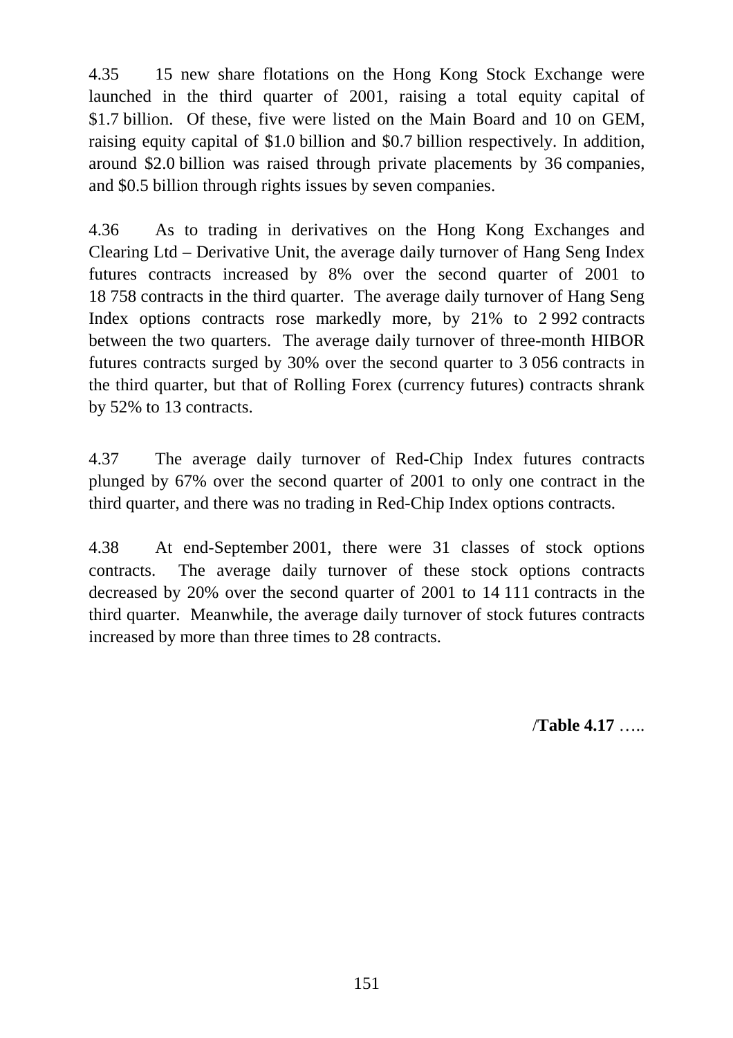4.35 15 new share flotations on the Hong Kong Stock Exchange were launched in the third quarter of 2001, raising a total equity capital of \$1.7 billion. Of these, five were listed on the Main Board and 10 on GEM, raising equity capital of \$1.0 billion and \$0.7 billion respectively. In addition, around \$2.0 billion was raised through private placements by 36 companies, and \$0.5 billion through rights issues by seven companies.

4.36 As to trading in derivatives on the Hong Kong Exchanges and Clearing Ltd – Derivative Unit, the average daily turnover of Hang Seng Index futures contracts increased by 8% over the second quarter of 2001 to 18 758 contracts in the third quarter. The average daily turnover of Hang Seng Index options contracts rose markedly more, by 21% to 2 992 contracts between the two quarters. The average daily turnover of three-month HIBOR futures contracts surged by 30% over the second quarter to 3 056 contracts in the third quarter, but that of Rolling Forex (currency futures) contracts shrank by 52% to 13 contracts.

4.37 The average daily turnover of Red-Chip Index futures contracts plunged by 67% over the second quarter of 2001 to only one contract in the third quarter, and there was no trading in Red-Chip Index options contracts.

4.38 At end-September 2001, there were 31 classes of stock options contracts. The average daily turnover of these stock options contracts decreased by 20% over the second quarter of 2001 to 14 111 contracts in the third quarter. Meanwhile, the average daily turnover of stock futures contracts increased by more than three times to 28 contracts.

/**Table 4.17** …..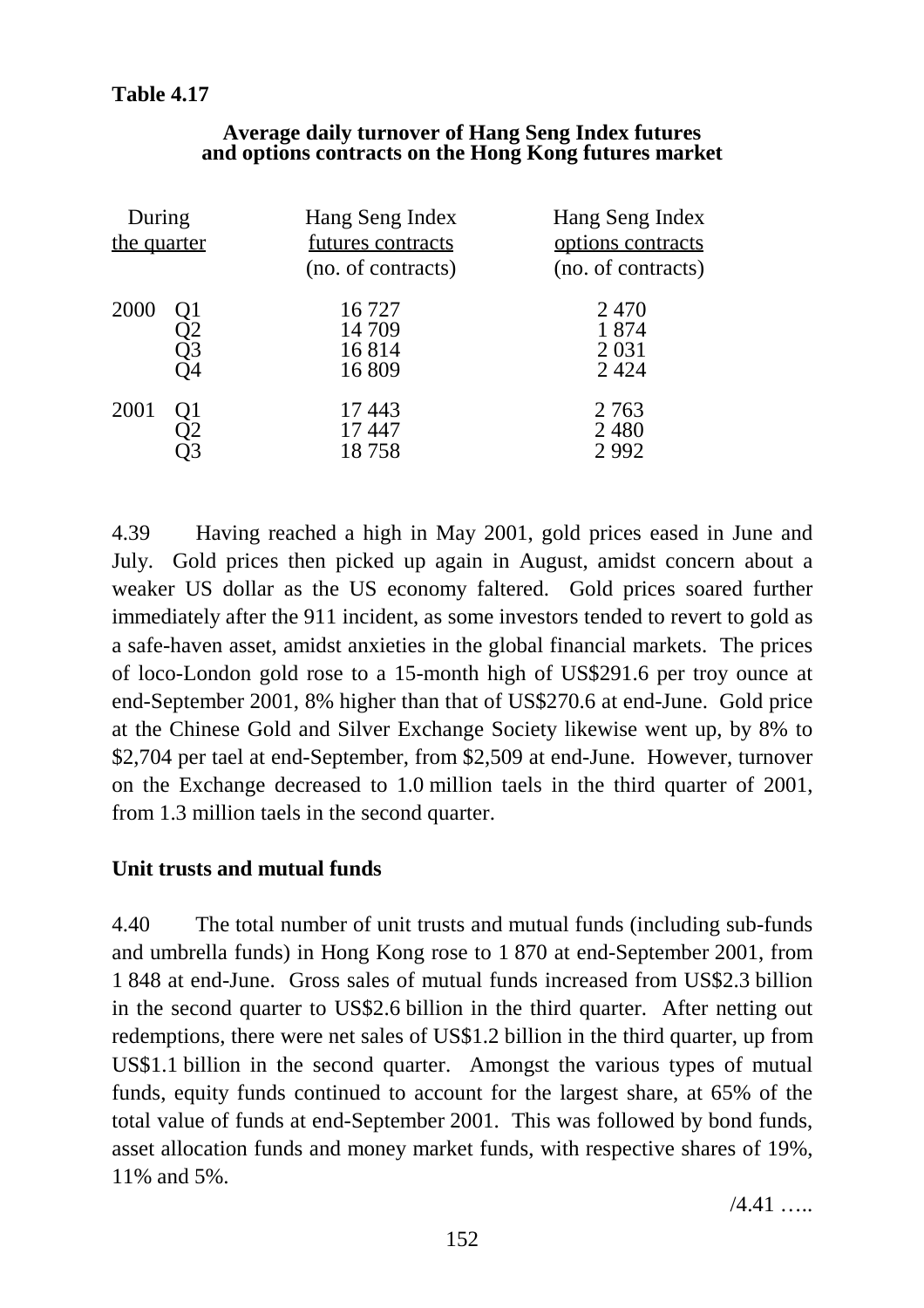**Table 4.17**

**Average daily turnover of Hang Seng Index futures and options contracts on the Hong Kong futures market**

| During the quarter | | Hang Seng Index futures contracts (no. of contracts) | Hang Seng Index options contracts (no. of contracts) |
|---|---|---|---|
| 2000 | Q1 | 16 727 | 2 470 |
| | Q2 | 14 709 | 1 874 |
| | Q3 | 16 814 | 2 031 |
| | Q4 | 16 809 | 2 424 |
| 2001 | Q1 | 17 443 | 2 763 |
| | Q2 | 17 447 | 2 480 |
| | Q3 | 18 758 | 2 992 |

4.39 Having reached a high in May 2001, gold prices eased in June and July. Gold prices then picked up again in August, amidst concern about a weaker US dollar as the US economy faltered. Gold prices soared further immediately after the 911 incident, as some investors tended to revert to gold as a safe-haven asset, amidst anxieties in the global financial markets. The prices of loco-London gold rose to a 15-month high of US$291.6 per troy ounce at end-September 2001, 8% higher than that of US$270.6 at end-June. Gold price at the Chinese Gold and Silver Exchange Society likewise went up, by 8% to $2,704 per tael at end-September, from $2,509 at end-June. However, turnover on the Exchange decreased to 1.0 million taels in the third quarter of 2001, from 1.3 million taels in the second quarter.

**Unit trusts and mutual funds**

4.40 The total number of unit trusts and mutual funds (including sub-funds and umbrella funds) in Hong Kong rose to 1 870 at end-September 2001, from 1 848 at end-June. Gross sales of mutual funds increased from US$2.3 billion in the second quarter to US$2.6 billion in the third quarter. After netting out redemptions, there were net sales of US$1.2 billion in the third quarter, up from US$1.1 billion in the second quarter. Amongst the various types of mutual funds, equity funds continued to account for the largest share, at 65% of the total value of funds at end-September 2001. This was followed by bond funds, asset allocation funds and money market funds, with respective shares of 19%, 11% and 5%.

/4.41 …..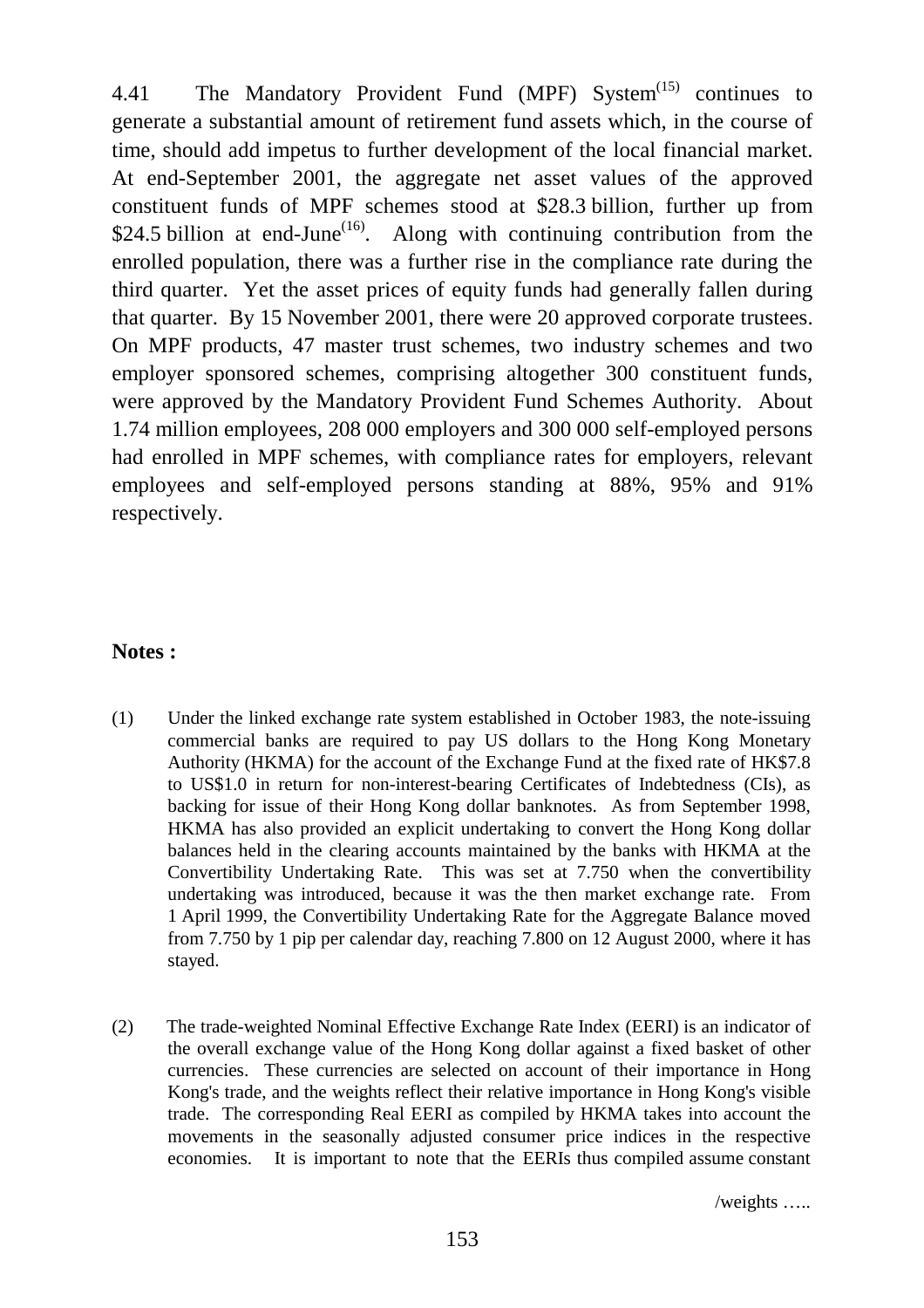4.41 The Mandatory Provident Fund (MPF) System[15] continues to generate a substantial amount of retirement fund assets which, in the course of time, should add impetus to further development of the local financial market. At end-September 2001, the aggregate net asset values of the approved constituent funds of MPF schemes stood at $28.3 billion, further up from $24.5 billion at end-June[16]. Along with continuing contribution from the enrolled population, there was a further rise in the compliance rate during the third quarter. Yet the asset prices of equity funds had generally fallen during that quarter. By 15 November 2001, there were 20 approved corporate trustees. On MPF products, 47 master trust schemes, two industry schemes and two employer sponsored schemes, comprising altogether 300 constituent funds, were approved by the Mandatory Provident Fund Schemes Authority. About 1.74 million employees, 208 000 employers and 300 000 self-employed persons had enrolled in MPF schemes, with compliance rates for employers, relevant employees and self-employed persons standing at 88%, 95% and 91% respectively.

**Notes :**

(1) Under the linked exchange rate system established in October 1983, the note-issuing commercial banks are required to pay US dollars to the Hong Kong Monetary Authority (HKMA) for the account of the Exchange Fund at the fixed rate of HK$7.8 to US$1.0 in return for non-interest-bearing Certificates of Indebtedness (CIs), as backing for issue of their Hong Kong dollar banknotes. As from September 1998, HKMA has also provided an explicit undertaking to convert the Hong Kong dollar balances held in the clearing accounts maintained by the banks with HKMA at the Convertibility Undertaking Rate. This was set at 7.750 when the convertibility undertaking was introduced, because it was the then market exchange rate. From 1 April 1999, the Convertibility Undertaking Rate for the Aggregate Balance moved from 7.750 by 1 pip per calendar day, reaching 7.800 on 12 August 2000, where it has stayed.

(2) The trade-weighted Nominal Effective Exchange Rate Index (EERI) is an indicator of the overall exchange value of the Hong Kong dollar against a fixed basket of other currencies. These currencies are selected on account of their importance in Hong Kong's trade, and the weights reflect their relative importance in Hong Kong's visible trade. The corresponding Real EERI as compiled by HKMA takes into account the movements in the seasonally adjusted consumer price indices in the respective economies. It is important to note that the EERIs thus compiled assume constant

/weights …..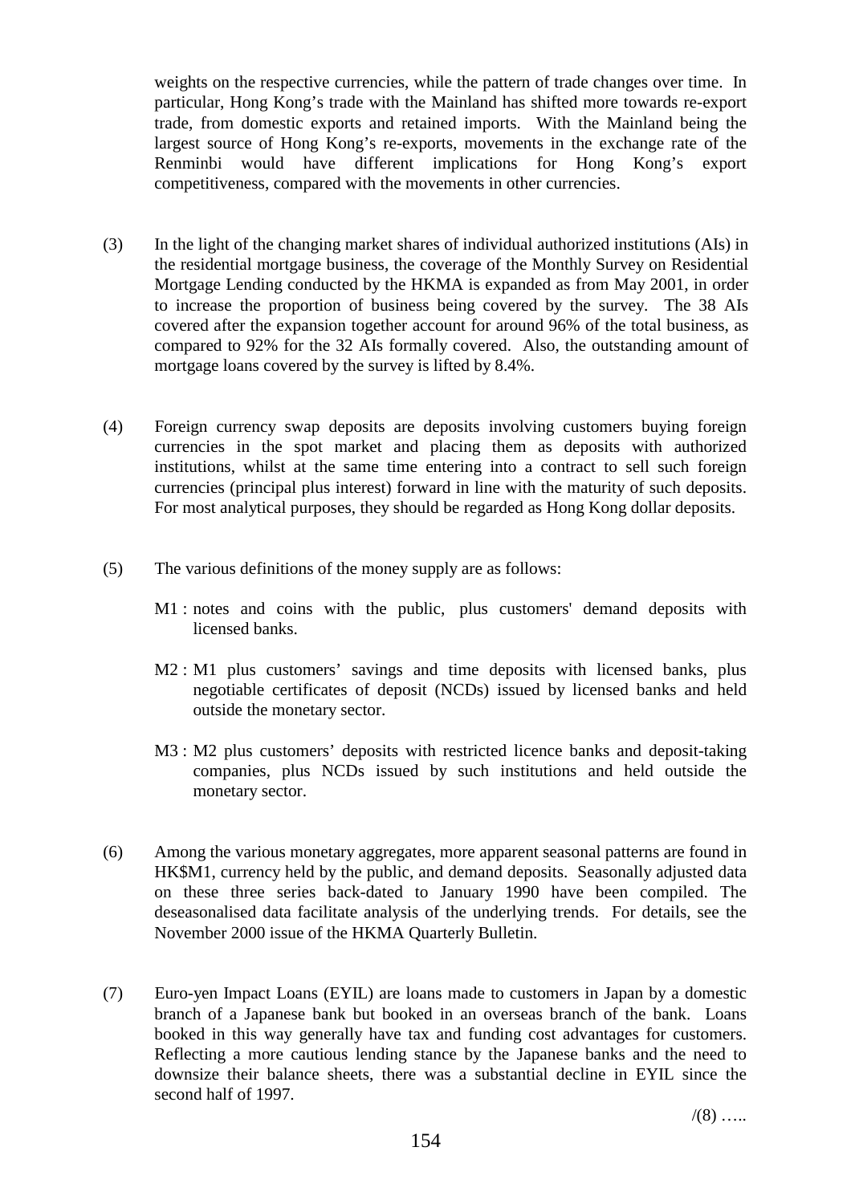weights on the respective currencies, while the pattern of trade changes over time. In particular, Hong Kong's trade with the Mainland has shifted more towards re-export trade, from domestic exports and retained imports. With the Mainland being the largest source of Hong Kong's re-exports, movements in the exchange rate of the Renminbi would have different implications for Hong Kong's export competitiveness, compared with the movements in other currencies.

(3) In the light of the changing market shares of individual authorized institutions (AIs) in the residential mortgage business, the coverage of the Monthly Survey on Residential Mortgage Lending conducted by the HKMA is expanded as from May 2001, in order to increase the proportion of business being covered by the survey. The 38 AIs covered after the expansion together account for around 96% of the total business, as compared to 92% for the 32 AIs formally covered. Also, the outstanding amount of mortgage loans covered by the survey is lifted by 8.4%.

(4) Foreign currency swap deposits are deposits involving customers buying foreign currencies in the spot market and placing them as deposits with authorized institutions, whilst at the same time entering into a contract to sell such foreign currencies (principal plus interest) forward in line with the maturity of such deposits. For most analytical purposes, they should be regarded as Hong Kong dollar deposits.

(5) The various definitions of the money supply are as follows:

M1 : notes and coins with the public, plus customers' demand deposits with licensed banks.

M2 : M1 plus customers' savings and time deposits with licensed banks, plus negotiable certificates of deposit (NCDs) issued by licensed banks and held outside the monetary sector.

M3 : M2 plus customers' deposits with restricted licence banks and deposit-taking companies, plus NCDs issued by such institutions and held outside the monetary sector.

(6) Among the various monetary aggregates, more apparent seasonal patterns are found in HK$M1, currency held by the public, and demand deposits. Seasonally adjusted data on these three series back-dated to January 1990 have been compiled. The deseasonalised data facilitate analysis of the underlying trends. For details, see the November 2000 issue of the HKMA Quarterly Bulletin.

(7) Euro-yen Impact Loans (EYIL) are loans made to customers in Japan by a domestic branch of a Japanese bank but booked in an overseas branch of the bank. Loans booked in this way generally have tax and funding cost advantages for customers. Reflecting a more cautious lending stance by the Japanese banks and the need to downsize their balance sheets, there was a substantial decline in EYIL since the second half of 1997.

/(8) …..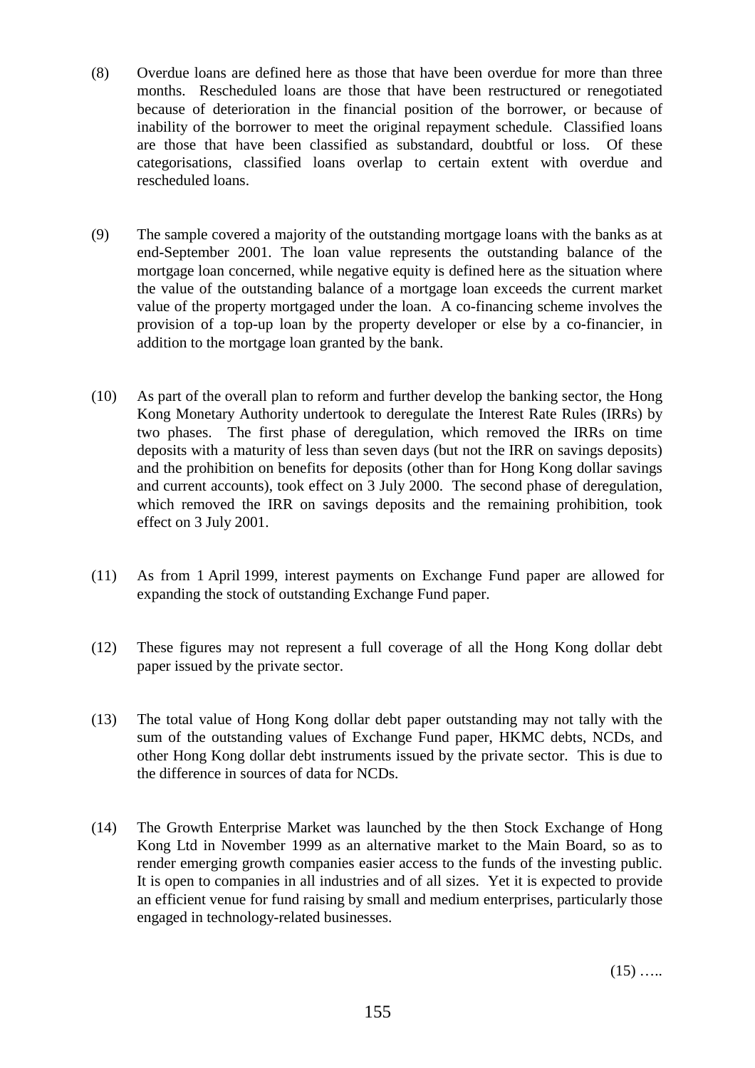(8) Overdue loans are defined here as those that have been overdue for more than three months. Rescheduled loans are those that have been restructured or renegotiated because of deterioration in the financial position of the borrower, or because of inability of the borrower to meet the original repayment schedule. Classified loans are those that have been classified as substandard, doubtful or loss. Of these categorisations, classified loans overlap to certain extent with overdue and rescheduled loans.

(9) The sample covered a majority of the outstanding mortgage loans with the banks as at end-September 2001. The loan value represents the outstanding balance of the mortgage loan concerned, while negative equity is defined here as the situation where the value of the outstanding balance of a mortgage loan exceeds the current market value of the property mortgaged under the loan. A co-financing scheme involves the provision of a top-up loan by the property developer or else by a co-financier, in addition to the mortgage loan granted by the bank.

(10) As part of the overall plan to reform and further develop the banking sector, the Hong Kong Monetary Authority undertook to deregulate the Interest Rate Rules (IRRs) by two phases. The first phase of deregulation, which removed the IRRs on time deposits with a maturity of less than seven days (but not the IRR on savings deposits) and the prohibition on benefits for deposits (other than for Hong Kong dollar savings and current accounts), took effect on 3 July 2000. The second phase of deregulation, which removed the IRR on savings deposits and the remaining prohibition, took effect on 3 July 2001.

(11) As from 1 April 1999, interest payments on Exchange Fund paper are allowed for expanding the stock of outstanding Exchange Fund paper.

(12) These figures may not represent a full coverage of all the Hong Kong dollar debt paper issued by the private sector.

(13) The total value of Hong Kong dollar debt paper outstanding may not tally with the sum of the outstanding values of Exchange Fund paper, HKMC debts, NCDs, and other Hong Kong dollar debt instruments issued by the private sector. This is due to the difference in sources of data for NCDs.

(14) The Growth Enterprise Market was launched by the then Stock Exchange of Hong Kong Ltd in November 1999 as an alternative market to the Main Board, so as to render emerging growth companies easier access to the funds of the investing public. It is open to companies in all industries and of all sizes. Yet it is expected to provide an efficient venue for fund raising by small and medium enterprises, particularly those engaged in technology-related businesses.

(15) …..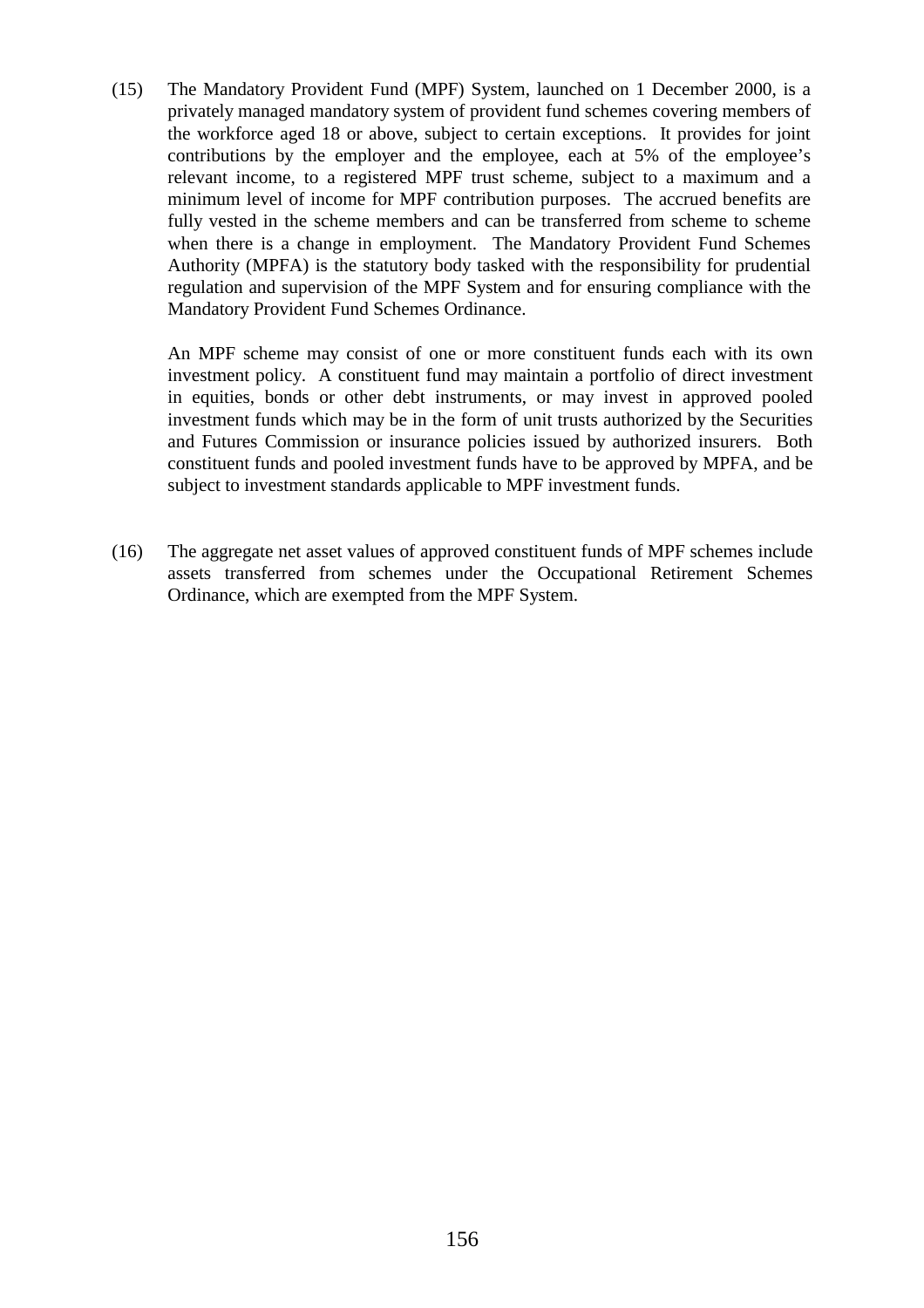(15) The Mandatory Provident Fund (MPF) System, launched on 1 December 2000, is a privately managed mandatory system of provident fund schemes covering members of the workforce aged 18 or above, subject to certain exceptions. It provides for joint contributions by the employer and the employee, each at 5% of the employee's relevant income, to a registered MPF trust scheme, subject to a maximum and a minimum level of income for MPF contribution purposes. The accrued benefits are fully vested in the scheme members and can be transferred from scheme to scheme when there is a change in employment. The Mandatory Provident Fund Schemes Authority (MPFA) is the statutory body tasked with the responsibility for prudential regulation and supervision of the MPF System and for ensuring compliance with the Mandatory Provident Fund Schemes Ordinance.

An MPF scheme may consist of one or more constituent funds each with its own investment policy. A constituent fund may maintain a portfolio of direct investment in equities, bonds or other debt instruments, or may invest in approved pooled investment funds which may be in the form of unit trusts authorized by the Securities and Futures Commission or insurance policies issued by authorized insurers. Both constituent funds and pooled investment funds have to be approved by MPFA, and be subject to investment standards applicable to MPF investment funds.

(16) The aggregate net asset values of approved constituent funds of MPF schemes include assets transferred from schemes under the Occupational Retirement Schemes Ordinance, which are exempted from the MPF System.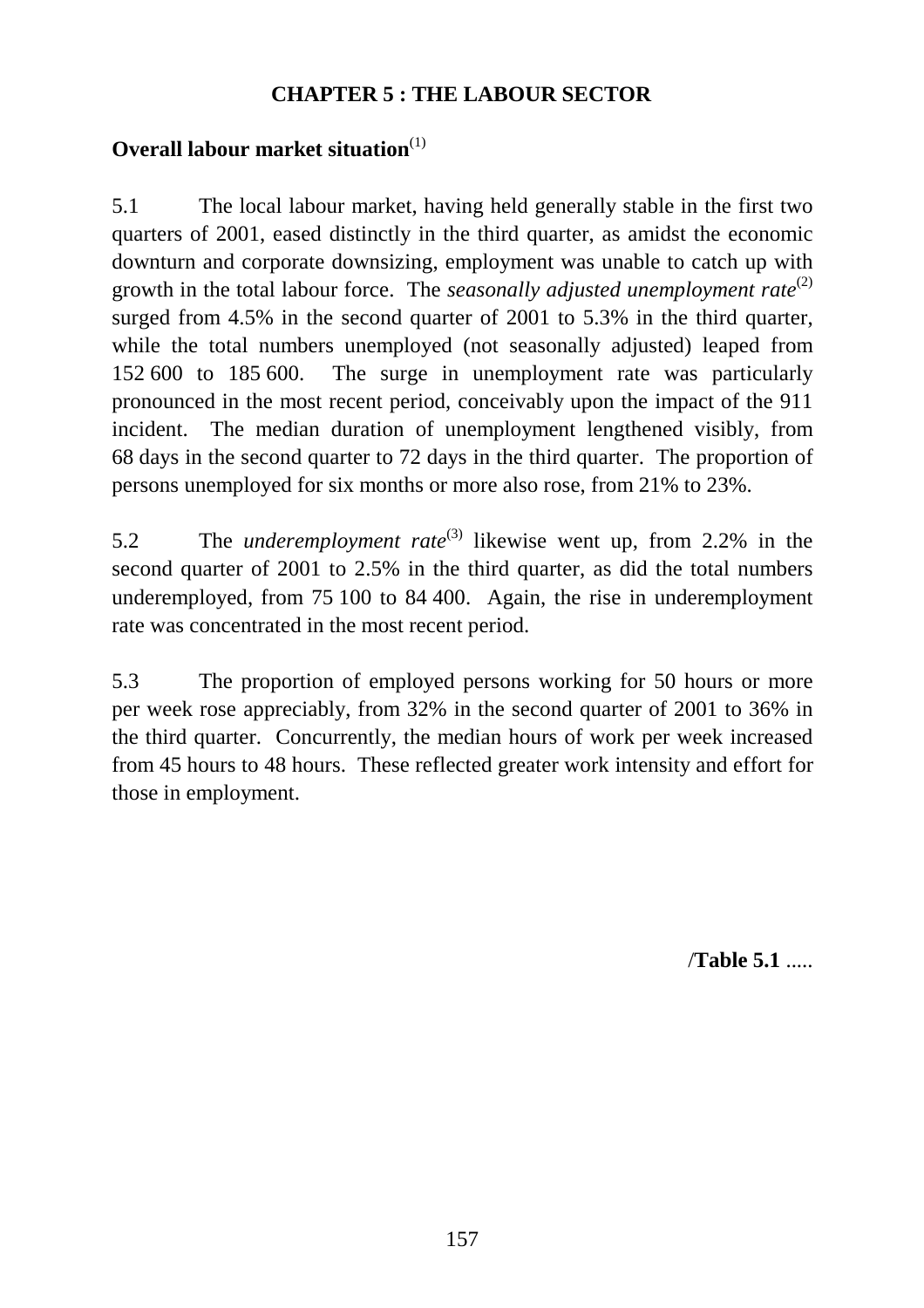# CHAPTER 5 : THE LABOUR SECTOR

## Overall labour market situation[1]

5.1 The local labour market, having held generally stable in the first two quarters of 2001, eased distinctly in the third quarter, as amidst the economic downturn and corporate downsizing, employment was unable to catch up with growth in the total labour force. The *seasonally adjusted unemployment rate*[2] surged from 4.5% in the second quarter of 2001 to 5.3% in the third quarter, while the total numbers unemployed (not seasonally adjusted) leaped from 152 600 to 185 600. The surge in unemployment rate was particularly pronounced in the most recent period, conceivably upon the impact of the 911 incident. The median duration of unemployment lengthened visibly, from 68 days in the second quarter to 72 days in the third quarter. The proportion of persons unemployed for six months or more also rose, from 21% to 23%.

5.2 The *underemployment rate*[3] likewise went up, from 2.2% in the second quarter of 2001 to 2.5% in the third quarter, as did the total numbers underemployed, from 75 100 to 84 400. Again, the rise in underemployment rate was concentrated in the most recent period.

5.3 The proportion of employed persons working for 50 hours or more per week rose appreciably, from 32% in the second quarter of 2001 to 36% in the third quarter. Concurrently, the median hours of work per week increased from 45 hours to 48 hours. These reflected greater work intensity and effort for those in employment.

/**Table 5.1** .....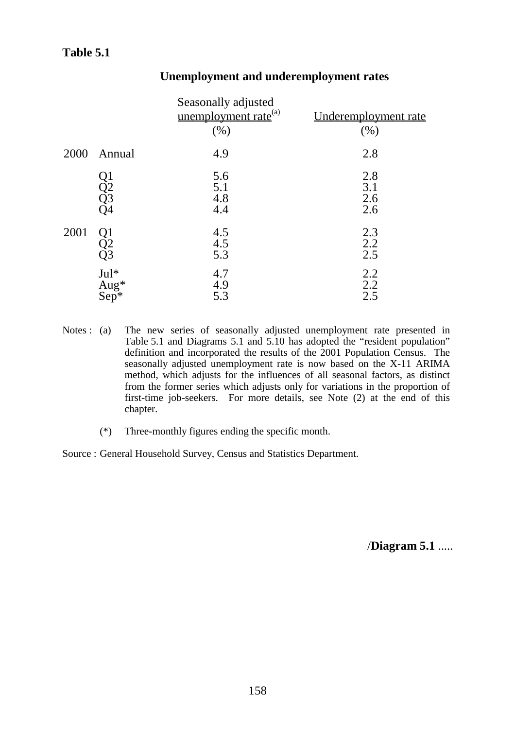**Table 5.1**

## Unemployment and underemployment rates

| | | Seasonally adjusted unemployment rate[(a)] (%) | Underemployment rate (%) |
|---|---|---|---|
| 2000 | Annual | 4.9 | 2.8 |
| | Q1 | 5.6 | 2.8 |
| | Q2 | 5.1 | 3.1 |
| | Q3 | 4.8 | 2.6 |
| | Q4 | 4.4 | 2.6 |
| 2001 | Q1 | 4.5 | 2.3 |
| | Q2 | 4.5 | 2.2 |
| | Q3 | 5.3 | 2.5 |
| | Jul* | 4.7 | 2.2 |
| | Aug* | 4.9 | 2.2 |
| | Sep* | 5.3 | 2.5 |

Notes : (a) The new series of seasonally adjusted unemployment rate presented in Table 5.1 and Diagrams 5.1 and 5.10 has adopted the "resident population" definition and incorporated the results of the 2001 Population Census. The seasonally adjusted unemployment rate is now based on the X-11 ARIMA method, which adjusts for the influences of all seasonal factors, as distinct from the former series which adjusts only for variations in the proportion of first-time job-seekers. For more details, see Note (2) at the end of this chapter.

(*) Three-monthly figures ending the specific month.

Source : General Household Survey, Census and Statistics Department.

/**Diagram 5.1** .....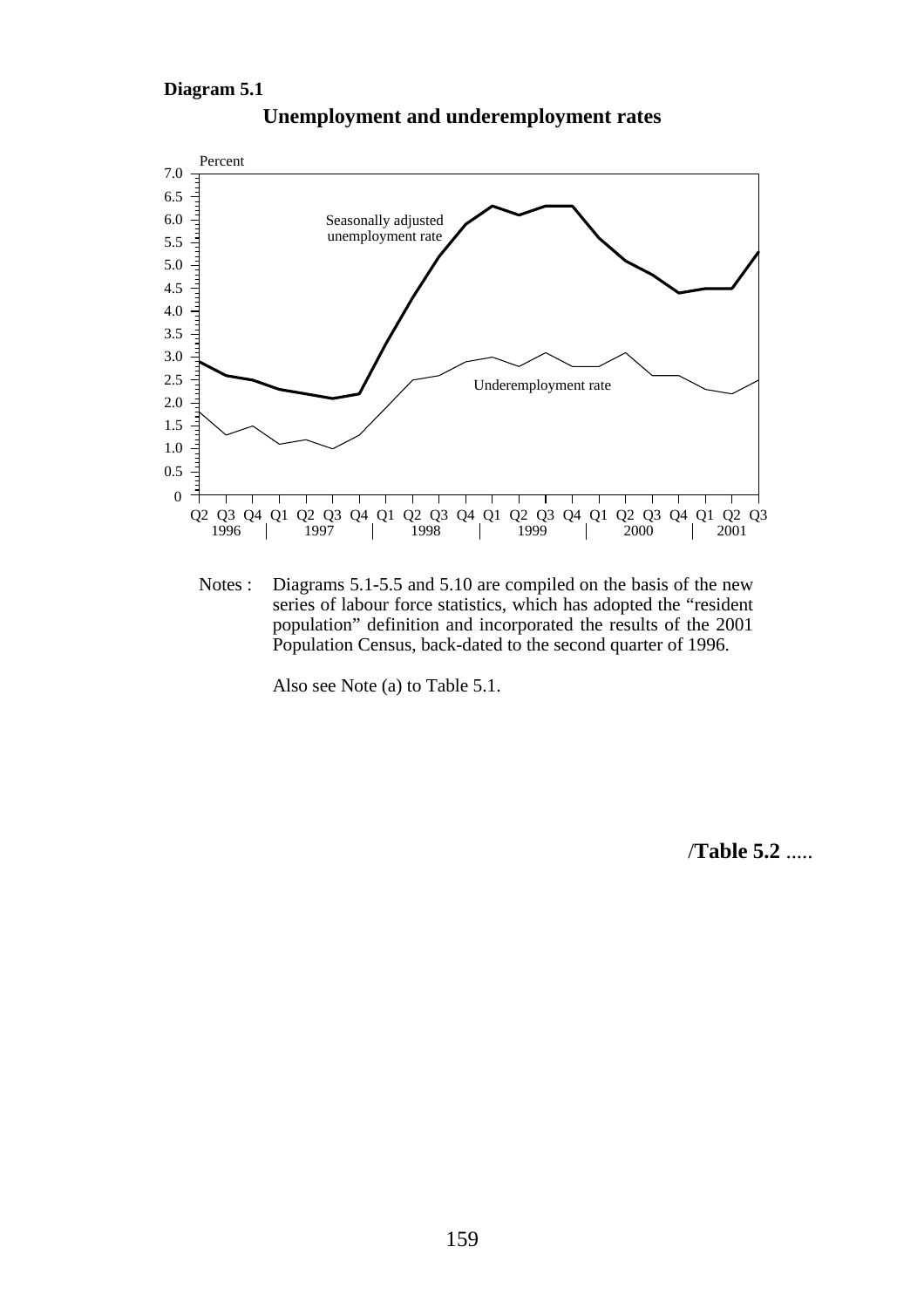**Diagram 5.1**

## Unemployment and underemployment rates

Notes : Diagrams 5.1-5.5 and 5.10 are compiled on the basis of the new series of labour force statistics, which has adopted the "resident population" definition and incorporated the results of the 2001 Population Census, back-dated to the second quarter of 1996.

Also see Note (a) to Table 5.1.

/**Table 5.2** .....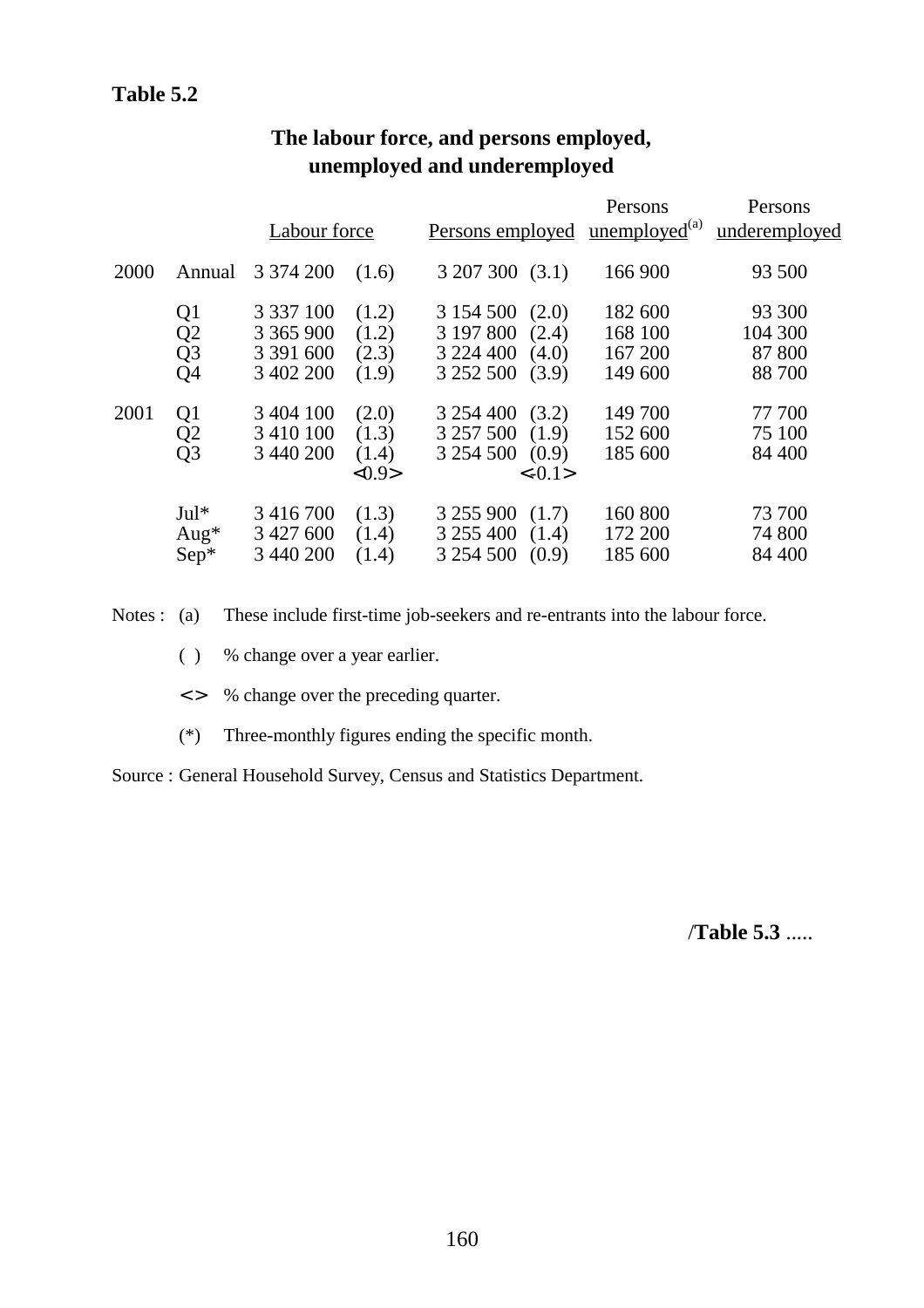**Table 5.2**

**The labour force, and persons employed, unemployed and underemployed**

| | | Labour force | | Persons employed | | Persons unemployed[(a)] | Persons underemployed |
|---|---|---|---|---|---|---|---|
| 2000 | Annual | 3 374 200 | (1.6) | 3 207 300 | (3.1) | 166 900 | 93 500 |
| | Q1 | 3 337 100 | (1.2) | 3 154 500 | (2.0) | 182 600 | 93 300 |
| | Q2 | 3 365 900 | (1.2) | 3 197 800 | (2.4) | 168 100 | 104 300 |
| | Q3 | 3 391 600 | (2.3) | 3 224 400 | (4.0) | 167 200 | 87 800 |
| | Q4 | 3 402 200 | (1.9) | 3 252 500 | (3.9) | 149 600 | 88 700 |
| 2001 | Q1 | 3 404 100 | (2.0) | 3 254 400 | (3.2) | 149 700 | 77 700 |
| | Q2 | 3 410 100 | (1.3) | 3 257 500 | (1.9) | 152 600 | 75 100 |
| | Q3 | 3 440 200 | (1.4) | 3 254 500 | (0.9) | 185 600 | 84 400 |
| | | | <0.9> | | <-0.1> | | |
| | Jul* | 3 416 700 | (1.3) | 3 255 900 | (1.7) | 160 800 | 73 700 |
| | Aug* | 3 427 600 | (1.4) | 3 255 400 | (1.4) | 172 200 | 74 800 |
| | Sep* | 3 440 200 | (1.4) | 3 254 500 | (0.9) | 185 600 | 84 400 |

Notes : (a) These include first-time job-seekers and re-entrants into the labour force.

( ) % change over a year earlier.

<> % change over the preceding quarter.

(*) Three-monthly figures ending the specific month.

Source : General Household Survey, Census and Statistics Department.

/**Table 5.3** .....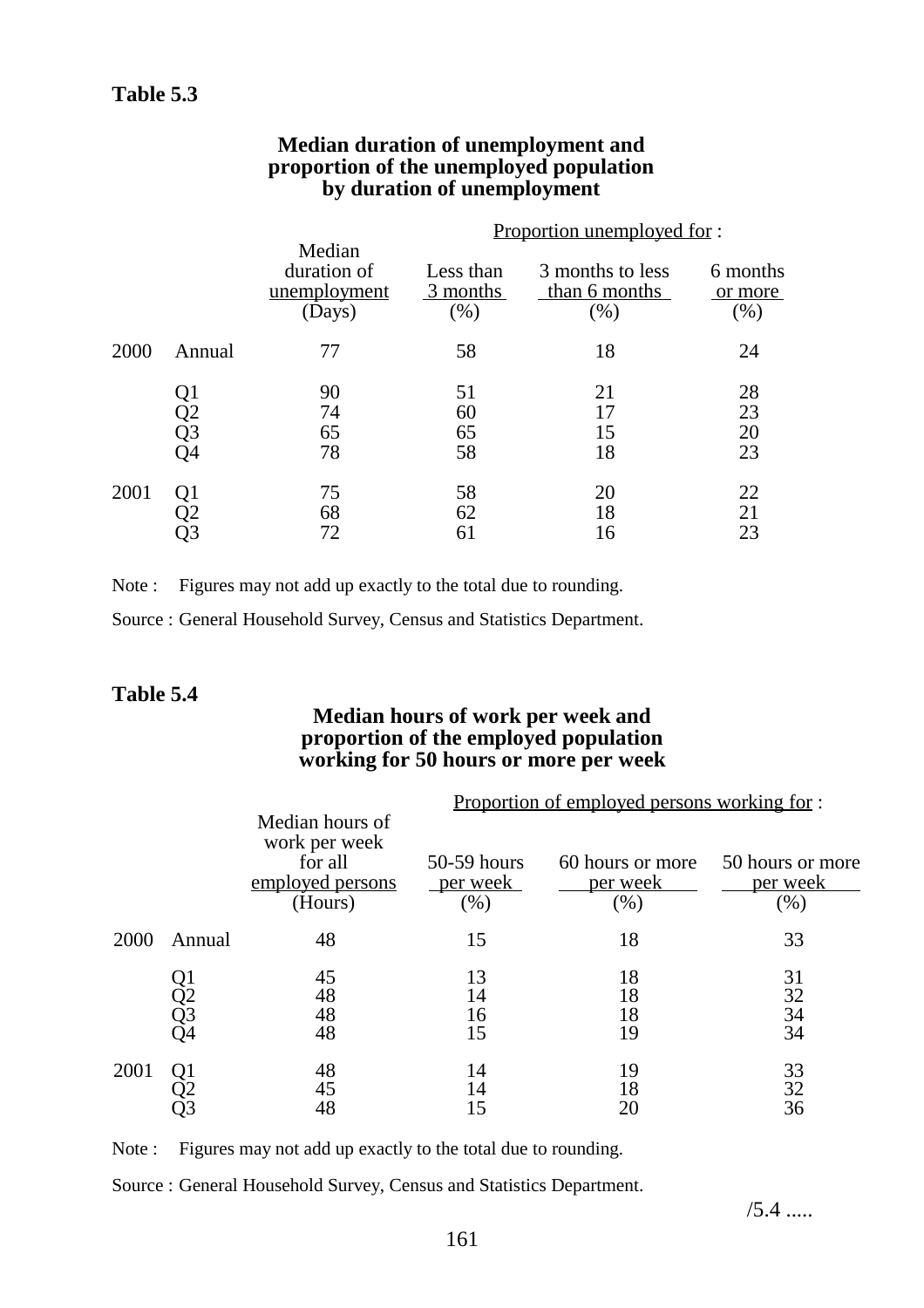**Table 5.3**

**Median duration of unemployment and proportion of the unemployed population by duration of unemployment**

| | | Median duration of unemployment (Days) | Proportion unemployed for : Less than 3 months (%) | 3 months to less than 6 months (%) | 6 months or more (%) |
|---|---|---|---|---|---|
| 2000 | Annual | 77 | 58 | 18 | 24 |
| | Q1 | 90 | 51 | 21 | 28 |
| | Q2 | 74 | 60 | 17 | 23 |
| | Q3 | 65 | 65 | 15 | 20 |
| | Q4 | 78 | 58 | 18 | 23 |
| 2001 | Q1 | 75 | 58 | 20 | 22 |
| | Q2 | 68 | 62 | 18 | 21 |
| | Q3 | 72 | 61 | 16 | 23 |

Note : Figures may not add up exactly to the total due to rounding.

Source : General Household Survey, Census and Statistics Department.

**Table 5.4**

**Median hours of work per week and proportion of the employed population working for 50 hours or more per week**

| | | Median hours of work per week for all employed persons (Hours) | Proportion of employed persons working for : 50-59 hours per week (%) | 60 hours or more per week (%) | 50 hours or more per week (%) |
|---|---|---|---|---|---|
| 2000 | Annual | 48 | 15 | 18 | 33 |
| | Q1 | 45 | 13 | 18 | 31 |
| | Q2 | 48 | 14 | 18 | 32 |
| | Q3 | 48 | 16 | 18 | 34 |
| | Q4 | 48 | 15 | 19 | 34 |
| 2001 | Q1 | 48 | 14 | 19 | 33 |
| | Q2 | 45 | 14 | 18 | 32 |
| | Q3 | 48 | 15 | 20 | 36 |

Note : Figures may not add up exactly to the total due to rounding.

Source : General Household Survey, Census and Statistics Department.

/5.4 .....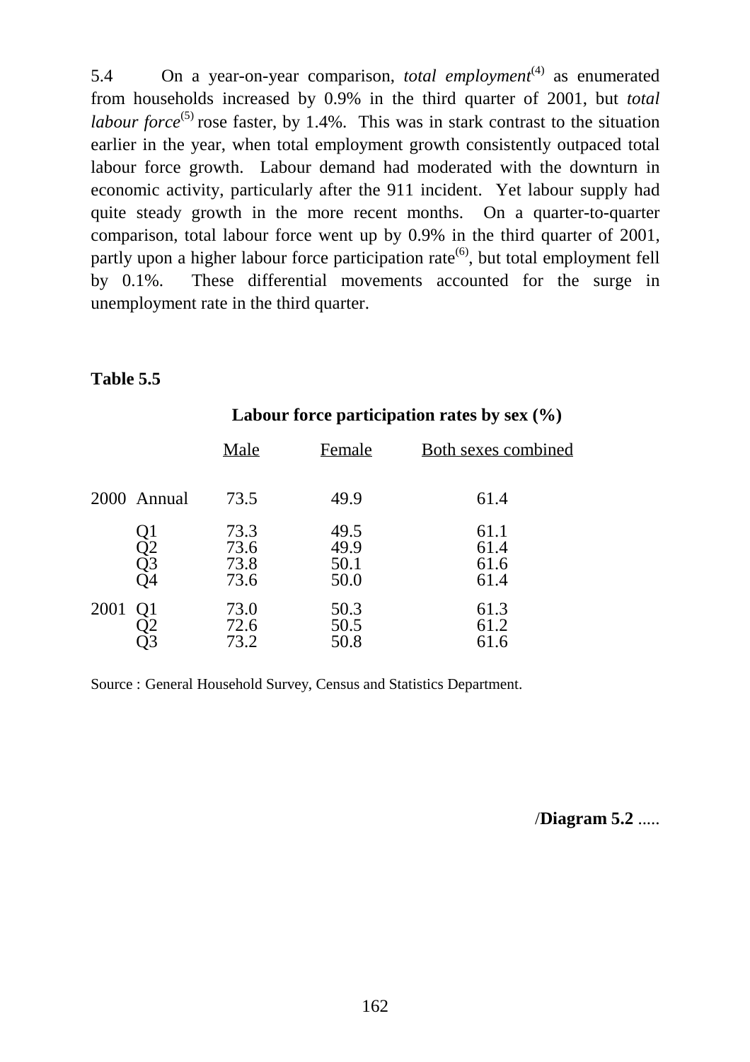5.4 On a year-on-year comparison, *total employment*[(4)] as enumerated from households increased by 0.9% in the third quarter of 2001, but *total labour force*[(5)] rose faster, by 1.4%. This was in stark contrast to the situation earlier in the year, when total employment growth consistently outpaced total labour force growth. Labour demand had moderated with the downturn in economic activity, particularly after the 911 incident. Yet labour supply had quite steady growth in the more recent months. On a quarter-to-quarter comparison, total labour force went up by 0.9% in the third quarter of 2001, partly upon a higher labour force participation rate[(6)], but total employment fell by 0.1%. These differential movements accounted for the surge in unemployment rate in the third quarter.

**Table 5.5**

**Labour force participation rates by sex (%)**

| | | Male | Female | Both sexes combined |
|---|---|---|---|---|
| 2000 | Annual | 73.5 | 49.9 | 61.4 |
| | Q1 | 73.3 | 49.5 | 61.1 |
| | Q2 | 73.6 | 49.9 | 61.4 |
| | Q3 | 73.8 | 50.1 | 61.6 |
| | Q4 | 73.6 | 50.0 | 61.4 |
| 2001 | Q1 | 73.0 | 50.3 | 61.3 |
| | Q2 | 72.6 | 50.5 | 61.2 |
| | Q3 | 73.2 | 50.8 | 61.6 |

Source : General Household Survey, Census and Statistics Department.

/**Diagram 5.2** .....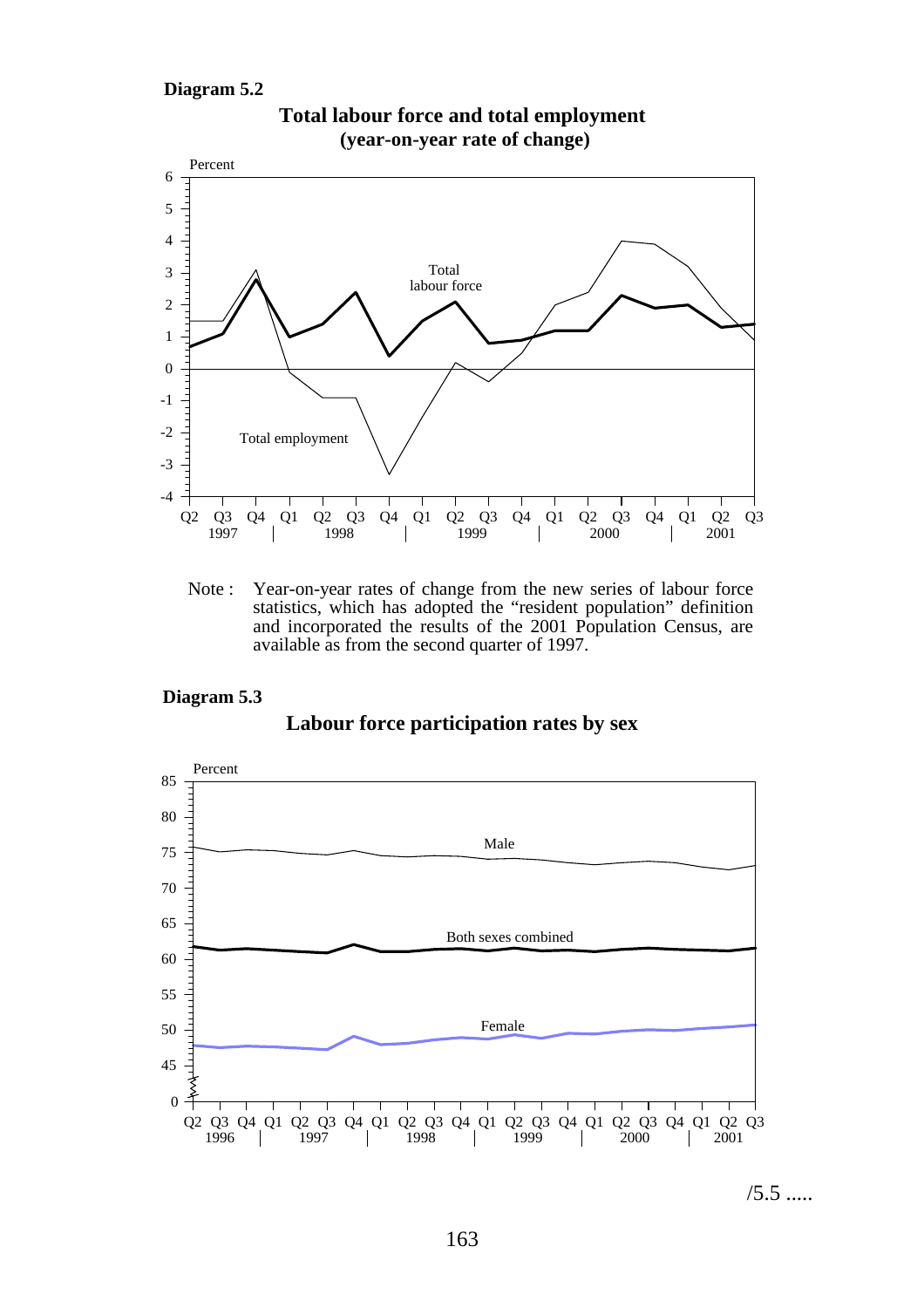**Diagram 5.2**

**Total labour force and total employment (year-on-year rate of change)**

Note : Year-on-year rates of change from the new series of labour force statistics, which has adopted the "resident population" definition and incorporated the results of the 2001 Population Census, are available as from the second quarter of 1997.

**Diagram 5.3**

**Labour force participation rates by sex**

/5.5 .....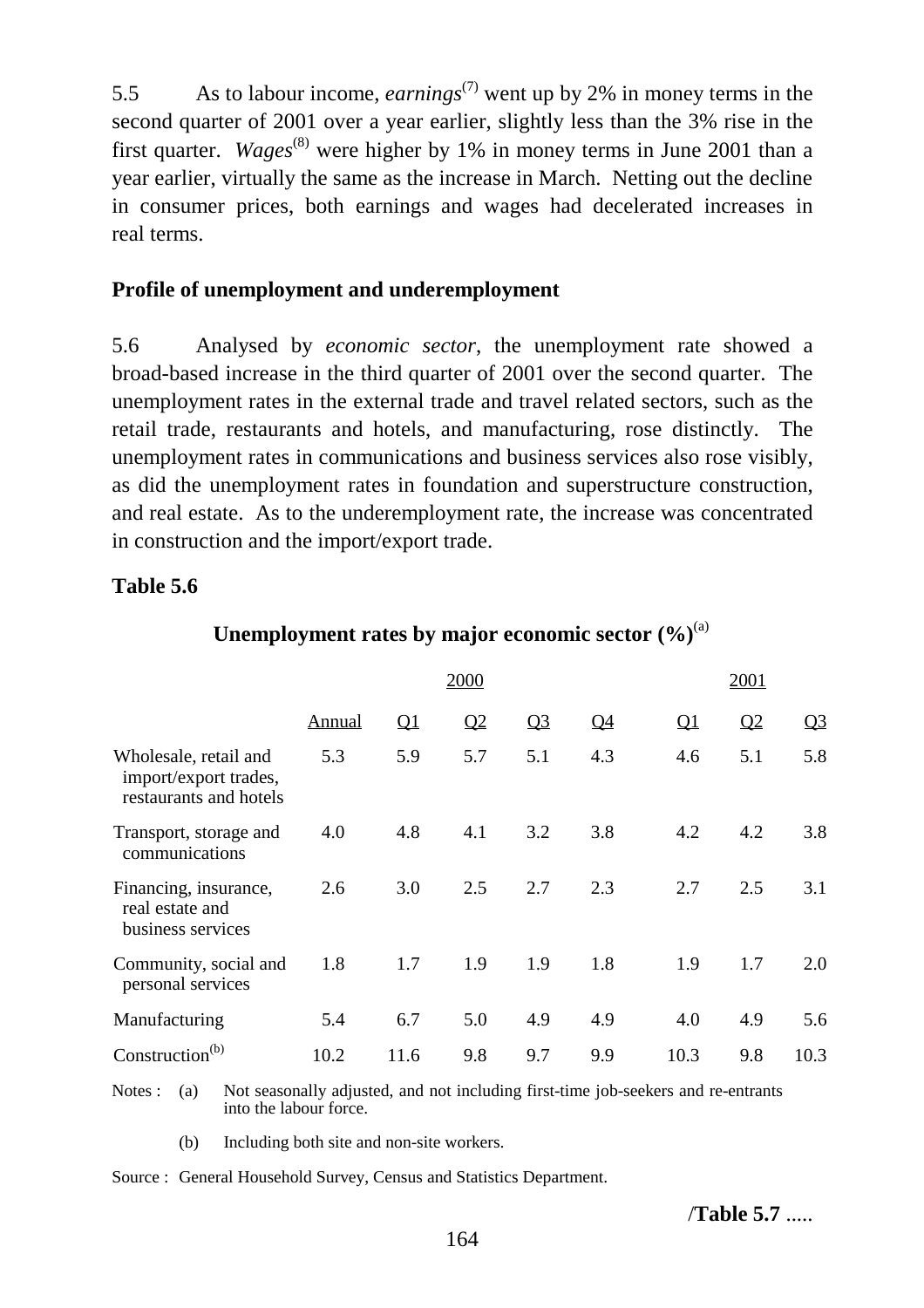5.5 As to labour income, *earnings*[7] went up by 2% in money terms in the second quarter of 2001 over a year earlier, slightly less than the 3% rise in the first quarter. *Wages*[8] were higher by 1% in money terms in June 2001 than a year earlier, virtually the same as the increase in March. Netting out the decline in consumer prices, both earnings and wages had decelerated increases in real terms.

**Profile of unemployment and underemployment**

5.6 Analysed by *economic sector*, the unemployment rate showed a broad-based increase in the third quarter of 2001 over the second quarter. The unemployment rates in the external trade and travel related sectors, such as the retail trade, restaurants and hotels, and manufacturing, rose distinctly. The unemployment rates in communications and business services also rose visibly, as did the unemployment rates in foundation and superstructure construction, and real estate. As to the underemployment rate, the increase was concentrated in construction and the import/export trade.

**Table 5.6**

**Unemployment rates by major economic sector (%)**[(a)]

| | 2000 | | | | | 2001 | | |
|---|---|---|---|---|---|---|---|---|
| | Annual | Q1 | Q2 | Q3 | Q4 | Q1 | Q2 | Q3 |
| Wholesale, retail and import/export trades, restaurants and hotels | 5.3 | 5.9 | 5.7 | 5.1 | 4.3 | 4.6 | 5.1 | 5.8 |
| Transport, storage and communications | 4.0 | 4.8 | 4.1 | 3.2 | 3.8 | 4.2 | 4.2 | 3.8 |
| Financing, insurance, real estate and business services | 2.6 | 3.0 | 2.5 | 2.7 | 2.3 | 2.7 | 2.5 | 3.1 |
| Community, social and personal services | 1.8 | 1.7 | 1.9 | 1.9 | 1.8 | 1.9 | 1.7 | 2.0 |
| Manufacturing | 5.4 | 6.7 | 5.0 | 4.9 | 4.9 | 4.0 | 4.9 | 5.6 |
| Construction[(b)] | 10.2 | 11.6 | 9.8 | 9.7 | 9.9 | 10.3 | 9.8 | 10.3 |

Notes : (a) Not seasonally adjusted, and not including first-time job-seekers and re-entrants into the labour force.

(b) Including both site and non-site workers.

Source : General Household Survey, Census and Statistics Department.

/**Table 5.7** .....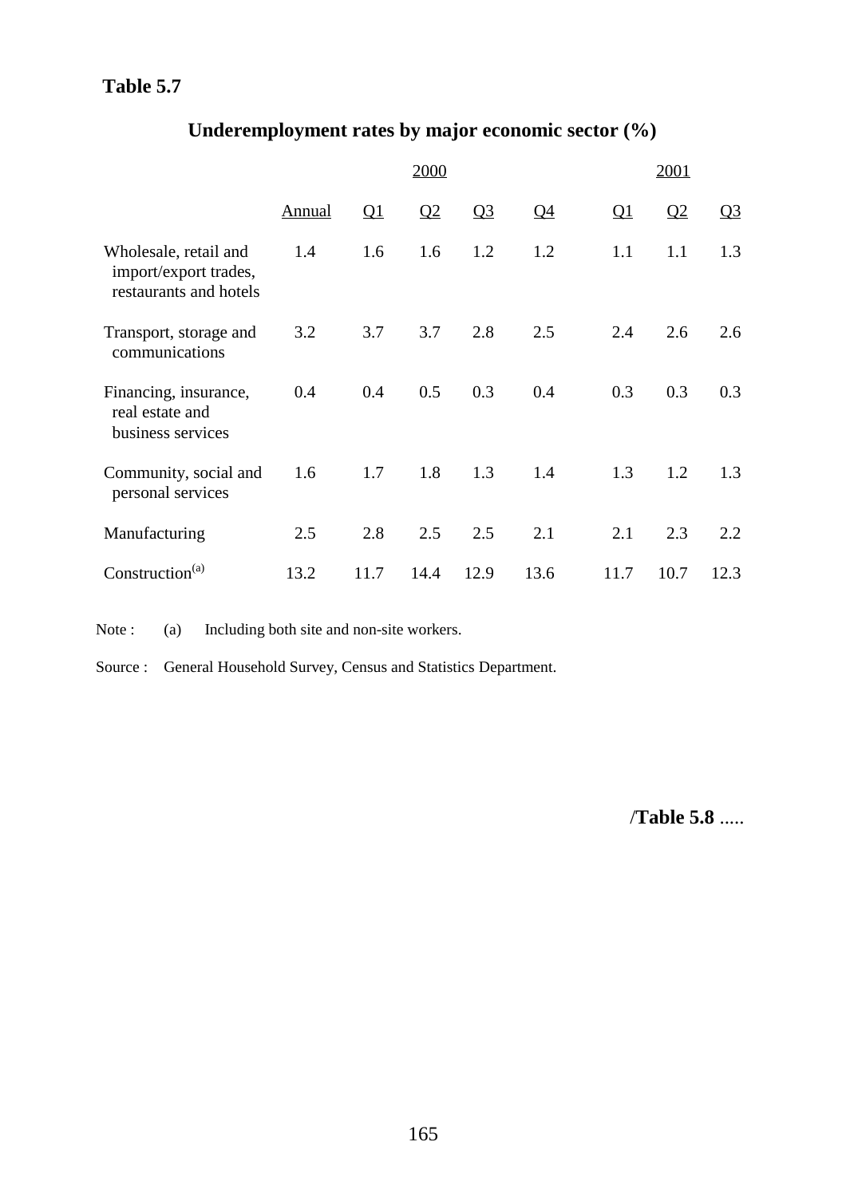**Table 5.7**

## Underemployment rates by major economic sector (%)

| | 2000 | | | | | 2001 | | |
|---|---|---|---|---|---|---|---|---|
| | Annual | Q1 | Q2 | Q3 | Q4 | Q1 | Q2 | Q3 |
| Wholesale, retail and import/export trades, restaurants and hotels | 1.4 | 1.6 | 1.6 | 1.2 | 1.2 | 1.1 | 1.1 | 1.3 |
| Transport, storage and communications | 3.2 | 3.7 | 3.7 | 2.8 | 2.5 | 2.4 | 2.6 | 2.6 |
| Financing, insurance, real estate and business services | 0.4 | 0.4 | 0.5 | 0.3 | 0.4 | 0.3 | 0.3 | 0.3 |
| Community, social and personal services | 1.6 | 1.7 | 1.8 | 1.3 | 1.4 | 1.3 | 1.2 | 1.3 |
| Manufacturing | 2.5 | 2.8 | 2.5 | 2.5 | 2.1 | 2.1 | 2.3 | 2.2 |
| Construction[(a)] | 13.2 | 11.7 | 14.4 | 12.9 | 13.6 | 11.7 | 10.7 | 12.3 |

Note : (a) Including both site and non-site workers.

Source : General Household Survey, Census and Statistics Department.

/**Table 5.8** .....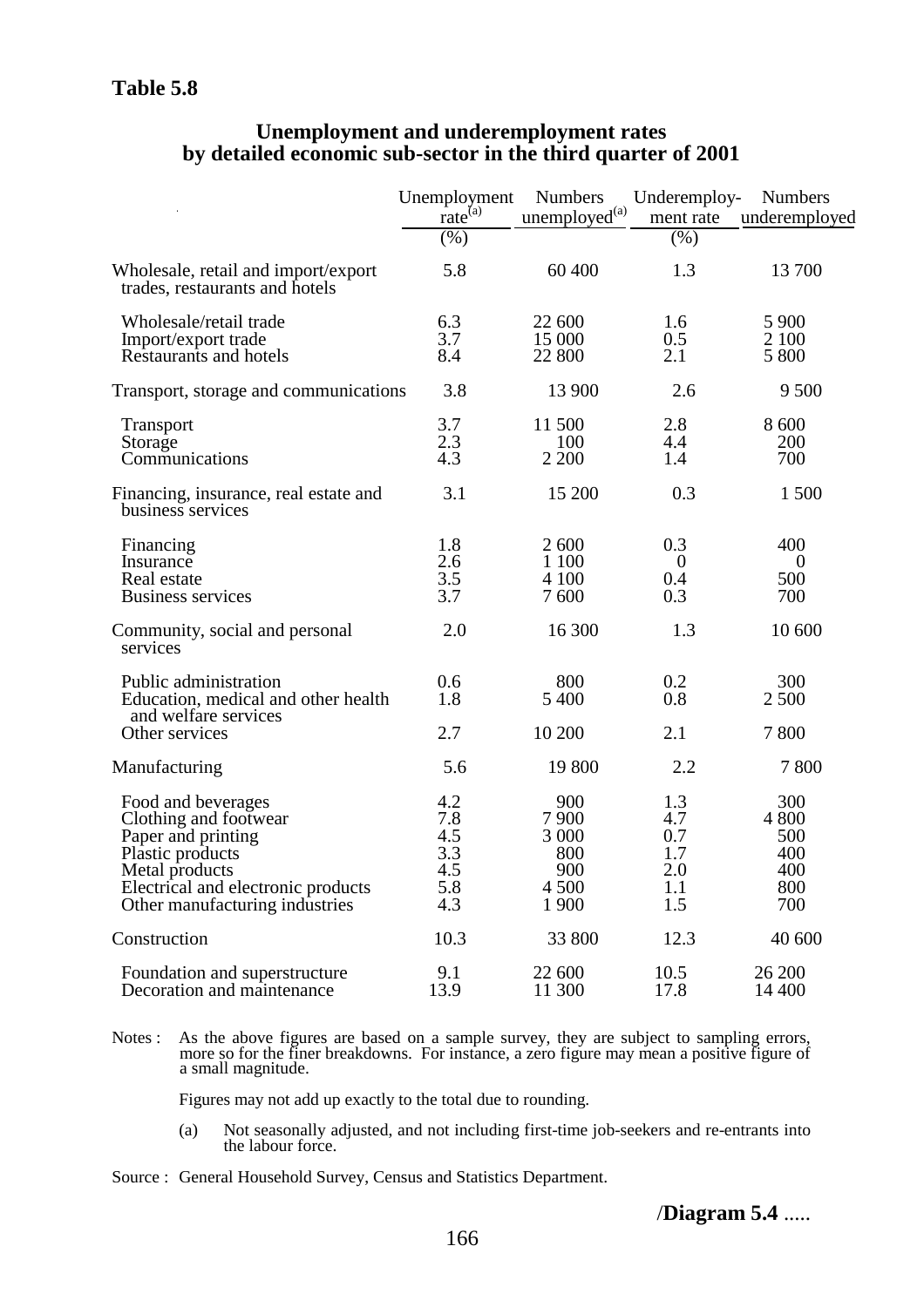**Table 5.8**

**Unemployment and underemployment rates by detailed economic sub-sector in the third quarter of 2001**

| | Unemployment rate[(a)] (%) | Numbers unemployed[(a)] | Underemployment rate (%) | Numbers underemployed |
|---|---|---|---|---|
| Wholesale, retail and import/export trades, restaurants and hotels | 5.8 | 60 400 | 1.3 | 13 700 |
| Wholesale/retail trade | 6.3 | 22 600 | 1.6 | 5 900 |
| Import/export trade | 3.7 | 15 000 | 0.5 | 2 100 |
| Restaurants and hotels | 8.4 | 22 800 | 2.1 | 5 800 |
| Transport, storage and communications | 3.8 | 13 900 | 2.6 | 9 500 |
| Transport | 3.7 | 11 500 | 2.8 | 8 600 |
| Storage | 2.3 | 100 | 4.4 | 200 |
| Communications | 4.3 | 2 200 | 1.4 | 700 |
| Financing, insurance, real estate and business services | 3.1 | 15 200 | 0.3 | 1 500 |
| Financing | 1.8 | 2 600 | 0.3 | 400 |
| Insurance | 2.6 | 1 100 | 0 | 0 |
| Real estate | 3.5 | 4 100 | 0.4 | 500 |
| Business services | 3.7 | 7 600 | 0.3 | 700 |
| Community, social and personal services | 2.0 | 16 300 | 1.3 | 10 600 |
| Public administration | 0.6 | 800 | 0.2 | 300 |
| Education, medical and other health and welfare services | 1.8 | 5 400 | 0.8 | 2 500 |
| Other services | 2.7 | 10 200 | 2.1 | 7 800 |
| Manufacturing | 5.6 | 19 800 | 2.2 | 7 800 |
| Food and beverages | 4.2 | 900 | 1.3 | 300 |
| Clothing and footwear | 7.8 | 7 900 | 4.7 | 4 800 |
| Paper and printing | 4.5 | 3 000 | 0.7 | 500 |
| Plastic products | 3.3 | 800 | 1.7 | 400 |
| Metal products | 4.5 | 900 | 2.0 | 400 |
| Electrical and electronic products | 5.8 | 4 500 | 1.1 | 800 |
| Other manufacturing industries | 4.3 | 1 900 | 1.5 | 700 |
| Construction | 10.3 | 33 800 | 12.3 | 40 600 |
| Foundation and superstructure | 9.1 | 22 600 | 10.5 | 26 200 |
| Decoration and maintenance | 13.9 | 11 300 | 17.8 | 14 400 |

Notes : As the above figures are based on a sample survey, they are subject to sampling errors, more so for the finer breakdowns. For instance, a zero figure may mean a positive figure of a small magnitude.

Figures may not add up exactly to the total due to rounding.

(a) Not seasonally adjusted, and not including first-time job-seekers and re-entrants into the labour force.

Source : General Household Survey, Census and Statistics Department.

/**Diagram 5.4** .....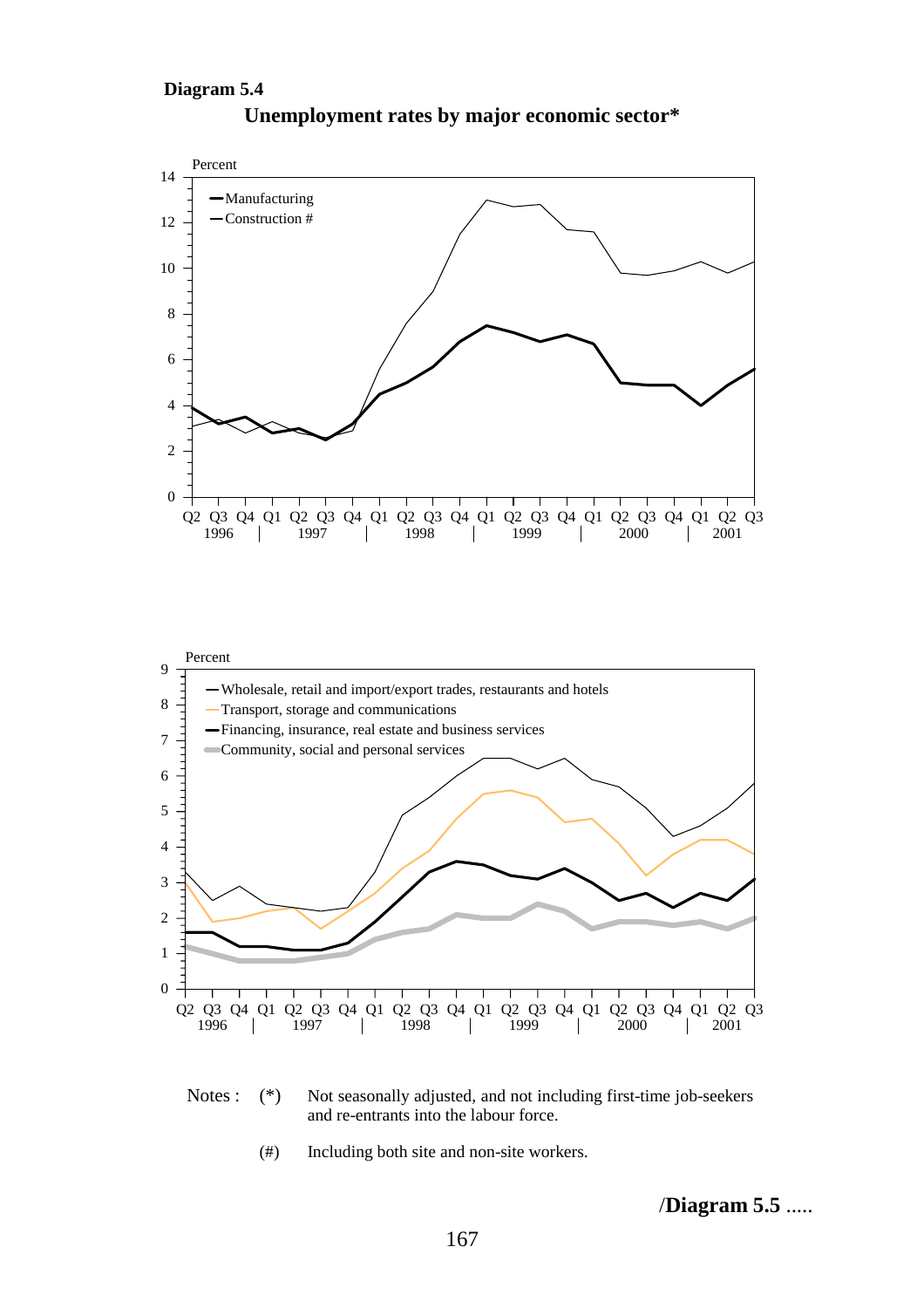**Diagram 5.4**

**Unemployment rates by major economic sector***

Notes : (*) Not seasonally adjusted, and not including first-time job-seekers and re-entrants into the labour force.

(#) Including both site and non-site workers.

/**Diagram 5.5** .....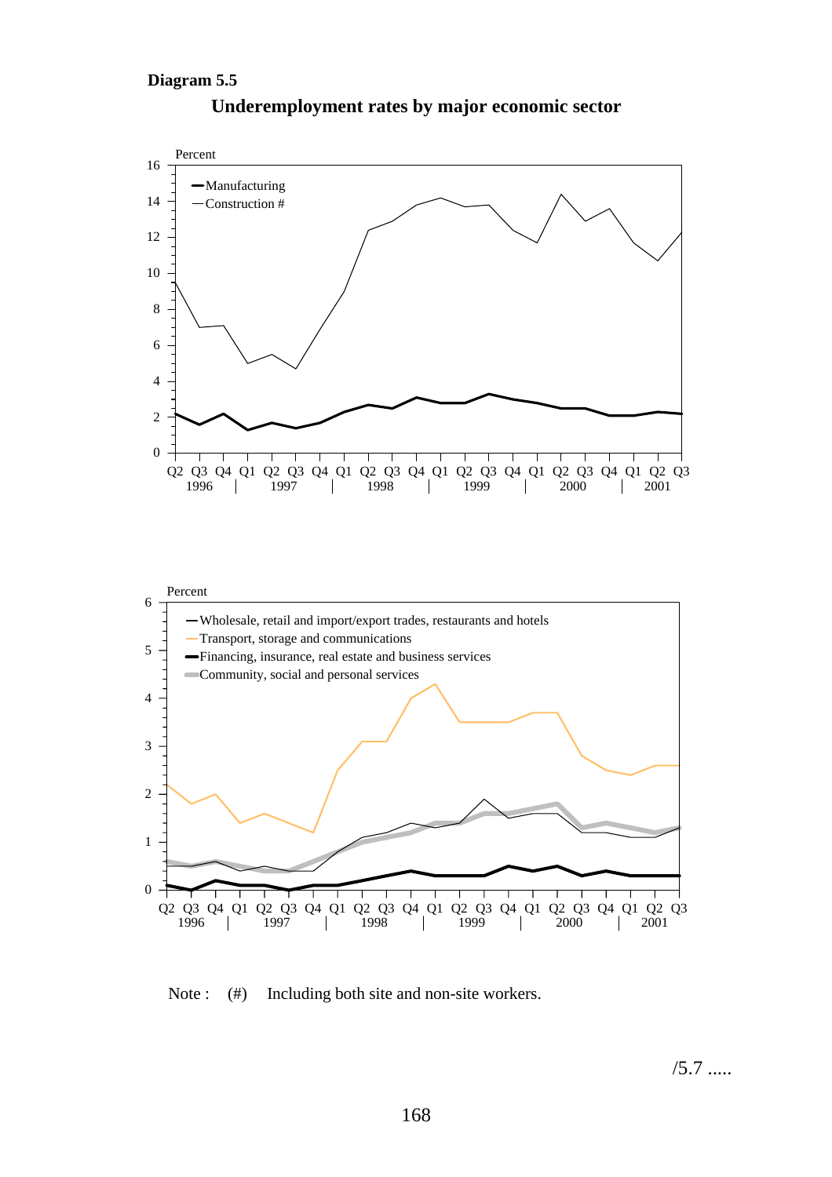**Diagram 5.5**

**Underemployment rates by major economic sector**

Note : (#) Including both site and non-site workers.

/5.7 .....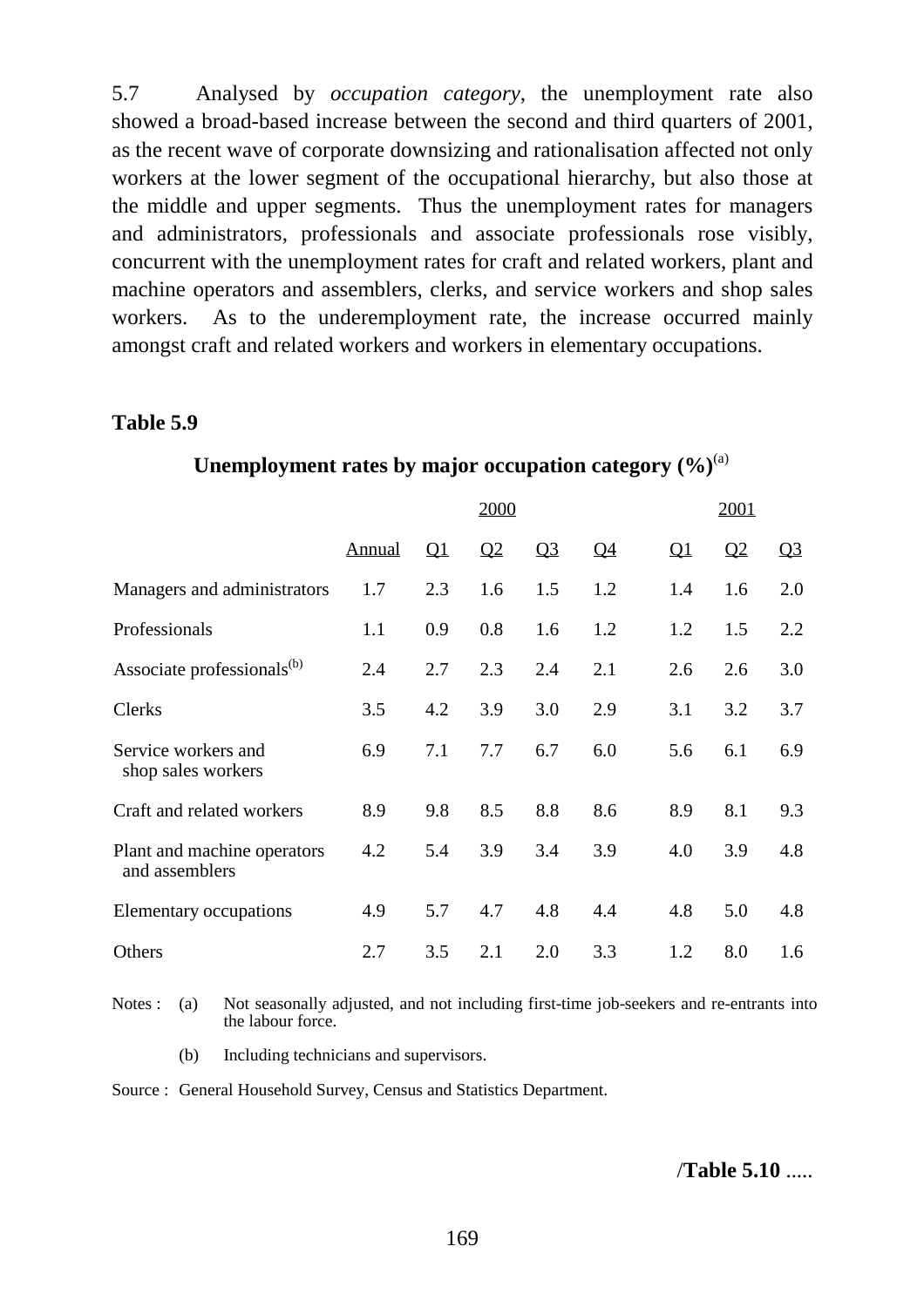5.7 Analysed by *occupation category*, the unemployment rate also showed a broad-based increase between the second and third quarters of 2001, as the recent wave of corporate downsizing and rationalisation affected not only workers at the lower segment of the occupational hierarchy, but also those at the middle and upper segments. Thus the unemployment rates for managers and administrators, professionals and associate professionals rose visibly, concurrent with the unemployment rates for craft and related workers, plant and machine operators and assemblers, clerks, and service workers and shop sales workers. As to the underemployment rate, the increase occurred mainly amongst craft and related workers and workers in elementary occupations.

**Table 5.9**

**Unemployment rates by major occupation category (%)**[(a)]

| | 2000 | | | | | 2001 | | |
|---|---|---|---|---|---|---|---|---|
| | Annual | Q1 | Q2 | Q3 | Q4 | Q1 | Q2 | Q3 |
| Managers and administrators | 1.7 | 2.3 | 1.6 | 1.5 | 1.2 | 1.4 | 1.6 | 2.0 |
| Professionals | 1.1 | 0.9 | 0.8 | 1.6 | 1.2 | 1.2 | 1.5 | 2.2 |
| Associate professionals[(b)] | 2.4 | 2.7 | 2.3 | 2.4 | 2.1 | 2.6 | 2.6 | 3.0 |
| Clerks | 3.5 | 4.2 | 3.9 | 3.0 | 2.9 | 3.1 | 3.2 | 3.7 |
| Service workers and shop sales workers | 6.9 | 7.1 | 7.7 | 6.7 | 6.0 | 5.6 | 6.1 | 6.9 |
| Craft and related workers | 8.9 | 9.8 | 8.5 | 8.8 | 8.6 | 8.9 | 8.1 | 9.3 |
| Plant and machine operators and assemblers | 4.2 | 5.4 | 3.9 | 3.4 | 3.9 | 4.0 | 3.9 | 4.8 |
| Elementary occupations | 4.9 | 5.7 | 4.7 | 4.8 | 4.4 | 4.8 | 5.0 | 4.8 |
| Others | 2.7 | 3.5 | 2.1 | 2.0 | 3.3 | 1.2 | 8.0 | 1.6 |

Notes : (a) Not seasonally adjusted, and not including first-time job-seekers and re-entrants into the labour force.

(b) Including technicians and supervisors.

Source : General Household Survey, Census and Statistics Department.

/**Table 5.10** .....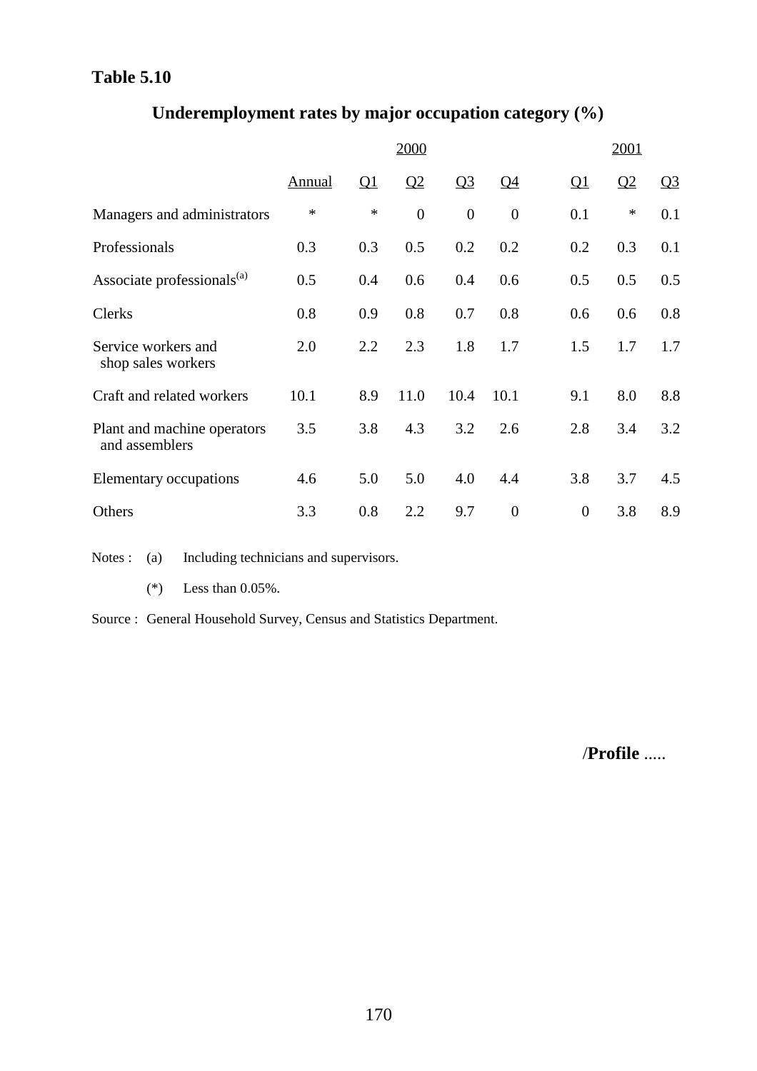**Table 5.10**

## Underemployment rates by major occupation category (%)

| | 2000 | | | | | 2001 | | |
|---|---|---|---|---|---|---|---|---|
| | Annual | Q1 | Q2 | Q3 | Q4 | Q1 | Q2 | Q3 |
| Managers and administrators | * | * | 0 | 0 | 0 | 0.1 | * | 0.1 |
| Professionals | 0.3 | 0.3 | 0.5 | 0.2 | 0.2 | 0.2 | 0.3 | 0.1 |
| Associate professionals[(a)] | 0.5 | 0.4 | 0.6 | 0.4 | 0.6 | 0.5 | 0.5 | 0.5 |
| Clerks | 0.8 | 0.9 | 0.8 | 0.7 | 0.8 | 0.6 | 0.6 | 0.8 |
| Service workers and shop sales workers | 2.0 | 2.2 | 2.3 | 1.8 | 1.7 | 1.5 | 1.7 | 1.7 |
| Craft and related workers | 10.1 | 8.9 | 11.0 | 10.4 | 10.1 | 9.1 | 8.0 | 8.8 |
| Plant and machine operators and assemblers | 3.5 | 3.8 | 4.3 | 3.2 | 2.6 | 2.8 | 3.4 | 3.2 |
| Elementary occupations | 4.6 | 5.0 | 5.0 | 4.0 | 4.4 | 3.8 | 3.7 | 4.5 |
| Others | 3.3 | 0.8 | 2.2 | 9.7 | 0 | 0 | 3.8 | 8.9 |

Notes : (a) Including technicians and supervisors.

(*) Less than 0.05%.

Source : General Household Survey, Census and Statistics Department.

/**Profile** .....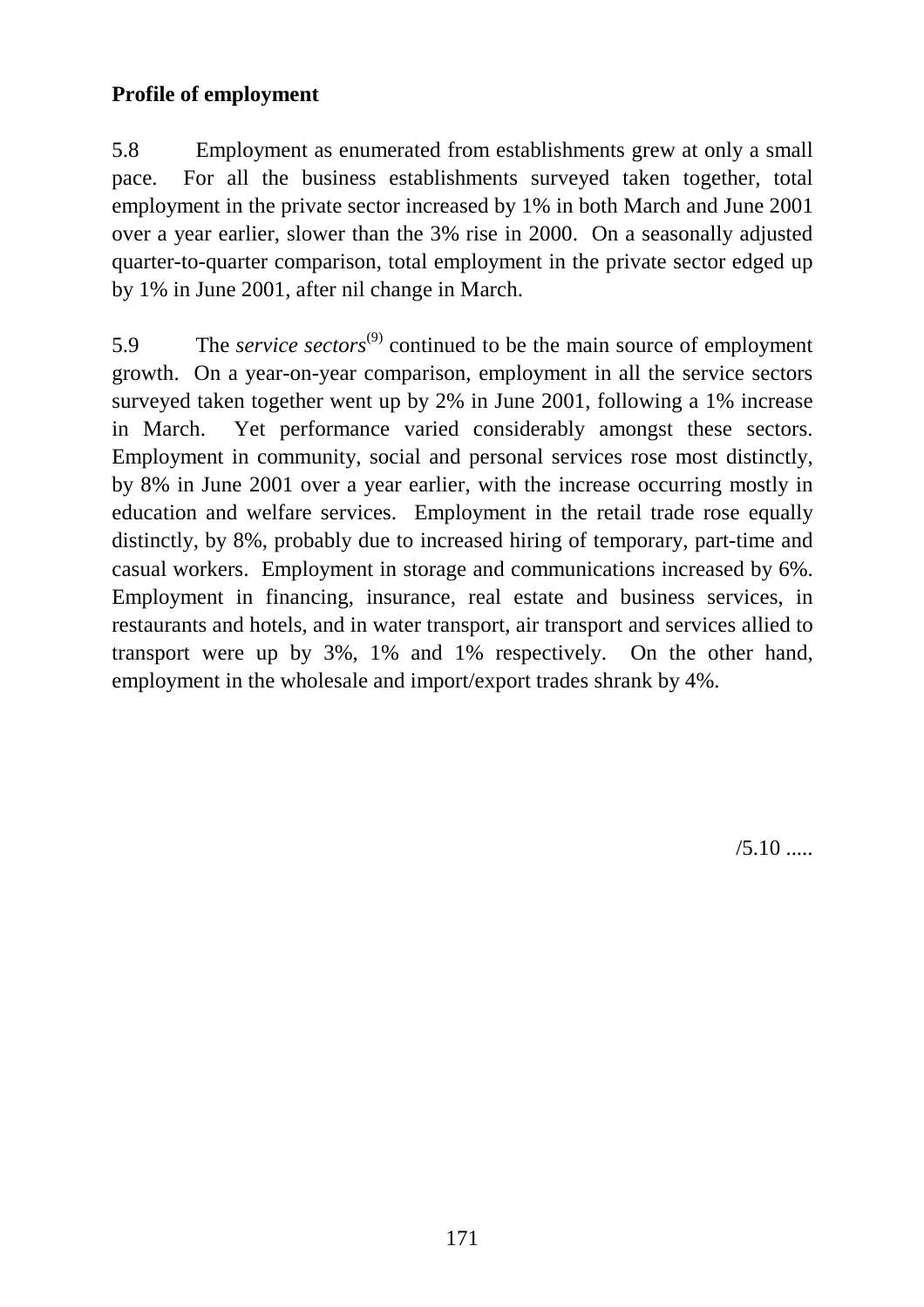**Profile of employment**

5.8 Employment as enumerated from establishments grew at only a small pace. For all the business establishments surveyed taken together, total employment in the private sector increased by 1% in both March and June 2001 over a year earlier, slower than the 3% rise in 2000. On a seasonally adjusted quarter-to-quarter comparison, total employment in the private sector edged up by 1% in June 2001, after nil change in March.

5.9 The *service sectors*(9) continued to be the main source of employment growth. On a year-on-year comparison, employment in all the service sectors surveyed taken together went up by 2% in June 2001, following a 1% increase in March. Yet performance varied considerably amongst these sectors. Employment in community, social and personal services rose most distinctly, by 8% in June 2001 over a year earlier, with the increase occurring mostly in education and welfare services. Employment in the retail trade rose equally distinctly, by 8%, probably due to increased hiring of temporary, part-time and casual workers. Employment in storage and communications increased by 6%. Employment in financing, insurance, real estate and business services, in restaurants and hotels, and in water transport, air transport and services allied to transport were up by 3%, 1% and 1% respectively. On the other hand, employment in the wholesale and import/export trades shrank by 4%.

/5.10 .....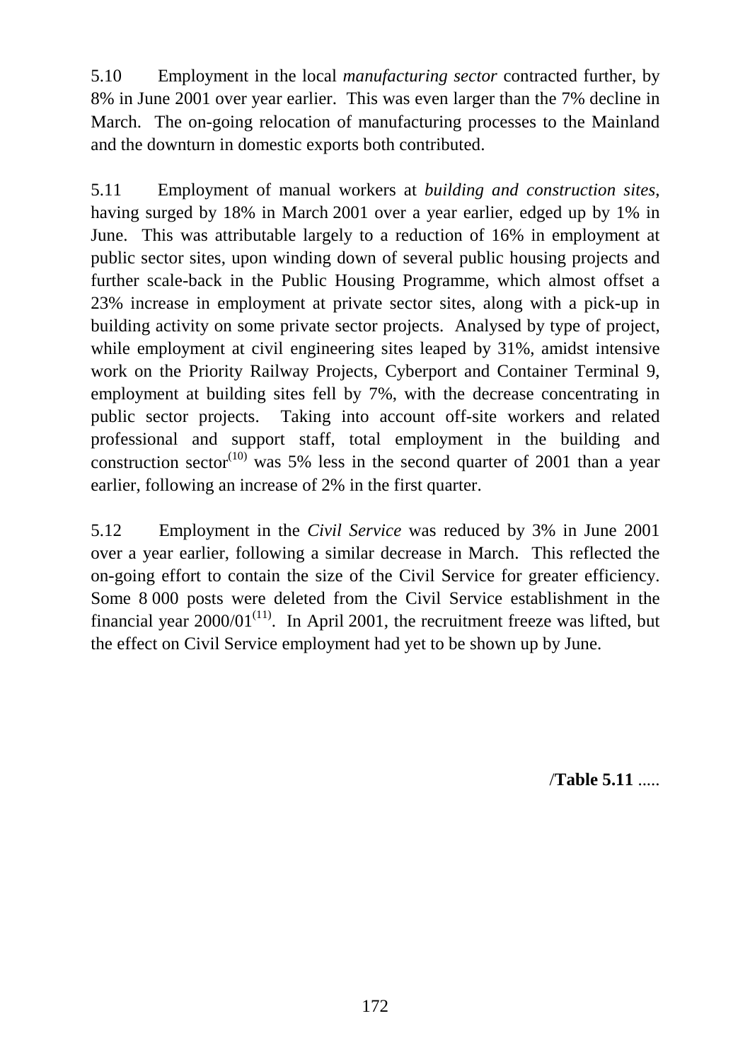5.10 Employment in the local *manufacturing sector* contracted further, by 8% in June 2001 over year earlier. This was even larger than the 7% decline in March. The on-going relocation of manufacturing processes to the Mainland and the downturn in domestic exports both contributed.

5.11 Employment of manual workers at *building and construction sites*, having surged by 18% in March 2001 over a year earlier, edged up by 1% in June. This was attributable largely to a reduction of 16% in employment at public sector sites, upon winding down of several public housing projects and further scale-back in the Public Housing Programme, which almost offset a 23% increase in employment at private sector sites, along with a pick-up in building activity on some private sector projects. Analysed by type of project, while employment at civil engineering sites leaped by 31%, amidst intensive work on the Priority Railway Projects, Cyberport and Container Terminal 9, employment at building sites fell by 7%, with the decrease concentrating in public sector projects. Taking into account off-site workers and related professional and support staff, total employment in the building and construction sector(10) was 5% less in the second quarter of 2001 than a year earlier, following an increase of 2% in the first quarter.

5.12 Employment in the *Civil Service* was reduced by 3% in June 2001 over a year earlier, following a similar decrease in March. This reflected the on-going effort to contain the size of the Civil Service for greater efficiency. Some 8 000 posts were deleted from the Civil Service establishment in the financial year 2000/01(11). In April 2001, the recruitment freeze was lifted, but the effect on Civil Service employment had yet to be shown up by June.

/**Table 5.11** .....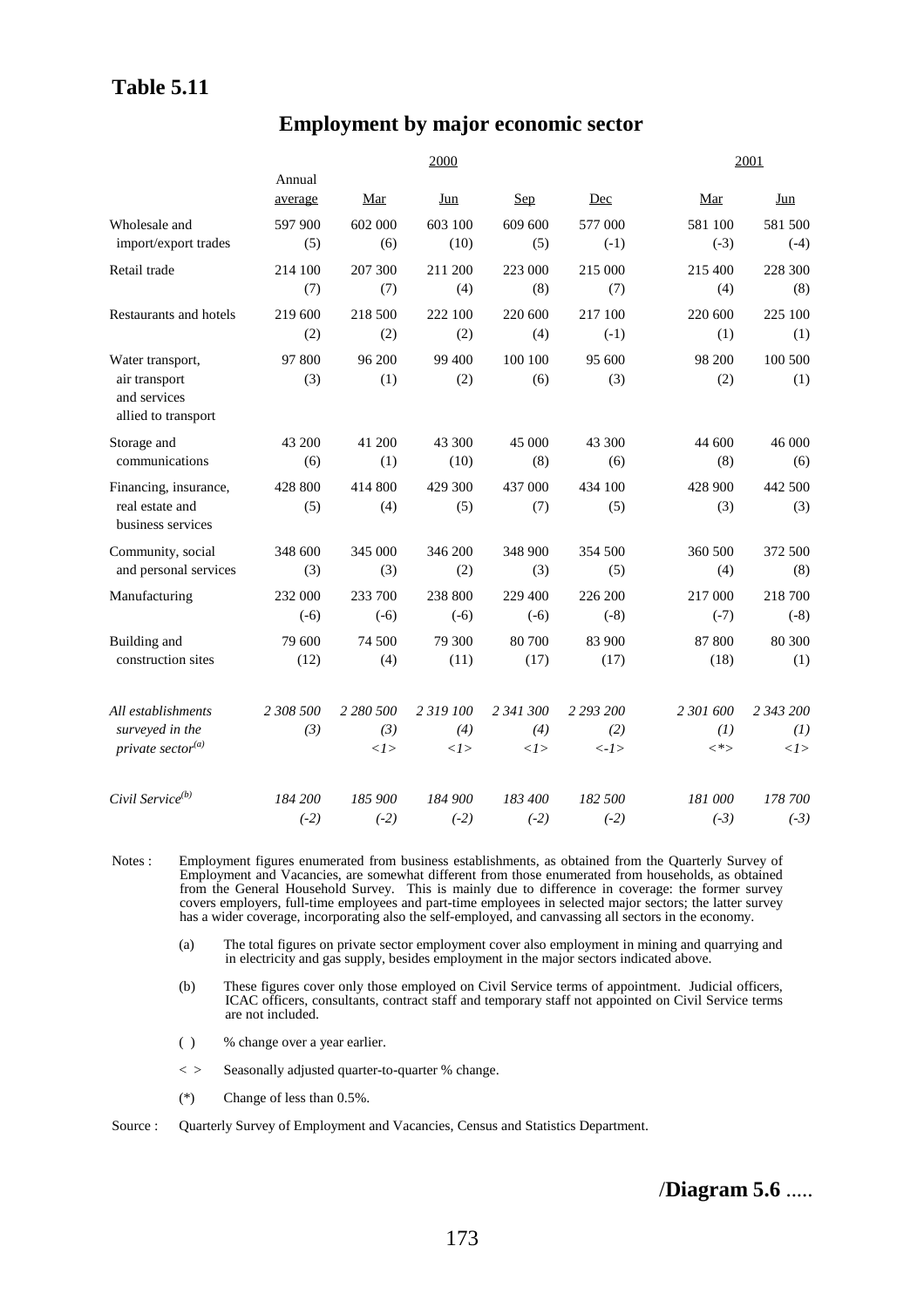**Table 5.11**

## Employment by major economic sector

| | 2000 | | | | | 2001 | |
|---|---|---|---|---|---|---|---|
| | Annual average | Mar | Jun | Sep | Dec | Mar | Jun |
| Wholesale and import/export trades | 597 900 (5) | 602 000 (6) | 603 100 (10) | 609 600 (5) | 577 000 (-1) | 581 100 (-3) | 581 500 (-4) |
| Retail trade | 214 100 (7) | 207 300 (7) | 211 200 (4) | 223 000 (8) | 215 000 (7) | 215 400 (4) | 228 300 (8) |
| Restaurants and hotels | 219 600 (2) | 218 500 (2) | 222 100 (2) | 220 600 (4) | 217 100 (-1) | 220 600 (1) | 225 100 (1) |
| Water transport, air transport and services allied to transport | 97 800 (3) | 96 200 (1) | 99 400 (2) | 100 100 (6) | 95 600 (3) | 98 200 (2) | 100 500 (1) |
| Storage and communications | 43 200 (6) | 41 200 (1) | 43 300 (10) | 45 000 (8) | 43 300 (6) | 44 600 (8) | 46 000 (6) |
| Financing, insurance, real estate and business services | 428 800 (5) | 414 800 (4) | 429 300 (5) | 437 000 (7) | 434 100 (5) | 428 900 (3) | 442 500 (3) |
| Community, social and personal services | 348 600 (3) | 345 000 (3) | 346 200 (2) | 348 900 (3) | 354 500 (5) | 360 500 (4) | 372 500 (8) |
| Manufacturing | 232 000 (-6) | 233 700 (-6) | 238 800 (-6) | 229 400 (-6) | 226 200 (-8) | 217 000 (-7) | 218 700 (-8) |
| Building and construction sites | 79 600 (12) | 74 500 (4) | 79 300 (11) | 80 700 (17) | 83 900 (17) | 87 800 (18) | 80 300 (1) |
| *All establishments surveyed in the private sector[(a)]* | *2 308 500 (3)* | *2 280 500 (3) <1>* | *2 319 100 (4) <1>* | *2 341 300 (4) <1>* | *2 293 200 (2) <-1>* | *2 301 600 (1) <\*>* | *2 343 200 (1) <1>* |
| *Civil Service[(b)]* | *184 200 (-2)* | *185 900 (-2)* | *184 900 (-2)* | *183 400 (-2)* | *182 500 (-2)* | *181 000 (-3)* | *178 700 (-3)* |

Notes : Employment figures enumerated from business establishments, as obtained from the Quarterly Survey of Employment and Vacancies, are somewhat different from those enumerated from households, as obtained from the General Household Survey. This is mainly due to difference in coverage: the former survey covers employers, full-time employees and part-time employees in selected major sectors; the latter survey has a wider coverage, incorporating also the self-employed, and canvassing all sectors in the economy.

(a) The total figures on private sector employment cover also employment in mining and quarrying and in electricity and gas supply, besides employment in the major sectors indicated above.

(b) These figures cover only those employed on Civil Service terms of appointment. Judicial officers, ICAC officers, consultants, contract staff and temporary staff not appointed on Civil Service terms are not included.

( ) % change over a year earlier.

< > Seasonally adjusted quarter-to-quarter % change.

(*) Change of less than 0.5%.

Source : Quarterly Survey of Employment and Vacancies, Census and Statistics Department.

/**Diagram 5.6** .....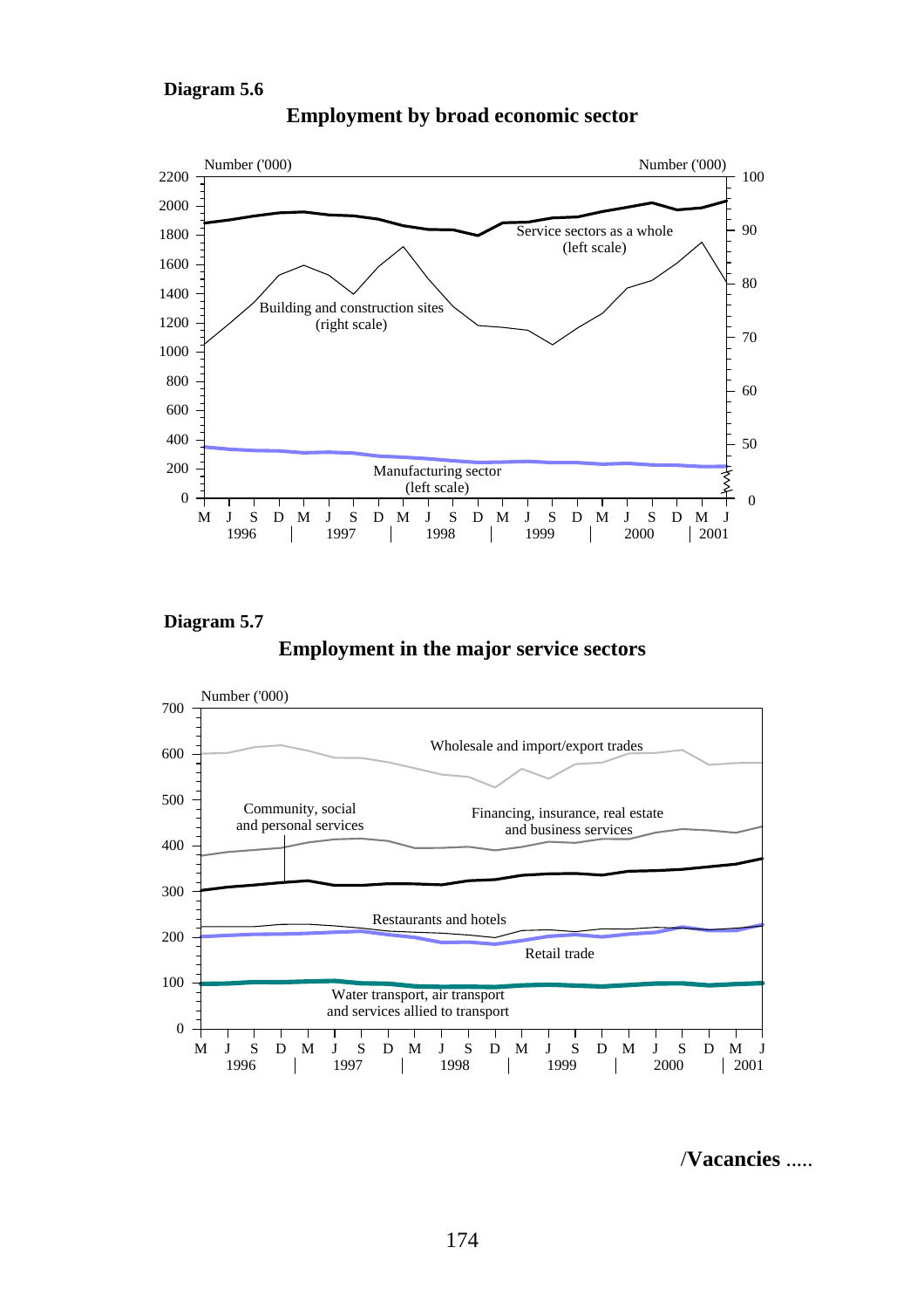**Diagram 5.6**

**Employment by broad economic sector**

Number ('000) — Number ('000)

Service sectors as a whole (left scale)

Building and construction sites (right scale)

Manufacturing sector (left scale)

M J S D M J S D M J S D M J S D M J S D M J
1996 | 1997 | 1998 | 1999 | 2000 | 2001

**Diagram 5.7**

**Employment in the major service sectors**

Number ('000)

Wholesale and import/export trades

Community, social and personal services

Financing, insurance, real estate and business services

Restaurants and hotels

Retail trade

Water transport, air transport and services allied to transport

M J S D M J S D M J S D M J S D M J S D M J
1996 | 1997 | 1998 | 1999 | 2000 | 2001

/**Vacancies** .....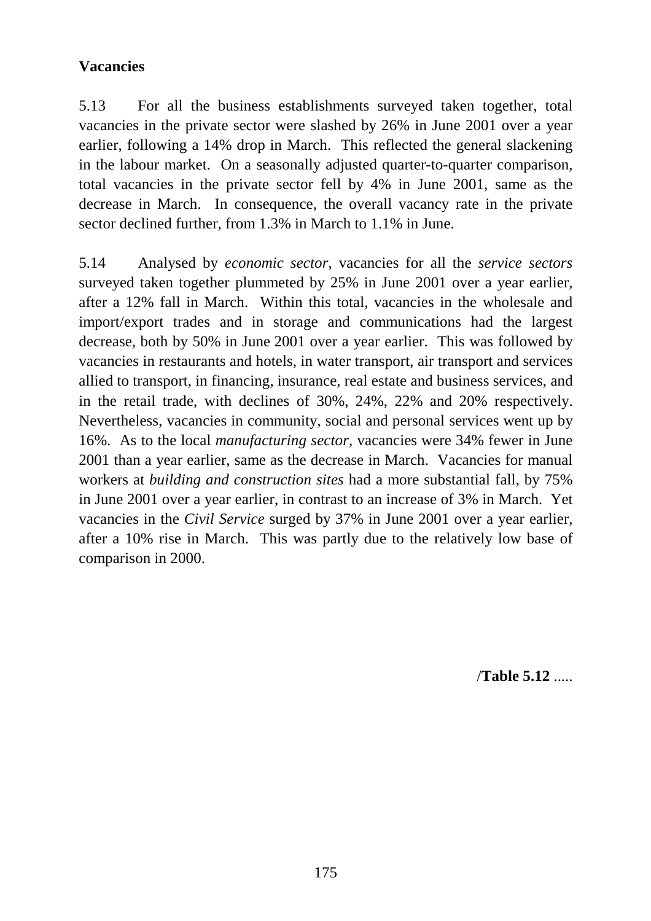**Vacancies**

5.13 For all the business establishments surveyed taken together, total vacancies in the private sector were slashed by 26% in June 2001 over a year earlier, following a 14% drop in March. This reflected the general slackening in the labour market. On a seasonally adjusted quarter-to-quarter comparison, total vacancies in the private sector fell by 4% in June 2001, same as the decrease in March. In consequence, the overall vacancy rate in the private sector declined further, from 1.3% in March to 1.1% in June.

5.14 Analysed by *economic sector*, vacancies for all the *service sectors* surveyed taken together plummeted by 25% in June 2001 over a year earlier, after a 12% fall in March. Within this total, vacancies in the wholesale and import/export trades and in storage and communications had the largest decrease, both by 50% in June 2001 over a year earlier. This was followed by vacancies in restaurants and hotels, in water transport, air transport and services allied to transport, in financing, insurance, real estate and business services, and in the retail trade, with declines of 30%, 24%, 22% and 20% respectively. Nevertheless, vacancies in community, social and personal services went up by 16%. As to the local *manufacturing sector*, vacancies were 34% fewer in June 2001 than a year earlier, same as the decrease in March. Vacancies for manual workers at *building and construction sites* had a more substantial fall, by 75% in June 2001 over a year earlier, in contrast to an increase of 3% in March. Yet vacancies in the *Civil Service* surged by 37% in June 2001 over a year earlier, after a 10% rise in March. This was partly due to the relatively low base of comparison in 2000.

/**Table 5.12** .....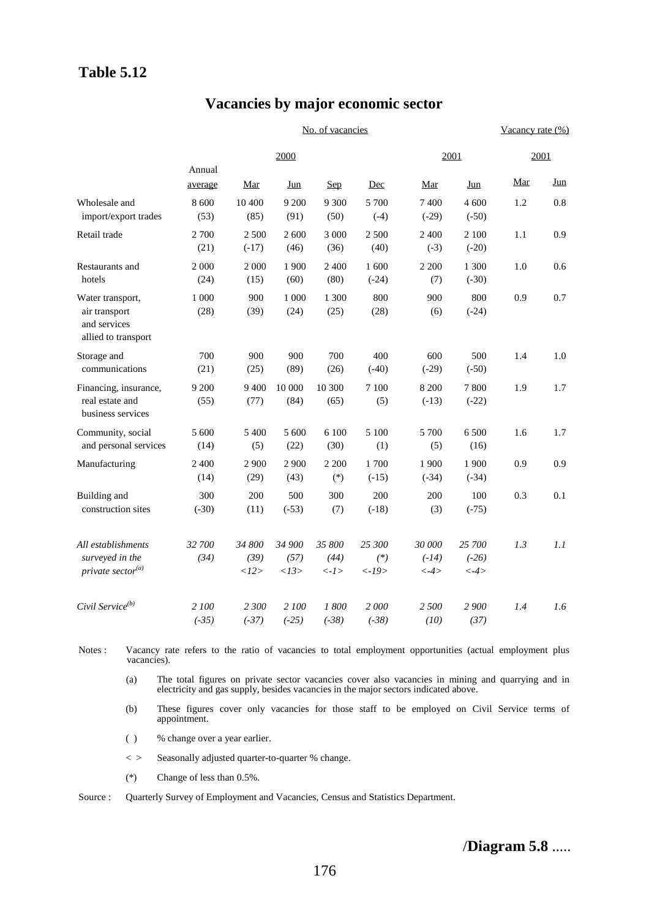## Table 5.12

# Vacancies by major economic sector

| | No. of vacancies | | | | | | | Vacancy rate (%) | |
|---|---|---|---|---|---|---|---|---|---|
| | | 2000 | | | | 2001 | | 2001 | |
| | Annual average | Mar | Jun | Sep | Dec | Mar | Jun | Mar | Jun |
| Wholesale and import/export trades | 8 600 (53) | 10 400 (85) | 9 200 (91) | 9 300 (50) | 5 700 (-4) | 7 400 (-29) | 4 600 (-50) | 1.2 | 0.8 |
| Retail trade | 2 700 (21) | 2 500 (-17) | 2 600 (46) | 3 000 (36) | 2 500 (40) | 2 400 (-3) | 2 100 (-20) | 1.1 | 0.9 |
| Restaurants and hotels | 2 000 (24) | 2 000 (15) | 1 900 (60) | 2 400 (80) | 1 600 (-24) | 2 200 (7) | 1 300 (-30) | 1.0 | 0.6 |
| Water transport, air transport and services allied to transport | 1 000 (28) | 900 (39) | 1 000 (24) | 1 300 (25) | 800 (28) | 900 (6) | 800 (-24) | 0.9 | 0.7 |
| Storage and communications | 700 (21) | 900 (25) | 900 (89) | 700 (26) | 400 (-40) | 600 (-29) | 500 (-50) | 1.4 | 1.0 |
| Financing, insurance, real estate and business services | 9 200 (55) | 9 400 (77) | 10 000 (84) | 10 300 (65) | 7 100 (5) | 8 200 (-13) | 7 800 (-22) | 1.9 | 1.7 |
| Community, social and personal services | 5 600 (14) | 5 400 (5) | 5 600 (22) | 6 100 (30) | 5 100 (1) | 5 700 (5) | 6 500 (16) | 1.6 | 1.7 |
| Manufacturing | 2 400 (14) | 2 900 (29) | 2 900 (43) | 2 200 (*) | 1 700 (-15) | 1 900 (-34) | 1 900 (-34) | 0.9 | 0.9 |
| Building and construction sites | 300 (-30) | 200 (11) | 500 (-53) | 300 (7) | 200 (-18) | 200 (3) | 100 (-75) | 0.3 | 0.1 |
| *All establishments surveyed in the private sector*[(a)] | *32 700 (34)* | *34 800 (39) <12>* | *34 900 (57) <13>* | *35 800 (44) <-1>* | *25 300 (*) <-19>* | *30 000 (-14) <-4>* | *25 700 (-26) <-4>* | *1.3* | *1.1* |
| *Civil Service*[(b)] | *2 100 (-35)* | *2 300 (-37)* | *2 100 (-25)* | *1 800 (-38)* | *2 000 (-38)* | *2 500 (10)* | *2 900 (37)* | *1.4* | *1.6* |

Notes : Vacancy rate refers to the ratio of vacancies to total employment opportunities (actual employment plus vacancies).

(a) The total figures on private sector vacancies cover also vacancies in mining and quarrying and in electricity and gas supply, besides vacancies in the major sectors indicated above.

(b) These figures cover only vacancies for those staff to be employed on Civil Service terms of appointment.

( ) % change over a year earlier.

< > Seasonally adjusted quarter-to-quarter % change.

(*) Change of less than 0.5%.

Source : Quarterly Survey of Employment and Vacancies, Census and Statistics Department.

/**Diagram 5.8** .....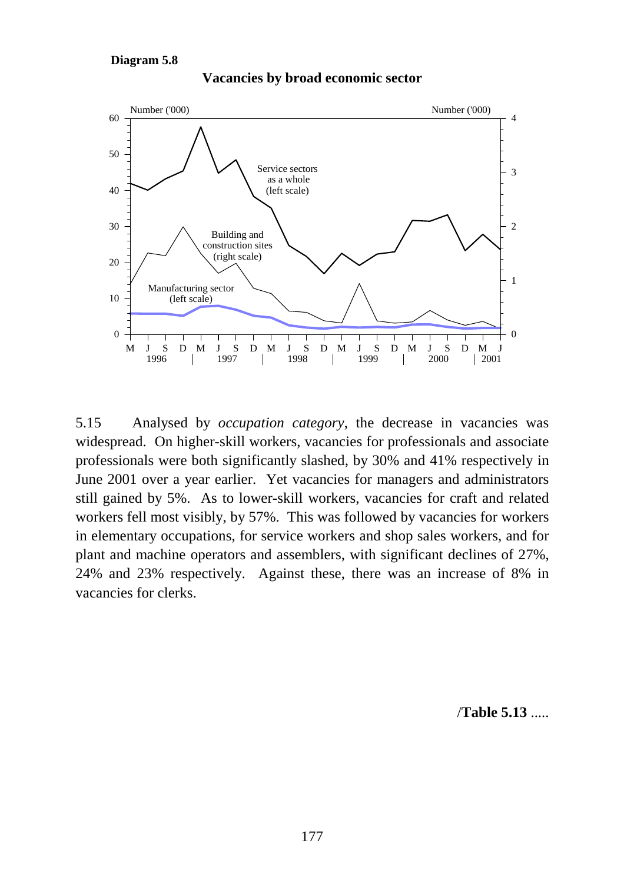**Diagram 5.8**

**Vacancies by broad economic sector**

5.15 Analysed by *occupation category*, the decrease in vacancies was widespread. On higher-skill workers, vacancies for professionals and associate professionals were both significantly slashed, by 30% and 41% respectively in June 2001 over a year earlier. Yet vacancies for managers and administrators still gained by 5%. As to lower-skill workers, vacancies for craft and related workers fell most visibly, by 57%. This was followed by vacancies for workers in elementary occupations, for service workers and shop sales workers, and for plant and machine operators and assemblers, with significant declines of 27%, 24% and 23% respectively. Against these, there was an increase of 8% in vacancies for clerks.

/**Table 5.13** .....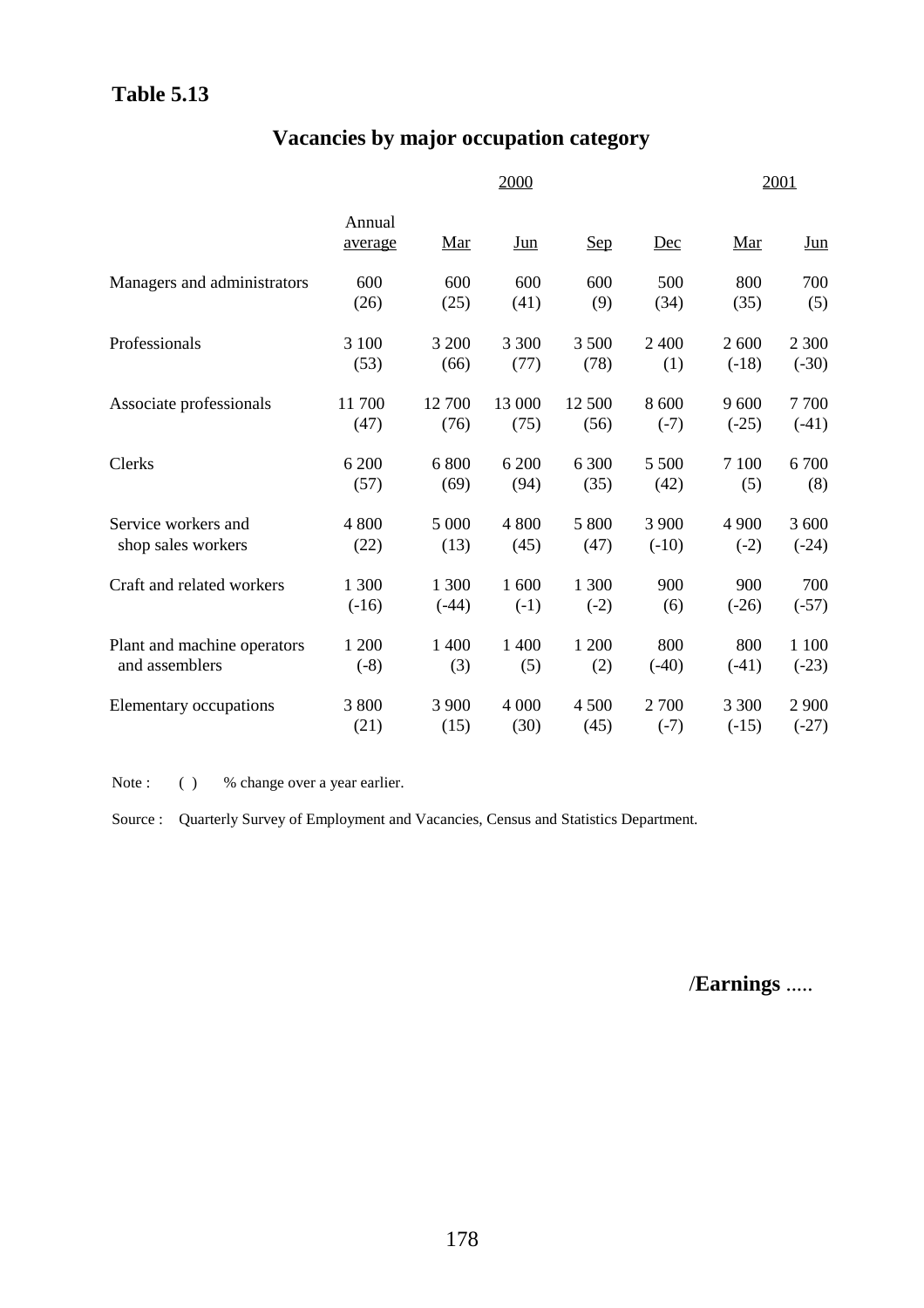## Table 5.13

# Vacancies by major occupation category

| | 2000 | | | | | 2001 | |
|---|---|---|---|---|---|---|---|
| | Annual average | Mar | Jun | Sep | Dec | Mar | Jun |
| Managers and administrators | 600<br>(26) | 600<br>(25) | 600<br>(41) | 600<br>(9) | 500<br>(34) | 800<br>(35) | 700<br>(5) |
| Professionals | 3 100<br>(53) | 3 200<br>(66) | 3 300<br>(77) | 3 500<br>(78) | 2 400<br>(1) | 2 600<br>(-18) | 2 300<br>(-30) |
| Associate professionals | 11 700<br>(47) | 12 700<br>(76) | 13 000<br>(75) | 12 500<br>(56) | 8 600<br>(-7) | 9 600<br>(-25) | 7 700<br>(-41) |
| Clerks | 6 200<br>(57) | 6 800<br>(69) | 6 200<br>(94) | 6 300<br>(35) | 5 500<br>(42) | 7 100<br>(5) | 6 700<br>(8) |
| Service workers and shop sales workers | 4 800<br>(22) | 5 000<br>(13) | 4 800<br>(45) | 5 800<br>(47) | 3 900<br>(-10) | 4 900<br>(-2) | 3 600<br>(-24) |
| Craft and related workers | 1 300<br>(-16) | 1 300<br>(-44) | 1 600<br>(-1) | 1 300<br>(-2) | 900<br>(6) | 900<br>(-26) | 700<br>(-57) |
| Plant and machine operators and assemblers | 1 200<br>(-8) | 1 400<br>(3) | 1 400<br>(5) | 1 200<br>(2) | 800<br>(-40) | 800<br>(-41) | 1 100<br>(-23) |
| Elementary occupations | 3 800<br>(21) | 3 900<br>(15) | 4 000<br>(30) | 4 500<br>(45) | 2 700<br>(-7) | 3 300<br>(-15) | 2 900<br>(-27) |

Note : ( ) % change over a year earlier.

Source : Quarterly Survey of Employment and Vacancies, Census and Statistics Department.

/**Earnings** .....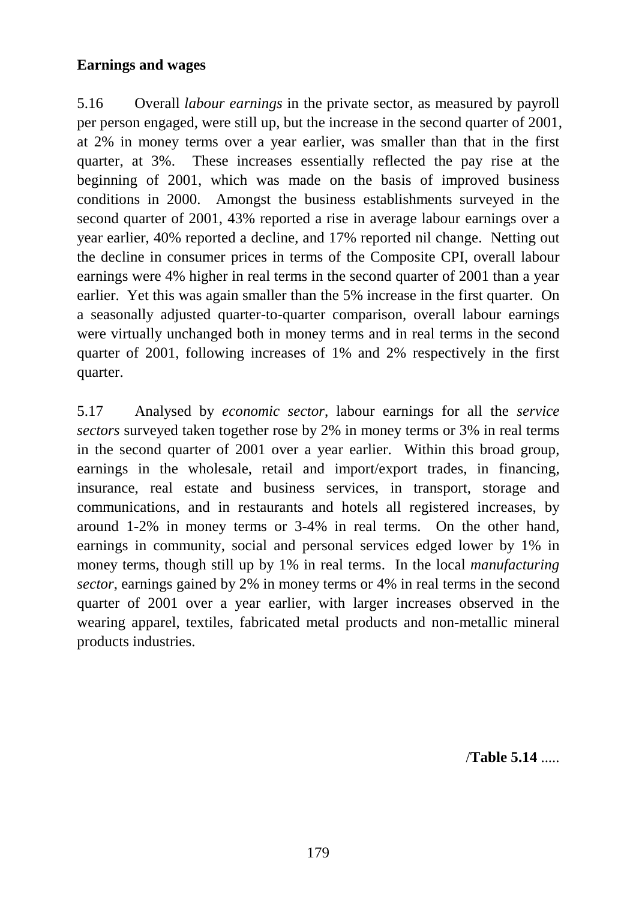**Earnings and wages**

5.16 Overall *labour earnings* in the private sector, as measured by payroll per person engaged, were still up, but the increase in the second quarter of 2001, at 2% in money terms over a year earlier, was smaller than that in the first quarter, at 3%. These increases essentially reflected the pay rise at the beginning of 2001, which was made on the basis of improved business conditions in 2000. Amongst the business establishments surveyed in the second quarter of 2001, 43% reported a rise in average labour earnings over a year earlier, 40% reported a decline, and 17% reported nil change. Netting out the decline in consumer prices in terms of the Composite CPI, overall labour earnings were 4% higher in real terms in the second quarter of 2001 than a year earlier. Yet this was again smaller than the 5% increase in the first quarter. On a seasonally adjusted quarter-to-quarter comparison, overall labour earnings were virtually unchanged both in money terms and in real terms in the second quarter of 2001, following increases of 1% and 2% respectively in the first quarter.

5.17 Analysed by *economic sector*, labour earnings for all the *service sectors* surveyed taken together rose by 2% in money terms or 3% in real terms in the second quarter of 2001 over a year earlier. Within this broad group, earnings in the wholesale, retail and import/export trades, in financing, insurance, real estate and business services, in transport, storage and communications, and in restaurants and hotels all registered increases, by around 1-2% in money terms or 3-4% in real terms. On the other hand, earnings in community, social and personal services edged lower by 1% in money terms, though still up by 1% in real terms. In the local *manufacturing sector*, earnings gained by 2% in money terms or 4% in real terms in the second quarter of 2001 over a year earlier, with larger increases observed in the wearing apparel, textiles, fabricated metal products and non-metallic mineral products industries.

/**Table 5.14** .....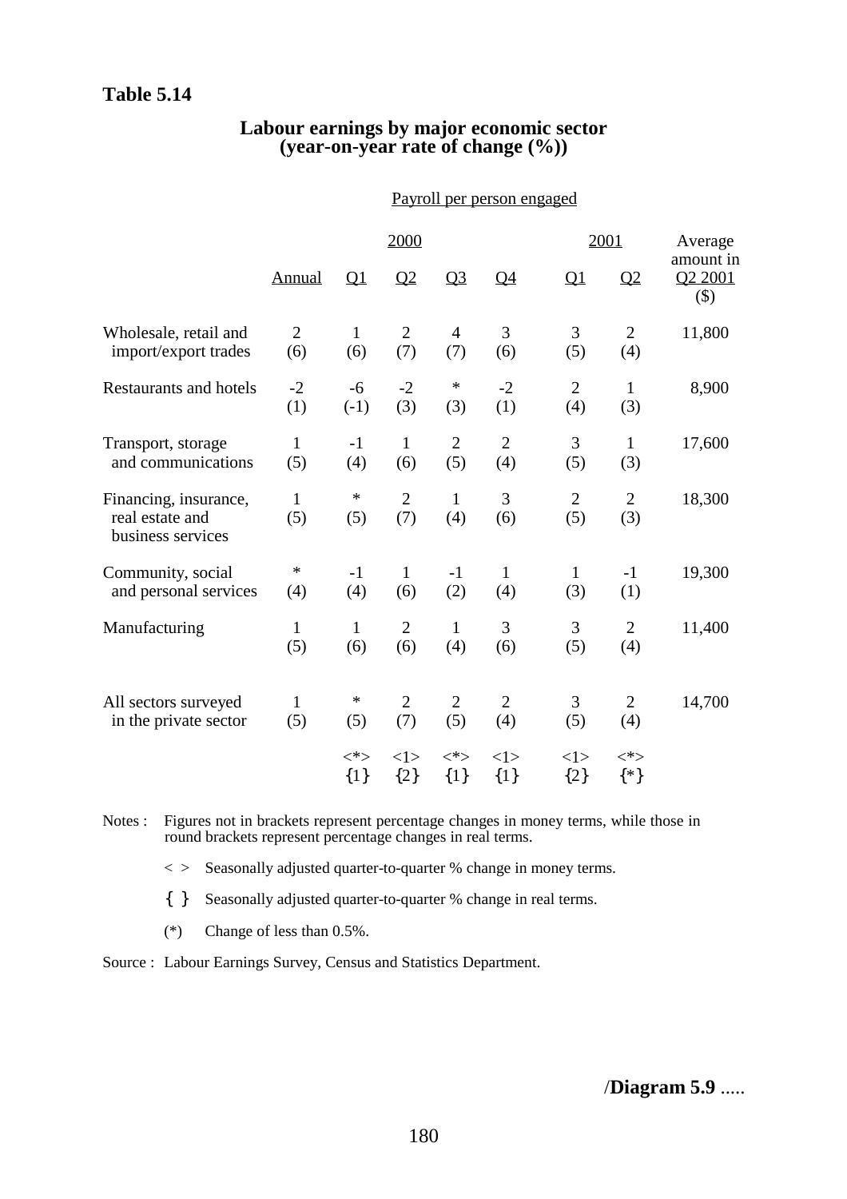**Table 5.14**

**Labour earnings by major economic sector**
**(year-on-year rate of change (%))**

| | Payroll per person engaged | | | | | | | |
|---|---|---|---|---|---|---|---|---|
| | | 2000 | | | | 2001 | | Average amount in Q2 2001 ($) |
| | Annual | Q1 | Q2 | Q3 | Q4 | Q1 | Q2 | |
| Wholesale, retail and import/export trades | 2 (6) | 1 (6) | 2 (7) | 4 (7) | 3 (6) | 3 (5) | 2 (4) | 11,800 |
| Restaurants and hotels | -2 (1) | -6 (-1) | -2 (3) | * (3) | -2 (1) | 2 (4) | 1 (3) | 8,900 |
| Transport, storage and communications | 1 (5) | -1 (4) | 1 (6) | 2 (5) | 2 (4) | 3 (5) | 1 (3) | 17,600 |
| Financing, insurance, real estate and business services | 1 (5) | * (5) | 2 (7) | 1 (4) | 3 (6) | 2 (5) | 2 (3) | 18,300 |
| Community, social and personal services | * (4) | -1 (4) | 1 (6) | -1 (2) | 1 (4) | 1 (3) | -1 (1) | 19,300 |
| Manufacturing | 1 (5) | 1 (6) | 2 (6) | 1 (4) | 3 (6) | 3 (5) | 2 (4) | 11,400 |
| All sectors surveyed in the private sector | 1 (5) | * (5) | 2 (7) | 2 (5) | 2 (4) | 3 (5) | 2 (4) | 14,700 |
| | | <*> {1} | <1> {2} | <*> {1} | <1> {1} | <1> {2} | <*> {*} | |

Notes : Figures not in brackets represent percentage changes in money terms, while those in round brackets represent percentage changes in real terms.

< > Seasonally adjusted quarter-to-quarter % change in money terms.

{ } Seasonally adjusted quarter-to-quarter % change in real terms.

(*) Change of less than 0.5%.

Source : Labour Earnings Survey, Census and Statistics Department.

/**Diagram 5.9** .....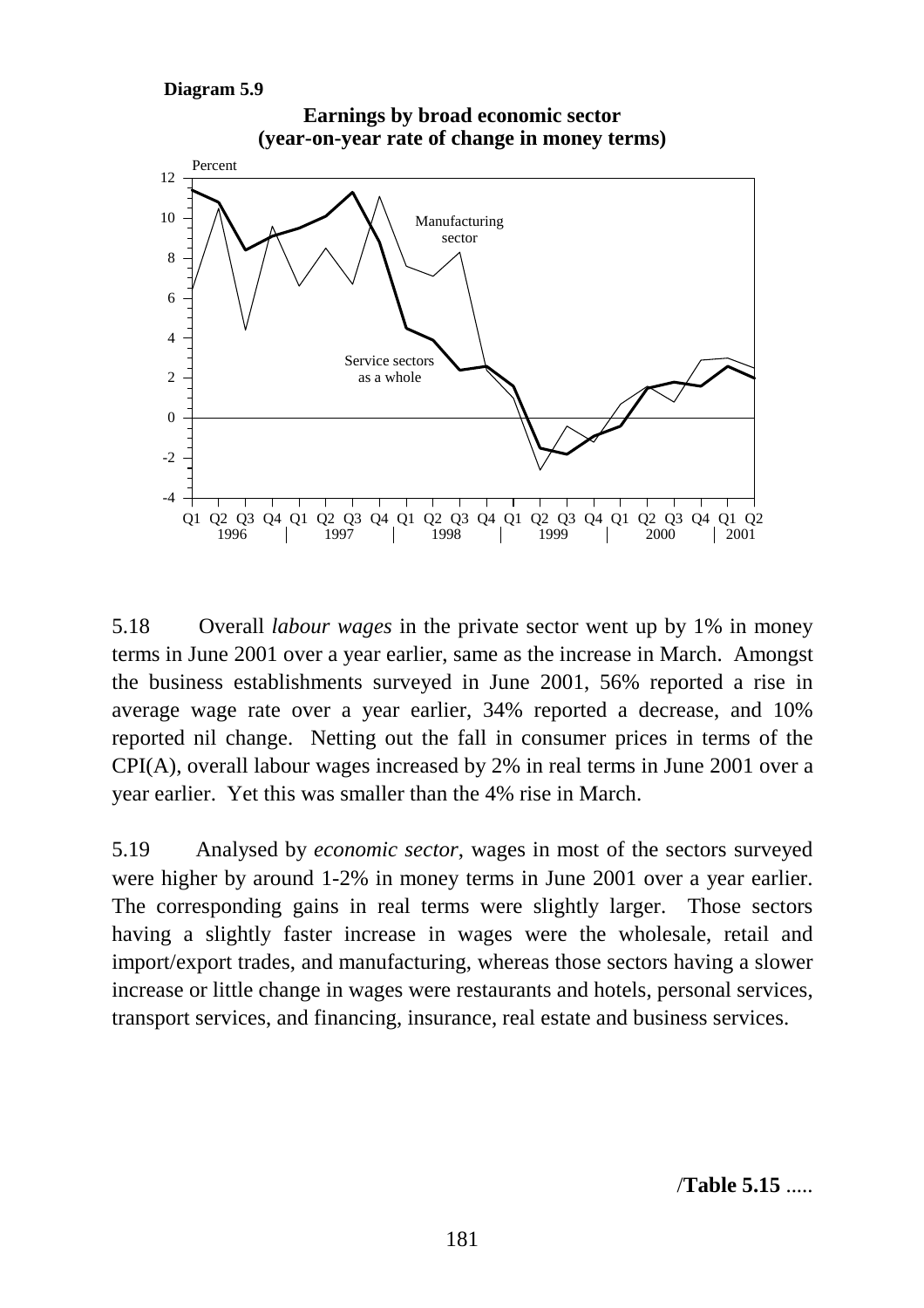**Diagram 5.9**

**Earnings by broad economic sector (year-on-year rate of change in money terms)**

5.18 Overall *labour wages* in the private sector went up by 1% in money terms in June 2001 over a year earlier, same as the increase in March. Amongst the business establishments surveyed in June 2001, 56% reported a rise in average wage rate over a year earlier, 34% reported a decrease, and 10% reported nil change. Netting out the fall in consumer prices in terms of the CPI(A), overall labour wages increased by 2% in real terms in June 2001 over a year earlier. Yet this was smaller than the 4% rise in March.

5.19 Analysed by *economic sector*, wages in most of the sectors surveyed were higher by around 1-2% in money terms in June 2001 over a year earlier. The corresponding gains in real terms were slightly larger. Those sectors having a slightly faster increase in wages were the wholesale, retail and import/export trades, and manufacturing, whereas those sectors having a slower increase or little change in wages were restaurants and hotels, personal services, transport services, and financing, insurance, real estate and business services.

/**Table 5.15** .....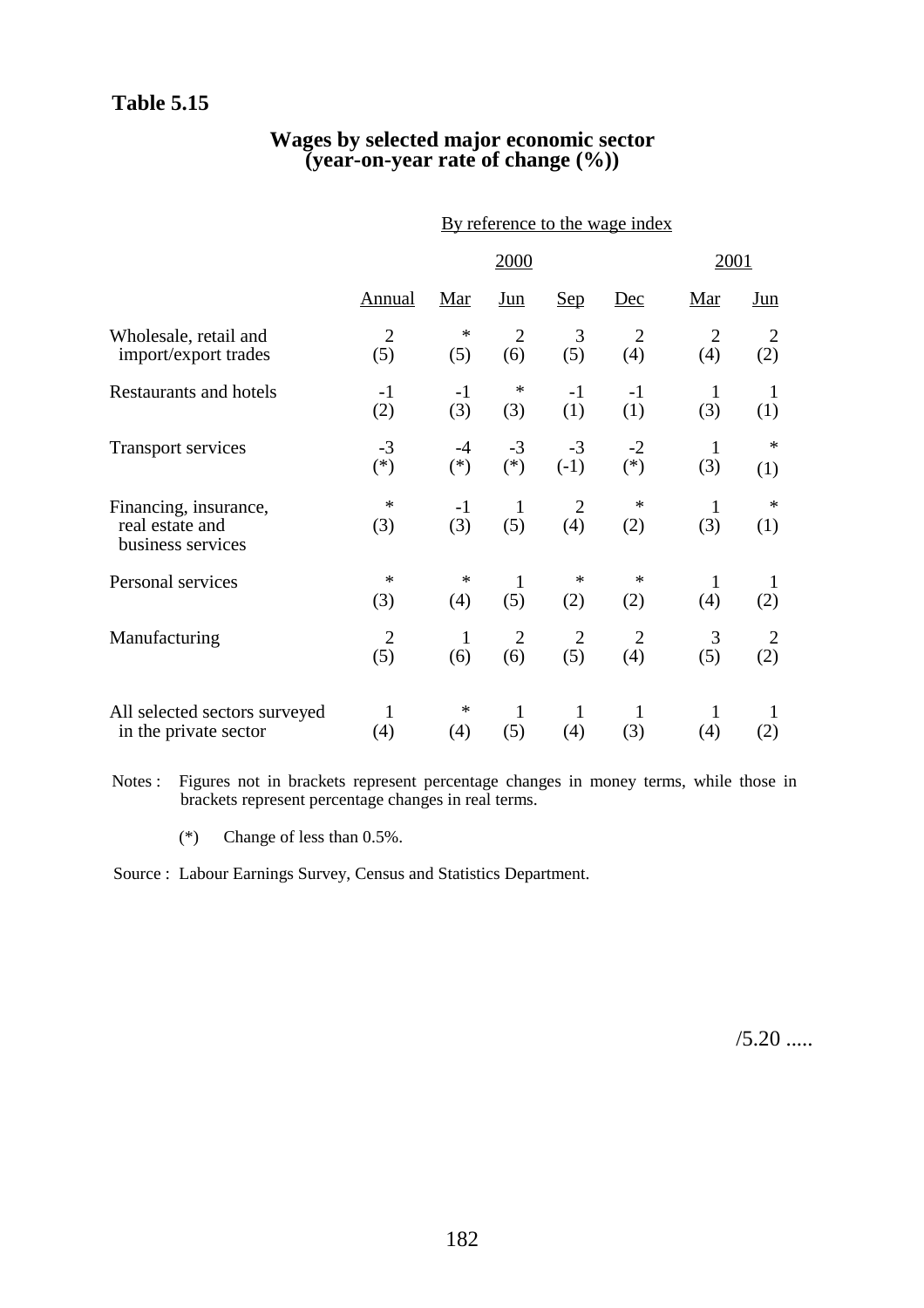**Table 5.15**

## Wages by selected major economic sector (year-on-year rate of change (%))

| | By reference to the wage index | | | | | | |
|---|---|---|---|---|---|---|---|
| | 2000 | | | | | 2001 | |
| | Annual | Mar | Jun | Sep | Dec | Mar | Jun |
| Wholesale, retail and import/export trades | 2 (5) | * (5) | 2 (6) | 3 (5) | 2 (4) | 2 (4) | 2 (2) |
| Restaurants and hotels | -1 (2) | -1 (3) | * (3) | -1 (1) | -1 (1) | 1 (3) | 1 (1) |
| Transport services | -3 (*) | -4 (*) | -3 (*) | -3 (-1) | -2 (*) | 1 (3) | * (1) |
| Financing, insurance, real estate and business services | * (3) | -1 (3) | 1 (5) | 2 (4) | * (2) | 1 (3) | * (1) |
| Personal services | * (3) | * (4) | 1 (5) | * (2) | * (2) | 1 (4) | 1 (2) |
| Manufacturing | 2 (5) | 1 (6) | 2 (6) | 2 (5) | 2 (4) | 3 (5) | 2 (2) |
| All selected sectors surveyed in the private sector | 1 (4) | * (4) | 1 (5) | 1 (4) | 1 (3) | 1 (4) | 1 (2) |

Notes : Figures not in brackets represent percentage changes in money terms, while those in brackets represent percentage changes in real terms.

(*) Change of less than 0.5%.

Source : Labour Earnings Survey, Census and Statistics Department.

/5.20 .....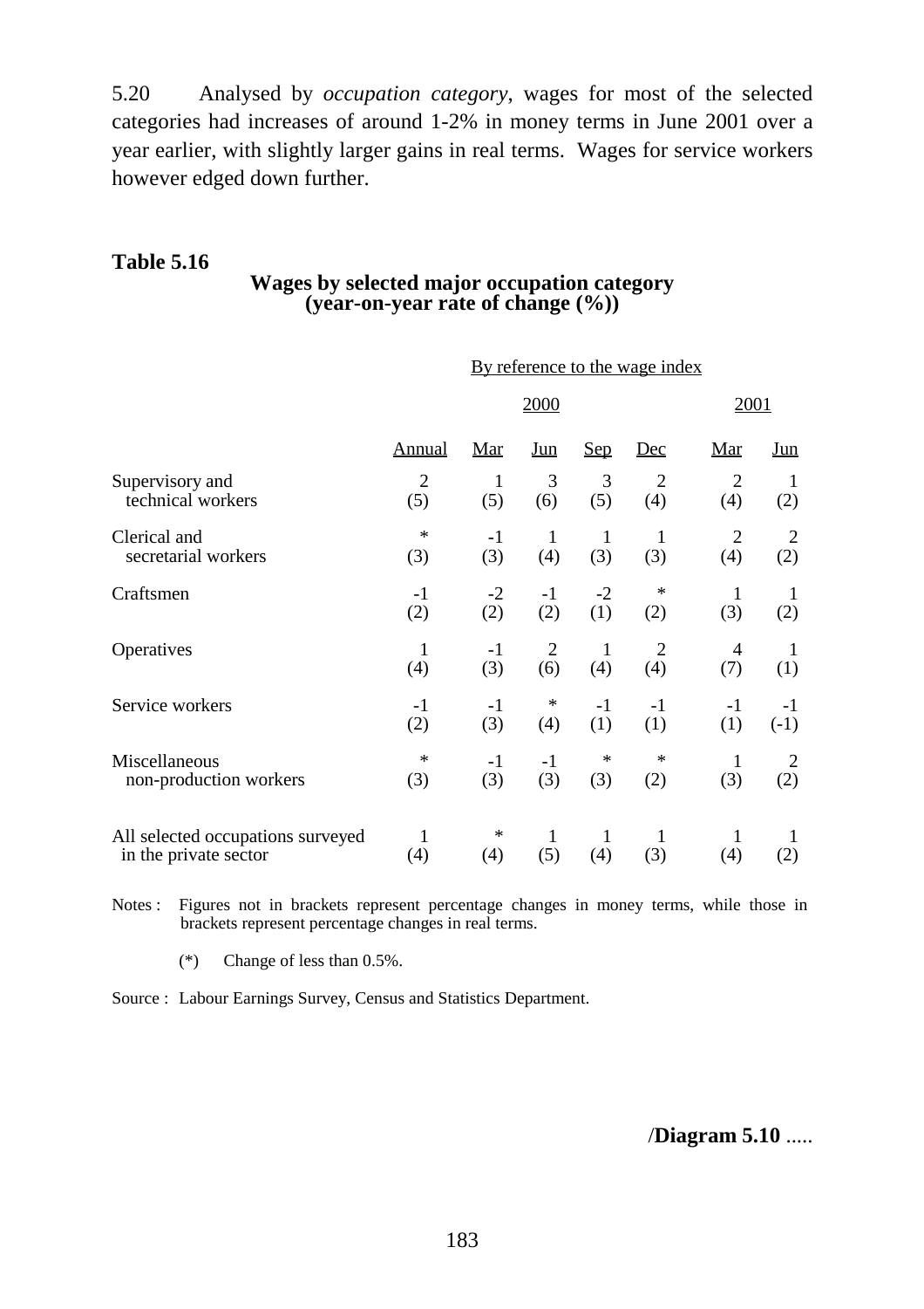5.20 Analysed by *occupation category*, wages for most of the selected categories had increases of around 1-2% in money terms in June 2001 over a year earlier, with slightly larger gains in real terms. Wages for service workers however edged down further.

**Table 5.16**

**Wages by selected major occupation category (year-on-year rate of change (%))**

| | By reference to the wage index | | | | | | |
|---|---|---|---|---|---|---|---|
| | 2000 | | | | | 2001 | |
| | Annual | Mar | Jun | Sep | Dec | Mar | Jun |
| Supervisory and technical workers | 2 (5) | 1 (5) | 3 (6) | 3 (5) | 2 (4) | 2 (4) | 1 (2) |
| Clerical and secretarial workers | * (3) | -1 (3) | 1 (4) | 1 (3) | 1 (3) | 2 (4) | 2 (2) |
| Craftsmen | -1 (2) | -2 (2) | -1 (2) | -2 (1) | * (2) | 1 (3) | 1 (2) |
| Operatives | 1 (4) | -1 (3) | 2 (6) | 1 (4) | 2 (4) | 4 (7) | 1 (1) |
| Service workers | -1 (2) | -1 (3) | * (4) | -1 (1) | -1 (1) | -1 (1) | -1 (-1) |
| Miscellaneous non-production workers | * (3) | -1 (3) | -1 (3) | * (3) | * (2) | 1 (3) | 2 (2) |
| All selected occupations surveyed in the private sector | 1 (4) | * (4) | 1 (5) | 1 (4) | 1 (3) | 1 (4) | 1 (2) |

Notes : Figures not in brackets represent percentage changes in money terms, while those in brackets represent percentage changes in real terms.

(*) Change of less than 0.5%.

Source : Labour Earnings Survey, Census and Statistics Department.

/**Diagram 5.10** .....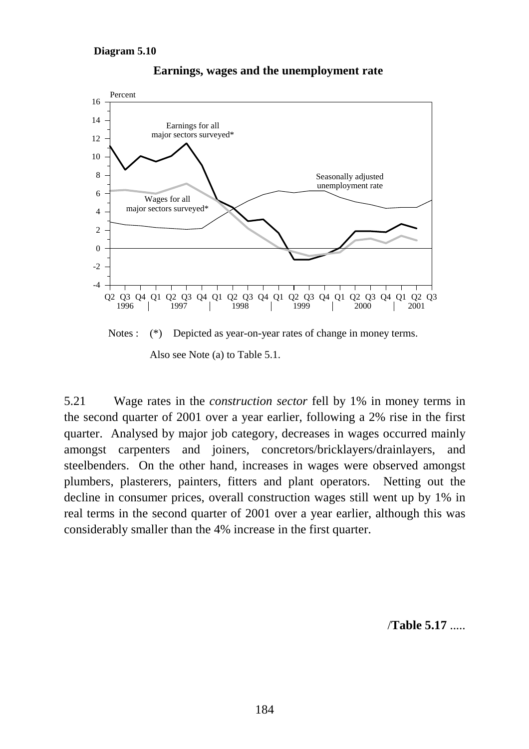**Diagram 5.10**

**Earnings, wages and the unemployment rate**

Notes : (*) Depicted as year-on-year rates of change in money terms.

Also see Note (a) to Table 5.1.

5.21 Wage rates in the *construction sector* fell by 1% in money terms in the second quarter of 2001 over a year earlier, following a 2% rise in the first quarter. Analysed by major job category, decreases in wages occurred mainly amongst carpenters and joiners, concretors/bricklayers/drainlayers, and steelbenders. On the other hand, increases in wages were observed amongst plumbers, plasterers, painters, fitters and plant operators. Netting out the decline in consumer prices, overall construction wages still went up by 1% in real terms in the second quarter of 2001 over a year earlier, although this was considerably smaller than the 4% increase in the first quarter.

/**Table 5.17** .....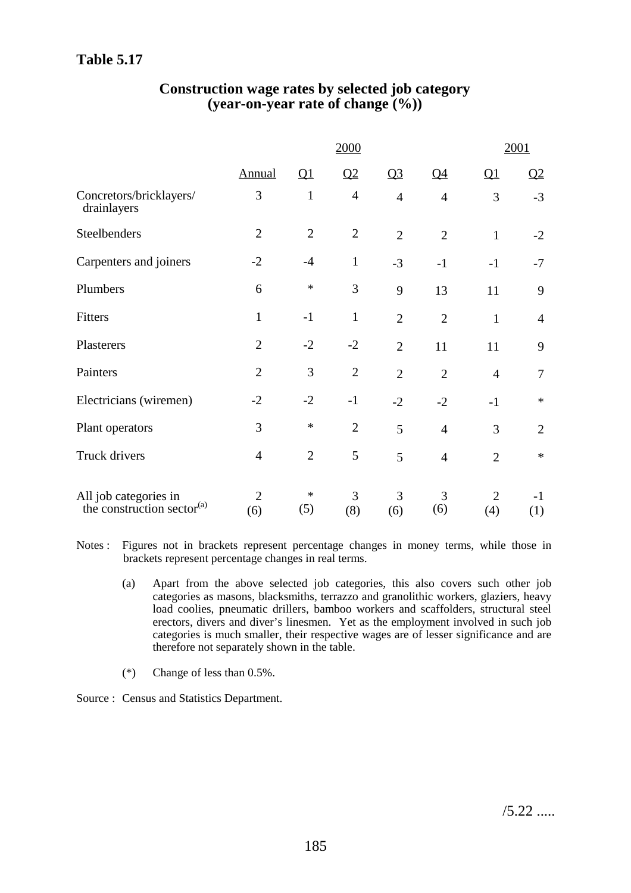# Table 5.17

## Construction wage rates by selected job category (year-on-year rate of change (%))

| | 2000 | | | | | 2001 | |
|---|---|---|---|---|---|---|---|
| | Annual | Q1 | Q2 | Q3 | Q4 | Q1 | Q2 |
| Concretors/bricklayers/ drainlayers | 3 | 1 | 4 | 4 | 4 | 3 | -3 |
| Steelbenders | 2 | 2 | 2 | 2 | 2 | 1 | -2 |
| Carpenters and joiners | -2 | -4 | 1 | -3 | -1 | -1 | -7 |
| Plumbers | 6 | * | 3 | 9 | 13 | 11 | 9 |
| Fitters | 1 | -1 | 1 | 2 | 2 | 1 | 4 |
| Plasterers | 2 | -2 | -2 | 2 | 11 | 11 | 9 |
| Painters | 2 | 3 | 2 | 2 | 2 | 4 | 7 |
| Electricians (wiremen) | -2 | -2 | -1 | -2 | -2 | -1 | * |
| Plant operators | 3 | * | 2 | 5 | 4 | 3 | 2 |
| Truck drivers | 4 | 2 | 5 | 5 | 4 | 2 | * |
| All job categories in the construction sector(a) | 2 (6) | * (5) | 3 (8) | 3 (6) | 3 (6) | 2 (4) | -1 (1) |

Notes : Figures not in brackets represent percentage changes in money terms, while those in brackets represent percentage changes in real terms.

(a) Apart from the above selected job categories, this also covers such other job categories as masons, blacksmiths, terrazzo and granolithic workers, glaziers, heavy load coolies, pneumatic drillers, bamboo workers and scaffolders, structural steel erectors, divers and diver's linesmen. Yet as the employment involved in such job categories is much smaller, their respective wages are of lesser significance and are therefore not separately shown in the table.

(*) Change of less than 0.5%.

Source : Census and Statistics Department.

/5.22 .....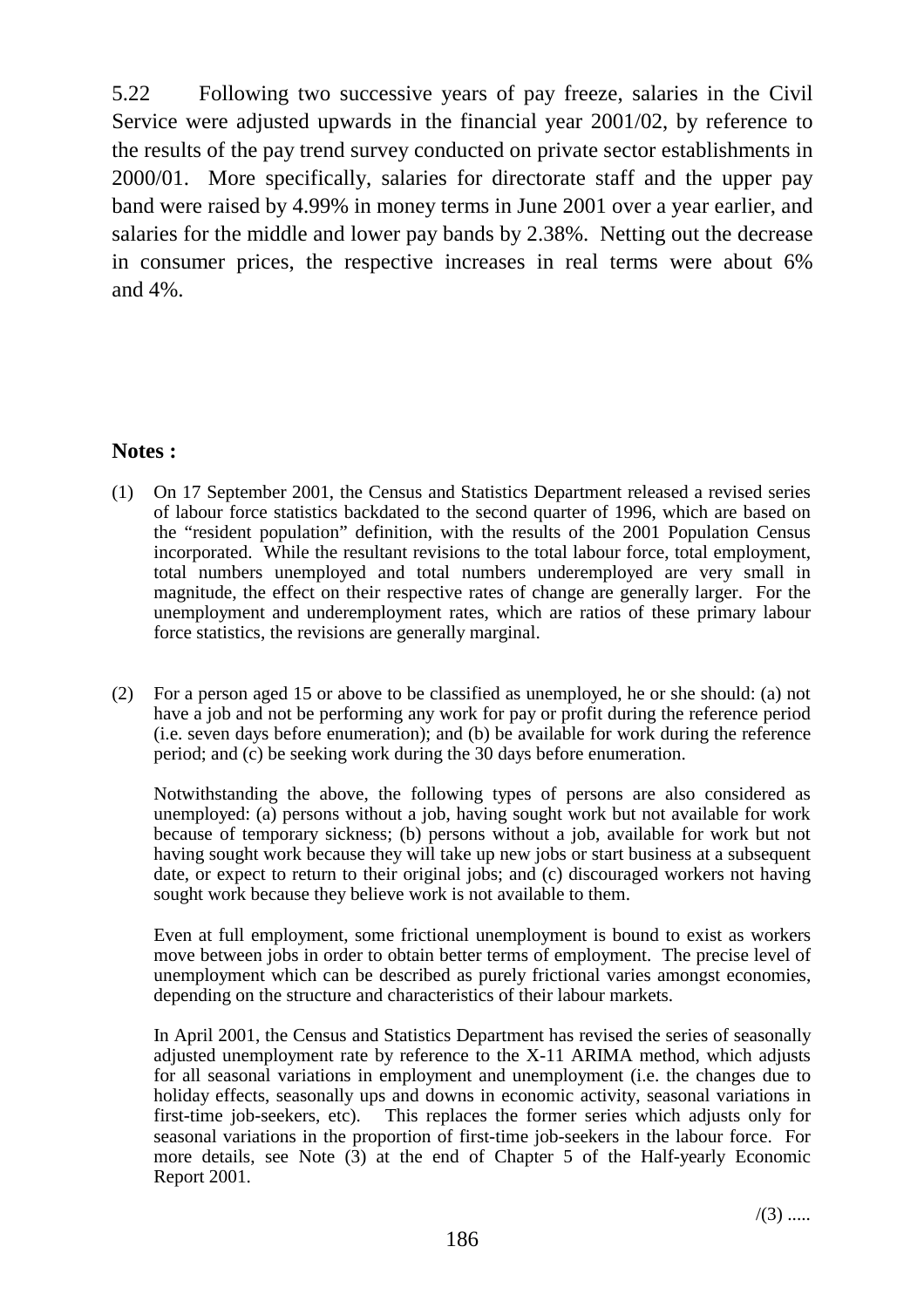5.22 Following two successive years of pay freeze, salaries in the Civil Service were adjusted upwards in the financial year 2001/02, by reference to the results of the pay trend survey conducted on private sector establishments in 2000/01. More specifically, salaries for directorate staff and the upper pay band were raised by 4.99% in money terms in June 2001 over a year earlier, and salaries for the middle and lower pay bands by 2.38%. Netting out the decrease in consumer prices, the respective increases in real terms were about 6% and 4%.

**Notes :**

(1) On 17 September 2001, the Census and Statistics Department released a revised series of labour force statistics backdated to the second quarter of 1996, which are based on the "resident population" definition, with the results of the 2001 Population Census incorporated. While the resultant revisions to the total labour force, total employment, total numbers unemployed and total numbers underemployed are very small in magnitude, the effect on their respective rates of change are generally larger. For the unemployment and underemployment rates, which are ratios of these primary labour force statistics, the revisions are generally marginal.

(2) For a person aged 15 or above to be classified as unemployed, he or she should: (a) not have a job and not be performing any work for pay or profit during the reference period (i.e. seven days before enumeration); and (b) be available for work during the reference period; and (c) be seeking work during the 30 days before enumeration.

Notwithstanding the above, the following types of persons are also considered as unemployed: (a) persons without a job, having sought work but not available for work because of temporary sickness; (b) persons without a job, available for work but not having sought work because they will take up new jobs or start business at a subsequent date, or expect to return to their original jobs; and (c) discouraged workers not having sought work because they believe work is not available to them.

Even at full employment, some frictional unemployment is bound to exist as workers move between jobs in order to obtain better terms of employment. The precise level of unemployment which can be described as purely frictional varies amongst economies, depending on the structure and characteristics of their labour markets.

In April 2001, the Census and Statistics Department has revised the series of seasonally adjusted unemployment rate by reference to the X-11 ARIMA method, which adjusts for all seasonal variations in employment and unemployment (i.e. the changes due to holiday effects, seasonally ups and downs in economic activity, seasonal variations in first-time job-seekers, etc). This replaces the former series which adjusts only for seasonal variations in the proportion of first-time job-seekers in the labour force. For more details, see Note (3) at the end of Chapter 5 of the Half-yearly Economic Report 2001.

/(3) .....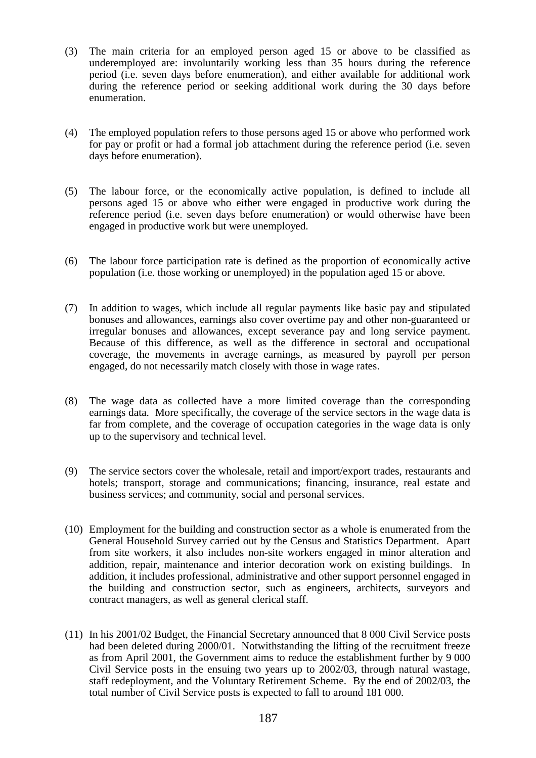(3) The main criteria for an employed person aged 15 or above to be classified as underemployed are: involuntarily working less than 35 hours during the reference period (i.e. seven days before enumeration), and either available for additional work during the reference period or seeking additional work during the 30 days before enumeration.

(4) The employed population refers to those persons aged 15 or above who performed work for pay or profit or had a formal job attachment during the reference period (i.e. seven days before enumeration).

(5) The labour force, or the economically active population, is defined to include all persons aged 15 or above who either were engaged in productive work during the reference period (i.e. seven days before enumeration) or would otherwise have been engaged in productive work but were unemployed.

(6) The labour force participation rate is defined as the proportion of economically active population (i.e. those working or unemployed) in the population aged 15 or above.

(7) In addition to wages, which include all regular payments like basic pay and stipulated bonuses and allowances, earnings also cover overtime pay and other non-guaranteed or irregular bonuses and allowances, except severance pay and long service payment. Because of this difference, as well as the difference in sectoral and occupational coverage, the movements in average earnings, as measured by payroll per person engaged, do not necessarily match closely with those in wage rates.

(8) The wage data as collected have a more limited coverage than the corresponding earnings data. More specifically, the coverage of the service sectors in the wage data is far from complete, and the coverage of occupation categories in the wage data is only up to the supervisory and technical level.

(9) The service sectors cover the wholesale, retail and import/export trades, restaurants and hotels; transport, storage and communications; financing, insurance, real estate and business services; and community, social and personal services.

(10) Employment for the building and construction sector as a whole is enumerated from the General Household Survey carried out by the Census and Statistics Department. Apart from site workers, it also includes non-site workers engaged in minor alteration and addition, repair, maintenance and interior decoration work on existing buildings. In addition, it includes professional, administrative and other support personnel engaged in the building and construction sector, such as engineers, architects, surveyors and contract managers, as well as general clerical staff.

(11) In his 2001/02 Budget, the Financial Secretary announced that 8 000 Civil Service posts had been deleted during 2000/01. Notwithstanding the lifting of the recruitment freeze as from April 2001, the Government aims to reduce the establishment further by 9 000 Civil Service posts in the ensuing two years up to 2002/03, through natural wastage, staff redeployment, and the Voluntary Retirement Scheme. By the end of 2002/03, the total number of Civil Service posts is expected to fall to around 181 000.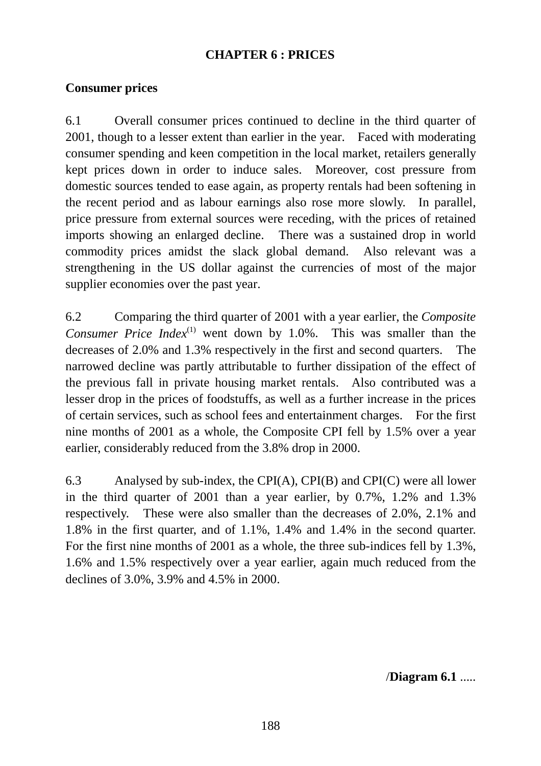# CHAPTER 6 : PRICES

## Consumer prices

6.1 Overall consumer prices continued to decline in the third quarter of 2001, though to a lesser extent than earlier in the year. Faced with moderating consumer spending and keen competition in the local market, retailers generally kept prices down in order to induce sales. Moreover, cost pressure from domestic sources tended to ease again, as property rentals had been softening in the recent period and as labour earnings also rose more slowly. In parallel, price pressure from external sources were receding, with the prices of retained imports showing an enlarged decline. There was a sustained drop in world commodity prices amidst the slack global demand. Also relevant was a strengthening in the US dollar against the currencies of most of the major supplier economies over the past year.

6.2 Comparing the third quarter of 2001 with a year earlier, the *Composite Consumer Price Index*(1) went down by 1.0%. This was smaller than the decreases of 2.0% and 1.3% respectively in the first and second quarters. The narrowed decline was partly attributable to further dissipation of the effect of the previous fall in private housing market rentals. Also contributed was a lesser drop in the prices of foodstuffs, as well as a further increase in the prices of certain services, such as school fees and entertainment charges. For the first nine months of 2001 as a whole, the Composite CPI fell by 1.5% over a year earlier, considerably reduced from the 3.8% drop in 2000.

6.3 Analysed by sub-index, the CPI(A), CPI(B) and CPI(C) were all lower in the third quarter of 2001 than a year earlier, by 0.7%, 1.2% and 1.3% respectively. These were also smaller than the decreases of 2.0%, 2.1% and 1.8% in the first quarter, and of 1.1%, 1.4% and 1.4% in the second quarter. For the first nine months of 2001 as a whole, the three sub-indices fell by 1.3%, 1.6% and 1.5% respectively over a year earlier, again much reduced from the declines of 3.0%, 3.9% and 4.5% in 2000.

/**Diagram 6.1** .....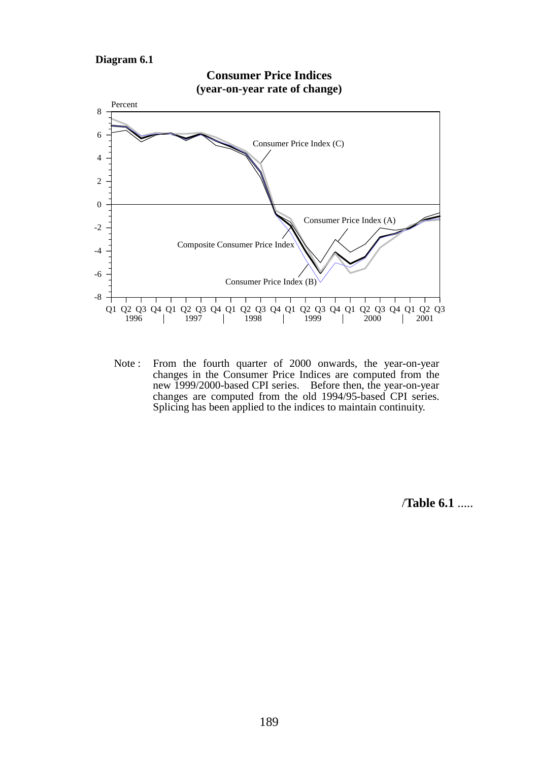**Diagram 6.1**

**Consumer Price Indices**
**(year-on-year rate of change)**

Percent

Consumer Price Index (C)

Consumer Price Index (A)

Composite Consumer Price Index

Consumer Price Index (B)

Q1 Q2 Q3 Q4 Q1 Q2 Q3 Q4 Q1 Q2 Q3 Q4 Q1 Q2 Q3 Q4 Q1 Q2 Q3 Q4 Q1 Q2 Q3
1996 | 1997 | 1998 | 1999 | 2000 | 2001

Note : From the fourth quarter of 2000 onwards, the year-on-year changes in the Consumer Price Indices are computed from the new 1999/2000-based CPI series. Before then, the year-on-year changes are computed from the old 1994/95-based CPI series. Splicing has been applied to the indices to maintain continuity.

/**Table 6.1** .....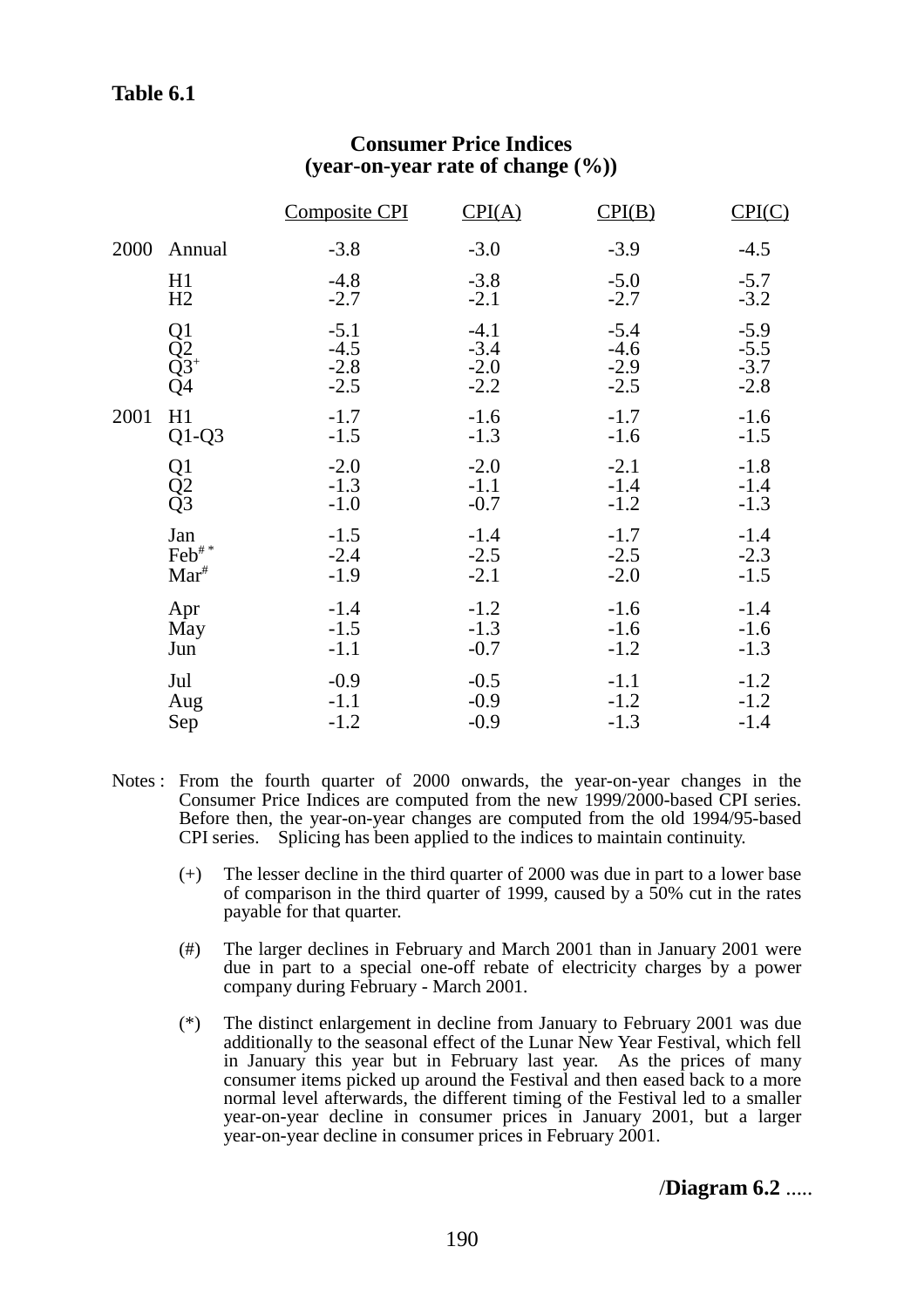**Table 6.1**

**Consumer Price Indices**
**(year-on-year rate of change (%))**

| | | Composite CPI | CPI(A) | CPI(B) | CPI(C) |
|---|---|---|---|---|---|
| 2000 | Annual | -3.8 | -3.0 | -3.9 | -4.5 |
| | H1 | -4.8 | -3.8 | -5.0 | -5.7 |
| | H2 | -2.7 | -2.1 | -2.7 | -3.2 |
| | Q1 | -5.1 | -4.1 | -5.4 | -5.9 |
| | Q2 | -4.5 | -3.4 | -4.6 | -5.5 |
| | Q3[+] | -2.8 | -2.0 | -2.9 | -3.7 |
| | Q4 | -2.5 | -2.2 | -2.5 | -2.8 |
| 2001 | H1 | -1.7 | -1.6 | -1.7 | -1.6 |
| | Q1-Q3 | -1.5 | -1.3 | -1.6 | -1.5 |
| | Q1 | -2.0 | -2.0 | -2.1 | -1.8 |
| | Q2 | -1.3 | -1.1 | -1.4 | -1.4 |
| | Q3 | -1.0 | -0.7 | -1.2 | -1.3 |
| | Jan | -1.5 | -1.4 | -1.7 | -1.4 |
| | Feb[# *] | -2.4 | -2.5 | -2.5 | -2.3 |
| | Mar[#] | -1.9 | -2.1 | -2.0 | -1.5 |
| | Apr | -1.4 | -1.2 | -1.6 | -1.4 |
| | May | -1.5 | -1.3 | -1.6 | -1.6 |
| | Jun | -1.1 | -0.7 | -1.2 | -1.3 |
| | Jul | -0.9 | -0.5 | -1.1 | -1.2 |
| | Aug | -1.1 | -0.9 | -1.2 | -1.2 |
| | Sep | -1.2 | -0.9 | -1.3 | -1.4 |

Notes : From the fourth quarter of 2000 onwards, the year-on-year changes in the Consumer Price Indices are computed from the new 1999/2000-based CPI series. Before then, the year-on-year changes are computed from the old 1994/95-based CPI series. Splicing has been applied to the indices to maintain continuity.

(+) The lesser decline in the third quarter of 2000 was due in part to a lower base of comparison in the third quarter of 1999, caused by a 50% cut in the rates payable for that quarter.

(#) The larger declines in February and March 2001 than in January 2001 were due in part to a special one-off rebate of electricity charges by a power company during February - March 2001.

(*) The distinct enlargement in decline from January to February 2001 was due additionally to the seasonal effect of the Lunar New Year Festival, which fell in January this year but in February last year. As the prices of many consumer items picked up around the Festival and then eased back to a more normal level afterwards, the different timing of the Festival led to a smaller year-on-year decline in consumer prices in January 2001, but a larger year-on-year decline in consumer prices in February 2001.

/**Diagram 6.2** .....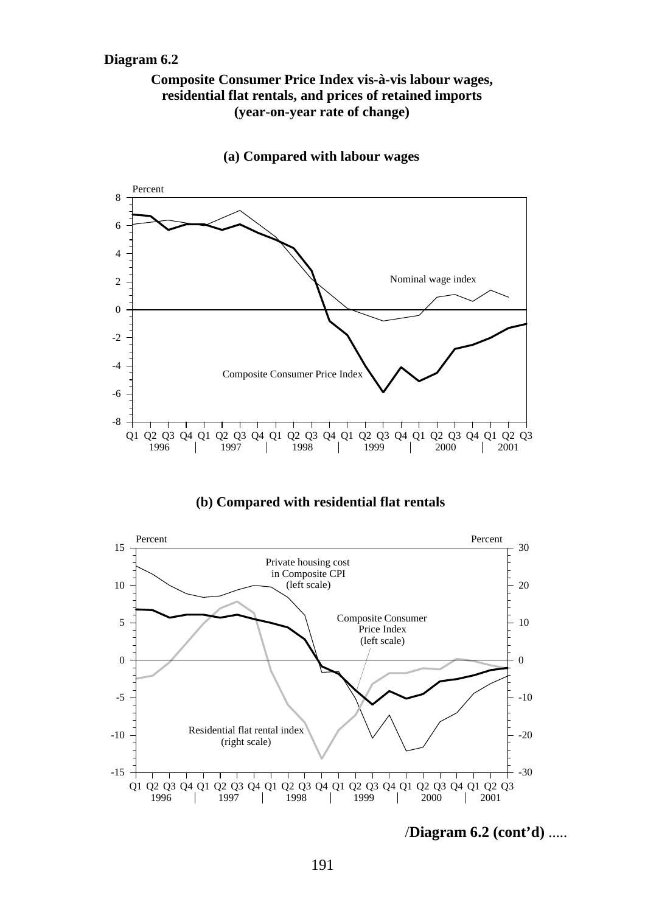**Diagram 6.2**

**Composite Consumer Price Index vis-à-vis labour wages, residential flat rentals, and prices of retained imports (year-on-year rate of change)**

**(a) Compared with labour wages**

Percent

Nominal wage index

Composite Consumer Price Index

Q1 Q2 Q3 Q4 Q1 Q2 Q3 Q4 Q1 Q2 Q3 Q4 Q1 Q2 Q3 Q4 Q1 Q2 Q3 Q4 Q1 Q2 Q3
1996 | 1997 | 1998 | 1999 | 2000 | 2001

**(b) Compared with residential flat rentals**

Percent | Percent

Private housing cost in Composite CPI (left scale)

Composite Consumer Price Index (left scale)

Residential flat rental index (right scale)

Q1 Q2 Q3 Q4 Q1 Q2 Q3 Q4 Q1 Q2 Q3 Q4 Q1 Q2 Q3 Q4 Q1 Q2 Q3 Q4 Q1 Q2 Q3
1996 | 1997 | 1998 | 1999 | 2000 | 2001

/**Diagram 6.2 (cont'd)** .....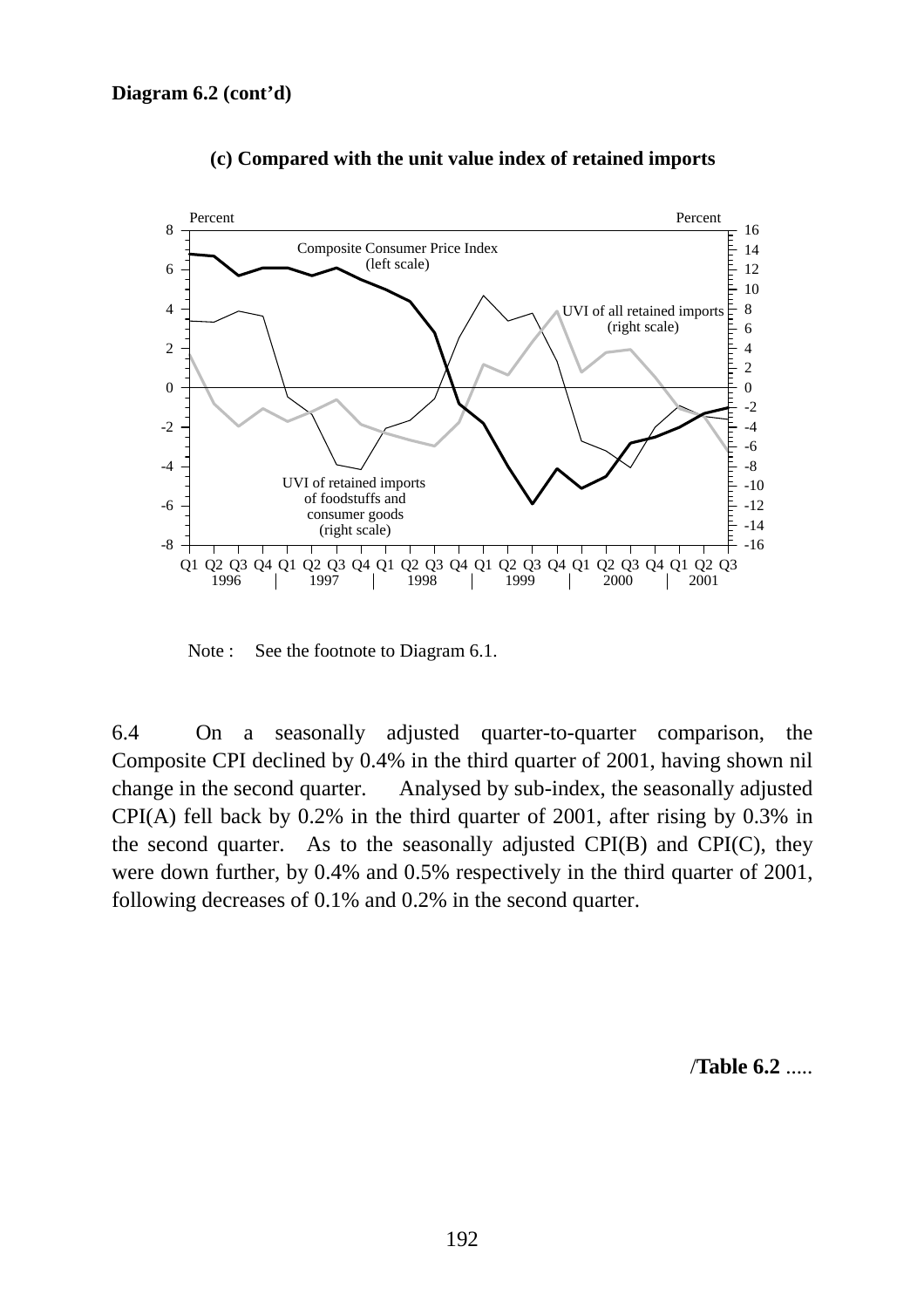**Diagram 6.2 (cont'd)**

**(c) Compared with the unit value index of retained imports**

Note : See the footnote to Diagram 6.1.

6.4 On a seasonally adjusted quarter-to-quarter comparison, the Composite CPI declined by 0.4% in the third quarter of 2001, having shown nil change in the second quarter. Analysed by sub-index, the seasonally adjusted CPI(A) fell back by 0.2% in the third quarter of 2001, after rising by 0.3% in the second quarter. As to the seasonally adjusted CPI(B) and CPI(C), they were down further, by 0.4% and 0.5% respectively in the third quarter of 2001, following decreases of 0.1% and 0.2% in the second quarter.

/**Table 6.2** .....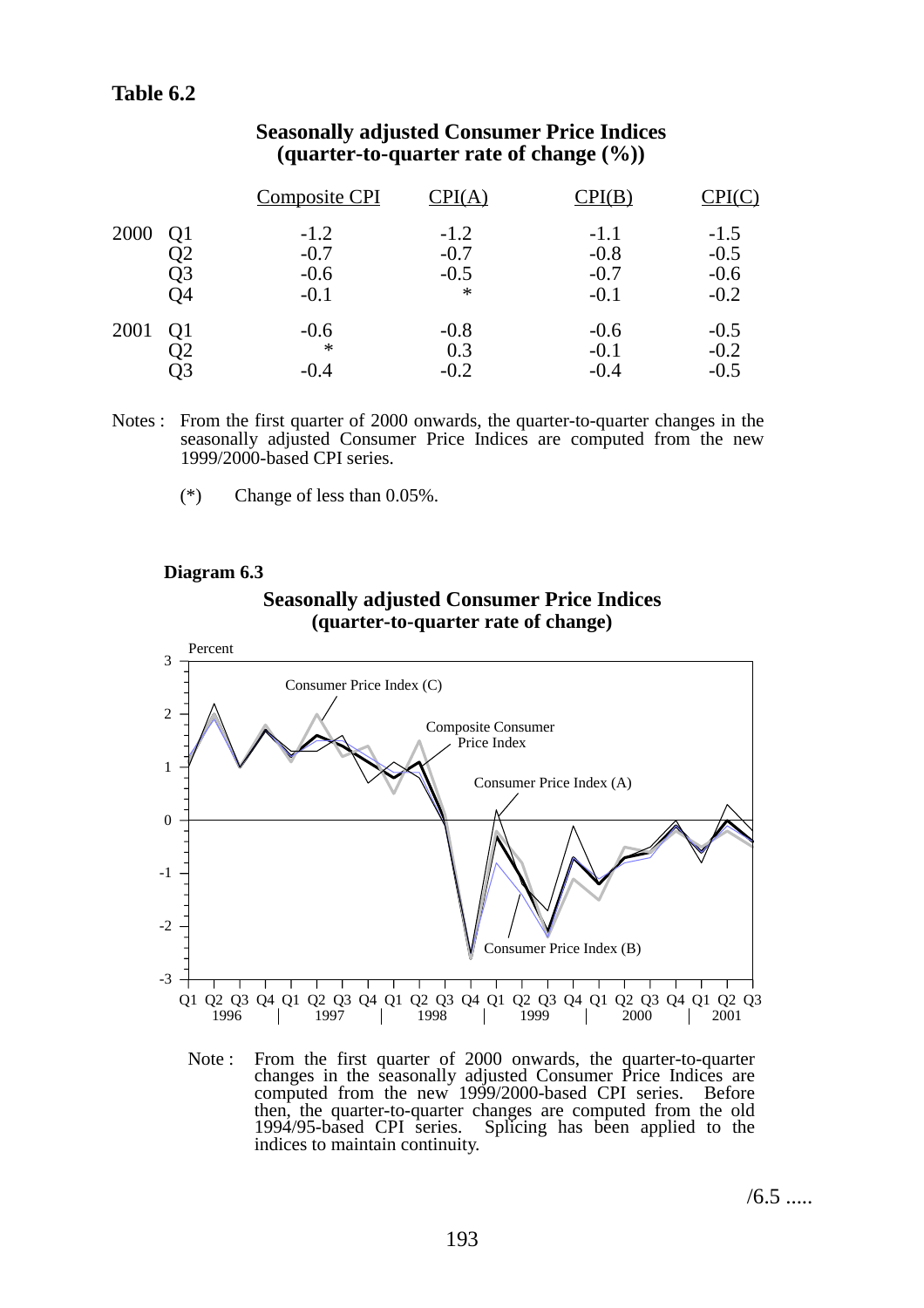**Table 6.2**

**Seasonally adjusted Consumer Price Indices (quarter-to-quarter rate of change (%))**

| | | Composite CPI | CPI(A) | CPI(B) | CPI(C) |
|---|---|---|---|---|---|
| 2000 | Q1 | -1.2 | -1.2 | -1.1 | -1.5 |
| | Q2 | -0.7 | -0.7 | -0.8 | -0.5 |
| | Q3 | -0.6 | -0.5 | -0.7 | -0.6 |
| | Q4 | -0.1 | * | -0.1 | -0.2 |
| 2001 | Q1 | -0.6 | -0.8 | -0.6 | -0.5 |
| | Q2 | * | 0.3 | -0.1 | -0.2 |
| | Q3 | -0.4 | -0.2 | -0.4 | -0.5 |

Notes : From the first quarter of 2000 onwards, the quarter-to-quarter changes in the seasonally adjusted Consumer Price Indices are computed from the new 1999/2000-based CPI series.

(*) Change of less than 0.05%.

**Diagram 6.3**

**Seasonally adjusted Consumer Price Indices (quarter-to-quarter rate of change)**

Note : From the first quarter of 2000 onwards, the quarter-to-quarter changes in the seasonally adjusted Consumer Price Indices are computed from the new 1999/2000-based CPI series. Before then, the quarter-to-quarter changes are computed from the old 1994/95-based CPI series. Splicing has been applied to the indices to maintain continuity.

/6.5 .....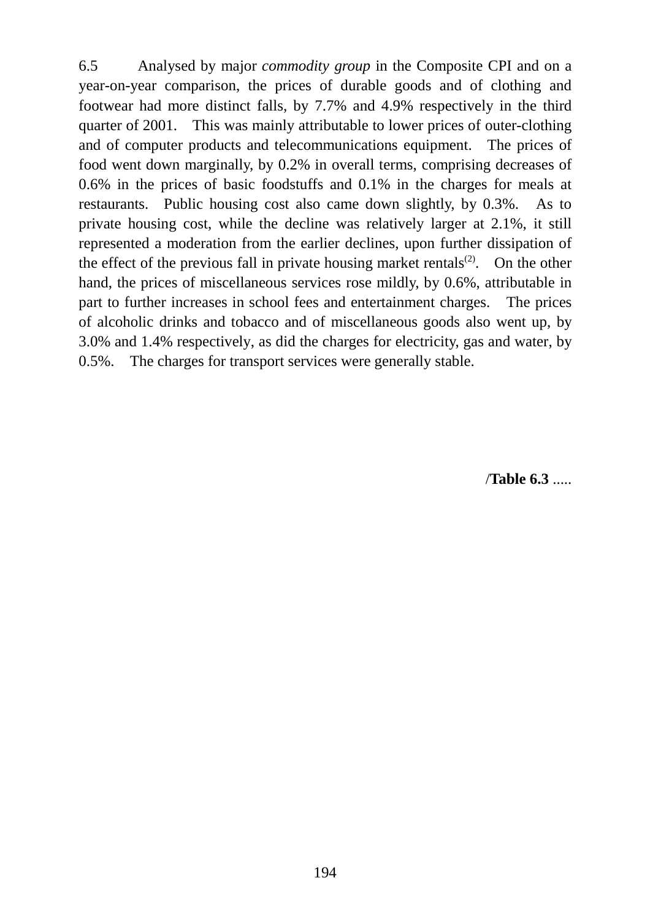6.5 Analysed by major *commodity group* in the Composite CPI and on a year-on-year comparison, the prices of durable goods and of clothing and footwear had more distinct falls, by 7.7% and 4.9% respectively in the third quarter of 2001. This was mainly attributable to lower prices of outer-clothing and of computer products and telecommunications equipment. The prices of food went down marginally, by 0.2% in overall terms, comprising decreases of 0.6% in the prices of basic foodstuffs and 0.1% in the charges for meals at restaurants. Public housing cost also came down slightly, by 0.3%. As to private housing cost, while the decline was relatively larger at 2.1%, it still represented a moderation from the earlier declines, upon further dissipation of the effect of the previous fall in private housing market rentals(2). On the other hand, the prices of miscellaneous services rose mildly, by 0.6%, attributable in part to further increases in school fees and entertainment charges. The prices of alcoholic drinks and tobacco and of miscellaneous goods also went up, by 3.0% and 1.4% respectively, as did the charges for electricity, gas and water, by 0.5%. The charges for transport services were generally stable.

/**Table 6.3** .....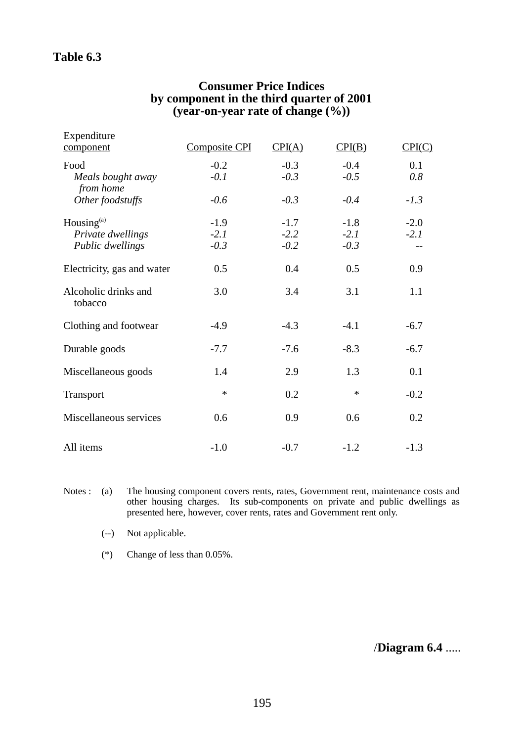**Table 6.3**

## Consumer Price Indices by component in the third quarter of 2001 (year-on-year rate of change (%))

| Expenditure component | Composite CPI | CPI(A) | CPI(B) | CPI(C) |
|---|---|---|---|---|
| Food | -0.2 | -0.3 | -0.4 | 0.1 |
| *Meals bought away from home* | *-0.1* | *-0.3* | *-0.5* | *0.8* |
| *Other foodstuffs* | *-0.6* | *-0.3* | *-0.4* | *-1.3* |
| Housing[(a)] | -1.9 | -1.7 | -1.8 | -2.0 |
| *Private dwellings* | *-2.1* | *-2.2* | *-2.1* | *-2.1* |
| *Public dwellings* | *-0.3* | *-0.2* | *-0.3* | -- |
| Electricity, gas and water | 0.5 | 0.4 | 0.5 | 0.9 |
| Alcoholic drinks and tobacco | 3.0 | 3.4 | 3.1 | 1.1 |
| Clothing and footwear | -4.9 | -4.3 | -4.1 | -6.7 |
| Durable goods | -7.7 | -7.6 | -8.3 | -6.7 |
| Miscellaneous goods | 1.4 | 2.9 | 1.3 | 0.1 |
| Transport | * | 0.2 | * | -0.2 |
| Miscellaneous services | 0.6 | 0.9 | 0.6 | 0.2 |
| All items | -1.0 | -0.7 | -1.2 | -1.3 |

Notes : (a) The housing component covers rents, rates, Government rent, maintenance costs and other housing charges. Its sub-components on private and public dwellings as presented here, however, cover rents, rates and Government rent only.

(--) Not applicable.

(*) Change of less than 0.05%.

/**Diagram 6.4** .....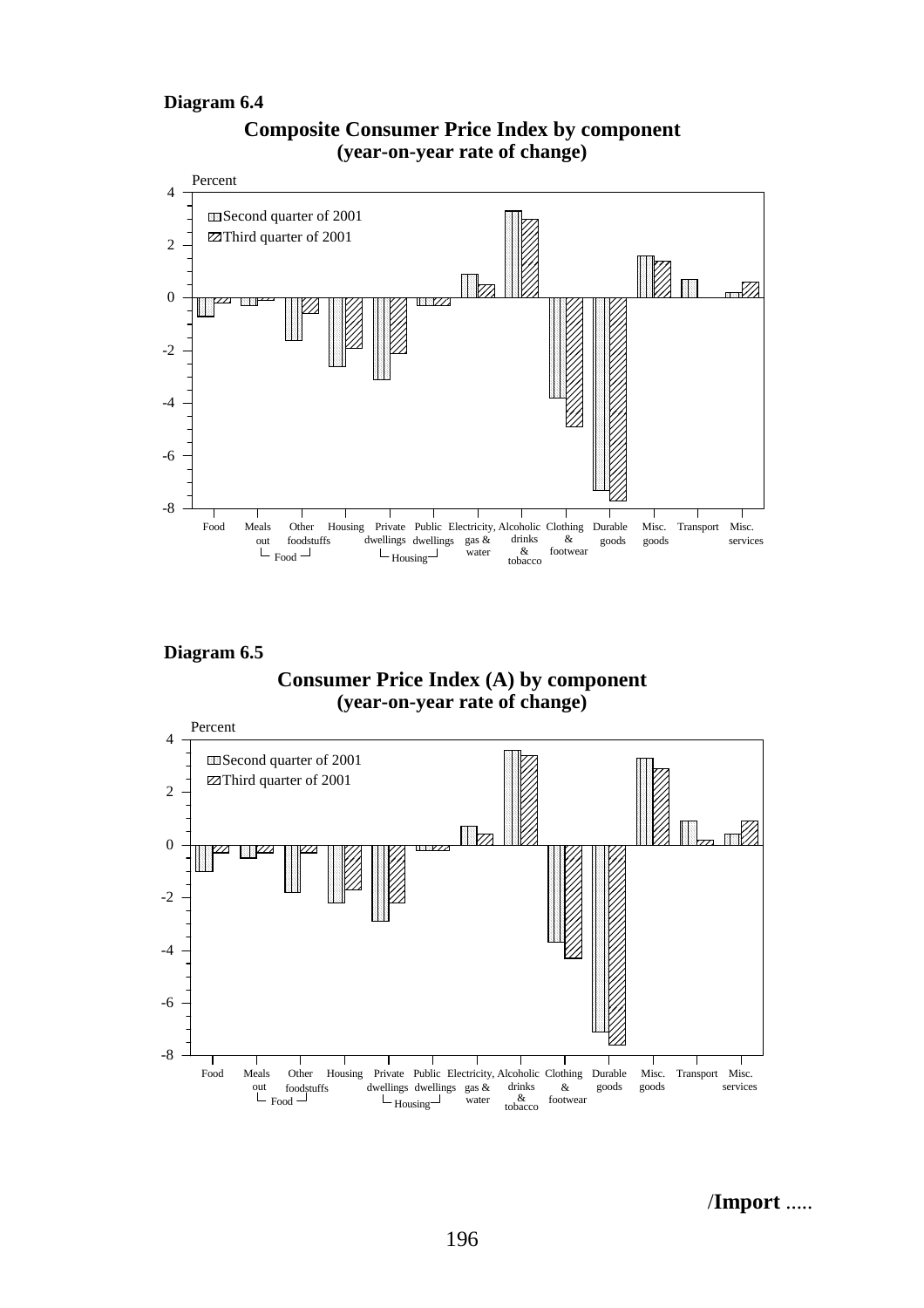**Diagram 6.4**

**Composite Consumer Price Index by component (year-on-year rate of change)**

Percent

Second quarter of 2001

Third quarter of 2001

Food | Meals out | Other foodstuffs | Housing | Private dwellings | Public dwellings | Electricity, gas & water | Alcoholic drinks & tobacco | Clothing & footwear | Durable goods | Misc. goods | Transport | Misc. services

**Diagram 6.5**

**Consumer Price Index (A) by component (year-on-year rate of change)**

Percent

Second quarter of 2001

Third quarter of 2001

Food | Meals out | Other foodstuffs | Housing | Private dwellings | Public dwellings | Electricity, gas & water | Alcoholic drinks & tobacco | Clothing & footwear | Durable goods | Misc. goods | Transport | Misc. services

/**Import** .....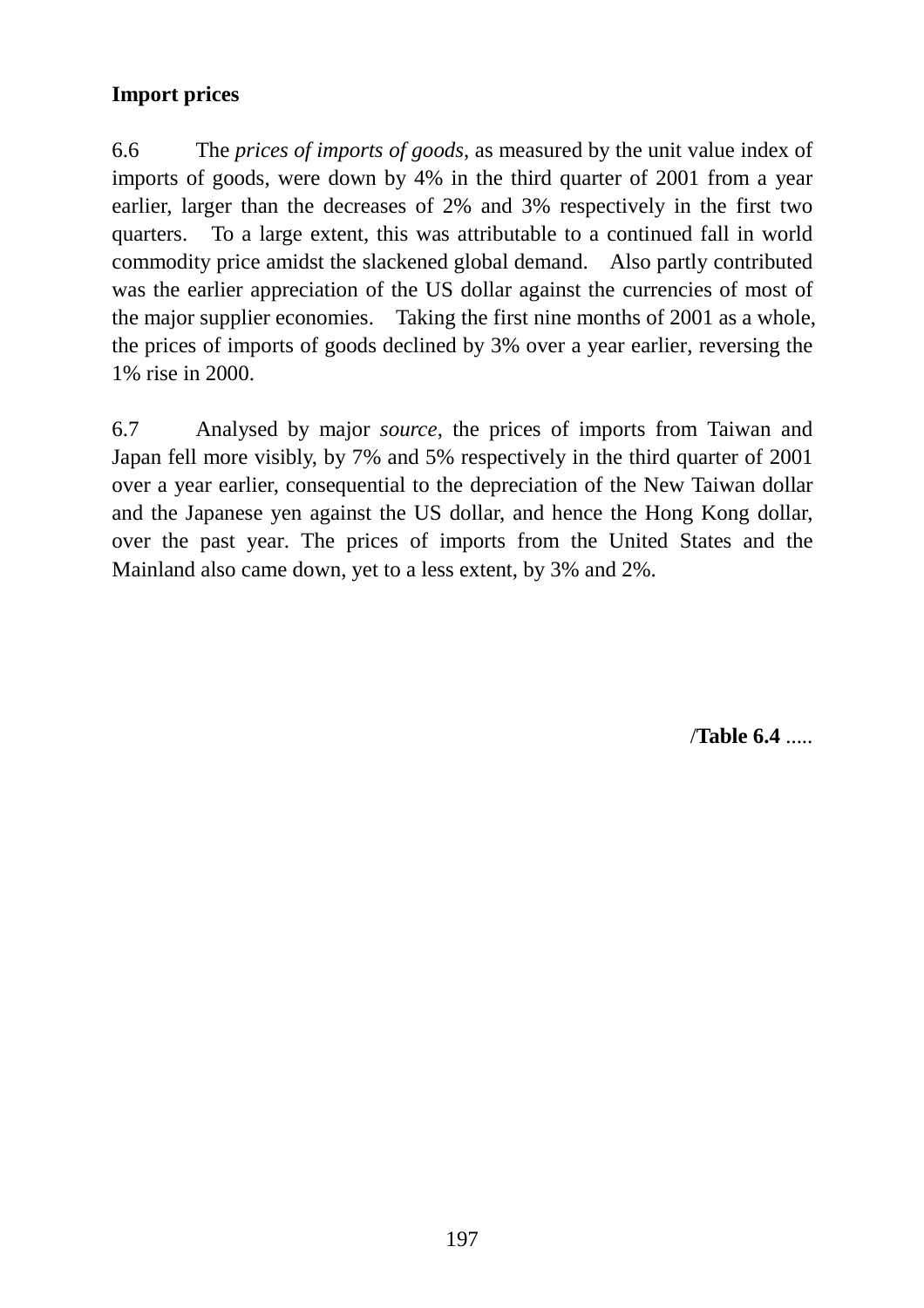**Import prices**

6.6 The *prices of imports of goods*, as measured by the unit value index of imports of goods, were down by 4% in the third quarter of 2001 from a year earlier, larger than the decreases of 2% and 3% respectively in the first two quarters. To a large extent, this was attributable to a continued fall in world commodity price amidst the slackened global demand. Also partly contributed was the earlier appreciation of the US dollar against the currencies of most of the major supplier economies. Taking the first nine months of 2001 as a whole, the prices of imports of goods declined by 3% over a year earlier, reversing the 1% rise in 2000.

6.7 Analysed by major *source*, the prices of imports from Taiwan and Japan fell more visibly, by 7% and 5% respectively in the third quarter of 2001 over a year earlier, consequential to the depreciation of the New Taiwan dollar and the Japanese yen against the US dollar, and hence the Hong Kong dollar, over the past year. The prices of imports from the United States and the Mainland also came down, yet to a less extent, by 3% and 2%.

/**Table 6.4** .....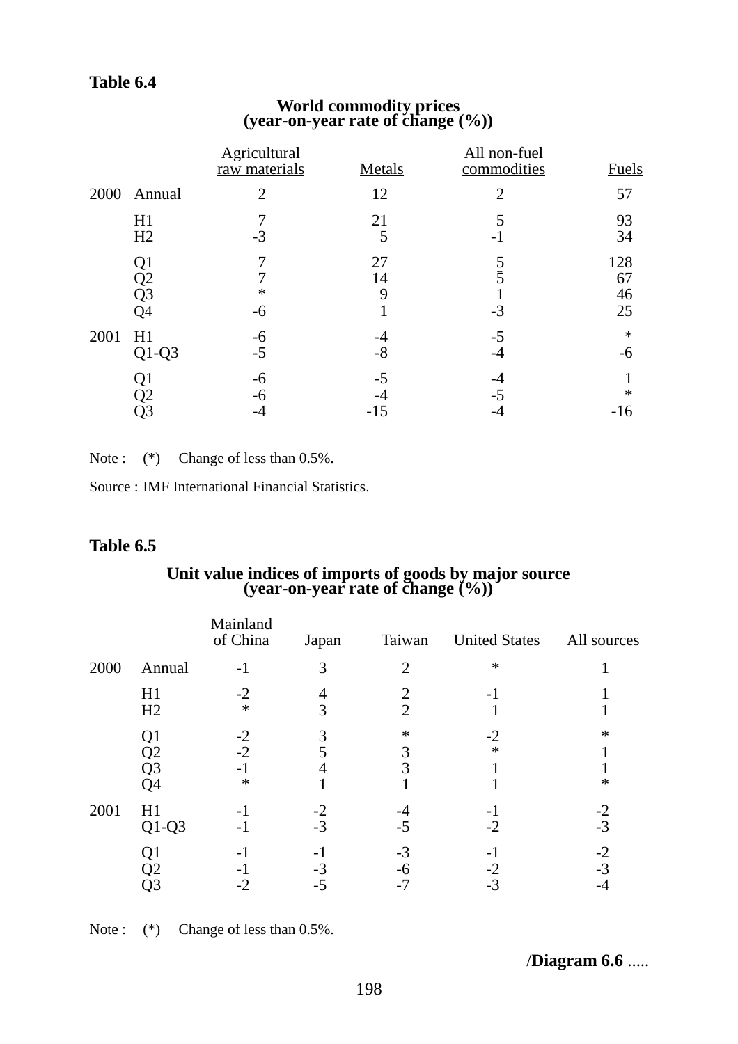**Table 6.4**

**World commodity prices**
**(year-on-year rate of change (%))**

| | | Agricultural raw materials | Metals | All non-fuel commodities | Fuels |
|---|---|---|---|---|---|
| 2000 | Annual | 2 | 12 | 2 | 57 |
| | H1 | 7 | 21 | 5 | 93 |
| | H2 | -3 | 5 | -1 | 34 |
| | Q1 | 7 | 27 | 5 | 128 |
| | Q2 | 7 | 14 | 5 | 67 |
| | Q3 | * | 9 | 1 | 46 |
| | Q4 | -6 | 1 | -3 | 25 |
| 2001 | H1 | -6 | -4 | -5 | * |
| | Q1-Q3 | -5 | -8 | -4 | -6 |
| | Q1 | -6 | -5 | -4 | 1 |
| | Q2 | -6 | -4 | -5 | * |
| | Q3 | -4 | -15 | -4 | -16 |

Note : (*) Change of less than 0.5%.

Source : IMF International Financial Statistics.

**Table 6.5**

**Unit value indices of imports of goods by major source**
**(year-on-year rate of change (%))**

| | | Mainland of China | Japan | Taiwan | United States | All sources |
|---|---|---|---|---|---|---|
| 2000 | Annual | -1 | 3 | 2 | * | 1 |
| | H1 | -2 | 4 | 2 | -1 | 1 |
| | H2 | * | 3 | 2 | 1 | 1 |
| | Q1 | -2 | 3 | * | -2 | * |
| | Q2 | -2 | 5 | 3 | * | 1 |
| | Q3 | -1 | 4 | 3 | 1 | 1 |
| | Q4 | * | 1 | 1 | 1 | * |
| 2001 | H1 | -1 | -2 | -4 | -1 | -2 |
| | Q1-Q3 | -1 | -3 | -5 | -2 | -3 |
| | Q1 | -1 | -1 | -3 | -1 | -2 |
| | Q2 | -1 | -3 | -6 | -2 | -3 |
| | Q3 | -2 | -5 | -7 | -3 | -4 |

Note : (*) Change of less than 0.5%.

/**Diagram 6.6** .....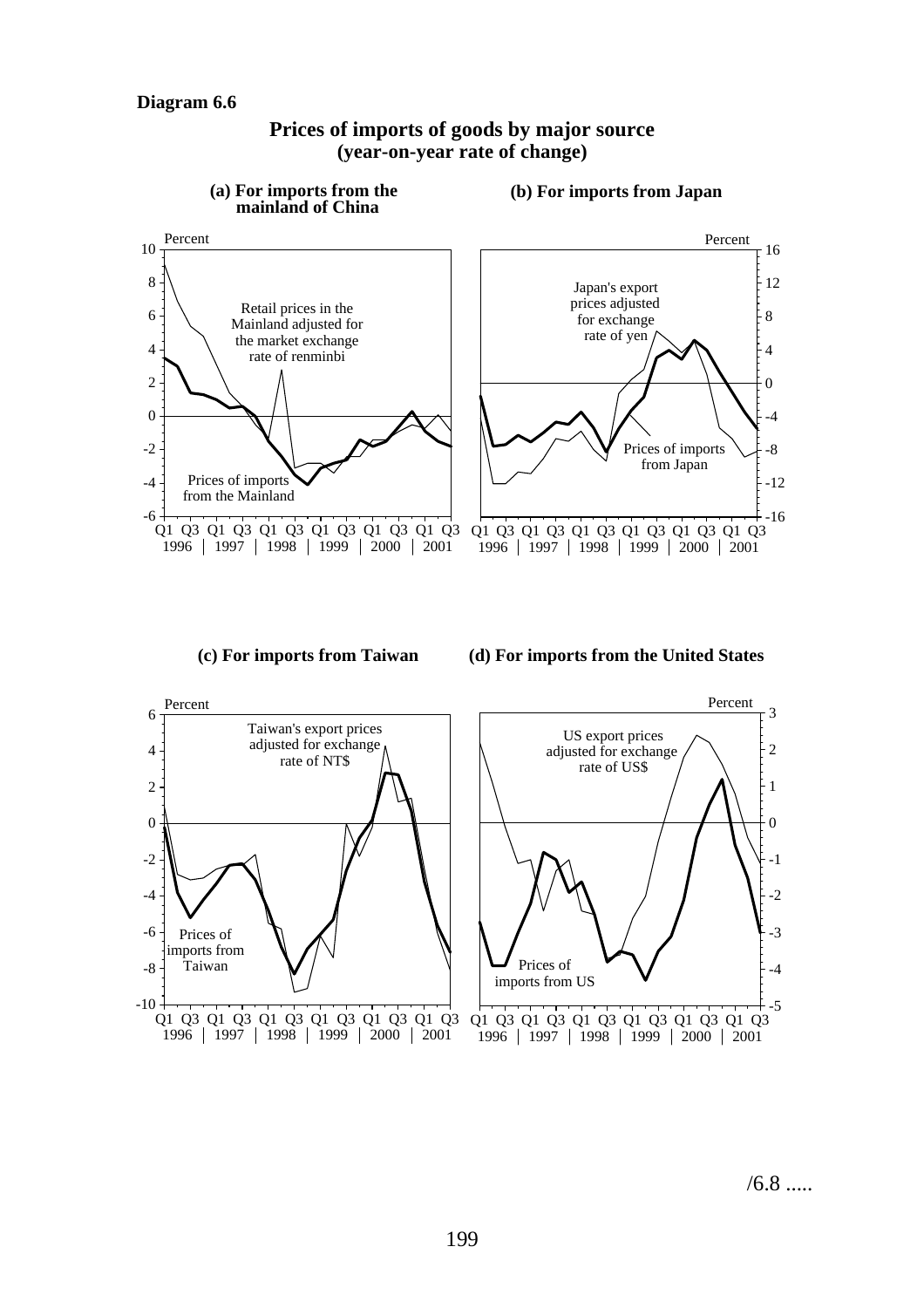**Diagram 6.6**

**Prices of imports of goods by major source**
**(year-on-year rate of change)**

**(a) For imports from the mainland of China**

**(b) For imports from Japan**

**(c) For imports from Taiwan**

**(d) For imports from the United States**

/6.8 .....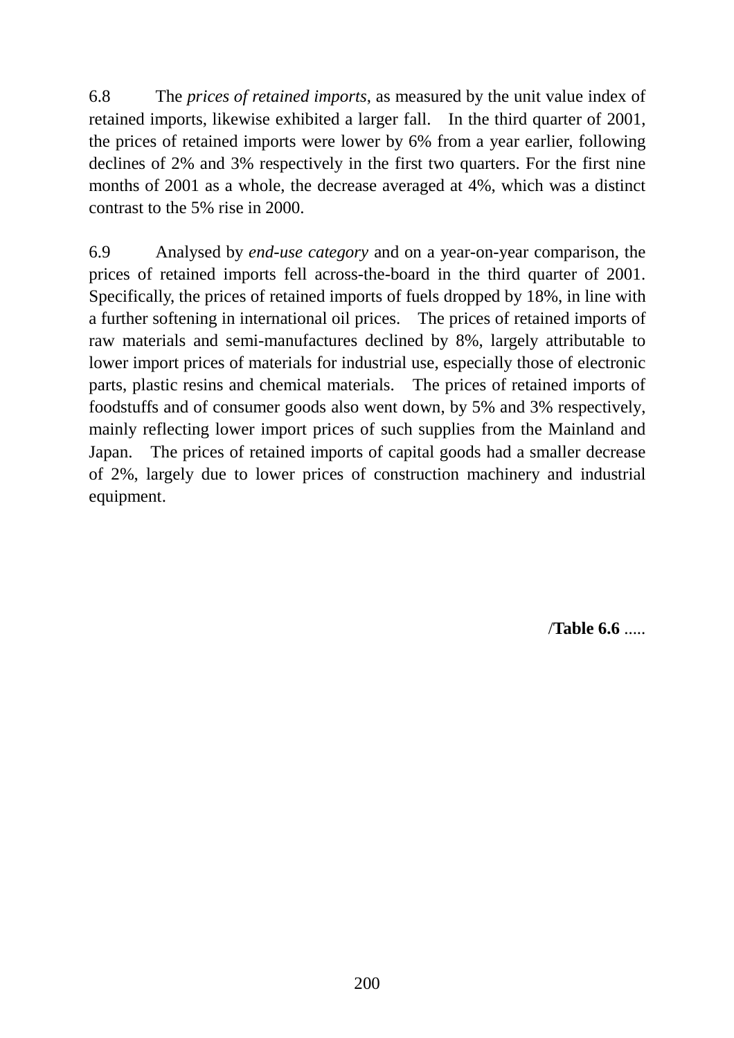6.8 The *prices of retained imports*, as measured by the unit value index of retained imports, likewise exhibited a larger fall. In the third quarter of 2001, the prices of retained imports were lower by 6% from a year earlier, following declines of 2% and 3% respectively in the first two quarters. For the first nine months of 2001 as a whole, the decrease averaged at 4%, which was a distinct contrast to the 5% rise in 2000.

6.9 Analysed by *end-use category* and on a year-on-year comparison, the prices of retained imports fell across-the-board in the third quarter of 2001. Specifically, the prices of retained imports of fuels dropped by 18%, in line with a further softening in international oil prices. The prices of retained imports of raw materials and semi-manufactures declined by 8%, largely attributable to lower import prices of materials for industrial use, especially those of electronic parts, plastic resins and chemical materials. The prices of retained imports of foodstuffs and of consumer goods also went down, by 5% and 3% respectively, mainly reflecting lower import prices of such supplies from the Mainland and Japan. The prices of retained imports of capital goods had a smaller decrease of 2%, largely due to lower prices of construction machinery and industrial equipment.

/**Table 6.6** .....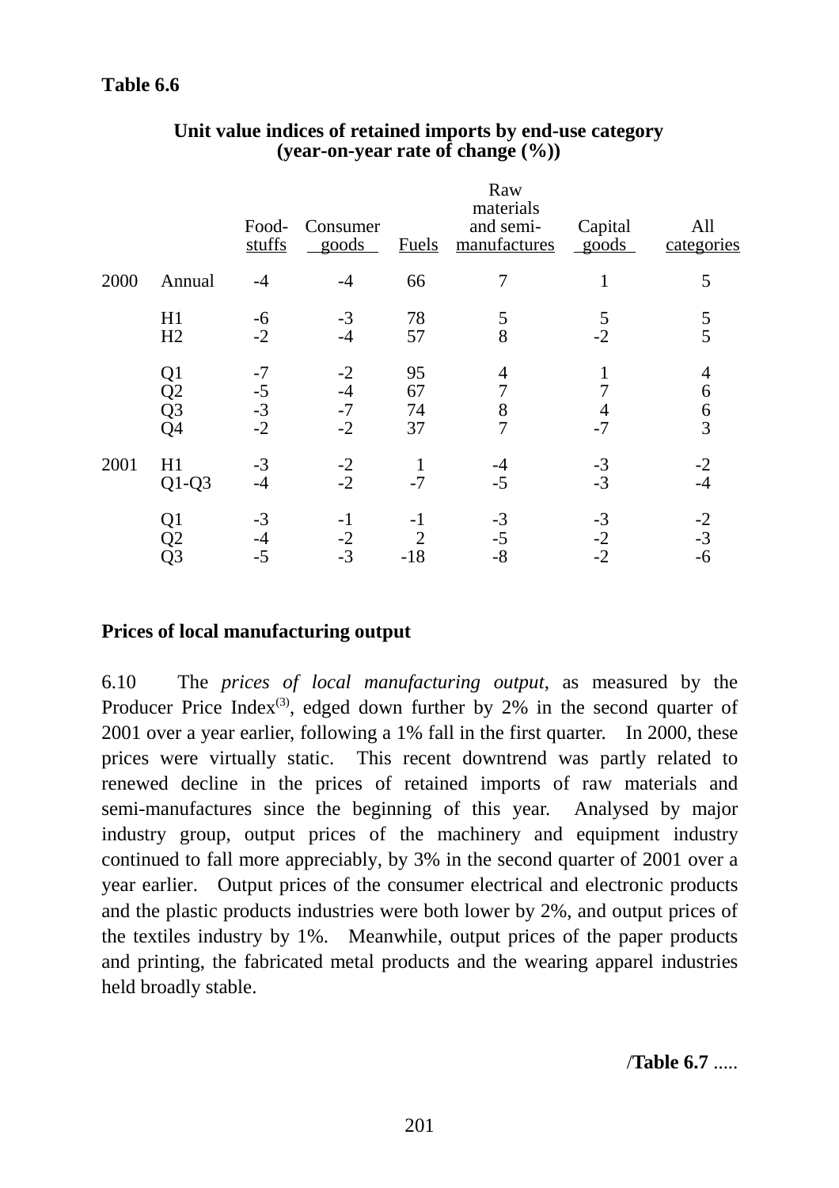**Table 6.6**

**Unit value indices of retained imports by end-use category (year-on-year rate of change (%))**

| | | Food-stuffs | Consumer goods | Fuels | Raw materials and semi-manufactures | Capital goods | All categories |
|---|---|---|---|---|---|---|---|
| 2000 | Annual | -4 | -4 | 66 | 7 | 1 | 5 |
| | H1 | -6 | -3 | 78 | 5 | 5 | 5 |
| | H2 | -2 | -4 | 57 | 8 | -2 | 5 |
| | Q1 | -7 | -2 | 95 | 4 | 1 | 4 |
| | Q2 | -5 | -4 | 67 | 7 | 7 | 6 |
| | Q3 | -3 | -7 | 74 | 8 | 4 | 6 |
| | Q4 | -2 | -2 | 37 | 7 | -7 | 3 |
| 2001 | H1 | -3 | -2 | 1 | -4 | -3 | -2 |
| | Q1-Q3 | -4 | -2 | -7 | -5 | -3 | -4 |
| | Q1 | -3 | -1 | -1 | -3 | -3 | -2 |
| | Q2 | -4 | -2 | 2 | -5 | -2 | -3 |
| | Q3 | -5 | -3 | -18 | -8 | -2 | -6 |

**Prices of local manufacturing output**

6.10 The *prices of local manufacturing output*, as measured by the Producer Price Index(3), edged down further by 2% in the second quarter of 2001 over a year earlier, following a 1% fall in the first quarter. In 2000, these prices were virtually static. This recent downtrend was partly related to renewed decline in the prices of retained imports of raw materials and semi-manufactures since the beginning of this year. Analysed by major industry group, output prices of the machinery and equipment industry continued to fall more appreciably, by 3% in the second quarter of 2001 over a year earlier. Output prices of the consumer electrical and electronic products and the plastic products industries were both lower by 2%, and output prices of the textiles industry by 1%. Meanwhile, output prices of the paper products and printing, the fabricated metal products and the wearing apparel industries held broadly stable.

/**Table 6.7** .....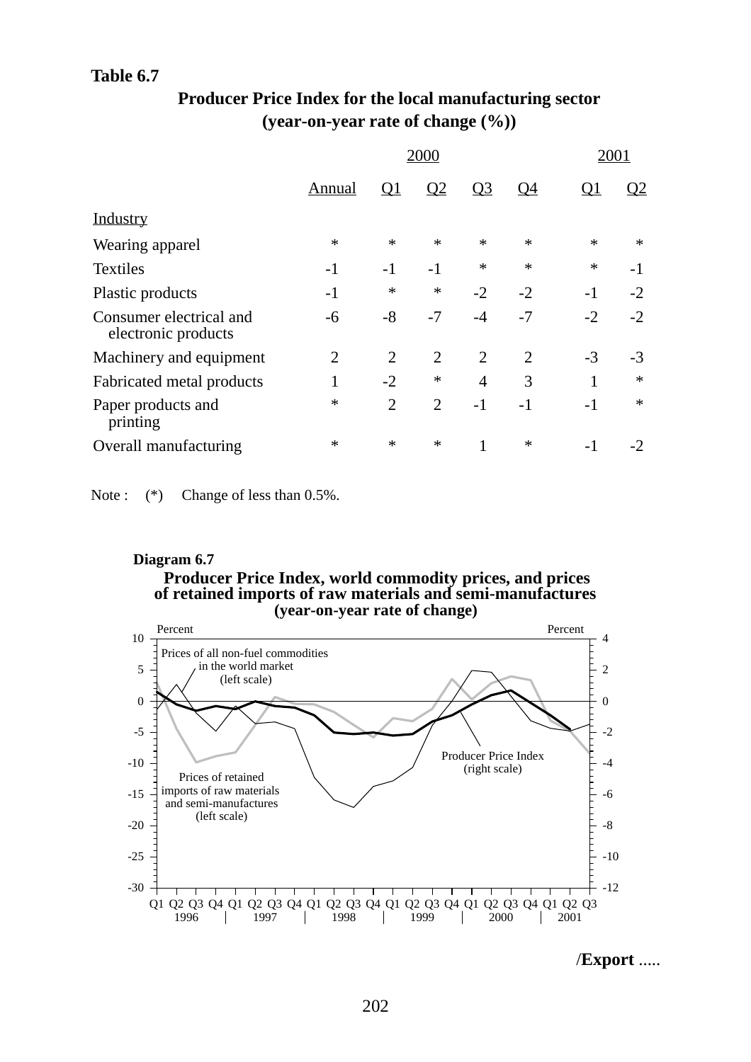**Table 6.7**

**Producer Price Index for the local manufacturing sector (year-on-year rate of change (%))**

| | 2000 | | | | | 2001 | |
|---|---|---|---|---|---|---|---|
| | Annual | Q1 | Q2 | Q3 | Q4 | Q1 | Q2 |
| Industry | | | | | | | |
| Wearing apparel | * | * | * | * | * | * | * |
| Textiles | -1 | -1 | -1 | * | * | * | -1 |
| Plastic products | -1 | * | * | -2 | -2 | -1 | -2 |
| Consumer electrical and electronic products | -6 | -8 | -7 | -4 | -7 | -2 | -2 |
| Machinery and equipment | 2 | 2 | 2 | 2 | 2 | -3 | -3 |
| Fabricated metal products | 1 | -2 | * | 4 | 3 | 1 | * |
| Paper products and printing | * | 2 | 2 | -1 | -1 | -1 | * |
| Overall manufacturing | * | * | * | 1 | * | -1 | -2 |

Note : (*) Change of less than 0.5%.

**Diagram 6.7**

**Producer Price Index, world commodity prices, and prices of retained imports of raw materials and semi-manufactures (year-on-year rate of change)**

/**Export** .....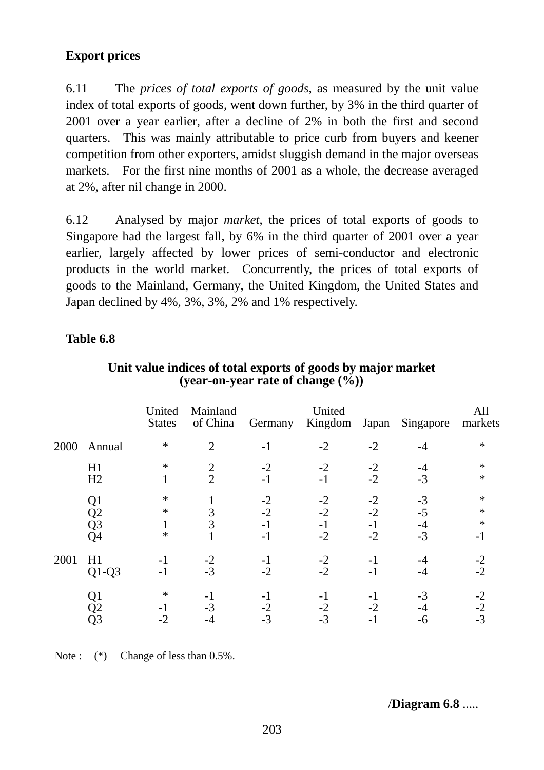**Export prices**

6.11 The *prices of total exports of goods*, as measured by the unit value index of total exports of goods, went down further, by 3% in the third quarter of 2001 over a year earlier, after a decline of 2% in both the first and second quarters. This was mainly attributable to price curb from buyers and keener competition from other exporters, amidst sluggish demand in the major overseas markets. For the first nine months of 2001 as a whole, the decrease averaged at 2%, after nil change in 2000.

6.12 Analysed by major *market*, the prices of total exports of goods to Singapore had the largest fall, by 6% in the third quarter of 2001 over a year earlier, largely affected by lower prices of semi-conductor and electronic products in the world market. Concurrently, the prices of total exports of goods to the Mainland, Germany, the United Kingdom, the United States and Japan declined by 4%, 3%, 3%, 2% and 1% respectively.

**Table 6.8**

**Unit value indices of total exports of goods by major market (year-on-year rate of change (%))**

| | | United States | Mainland of China | Germany | United Kingdom | Japan | Singapore | All markets |
|---|---|---|---|---|---|---|---|---|
| 2000 | Annual | * | 2 | -1 | -2 | -2 | -4 | * |
| | H1 | * | 2 | -2 | -2 | -2 | -4 | * |
| | H2 | 1 | 2 | -1 | -1 | -2 | -3 | * |
| | Q1 | * | 1 | -2 | -2 | -2 | -3 | * |
| | Q2 | * | 3 | -2 | -2 | -2 | -5 | * |
| | Q3 | 1 | 3 | -1 | -1 | -1 | -4 | * |
| | Q4 | * | 1 | -1 | -2 | -2 | -3 | -1 |
| 2001 | H1 | -1 | -2 | -1 | -2 | -1 | -4 | -2 |
| | Q1-Q3 | -1 | -3 | -2 | -2 | -1 | -4 | -2 |
| | Q1 | * | -1 | -1 | -1 | -1 | -3 | -2 |
| | Q2 | -1 | -3 | -2 | -2 | -2 | -4 | -2 |
| | Q3 | -2 | -4 | -3 | -3 | -1 | -6 | -3 |

Note : (*) Change of less than 0.5%.

/**Diagram 6.8** .....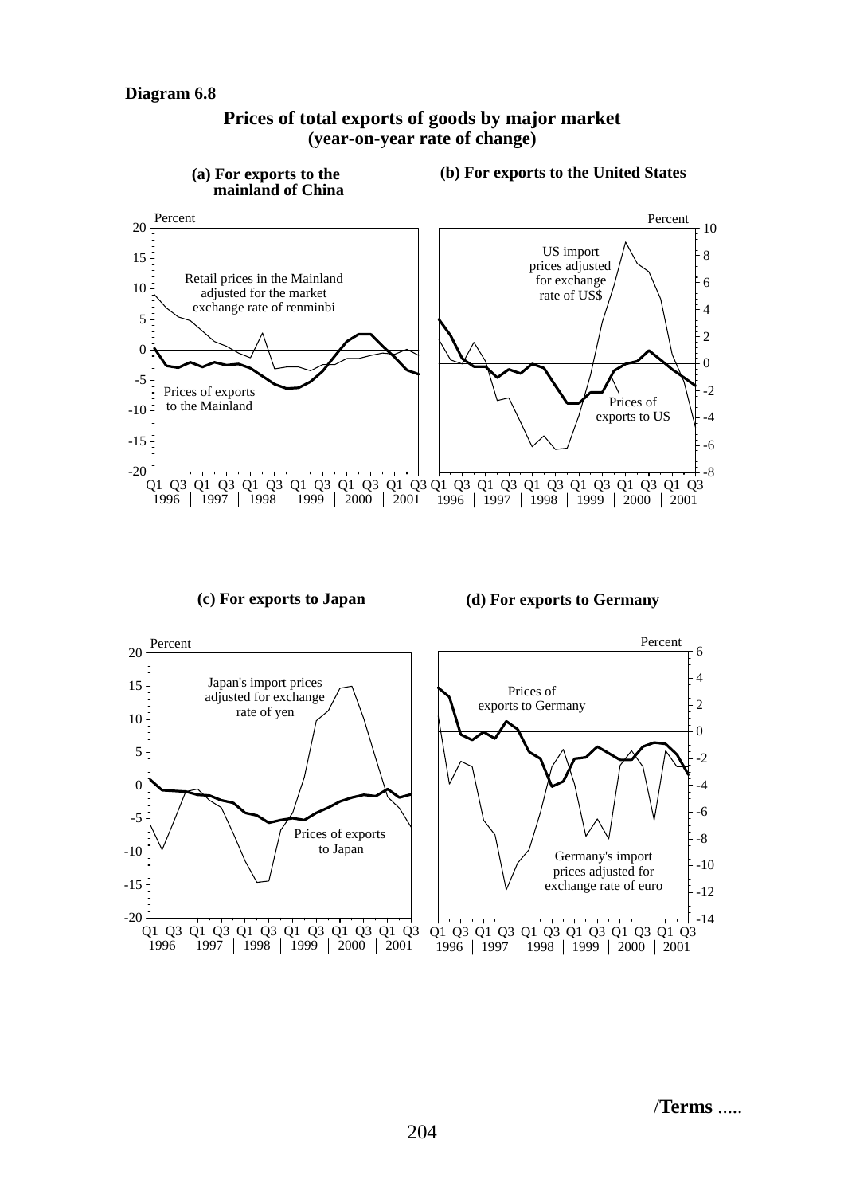**Diagram 6.8**

**Prices of total exports of goods by major market**
**(year-on-year rate of change)**

**(a) For exports to the mainland of China**

**(b) For exports to the United States**

**(c) For exports to Japan**

**(d) For exports to Germany**

/**Terms** .....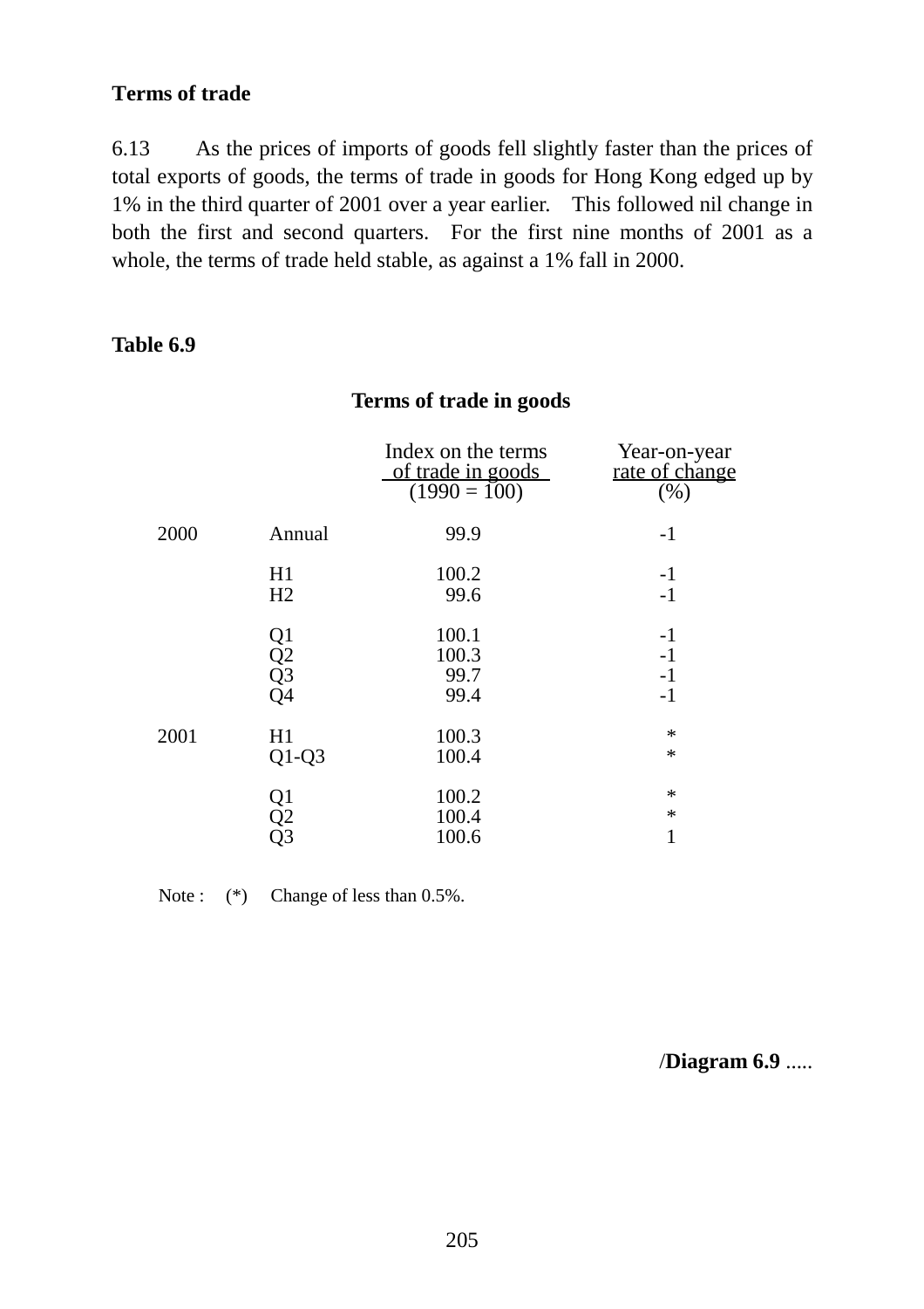**Terms of trade**

6.13 As the prices of imports of goods fell slightly faster than the prices of total exports of goods, the terms of trade in goods for Hong Kong edged up by 1% in the third quarter of 2001 over a year earlier. This followed nil change in both the first and second quarters. For the first nine months of 2001 as a whole, the terms of trade held stable, as against a 1% fall in 2000.

**Table 6.9**

**Terms of trade in goods**

| | | Index on the terms of trade in goods (1990 = 100) | Year-on-year rate of change (%) |
|---|---|---|---|
| 2000 | Annual | 99.9 | -1 |
| | H1 | 100.2 | -1 |
| | H2 | 99.6 | -1 |
| | Q1 | 100.1 | -1 |
| | Q2 | 100.3 | -1 |
| | Q3 | 99.7 | -1 |
| | Q4 | 99.4 | -1 |
| 2001 | H1 | 100.3 | * |
| | Q1-Q3 | 100.4 | * |
| | Q1 | 100.2 | * |
| | Q2 | 100.4 | * |
| | Q3 | 100.6 | 1 |

Note : (*) Change of less than 0.5%.

/**Diagram 6.9** .....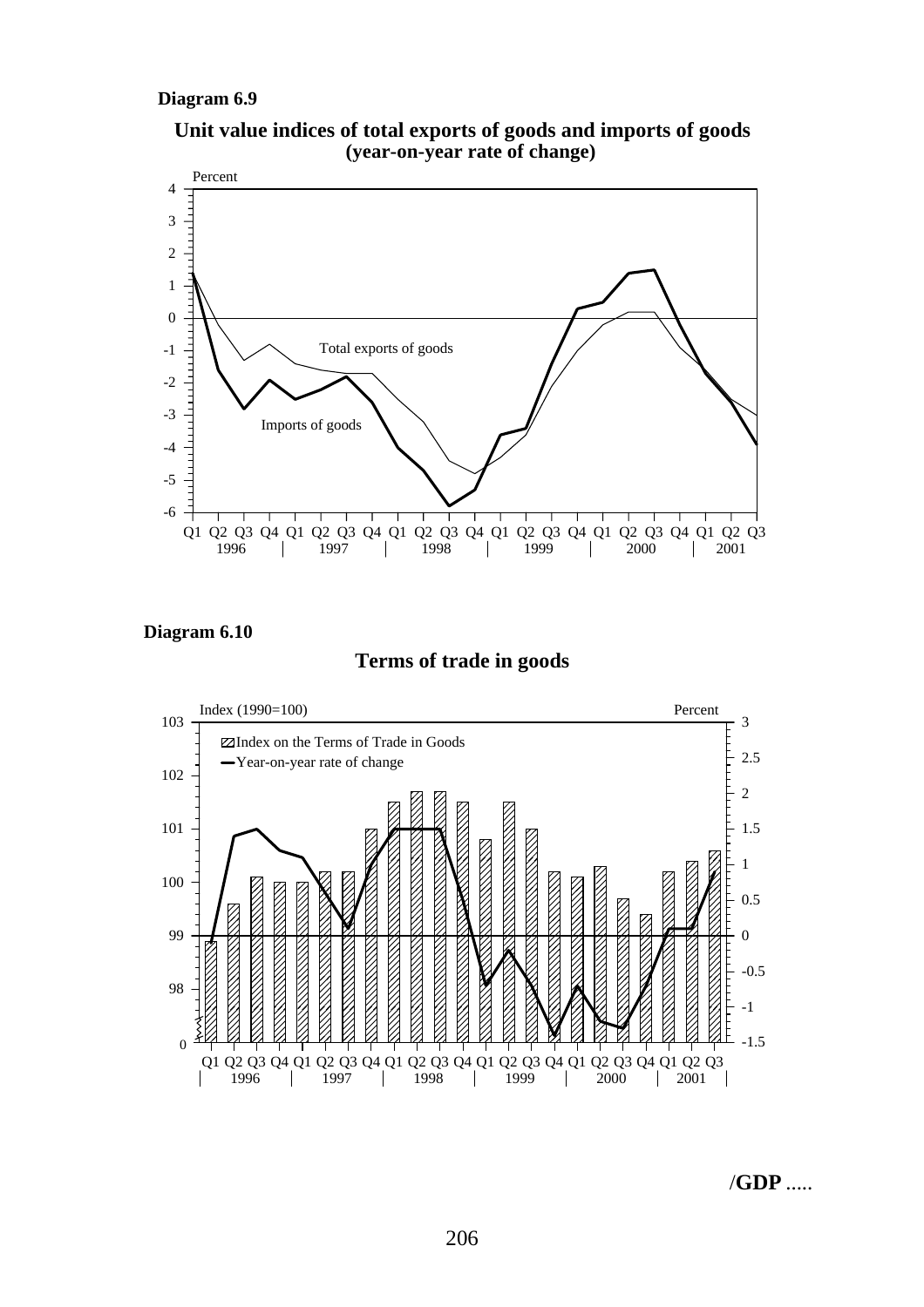**Diagram 6.9**

**Unit value indices of total exports of goods and imports of goods (year-on-year rate of change)**

**Diagram 6.10**

**Terms of trade in goods**

/**GDP** .....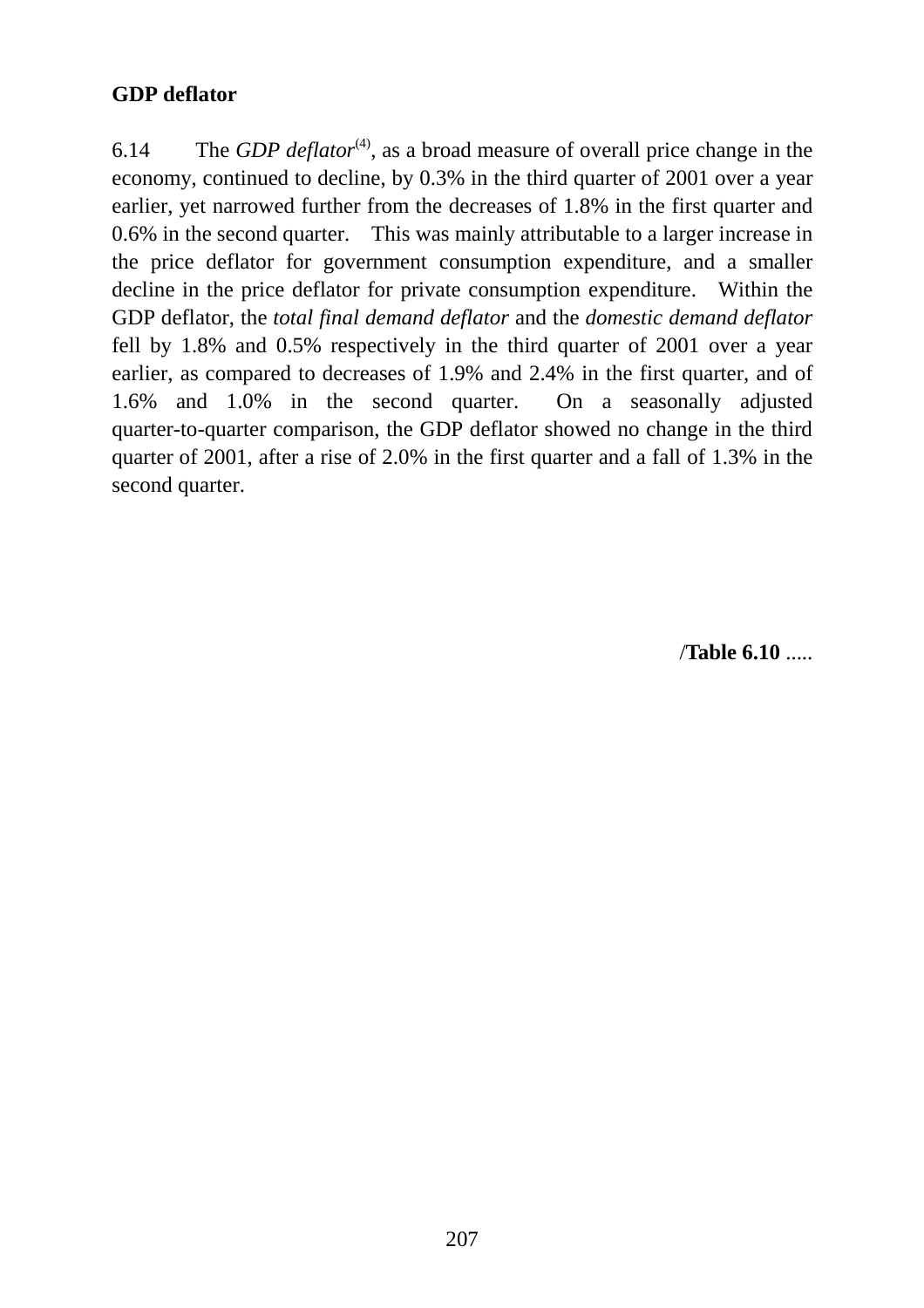**GDP deflator**

6.14 The *GDP deflator*[4], as a broad measure of overall price change in the economy, continued to decline, by 0.3% in the third quarter of 2001 over a year earlier, yet narrowed further from the decreases of 1.8% in the first quarter and 0.6% in the second quarter. This was mainly attributable to a larger increase in the price deflator for government consumption expenditure, and a smaller decline in the price deflator for private consumption expenditure. Within the GDP deflator, the *total final demand deflator* and the *domestic demand deflator* fell by 1.8% and 0.5% respectively in the third quarter of 2001 over a year earlier, as compared to decreases of 1.9% and 2.4% in the first quarter, and of 1.6% and 1.0% in the second quarter. On a seasonally adjusted quarter-to-quarter comparison, the GDP deflator showed no change in the third quarter of 2001, after a rise of 2.0% in the first quarter and a fall of 1.3% in the second quarter.

/**Table 6.10** .....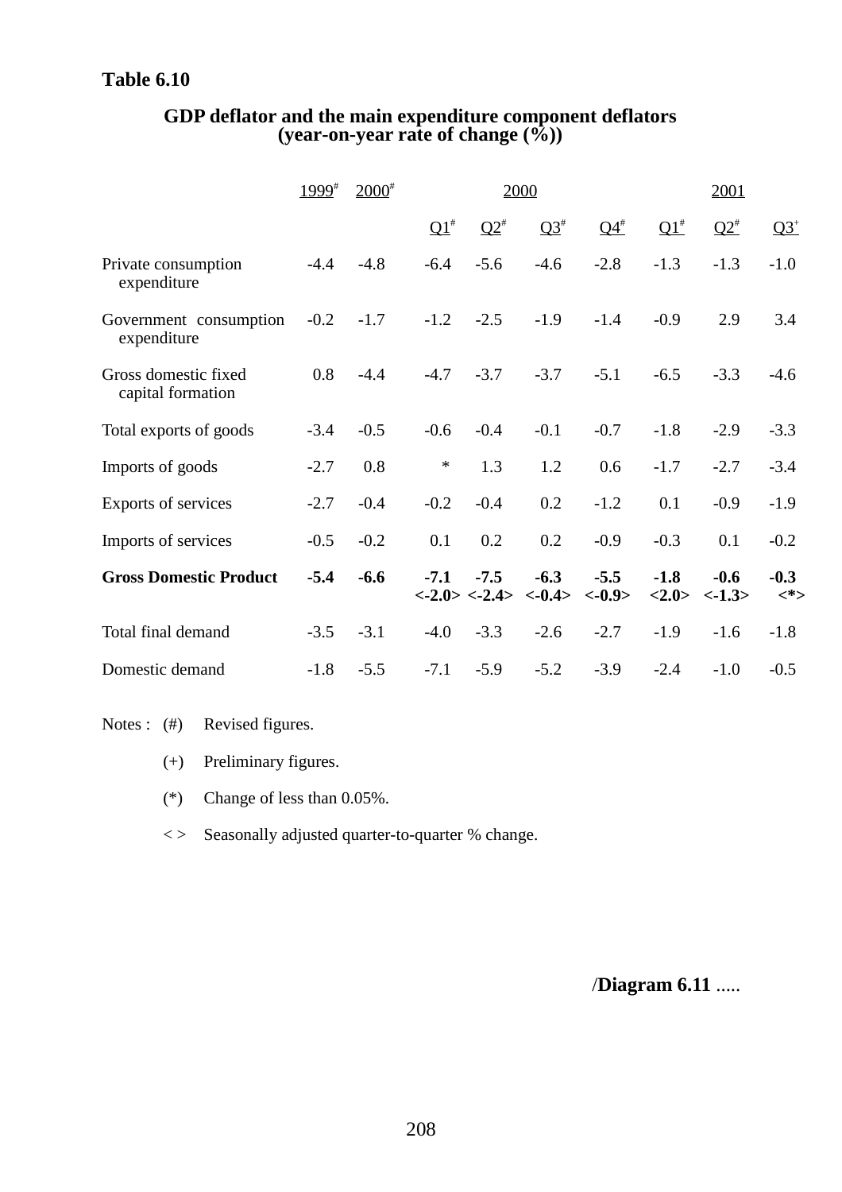**Table 6.10**

**GDP deflator and the main expenditure component deflators (year-on-year rate of change (%))**

| | 1999# | 2000# | 2000 | | | | 2001 | | |
|---|---|---|---|---|---|---|---|---|---|
| | | | Q1# | Q2# | Q3# | Q4# | Q1# | Q2# | Q3+ |
| Private consumption expenditure | -4.4 | -4.8 | -6.4 | -5.6 | -4.6 | -2.8 | -1.3 | -1.3 | -1.0 |
| Government consumption expenditure | -0.2 | -1.7 | -1.2 | -2.5 | -1.9 | -1.4 | -0.9 | 2.9 | 3.4 |
| Gross domestic fixed capital formation | 0.8 | -4.4 | -4.7 | -3.7 | -3.7 | -5.1 | -6.5 | -3.3 | -4.6 |
| Total exports of goods | -3.4 | -0.5 | -0.6 | -0.4 | -0.1 | -0.7 | -1.8 | -2.9 | -3.3 |
| Imports of goods | -2.7 | 0.8 | * | 1.3 | 1.2 | 0.6 | -1.7 | -2.7 | -3.4 |
| Exports of services | -2.7 | -0.4 | -0.2 | -0.4 | 0.2 | -1.2 | 0.1 | -0.9 | -1.9 |
| Imports of services | -0.5 | -0.2 | 0.1 | 0.2 | 0.2 | -0.9 | -0.3 | 0.1 | -0.2 |
| **Gross Domestic Product** | **-5.4** | **-6.6** | **-7.1 <-2.0>** | **-7.5 <-2.4>** | **-6.3 <-0.4>** | **-5.5 <-0.9>** | **-1.8 <2.0>** | **-0.6 <-1.3>** | **-0.3 <*>** |
| Total final demand | -3.5 | -3.1 | -4.0 | -3.3 | -2.6 | -2.7 | -1.9 | -1.6 | -1.8 |
| Domestic demand | -1.8 | -5.5 | -7.1 | -5.9 | -5.2 | -3.9 | -2.4 | -1.0 | -0.5 |

Notes :
- (#) Revised figures.
- (+) Preliminary figures.
- (*) Change of less than 0.05%.
- < > Seasonally adjusted quarter-to-quarter % change.

/**Diagram 6.11** .....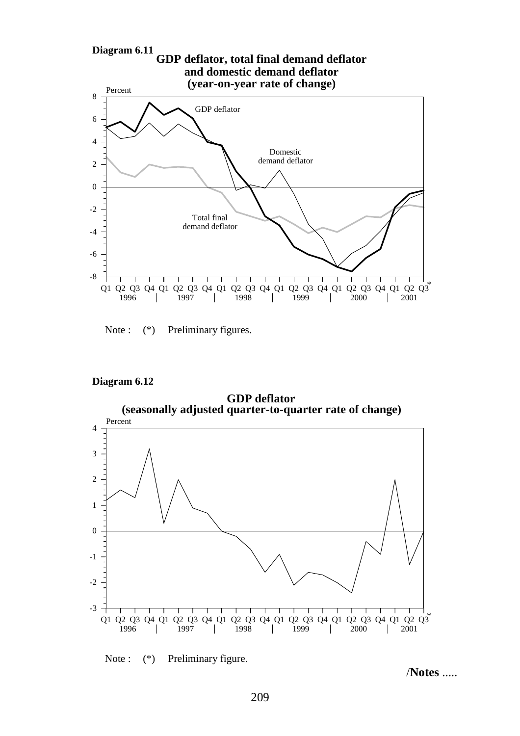**Diagram 6.11**

**GDP deflator, total final demand deflator and domestic demand deflator (year-on-year rate of change)**

Note : (*) Preliminary figures.

**Diagram 6.12**

**GDP deflator (seasonally adjusted quarter-to-quarter rate of change)**

Note : (*) Preliminary figure.

/**Notes** .....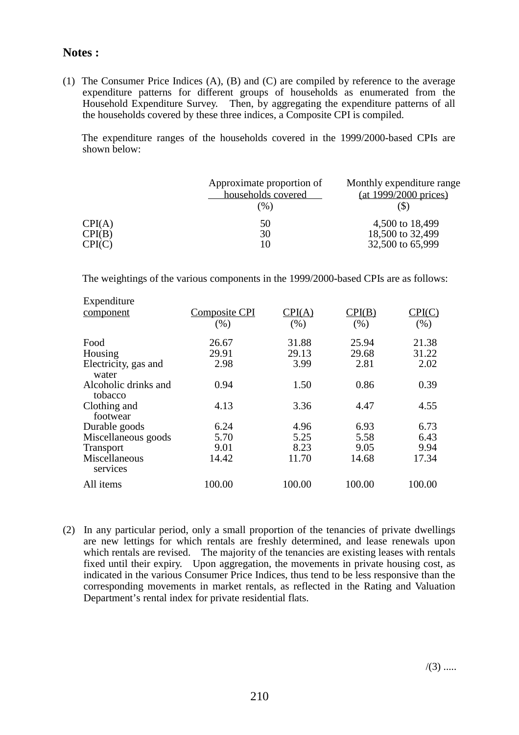**Notes :**

(1) The Consumer Price Indices (A), (B) and (C) are compiled by reference to the average expenditure patterns for different groups of households as enumerated from the Household Expenditure Survey. Then, by aggregating the expenditure patterns of all the households covered by these three indices, a Composite CPI is compiled.

The expenditure ranges of the households covered in the 1999/2000-based CPIs are shown below:

| | Approximate proportion of households covered (%) | Monthly expenditure range (at 1999/2000 prices) ($) |
|---|---|---|
| CPI(A) | 50 | 4,500 to 18,499 |
| CPI(B) | 30 | 18,500 to 32,499 |
| CPI(C) | 10 | 32,500 to 65,999 |

The weightings of the various components in the 1999/2000-based CPIs are as follows:

| Expenditure component | Composite CPI (%) | CPI(A) (%) | CPI(B) (%) | CPI(C) (%) |
|---|---|---|---|---|
| Food | 26.67 | 31.88 | 25.94 | 21.38 |
| Housing | 29.91 | 29.13 | 29.68 | 31.22 |
| Electricity, gas and water | 2.98 | 3.99 | 2.81 | 2.02 |
| Alcoholic drinks and tobacco | 0.94 | 1.50 | 0.86 | 0.39 |
| Clothing and footwear | 4.13 | 3.36 | 4.47 | 4.55 |
| Durable goods | 6.24 | 4.96 | 6.93 | 6.73 |
| Miscellaneous goods | 5.70 | 5.25 | 5.58 | 6.43 |
| Transport | 9.01 | 8.23 | 9.05 | 9.94 |
| Miscellaneous services | 14.42 | 11.70 | 14.68 | 17.34 |
| All items | 100.00 | 100.00 | 100.00 | 100.00 |

(2) In any particular period, only a small proportion of the tenancies of private dwellings are new lettings for which rentals are freshly determined, and lease renewals upon which rentals are revised. The majority of the tenancies are existing leases with rentals fixed until their expiry. Upon aggregation, the movements in private housing cost, as indicated in the various Consumer Price Indices, thus tend to be less responsive than the corresponding movements in market rentals, as reflected in the Rating and Valuation Department's rental index for private residential flats.

/(3) .....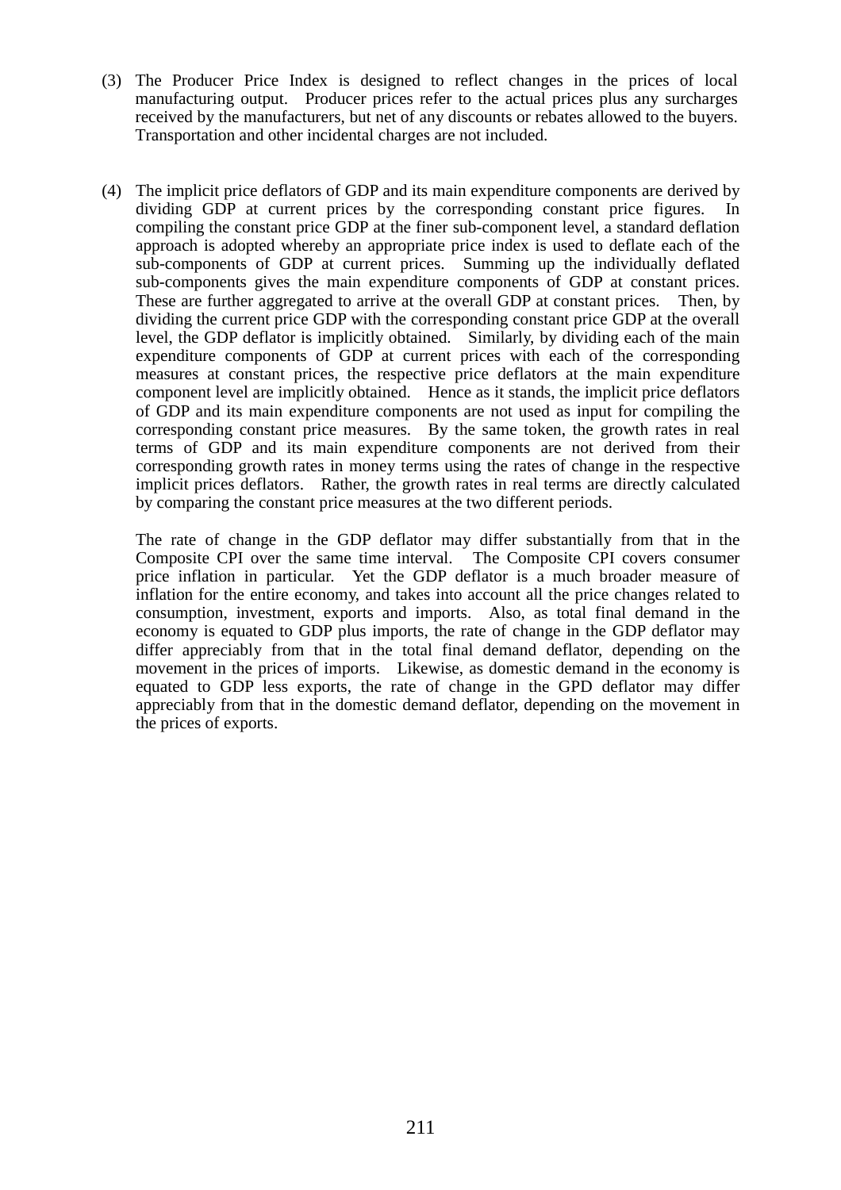(3) The Producer Price Index is designed to reflect changes in the prices of local manufacturing output. Producer prices refer to the actual prices plus any surcharges received by the manufacturers, but net of any discounts or rebates allowed to the buyers. Transportation and other incidental charges are not included.

(4) The implicit price deflators of GDP and its main expenditure components are derived by dividing GDP at current prices by the corresponding constant price figures. In compiling the constant price GDP at the finer sub-component level, a standard deflation approach is adopted whereby an appropriate price index is used to deflate each of the sub-components of GDP at current prices. Summing up the individually deflated sub-components gives the main expenditure components of GDP at constant prices. These are further aggregated to arrive at the overall GDP at constant prices. Then, by dividing the current price GDP with the corresponding constant price GDP at the overall level, the GDP deflator is implicitly obtained. Similarly, by dividing each of the main expenditure components of GDP at current prices with each of the corresponding measures at constant prices, the respective price deflators at the main expenditure component level are implicitly obtained. Hence as it stands, the implicit price deflators of GDP and its main expenditure components are not used as input for compiling the corresponding constant price measures. By the same token, the growth rates in real terms of GDP and its main expenditure components are not derived from their corresponding growth rates in money terms using the rates of change in the respective implicit prices deflators. Rather, the growth rates in real terms are directly calculated by comparing the constant price measures at the two different periods.

The rate of change in the GDP deflator may differ substantially from that in the Composite CPI over the same time interval. The Composite CPI covers consumer price inflation in particular. Yet the GDP deflator is a much broader measure of inflation for the entire economy, and takes into account all the price changes related to consumption, investment, exports and imports. Also, as total final demand in the economy is equated to GDP plus imports, the rate of change in the GDP deflator may differ appreciably from that in the total final demand deflator, depending on the movement in the prices of imports. Likewise, as domestic demand in the economy is equated to GDP less exports, the rate of change in the GPD deflator may differ appreciably from that in the domestic demand deflator, depending on the movement in the prices of exports.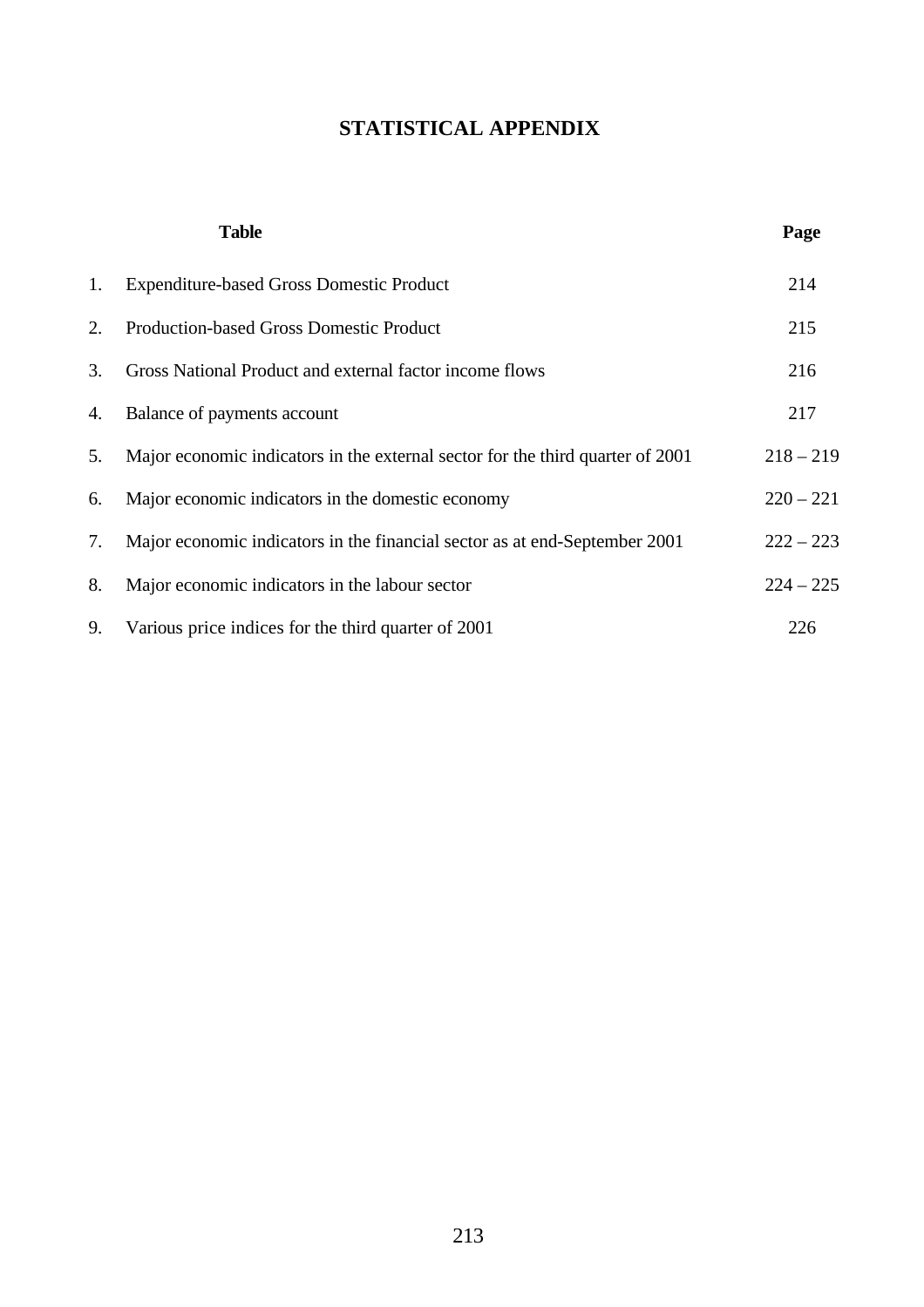# STATISTICAL APPENDIX

| | Table | Page |
|---|---|---|
| 1. | Expenditure-based Gross Domestic Product | 214 |
| 2. | Production-based Gross Domestic Product | 215 |
| 3. | Gross National Product and external factor income flows | 216 |
| 4. | Balance of payments account | 217 |
| 5. | Major economic indicators in the external sector for the third quarter of 2001 | 218 – 219 |
| 6. | Major economic indicators in the domestic economy | 220 – 221 |
| 7. | Major economic indicators in the financial sector as at end-September 2001 | 222 – 223 |
| 8. | Major economic indicators in the labour sector | 224 – 225 |
| 9. | Various price indices for the third quarter of 2001 | 226 |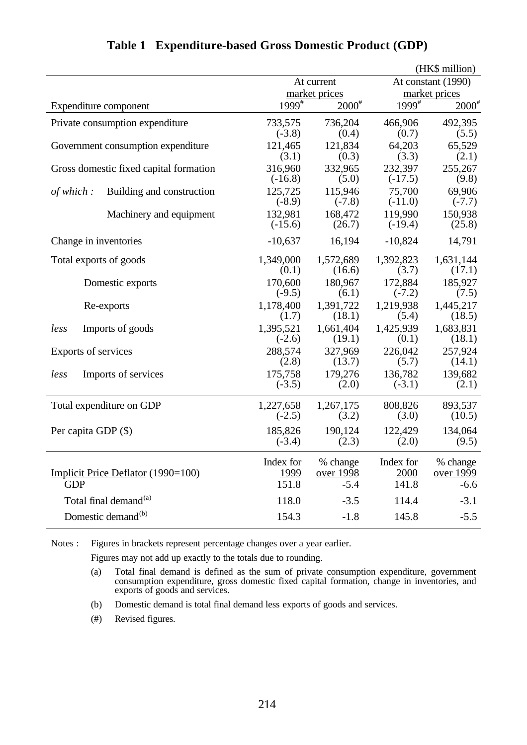# Table 1 Expenditure-based Gross Domestic Product (GDP)

(HK$ million)

| Expenditure component | At current market prices | | At constant (1990) market prices | |
|---|---|---|---|---|
| | 1999# | 2000# | 1999# | 2000# |
| Private consumption expenditure | 733,575 (-3.8) | 736,204 (0.4) | 466,906 (0.7) | 492,395 (5.5) |
| Government consumption expenditure | 121,465 (3.1) | 121,834 (0.3) | 64,203 (3.3) | 65,529 (2.1) |
| Gross domestic fixed capital formation | 316,960 (-16.8) | 332,965 (5.0) | 232,397 (-17.5) | 255,267 (9.8) |
| *of which :* Building and construction | 125,725 (-8.9) | 115,946 (-7.8) | 75,700 (-11.0) | 69,906 (-7.7) |
| Machinery and equipment | 132,981 (-15.6) | 168,472 (26.7) | 119,990 (-19.4) | 150,938 (25.8) |
| Change in inventories | -10,637 | 16,194 | -10,824 | 14,791 |
| Total exports of goods | 1,349,000 (0.1) | 1,572,689 (16.6) | 1,392,823 (3.7) | 1,631,144 (17.1) |
| Domestic exports | 170,600 (-9.5) | 180,967 (6.1) | 172,884 (-7.2) | 185,927 (7.5) |
| Re-exports | 1,178,400 (1.7) | 1,391,722 (18.1) | 1,219,938 (5.4) | 1,445,217 (18.5) |
| *less* Imports of goods | 1,395,521 (-2.6) | 1,661,404 (19.1) | 1,425,939 (0.1) | 1,683,831 (18.1) |
| Exports of services | 288,574 (2.8) | 327,969 (13.7) | 226,042 (5.7) | 257,924 (14.1) |
| *less* Imports of services | 175,758 (-3.5) | 179,276 (2.0) | 136,782 (-3.1) | 139,682 (2.1) |
| Total expenditure on GDP | 1,227,658 (-2.5) | 1,267,175 (3.2) | 808,826 (3.0) | 893,537 (10.5) |
| Per capita GDP ($) | 185,826 (-3.4) | 190,124 (2.3) | 122,429 (2.0) | 134,064 (9.5) |

| Implicit Price Deflator (1990=100) | Index for 1999 | % change over 1998 | Index for 2000 | % change over 1999 |
|---|---|---|---|---|
| GDP | 151.8 | -5.4 | 141.8 | -6.6 |
| Total final demand(a) | 118.0 | -3.5 | 114.4 | -3.1 |
| Domestic demand(b) | 154.3 | -1.8 | 145.8 | -5.5 |

Notes : Figures in brackets represent percentage changes over a year earlier.

Figures may not add up exactly to the totals due to rounding.

(a) Total final demand is defined as the sum of private consumption expenditure, government consumption expenditure, gross domestic fixed capital formation, change in inventories, and exports of goods and services.

(b) Domestic demand is total final demand less exports of goods and services.

(#) Revised figures.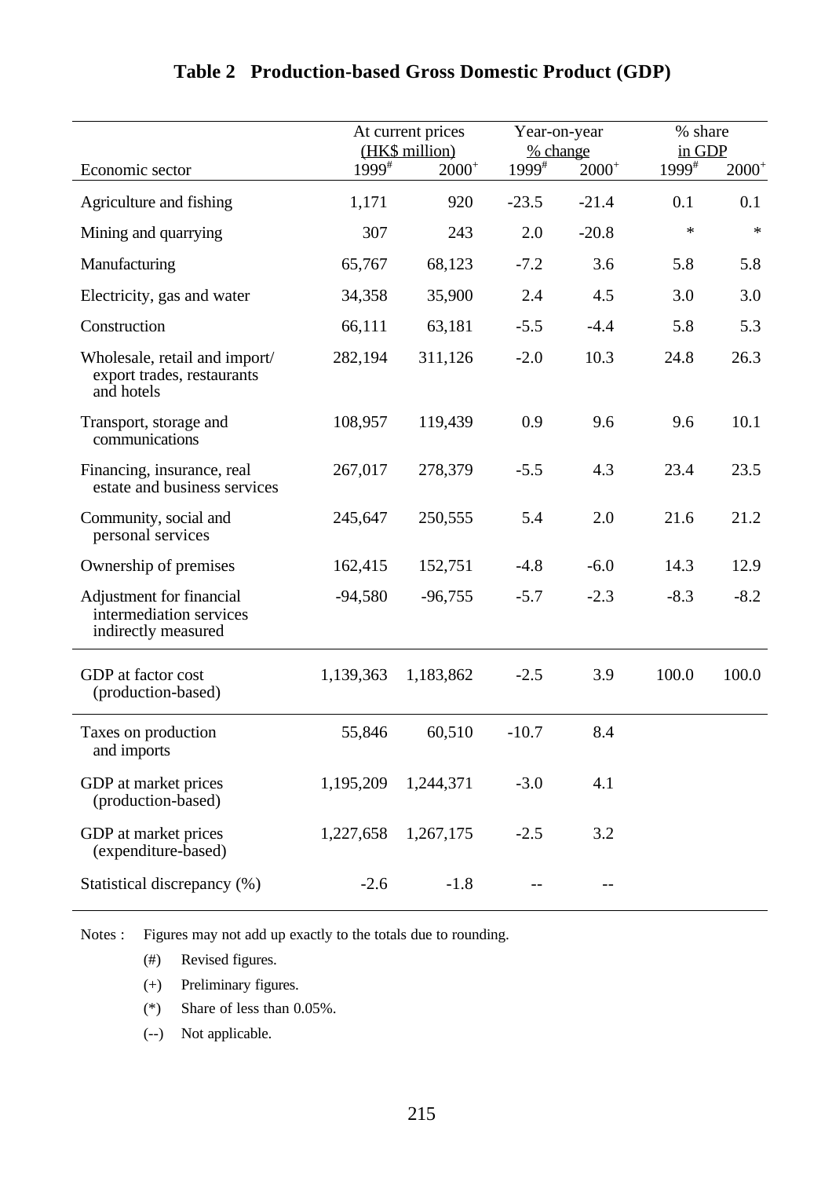## Table 2 Production-based Gross Domestic Product (GDP)

| Economic sector | At current prices (HK$ million) 1999# | 2000+ | Year-on-year % change 1999# | 2000+ | % share in GDP 1999# | 2000+ |
|---|---|---|---|---|---|---|
| Agriculture and fishing | 1,171 | 920 | -23.5 | -21.4 | 0.1 | 0.1 |
| Mining and quarrying | 307 | 243 | 2.0 | -20.8 | * | * |
| Manufacturing | 65,767 | 68,123 | -7.2 | 3.6 | 5.8 | 5.8 |
| Electricity, gas and water | 34,358 | 35,900 | 2.4 | 4.5 | 3.0 | 3.0 |
| Construction | 66,111 | 63,181 | -5.5 | -4.4 | 5.8 | 5.3 |
| Wholesale, retail and import/ export trades, restaurants and hotels | 282,194 | 311,126 | -2.0 | 10.3 | 24.8 | 26.3 |
| Transport, storage and communications | 108,957 | 119,439 | 0.9 | 9.6 | 9.6 | 10.1 |
| Financing, insurance, real estate and business services | 267,017 | 278,379 | -5.5 | 4.3 | 23.4 | 23.5 |
| Community, social and personal services | 245,647 | 250,555 | 5.4 | 2.0 | 21.6 | 21.2 |
| Ownership of premises | 162,415 | 152,751 | -4.8 | -6.0 | 14.3 | 12.9 |
| Adjustment for financial intermediation services indirectly measured | -94,580 | -96,755 | -5.7 | -2.3 | -8.3 | -8.2 |
| GDP at factor cost (production-based) | 1,139,363 | 1,183,862 | -2.5 | 3.9 | 100.0 | 100.0 |
| Taxes on production and imports | 55,846 | 60,510 | -10.7 | 8.4 | | |
| GDP at market prices (production-based) | 1,195,209 | 1,244,371 | -3.0 | 4.1 | | |
| GDP at market prices (expenditure-based) | 1,227,658 | 1,267,175 | -2.5 | 3.2 | | |
| Statistical discrepancy (%) | -2.6 | -1.8 | -- | -- | | |

Notes : Figures may not add up exactly to the totals due to rounding.

(#) Revised figures.

(+) Preliminary figures.

(*) Share of less than 0.05%.

(--) Not applicable.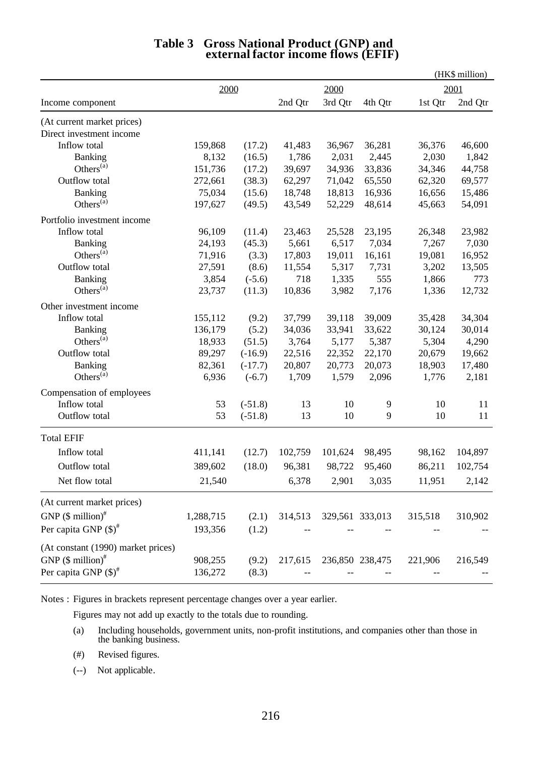# Table 3 Gross National Product (GNP) and external factor income flows (EFIF)

(HK$ million)

| Income component | 2000 | | 2nd Qtr 2000 | 3rd Qtr 2000 | 4th Qtr 2000 | 1st Qtr 2001 | 2nd Qtr 2001 |
|---|---|---|---|---|---|---|---|
| (At current market prices) | | | | | | | |
| Direct investment income | | | | | | | |
| Inflow total | 159,868 | (17.2) | 41,483 | 36,967 | 36,281 | 36,376 | 46,600 |
| Banking | 8,132 | (16.5) | 1,786 | 2,031 | 2,445 | 2,030 | 1,842 |
| Others[(a)] | 151,736 | (17.2) | 39,697 | 34,936 | 33,836 | 34,346 | 44,758 |
| Outflow total | 272,661 | (38.3) | 62,297 | 71,042 | 65,550 | 62,320 | 69,577 |
| Banking | 75,034 | (15.6) | 18,748 | 18,813 | 16,936 | 16,656 | 15,486 |
| Others[(a)] | 197,627 | (49.5) | 43,549 | 52,229 | 48,614 | 45,663 | 54,091 |
| Portfolio investment income | | | | | | | |
| Inflow total | 96,109 | (11.4) | 23,463 | 25,528 | 23,195 | 26,348 | 23,982 |
| Banking | 24,193 | (45.3) | 5,661 | 6,517 | 7,034 | 7,267 | 7,030 |
| Others[(a)] | 71,916 | (3.3) | 17,803 | 19,011 | 16,161 | 19,081 | 16,952 |
| Outflow total | 27,591 | (8.6) | 11,554 | 5,317 | 7,731 | 3,202 | 13,505 |
| Banking | 3,854 | (-5.6) | 718 | 1,335 | 555 | 1,866 | 773 |
| Others[(a)] | 23,737 | (11.3) | 10,836 | 3,982 | 7,176 | 1,336 | 12,732 |
| Other investment income | | | | | | | |
| Inflow total | 155,112 | (9.2) | 37,799 | 39,118 | 39,009 | 35,428 | 34,304 |
| Banking | 136,179 | (5.2) | 34,036 | 33,941 | 33,622 | 30,124 | 30,014 |
| Others[(a)] | 18,933 | (51.5) | 3,764 | 5,177 | 5,387 | 5,304 | 4,290 |
| Outflow total | 89,297 | (-16.9) | 22,516 | 22,352 | 22,170 | 20,679 | 19,662 |
| Banking | 82,361 | (-17.7) | 20,807 | 20,773 | 20,073 | 18,903 | 17,480 |
| Others[(a)] | 6,936 | (-6.7) | 1,709 | 1,579 | 2,096 | 1,776 | 2,181 |
| Compensation of employees | | | | | | | |
| Inflow total | 53 | (-51.8) | 13 | 10 | 9 | 10 | 11 |
| Outflow total | 53 | (-51.8) | 13 | 10 | 9 | 10 | 11 |
| Total EFIF | | | | | | | |
| Inflow total | 411,141 | (12.7) | 102,759 | 101,624 | 98,495 | 98,162 | 104,897 |
| Outflow total | 389,602 | (18.0) | 96,381 | 98,722 | 95,460 | 86,211 | 102,754 |
| Net flow total | 21,540 | | 6,378 | 2,901 | 3,035 | 11,951 | 2,142 |
| (At current market prices) | | | | | | | |
| GNP ($ million)[#] | 1,288,715 | (2.1) | 314,513 | 329,561 | 333,013 | 315,518 | 310,902 |
| Per capita GNP ($)[#] | 193,356 | (1.2) | -- | -- | -- | -- | -- |
| (At constant (1990) market prices) | | | | | | | |
| GNP ($ million)[#] | 908,255 | (9.2) | 217,615 | 236,850 | 238,475 | 221,906 | 216,549 |
| Per capita GNP ($)[#] | 136,272 | (8.3) | -- | -- | -- | -- | -- |

Notes : Figures in brackets represent percentage changes over a year earlier.

Figures may not add up exactly to the totals due to rounding.

(a) Including households, government units, non-profit institutions, and companies other than those in the banking business.

(#) Revised figures.

(--) Not applicable.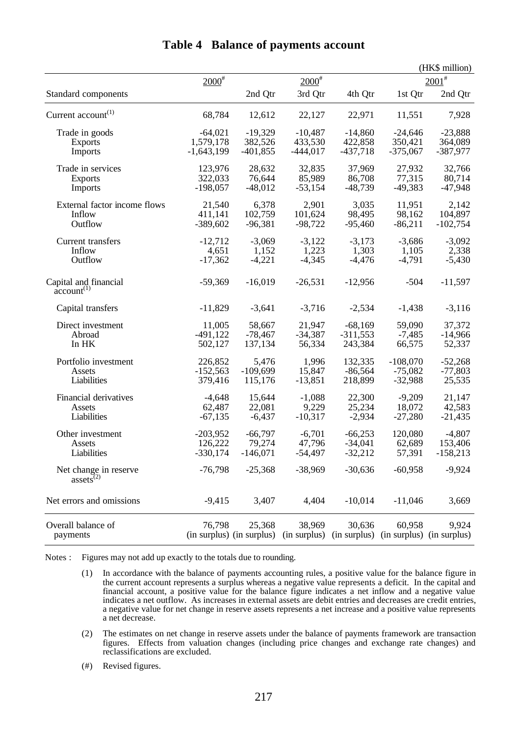# Table 4 Balance of payments account

(HK$ million)

| Standard components | 2000# | 2000# 2nd Qtr | 2000# 3rd Qtr | 2000# 4th Qtr | 2001# 1st Qtr | 2001# 2nd Qtr |
|---|---|---|---|---|---|---|
| Current account(1) | 68,784 | 12,612 | 22,127 | 22,971 | 11,551 | 7,928 |
| Trade in goods | -64,021 | -19,329 | -10,487 | -14,860 | -24,646 | -23,888 |
| Exports | 1,579,178 | 382,526 | 433,530 | 422,858 | 350,421 | 364,089 |
| Imports | -1,643,199 | -401,855 | -444,017 | -437,718 | -375,067 | -387,977 |
| Trade in services | 123,976 | 28,632 | 32,835 | 37,969 | 27,932 | 32,766 |
| Exports | 322,033 | 76,644 | 85,989 | 86,708 | 77,315 | 80,714 |
| Imports | -198,057 | -48,012 | -53,154 | -48,739 | -49,383 | -47,948 |
| External factor income flows | 21,540 | 6,378 | 2,901 | 3,035 | 11,951 | 2,142 |
| Inflow | 411,141 | 102,759 | 101,624 | 98,495 | 98,162 | 104,897 |
| Outflow | -389,602 | -96,381 | -98,722 | -95,460 | -86,211 | -102,754 |
| Current transfers | -12,712 | -3,069 | -3,122 | -3,173 | -3,686 | -3,092 |
| Inflow | 4,651 | 1,152 | 1,223 | 1,303 | 1,105 | 2,338 |
| Outflow | -17,362 | -4,221 | -4,345 | -4,476 | -4,791 | -5,430 |
| Capital and financial account(1) | -59,369 | -16,019 | -26,531 | -12,956 | -504 | -11,597 |
| Capital transfers | -11,829 | -3,641 | -3,716 | -2,534 | -1,438 | -3,116 |
| Direct investment | 11,005 | 58,667 | 21,947 | -68,169 | 59,090 | 37,372 |
| Abroad | -491,122 | -78,467 | -34,387 | -311,553 | -7,485 | -14,966 |
| In HK | 502,127 | 137,134 | 56,334 | 243,384 | 66,575 | 52,337 |
| Portfolio investment | 226,852 | 5,476 | 1,996 | 132,335 | -108,070 | -52,268 |
| Assets | -152,563 | -109,699 | 15,847 | -86,564 | -75,082 | -77,803 |
| Liabilities | 379,416 | 115,176 | -13,851 | 218,899 | -32,988 | 25,535 |
| Financial derivatives | -4,648 | 15,644 | -1,088 | 22,300 | -9,209 | 21,147 |
| Assets | 62,487 | 22,081 | 9,229 | 25,234 | 18,072 | 42,583 |
| Liabilities | -67,135 | -6,437 | -10,317 | -2,934 | -27,280 | -21,435 |
| Other investment | -203,952 | -66,797 | -6,701 | -66,253 | 120,080 | -4,807 |
| Assets | 126,222 | 79,274 | 47,796 | -34,041 | 62,689 | 153,406 |
| Liabilities | -330,174 | -146,071 | -54,497 | -32,212 | 57,391 | -158,213 |
| Net change in reserve assets(2) | -76,798 | -25,368 | -38,969 | -30,636 | -60,958 | -9,924 |
| Net errors and omissions | -9,415 | 3,407 | 4,404 | -10,014 | -11,046 | 3,669 |
| Overall balance of payments | 76,798 (in surplus) | 25,368 (in surplus) | 38,969 (in surplus) | 30,636 (in surplus) | 60,958 (in surplus) | 9,924 (in surplus) |

Notes : Figures may not add up exactly to the totals due to rounding.

(1) In accordance with the balance of payments accounting rules, a positive value for the balance figure in the current account represents a surplus whereas a negative value represents a deficit. In the capital and financial account, a positive value for the balance figure indicates a net inflow and a negative value indicates a net outflow. As increases in external assets are debit entries and decreases are credit entries, a negative value for net change in reserve assets represents a net increase and a positive value represents a net decrease.

(2) The estimates on net change in reserve assets under the balance of payments framework are transaction figures. Effects from valuation changes (including price changes and exchange rate changes) and reclassifications are excluded.

(#) Revised figures.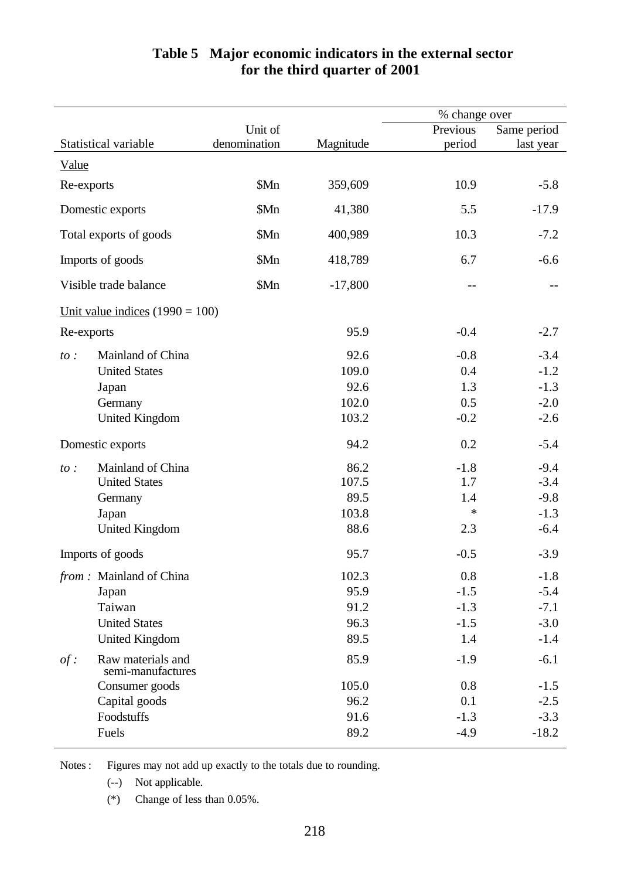## Table 5 Major economic indicators in the external sector for the third quarter of 2001

| Statistical variable | | Unit of denomination | Magnitude | % change over Previous period | % change over Same period last year |
|---|---|---|---|---|---|
| Value | | | | | |
| Re-exports | | $Mn | 359,609 | 10.9 | -5.8 |
| Domestic exports | | $Mn | 41,380 | 5.5 | -17.9 |
| Total exports of goods | | $Mn | 400,989 | 10.3 | -7.2 |
| Imports of goods | | $Mn | 418,789 | 6.7 | -6.6 |
| Visible trade balance | | $Mn | -17,800 | -- | -- |
| Unit value indices (1990 = 100) | | | | | |
| Re-exports | | | 95.9 | -0.4 | -2.7 |
| *to :* | Mainland of China | | 92.6 | -0.8 | -3.4 |
| | United States | | 109.0 | 0.4 | -1.2 |
| | Japan | | 92.6 | 1.3 | -1.3 |
| | Germany | | 102.0 | 0.5 | -2.0 |
| | United Kingdom | | 103.2 | -0.2 | -2.6 |
| Domestic exports | | | 94.2 | 0.2 | -5.4 |
| *to :* | Mainland of China | | 86.2 | -1.8 | -9.4 |
| | United States | | 107.5 | 1.7 | -3.4 |
| | Germany | | 89.5 | 1.4 | -9.8 |
| | Japan | | 103.8 | * | -1.3 |
| | United Kingdom | | 88.6 | 2.3 | -6.4 |
| Imports of goods | | | 95.7 | -0.5 | -3.9 |
| *from :* | Mainland of China | | 102.3 | 0.8 | -1.8 |
| | Japan | | 95.9 | -1.5 | -5.4 |
| | Taiwan | | 91.2 | -1.3 | -7.1 |
| | United States | | 96.3 | -1.5 | -3.0 |
| | United Kingdom | | 89.5 | 1.4 | -1.4 |
| *of :* | Raw materials and semi-manufactures | | 85.9 | -1.9 | -6.1 |
| | Consumer goods | | 105.0 | 0.8 | -1.5 |
| | Capital goods | | 96.2 | 0.1 | -2.5 |
| | Foodstuffs | | 91.6 | -1.3 | -3.3 |
| | Fuels | | 89.2 | -4.9 | -18.2 |

Notes : Figures may not add up exactly to the totals due to rounding.

(--) Not applicable.

(*) Change of less than 0.05%.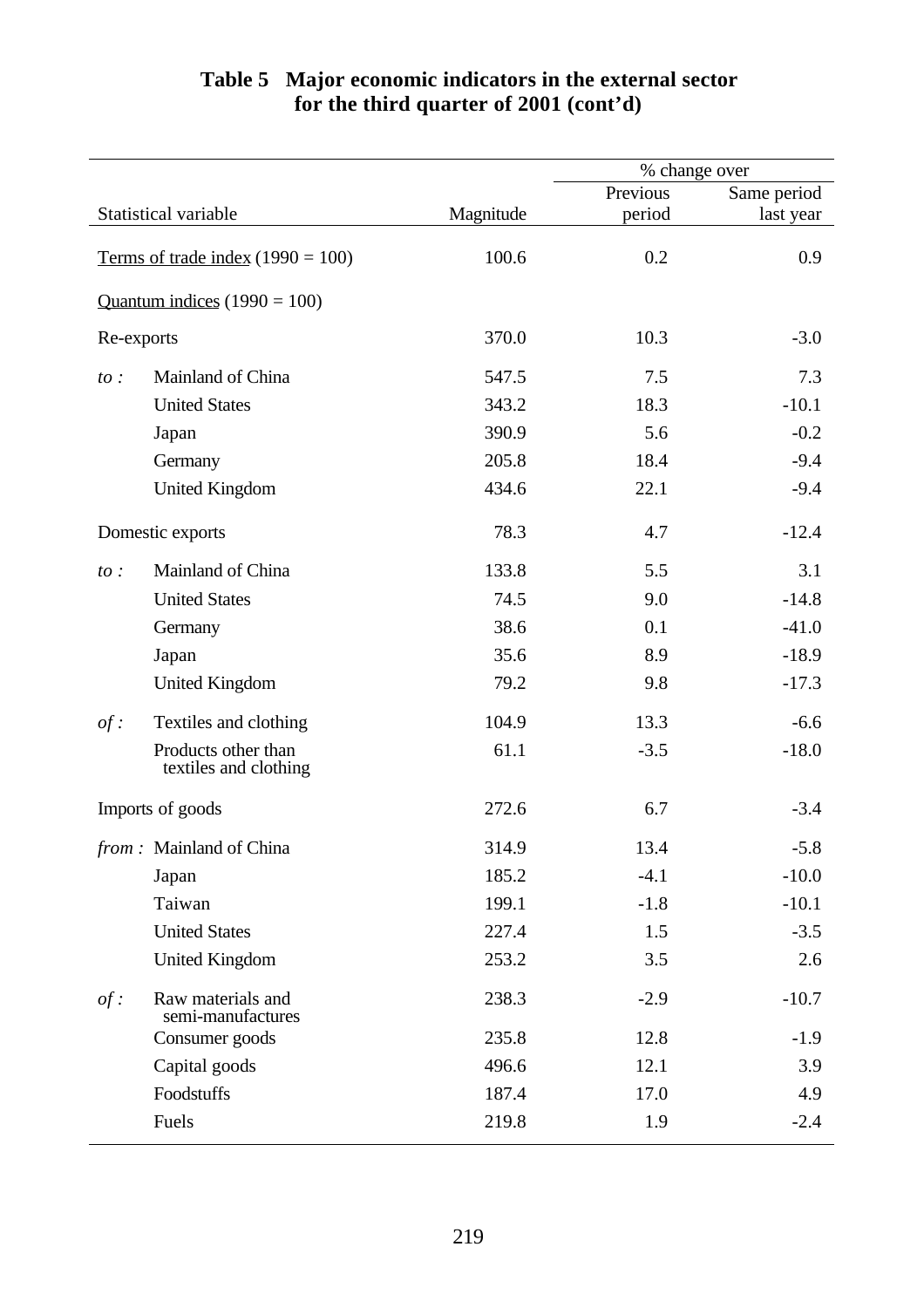# Table 5 Major economic indicators in the external sector for the third quarter of 2001 (cont'd)

| Statistical variable | | Magnitude | % change over Previous period | Same period last year |
|---|---|---|---|---|
| Terms of trade index (1990 = 100) | | 100.6 | 0.2 | 0.9 |
| Quantum indices (1990 = 100) | | | | |
| Re-exports | | 370.0 | 10.3 | -3.0 |
| *to :* | Mainland of China | 547.5 | 7.5 | 7.3 |
| | United States | 343.2 | 18.3 | -10.1 |
| | Japan | 390.9 | 5.6 | -0.2 |
| | Germany | 205.8 | 18.4 | -9.4 |
| | United Kingdom | 434.6 | 22.1 | -9.4 |
| Domestic exports | | 78.3 | 4.7 | -12.4 |
| *to :* | Mainland of China | 133.8 | 5.5 | 3.1 |
| | United States | 74.5 | 9.0 | -14.8 |
| | Germany | 38.6 | 0.1 | -41.0 |
| | Japan | 35.6 | 8.9 | -18.9 |
| | United Kingdom | 79.2 | 9.8 | -17.3 |
| *of :* | Textiles and clothing | 104.9 | 13.3 | -6.6 |
| | Products other than textiles and clothing | 61.1 | -3.5 | -18.0 |
| Imports of goods | | 272.6 | 6.7 | -3.4 |
| *from :* | Mainland of China | 314.9 | 13.4 | -5.8 |
| | Japan | 185.2 | -4.1 | -10.0 |
| | Taiwan | 199.1 | -1.8 | -10.1 |
| | United States | 227.4 | 1.5 | -3.5 |
| | United Kingdom | 253.2 | 3.5 | 2.6 |
| *of :* | Raw materials and semi-manufactures | 238.3 | -2.9 | -10.7 |
| | Consumer goods | 235.8 | 12.8 | -1.9 |
| | Capital goods | 496.6 | 12.1 | 3.9 |
| | Foodstuffs | 187.4 | 17.0 | 4.9 |
| | Fuels | 219.8 | 1.9 | -2.4 |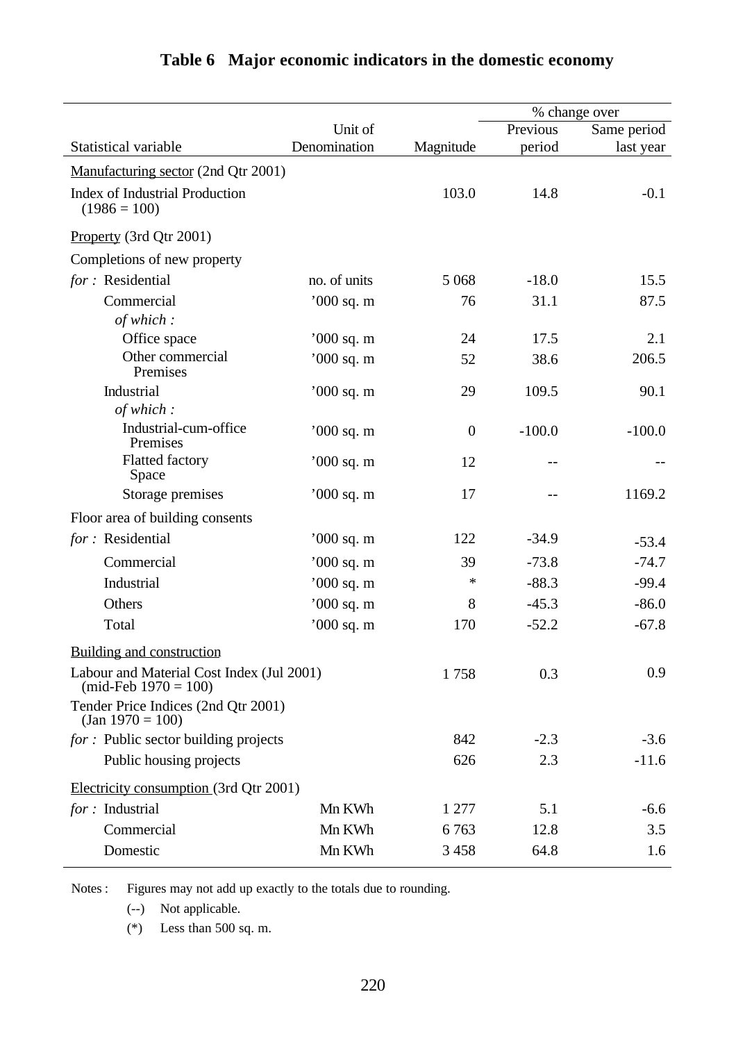# Table 6 Major economic indicators in the domestic economy

| Statistical variable | Unit of Denomination | Magnitude | % change over Previous period | % change over Same period last year |
|---|---|---|---|---|
| Manufacturing sector (2nd Qtr 2001) | | | | |
| Index of Industrial Production (1986 = 100) | | 103.0 | 14.8 | -0.1 |
| Property (3rd Qtr 2001) | | | | |
| Completions of new property | | | | |
| *for :* Residential | no. of units | 5 068 | -18.0 | 15.5 |
| Commercial | '000 sq. m | 76 | 31.1 | 87.5 |
| *of which :* | | | | |
| Office space | '000 sq. m | 24 | 17.5 | 2.1 |
| Other commercial Premises | '000 sq. m | 52 | 38.6 | 206.5 |
| Industrial | '000 sq. m | 29 | 109.5 | 90.1 |
| *of which :* | | | | |
| Industrial-cum-office Premises | '000 sq. m | 0 | -100.0 | -100.0 |
| Flatted factory Space | '000 sq. m | 12 | -- | -- |
| Storage premises | '000 sq. m | 17 | -- | 1169.2 |
| Floor area of building consents | | | | |
| *for :* Residential | '000 sq. m | 122 | -34.9 | -53.4 |
| Commercial | '000 sq. m | 39 | -73.8 | -74.7 |
| Industrial | '000 sq. m | * | -88.3 | -99.4 |
| Others | '000 sq. m | 8 | -45.3 | -86.0 |
| Total | '000 sq. m | 170 | -52.2 | -67.8 |
| Building and construction | | | | |
| Labour and Material Cost Index (Jul 2001) (mid-Feb 1970 = 100) | | 1 758 | 0.3 | 0.9 |
| Tender Price Indices (2nd Qtr 2001) (Jan 1970 = 100) | | | | |
| *for :* Public sector building projects | | 842 | -2.3 | -3.6 |
| Public housing projects | | 626 | 2.3 | -11.6 |
| Electricity consumption (3rd Qtr 2001) | | | | |
| *for :* Industrial | Mn KWh | 1 277 | 5.1 | -6.6 |
| Commercial | Mn KWh | 6 763 | 12.8 | 3.5 |
| Domestic | Mn KWh | 3 458 | 64.8 | 1.6 |

Notes : Figures may not add up exactly to the totals due to rounding.

(--) Not applicable.

(*) Less than 500 sq. m.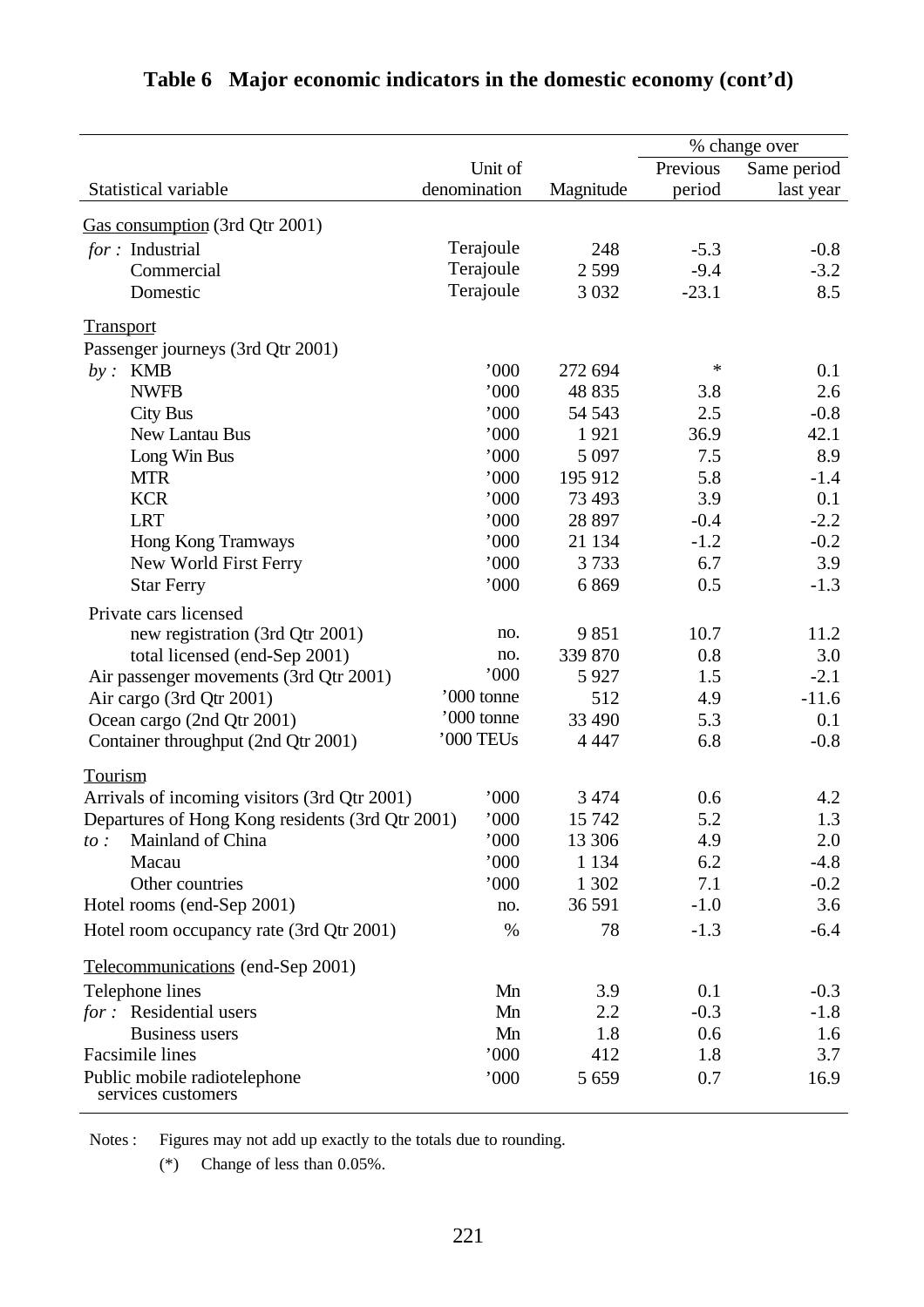# Table 6 Major economic indicators in the domestic economy (cont'd)

| Statistical variable | Unit of denomination | Magnitude | % change over Previous period | % change over Same period last year |
|---|---|---|---|---|
| Gas consumption (3rd Qtr 2001) | | | | |
| *for :* Industrial | Terajoule | 248 | -5.3 | -0.8 |
| Commercial | Terajoule | 2 599 | -9.4 | -3.2 |
| Domestic | Terajoule | 3 032 | -23.1 | 8.5 |
| Transport | | | | |
| Passenger journeys (3rd Qtr 2001) | | | | |
| *by :* KMB | '000 | 272 694 | * | 0.1 |
| NWFB | '000 | 48 835 | 3.8 | 2.6 |
| City Bus | '000 | 54 543 | 2.5 | -0.8 |
| New Lantau Bus | '000 | 1 921 | 36.9 | 42.1 |
| Long Win Bus | '000 | 5 097 | 7.5 | 8.9 |
| MTR | '000 | 195 912 | 5.8 | -1.4 |
| KCR | '000 | 73 493 | 3.9 | 0.1 |
| LRT | '000 | 28 897 | -0.4 | -2.2 |
| Hong Kong Tramways | '000 | 21 134 | -1.2 | -0.2 |
| New World First Ferry | '000 | 3 733 | 6.7 | 3.9 |
| Star Ferry | '000 | 6 869 | 0.5 | -1.3 |
| Private cars licensed | | | | |
| new registration (3rd Qtr 2001) | no. | 9 851 | 10.7 | 11.2 |
| total licensed (end-Sep 2001) | no. | 339 870 | 0.8 | 3.0 |
| Air passenger movements (3rd Qtr 2001) | '000 | 5 927 | 1.5 | -2.1 |
| Air cargo (3rd Qtr 2001) | '000 tonne | 512 | 4.9 | -11.6 |
| Ocean cargo (2nd Qtr 2001) | '000 tonne | 33 490 | 5.3 | 0.1 |
| Container throughput (2nd Qtr 2001) | '000 TEUs | 4 447 | 6.8 | -0.8 |
| Tourism | | | | |
| Arrivals of incoming visitors (3rd Qtr 2001) | '000 | 3 474 | 0.6 | 4.2 |
| Departures of Hong Kong residents (3rd Qtr 2001) | '000 | 15 742 | 5.2 | 1.3 |
| *to :* Mainland of China | '000 | 13 306 | 4.9 | 2.0 |
| Macau | '000 | 1 134 | 6.2 | -4.8 |
| Other countries | '000 | 1 302 | 7.1 | -0.2 |
| Hotel rooms (end-Sep 2001) | no. | 36 591 | -1.0 | 3.6 |
| Hotel room occupancy rate (3rd Qtr 2001) | % | 78 | -1.3 | -6.4 |
| Telecommunications (end-Sep 2001) | | | | |
| Telephone lines | Mn | 3.9 | 0.1 | -0.3 |
| *for :* Residential users | Mn | 2.2 | -0.3 | -1.8 |
| Business users | Mn | 1.8 | 0.6 | 1.6 |
| Facsimile lines | '000 | 412 | 1.8 | 3.7 |
| Public mobile radiotelephone services customers | '000 | 5 659 | 0.7 | 16.9 |

Notes : Figures may not add up exactly to the totals due to rounding.

(*) Change of less than 0.05%.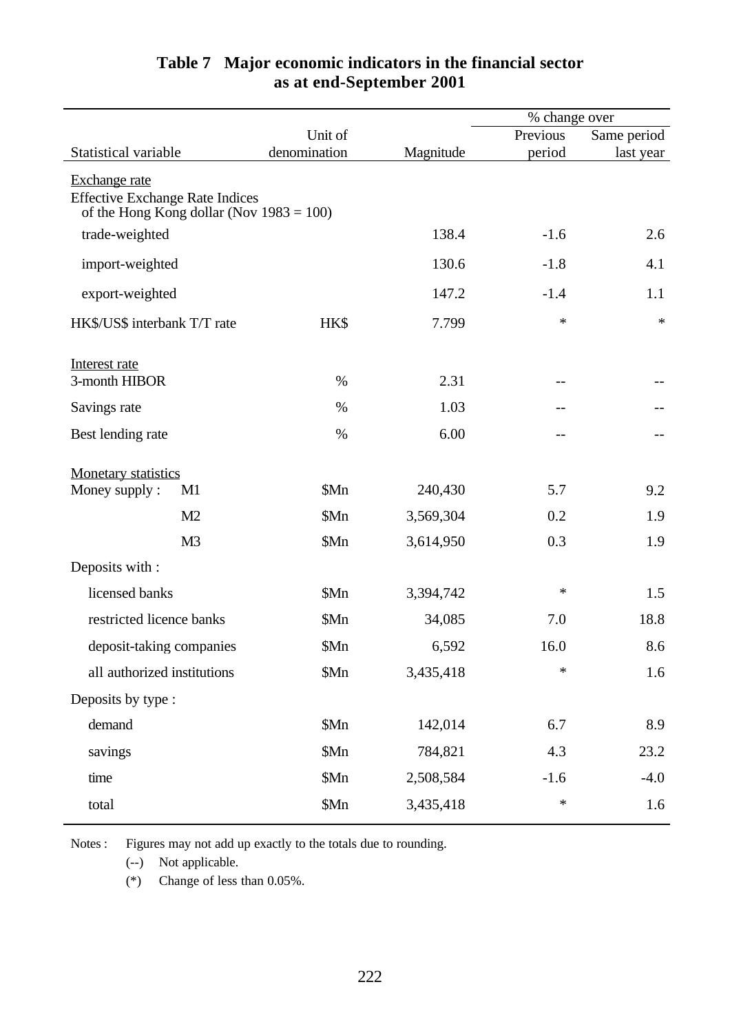# Table 7 Major economic indicators in the financial sector as at end-September 2001

| Statistical variable | Unit of denomination | Magnitude | % change over Previous period | Same period last year |
|---|---|---|---|---|
| Exchange rate | | | | |
| Effective Exchange Rate Indices of the Hong Kong dollar (Nov 1983 = 100) | | | | |
| trade-weighted | | 138.4 | -1.6 | 2.6 |
| import-weighted | | 130.6 | -1.8 | 4.1 |
| export-weighted | | 147.2 | -1.4 | 1.1 |
| HK$/US$ interbank T/T rate | HK$ | 7.799 | * | * |
| Interest rate | | | | |
| 3-month HIBOR | % | 2.31 | -- | -- |
| Savings rate | % | 1.03 | -- | -- |
| Best lending rate | % | 6.00 | -- | -- |
| Monetary statistics | | | | |
| Money supply : M1 | $Mn | 240,430 | 5.7 | 9.2 |
| M2 | $Mn | 3,569,304 | 0.2 | 1.9 |
| M3 | $Mn | 3,614,950 | 0.3 | 1.9 |
| Deposits with : | | | | |
| licensed banks | $Mn | 3,394,742 | * | 1.5 |
| restricted licence banks | $Mn | 34,085 | 7.0 | 18.8 |
| deposit-taking companies | $Mn | 6,592 | 16.0 | 8.6 |
| all authorized institutions | $Mn | 3,435,418 | * | 1.6 |
| Deposits by type : | | | | |
| demand | $Mn | 142,014 | 6.7 | 8.9 |
| savings | $Mn | 784,821 | 4.3 | 23.2 |
| time | $Mn | 2,508,584 | -1.6 | -4.0 |
| total | $Mn | 3,435,418 | * | 1.6 |

Notes : Figures may not add up exactly to the totals due to rounding.

(--) Not applicable.

(*) Change of less than 0.05%.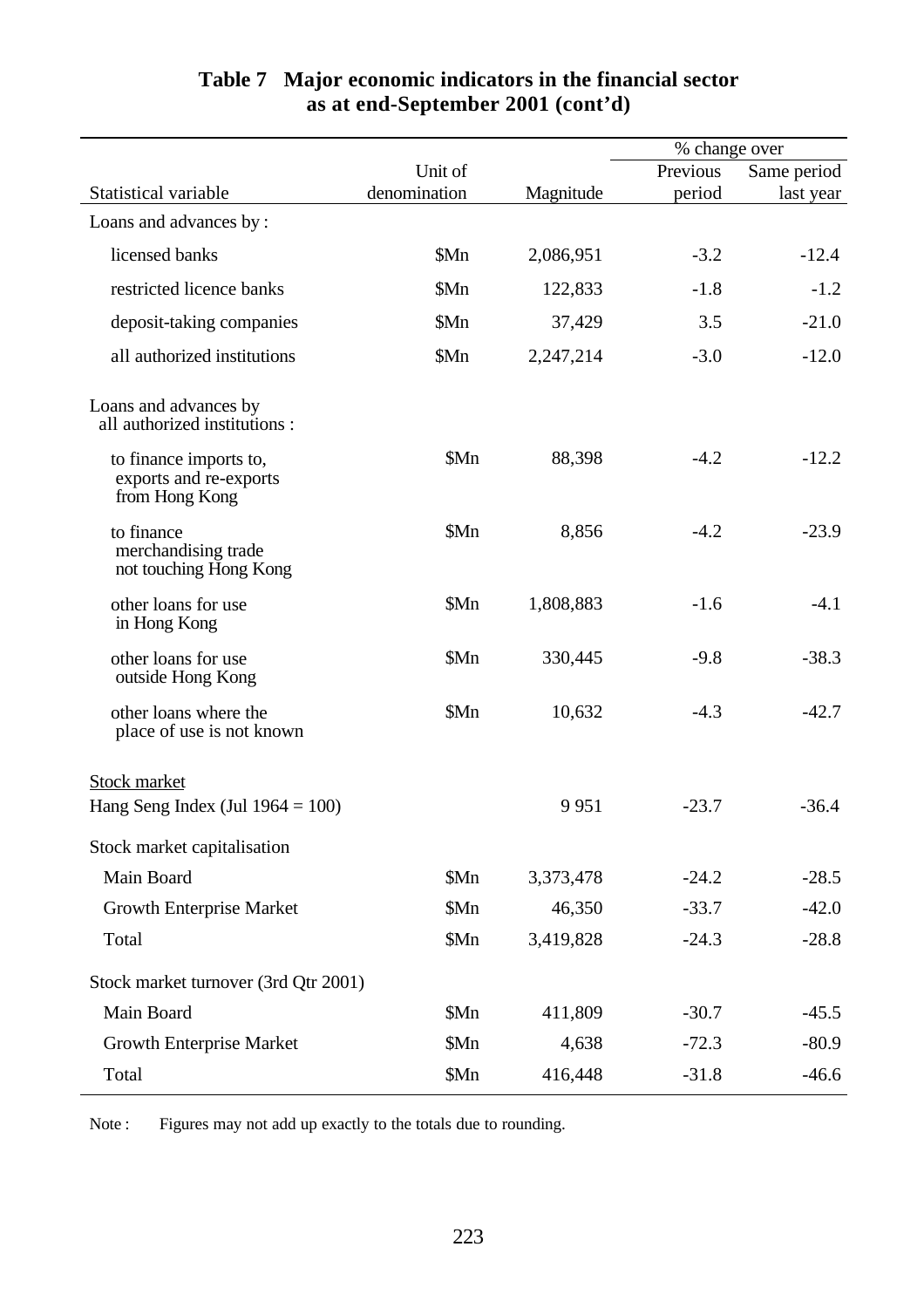## Table 7 Major economic indicators in the financial sector as at end-September 2001 (cont'd)

| Statistical variable | Unit of denomination | Magnitude | % change over Previous period | % change over Same period last year |
|---|---|---|---|---|
| Loans and advances by : | | | | |
| licensed banks | $Mn | 2,086,951 | -3.2 | -12.4 |
| restricted licence banks | $Mn | 122,833 | -1.8 | -1.2 |
| deposit-taking companies | $Mn | 37,429 | 3.5 | -21.0 |
| all authorized institutions | $Mn | 2,247,214 | -3.0 | -12.0 |
| Loans and advances by all authorized institutions : | | | | |
| to finance imports to, exports and re-exports from Hong Kong | $Mn | 88,398 | -4.2 | -12.2 |
| to finance merchandising trade not touching Hong Kong | $Mn | 8,856 | -4.2 | -23.9 |
| other loans for use in Hong Kong | $Mn | 1,808,883 | -1.6 | -4.1 |
| other loans for use outside Hong Kong | $Mn | 330,445 | -9.8 | -38.3 |
| other loans where the place of use is not known | $Mn | 10,632 | -4.3 | -42.7 |
| Stock market | | | | |
| Hang Seng Index (Jul 1964 = 100) | | 9 951 | -23.7 | -36.4 |
| Stock market capitalisation | | | | |
| Main Board | $Mn | 3,373,478 | -24.2 | -28.5 |
| Growth Enterprise Market | $Mn | 46,350 | -33.7 | -42.0 |
| Total | $Mn | 3,419,828 | -24.3 | -28.8 |
| Stock market turnover (3rd Qtr 2001) | | | | |
| Main Board | $Mn | 411,809 | -30.7 | -45.5 |
| Growth Enterprise Market | $Mn | 4,638 | -72.3 | -80.9 |
| Total | $Mn | 416,448 | -31.8 | -46.6 |

Note : Figures may not add up exactly to the totals due to rounding.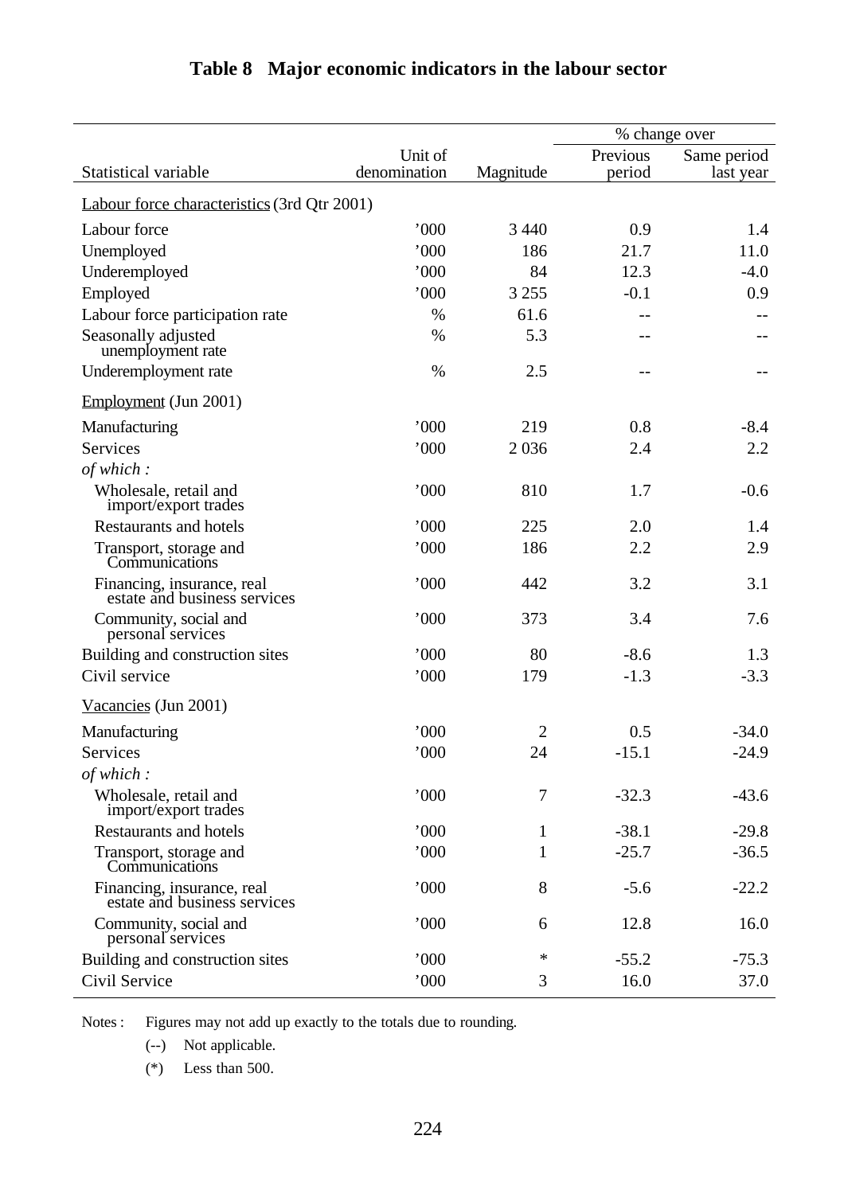# Table 8 Major economic indicators in the labour sector

| Statistical variable | Unit of denomination | Magnitude | % change over Previous period | % change over Same period last year |
|---|---|---|---|---|
| Labour force characteristics (3rd Qtr 2001) | | | | |
| Labour force | '000 | 3 440 | 0.9 | 1.4 |
| Unemployed | '000 | 186 | 21.7 | 11.0 |
| Underemployed | '000 | 84 | 12.3 | -4.0 |
| Employed | '000 | 3 255 | -0.1 | 0.9 |
| Labour force participation rate | % | 61.6 | -- | -- |
| Seasonally adjusted unemployment rate | % | 5.3 | -- | -- |
| Underemployment rate | % | 2.5 | -- | -- |
| Employment (Jun 2001) | | | | |
| Manufacturing | '000 | 219 | 0.8 | -8.4 |
| Services | '000 | 2 036 | 2.4 | 2.2 |
| *of which :* | | | | |
| Wholesale, retail and import/export trades | '000 | 810 | 1.7 | -0.6 |
| Restaurants and hotels | '000 | 225 | 2.0 | 1.4 |
| Transport, storage and Communications | '000 | 186 | 2.2 | 2.9 |
| Financing, insurance, real estate and business services | '000 | 442 | 3.2 | 3.1 |
| Community, social and personal services | '000 | 373 | 3.4 | 7.6 |
| Building and construction sites | '000 | 80 | -8.6 | 1.3 |
| Civil service | '000 | 179 | -1.3 | -3.3 |
| Vacancies (Jun 2001) | | | | |
| Manufacturing | '000 | 2 | 0.5 | -34.0 |
| Services | '000 | 24 | -15.1 | -24.9 |
| *of which :* | | | | |
| Wholesale, retail and import/export trades | '000 | 7 | -32.3 | -43.6 |
| Restaurants and hotels | '000 | 1 | -38.1 | -29.8 |
| Transport, storage and Communications | '000 | 1 | -25.7 | -36.5 |
| Financing, insurance, real estate and business services | '000 | 8 | -5.6 | -22.2 |
| Community, social and personal services | '000 | 6 | 12.8 | 16.0 |
| Building and construction sites | '000 | * | -55.2 | -75.3 |
| Civil Service | '000 | 3 | 16.0 | 37.0 |

Notes : Figures may not add up exactly to the totals due to rounding.

(--) Not applicable.

(*) Less than 500.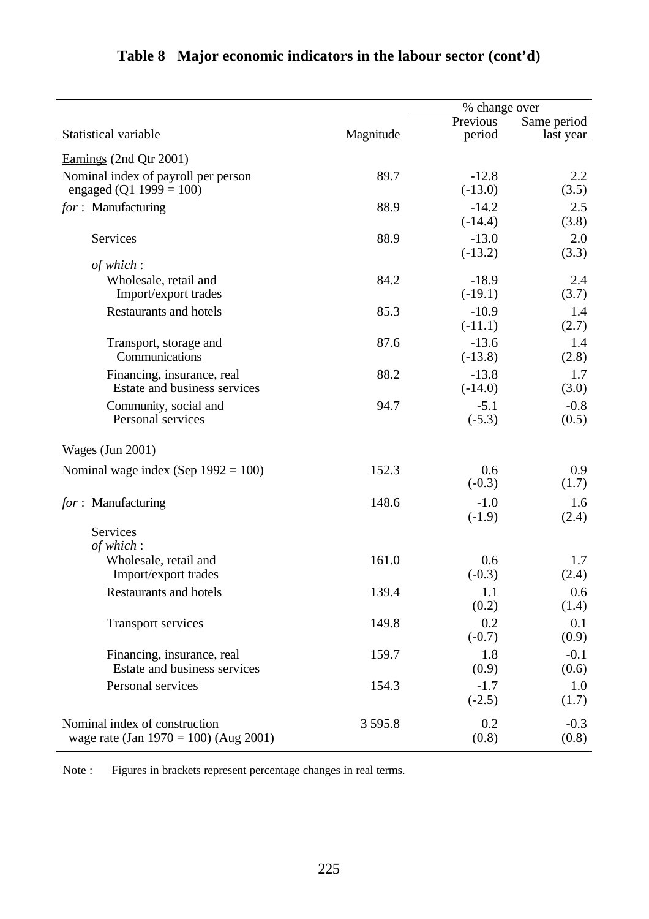## Table 8 Major economic indicators in the labour sector (cont'd)

| Statistical variable | Magnitude | % change over Previous period | Same period last year |
|---|---|---|---|
| Earnings (2nd Qtr 2001) | | | |
| Nominal index of payroll per person engaged (Q1 1999 = 100) | 89.7 | -12.8 (-13.0) | 2.2 (3.5) |
| *for* : Manufacturing | 88.9 | -14.2 (-14.4) | 2.5 (3.8) |
| Services | 88.9 | -13.0 (-13.2) | 2.0 (3.3) |
| *of which* : | | | |
| Wholesale, retail and Import/export trades | 84.2 | -18.9 (-19.1) | 2.4 (3.7) |
| Restaurants and hotels | 85.3 | -10.9 (-11.1) | 1.4 (2.7) |
| Transport, storage and Communications | 87.6 | -13.6 (-13.8) | 1.4 (2.8) |
| Financing, insurance, real Estate and business services | 88.2 | -13.8 (-14.0) | 1.7 (3.0) |
| Community, social and Personal services | 94.7 | -5.1 (-5.3) | -0.8 (0.5) |
| Wages (Jun 2001) | | | |
| Nominal wage index (Sep 1992 = 100) | 152.3 | 0.6 (-0.3) | 0.9 (1.7) |
| *for* : Manufacturing | 148.6 | -1.0 (-1.9) | 1.6 (2.4) |
| Services *of which* : | | | |
| Wholesale, retail and Import/export trades | 161.0 | 0.6 (-0.3) | 1.7 (2.4) |
| Restaurants and hotels | 139.4 | 1.1 (0.2) | 0.6 (1.4) |
| Transport services | 149.8 | 0.2 (-0.7) | 0.1 (0.9) |
| Financing, insurance, real Estate and business services | 159.7 | 1.8 (0.9) | -0.1 (0.6) |
| Personal services | 154.3 | -1.7 (-2.5) | 1.0 (1.7) |
| Nominal index of construction wage rate (Jan 1970 = 100) (Aug 2001) | 3 595.8 | 0.2 (0.8) | -0.3 (0.8) |

Note : Figures in brackets represent percentage changes in real terms.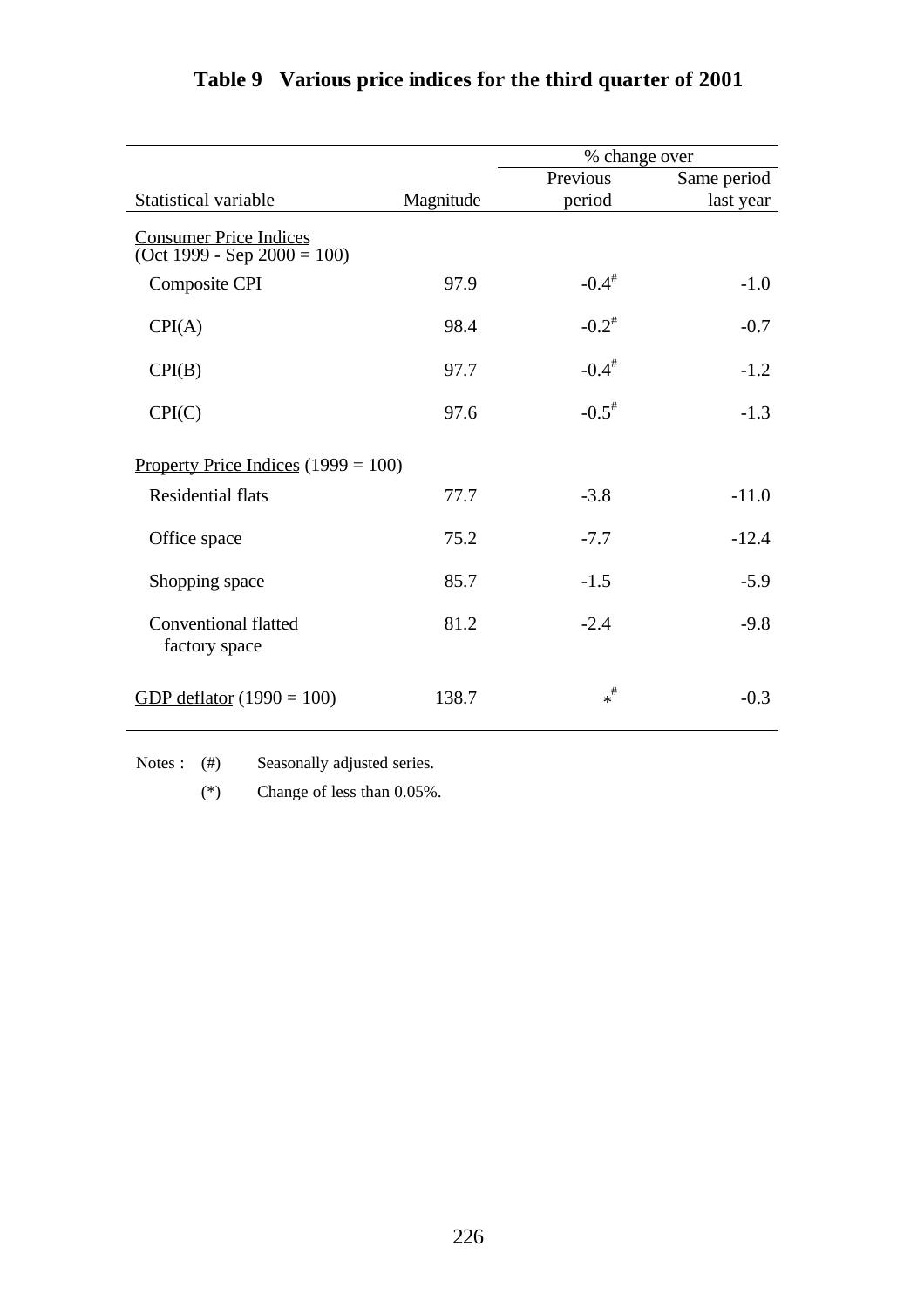# Table 9 Various price indices for the third quarter of 2001

| Statistical variable | Magnitude | % change over Previous period | % change over Same period last year |
|---|---|---|---|
| Consumer Price Indices (Oct 1999 - Sep 2000 = 100) | | | |
| Composite CPI | 97.9 | -0.4# | -1.0 |
| CPI(A) | 98.4 | -0.2# | -0.7 |
| CPI(B) | 97.7 | -0.4# | -1.2 |
| CPI(C) | 97.6 | -0.5# | -1.3 |
| Property Price Indices (1999 = 100) | | | |
| Residential flats | 77.7 | -3.8 | -11.0 |
| Office space | 75.2 | -7.7 | -12.4 |
| Shopping space | 85.7 | -1.5 | -5.9 |
| Conventional flatted factory space | 81.2 | -2.4 | -9.8 |
| GDP deflator (1990 = 100) | 138.7 | *# | -0.3 |

Notes : (#) Seasonally adjusted series.

(*) Change of less than 0.05%.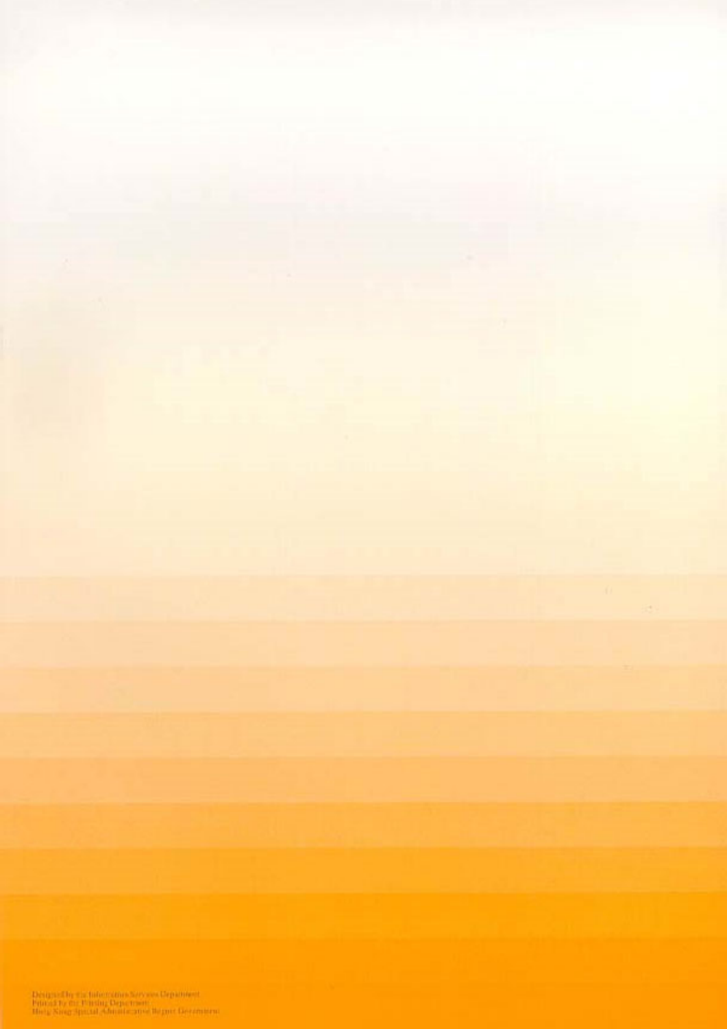Designed by the Information Services Department
Printed by the Printing Department
Hong Kong Special Administrative Region Government